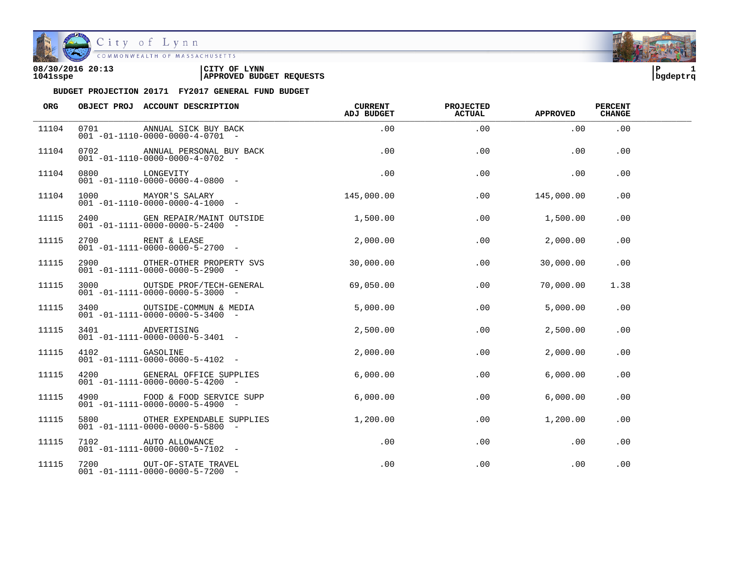08/30/2016 20:13 | CITY OF LYNN | P 1
1041sspe | APPROVED BUDGET REQUESTS | bgdeptrq

**BUDGET PROJECTION 20171 FY2017 GENERAL FUND BUDGET**

| ORG | OBJECT PROJ | ACCOUNT DESCRIPTION | CURRENT ADJ BUDGET | PROJECTED ACTUAL | APPROVED | PERCENT CHANGE |
|---|---|---|---|---|---|---|
| 11104 | 0701 | ANNUAL SICK BUY BACK<br>001 -01-1110-0000-0000-4-0701 - | .00 | .00 | .00 | .00 |
| 11104 | 0702 | ANNUAL PERSONAL BUY BACK<br>001 -01-1110-0000-0000-4-0702 - | .00 | .00 | .00 | .00 |
| 11104 | 0800 | LONGEVITY<br>001 -01-1110-0000-0000-4-0800 - | .00 | .00 | .00 | .00 |
| 11104 | 1000 | MAYOR'S SALARY<br>001 -01-1110-0000-0000-4-1000 - | 145,000.00 | .00 | 145,000.00 | .00 |
| 11115 | 2400 | GEN REPAIR/MAINT OUTSIDE<br>001 -01-1111-0000-0000-5-2400 - | 1,500.00 | .00 | 1,500.00 | .00 |
| 11115 | 2700 | RENT & LEASE<br>001 -01-1111-0000-0000-5-2700 - | 2,000.00 | .00 | 2,000.00 | .00 |
| 11115 | 2900 | OTHER-OTHER PROPERTY SVS<br>001 -01-1111-0000-0000-5-2900 - | 30,000.00 | .00 | 30,000.00 | .00 |
| 11115 | 3000 | OUTSDE PROF/TECH-GENERAL<br>001 -01-1111-0000-0000-5-3000 - | 69,050.00 | .00 | 70,000.00 | 1.38 |
| 11115 | 3400 | OUTSIDE-COMMUN & MEDIA<br>001 -01-1111-0000-0000-5-3400 - | 5,000.00 | .00 | 5,000.00 | .00 |
| 11115 | 3401 | ADVERTISING<br>001 -01-1111-0000-0000-5-3401 - | 2,500.00 | .00 | 2,500.00 | .00 |
| 11115 | 4102 | GASOLINE<br>001 -01-1111-0000-0000-5-4102 - | 2,000.00 | .00 | 2,000.00 | .00 |
| 11115 | 4200 | GENERAL OFFICE SUPPLIES<br>001 -01-1111-0000-0000-5-4200 - | 6,000.00 | .00 | 6,000.00 | .00 |
| 11115 | 4900 | FOOD & FOOD SERVICE SUPP<br>001 -01-1111-0000-0000-5-4900 - | 6,000.00 | .00 | 6,000.00 | .00 |
| 11115 | 5800 | OTHER EXPENDABLE SUPPLIES<br>001 -01-1111-0000-0000-5-5800 - | 1,200.00 | .00 | 1,200.00 | .00 |
| 11115 | 7102 | AUTO ALLOWANCE<br>001 -01-1111-0000-0000-5-7102 - | .00 | .00 | .00 | .00 |
| 11115 | 7200 | OUT-OF-STATE TRAVEL<br>001 -01-1111-0000-0000-5-7200 - | .00 | .00 | .00 | .00 |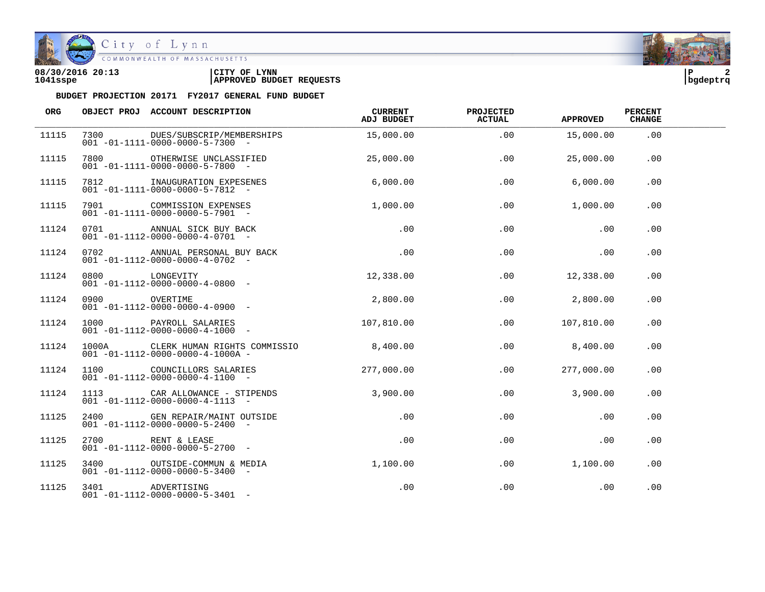08/30/2016 20:13 | CITY OF LYNN
1041sspe | APPROVED BUDGET REQUESTS

**BUDGET PROJECTION 20171 FY2017 GENERAL FUND BUDGET**

| ORG | OBJECT PROJ | ACCOUNT DESCRIPTION | CURRENT ADJ BUDGET | PROJECTED ACTUAL | APPROVED | PERCENT CHANGE |
|---|---|---|---|---|---|---|
| 11115 | 7300 | DUES/SUBSCRIP/MEMBERSHIPS<br>001 -01-1111-0000-0000-5-7300 - | 15,000.00 | .00 | 15,000.00 | .00 |
| 11115 | 7800 | OTHERWISE UNCLASSIFIED<br>001 -01-1111-0000-0000-5-7800 - | 25,000.00 | .00 | 25,000.00 | .00 |
| 11115 | 7812 | INAUGURATION EXPESENES<br>001 -01-1111-0000-0000-5-7812 - | 6,000.00 | .00 | 6,000.00 | .00 |
| 11115 | 7901 | COMMISSION EXPENSES<br>001 -01-1111-0000-0000-5-7901 - | 1,000.00 | .00 | 1,000.00 | .00 |
| 11124 | 0701 | ANNUAL SICK BUY BACK<br>001 -01-1112-0000-0000-4-0701 - | .00 | .00 | .00 | .00 |
| 11124 | 0702 | ANNUAL PERSONAL BUY BACK<br>001 -01-1112-0000-0000-4-0702 - | .00 | .00 | .00 | .00 |
| 11124 | 0800 | LONGEVITY<br>001 -01-1112-0000-0000-4-0800 - | 12,338.00 | .00 | 12,338.00 | .00 |
| 11124 | 0900 | OVERTIME<br>001 -01-1112-0000-0000-4-0900 - | 2,800.00 | .00 | 2,800.00 | .00 |
| 11124 | 1000 | PAYROLL SALARIES<br>001 -01-1112-0000-0000-4-1000 - | 107,810.00 | .00 | 107,810.00 | .00 |
| 11124 | 1000A | CLERK HUMAN RIGHTS COMMISSIO<br>001 -01-1112-0000-0000-4-1000A - | 8,400.00 | .00 | 8,400.00 | .00 |
| 11124 | 1100 | COUNCILLORS SALARIES<br>001 -01-1112-0000-0000-4-1100 - | 277,000.00 | .00 | 277,000.00 | .00 |
| 11124 | 1113 | CAR ALLOWANCE - STIPENDS<br>001 -01-1112-0000-0000-4-1113 - | 3,900.00 | .00 | 3,900.00 | .00 |
| 11125 | 2400 | GEN REPAIR/MAINT OUTSIDE<br>001 -01-1112-0000-0000-5-2400 - | .00 | .00 | .00 | .00 |
| 11125 | 2700 | RENT & LEASE<br>001 -01-1112-0000-0000-5-2700 - | .00 | .00 | .00 | .00 |
| 11125 | 3400 | OUTSIDE-COMMUN & MEDIA<br>001 -01-1112-0000-0000-5-3400 - | 1,100.00 | .00 | 1,100.00 | .00 |
| 11125 | 3401 | ADVERTISING<br>001 -01-1112-0000-0000-5-3401 - | .00 | .00 | .00 | .00 |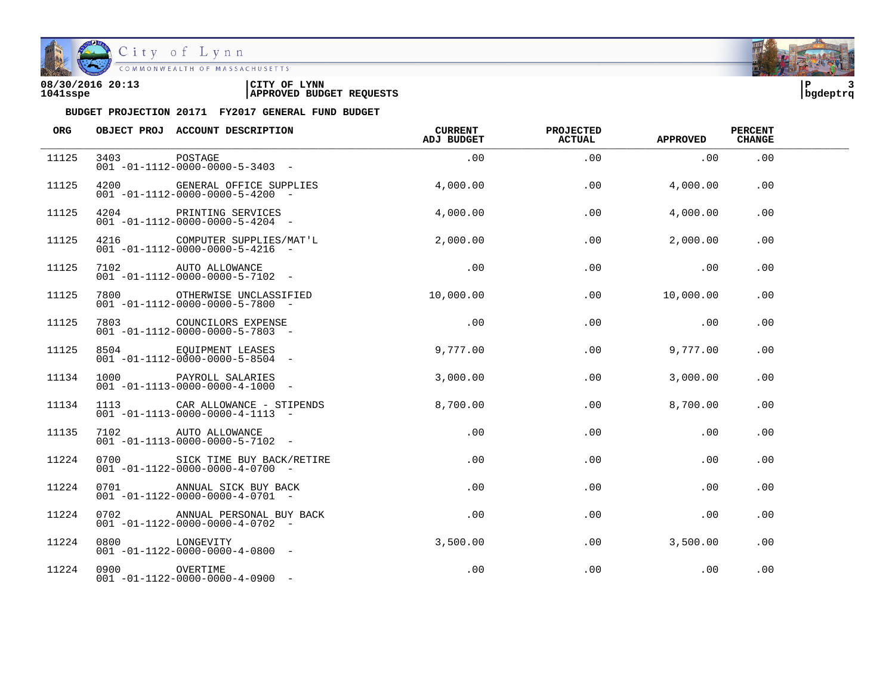08/30/2016 20:13 | CITY OF LYNN
1041sspe | APPROVED BUDGET REQUESTS

**BUDGET PROJECTION 20171 FY2017 GENERAL FUND BUDGET**

| ORG | OBJECT PROJ | ACCOUNT DESCRIPTION | CURRENT ADJ BUDGET | PROJECTED ACTUAL | APPROVED | PERCENT CHANGE |
|---|---|---|---|---|---|---|
| 11125 | 3403<br>001 -01-1112-0000-0000-5-3403 - | POSTAGE | .00 | .00 | .00 | .00 |
| 11125 | 4200<br>001 -01-1112-0000-0000-5-4200 - | GENERAL OFFICE SUPPLIES | 4,000.00 | .00 | 4,000.00 | .00 |
| 11125 | 4204<br>001 -01-1112-0000-0000-5-4204 - | PRINTING SERVICES | 4,000.00 | .00 | 4,000.00 | .00 |
| 11125 | 4216<br>001 -01-1112-0000-0000-5-4216 - | COMPUTER SUPPLIES/MAT'L | 2,000.00 | .00 | 2,000.00 | .00 |
| 11125 | 7102<br>001 -01-1112-0000-0000-5-7102 - | AUTO ALLOWANCE | .00 | .00 | .00 | .00 |
| 11125 | 7800<br>001 -01-1112-0000-0000-5-7800 - | OTHERWISE UNCLASSIFIED | 10,000.00 | .00 | 10,000.00 | .00 |
| 11125 | 7803<br>001 -01-1112-0000-0000-5-7803 - | COUNCILORS EXPENSE | .00 | .00 | .00 | .00 |
| 11125 | 8504<br>001 -01-1112-0000-0000-5-8504 - | EQUIPMENT LEASES | 9,777.00 | .00 | 9,777.00 | .00 |
| 11134 | 1000<br>001 -01-1113-0000-0000-4-1000 - | PAYROLL SALARIES | 3,000.00 | .00 | 3,000.00 | .00 |
| 11134 | 1113<br>001 -01-1113-0000-0000-4-1113 - | CAR ALLOWANCE - STIPENDS | 8,700.00 | .00 | 8,700.00 | .00 |
| 11135 | 7102<br>001 -01-1113-0000-0000-5-7102 - | AUTO ALLOWANCE | .00 | .00 | .00 | .00 |
| 11224 | 0700<br>001 -01-1122-0000-0000-4-0700 - | SICK TIME BUY BACK/RETIRE | .00 | .00 | .00 | .00 |
| 11224 | 0701<br>001 -01-1122-0000-0000-4-0701 - | ANNUAL SICK BUY BACK | .00 | .00 | .00 | .00 |
| 11224 | 0702<br>001 -01-1122-0000-0000-4-0702 - | ANNUAL PERSONAL BUY BACK | .00 | .00 | .00 | .00 |
| 11224 | 0800<br>001 -01-1122-0000-0000-4-0800 - | LONGEVITY | 3,500.00 | .00 | 3,500.00 | .00 |
| 11224 | 0900<br>001 -01-1122-0000-0000-4-0900 - | OVERTIME | .00 | .00 | .00 | .00 |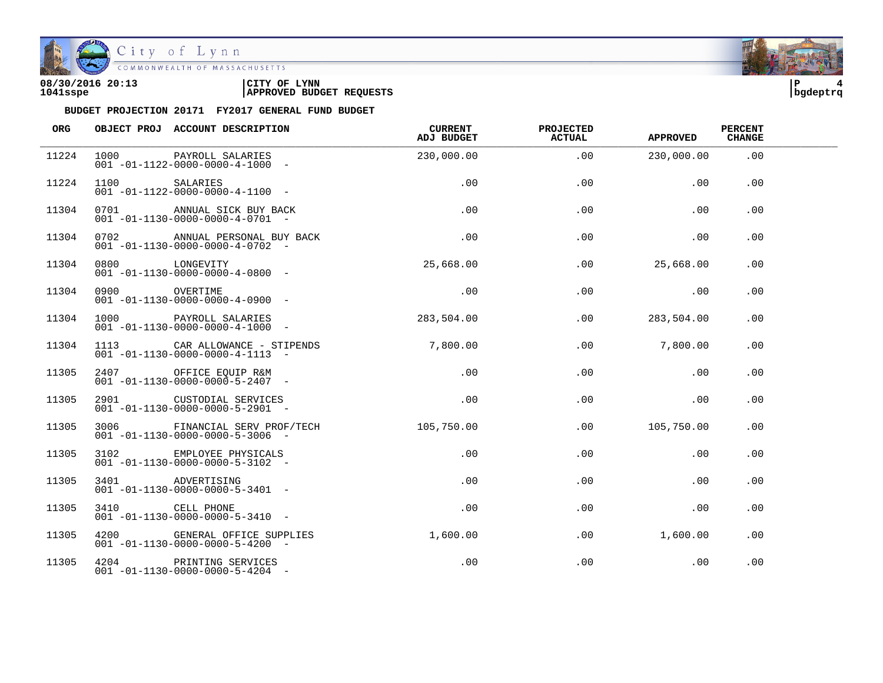08/30/2016 20:13 | CITY OF LYNN | P 4
1041sspe | APPROVED BUDGET REQUESTS | bgdeptrq

**BUDGET PROJECTION 20171 FY2017 GENERAL FUND BUDGET**

| ORG | OBJECT PROJ | ACCOUNT DESCRIPTION | CURRENT ADJ BUDGET | PROJECTED ACTUAL | APPROVED | PERCENT CHANGE |
|---|---|---|---|---|---|---|
| 11224 | 1000 | PAYROLL SALARIES<br>001 -01-1122-0000-0000-4-1000 - | 230,000.00 | .00 | 230,000.00 | .00 |
| 11224 | 1100 | SALARIES<br>001 -01-1122-0000-0000-4-1100 - | .00 | .00 | .00 | .00 |
| 11304 | 0701 | ANNUAL SICK BUY BACK<br>001 -01-1130-0000-0000-4-0701 - | .00 | .00 | .00 | .00 |
| 11304 | 0702 | ANNUAL PERSONAL BUY BACK<br>001 -01-1130-0000-0000-4-0702 - | .00 | .00 | .00 | .00 |
| 11304 | 0800 | LONGEVITY<br>001 -01-1130-0000-0000-4-0800 - | 25,668.00 | .00 | 25,668.00 | .00 |
| 11304 | 0900 | OVERTIME<br>001 -01-1130-0000-0000-4-0900 - | .00 | .00 | .00 | .00 |
| 11304 | 1000 | PAYROLL SALARIES<br>001 -01-1130-0000-0000-4-1000 - | 283,504.00 | .00 | 283,504.00 | .00 |
| 11304 | 1113 | CAR ALLOWANCE - STIPENDS<br>001 -01-1130-0000-0000-4-1113 - | 7,800.00 | .00 | 7,800.00 | .00 |
| 11305 | 2407 | OFFICE EQUIP R&M<br>001 -01-1130-0000-0000-5-2407 - | .00 | .00 | .00 | .00 |
| 11305 | 2901 | CUSTODIAL SERVICES<br>001 -01-1130-0000-0000-5-2901 - | .00 | .00 | .00 | .00 |
| 11305 | 3006 | FINANCIAL SERV PROF/TECH<br>001 -01-1130-0000-0000-5-3006 - | 105,750.00 | .00 | 105,750.00 | .00 |
| 11305 | 3102 | EMPLOYEE PHYSICALS<br>001 -01-1130-0000-0000-5-3102 - | .00 | .00 | .00 | .00 |
| 11305 | 3401 | ADVERTISING<br>001 -01-1130-0000-0000-5-3401 - | .00 | .00 | .00 | .00 |
| 11305 | 3410 | CELL PHONE<br>001 -01-1130-0000-0000-5-3410 - | .00 | .00 | .00 | .00 |
| 11305 | 4200 | GENERAL OFFICE SUPPLIES<br>001 -01-1130-0000-0000-5-4200 - | 1,600.00 | .00 | 1,600.00 | .00 |
| 11305 | 4204 | PRINTING SERVICES<br>001 -01-1130-0000-0000-5-4204 - | .00 | .00 | .00 | .00 |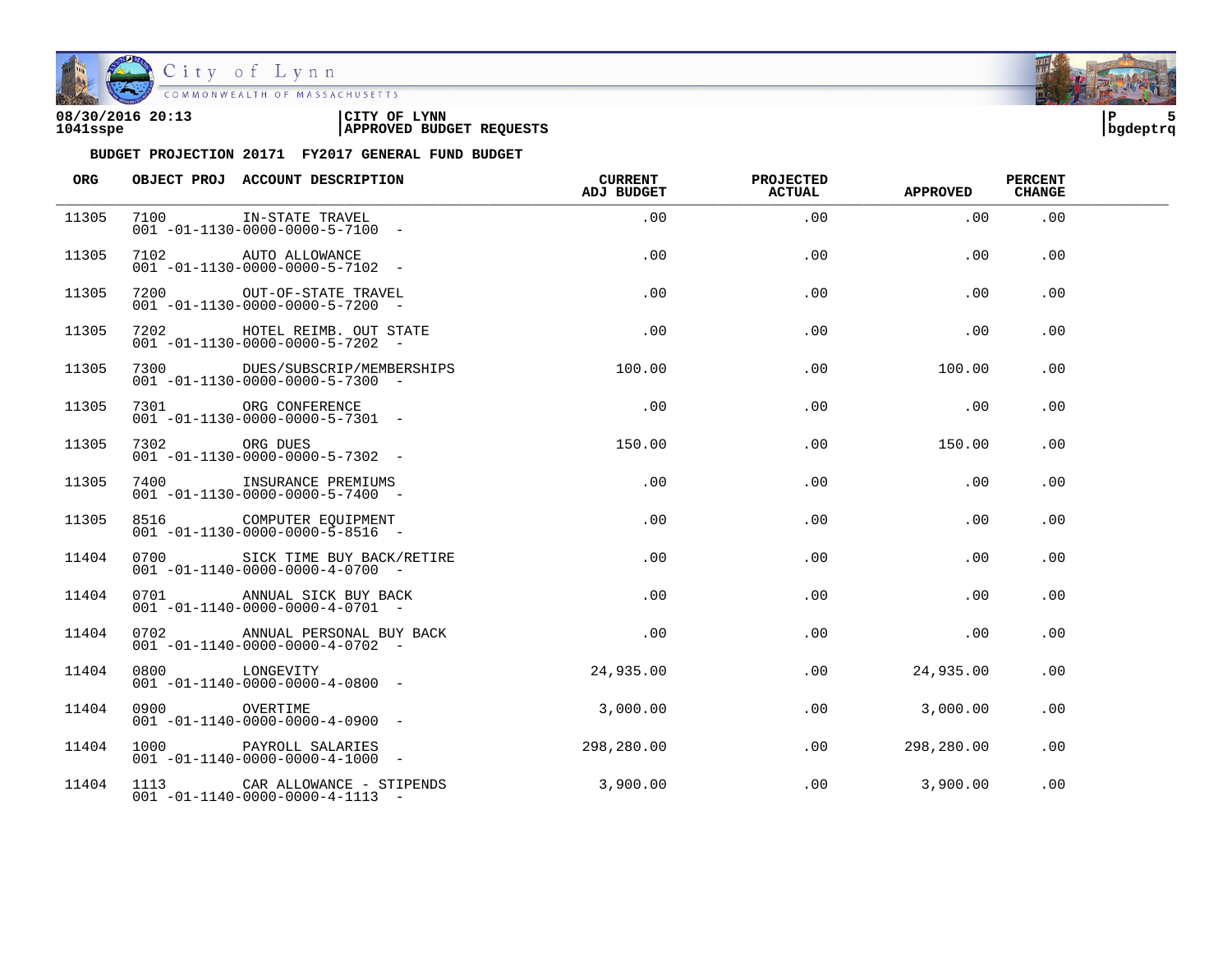**BUDGET PROJECTION 20171 FY2017 GENERAL FUND BUDGET**

| ORG | OBJECT PROJ | ACCOUNT DESCRIPTION | CURRENT ADJ BUDGET | PROJECTED ACTUAL | APPROVED | PERCENT CHANGE |
|---|---|---|---|---|---|---|
| 11305 | 7100 | IN-STATE TRAVEL<br>001 -01-1130-0000-0000-5-7100 - | .00 | .00 | .00 | .00 |
| 11305 | 7102 | AUTO ALLOWANCE<br>001 -01-1130-0000-0000-5-7102 - | .00 | .00 | .00 | .00 |
| 11305 | 7200 | OUT-OF-STATE TRAVEL<br>001 -01-1130-0000-0000-5-7200 - | .00 | .00 | .00 | .00 |
| 11305 | 7202 | HOTEL REIMB. OUT STATE<br>001 -01-1130-0000-0000-5-7202 - | .00 | .00 | .00 | .00 |
| 11305 | 7300 | DUES/SUBSCRIP/MEMBERSHIPS<br>001 -01-1130-0000-0000-5-7300 - | 100.00 | .00 | 100.00 | .00 |
| 11305 | 7301 | ORG CONFERENCE<br>001 -01-1130-0000-0000-5-7301 - | .00 | .00 | .00 | .00 |
| 11305 | 7302 | ORG DUES<br>001 -01-1130-0000-0000-5-7302 - | 150.00 | .00 | 150.00 | .00 |
| 11305 | 7400 | INSURANCE PREMIUMS<br>001 -01-1130-0000-0000-5-7400 - | .00 | .00 | .00 | .00 |
| 11305 | 8516 | COMPUTER EQUIPMENT<br>001 -01-1130-0000-0000-5-8516 - | .00 | .00 | .00 | .00 |
| 11404 | 0700 | SICK TIME BUY BACK/RETIRE<br>001 -01-1140-0000-0000-4-0700 - | .00 | .00 | .00 | .00 |
| 11404 | 0701 | ANNUAL SICK BUY BACK<br>001 -01-1140-0000-0000-4-0701 - | .00 | .00 | .00 | .00 |
| 11404 | 0702 | ANNUAL PERSONAL BUY BACK<br>001 -01-1140-0000-0000-4-0702 - | .00 | .00 | .00 | .00 |
| 11404 | 0800 | LONGEVITY<br>001 -01-1140-0000-0000-4-0800 - | 24,935.00 | .00 | 24,935.00 | .00 |
| 11404 | 0900 | OVERTIME<br>001 -01-1140-0000-0000-4-0900 - | 3,000.00 | .00 | 3,000.00 | .00 |
| 11404 | 1000 | PAYROLL SALARIES<br>001 -01-1140-0000-0000-4-1000 - | 298,280.00 | .00 | 298,280.00 | .00 |
| 11404 | 1113 | CAR ALLOWANCE - STIPENDS<br>001 -01-1140-0000-0000-4-1113 - | 3,900.00 | .00 | 3,900.00 | .00 |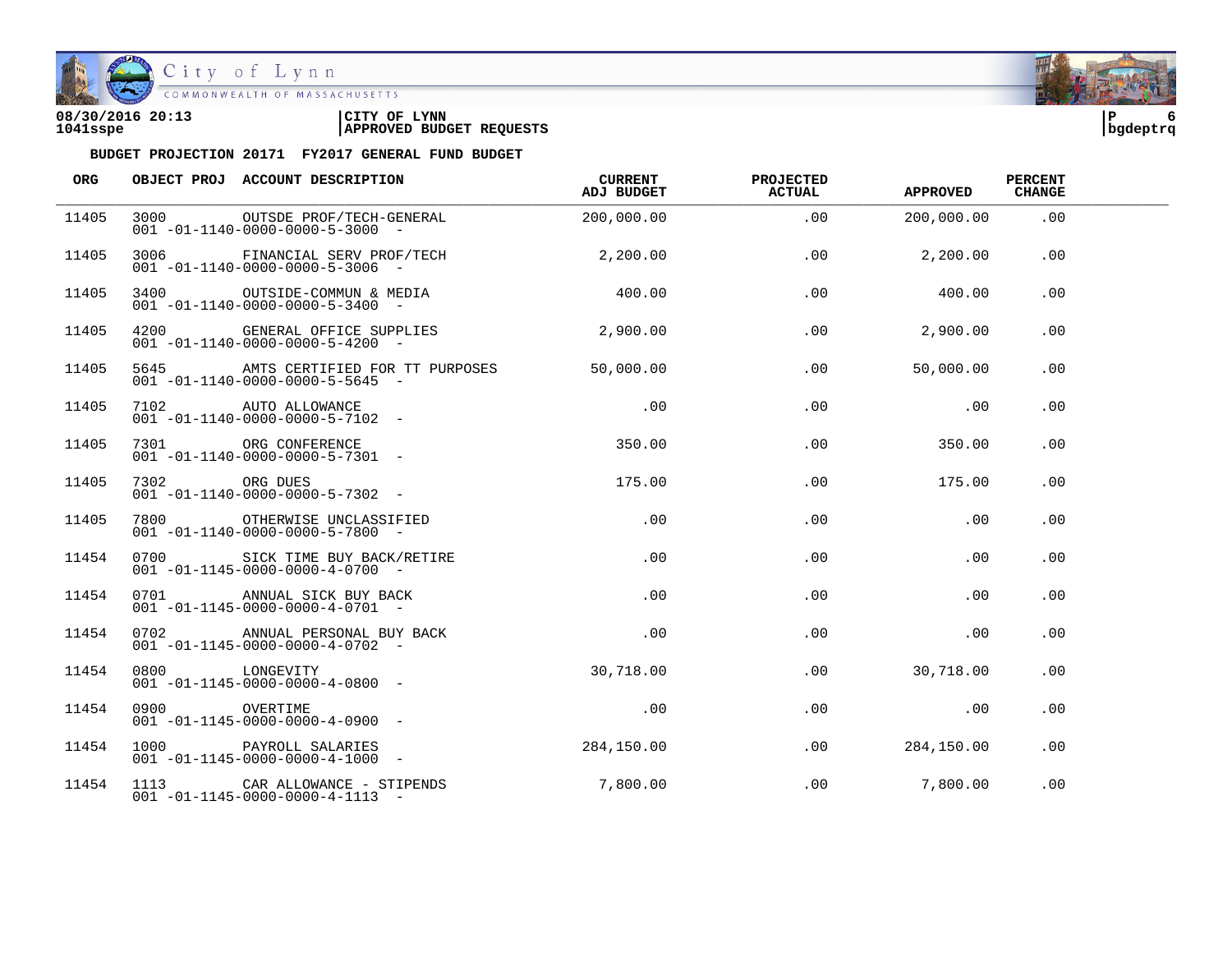08/30/2016 20:13 | CITY OF LYNN
1041sspe | APPROVED BUDGET REQUESTS

**BUDGET PROJECTION 20171 FY2017 GENERAL FUND BUDGET**

| ORG | OBJECT PROJ | ACCOUNT DESCRIPTION | CURRENT ADJ BUDGET | PROJECTED ACTUAL | APPROVED | PERCENT CHANGE |
|---|---|---|---|---|---|---|
| 11405 | 3000 | OUTSDE PROF/TECH-GENERAL<br>001 -01-1140-0000-0000-5-3000 - | 200,000.00 | .00 | 200,000.00 | .00 |
| 11405 | 3006 | FINANCIAL SERV PROF/TECH<br>001 -01-1140-0000-0000-5-3006 - | 2,200.00 | .00 | 2,200.00 | .00 |
| 11405 | 3400 | OUTSIDE-COMMUN & MEDIA<br>001 -01-1140-0000-0000-5-3400 - | 400.00 | .00 | 400.00 | .00 |
| 11405 | 4200 | GENERAL OFFICE SUPPLIES<br>001 -01-1140-0000-0000-5-4200 - | 2,900.00 | .00 | 2,900.00 | .00 |
| 11405 | 5645 | AMTS CERTIFIED FOR TT PURPOSES<br>001 -01-1140-0000-0000-5-5645 - | 50,000.00 | .00 | 50,000.00 | .00 |
| 11405 | 7102 | AUTO ALLOWANCE<br>001 -01-1140-0000-0000-5-7102 - | .00 | .00 | .00 | .00 |
| 11405 | 7301 | ORG CONFERENCE<br>001 -01-1140-0000-0000-5-7301 - | 350.00 | .00 | 350.00 | .00 |
| 11405 | 7302 | ORG DUES<br>001 -01-1140-0000-0000-5-7302 - | 175.00 | .00 | 175.00 | .00 |
| 11405 | 7800 | OTHERWISE UNCLASSIFIED<br>001 -01-1140-0000-0000-5-7800 - | .00 | .00 | .00 | .00 |
| 11454 | 0700 | SICK TIME BUY BACK/RETIRE<br>001 -01-1145-0000-0000-4-0700 - | .00 | .00 | .00 | .00 |
| 11454 | 0701 | ANNUAL SICK BUY BACK<br>001 -01-1145-0000-0000-4-0701 - | .00 | .00 | .00 | .00 |
| 11454 | 0702 | ANNUAL PERSONAL BUY BACK<br>001 -01-1145-0000-0000-4-0702 - | .00 | .00 | .00 | .00 |
| 11454 | 0800 | LONGEVITY<br>001 -01-1145-0000-0000-4-0800 - | 30,718.00 | .00 | 30,718.00 | .00 |
| 11454 | 0900 | OVERTIME<br>001 -01-1145-0000-0000-4-0900 - | .00 | .00 | .00 | .00 |
| 11454 | 1000 | PAYROLL SALARIES<br>001 -01-1145-0000-0000-4-1000 - | 284,150.00 | .00 | 284,150.00 | .00 |
| 11454 | 1113 | CAR ALLOWANCE - STIPENDS<br>001 -01-1145-0000-0000-4-1113 - | 7,800.00 | .00 | 7,800.00 | .00 |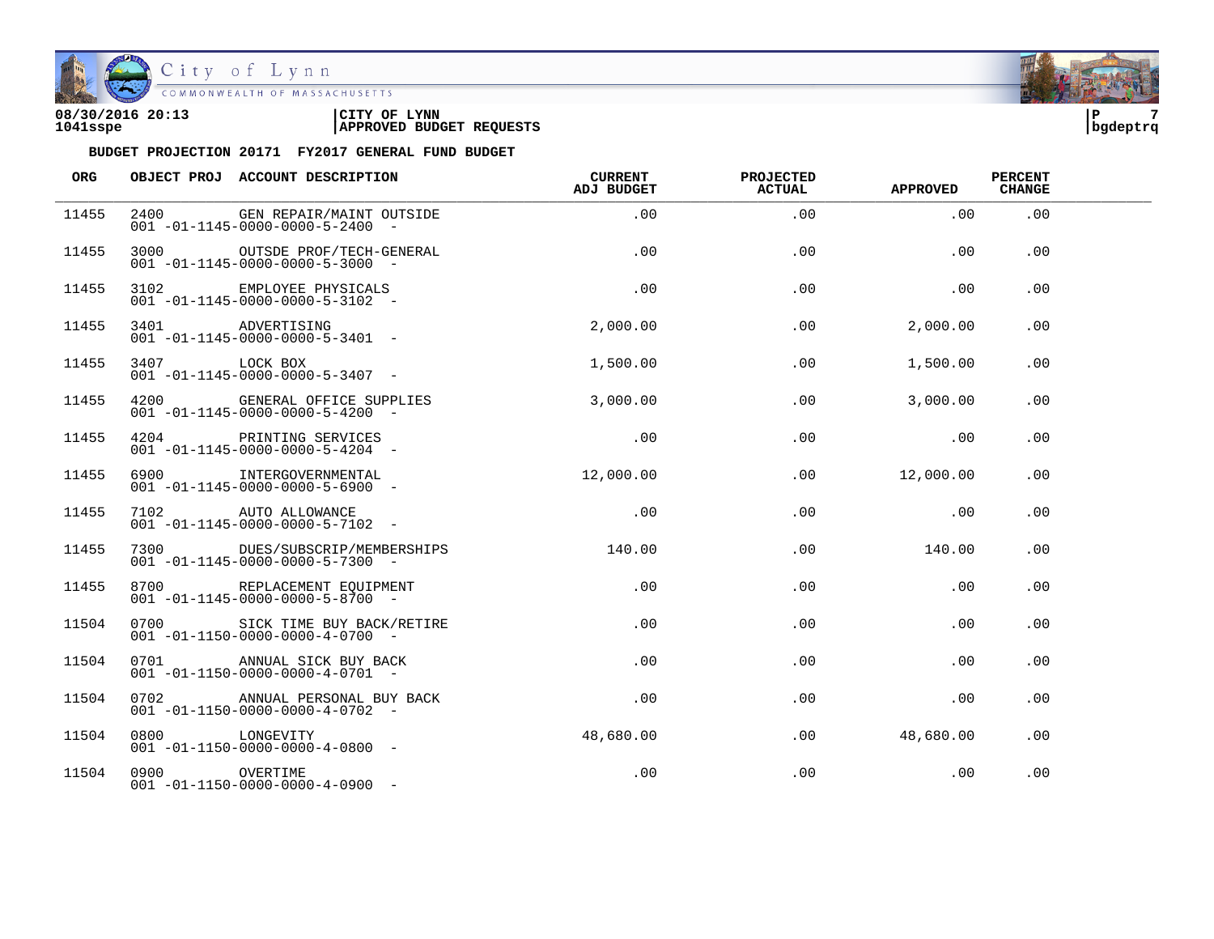08/30/2016 20:13 | CITY OF LYNN
1041sspe | APPROVED BUDGET REQUESTS

**BUDGET PROJECTION 20171 FY2017 GENERAL FUND BUDGET**

| ORG | OBJECT PROJ | ACCOUNT DESCRIPTION | CURRENT ADJ BUDGET | PROJECTED ACTUAL | APPROVED | PERCENT CHANGE |
|---|---|---|---|---|---|---|
| 11455 | 2400 | GEN REPAIR/MAINT OUTSIDE<br>001 -01-1145-0000-0000-5-2400 - | .00 | .00 | .00 | .00 |
| 11455 | 3000 | OUTSDE PROF/TECH-GENERAL<br>001 -01-1145-0000-0000-5-3000 - | .00 | .00 | .00 | .00 |
| 11455 | 3102 | EMPLOYEE PHYSICALS<br>001 -01-1145-0000-0000-5-3102 - | .00 | .00 | .00 | .00 |
| 11455 | 3401 | ADVERTISING<br>001 -01-1145-0000-0000-5-3401 - | 2,000.00 | .00 | 2,000.00 | .00 |
| 11455 | 3407 | LOCK BOX<br>001 -01-1145-0000-0000-5-3407 - | 1,500.00 | .00 | 1,500.00 | .00 |
| 11455 | 4200 | GENERAL OFFICE SUPPLIES<br>001 -01-1145-0000-0000-5-4200 - | 3,000.00 | .00 | 3,000.00 | .00 |
| 11455 | 4204 | PRINTING SERVICES<br>001 -01-1145-0000-0000-5-4204 - | .00 | .00 | .00 | .00 |
| 11455 | 6900 | INTERGOVERNMENTAL<br>001 -01-1145-0000-0000-5-6900 - | 12,000.00 | .00 | 12,000.00 | .00 |
| 11455 | 7102 | AUTO ALLOWANCE<br>001 -01-1145-0000-0000-5-7102 - | .00 | .00 | .00 | .00 |
| 11455 | 7300 | DUES/SUBSCRIP/MEMBERSHIPS<br>001 -01-1145-0000-0000-5-7300 - | 140.00 | .00 | 140.00 | .00 |
| 11455 | 8700 | REPLACEMENT EQUIPMENT<br>001 -01-1145-0000-0000-5-8700 - | .00 | .00 | .00 | .00 |
| 11504 | 0700 | SICK TIME BUY BACK/RETIRE<br>001 -01-1150-0000-0000-4-0700 - | .00 | .00 | .00 | .00 |
| 11504 | 0701 | ANNUAL SICK BUY BACK<br>001 -01-1150-0000-0000-4-0701 - | .00 | .00 | .00 | .00 |
| 11504 | 0702 | ANNUAL PERSONAL BUY BACK<br>001 -01-1150-0000-0000-4-0702 - | .00 | .00 | .00 | .00 |
| 11504 | 0800 | LONGEVITY<br>001 -01-1150-0000-0000-4-0800 - | 48,680.00 | .00 | 48,680.00 | .00 |
| 11504 | 0900 | OVERTIME<br>001 -01-1150-0000-0000-4-0900 - | .00 | .00 | .00 | .00 |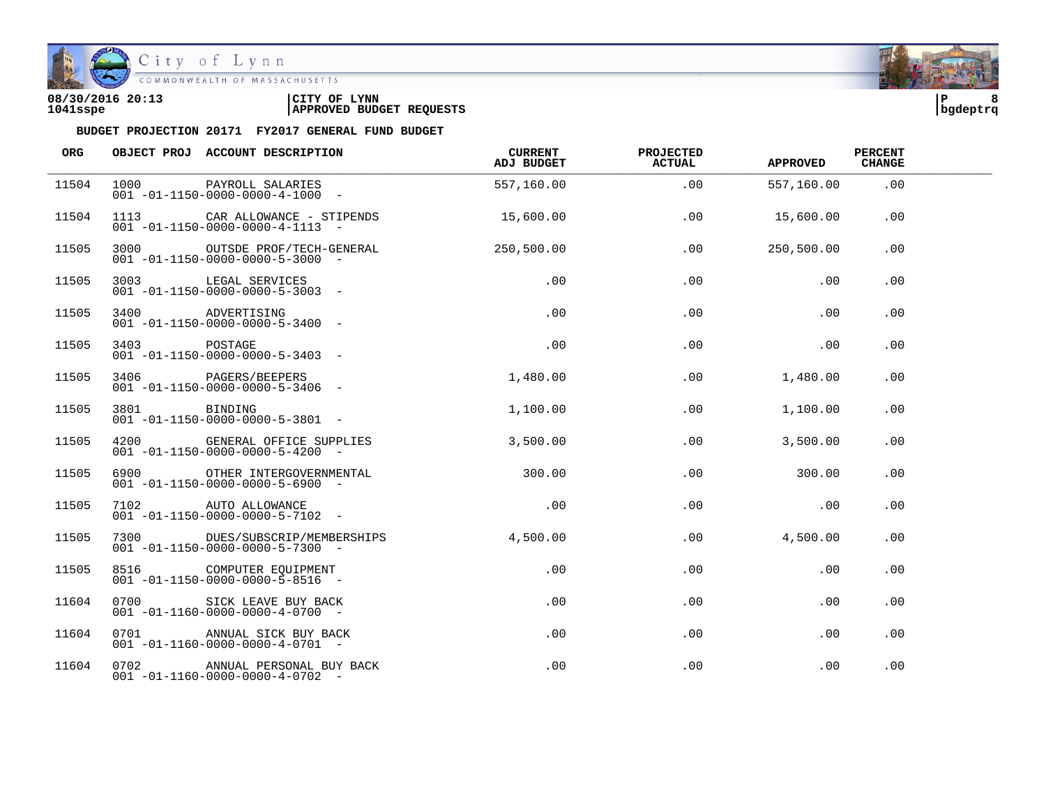08/30/2016 20:13 | CITY OF LYNN
1041sspe | APPROVED BUDGET REQUESTS

**BUDGET PROJECTION 20171 FY2017 GENERAL FUND BUDGET**

| ORG | OBJECT PROJ | ACCOUNT DESCRIPTION | CURRENT ADJ BUDGET | PROJECTED ACTUAL | APPROVED | PERCENT CHANGE |
|---|---|---|---|---|---|---|
| 11504 | 1000 | PAYROLL SALARIES<br>001 -01-1150-0000-0000-4-1000 - | 557,160.00 | .00 | 557,160.00 | .00 |
| 11504 | 1113 | CAR ALLOWANCE - STIPENDS<br>001 -01-1150-0000-0000-4-1113 - | 15,600.00 | .00 | 15,600.00 | .00 |
| 11505 | 3000 | OUTSDE PROF/TECH-GENERAL<br>001 -01-1150-0000-0000-5-3000 - | 250,500.00 | .00 | 250,500.00 | .00 |
| 11505 | 3003 | LEGAL SERVICES<br>001 -01-1150-0000-0000-5-3003 - | .00 | .00 | .00 | .00 |
| 11505 | 3400 | ADVERTISING<br>001 -01-1150-0000-0000-5-3400 - | .00 | .00 | .00 | .00 |
| 11505 | 3403 | POSTAGE<br>001 -01-1150-0000-0000-5-3403 - | .00 | .00 | .00 | .00 |
| 11505 | 3406 | PAGERS/BEEPERS<br>001 -01-1150-0000-0000-5-3406 - | 1,480.00 | .00 | 1,480.00 | .00 |
| 11505 | 3801 | BINDING<br>001 -01-1150-0000-0000-5-3801 - | 1,100.00 | .00 | 1,100.00 | .00 |
| 11505 | 4200 | GENERAL OFFICE SUPPLIES<br>001 -01-1150-0000-0000-5-4200 - | 3,500.00 | .00 | 3,500.00 | .00 |
| 11505 | 6900 | OTHER INTERGOVERNMENTAL<br>001 -01-1150-0000-0000-5-6900 - | 300.00 | .00 | 300.00 | .00 |
| 11505 | 7102 | AUTO ALLOWANCE<br>001 -01-1150-0000-0000-5-7102 - | .00 | .00 | .00 | .00 |
| 11505 | 7300 | DUES/SUBSCRIP/MEMBERSHIPS<br>001 -01-1150-0000-0000-5-7300 - | 4,500.00 | .00 | 4,500.00 | .00 |
| 11505 | 8516 | COMPUTER EQUIPMENT<br>001 -01-1150-0000-0000-5-8516 - | .00 | .00 | .00 | .00 |
| 11604 | 0700 | SICK LEAVE BUY BACK<br>001 -01-1160-0000-0000-4-0700 - | .00 | .00 | .00 | .00 |
| 11604 | 0701 | ANNUAL SICK BUY BACK<br>001 -01-1160-0000-0000-4-0701 - | .00 | .00 | .00 | .00 |
| 11604 | 0702 | ANNUAL PERSONAL BUY BACK<br>001 -01-1160-0000-0000-4-0702 - | .00 | .00 | .00 | .00 |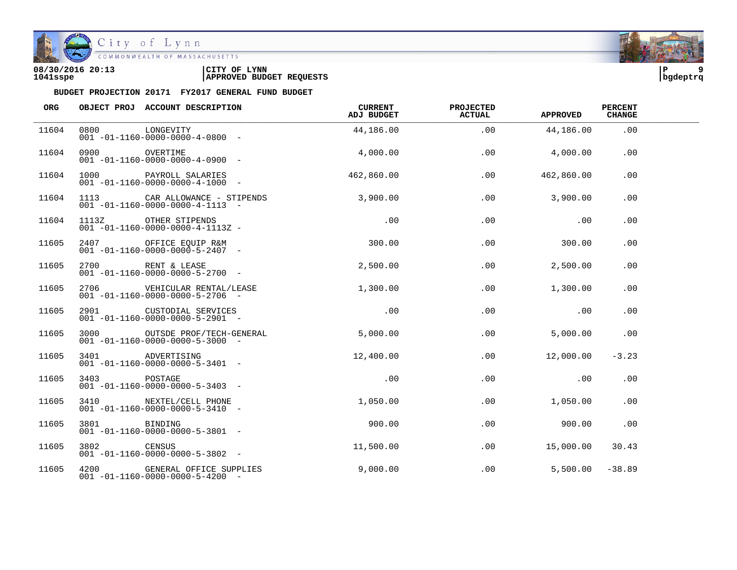**08/30/2016 20:13**
**1041sspe**

**CITY OF LYNN**
**APPROVED BUDGET REQUESTS**

**BUDGET PROJECTION 20171 FY2017 GENERAL FUND BUDGET**

| ORG | OBJECT PROJ | ACCOUNT DESCRIPTION | CURRENT ADJ BUDGET | PROJECTED ACTUAL | APPROVED | PERCENT CHANGE |
|---|---|---|---|---|---|---|
| 11604 | 0800 | LONGEVITY<br>001 -01-1160-0000-0000-4-0800 - | 44,186.00 | .00 | 44,186.00 | .00 |
| 11604 | 0900 | OVERTIME<br>001 -01-1160-0000-0000-4-0900 - | 4,000.00 | .00 | 4,000.00 | .00 |
| 11604 | 1000 | PAYROLL SALARIES<br>001 -01-1160-0000-0000-4-1000 - | 462,860.00 | .00 | 462,860.00 | .00 |
| 11604 | 1113 | CAR ALLOWANCE - STIPENDS<br>001 -01-1160-0000-0000-4-1113 - | 3,900.00 | .00 | 3,900.00 | .00 |
| 11604 | 1113Z | OTHER STIPENDS<br>001 -01-1160-0000-0000-4-1113Z - | .00 | .00 | .00 | .00 |
| 11605 | 2407 | OFFICE EQUIP R&M<br>001 -01-1160-0000-0000-5-2407 - | 300.00 | .00 | 300.00 | .00 |
| 11605 | 2700 | RENT & LEASE<br>001 -01-1160-0000-0000-5-2700 - | 2,500.00 | .00 | 2,500.00 | .00 |
| 11605 | 2706 | VEHICULAR RENTAL/LEASE<br>001 -01-1160-0000-0000-5-2706 - | 1,300.00 | .00 | 1,300.00 | .00 |
| 11605 | 2901 | CUSTODIAL SERVICES<br>001 -01-1160-0000-0000-5-2901 - | .00 | .00 | .00 | .00 |
| 11605 | 3000 | OUTSDE PROF/TECH-GENERAL<br>001 -01-1160-0000-0000-5-3000 - | 5,000.00 | .00 | 5,000.00 | .00 |
| 11605 | 3401 | ADVERTISING<br>001 -01-1160-0000-0000-5-3401 - | 12,400.00 | .00 | 12,000.00 | -3.23 |
| 11605 | 3403 | POSTAGE<br>001 -01-1160-0000-0000-5-3403 - | .00 | .00 | .00 | .00 |
| 11605 | 3410 | NEXTEL/CELL PHONE<br>001 -01-1160-0000-0000-5-3410 - | 1,050.00 | .00 | 1,050.00 | .00 |
| 11605 | 3801 | BINDING<br>001 -01-1160-0000-0000-5-3801 - | 900.00 | .00 | 900.00 | .00 |
| 11605 | 3802 | CENSUS<br>001 -01-1160-0000-0000-5-3802 - | 11,500.00 | .00 | 15,000.00 | 30.43 |
| 11605 | 4200 | GENERAL OFFICE SUPPLIES<br>001 -01-1160-0000-0000-5-4200 - | 9,000.00 | .00 | 5,500.00 | -38.89 |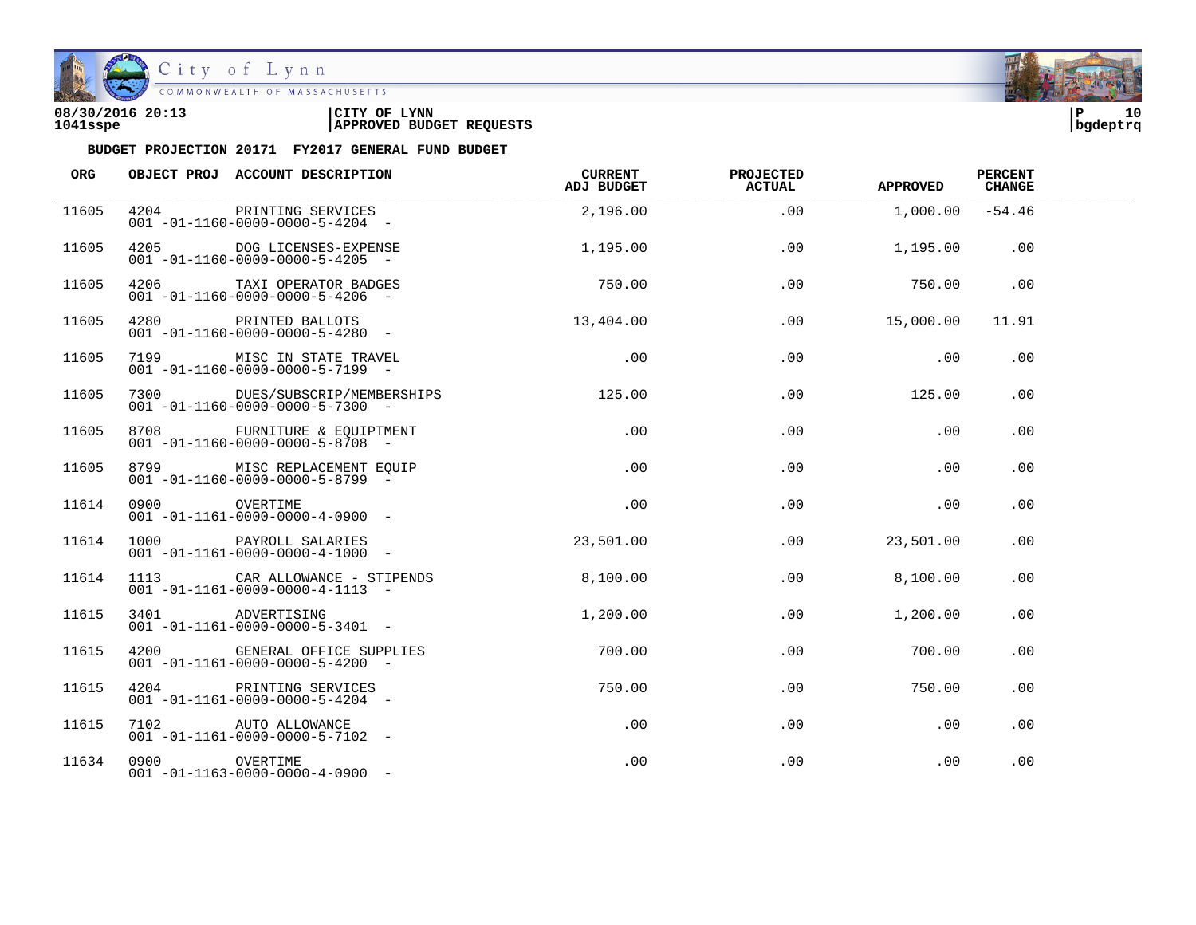08/30/2016 20:13
1041sspe

CITY OF LYNN
APPROVED BUDGET REQUESTS

bgdeptrq

**BUDGET PROJECTION 20171 FY2017 GENERAL FUND BUDGET**

| ORG | OBJECT PROJ | ACCOUNT DESCRIPTION | CURRENT ADJ BUDGET | PROJECTED ACTUAL | APPROVED | PERCENT CHANGE |
|---|---|---|---|---|---|---|
| 11605 | 4204 | PRINTING SERVICES<br>001 -01-1160-0000-0000-5-4204 - | 2,196.00 | .00 | 1,000.00 | -54.46 |
| 11605 | 4205 | DOG LICENSES-EXPENSE<br>001 -01-1160-0000-0000-5-4205 - | 1,195.00 | .00 | 1,195.00 | .00 |
| 11605 | 4206 | TAXI OPERATOR BADGES<br>001 -01-1160-0000-0000-5-4206 - | 750.00 | .00 | 750.00 | .00 |
| 11605 | 4280 | PRINTED BALLOTS<br>001 -01-1160-0000-0000-5-4280 - | 13,404.00 | .00 | 15,000.00 | 11.91 |
| 11605 | 7199 | MISC IN STATE TRAVEL<br>001 -01-1160-0000-0000-5-7199 - | .00 | .00 | .00 | .00 |
| 11605 | 7300 | DUES/SUBSCRIP/MEMBERSHIPS<br>001 -01-1160-0000-0000-5-7300 - | 125.00 | .00 | 125.00 | .00 |
| 11605 | 8708 | FURNITURE & EQUIPTMENT<br>001 -01-1160-0000-0000-5-8708 - | .00 | .00 | .00 | .00 |
| 11605 | 8799 | MISC REPLACEMENT EQUIP<br>001 -01-1160-0000-0000-5-8799 - | .00 | .00 | .00 | .00 |
| 11614 | 0900 | OVERTIME<br>001 -01-1161-0000-0000-4-0900 - | .00 | .00 | .00 | .00 |
| 11614 | 1000 | PAYROLL SALARIES<br>001 -01-1161-0000-0000-4-1000 - | 23,501.00 | .00 | 23,501.00 | .00 |
| 11614 | 1113 | CAR ALLOWANCE - STIPENDS<br>001 -01-1161-0000-0000-4-1113 - | 8,100.00 | .00 | 8,100.00 | .00 |
| 11615 | 3401 | ADVERTISING<br>001 -01-1161-0000-0000-5-3401 - | 1,200.00 | .00 | 1,200.00 | .00 |
| 11615 | 4200 | GENERAL OFFICE SUPPLIES<br>001 -01-1161-0000-0000-5-4200 - | 700.00 | .00 | 700.00 | .00 |
| 11615 | 4204 | PRINTING SERVICES<br>001 -01-1161-0000-0000-5-4204 - | 750.00 | .00 | 750.00 | .00 |
| 11615 | 7102 | AUTO ALLOWANCE<br>001 -01-1161-0000-0000-5-7102 - | .00 | .00 | .00 | .00 |
| 11634 | 0900 | OVERTIME<br>001 -01-1163-0000-0000-4-0900 - | .00 | .00 | .00 | .00 |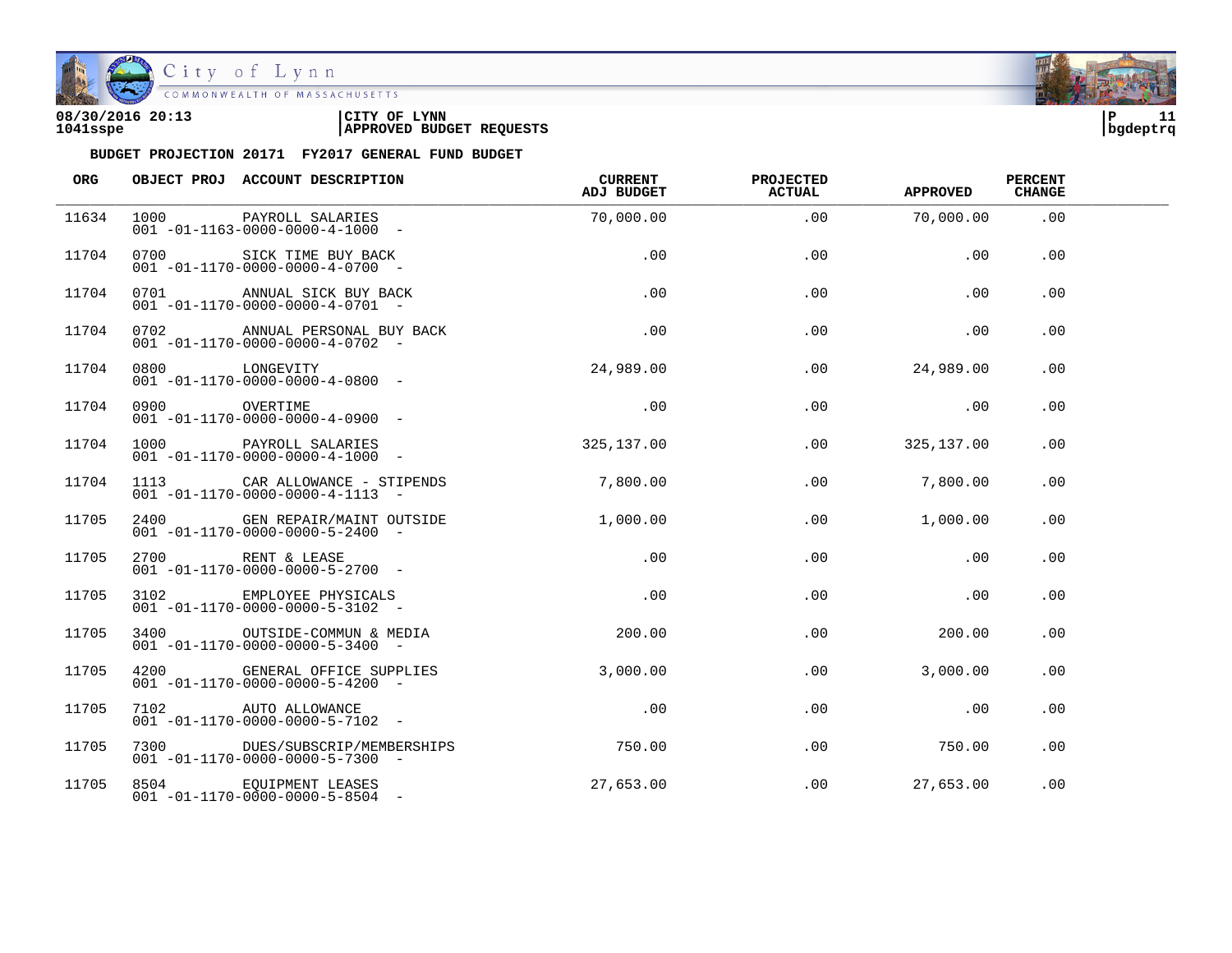08/30/2016 20:13 | CITY OF LYNN
1041sspe | APPROVED BUDGET REQUESTS

**BUDGET PROJECTION 20171 FY2017 GENERAL FUND BUDGET**

| ORG | OBJECT PROJ | ACCOUNT DESCRIPTION | CURRENT ADJ BUDGET | PROJECTED ACTUAL | APPROVED | PERCENT CHANGE |
|---|---|---|---|---|---|---|
| 11634 | 1000 | PAYROLL SALARIES 001 -01-1163-0000-0000-4-1000 - | 70,000.00 | .00 | 70,000.00 | .00 |
| 11704 | 0700 | SICK TIME BUY BACK 001 -01-1170-0000-0000-4-0700 - | .00 | .00 | .00 | .00 |
| 11704 | 0701 | ANNUAL SICK BUY BACK 001 -01-1170-0000-0000-4-0701 - | .00 | .00 | .00 | .00 |
| 11704 | 0702 | ANNUAL PERSONAL BUY BACK 001 -01-1170-0000-0000-4-0702 - | .00 | .00 | .00 | .00 |
| 11704 | 0800 | LONGEVITY 001 -01-1170-0000-0000-4-0800 - | 24,989.00 | .00 | 24,989.00 | .00 |
| 11704 | 0900 | OVERTIME 001 -01-1170-0000-0000-4-0900 - | .00 | .00 | .00 | .00 |
| 11704 | 1000 | PAYROLL SALARIES 001 -01-1170-0000-0000-4-1000 - | 325,137.00 | .00 | 325,137.00 | .00 |
| 11704 | 1113 | CAR ALLOWANCE - STIPENDS 001 -01-1170-0000-0000-4-1113 - | 7,800.00 | .00 | 7,800.00 | .00 |
| 11705 | 2400 | GEN REPAIR/MAINT OUTSIDE 001 -01-1170-0000-0000-5-2400 - | 1,000.00 | .00 | 1,000.00 | .00 |
| 11705 | 2700 | RENT & LEASE 001 -01-1170-0000-0000-5-2700 - | .00 | .00 | .00 | .00 |
| 11705 | 3102 | EMPLOYEE PHYSICALS 001 -01-1170-0000-0000-5-3102 - | .00 | .00 | .00 | .00 |
| 11705 | 3400 | OUTSIDE-COMMUN & MEDIA 001 -01-1170-0000-0000-5-3400 - | 200.00 | .00 | 200.00 | .00 |
| 11705 | 4200 | GENERAL OFFICE SUPPLIES 001 -01-1170-0000-0000-5-4200 - | 3,000.00 | .00 | 3,000.00 | .00 |
| 11705 | 7102 | AUTO ALLOWANCE 001 -01-1170-0000-0000-5-7102 - | .00 | .00 | .00 | .00 |
| 11705 | 7300 | DUES/SUBSCRIP/MEMBERSHIPS 001 -01-1170-0000-0000-5-7300 - | 750.00 | .00 | 750.00 | .00 |
| 11705 | 8504 | EQUIPMENT LEASES 001 -01-1170-0000-0000-5-8504 - | 27,653.00 | .00 | 27,653.00 | .00 |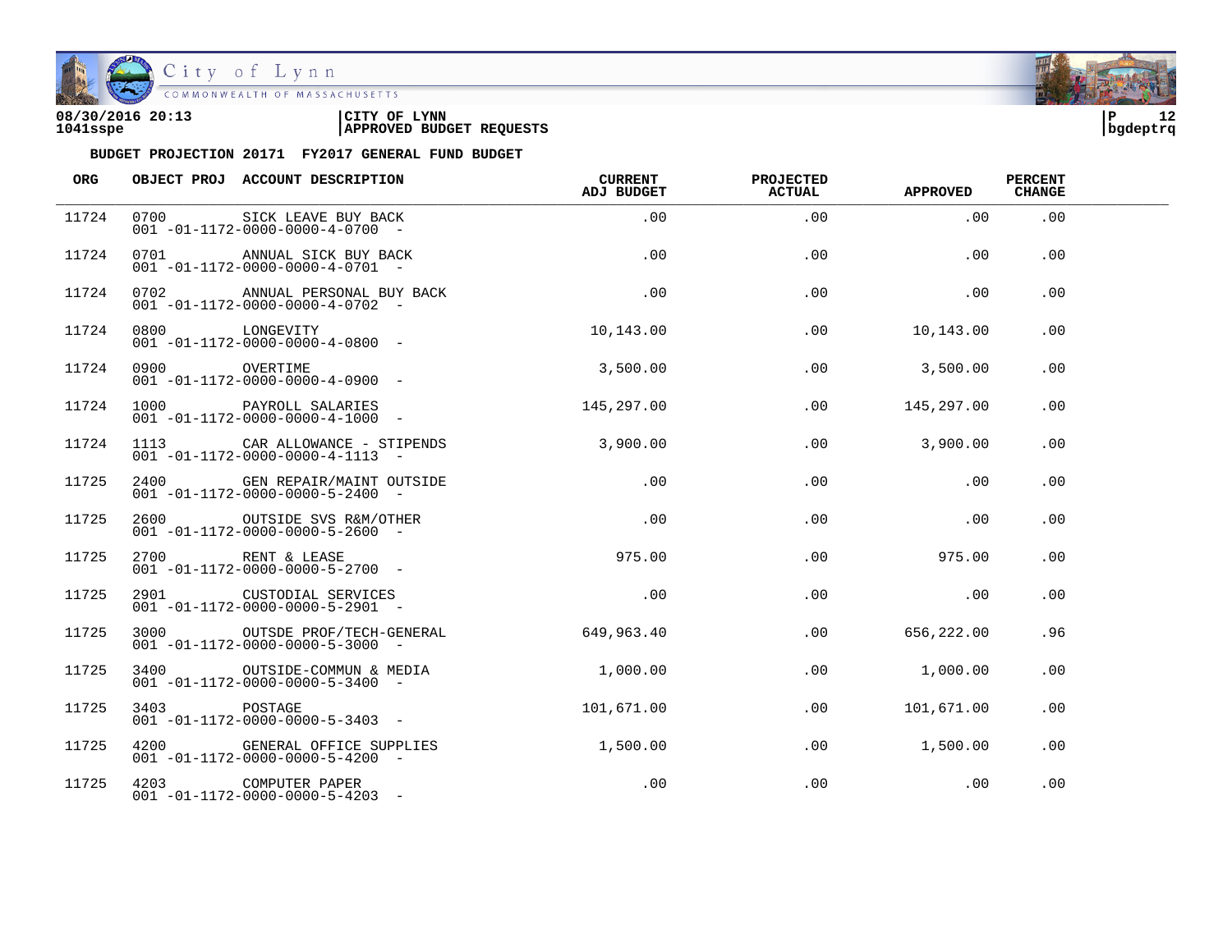08/30/2016 20:13 | CITY OF LYNN
1041sspe | APPROVED BUDGET REQUESTS

**BUDGET PROJECTION 20171 FY2017 GENERAL FUND BUDGET**

| ORG | OBJECT PROJ | ACCOUNT DESCRIPTION | CURRENT ADJ BUDGET | PROJECTED ACTUAL | APPROVED | PERCENT CHANGE |
|---|---|---|---|---|---|---|
| 11724 | 0700 | SICK LEAVE BUY BACK<br>001 -01-1172-0000-0000-4-0700 - | .00 | .00 | .00 | .00 |
| 11724 | 0701 | ANNUAL SICK BUY BACK<br>001 -01-1172-0000-0000-4-0701 - | .00 | .00 | .00 | .00 |
| 11724 | 0702 | ANNUAL PERSONAL BUY BACK<br>001 -01-1172-0000-0000-4-0702 - | .00 | .00 | .00 | .00 |
| 11724 | 0800 | LONGEVITY<br>001 -01-1172-0000-0000-4-0800 - | 10,143.00 | .00 | 10,143.00 | .00 |
| 11724 | 0900 | OVERTIME<br>001 -01-1172-0000-0000-4-0900 - | 3,500.00 | .00 | 3,500.00 | .00 |
| 11724 | 1000 | PAYROLL SALARIES<br>001 -01-1172-0000-0000-4-1000 - | 145,297.00 | .00 | 145,297.00 | .00 |
| 11724 | 1113 | CAR ALLOWANCE - STIPENDS<br>001 -01-1172-0000-0000-4-1113 - | 3,900.00 | .00 | 3,900.00 | .00 |
| 11725 | 2400 | GEN REPAIR/MAINT OUTSIDE<br>001 -01-1172-0000-0000-5-2400 - | .00 | .00 | .00 | .00 |
| 11725 | 2600 | OUTSIDE SVS R&M/OTHER<br>001 -01-1172-0000-0000-5-2600 - | .00 | .00 | .00 | .00 |
| 11725 | 2700 | RENT & LEASE<br>001 -01-1172-0000-0000-5-2700 - | 975.00 | .00 | 975.00 | .00 |
| 11725 | 2901 | CUSTODIAL SERVICES<br>001 -01-1172-0000-0000-5-2901 - | .00 | .00 | .00 | .00 |
| 11725 | 3000 | OUTSDE PROF/TECH-GENERAL<br>001 -01-1172-0000-0000-5-3000 - | 649,963.40 | .00 | 656,222.00 | .96 |
| 11725 | 3400 | OUTSIDE-COMMUN & MEDIA<br>001 -01-1172-0000-0000-5-3400 - | 1,000.00 | .00 | 1,000.00 | .00 |
| 11725 | 3403 | POSTAGE<br>001 -01-1172-0000-0000-5-3403 - | 101,671.00 | .00 | 101,671.00 | .00 |
| 11725 | 4200 | GENERAL OFFICE SUPPLIES<br>001 -01-1172-0000-0000-5-4200 - | 1,500.00 | .00 | 1,500.00 | .00 |
| 11725 | 4203 | COMPUTER PAPER<br>001 -01-1172-0000-0000-5-4203 - | .00 | .00 | .00 | .00 |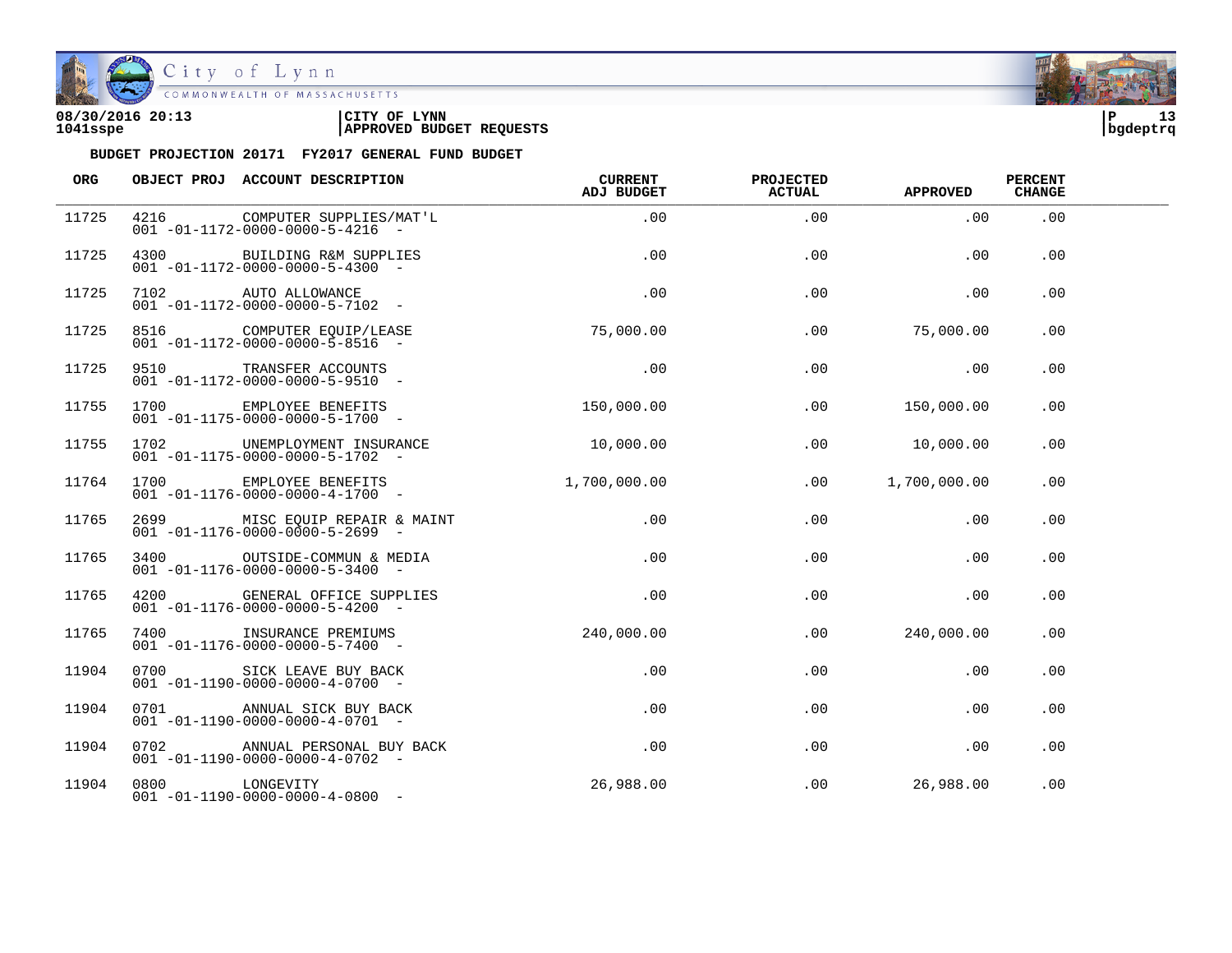**BUDGET PROJECTION 20171 FY2017 GENERAL FUND BUDGET**

| ORG | OBJECT | PROJ | ACCOUNT DESCRIPTION | CURRENT ADJ BUDGET | PROJECTED ACTUAL | APPROVED | PERCENT CHANGE |
|---|---|---|---|---|---|---|---|
| 11725 | 4216 | | COMPUTER SUPPLIES/MAT'L<br>001 -01-1172-0000-0000-5-4216 - | .00 | .00 | .00 | .00 |
| 11725 | 4300 | | BUILDING R&M SUPPLIES<br>001 -01-1172-0000-0000-5-4300 - | .00 | .00 | .00 | .00 |
| 11725 | 7102 | | AUTO ALLOWANCE<br>001 -01-1172-0000-0000-5-7102 - | .00 | .00 | .00 | .00 |
| 11725 | 8516 | | COMPUTER EQUIP/LEASE<br>001 -01-1172-0000-0000-5-8516 - | 75,000.00 | .00 | 75,000.00 | .00 |
| 11725 | 9510 | | TRANSFER ACCOUNTS<br>001 -01-1172-0000-0000-5-9510 - | .00 | .00 | .00 | .00 |
| 11755 | 1700 | | EMPLOYEE BENEFITS<br>001 -01-1175-0000-0000-5-1700 - | 150,000.00 | .00 | 150,000.00 | .00 |
| 11755 | 1702 | | UNEMPLOYMENT INSURANCE<br>001 -01-1175-0000-0000-5-1702 - | 10,000.00 | .00 | 10,000.00 | .00 |
| 11764 | 1700 | | EMPLOYEE BENEFITS<br>001 -01-1176-0000-0000-4-1700 - | 1,700,000.00 | .00 | 1,700,000.00 | .00 |
| 11765 | 2699 | | MISC EQUIP REPAIR & MAINT<br>001 -01-1176-0000-0000-5-2699 - | .00 | .00 | .00 | .00 |
| 11765 | 3400 | | OUTSIDE-COMMUN & MEDIA<br>001 -01-1176-0000-0000-5-3400 - | .00 | .00 | .00 | .00 |
| 11765 | 4200 | | GENERAL OFFICE SUPPLIES<br>001 -01-1176-0000-0000-5-4200 - | .00 | .00 | .00 | .00 |
| 11765 | 7400 | | INSURANCE PREMIUMS<br>001 -01-1176-0000-0000-5-7400 - | 240,000.00 | .00 | 240,000.00 | .00 |
| 11904 | 0700 | | SICK LEAVE BUY BACK<br>001 -01-1190-0000-0000-4-0700 - | .00 | .00 | .00 | .00 |
| 11904 | 0701 | | ANNUAL SICK BUY BACK<br>001 -01-1190-0000-0000-4-0701 - | .00 | .00 | .00 | .00 |
| 11904 | 0702 | | ANNUAL PERSONAL BUY BACK<br>001 -01-1190-0000-0000-4-0702 - | .00 | .00 | .00 | .00 |
| 11904 | 0800 | | LONGEVITY<br>001 -01-1190-0000-0000-4-0800 - | 26,988.00 | .00 | 26,988.00 | .00 |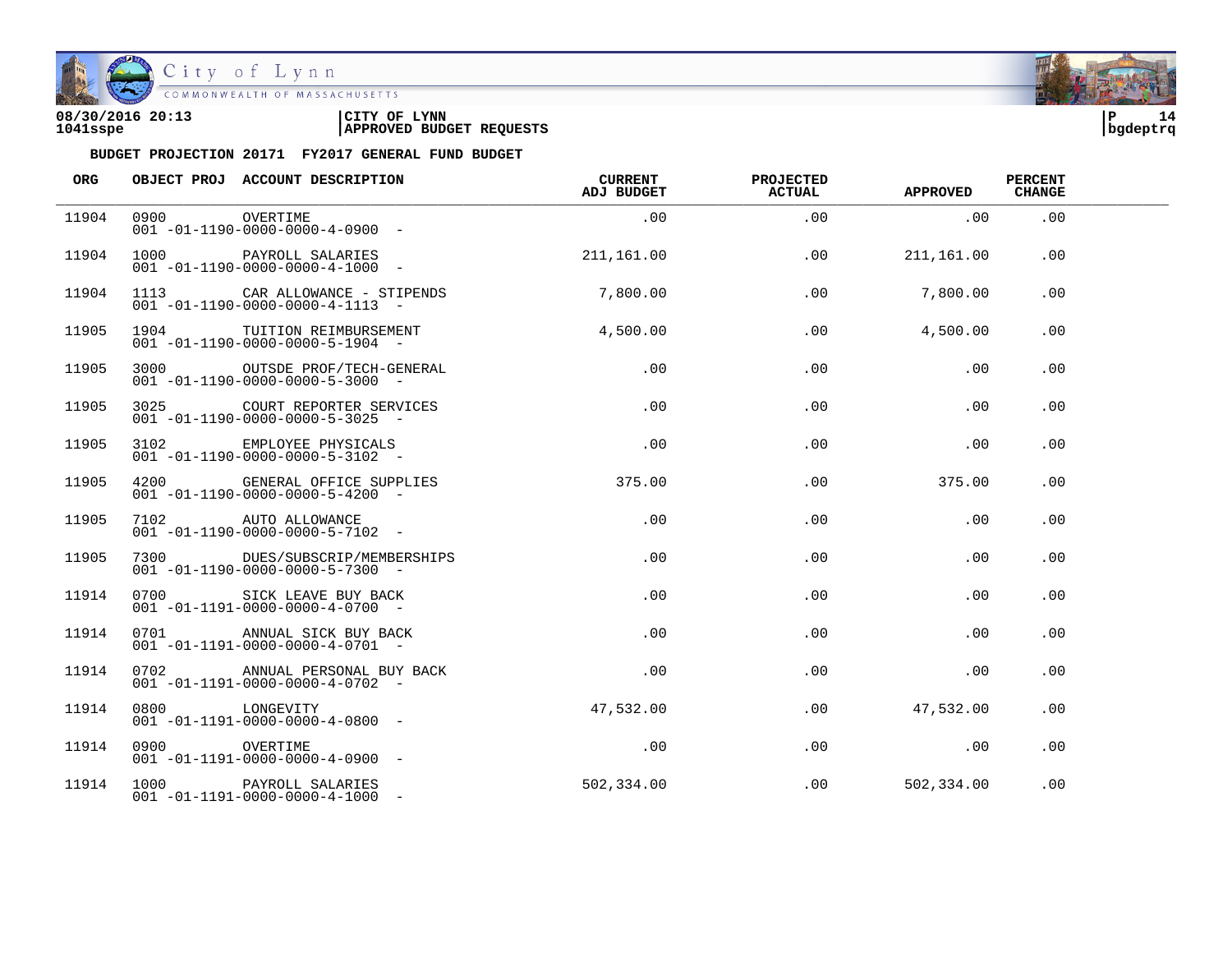08/30/2016 20:13 | CITY OF LYNN
1041sspe | APPROVED BUDGET REQUESTS

**BUDGET PROJECTION 20171 FY2017 GENERAL FUND BUDGET**

| ORG | OBJECT PROJ | ACCOUNT DESCRIPTION | CURRENT ADJ BUDGET | PROJECTED ACTUAL | APPROVED | PERCENT CHANGE |
|---|---|---|---|---|---|---|
| 11904 | 0900 | OVERTIME<br>001 -01-1190-0000-0000-4-0900 - | .00 | .00 | .00 | .00 |
| 11904 | 1000 | PAYROLL SALARIES<br>001 -01-1190-0000-0000-4-1000 - | 211,161.00 | .00 | 211,161.00 | .00 |
| 11904 | 1113 | CAR ALLOWANCE - STIPENDS<br>001 -01-1190-0000-0000-4-1113 - | 7,800.00 | .00 | 7,800.00 | .00 |
| 11905 | 1904 | TUITION REIMBURSEMENT<br>001 -01-1190-0000-0000-5-1904 - | 4,500.00 | .00 | 4,500.00 | .00 |
| 11905 | 3000 | OUTSDE PROF/TECH-GENERAL<br>001 -01-1190-0000-0000-5-3000 - | .00 | .00 | .00 | .00 |
| 11905 | 3025 | COURT REPORTER SERVICES<br>001 -01-1190-0000-0000-5-3025 - | .00 | .00 | .00 | .00 |
| 11905 | 3102 | EMPLOYEE PHYSICALS<br>001 -01-1190-0000-0000-5-3102 - | .00 | .00 | .00 | .00 |
| 11905 | 4200 | GENERAL OFFICE SUPPLIES<br>001 -01-1190-0000-0000-5-4200 - | 375.00 | .00 | 375.00 | .00 |
| 11905 | 7102 | AUTO ALLOWANCE<br>001 -01-1190-0000-0000-5-7102 - | .00 | .00 | .00 | .00 |
| 11905 | 7300 | DUES/SUBSCRIP/MEMBERSHIPS<br>001 -01-1190-0000-0000-5-7300 - | .00 | .00 | .00 | .00 |
| 11914 | 0700 | SICK LEAVE BUY BACK<br>001 -01-1191-0000-0000-4-0700 - | .00 | .00 | .00 | .00 |
| 11914 | 0701 | ANNUAL SICK BUY BACK<br>001 -01-1191-0000-0000-4-0701 - | .00 | .00 | .00 | .00 |
| 11914 | 0702 | ANNUAL PERSONAL BUY BACK<br>001 -01-1191-0000-0000-4-0702 - | .00 | .00 | .00 | .00 |
| 11914 | 0800 | LONGEVITY<br>001 -01-1191-0000-0000-4-0800 - | 47,532.00 | .00 | 47,532.00 | .00 |
| 11914 | 0900 | OVERTIME<br>001 -01-1191-0000-0000-4-0900 - | .00 | .00 | .00 | .00 |
| 11914 | 1000 | PAYROLL SALARIES<br>001 -01-1191-0000-0000-4-1000 - | 502,334.00 | .00 | 502,334.00 | .00 |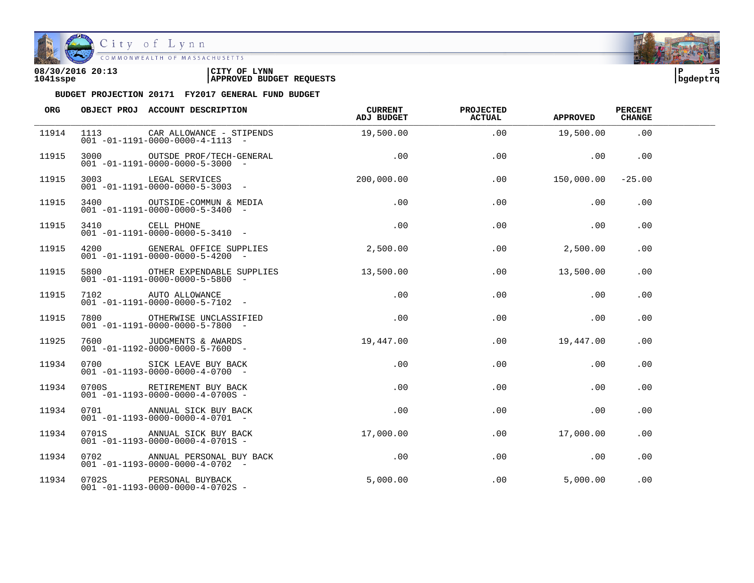08/30/2016 20:13
1041sspe

CITY OF LYNN
APPROVED BUDGET REQUESTS

P 15
bgdeptrq

BUDGET PROJECTION 20171 FY2017 GENERAL FUND BUDGET

| ORG | OBJECT PROJ | ACCOUNT DESCRIPTION | CURRENT ADJ BUDGET | PROJECTED ACTUAL | APPROVED | PERCENT CHANGE |
|---|---|---|---|---|---|---|
| 11914 | 1113 | CAR ALLOWANCE - STIPENDS<br>001 -01-1191-0000-0000-4-1113 - | 19,500.00 | .00 | 19,500.00 | .00 |
| 11915 | 3000 | OUTSDE PROF/TECH-GENERAL<br>001 -01-1191-0000-0000-5-3000 - | .00 | .00 | .00 | .00 |
| 11915 | 3003 | LEGAL SERVICES<br>001 -01-1191-0000-0000-5-3003 - | 200,000.00 | .00 | 150,000.00 | -25.00 |
| 11915 | 3400 | OUTSIDE-COMMUN & MEDIA<br>001 -01-1191-0000-0000-5-3400 - | .00 | .00 | .00 | .00 |
| 11915 | 3410 | CELL PHONE<br>001 -01-1191-0000-0000-5-3410 - | .00 | .00 | .00 | .00 |
| 11915 | 4200 | GENERAL OFFICE SUPPLIES<br>001 -01-1191-0000-0000-5-4200 - | 2,500.00 | .00 | 2,500.00 | .00 |
| 11915 | 5800 | OTHER EXPENDABLE SUPPLIES<br>001 -01-1191-0000-0000-5-5800 - | 13,500.00 | .00 | 13,500.00 | .00 |
| 11915 | 7102 | AUTO ALLOWANCE<br>001 -01-1191-0000-0000-5-7102 - | .00 | .00 | .00 | .00 |
| 11915 | 7800 | OTHERWISE UNCLASSIFIED<br>001 -01-1191-0000-0000-5-7800 - | .00 | .00 | .00 | .00 |
| 11925 | 7600 | JUDGMENTS & AWARDS<br>001 -01-1192-0000-0000-5-7600 - | 19,447.00 | .00 | 19,447.00 | .00 |
| 11934 | 0700 | SICK LEAVE BUY BACK<br>001 -01-1193-0000-0000-4-0700 - | .00 | .00 | .00 | .00 |
| 11934 | 0700S | RETIREMENT BUY BACK<br>001 -01-1193-0000-0000-4-0700S - | .00 | .00 | .00 | .00 |
| 11934 | 0701 | ANNUAL SICK BUY BACK<br>001 -01-1193-0000-0000-4-0701 - | .00 | .00 | .00 | .00 |
| 11934 | 0701S | ANNUAL SICK BUY BACK<br>001 -01-1193-0000-0000-4-0701S - | 17,000.00 | .00 | 17,000.00 | .00 |
| 11934 | 0702 | ANNUAL PERSONAL BUY BACK<br>001 -01-1193-0000-0000-4-0702 - | .00 | .00 | .00 | .00 |
| 11934 | 0702S | PERSONAL BUYBACK<br>001 -01-1193-0000-0000-4-0702S - | 5,000.00 | .00 | 5,000.00 | .00 |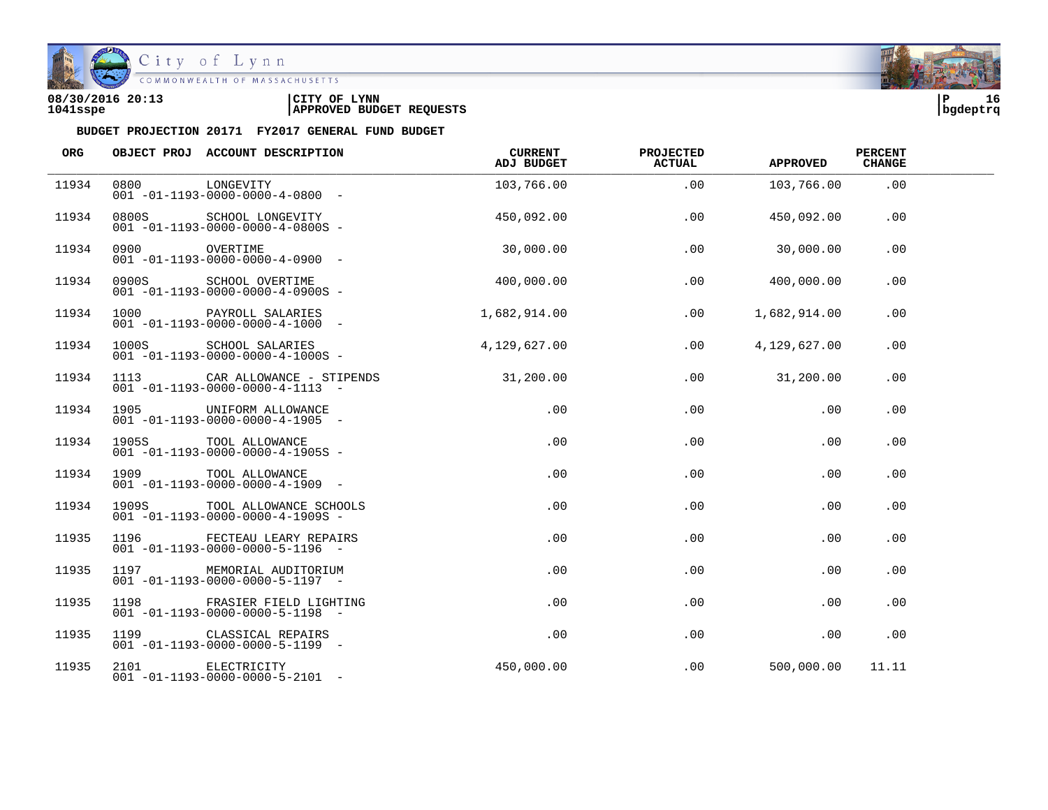**08/30/2016 20:13** | **CITY OF LYNN**
**1041sspe** | **APPROVED BUDGET REQUESTS**

**BUDGET PROJECTION 20171 FY2017 GENERAL FUND BUDGET**

| ORG | OBJECT PROJ | ACCOUNT DESCRIPTION | CURRENT ADJ BUDGET | PROJECTED ACTUAL | APPROVED | PERCENT CHANGE |
|---|---|---|---|---|---|---|
| 11934 | 0800 | LONGEVITY<br>001 -01-1193-0000-0000-4-0800 - | 103,766.00 | .00 | 103,766.00 | .00 |
| 11934 | 0800S | SCHOOL LONGEVITY<br>001 -01-1193-0000-0000-4-0800S - | 450,092.00 | .00 | 450,092.00 | .00 |
| 11934 | 0900 | OVERTIME<br>001 -01-1193-0000-0000-4-0900 - | 30,000.00 | .00 | 30,000.00 | .00 |
| 11934 | 0900S | SCHOOL OVERTIME<br>001 -01-1193-0000-0000-4-0900S - | 400,000.00 | .00 | 400,000.00 | .00 |
| 11934 | 1000 | PAYROLL SALARIES<br>001 -01-1193-0000-0000-4-1000 - | 1,682,914.00 | .00 | 1,682,914.00 | .00 |
| 11934 | 1000S | SCHOOL SALARIES<br>001 -01-1193-0000-0000-4-1000S - | 4,129,627.00 | .00 | 4,129,627.00 | .00 |
| 11934 | 1113 | CAR ALLOWANCE - STIPENDS<br>001 -01-1193-0000-0000-4-1113 - | 31,200.00 | .00 | 31,200.00 | .00 |
| 11934 | 1905 | UNIFORM ALLOWANCE<br>001 -01-1193-0000-0000-4-1905 - | .00 | .00 | .00 | .00 |
| 11934 | 1905S | TOOL ALLOWANCE<br>001 -01-1193-0000-0000-4-1905S - | .00 | .00 | .00 | .00 |
| 11934 | 1909 | TOOL ALLOWANCE<br>001 -01-1193-0000-0000-4-1909 - | .00 | .00 | .00 | .00 |
| 11934 | 1909S | TOOL ALLOWANCE SCHOOLS<br>001 -01-1193-0000-0000-4-1909S - | .00 | .00 | .00 | .00 |
| 11935 | 1196 | FECTEAU LEARY REPAIRS<br>001 -01-1193-0000-0000-5-1196 - | .00 | .00 | .00 | .00 |
| 11935 | 1197 | MEMORIAL AUDITORIUM<br>001 -01-1193-0000-0000-5-1197 - | .00 | .00 | .00 | .00 |
| 11935 | 1198 | FRASIER FIELD LIGHTING<br>001 -01-1193-0000-0000-5-1198 - | .00 | .00 | .00 | .00 |
| 11935 | 1199 | CLASSICAL REPAIRS<br>001 -01-1193-0000-0000-5-1199 - | .00 | .00 | .00 | .00 |
| 11935 | 2101 | ELECTRICITY<br>001 -01-1193-0000-0000-5-2101 - | 450,000.00 | .00 | 500,000.00 | 11.11 |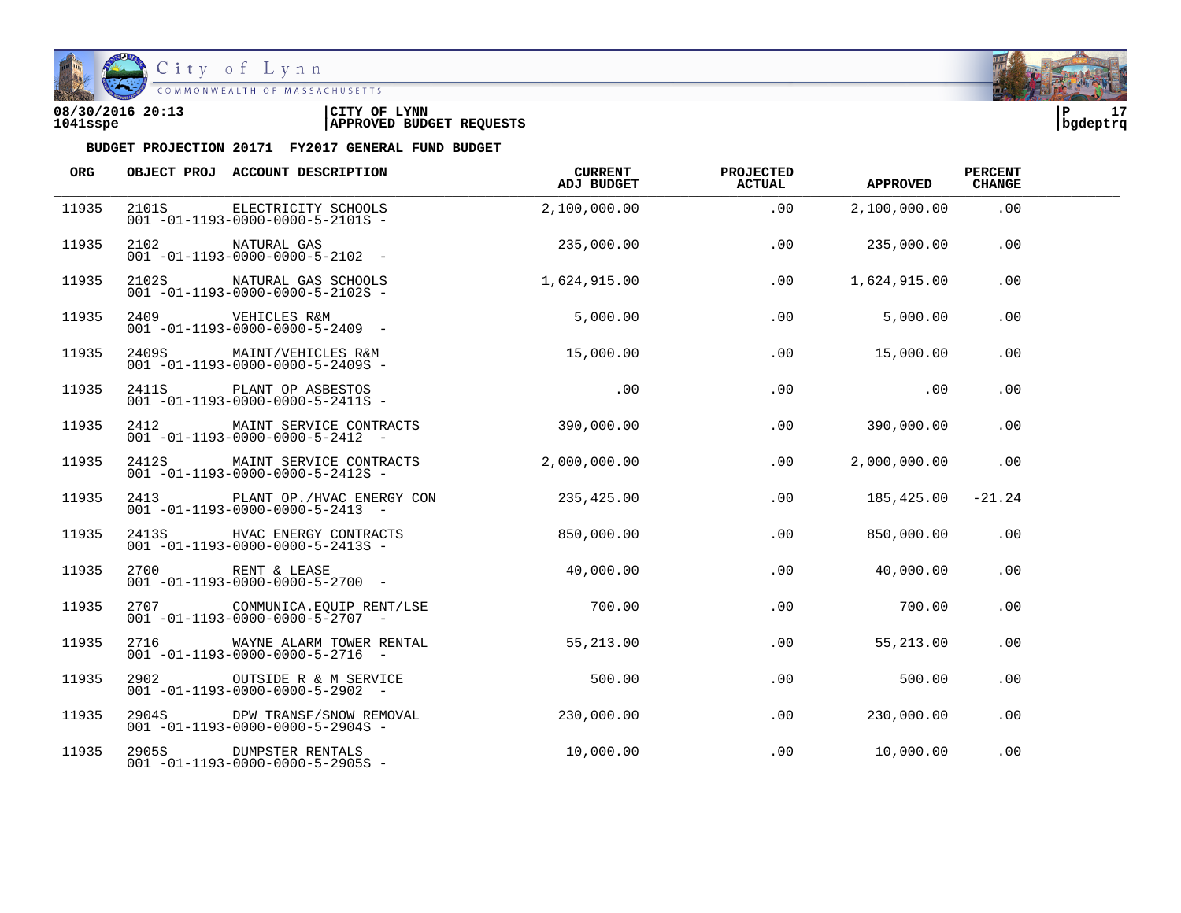08/30/2016 20:13 | CITY OF LYNN
1041sspe | APPROVED BUDGET REQUESTS

**BUDGET PROJECTION 20171 FY2017 GENERAL FUND BUDGET**

| ORG | OBJECT PROJ | ACCOUNT DESCRIPTION | CURRENT ADJ BUDGET | PROJECTED ACTUAL | APPROVED | PERCENT CHANGE |
|---|---|---|---|---|---|---|
| 11935 | 2101S | ELECTRICITY SCHOOLS<br>001 -01-1193-0000-0000-5-2101S - | 2,100,000.00 | .00 | 2,100,000.00 | .00 |
| 11935 | 2102 | NATURAL GAS<br>001 -01-1193-0000-0000-5-2102 - | 235,000.00 | .00 | 235,000.00 | .00 |
| 11935 | 2102S | NATURAL GAS SCHOOLS<br>001 -01-1193-0000-0000-5-2102S - | 1,624,915.00 | .00 | 1,624,915.00 | .00 |
| 11935 | 2409 | VEHICLES R&M<br>001 -01-1193-0000-0000-5-2409 - | 5,000.00 | .00 | 5,000.00 | .00 |
| 11935 | 2409S | MAINT/VEHICLES R&M<br>001 -01-1193-0000-0000-5-2409S - | 15,000.00 | .00 | 15,000.00 | .00 |
| 11935 | 2411S | PLANT OP ASBESTOS<br>001 -01-1193-0000-0000-5-2411S - | .00 | .00 | .00 | .00 |
| 11935 | 2412 | MAINT SERVICE CONTRACTS<br>001 -01-1193-0000-0000-5-2412 - | 390,000.00 | .00 | 390,000.00 | .00 |
| 11935 | 2412S | MAINT SERVICE CONTRACTS<br>001 -01-1193-0000-0000-5-2412S - | 2,000,000.00 | .00 | 2,000,000.00 | .00 |
| 11935 | 2413 | PLANT OP./HVAC ENERGY CON<br>001 -01-1193-0000-0000-5-2413 - | 235,425.00 | .00 | 185,425.00 | -21.24 |
| 11935 | 2413S | HVAC ENERGY CONTRACTS<br>001 -01-1193-0000-0000-5-2413S - | 850,000.00 | .00 | 850,000.00 | .00 |
| 11935 | 2700 | RENT & LEASE<br>001 -01-1193-0000-0000-5-2700 - | 40,000.00 | .00 | 40,000.00 | .00 |
| 11935 | 2707 | COMMUNICA.EQUIP RENT/LSE<br>001 -01-1193-0000-0000-5-2707 - | 700.00 | .00 | 700.00 | .00 |
| 11935 | 2716 | WAYNE ALARM TOWER RENTAL<br>001 -01-1193-0000-0000-5-2716 - | 55,213.00 | .00 | 55,213.00 | .00 |
| 11935 | 2902 | OUTSIDE R & M SERVICE<br>001 -01-1193-0000-0000-5-2902 - | 500.00 | .00 | 500.00 | .00 |
| 11935 | 2904S | DPW TRANSF/SNOW REMOVAL<br>001 -01-1193-0000-0000-5-2904S - | 230,000.00 | .00 | 230,000.00 | .00 |
| 11935 | 2905S | DUMPSTER RENTALS<br>001 -01-1193-0000-0000-5-2905S - | 10,000.00 | .00 | 10,000.00 | .00 |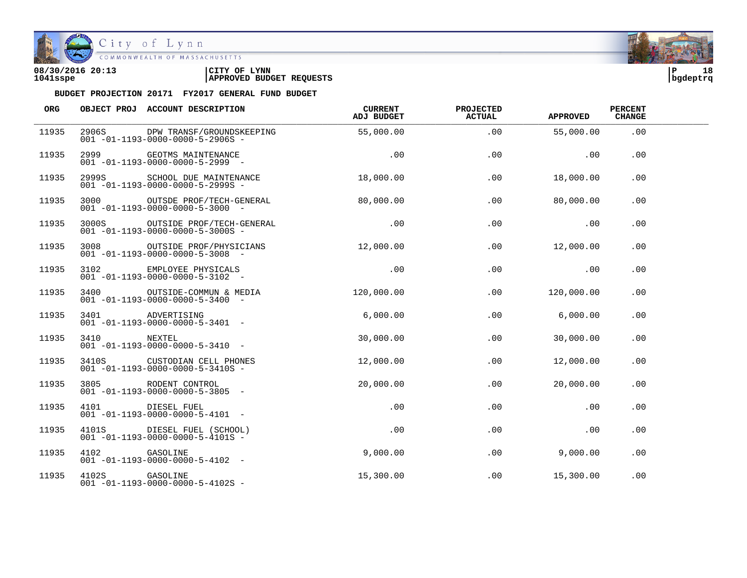08/30/2016 20:13 | CITY OF LYNN
1041sspe | APPROVED BUDGET REQUESTS

**BUDGET PROJECTION 20171 FY2017 GENERAL FUND BUDGET**

| ORG | OBJECT PROJ | ACCOUNT DESCRIPTION | CURRENT ADJ BUDGET | PROJECTED ACTUAL | APPROVED | PERCENT CHANGE |
|---|---|---|---|---|---|---|
| 11935 | 2906S | DPW TRANSF/GROUNDSKEEPING<br>001 -01-1193-0000-0000-5-2906S - | 55,000.00 | .00 | 55,000.00 | .00 |
| 11935 | 2999 | GEOTMS MAINTENANCE<br>001 -01-1193-0000-0000-5-2999 - | .00 | .00 | .00 | .00 |
| 11935 | 2999S | SCHOOL DUE MAINTENANCE<br>001 -01-1193-0000-0000-5-2999S - | 18,000.00 | .00 | 18,000.00 | .00 |
| 11935 | 3000 | OUTSDE PROF/TECH-GENERAL<br>001 -01-1193-0000-0000-5-3000 - | 80,000.00 | .00 | 80,000.00 | .00 |
| 11935 | 3000S | OUTSIDE PROF/TECH-GENERAL<br>001 -01-1193-0000-0000-5-3000S - | .00 | .00 | .00 | .00 |
| 11935 | 3008 | OUTSIDE PROF/PHYSICIANS<br>001 -01-1193-0000-0000-5-3008 - | 12,000.00 | .00 | 12,000.00 | .00 |
| 11935 | 3102 | EMPLOYEE PHYSICALS<br>001 -01-1193-0000-0000-5-3102 - | .00 | .00 | .00 | .00 |
| 11935 | 3400 | OUTSIDE-COMMUN & MEDIA<br>001 -01-1193-0000-0000-5-3400 - | 120,000.00 | .00 | 120,000.00 | .00 |
| 11935 | 3401 | ADVERTISING<br>001 -01-1193-0000-0000-5-3401 - | 6,000.00 | .00 | 6,000.00 | .00 |
| 11935 | 3410 | NEXTEL<br>001 -01-1193-0000-0000-5-3410 - | 30,000.00 | .00 | 30,000.00 | .00 |
| 11935 | 3410S | CUSTODIAN CELL PHONES<br>001 -01-1193-0000-0000-5-3410S - | 12,000.00 | .00 | 12,000.00 | .00 |
| 11935 | 3805 | RODENT CONTROL<br>001 -01-1193-0000-0000-5-3805 - | 20,000.00 | .00 | 20,000.00 | .00 |
| 11935 | 4101 | DIESEL FUEL<br>001 -01-1193-0000-0000-5-4101 - | .00 | .00 | .00 | .00 |
| 11935 | 4101S | DIESEL FUEL (SCHOOL)<br>001 -01-1193-0000-0000-5-4101S - | .00 | .00 | .00 | .00 |
| 11935 | 4102 | GASOLINE<br>001 -01-1193-0000-0000-5-4102 - | 9,000.00 | .00 | 9,000.00 | .00 |
| 11935 | 4102S | GASOLINE<br>001 -01-1193-0000-0000-5-4102S - | 15,300.00 | .00 | 15,300.00 | .00 |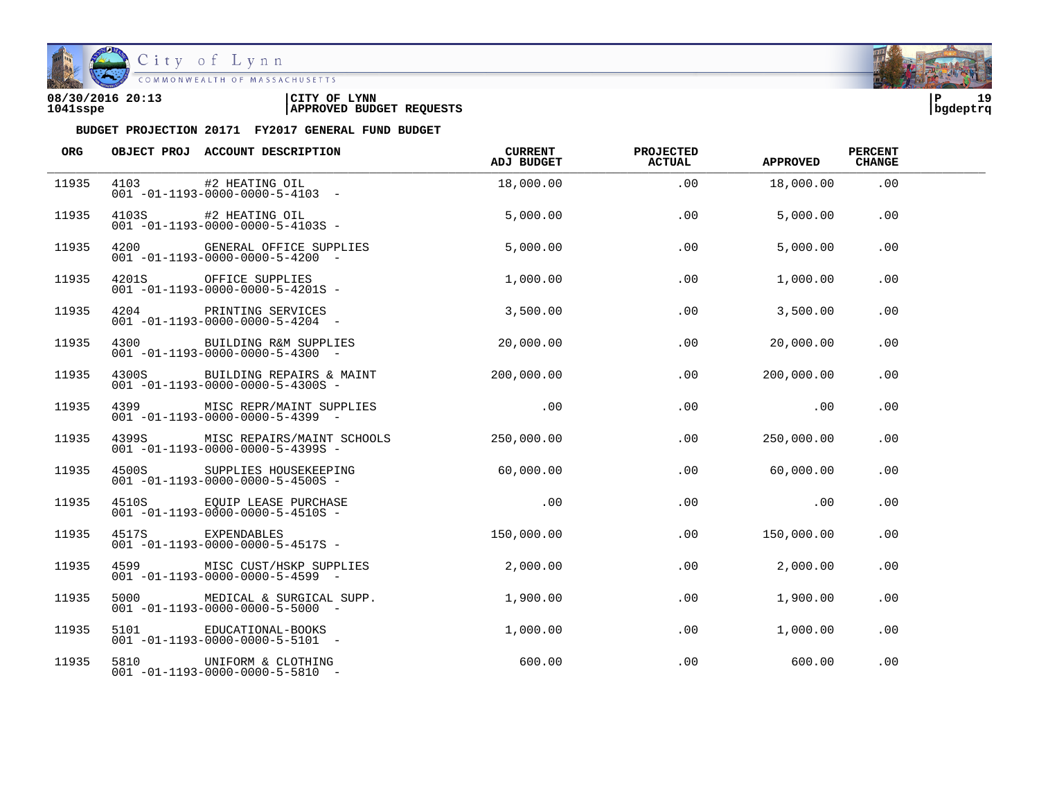08/30/2016 20:13 | CITY OF LYNN | P 19
1041sspe | APPROVED BUDGET REQUESTS | bgdeptrq

**BUDGET PROJECTION 20171 FY2017 GENERAL FUND BUDGET**

| ORG | OBJECT PROJ | ACCOUNT DESCRIPTION | CURRENT ADJ BUDGET | PROJECTED ACTUAL | APPROVED | PERCENT CHANGE |
|---|---|---|---|---|---|---|
| 11935 | 4103 | #2 HEATING OIL<br>001 -01-1193-0000-0000-5-4103 - | 18,000.00 | .00 | 18,000.00 | .00 |
| 11935 | 4103S | #2 HEATING OIL<br>001 -01-1193-0000-0000-5-4103S - | 5,000.00 | .00 | 5,000.00 | .00 |
| 11935 | 4200 | GENERAL OFFICE SUPPLIES<br>001 -01-1193-0000-0000-5-4200 - | 5,000.00 | .00 | 5,000.00 | .00 |
| 11935 | 4201S | OFFICE SUPPLIES<br>001 -01-1193-0000-0000-5-4201S - | 1,000.00 | .00 | 1,000.00 | .00 |
| 11935 | 4204 | PRINTING SERVICES<br>001 -01-1193-0000-0000-5-4204 - | 3,500.00 | .00 | 3,500.00 | .00 |
| 11935 | 4300 | BUILDING R&M SUPPLIES<br>001 -01-1193-0000-0000-5-4300 - | 20,000.00 | .00 | 20,000.00 | .00 |
| 11935 | 4300S | BUILDING REPAIRS & MAINT<br>001 -01-1193-0000-0000-5-4300S - | 200,000.00 | .00 | 200,000.00 | .00 |
| 11935 | 4399 | MISC REPR/MAINT SUPPLIES<br>001 -01-1193-0000-0000-5-4399 - | .00 | .00 | .00 | .00 |
| 11935 | 4399S | MISC REPAIRS/MAINT SCHOOLS<br>001 -01-1193-0000-0000-5-4399S - | 250,000.00 | .00 | 250,000.00 | .00 |
| 11935 | 4500S | SUPPLIES HOUSEKEEPING<br>001 -01-1193-0000-0000-5-4500S - | 60,000.00 | .00 | 60,000.00 | .00 |
| 11935 | 4510S | EQUIP LEASE PURCHASE<br>001 -01-1193-0000-0000-5-4510S - | .00 | .00 | .00 | .00 |
| 11935 | 4517S | EXPENDABLES<br>001 -01-1193-0000-0000-5-4517S - | 150,000.00 | .00 | 150,000.00 | .00 |
| 11935 | 4599 | MISC CUST/HSKP SUPPLIES<br>001 -01-1193-0000-0000-5-4599 - | 2,000.00 | .00 | 2,000.00 | .00 |
| 11935 | 5000 | MEDICAL & SURGICAL SUPP.<br>001 -01-1193-0000-0000-5-5000 - | 1,900.00 | .00 | 1,900.00 | .00 |
| 11935 | 5101 | EDUCATIONAL-BOOKS<br>001 -01-1193-0000-0000-5-5101 - | 1,000.00 | .00 | 1,000.00 | .00 |
| 11935 | 5810 | UNIFORM & CLOTHING<br>001 -01-1193-0000-0000-5-5810 - | 600.00 | .00 | 600.00 | .00 |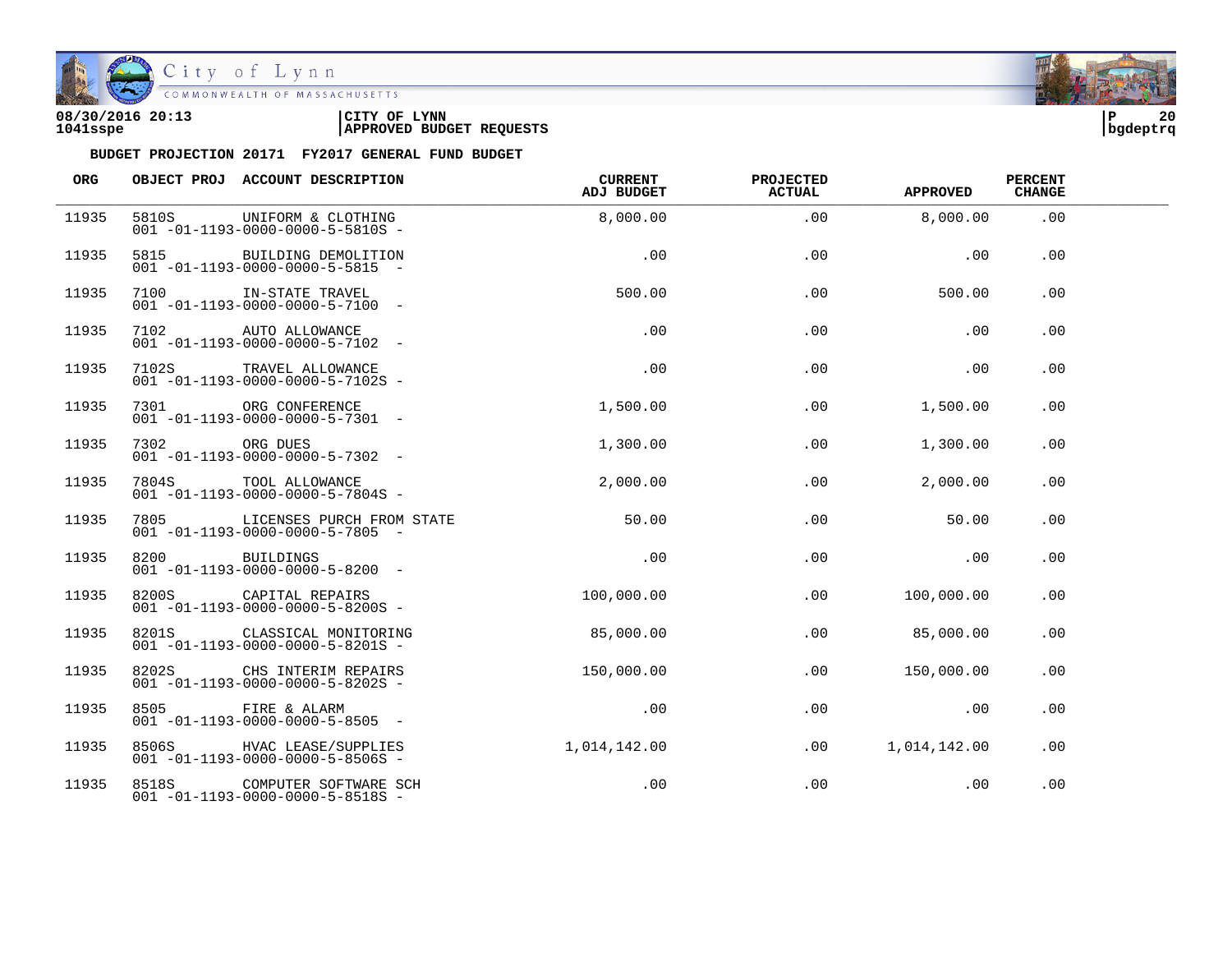08/30/2016 20:13
1041sspe

**CITY OF LYNN**
**APPROVED BUDGET REQUESTS**

bgdeptrq

**BUDGET PROJECTION 20171 FY2017 GENERAL FUND BUDGET**

| ORG | OBJECT PROJ | ACCOUNT DESCRIPTION | CURRENT ADJ BUDGET | PROJECTED ACTUAL | APPROVED | PERCENT CHANGE |
|---|---|---|---|---|---|---|
| 11935 | 5810S | UNIFORM & CLOTHING<br>001 -01-1193-0000-0000-5-5810S - | 8,000.00 | .00 | 8,000.00 | .00 |
| 11935 | 5815 | BUILDING DEMOLITION<br>001 -01-1193-0000-0000-5-5815 - | .00 | .00 | .00 | .00 |
| 11935 | 7100 | IN-STATE TRAVEL<br>001 -01-1193-0000-0000-5-7100 - | 500.00 | .00 | 500.00 | .00 |
| 11935 | 7102 | AUTO ALLOWANCE<br>001 -01-1193-0000-0000-5-7102 - | .00 | .00 | .00 | .00 |
| 11935 | 7102S | TRAVEL ALLOWANCE<br>001 -01-1193-0000-0000-5-7102S - | .00 | .00 | .00 | .00 |
| 11935 | 7301 | ORG CONFERENCE<br>001 -01-1193-0000-0000-5-7301 - | 1,500.00 | .00 | 1,500.00 | .00 |
| 11935 | 7302 | ORG DUES<br>001 -01-1193-0000-0000-5-7302 - | 1,300.00 | .00 | 1,300.00 | .00 |
| 11935 | 7804S | TOOL ALLOWANCE<br>001 -01-1193-0000-0000-5-7804S - | 2,000.00 | .00 | 2,000.00 | .00 |
| 11935 | 7805 | LICENSES PURCH FROM STATE<br>001 -01-1193-0000-0000-5-7805 - | 50.00 | .00 | 50.00 | .00 |
| 11935 | 8200 | BUILDINGS<br>001 -01-1193-0000-0000-5-8200 - | .00 | .00 | .00 | .00 |
| 11935 | 8200S | CAPITAL REPAIRS<br>001 -01-1193-0000-0000-5-8200S - | 100,000.00 | .00 | 100,000.00 | .00 |
| 11935 | 8201S | CLASSICAL MONITORING<br>001 -01-1193-0000-0000-5-8201S - | 85,000.00 | .00 | 85,000.00 | .00 |
| 11935 | 8202S | CHS INTERIM REPAIRS<br>001 -01-1193-0000-0000-5-8202S - | 150,000.00 | .00 | 150,000.00 | .00 |
| 11935 | 8505 | FIRE & ALARM<br>001 -01-1193-0000-0000-5-8505 - | .00 | .00 | .00 | .00 |
| 11935 | 8506S | HVAC LEASE/SUPPLIES<br>001 -01-1193-0000-0000-5-8506S - | 1,014,142.00 | .00 | 1,014,142.00 | .00 |
| 11935 | 8518S | COMPUTER SOFTWARE SCH<br>001 -01-1193-0000-0000-5-8518S - | .00 | .00 | .00 | .00 |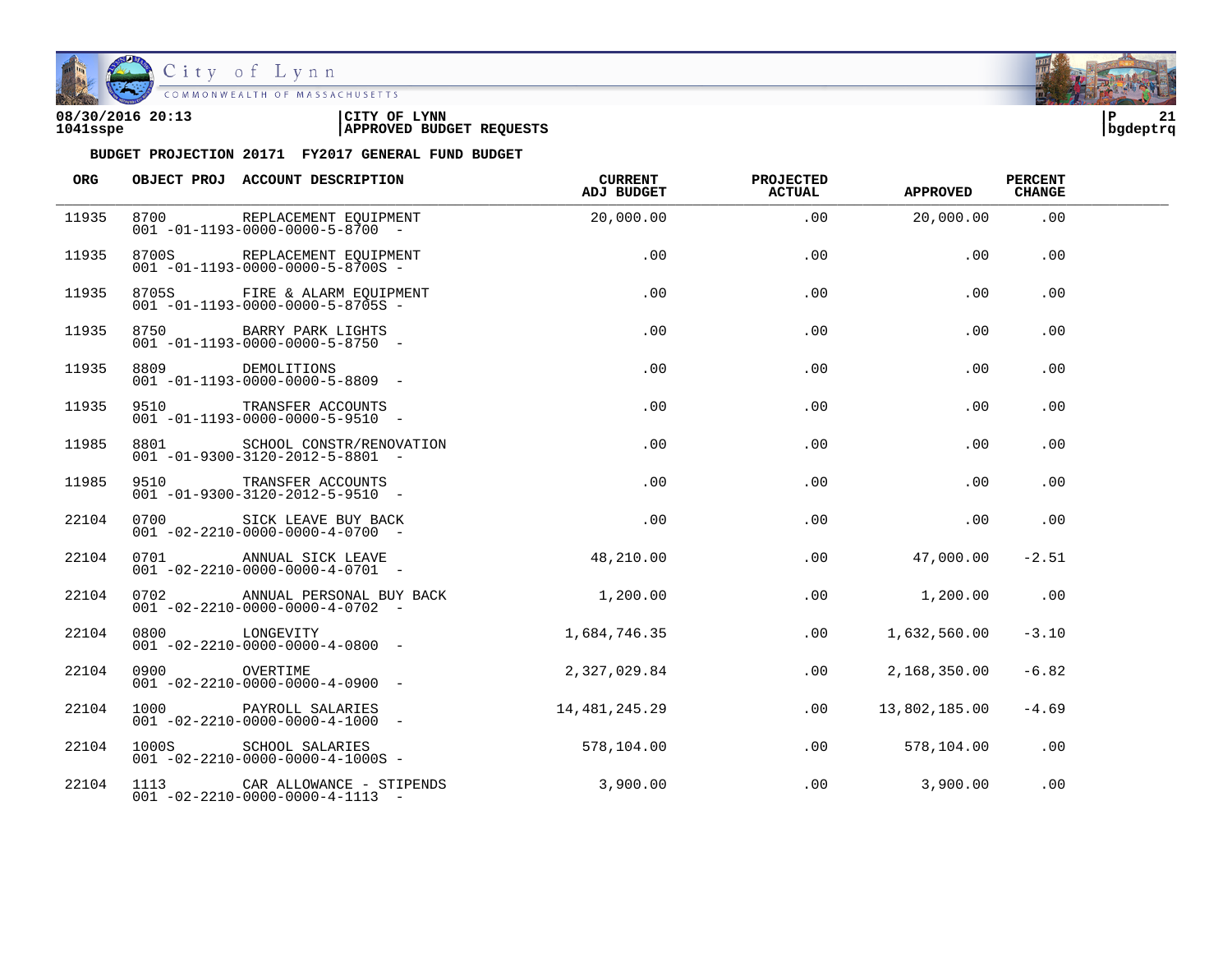08/30/2016 20:13 | CITY OF LYNN
1041sspe | APPROVED BUDGET REQUESTS

bgdeptrq

**BUDGET PROJECTION 20171 FY2017 GENERAL FUND BUDGET**

| ORG | OBJECT PROJ | ACCOUNT DESCRIPTION | CURRENT ADJ BUDGET | PROJECTED ACTUAL | APPROVED | PERCENT CHANGE |
|---|---|---|---|---|---|---|
| 11935 | 8700 | REPLACEMENT EQUIPMENT<br>001 -01-1193-0000-0000-5-8700 - | 20,000.00 | .00 | 20,000.00 | .00 |
| 11935 | 8700S | REPLACEMENT EQUIPMENT<br>001 -01-1193-0000-0000-5-8700S - | .00 | .00 | .00 | .00 |
| 11935 | 8705S | FIRE & ALARM EQUIPMENT<br>001 -01-1193-0000-0000-5-8705S - | .00 | .00 | .00 | .00 |
| 11935 | 8750 | BARRY PARK LIGHTS<br>001 -01-1193-0000-0000-5-8750 - | .00 | .00 | .00 | .00 |
| 11935 | 8809 | DEMOLITIONS<br>001 -01-1193-0000-0000-5-8809 - | .00 | .00 | .00 | .00 |
| 11935 | 9510 | TRANSFER ACCOUNTS<br>001 -01-1193-0000-0000-5-9510 - | .00 | .00 | .00 | .00 |
| 11985 | 8801 | SCHOOL CONSTR/RENOVATION<br>001 -01-9300-3120-2012-5-8801 - | .00 | .00 | .00 | .00 |
| 11985 | 9510 | TRANSFER ACCOUNTS<br>001 -01-9300-3120-2012-5-9510 - | .00 | .00 | .00 | .00 |
| 22104 | 0700 | SICK LEAVE BUY BACK<br>001 -02-2210-0000-0000-4-0700 - | .00 | .00 | .00 | .00 |
| 22104 | 0701 | ANNUAL SICK LEAVE<br>001 -02-2210-0000-0000-4-0701 - | 48,210.00 | .00 | 47,000.00 | -2.51 |
| 22104 | 0702 | ANNUAL PERSONAL BUY BACK<br>001 -02-2210-0000-0000-4-0702 - | 1,200.00 | .00 | 1,200.00 | .00 |
| 22104 | 0800 | LONGEVITY<br>001 -02-2210-0000-0000-4-0800 - | 1,684,746.35 | .00 | 1,632,560.00 | -3.10 |
| 22104 | 0900 | OVERTIME<br>001 -02-2210-0000-0000-4-0900 - | 2,327,029.84 | .00 | 2,168,350.00 | -6.82 |
| 22104 | 1000 | PAYROLL SALARIES<br>001 -02-2210-0000-0000-4-1000 - | 14,481,245.29 | .00 | 13,802,185.00 | -4.69 |
| 22104 | 1000S | SCHOOL SALARIES<br>001 -02-2210-0000-0000-4-1000S - | 578,104.00 | .00 | 578,104.00 | .00 |
| 22104 | 1113 | CAR ALLOWANCE - STIPENDS<br>001 -02-2210-0000-0000-4-1113 - | 3,900.00 | .00 | 3,900.00 | .00 |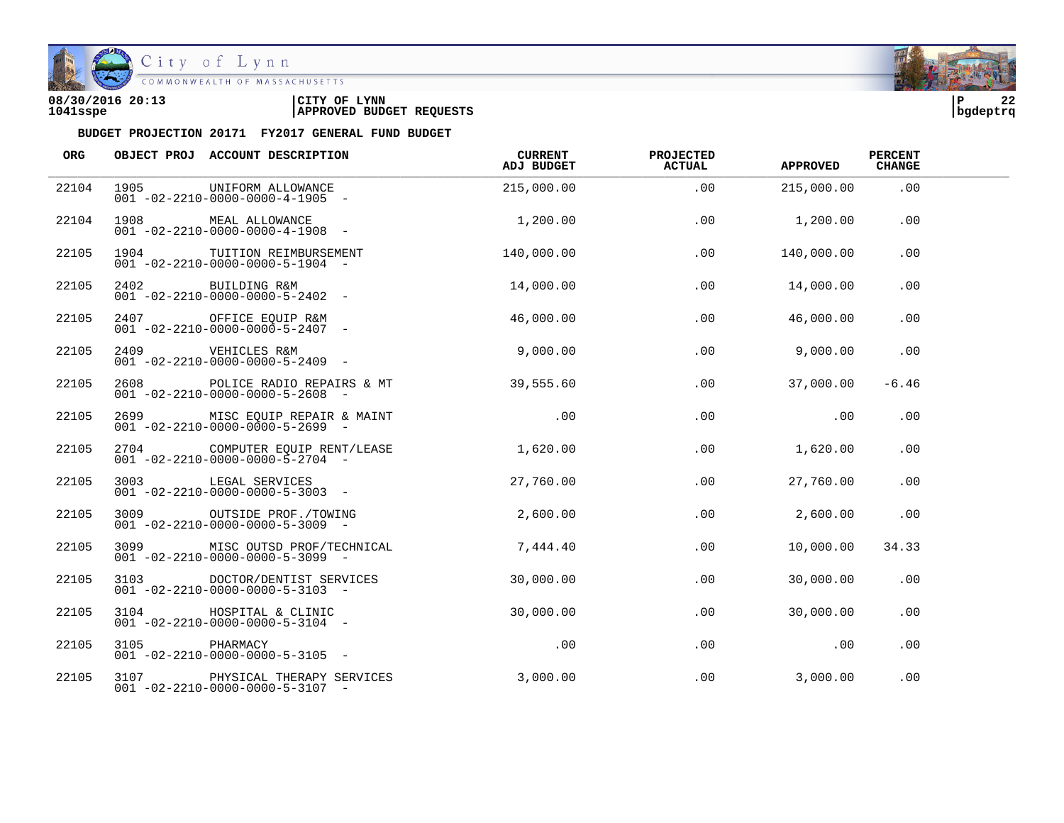08/30/2016 20:13 | CITY OF LYNN | P 22
1041sspe | APPROVED BUDGET REQUESTS | bgdeptrq

**BUDGET PROJECTION 20171 FY2017 GENERAL FUND BUDGET**

| ORG | OBJECT PROJ | ACCOUNT DESCRIPTION | CURRENT ADJ BUDGET | PROJECTED ACTUAL | APPROVED | PERCENT CHANGE |
|---|---|---|---|---|---|---|
| 22104 | 1905 | UNIFORM ALLOWANCE<br>001 -02-2210-0000-0000-4-1905 - | 215,000.00 | .00 | 215,000.00 | .00 |
| 22104 | 1908 | MEAL ALLOWANCE<br>001 -02-2210-0000-0000-4-1908 - | 1,200.00 | .00 | 1,200.00 | .00 |
| 22105 | 1904 | TUITION REIMBURSEMENT<br>001 -02-2210-0000-0000-5-1904 - | 140,000.00 | .00 | 140,000.00 | .00 |
| 22105 | 2402 | BUILDING R&M<br>001 -02-2210-0000-0000-5-2402 - | 14,000.00 | .00 | 14,000.00 | .00 |
| 22105 | 2407 | OFFICE EQUIP R&M<br>001 -02-2210-0000-0000-5-2407 - | 46,000.00 | .00 | 46,000.00 | .00 |
| 22105 | 2409 | VEHICLES R&M<br>001 -02-2210-0000-0000-5-2409 - | 9,000.00 | .00 | 9,000.00 | .00 |
| 22105 | 2608 | POLICE RADIO REPAIRS & MT<br>001 -02-2210-0000-0000-5-2608 - | 39,555.60 | .00 | 37,000.00 | -6.46 |
| 22105 | 2699 | MISC EQUIP REPAIR & MAINT<br>001 -02-2210-0000-0000-5-2699 - | .00 | .00 | .00 | .00 |
| 22105 | 2704 | COMPUTER EQUIP RENT/LEASE<br>001 -02-2210-0000-0000-5-2704 - | 1,620.00 | .00 | 1,620.00 | .00 |
| 22105 | 3003 | LEGAL SERVICES<br>001 -02-2210-0000-0000-5-3003 - | 27,760.00 | .00 | 27,760.00 | .00 |
| 22105 | 3009 | OUTSIDE PROF./TOWING<br>001 -02-2210-0000-0000-5-3009 - | 2,600.00 | .00 | 2,600.00 | .00 |
| 22105 | 3099 | MISC OUTSD PROF/TECHNICAL<br>001 -02-2210-0000-0000-5-3099 - | 7,444.40 | .00 | 10,000.00 | 34.33 |
| 22105 | 3103 | DOCTOR/DENTIST SERVICES<br>001 -02-2210-0000-0000-5-3103 - | 30,000.00 | .00 | 30,000.00 | .00 |
| 22105 | 3104 | HOSPITAL & CLINIC<br>001 -02-2210-0000-0000-5-3104 - | 30,000.00 | .00 | 30,000.00 | .00 |
| 22105 | 3105 | PHARMACY<br>001 -02-2210-0000-0000-5-3105 - | .00 | .00 | .00 | .00 |
| 22105 | 3107 | PHYSICAL THERAPY SERVICES<br>001 -02-2210-0000-0000-5-3107 - | 3,000.00 | .00 | 3,000.00 | .00 |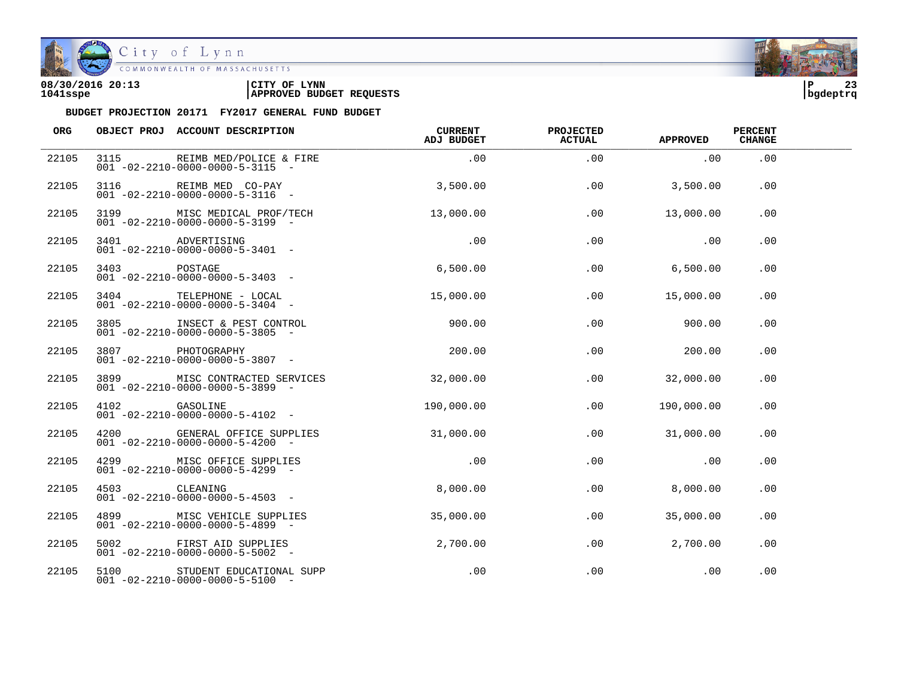08/30/2016 20:13 | CITY OF LYNN | P 23
1041sspe | APPROVED BUDGET REQUESTS | bgdeptrq

**BUDGET PROJECTION 20171 FY2017 GENERAL FUND BUDGET**

| ORG | OBJECT PROJ | ACCOUNT DESCRIPTION | CURRENT ADJ BUDGET | PROJECTED ACTUAL | APPROVED | PERCENT CHANGE |
|---|---|---|---|---|---|---|
| 22105 | 3115 | REIMB MED/POLICE & FIRE<br>001 -02-2210-0000-0000-5-3115 - | .00 | .00 | .00 | .00 |
| 22105 | 3116 | REIMB MED CO-PAY<br>001 -02-2210-0000-0000-5-3116 - | 3,500.00 | .00 | 3,500.00 | .00 |
| 22105 | 3199 | MISC MEDICAL PROF/TECH<br>001 -02-2210-0000-0000-5-3199 - | 13,000.00 | .00 | 13,000.00 | .00 |
| 22105 | 3401 | ADVERTISING<br>001 -02-2210-0000-0000-5-3401 - | .00 | .00 | .00 | .00 |
| 22105 | 3403 | POSTAGE<br>001 -02-2210-0000-0000-5-3403 - | 6,500.00 | .00 | 6,500.00 | .00 |
| 22105 | 3404 | TELEPHONE - LOCAL<br>001 -02-2210-0000-0000-5-3404 - | 15,000.00 | .00 | 15,000.00 | .00 |
| 22105 | 3805 | INSECT & PEST CONTROL<br>001 -02-2210-0000-0000-5-3805 - | 900.00 | .00 | 900.00 | .00 |
| 22105 | 3807 | PHOTOGRAPHY<br>001 -02-2210-0000-0000-5-3807 - | 200.00 | .00 | 200.00 | .00 |
| 22105 | 3899 | MISC CONTRACTED SERVICES<br>001 -02-2210-0000-0000-5-3899 - | 32,000.00 | .00 | 32,000.00 | .00 |
| 22105 | 4102 | GASOLINE<br>001 -02-2210-0000-0000-5-4102 - | 190,000.00 | .00 | 190,000.00 | .00 |
| 22105 | 4200 | GENERAL OFFICE SUPPLIES<br>001 -02-2210-0000-0000-5-4200 - | 31,000.00 | .00 | 31,000.00 | .00 |
| 22105 | 4299 | MISC OFFICE SUPPLIES<br>001 -02-2210-0000-0000-5-4299 - | .00 | .00 | .00 | .00 |
| 22105 | 4503 | CLEANING<br>001 -02-2210-0000-0000-5-4503 - | 8,000.00 | .00 | 8,000.00 | .00 |
| 22105 | 4899 | MISC VEHICLE SUPPLIES<br>001 -02-2210-0000-0000-5-4899 - | 35,000.00 | .00 | 35,000.00 | .00 |
| 22105 | 5002 | FIRST AID SUPPLIES<br>001 -02-2210-0000-0000-5-5002 - | 2,700.00 | .00 | 2,700.00 | .00 |
| 22105 | 5100 | STUDENT EDUCATIONAL SUPP<br>001 -02-2210-0000-0000-5-5100 - | .00 | .00 | .00 | .00 |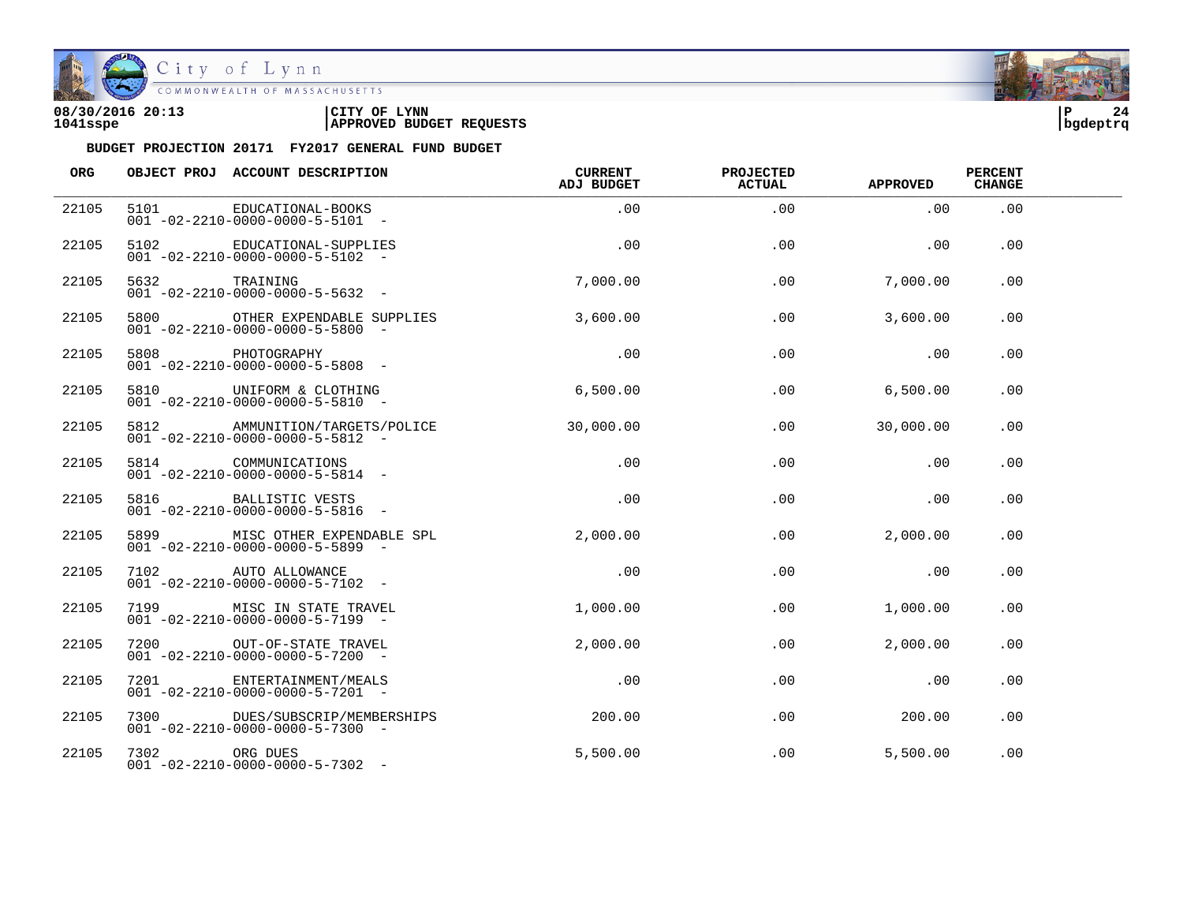08/30/2016 20:13 | CITY OF LYNN
1041sspe | APPROVED BUDGET REQUESTS

**BUDGET PROJECTION 20171 FY2017 GENERAL FUND BUDGET**

| ORG | OBJECT PROJ | ACCOUNT DESCRIPTION | CURRENT ADJ BUDGET | PROJECTED ACTUAL | APPROVED | PERCENT CHANGE |
|---|---|---|---|---|---|---|
| 22105 | 5101 | EDUCATIONAL-BOOKS<br>001 -02-2210-0000-0000-5-5101 - | .00 | .00 | .00 | .00 |
| 22105 | 5102 | EDUCATIONAL-SUPPLIES<br>001 -02-2210-0000-0000-5-5102 - | .00 | .00 | .00 | .00 |
| 22105 | 5632 | TRAINING<br>001 -02-2210-0000-0000-5-5632 - | 7,000.00 | .00 | 7,000.00 | .00 |
| 22105 | 5800 | OTHER EXPENDABLE SUPPLIES<br>001 -02-2210-0000-0000-5-5800 - | 3,600.00 | .00 | 3,600.00 | .00 |
| 22105 | 5808 | PHOTOGRAPHY<br>001 -02-2210-0000-0000-5-5808 - | .00 | .00 | .00 | .00 |
| 22105 | 5810 | UNIFORM & CLOTHING<br>001 -02-2210-0000-0000-5-5810 - | 6,500.00 | .00 | 6,500.00 | .00 |
| 22105 | 5812 | AMMUNITION/TARGETS/POLICE<br>001 -02-2210-0000-0000-5-5812 - | 30,000.00 | .00 | 30,000.00 | .00 |
| 22105 | 5814 | COMMUNICATIONS<br>001 -02-2210-0000-0000-5-5814 - | .00 | .00 | .00 | .00 |
| 22105 | 5816 | BALLISTIC VESTS<br>001 -02-2210-0000-0000-5-5816 - | .00 | .00 | .00 | .00 |
| 22105 | 5899 | MISC OTHER EXPENDABLE SPL<br>001 -02-2210-0000-0000-5-5899 - | 2,000.00 | .00 | 2,000.00 | .00 |
| 22105 | 7102 | AUTO ALLOWANCE<br>001 -02-2210-0000-0000-5-7102 - | .00 | .00 | .00 | .00 |
| 22105 | 7199 | MISC IN STATE TRAVEL<br>001 -02-2210-0000-0000-5-7199 - | 1,000.00 | .00 | 1,000.00 | .00 |
| 22105 | 7200 | OUT-OF-STATE TRAVEL<br>001 -02-2210-0000-0000-5-7200 - | 2,000.00 | .00 | 2,000.00 | .00 |
| 22105 | 7201 | ENTERTAINMENT/MEALS<br>001 -02-2210-0000-0000-5-7201 - | .00 | .00 | .00 | .00 |
| 22105 | 7300 | DUES/SUBSCRIP/MEMBERSHIPS<br>001 -02-2210-0000-0000-5-7300 - | 200.00 | .00 | 200.00 | .00 |
| 22105 | 7302 | ORG DUES<br>001 -02-2210-0000-0000-5-7302 - | 5,500.00 | .00 | 5,500.00 | .00 |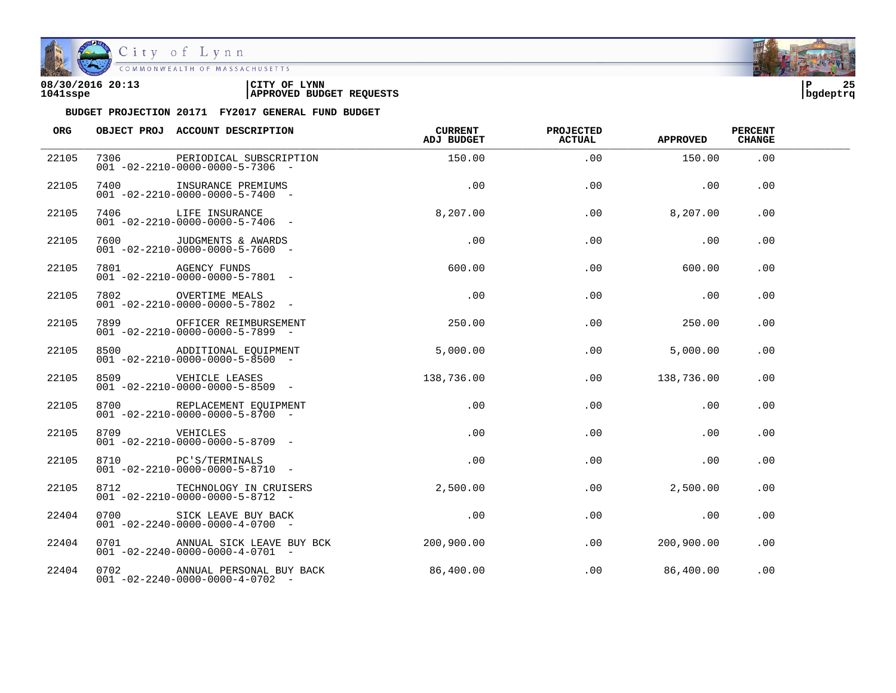**BUDGET PROJECTION 20171 FY2017 GENERAL FUND BUDGET**

| ORG | OBJECT PROJ | ACCOUNT DESCRIPTION | CURRENT ADJ BUDGET | PROJECTED ACTUAL | APPROVED | PERCENT CHANGE |
|---|---|---|---|---|---|---|
| 22105 | 7306 | PERIODICAL SUBSCRIPTION<br>001 -02-2210-0000-0000-5-7306 - | 150.00 | .00 | 150.00 | .00 |
| 22105 | 7400 | INSURANCE PREMIUMS<br>001 -02-2210-0000-0000-5-7400 - | .00 | .00 | .00 | .00 |
| 22105 | 7406 | LIFE INSURANCE<br>001 -02-2210-0000-0000-5-7406 - | 8,207.00 | .00 | 8,207.00 | .00 |
| 22105 | 7600 | JUDGMENTS & AWARDS<br>001 -02-2210-0000-0000-5-7600 - | .00 | .00 | .00 | .00 |
| 22105 | 7801 | AGENCY FUNDS<br>001 -02-2210-0000-0000-5-7801 - | 600.00 | .00 | 600.00 | .00 |
| 22105 | 7802 | OVERTIME MEALS<br>001 -02-2210-0000-0000-5-7802 - | .00 | .00 | .00 | .00 |
| 22105 | 7899 | OFFICER REIMBURSEMENT<br>001 -02-2210-0000-0000-5-7899 - | 250.00 | .00 | 250.00 | .00 |
| 22105 | 8500 | ADDITIONAL EQUIPMENT<br>001 -02-2210-0000-0000-5-8500 - | 5,000.00 | .00 | 5,000.00 | .00 |
| 22105 | 8509 | VEHICLE LEASES<br>001 -02-2210-0000-0000-5-8509 - | 138,736.00 | .00 | 138,736.00 | .00 |
| 22105 | 8700 | REPLACEMENT EQUIPMENT<br>001 -02-2210-0000-0000-5-8700 - | .00 | .00 | .00 | .00 |
| 22105 | 8709 | VEHICLES<br>001 -02-2210-0000-0000-5-8709 - | .00 | .00 | .00 | .00 |
| 22105 | 8710 | PC'S/TERMINALS<br>001 -02-2210-0000-0000-5-8710 - | .00 | .00 | .00 | .00 |
| 22105 | 8712 | TECHNOLOGY IN CRUISERS<br>001 -02-2210-0000-0000-5-8712 - | 2,500.00 | .00 | 2,500.00 | .00 |
| 22404 | 0700 | SICK LEAVE BUY BACK<br>001 -02-2240-0000-0000-4-0700 - | .00 | .00 | .00 | .00 |
| 22404 | 0701 | ANNUAL SICK LEAVE BUY BCK<br>001 -02-2240-0000-0000-4-0701 - | 200,900.00 | .00 | 200,900.00 | .00 |
| 22404 | 0702 | ANNUAL PERSONAL BUY BACK<br>001 -02-2240-0000-0000-4-0702 - | 86,400.00 | .00 | 86,400.00 | .00 |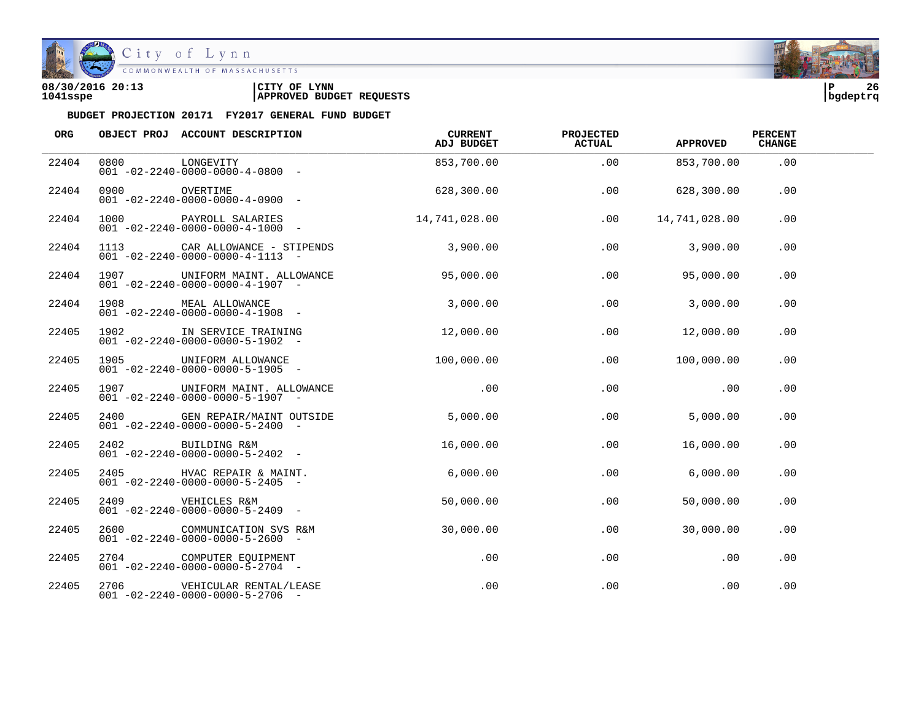08/30/2016 20:13 | CITY OF LYNN
1041sspe | APPROVED BUDGET REQUESTS

bgdeptrq

**BUDGET PROJECTION 20171 FY2017 GENERAL FUND BUDGET**

| ORG | OBJECT PROJ | ACCOUNT DESCRIPTION | CURRENT ADJ BUDGET | PROJECTED ACTUAL | APPROVED | PERCENT CHANGE |
|---|---|---|---|---|---|---|
| 22404 | 0800 | LONGEVITY<br>001 -02-2240-0000-0000-4-0800 - | 853,700.00 | .00 | 853,700.00 | .00 |
| 22404 | 0900 | OVERTIME<br>001 -02-2240-0000-0000-4-0900 - | 628,300.00 | .00 | 628,300.00 | .00 |
| 22404 | 1000 | PAYROLL SALARIES<br>001 -02-2240-0000-0000-4-1000 - | 14,741,028.00 | .00 | 14,741,028.00 | .00 |
| 22404 | 1113 | CAR ALLOWANCE - STIPENDS<br>001 -02-2240-0000-0000-4-1113 - | 3,900.00 | .00 | 3,900.00 | .00 |
| 22404 | 1907 | UNIFORM MAINT. ALLOWANCE<br>001 -02-2240-0000-0000-4-1907 - | 95,000.00 | .00 | 95,000.00 | .00 |
| 22404 | 1908 | MEAL ALLOWANCE<br>001 -02-2240-0000-0000-4-1908 - | 3,000.00 | .00 | 3,000.00 | .00 |
| 22405 | 1902 | IN SERVICE TRAINING<br>001 -02-2240-0000-0000-5-1902 - | 12,000.00 | .00 | 12,000.00 | .00 |
| 22405 | 1905 | UNIFORM ALLOWANCE<br>001 -02-2240-0000-0000-5-1905 - | 100,000.00 | .00 | 100,000.00 | .00 |
| 22405 | 1907 | UNIFORM MAINT. ALLOWANCE<br>001 -02-2240-0000-0000-5-1907 - | .00 | .00 | .00 | .00 |
| 22405 | 2400 | GEN REPAIR/MAINT OUTSIDE<br>001 -02-2240-0000-0000-5-2400 - | 5,000.00 | .00 | 5,000.00 | .00 |
| 22405 | 2402 | BUILDING R&M<br>001 -02-2240-0000-0000-5-2402 - | 16,000.00 | .00 | 16,000.00 | .00 |
| 22405 | 2405 | HVAC REPAIR & MAINT.<br>001 -02-2240-0000-0000-5-2405 - | 6,000.00 | .00 | 6,000.00 | .00 |
| 22405 | 2409 | VEHICLES R&M<br>001 -02-2240-0000-0000-5-2409 - | 50,000.00 | .00 | 50,000.00 | .00 |
| 22405 | 2600 | COMMUNICATION SVS R&M<br>001 -02-2240-0000-0000-5-2600 - | 30,000.00 | .00 | 30,000.00 | .00 |
| 22405 | 2704 | COMPUTER EQUIPMENT<br>001 -02-2240-0000-0000-5-2704 - | .00 | .00 | .00 | .00 |
| 22405 | 2706 | VEHICULAR RENTAL/LEASE<br>001 -02-2240-0000-0000-5-2706 - | .00 | .00 | .00 | .00 |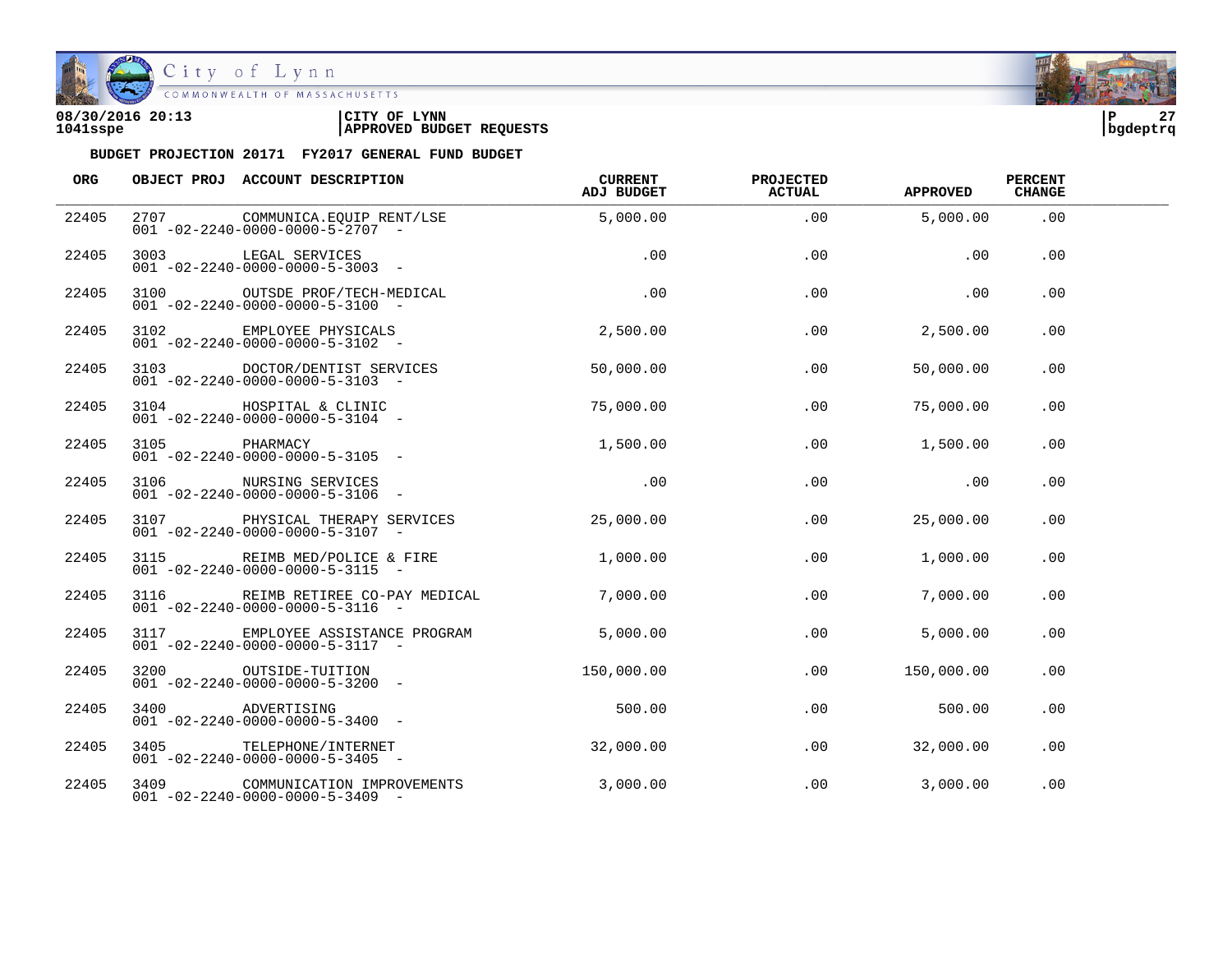**08/30/2016 20:13** | **CITY OF LYNN** | **P 27**
**1041sspe** | **APPROVED BUDGET REQUESTS** | **bgdeptrq**

**BUDGET PROJECTION 20171 FY2017 GENERAL FUND BUDGET**

| ORG | OBJECT PROJ | ACCOUNT DESCRIPTION | CURRENT ADJ BUDGET | PROJECTED ACTUAL | APPROVED | PERCENT CHANGE |
|---|---|---|---|---|---|---|
| 22405 | 2707 | COMMUNICA.EQUIP RENT/LSE<br>001 -02-2240-0000-0000-5-2707 - | 5,000.00 | .00 | 5,000.00 | .00 |
| 22405 | 3003 | LEGAL SERVICES<br>001 -02-2240-0000-0000-5-3003 - | .00 | .00 | .00 | .00 |
| 22405 | 3100 | OUTSDE PROF/TECH-MEDICAL<br>001 -02-2240-0000-0000-5-3100 - | .00 | .00 | .00 | .00 |
| 22405 | 3102 | EMPLOYEE PHYSICALS<br>001 -02-2240-0000-0000-5-3102 - | 2,500.00 | .00 | 2,500.00 | .00 |
| 22405 | 3103 | DOCTOR/DENTIST SERVICES<br>001 -02-2240-0000-0000-5-3103 - | 50,000.00 | .00 | 50,000.00 | .00 |
| 22405 | 3104 | HOSPITAL & CLINIC<br>001 -02-2240-0000-0000-5-3104 - | 75,000.00 | .00 | 75,000.00 | .00 |
| 22405 | 3105 | PHARMACY<br>001 -02-2240-0000-0000-5-3105 - | 1,500.00 | .00 | 1,500.00 | .00 |
| 22405 | 3106 | NURSING SERVICES<br>001 -02-2240-0000-0000-5-3106 - | .00 | .00 | .00 | .00 |
| 22405 | 3107 | PHYSICAL THERAPY SERVICES<br>001 -02-2240-0000-0000-5-3107 - | 25,000.00 | .00 | 25,000.00 | .00 |
| 22405 | 3115 | REIMB MED/POLICE & FIRE<br>001 -02-2240-0000-0000-5-3115 - | 1,000.00 | .00 | 1,000.00 | .00 |
| 22405 | 3116 | REIMB RETIREE CO-PAY MEDICAL<br>001 -02-2240-0000-0000-5-3116 - | 7,000.00 | .00 | 7,000.00 | .00 |
| 22405 | 3117 | EMPLOYEE ASSISTANCE PROGRAM<br>001 -02-2240-0000-0000-5-3117 - | 5,000.00 | .00 | 5,000.00 | .00 |
| 22405 | 3200 | OUTSIDE-TUITION<br>001 -02-2240-0000-0000-5-3200 - | 150,000.00 | .00 | 150,000.00 | .00 |
| 22405 | 3400 | ADVERTISING<br>001 -02-2240-0000-0000-5-3400 - | 500.00 | .00 | 500.00 | .00 |
| 22405 | 3405 | TELEPHONE/INTERNET<br>001 -02-2240-0000-0000-5-3405 - | 32,000.00 | .00 | 32,000.00 | .00 |
| 22405 | 3409 | COMMUNICATION IMPROVEMENTS<br>001 -02-2240-0000-0000-5-3409 - | 3,000.00 | .00 | 3,000.00 | .00 |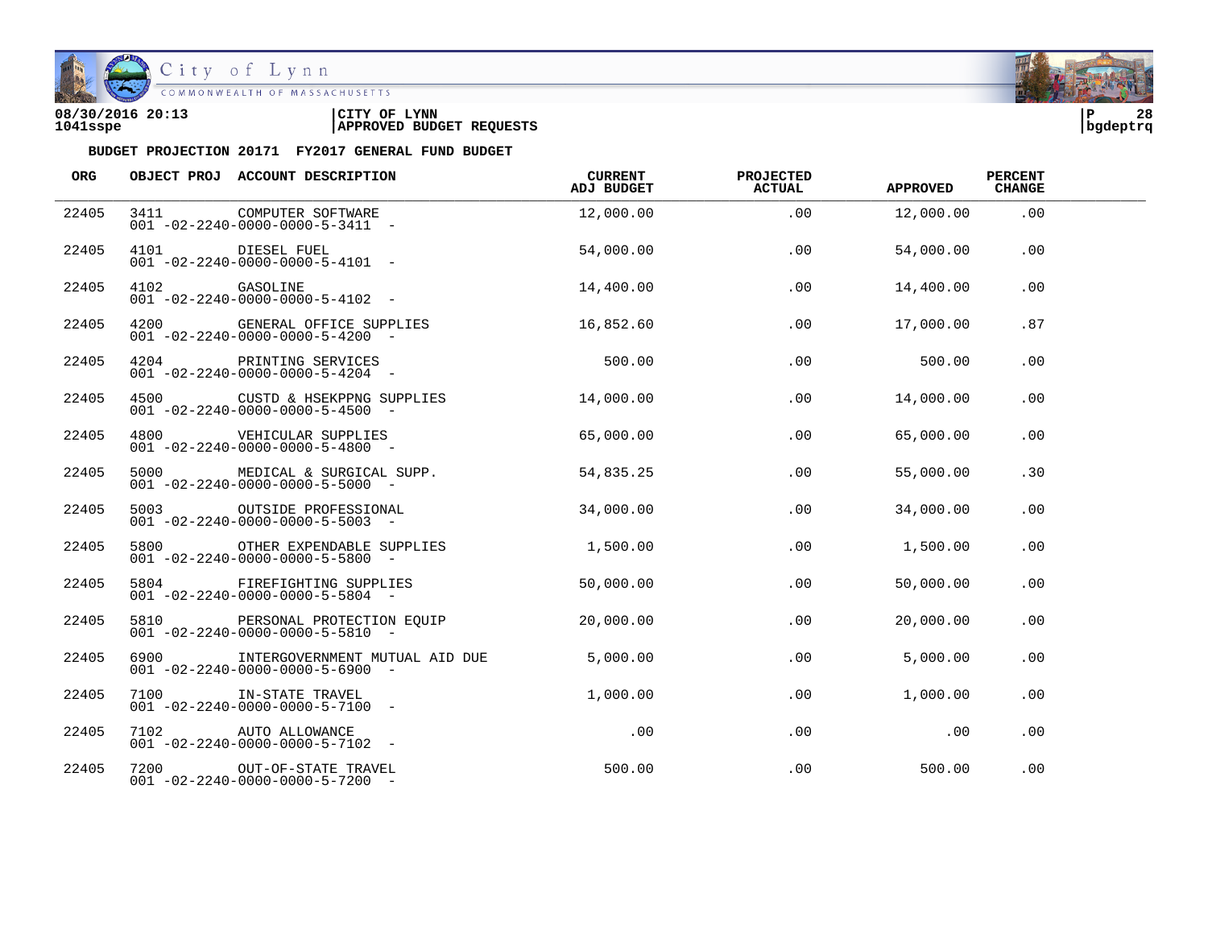08/30/2016 20:13 | CITY OF LYNN
1041sspe | APPROVED BUDGET REQUESTS | bgdeptrq

**BUDGET PROJECTION 20171 FY2017 GENERAL FUND BUDGET**

| ORG | OBJECT PROJ | ACCOUNT DESCRIPTION | CURRENT ADJ BUDGET | PROJECTED ACTUAL | APPROVED | PERCENT CHANGE |
|---|---|---|---|---|---|---|
| 22405 | 3411 | COMPUTER SOFTWARE<br>001 -02-2240-0000-0000-5-3411 - | 12,000.00 | .00 | 12,000.00 | .00 |
| 22405 | 4101 | DIESEL FUEL<br>001 -02-2240-0000-0000-5-4101 - | 54,000.00 | .00 | 54,000.00 | .00 |
| 22405 | 4102 | GASOLINE<br>001 -02-2240-0000-0000-5-4102 - | 14,400.00 | .00 | 14,400.00 | .00 |
| 22405 | 4200 | GENERAL OFFICE SUPPLIES<br>001 -02-2240-0000-0000-5-4200 - | 16,852.60 | .00 | 17,000.00 | .87 |
| 22405 | 4204 | PRINTING SERVICES<br>001 -02-2240-0000-0000-5-4204 - | 500.00 | .00 | 500.00 | .00 |
| 22405 | 4500 | CUSTD & HSEKPPNG SUPPLIES<br>001 -02-2240-0000-0000-5-4500 - | 14,000.00 | .00 | 14,000.00 | .00 |
| 22405 | 4800 | VEHICULAR SUPPLIES<br>001 -02-2240-0000-0000-5-4800 - | 65,000.00 | .00 | 65,000.00 | .00 |
| 22405 | 5000 | MEDICAL & SURGICAL SUPP.<br>001 -02-2240-0000-0000-5-5000 - | 54,835.25 | .00 | 55,000.00 | .30 |
| 22405 | 5003 | OUTSIDE PROFESSIONAL<br>001 -02-2240-0000-0000-5-5003 - | 34,000.00 | .00 | 34,000.00 | .00 |
| 22405 | 5800 | OTHER EXPENDABLE SUPPLIES<br>001 -02-2240-0000-0000-5-5800 - | 1,500.00 | .00 | 1,500.00 | .00 |
| 22405 | 5804 | FIREFIGHTING SUPPLIES<br>001 -02-2240-0000-0000-5-5804 - | 50,000.00 | .00 | 50,000.00 | .00 |
| 22405 | 5810 | PERSONAL PROTECTION EQUIP<br>001 -02-2240-0000-0000-5-5810 - | 20,000.00 | .00 | 20,000.00 | .00 |
| 22405 | 6900 | INTERGOVERNMENT MUTUAL AID DUE<br>001 -02-2240-0000-0000-5-6900 - | 5,000.00 | .00 | 5,000.00 | .00 |
| 22405 | 7100 | IN-STATE TRAVEL<br>001 -02-2240-0000-0000-5-7100 - | 1,000.00 | .00 | 1,000.00 | .00 |
| 22405 | 7102 | AUTO ALLOWANCE<br>001 -02-2240-0000-0000-5-7102 - | .00 | .00 | .00 | .00 |
| 22405 | 7200 | OUT-OF-STATE TRAVEL<br>001 -02-2240-0000-0000-5-7200 - | 500.00 | .00 | 500.00 | .00 |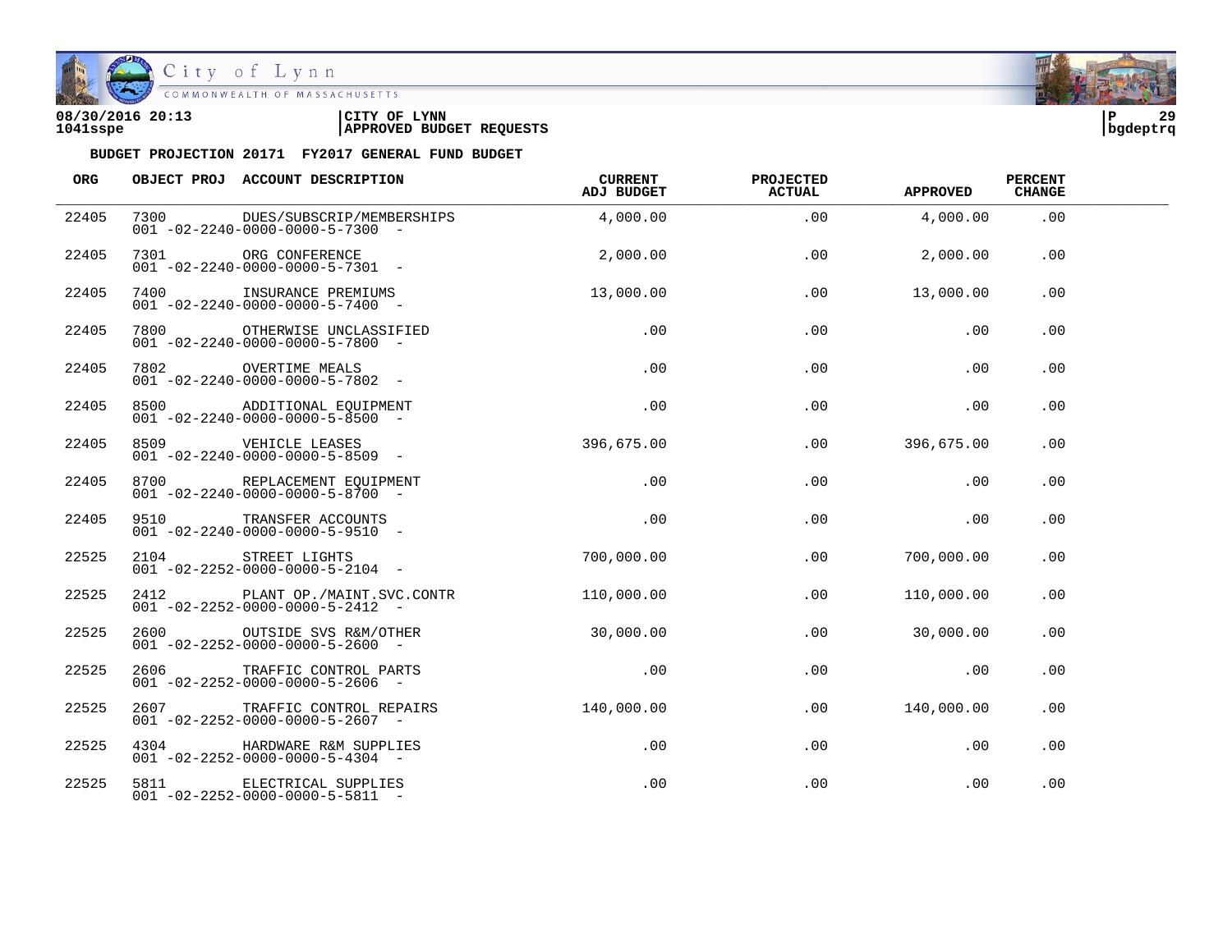**BUDGET PROJECTION 20171 FY2017 GENERAL FUND BUDGET**

| ORG | OBJECT PROJ | ACCOUNT DESCRIPTION | CURRENT ADJ BUDGET | PROJECTED ACTUAL | APPROVED | PERCENT CHANGE |
|---|---|---|---|---|---|---|
| 22405 | 7300<br>001 -02-2240-0000-0000-5-7300 - | DUES/SUBSCRIP/MEMBERSHIPS | 4,000.00 | .00 | 4,000.00 | .00 |
| 22405 | 7301<br>001 -02-2240-0000-0000-5-7301 - | ORG CONFERENCE | 2,000.00 | .00 | 2,000.00 | .00 |
| 22405 | 7400<br>001 -02-2240-0000-0000-5-7400 - | INSURANCE PREMIUMS | 13,000.00 | .00 | 13,000.00 | .00 |
| 22405 | 7800<br>001 -02-2240-0000-0000-5-7800 - | OTHERWISE UNCLASSIFIED | .00 | .00 | .00 | .00 |
| 22405 | 7802<br>001 -02-2240-0000-0000-5-7802 - | OVERTIME MEALS | .00 | .00 | .00 | .00 |
| 22405 | 8500<br>001 -02-2240-0000-0000-5-8500 - | ADDITIONAL EQUIPMENT | .00 | .00 | .00 | .00 |
| 22405 | 8509<br>001 -02-2240-0000-0000-5-8509 - | VEHICLE LEASES | 396,675.00 | .00 | 396,675.00 | .00 |
| 22405 | 8700<br>001 -02-2240-0000-0000-5-8700 - | REPLACEMENT EQUIPMENT | .00 | .00 | .00 | .00 |
| 22405 | 9510<br>001 -02-2240-0000-0000-5-9510 - | TRANSFER ACCOUNTS | .00 | .00 | .00 | .00 |
| 22525 | 2104<br>001 -02-2252-0000-0000-5-2104 - | STREET LIGHTS | 700,000.00 | .00 | 700,000.00 | .00 |
| 22525 | 2412<br>001 -02-2252-0000-0000-5-2412 - | PLANT OP./MAINT.SVC.CONTR | 110,000.00 | .00 | 110,000.00 | .00 |
| 22525 | 2600<br>001 -02-2252-0000-0000-5-2600 - | OUTSIDE SVS R&M/OTHER | 30,000.00 | .00 | 30,000.00 | .00 |
| 22525 | 2606<br>001 -02-2252-0000-0000-5-2606 - | TRAFFIC CONTROL PARTS | .00 | .00 | .00 | .00 |
| 22525 | 2607<br>001 -02-2252-0000-0000-5-2607 - | TRAFFIC CONTROL REPAIRS | 140,000.00 | .00 | 140,000.00 | .00 |
| 22525 | 4304<br>001 -02-2252-0000-0000-5-4304 - | HARDWARE R&M SUPPLIES | .00 | .00 | .00 | .00 |
| 22525 | 5811<br>001 -02-2252-0000-0000-5-5811 - | ELECTRICAL SUPPLIES | .00 | .00 | .00 | .00 |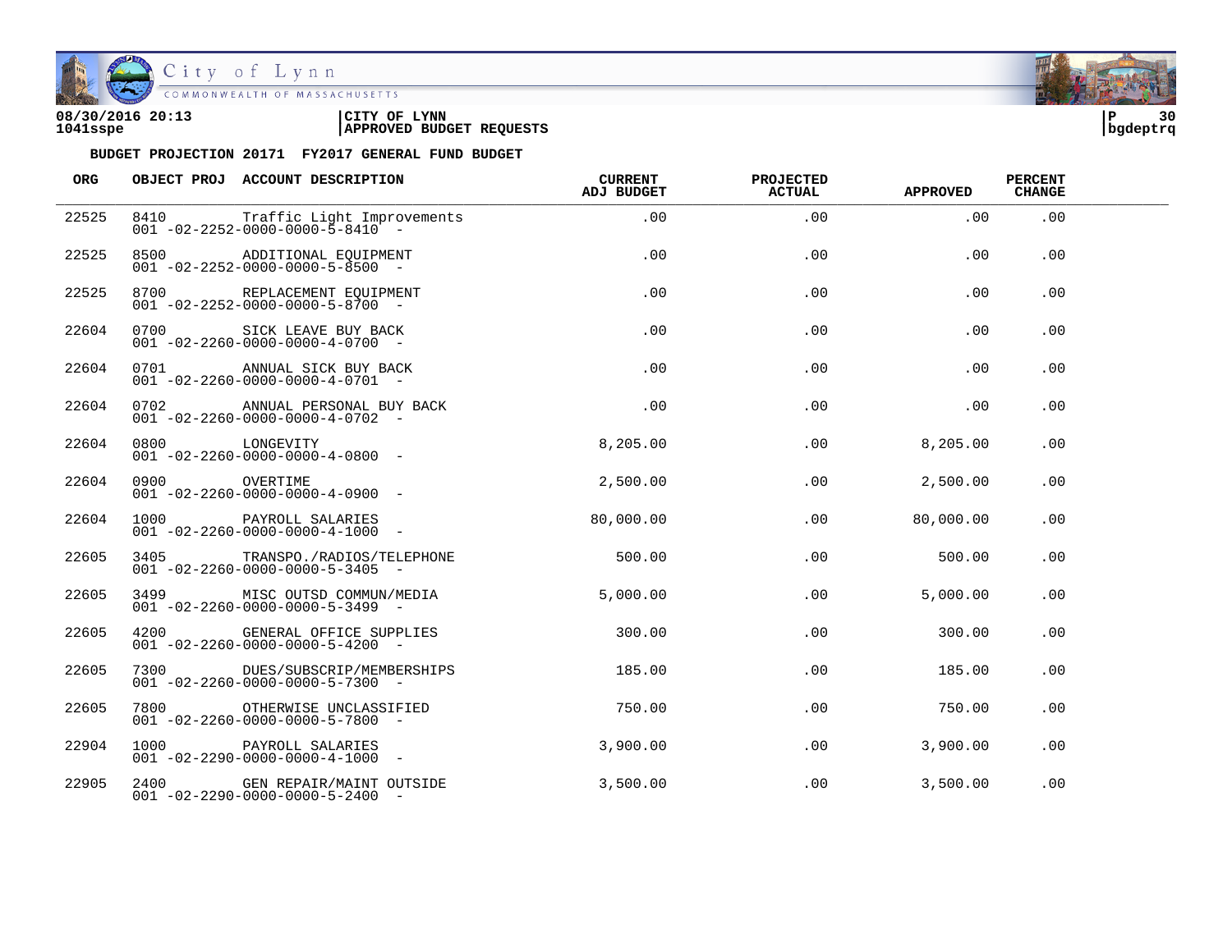**08/30/2016 20:13** | **CITY OF LYNN**
**1041sspe** | **APPROVED BUDGET REQUESTS**

**BUDGET PROJECTION 20171 FY2017 GENERAL FUND BUDGET**

| ORG | OBJECT PROJ | ACCOUNT DESCRIPTION | CURRENT ADJ BUDGET | PROJECTED ACTUAL | APPROVED | PERCENT CHANGE |
|---|---|---|---|---|---|---|
| 22525 | 8410 | Traffic Light Improvements<br>001 -02-2252-0000-0000-5-8410 - | .00 | .00 | .00 | .00 |
| 22525 | 8500 | ADDITIONAL EQUIPMENT<br>001 -02-2252-0000-0000-5-8500 - | .00 | .00 | .00 | .00 |
| 22525 | 8700 | REPLACEMENT EQUIPMENT<br>001 -02-2252-0000-0000-5-8700 - | .00 | .00 | .00 | .00 |
| 22604 | 0700 | SICK LEAVE BUY BACK<br>001 -02-2260-0000-0000-4-0700 - | .00 | .00 | .00 | .00 |
| 22604 | 0701 | ANNUAL SICK BUY BACK<br>001 -02-2260-0000-0000-4-0701 - | .00 | .00 | .00 | .00 |
| 22604 | 0702 | ANNUAL PERSONAL BUY BACK<br>001 -02-2260-0000-0000-4-0702 - | .00 | .00 | .00 | .00 |
| 22604 | 0800 | LONGEVITY<br>001 -02-2260-0000-0000-4-0800 - | 8,205.00 | .00 | 8,205.00 | .00 |
| 22604 | 0900 | OVERTIME<br>001 -02-2260-0000-0000-4-0900 - | 2,500.00 | .00 | 2,500.00 | .00 |
| 22604 | 1000 | PAYROLL SALARIES<br>001 -02-2260-0000-0000-4-1000 - | 80,000.00 | .00 | 80,000.00 | .00 |
| 22605 | 3405 | TRANSPO./RADIOS/TELEPHONE<br>001 -02-2260-0000-0000-5-3405 - | 500.00 | .00 | 500.00 | .00 |
| 22605 | 3499 | MISC OUTSD COMMUN/MEDIA<br>001 -02-2260-0000-0000-5-3499 - | 5,000.00 | .00 | 5,000.00 | .00 |
| 22605 | 4200 | GENERAL OFFICE SUPPLIES<br>001 -02-2260-0000-0000-5-4200 - | 300.00 | .00 | 300.00 | .00 |
| 22605 | 7300 | DUES/SUBSCRIP/MEMBERSHIPS<br>001 -02-2260-0000-0000-5-7300 - | 185.00 | .00 | 185.00 | .00 |
| 22605 | 7800 | OTHERWISE UNCLASSIFIED<br>001 -02-2260-0000-0000-5-7800 - | 750.00 | .00 | 750.00 | .00 |
| 22904 | 1000 | PAYROLL SALARIES<br>001 -02-2290-0000-0000-4-1000 - | 3,900.00 | .00 | 3,900.00 | .00 |
| 22905 | 2400 | GEN REPAIR/MAINT OUTSIDE<br>001 -02-2290-0000-0000-5-2400 - | 3,500.00 | .00 | 3,500.00 | .00 |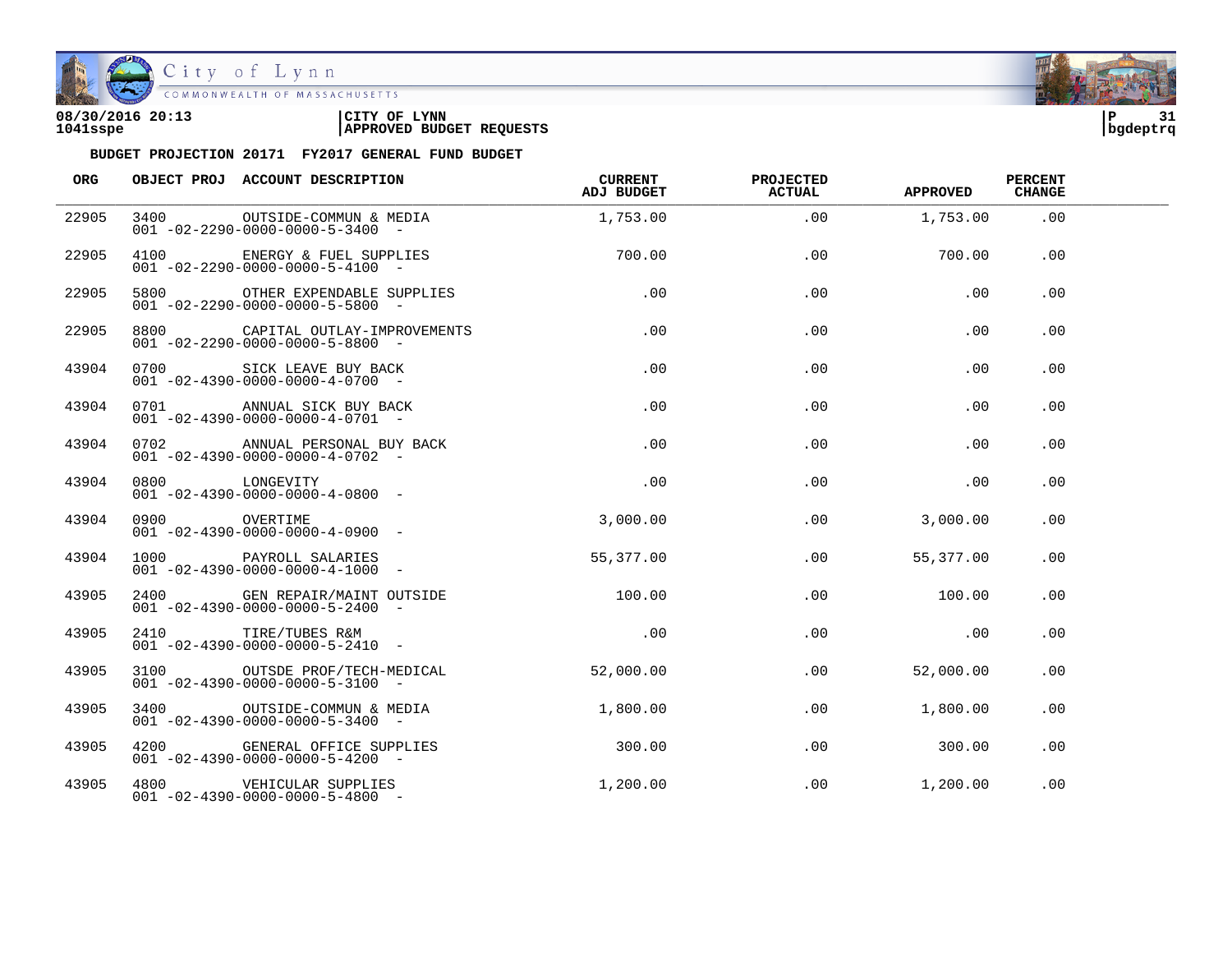City of Lynn
COMMONWEALTH OF MASSACHUSETTS

08/30/2016 20:13 | CITY OF LYNN
1041sspe | APPROVED BUDGET REQUESTS
bgdeptrq

**BUDGET PROJECTION 20171 FY2017 GENERAL FUND BUDGET**

| ORG | OBJECT PROJ | ACCOUNT DESCRIPTION | CURRENT ADJ BUDGET | PROJECTED ACTUAL | APPROVED | PERCENT CHANGE |
|---|---|---|---|---|---|---|
| 22905 | 3400 | OUTSIDE-COMMUN & MEDIA<br>001 -02-2290-0000-0000-5-3400 - | 1,753.00 | .00 | 1,753.00 | .00 |
| 22905 | 4100 | ENERGY & FUEL SUPPLIES<br>001 -02-2290-0000-0000-5-4100 - | 700.00 | .00 | 700.00 | .00 |
| 22905 | 5800 | OTHER EXPENDABLE SUPPLIES<br>001 -02-2290-0000-0000-5-5800 - | .00 | .00 | .00 | .00 |
| 22905 | 8800 | CAPITAL OUTLAY-IMPROVEMENTS<br>001 -02-2290-0000-0000-5-8800 - | .00 | .00 | .00 | .00 |
| 43904 | 0700 | SICK LEAVE BUY BACK<br>001 -02-4390-0000-0000-4-0700 - | .00 | .00 | .00 | .00 |
| 43904 | 0701 | ANNUAL SICK BUY BACK<br>001 -02-4390-0000-0000-4-0701 - | .00 | .00 | .00 | .00 |
| 43904 | 0702 | ANNUAL PERSONAL BUY BACK<br>001 -02-4390-0000-0000-4-0702 - | .00 | .00 | .00 | .00 |
| 43904 | 0800 | LONGEVITY<br>001 -02-4390-0000-0000-4-0800 - | .00 | .00 | .00 | .00 |
| 43904 | 0900 | OVERTIME<br>001 -02-4390-0000-0000-4-0900 - | 3,000.00 | .00 | 3,000.00 | .00 |
| 43904 | 1000 | PAYROLL SALARIES<br>001 -02-4390-0000-0000-4-1000 - | 55,377.00 | .00 | 55,377.00 | .00 |
| 43905 | 2400 | GEN REPAIR/MAINT OUTSIDE<br>001 -02-4390-0000-0000-5-2400 - | 100.00 | .00 | 100.00 | .00 |
| 43905 | 2410 | TIRE/TUBES R&M<br>001 -02-4390-0000-0000-5-2410 - | .00 | .00 | .00 | .00 |
| 43905 | 3100 | OUTSDE PROF/TECH-MEDICAL<br>001 -02-4390-0000-0000-5-3100 - | 52,000.00 | .00 | 52,000.00 | .00 |
| 43905 | 3400 | OUTSIDE-COMMUN & MEDIA<br>001 -02-4390-0000-0000-5-3400 - | 1,800.00 | .00 | 1,800.00 | .00 |
| 43905 | 4200 | GENERAL OFFICE SUPPLIES<br>001 -02-4390-0000-0000-5-4200 - | 300.00 | .00 | 300.00 | .00 |
| 43905 | 4800 | VEHICULAR SUPPLIES<br>001 -02-4390-0000-0000-5-4800 - | 1,200.00 | .00 | 1,200.00 | .00 |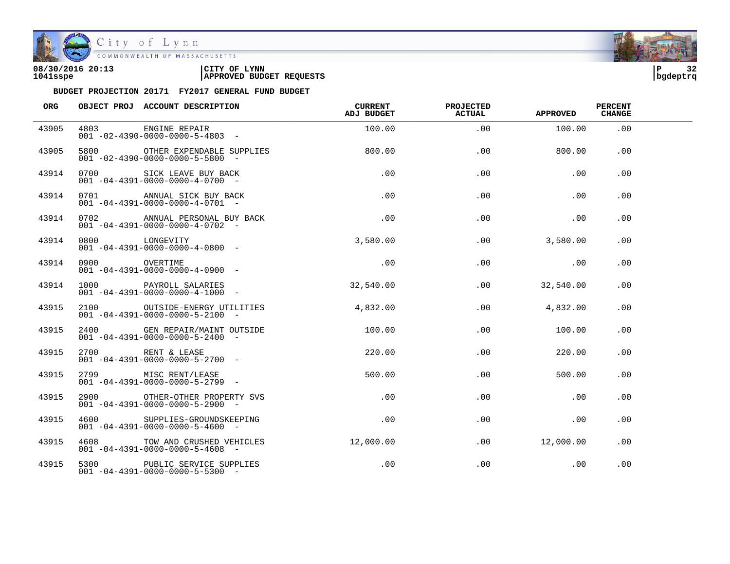08/30/2016 20:13 | CITY OF LYNN
1041sspe | APPROVED BUDGET REQUESTS

**BUDGET PROJECTION 20171 FY2017 GENERAL FUND BUDGET**

| ORG | OBJECT PROJ | ACCOUNT DESCRIPTION | CURRENT ADJ BUDGET | PROJECTED ACTUAL | APPROVED | PERCENT CHANGE |
|---|---|---|---|---|---|---|
| 43905 | 4803 | ENGINE REPAIR<br>001 -02-4390-0000-0000-5-4803 - | 100.00 | .00 | 100.00 | .00 |
| 43905 | 5800 | OTHER EXPENDABLE SUPPLIES<br>001 -02-4390-0000-0000-5-5800 - | 800.00 | .00 | 800.00 | .00 |
| 43914 | 0700 | SICK LEAVE BUY BACK<br>001 -04-4391-0000-0000-4-0700 - | .00 | .00 | .00 | .00 |
| 43914 | 0701 | ANNUAL SICK BUY BACK<br>001 -04-4391-0000-0000-4-0701 - | .00 | .00 | .00 | .00 |
| 43914 | 0702 | ANNUAL PERSONAL BUY BACK<br>001 -04-4391-0000-0000-4-0702 - | .00 | .00 | .00 | .00 |
| 43914 | 0800 | LONGEVITY<br>001 -04-4391-0000-0000-4-0800 - | 3,580.00 | .00 | 3,580.00 | .00 |
| 43914 | 0900 | OVERTIME<br>001 -04-4391-0000-0000-4-0900 - | .00 | .00 | .00 | .00 |
| 43914 | 1000 | PAYROLL SALARIES<br>001 -04-4391-0000-0000-4-1000 - | 32,540.00 | .00 | 32,540.00 | .00 |
| 43915 | 2100 | OUTSIDE-ENERGY UTILITIES<br>001 -04-4391-0000-0000-5-2100 - | 4,832.00 | .00 | 4,832.00 | .00 |
| 43915 | 2400 | GEN REPAIR/MAINT OUTSIDE<br>001 -04-4391-0000-0000-5-2400 - | 100.00 | .00 | 100.00 | .00 |
| 43915 | 2700 | RENT & LEASE<br>001 -04-4391-0000-0000-5-2700 - | 220.00 | .00 | 220.00 | .00 |
| 43915 | 2799 | MISC RENT/LEASE<br>001 -04-4391-0000-0000-5-2799 - | 500.00 | .00 | 500.00 | .00 |
| 43915 | 2900 | OTHER-OTHER PROPERTY SVS<br>001 -04-4391-0000-0000-5-2900 - | .00 | .00 | .00 | .00 |
| 43915 | 4600 | SUPPLIES-GROUNDSKEEPING<br>001 -04-4391-0000-0000-5-4600 - | .00 | .00 | .00 | .00 |
| 43915 | 4608 | TOW AND CRUSHED VEHICLES<br>001 -04-4391-0000-0000-5-4608 - | 12,000.00 | .00 | 12,000.00 | .00 |
| 43915 | 5300 | PUBLIC SERVICE SUPPLIES<br>001 -04-4391-0000-0000-5-5300 - | .00 | .00 | .00 | .00 |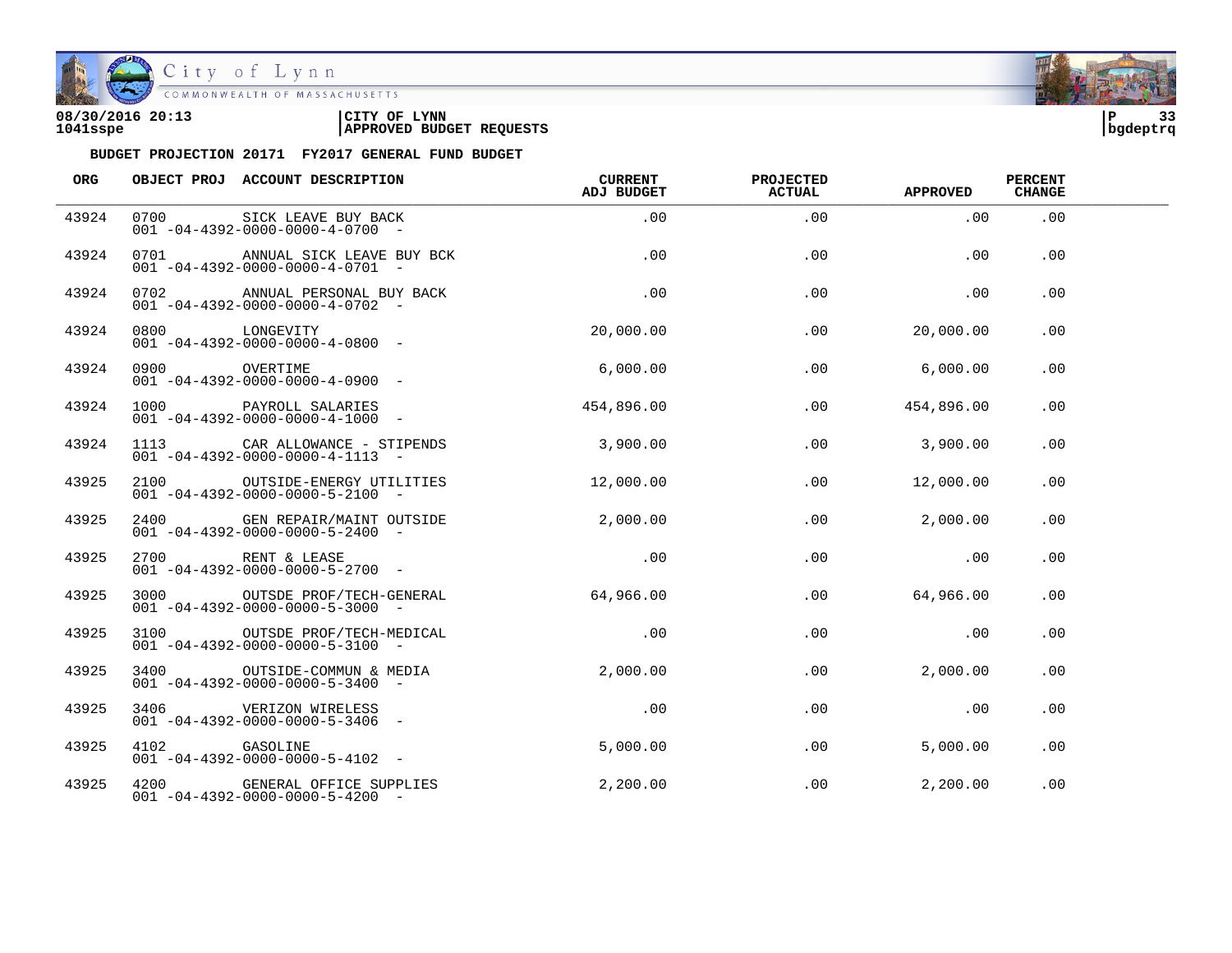08/30/2016 20:13 | CITY OF LYNN
1041sspe | APPROVED BUDGET REQUESTS | bgdeptrq

**BUDGET PROJECTION 20171 FY2017 GENERAL FUND BUDGET**

| ORG | OBJECT PROJ | ACCOUNT DESCRIPTION | CURRENT ADJ BUDGET | PROJECTED ACTUAL | APPROVED | PERCENT CHANGE |
|---|---|---|---|---|---|---|
| 43924 | 0700 | SICK LEAVE BUY BACK<br>001 -04-4392-0000-0000-4-0700 - | .00 | .00 | .00 | .00 |
| 43924 | 0701 | ANNUAL SICK LEAVE BUY BCK<br>001 -04-4392-0000-0000-4-0701 - | .00 | .00 | .00 | .00 |
| 43924 | 0702 | ANNUAL PERSONAL BUY BACK<br>001 -04-4392-0000-0000-4-0702 - | .00 | .00 | .00 | .00 |
| 43924 | 0800 | LONGEVITY<br>001 -04-4392-0000-0000-4-0800 - | 20,000.00 | .00 | 20,000.00 | .00 |
| 43924 | 0900 | OVERTIME<br>001 -04-4392-0000-0000-4-0900 - | 6,000.00 | .00 | 6,000.00 | .00 |
| 43924 | 1000 | PAYROLL SALARIES<br>001 -04-4392-0000-0000-4-1000 - | 454,896.00 | .00 | 454,896.00 | .00 |
| 43924 | 1113 | CAR ALLOWANCE - STIPENDS<br>001 -04-4392-0000-0000-4-1113 - | 3,900.00 | .00 | 3,900.00 | .00 |
| 43925 | 2100 | OUTSIDE-ENERGY UTILITIES<br>001 -04-4392-0000-0000-5-2100 - | 12,000.00 | .00 | 12,000.00 | .00 |
| 43925 | 2400 | GEN REPAIR/MAINT OUTSIDE<br>001 -04-4392-0000-0000-5-2400 - | 2,000.00 | .00 | 2,000.00 | .00 |
| 43925 | 2700 | RENT & LEASE<br>001 -04-4392-0000-0000-5-2700 - | .00 | .00 | .00 | .00 |
| 43925 | 3000 | OUTSDE PROF/TECH-GENERAL<br>001 -04-4392-0000-0000-5-3000 - | 64,966.00 | .00 | 64,966.00 | .00 |
| 43925 | 3100 | OUTSDE PROF/TECH-MEDICAL<br>001 -04-4392-0000-0000-5-3100 - | .00 | .00 | .00 | .00 |
| 43925 | 3400 | OUTSIDE-COMMUN & MEDIA<br>001 -04-4392-0000-0000-5-3400 - | 2,000.00 | .00 | 2,000.00 | .00 |
| 43925 | 3406 | VERIZON WIRELESS<br>001 -04-4392-0000-0000-5-3406 - | .00 | .00 | .00 | .00 |
| 43925 | 4102 | GASOLINE<br>001 -04-4392-0000-0000-5-4102 - | 5,000.00 | .00 | 5,000.00 | .00 |
| 43925 | 4200 | GENERAL OFFICE SUPPLIES<br>001 -04-4392-0000-0000-5-4200 - | 2,200.00 | .00 | 2,200.00 | .00 |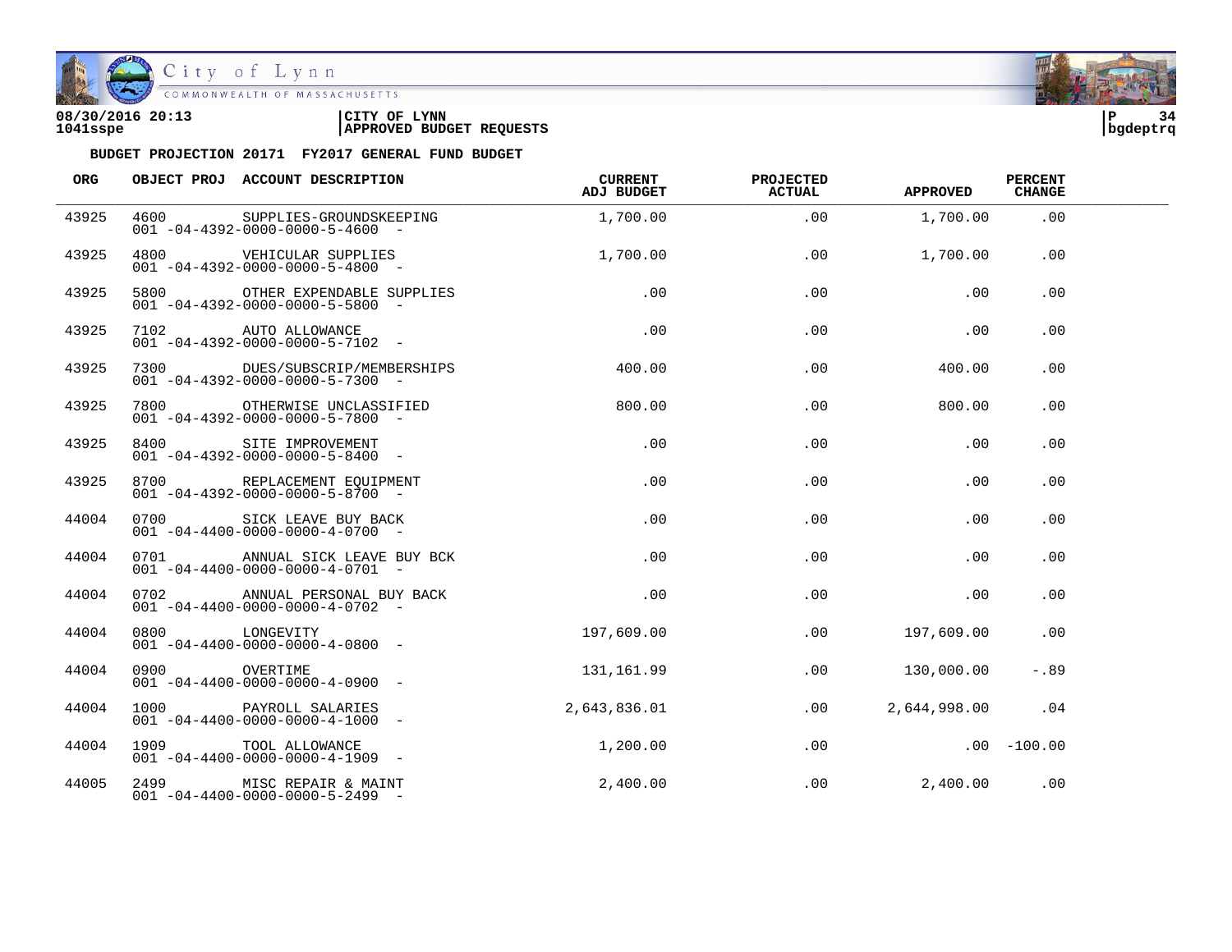08/30/2016 20:13 | CITY OF LYNN
1041sspe | APPROVED BUDGET REQUESTS

**BUDGET PROJECTION 20171 FY2017 GENERAL FUND BUDGET**

| ORG | OBJECT PROJ | ACCOUNT DESCRIPTION | CURRENT ADJ BUDGET | PROJECTED ACTUAL | APPROVED | PERCENT CHANGE |
|---|---|---|---|---|---|---|
| 43925 | 4600 | SUPPLIES-GROUNDSKEEPING<br>001 -04-4392-0000-0000-5-4600 - | 1,700.00 | .00 | 1,700.00 | .00 |
| 43925 | 4800 | VEHICULAR SUPPLIES<br>001 -04-4392-0000-0000-5-4800 - | 1,700.00 | .00 | 1,700.00 | .00 |
| 43925 | 5800 | OTHER EXPENDABLE SUPPLIES<br>001 -04-4392-0000-0000-5-5800 - | .00 | .00 | .00 | .00 |
| 43925 | 7102 | AUTO ALLOWANCE<br>001 -04-4392-0000-0000-5-7102 - | .00 | .00 | .00 | .00 |
| 43925 | 7300 | DUES/SUBSCRIP/MEMBERSHIPS<br>001 -04-4392-0000-0000-5-7300 - | 400.00 | .00 | 400.00 | .00 |
| 43925 | 7800 | OTHERWISE UNCLASSIFIED<br>001 -04-4392-0000-0000-5-7800 - | 800.00 | .00 | 800.00 | .00 |
| 43925 | 8400 | SITE IMPROVEMENT<br>001 -04-4392-0000-0000-5-8400 - | .00 | .00 | .00 | .00 |
| 43925 | 8700 | REPLACEMENT EQUIPMENT<br>001 -04-4392-0000-0000-5-8700 - | .00 | .00 | .00 | .00 |
| 44004 | 0700 | SICK LEAVE BUY BACK<br>001 -04-4400-0000-0000-4-0700 - | .00 | .00 | .00 | .00 |
| 44004 | 0701 | ANNUAL SICK LEAVE BUY BCK<br>001 -04-4400-0000-0000-4-0701 - | .00 | .00 | .00 | .00 |
| 44004 | 0702 | ANNUAL PERSONAL BUY BACK<br>001 -04-4400-0000-0000-4-0702 - | .00 | .00 | .00 | .00 |
| 44004 | 0800 | LONGEVITY<br>001 -04-4400-0000-0000-4-0800 - | 197,609.00 | .00 | 197,609.00 | .00 |
| 44004 | 0900 | OVERTIME<br>001 -04-4400-0000-0000-4-0900 - | 131,161.99 | .00 | 130,000.00 | -.89 |
| 44004 | 1000 | PAYROLL SALARIES<br>001 -04-4400-0000-0000-4-1000 - | 2,643,836.01 | .00 | 2,644,998.00 | .04 |
| 44004 | 1909 | TOOL ALLOWANCE<br>001 -04-4400-0000-0000-4-1909 - | 1,200.00 | .00 | .00 | -100.00 |
| 44005 | 2499 | MISC REPAIR & MAINT<br>001 -04-4400-0000-0000-5-2499 - | 2,400.00 | .00 | 2,400.00 | .00 |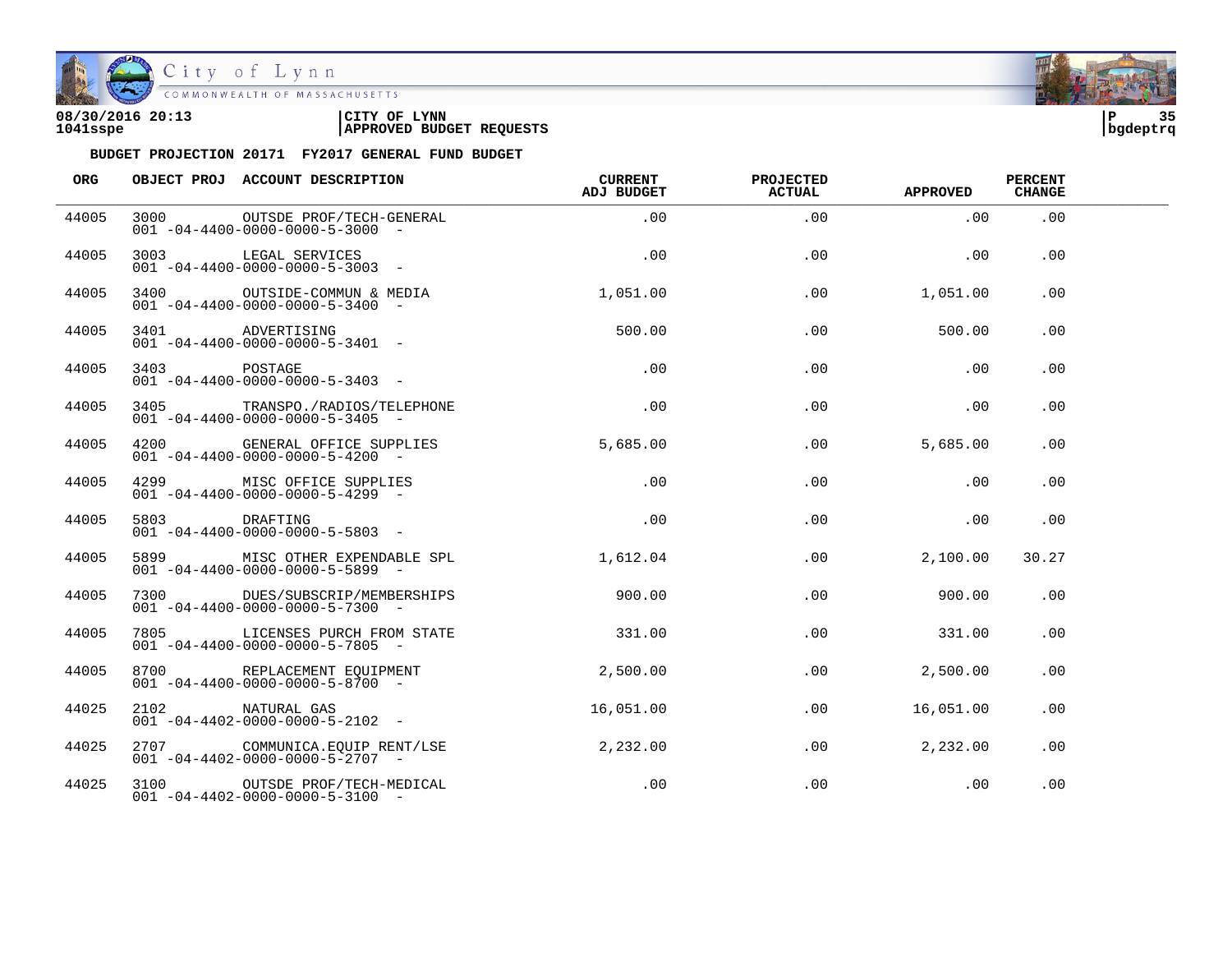08/30/2016 20:13 | CITY OF LYNN
1041sspe | APPROVED BUDGET REQUESTS

bgdeptrq

**BUDGET PROJECTION 20171 FY2017 GENERAL FUND BUDGET**

| ORG | OBJECT PROJ | ACCOUNT DESCRIPTION | CURRENT ADJ BUDGET | PROJECTED ACTUAL | APPROVED | PERCENT CHANGE |
|---|---|---|---|---|---|---|
| 44005 | 3000<br>001 -04-4400-0000-0000-5-3000 - | OUTSDE PROF/TECH-GENERAL | .00 | .00 | .00 | .00 |
| 44005 | 3003<br>001 -04-4400-0000-0000-5-3003 - | LEGAL SERVICES | .00 | .00 | .00 | .00 |
| 44005 | 3400<br>001 -04-4400-0000-0000-5-3400 - | OUTSIDE-COMMUN & MEDIA | 1,051.00 | .00 | 1,051.00 | .00 |
| 44005 | 3401<br>001 -04-4400-0000-0000-5-3401 - | ADVERTISING | 500.00 | .00 | 500.00 | .00 |
| 44005 | 3403<br>001 -04-4400-0000-0000-5-3403 - | POSTAGE | .00 | .00 | .00 | .00 |
| 44005 | 3405<br>001 -04-4400-0000-0000-5-3405 - | TRANSPO./RADIOS/TELEPHONE | .00 | .00 | .00 | .00 |
| 44005 | 4200<br>001 -04-4400-0000-0000-5-4200 - | GENERAL OFFICE SUPPLIES | 5,685.00 | .00 | 5,685.00 | .00 |
| 44005 | 4299<br>001 -04-4400-0000-0000-5-4299 - | MISC OFFICE SUPPLIES | .00 | .00 | .00 | .00 |
| 44005 | 5803<br>001 -04-4400-0000-0000-5-5803 - | DRAFTING | .00 | .00 | .00 | .00 |
| 44005 | 5899<br>001 -04-4400-0000-0000-5-5899 - | MISC OTHER EXPENDABLE SPL | 1,612.04 | .00 | 2,100.00 | 30.27 |
| 44005 | 7300<br>001 -04-4400-0000-0000-5-7300 - | DUES/SUBSCRIP/MEMBERSHIPS | 900.00 | .00 | 900.00 | .00 |
| 44005 | 7805<br>001 -04-4400-0000-0000-5-7805 - | LICENSES PURCH FROM STATE | 331.00 | .00 | 331.00 | .00 |
| 44005 | 8700<br>001 -04-4400-0000-0000-5-8700 - | REPLACEMENT EQUIPMENT | 2,500.00 | .00 | 2,500.00 | .00 |
| 44025 | 2102<br>001 -04-4402-0000-0000-5-2102 - | NATURAL GAS | 16,051.00 | .00 | 16,051.00 | .00 |
| 44025 | 2707<br>001 -04-4402-0000-0000-5-2707 - | COMMUNICA.EQUIP RENT/LSE | 2,232.00 | .00 | 2,232.00 | .00 |
| 44025 | 3100<br>001 -04-4402-0000-0000-5-3100 - | OUTSDE PROF/TECH-MEDICAL | .00 | .00 | .00 | .00 |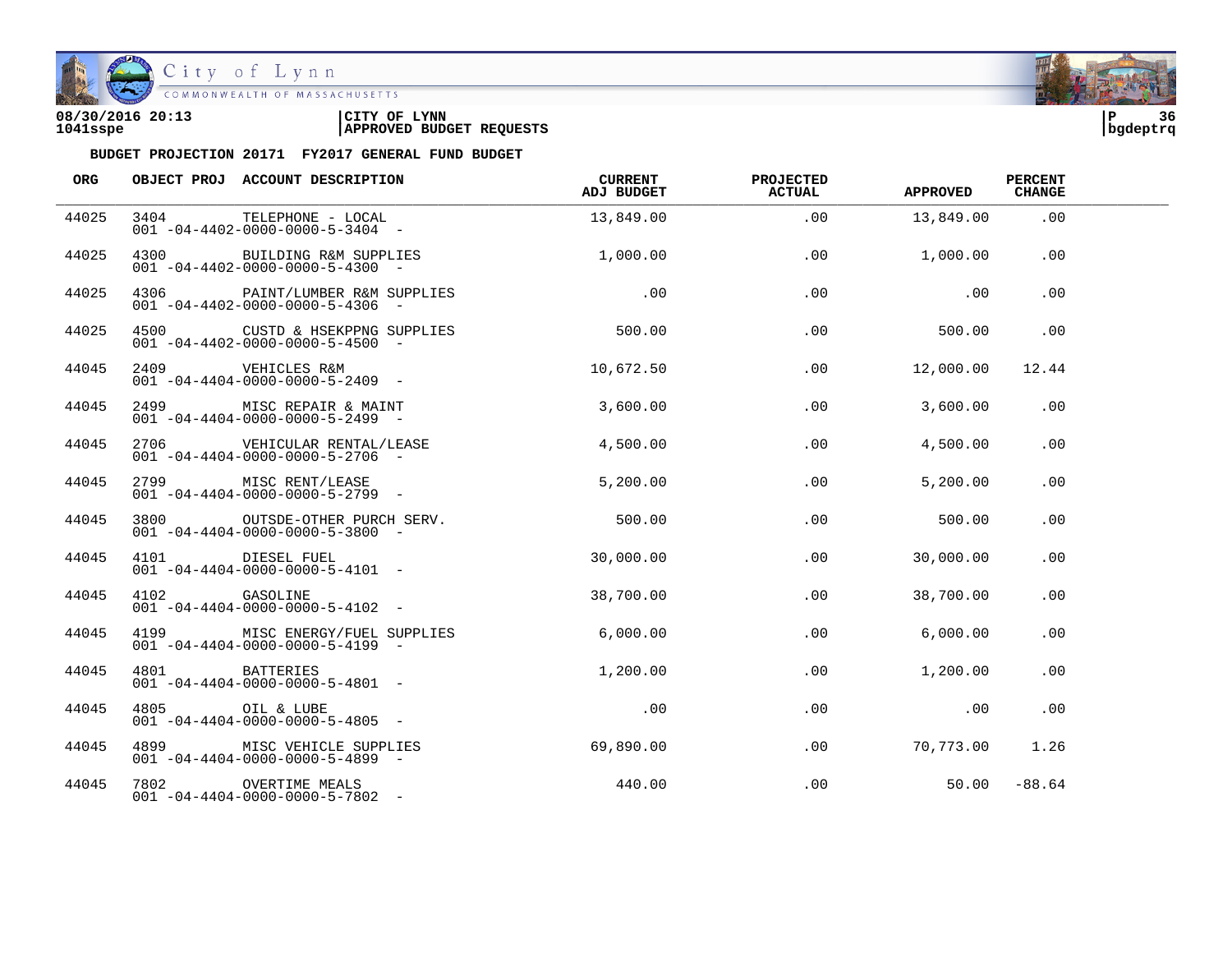08/30/2016 20:13 | CITY OF LYNN
1041sspe | APPROVED BUDGET REQUESTS

bgdeptrq

**BUDGET PROJECTION 20171 FY2017 GENERAL FUND BUDGET**

| ORG | OBJECT PROJ | ACCOUNT DESCRIPTION | CURRENT ADJ BUDGET | PROJECTED ACTUAL | APPROVED | PERCENT CHANGE |
|---|---|---|---|---|---|---|
| 44025 | 3404 | TELEPHONE - LOCAL<br>001 -04-4402-0000-0000-5-3404 - | 13,849.00 | .00 | 13,849.00 | .00 |
| 44025 | 4300 | BUILDING R&M SUPPLIES<br>001 -04-4402-0000-0000-5-4300 - | 1,000.00 | .00 | 1,000.00 | .00 |
| 44025 | 4306 | PAINT/LUMBER R&M SUPPLIES<br>001 -04-4402-0000-0000-5-4306 - | .00 | .00 | .00 | .00 |
| 44025 | 4500 | CUSTD & HSEKPPNG SUPPLIES<br>001 -04-4402-0000-0000-5-4500 - | 500.00 | .00 | 500.00 | .00 |
| 44045 | 2409 | VEHICLES R&M<br>001 -04-4404-0000-0000-5-2409 - | 10,672.50 | .00 | 12,000.00 | 12.44 |
| 44045 | 2499 | MISC REPAIR & MAINT<br>001 -04-4404-0000-0000-5-2499 - | 3,600.00 | .00 | 3,600.00 | .00 |
| 44045 | 2706 | VEHICULAR RENTAL/LEASE<br>001 -04-4404-0000-0000-5-2706 - | 4,500.00 | .00 | 4,500.00 | .00 |
| 44045 | 2799 | MISC RENT/LEASE<br>001 -04-4404-0000-0000-5-2799 - | 5,200.00 | .00 | 5,200.00 | .00 |
| 44045 | 3800 | OUTSDE-OTHER PURCH SERV.<br>001 -04-4404-0000-0000-5-3800 - | 500.00 | .00 | 500.00 | .00 |
| 44045 | 4101 | DIESEL FUEL<br>001 -04-4404-0000-0000-5-4101 - | 30,000.00 | .00 | 30,000.00 | .00 |
| 44045 | 4102 | GASOLINE<br>001 -04-4404-0000-0000-5-4102 - | 38,700.00 | .00 | 38,700.00 | .00 |
| 44045 | 4199 | MISC ENERGY/FUEL SUPPLIES<br>001 -04-4404-0000-0000-5-4199 - | 6,000.00 | .00 | 6,000.00 | .00 |
| 44045 | 4801 | BATTERIES<br>001 -04-4404-0000-0000-5-4801 - | 1,200.00 | .00 | 1,200.00 | .00 |
| 44045 | 4805 | OIL & LUBE<br>001 -04-4404-0000-0000-5-4805 - | .00 | .00 | .00 | .00 |
| 44045 | 4899 | MISC VEHICLE SUPPLIES<br>001 -04-4404-0000-0000-5-4899 - | 69,890.00 | .00 | 70,773.00 | 1.26 |
| 44045 | 7802 | OVERTIME MEALS<br>001 -04-4404-0000-0000-5-7802 - | 440.00 | .00 | 50.00 | -88.64 |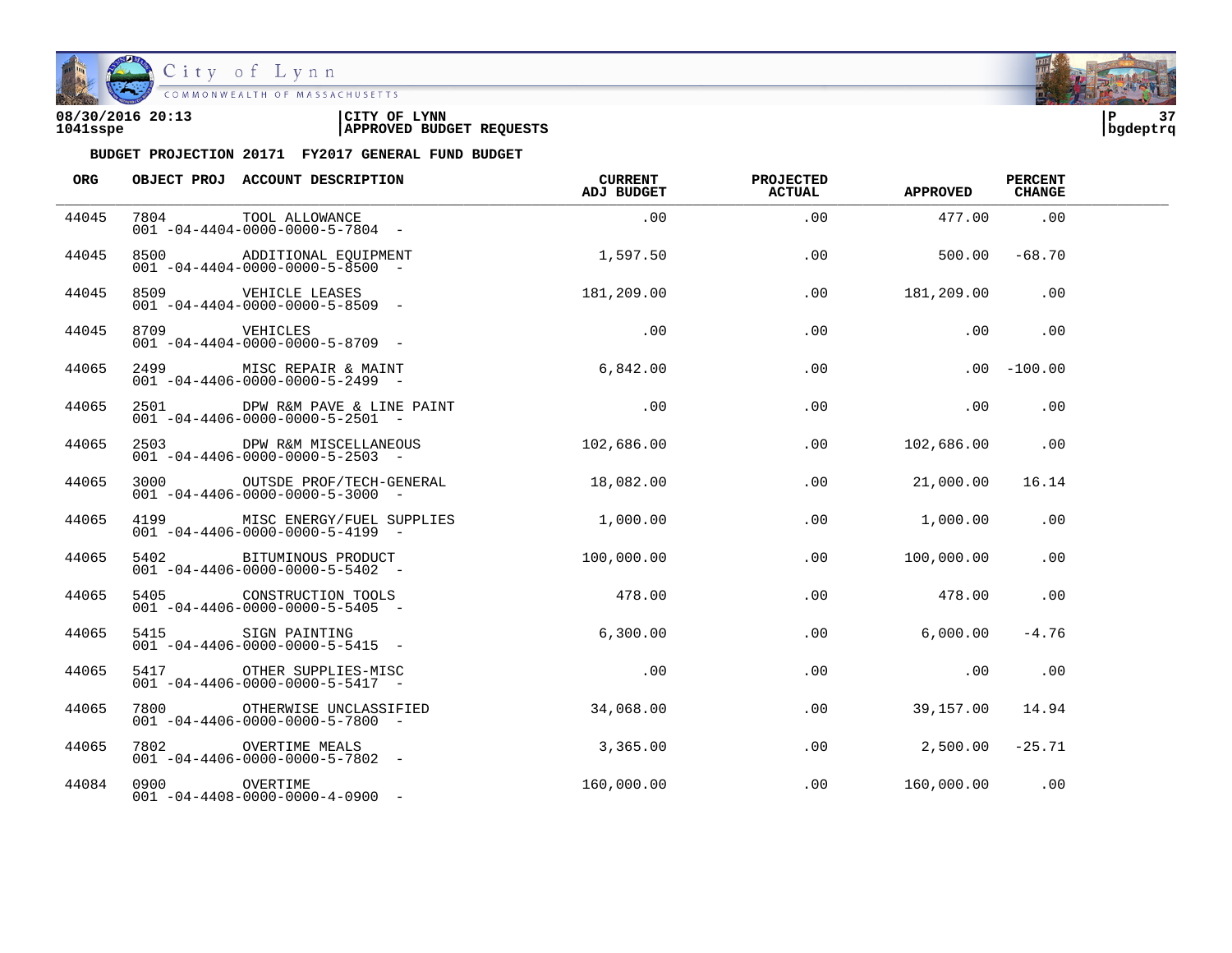08/30/2016 20:13 | CITY OF LYNN
1041sspe | APPROVED BUDGET REQUESTS

**BUDGET PROJECTION 20171 FY2017 GENERAL FUND BUDGET**

| ORG | OBJECT PROJ | ACCOUNT DESCRIPTION | CURRENT ADJ BUDGET | PROJECTED ACTUAL | APPROVED | PERCENT CHANGE |
|---|---|---|---|---|---|---|
| 44045 | 7804 | TOOL ALLOWANCE<br>001 -04-4404-0000-0000-5-7804 - | .00 | .00 | 477.00 | .00 |
| 44045 | 8500 | ADDITIONAL EQUIPMENT<br>001 -04-4404-0000-0000-5-8500 - | 1,597.50 | .00 | 500.00 | -68.70 |
| 44045 | 8509 | VEHICLE LEASES<br>001 -04-4404-0000-0000-5-8509 - | 181,209.00 | .00 | 181,209.00 | .00 |
| 44045 | 8709 | VEHICLES<br>001 -04-4404-0000-0000-5-8709 - | .00 | .00 | .00 | .00 |
| 44065 | 2499 | MISC REPAIR & MAINT<br>001 -04-4406-0000-0000-5-2499 - | 6,842.00 | .00 | .00 | -100.00 |
| 44065 | 2501 | DPW R&M PAVE & LINE PAINT<br>001 -04-4406-0000-0000-5-2501 - | .00 | .00 | .00 | .00 |
| 44065 | 2503 | DPW R&M MISCELLANEOUS<br>001 -04-4406-0000-0000-5-2503 - | 102,686.00 | .00 | 102,686.00 | .00 |
| 44065 | 3000 | OUTSDE PROF/TECH-GENERAL<br>001 -04-4406-0000-0000-5-3000 - | 18,082.00 | .00 | 21,000.00 | 16.14 |
| 44065 | 4199 | MISC ENERGY/FUEL SUPPLIES<br>001 -04-4406-0000-0000-5-4199 - | 1,000.00 | .00 | 1,000.00 | .00 |
| 44065 | 5402 | BITUMINOUS PRODUCT<br>001 -04-4406-0000-0000-5-5402 - | 100,000.00 | .00 | 100,000.00 | .00 |
| 44065 | 5405 | CONSTRUCTION TOOLS<br>001 -04-4406-0000-0000-5-5405 - | 478.00 | .00 | 478.00 | .00 |
| 44065 | 5415 | SIGN PAINTING<br>001 -04-4406-0000-0000-5-5415 - | 6,300.00 | .00 | 6,000.00 | -4.76 |
| 44065 | 5417 | OTHER SUPPLIES-MISC<br>001 -04-4406-0000-0000-5-5417 - | .00 | .00 | .00 | .00 |
| 44065 | 7800 | OTHERWISE UNCLASSIFIED<br>001 -04-4406-0000-0000-5-7800 - | 34,068.00 | .00 | 39,157.00 | 14.94 |
| 44065 | 7802 | OVERTIME MEALS<br>001 -04-4406-0000-0000-5-7802 - | 3,365.00 | .00 | 2,500.00 | -25.71 |
| 44084 | 0900 | OVERTIME<br>001 -04-4408-0000-0000-4-0900 - | 160,000.00 | .00 | 160,000.00 | .00 |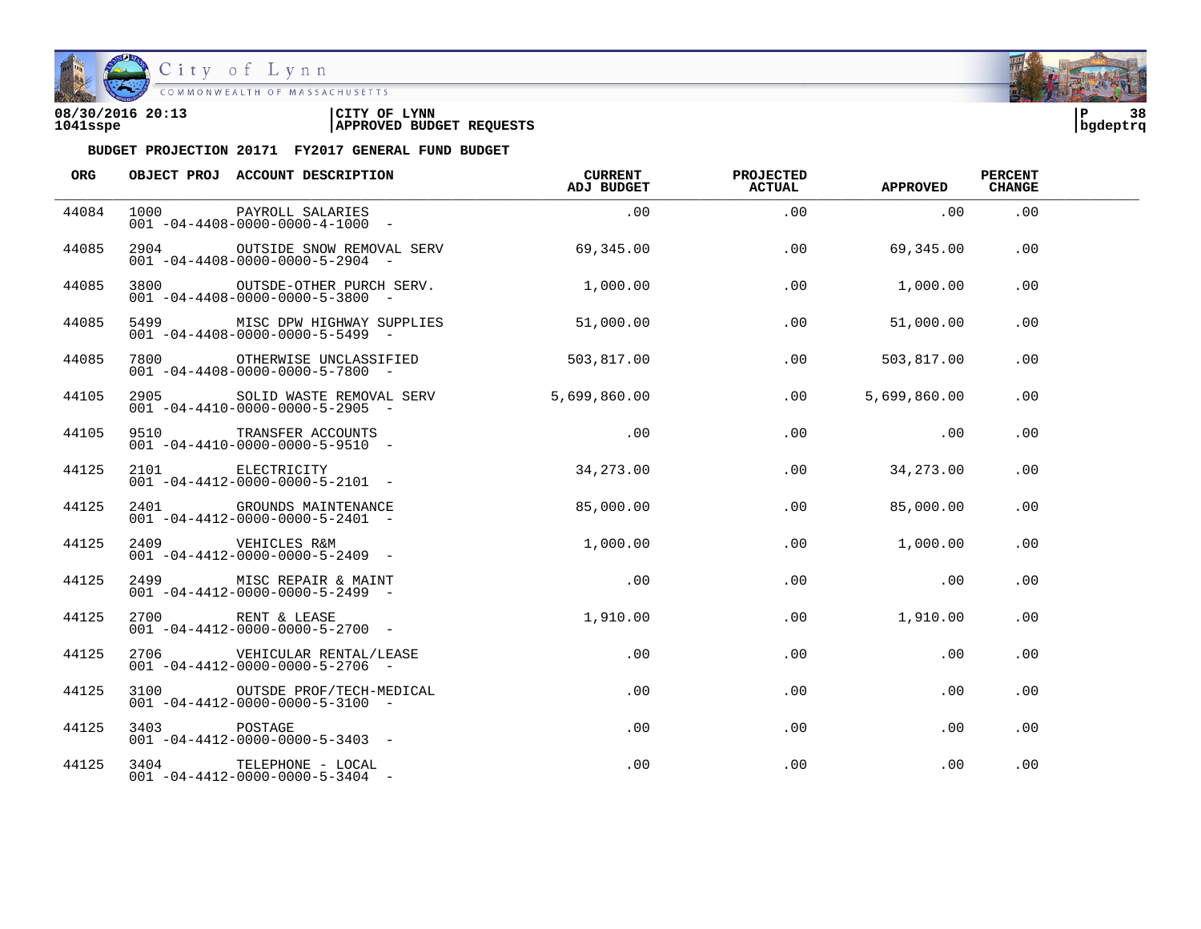**08/30/2016 20:13** | **CITY OF LYNN**
**1041sspe** | **APPROVED BUDGET REQUESTS**

**BUDGET PROJECTION 20171 FY2017 GENERAL FUND BUDGET**

| ORG | OBJECT PROJ | ACCOUNT DESCRIPTION | CURRENT ADJ BUDGET | PROJECTED ACTUAL | APPROVED | PERCENT CHANGE |
|---|---|---|---|---|---|---|
| 44084 | 1000 | PAYROLL SALARIES<br>001 -04-4408-0000-0000-4-1000 - | .00 | .00 | .00 | .00 |
| 44085 | 2904 | OUTSIDE SNOW REMOVAL SERV<br>001 -04-4408-0000-0000-5-2904 - | 69,345.00 | .00 | 69,345.00 | .00 |
| 44085 | 3800 | OUTSDE-OTHER PURCH SERV.<br>001 -04-4408-0000-0000-5-3800 - | 1,000.00 | .00 | 1,000.00 | .00 |
| 44085 | 5499 | MISC DPW HIGHWAY SUPPLIES<br>001 -04-4408-0000-0000-5-5499 - | 51,000.00 | .00 | 51,000.00 | .00 |
| 44085 | 7800 | OTHERWISE UNCLASSIFIED<br>001 -04-4408-0000-0000-5-7800 - | 503,817.00 | .00 | 503,817.00 | .00 |
| 44105 | 2905 | SOLID WASTE REMOVAL SERV<br>001 -04-4410-0000-0000-5-2905 - | 5,699,860.00 | .00 | 5,699,860.00 | .00 |
| 44105 | 9510 | TRANSFER ACCOUNTS<br>001 -04-4410-0000-0000-5-9510 - | .00 | .00 | .00 | .00 |
| 44125 | 2101 | ELECTRICITY<br>001 -04-4412-0000-0000-5-2101 - | 34,273.00 | .00 | 34,273.00 | .00 |
| 44125 | 2401 | GROUNDS MAINTENANCE<br>001 -04-4412-0000-0000-5-2401 - | 85,000.00 | .00 | 85,000.00 | .00 |
| 44125 | 2409 | VEHICLES R&M<br>001 -04-4412-0000-0000-5-2409 - | 1,000.00 | .00 | 1,000.00 | .00 |
| 44125 | 2499 | MISC REPAIR & MAINT<br>001 -04-4412-0000-0000-5-2499 - | .00 | .00 | .00 | .00 |
| 44125 | 2700 | RENT & LEASE<br>001 -04-4412-0000-0000-5-2700 - | 1,910.00 | .00 | 1,910.00 | .00 |
| 44125 | 2706 | VEHICULAR RENTAL/LEASE<br>001 -04-4412-0000-0000-5-2706 - | .00 | .00 | .00 | .00 |
| 44125 | 3100 | OUTSDE PROF/TECH-MEDICAL<br>001 -04-4412-0000-0000-5-3100 - | .00 | .00 | .00 | .00 |
| 44125 | 3403 | POSTAGE<br>001 -04-4412-0000-0000-5-3403 - | .00 | .00 | .00 | .00 |
| 44125 | 3404 | TELEPHONE - LOCAL<br>001 -04-4412-0000-0000-5-3404 - | .00 | .00 | .00 | .00 |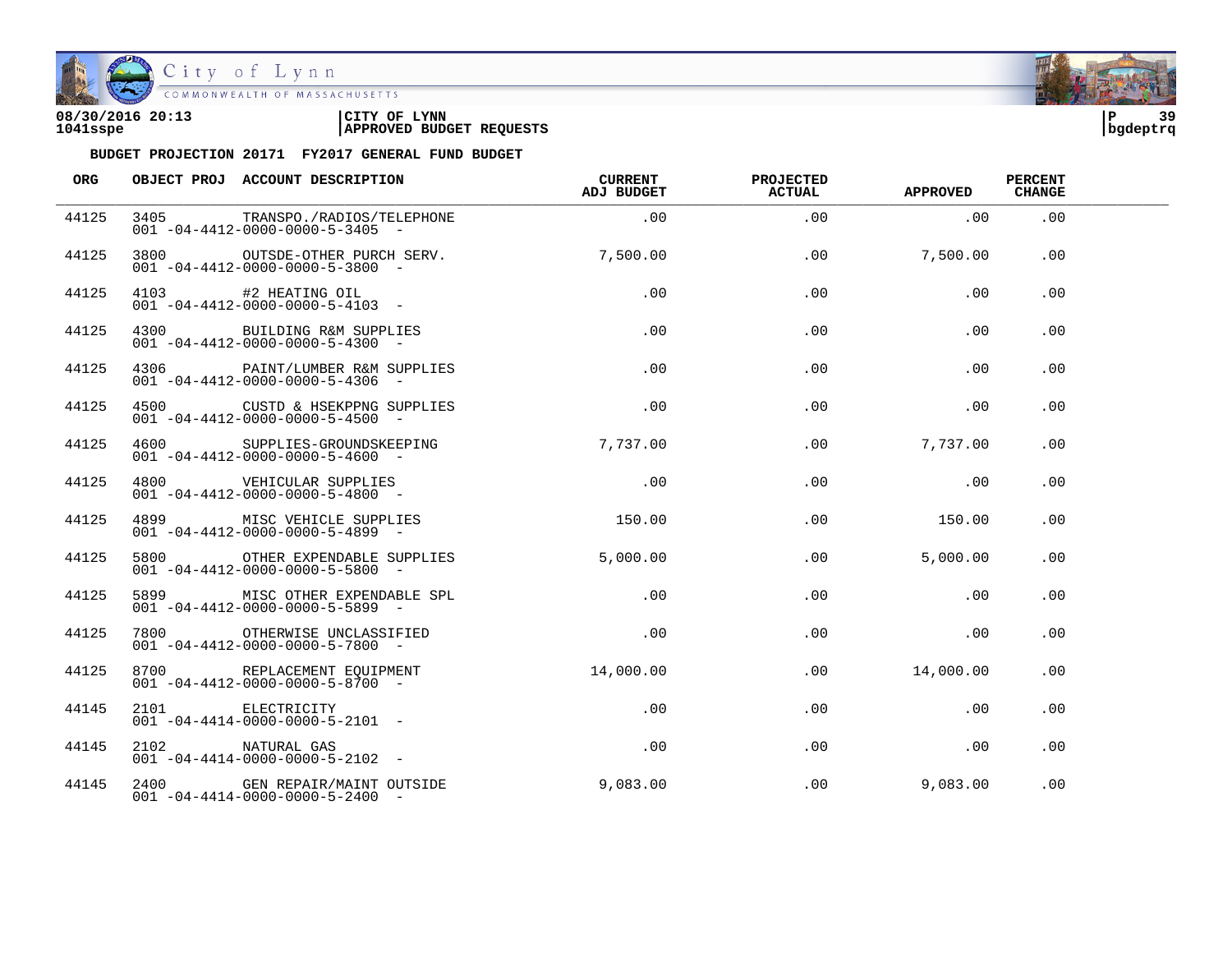City of Lynn
COMMONWEALTH OF MASSACHUSETTS

08/30/2016 20:13 | CITY OF LYNN
1041sspe | APPROVED BUDGET REQUESTS | bgdeptrq

**BUDGET PROJECTION 20171 FY2017 GENERAL FUND BUDGET**

| ORG | OBJECT PROJ | ACCOUNT DESCRIPTION | CURRENT ADJ BUDGET | PROJECTED ACTUAL | APPROVED | PERCENT CHANGE |
|---|---|---|---|---|---|---|
| 44125 | 3405 | TRANSPO./RADIOS/TELEPHONE<br>001 -04-4412-0000-0000-5-3405 - | .00 | .00 | .00 | .00 |
| 44125 | 3800 | OUTSDE-OTHER PURCH SERV.<br>001 -04-4412-0000-0000-5-3800 - | 7,500.00 | .00 | 7,500.00 | .00 |
| 44125 | 4103 | #2 HEATING OIL<br>001 -04-4412-0000-0000-5-4103 - | .00 | .00 | .00 | .00 |
| 44125 | 4300 | BUILDING R&M SUPPLIES<br>001 -04-4412-0000-0000-5-4300 - | .00 | .00 | .00 | .00 |
| 44125 | 4306 | PAINT/LUMBER R&M SUPPLIES<br>001 -04-4412-0000-0000-5-4306 - | .00 | .00 | .00 | .00 |
| 44125 | 4500 | CUSTD & HSEKPPNG SUPPLIES<br>001 -04-4412-0000-0000-5-4500 - | .00 | .00 | .00 | .00 |
| 44125 | 4600 | SUPPLIES-GROUNDSKEEPING<br>001 -04-4412-0000-0000-5-4600 - | 7,737.00 | .00 | 7,737.00 | .00 |
| 44125 | 4800 | VEHICULAR SUPPLIES<br>001 -04-4412-0000-0000-5-4800 - | .00 | .00 | .00 | .00 |
| 44125 | 4899 | MISC VEHICLE SUPPLIES<br>001 -04-4412-0000-0000-5-4899 - | 150.00 | .00 | 150.00 | .00 |
| 44125 | 5800 | OTHER EXPENDABLE SUPPLIES<br>001 -04-4412-0000-0000-5-5800 - | 5,000.00 | .00 | 5,000.00 | .00 |
| 44125 | 5899 | MISC OTHER EXPENDABLE SPL<br>001 -04-4412-0000-0000-5-5899 - | .00 | .00 | .00 | .00 |
| 44125 | 7800 | OTHERWISE UNCLASSIFIED<br>001 -04-4412-0000-0000-5-7800 - | .00 | .00 | .00 | .00 |
| 44125 | 8700 | REPLACEMENT EQUIPMENT<br>001 -04-4412-0000-0000-5-8700 - | 14,000.00 | .00 | 14,000.00 | .00 |
| 44145 | 2101 | ELECTRICITY<br>001 -04-4414-0000-0000-5-2101 - | .00 | .00 | .00 | .00 |
| 44145 | 2102 | NATURAL GAS<br>001 -04-4414-0000-0000-5-2102 - | .00 | .00 | .00 | .00 |
| 44145 | 2400 | GEN REPAIR/MAINT OUTSIDE<br>001 -04-4414-0000-0000-5-2400 - | 9,083.00 | .00 | 9,083.00 | .00 |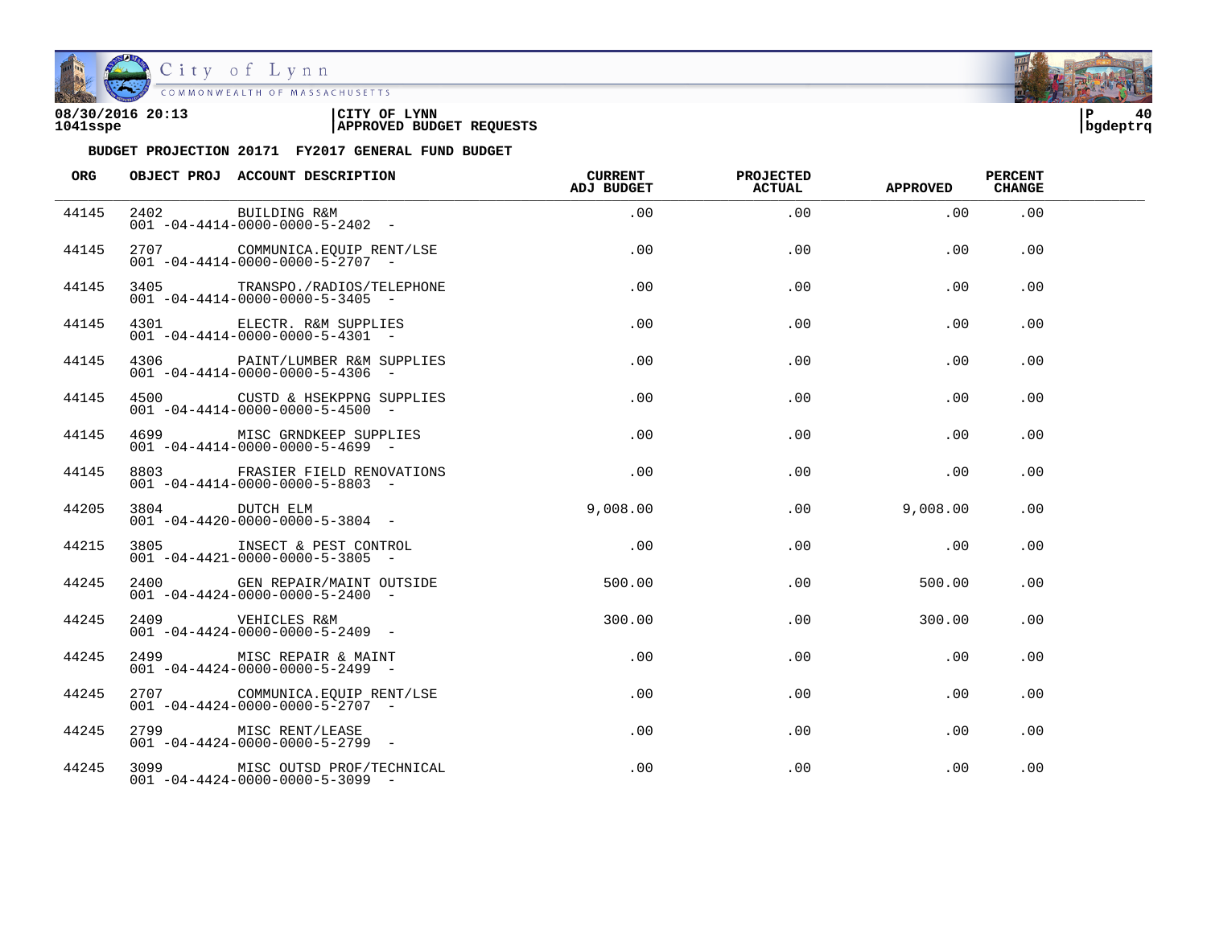08/30/2016 20:13
1041sspe

CITY OF LYNN
APPROVED BUDGET REQUESTS

bgdeptrq

**BUDGET PROJECTION 20171 FY2017 GENERAL FUND BUDGET**

| ORG | OBJECT PROJ | ACCOUNT DESCRIPTION | CURRENT ADJ BUDGET | PROJECTED ACTUAL | APPROVED | PERCENT CHANGE |
|---|---|---|---|---|---|---|
| 44145 | 2402 | BUILDING R&M<br>001 -04-4414-0000-0000-5-2402 - | .00 | .00 | .00 | .00 |
| 44145 | 2707 | COMMUNICA.EQUIP RENT/LSE<br>001 -04-4414-0000-0000-5-2707 - | .00 | .00 | .00 | .00 |
| 44145 | 3405 | TRANSPO./RADIOS/TELEPHONE<br>001 -04-4414-0000-0000-5-3405 - | .00 | .00 | .00 | .00 |
| 44145 | 4301 | ELECTR. R&M SUPPLIES<br>001 -04-4414-0000-0000-5-4301 - | .00 | .00 | .00 | .00 |
| 44145 | 4306 | PAINT/LUMBER R&M SUPPLIES<br>001 -04-4414-0000-0000-5-4306 - | .00 | .00 | .00 | .00 |
| 44145 | 4500 | CUSTD & HSEKPPNG SUPPLIES<br>001 -04-4414-0000-0000-5-4500 - | .00 | .00 | .00 | .00 |
| 44145 | 4699 | MISC GRNDKEEP SUPPLIES<br>001 -04-4414-0000-0000-5-4699 - | .00 | .00 | .00 | .00 |
| 44145 | 8803 | FRASIER FIELD RENOVATIONS<br>001 -04-4414-0000-0000-5-8803 - | .00 | .00 | .00 | .00 |
| 44205 | 3804 | DUTCH ELM<br>001 -04-4420-0000-0000-5-3804 - | 9,008.00 | .00 | 9,008.00 | .00 |
| 44215 | 3805 | INSECT & PEST CONTROL<br>001 -04-4421-0000-0000-5-3805 - | .00 | .00 | .00 | .00 |
| 44245 | 2400 | GEN REPAIR/MAINT OUTSIDE<br>001 -04-4424-0000-0000-5-2400 - | 500.00 | .00 | 500.00 | .00 |
| 44245 | 2409 | VEHICLES R&M<br>001 -04-4424-0000-0000-5-2409 - | 300.00 | .00 | 300.00 | .00 |
| 44245 | 2499 | MISC REPAIR & MAINT<br>001 -04-4424-0000-0000-5-2499 - | .00 | .00 | .00 | .00 |
| 44245 | 2707 | COMMUNICA.EQUIP RENT/LSE<br>001 -04-4424-0000-0000-5-2707 - | .00 | .00 | .00 | .00 |
| 44245 | 2799 | MISC RENT/LEASE<br>001 -04-4424-0000-0000-5-2799 - | .00 | .00 | .00 | .00 |
| 44245 | 3099 | MISC OUTSD PROF/TECHNICAL<br>001 -04-4424-0000-0000-5-3099 - | .00 | .00 | .00 | .00 |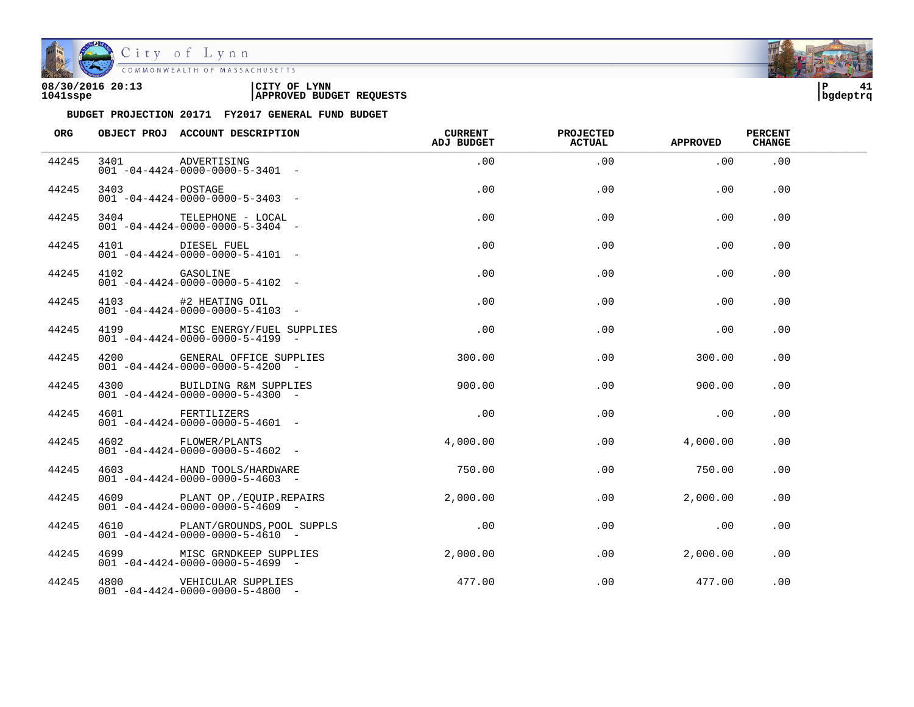08/30/2016 20:13 | CITY OF LYNN
1041sspe | APPROVED BUDGET REQUESTS | bgdeptrq

**BUDGET PROJECTION 20171 FY2017 GENERAL FUND BUDGET**

| ORG | OBJECT PROJ | ACCOUNT DESCRIPTION | CURRENT ADJ BUDGET | PROJECTED ACTUAL | APPROVED | PERCENT CHANGE |
|---|---|---|---|---|---|---|
| 44245 | 3401 | ADVERTISING<br>001 -04-4424-0000-0000-5-3401 - | .00 | .00 | .00 | .00 |
| 44245 | 3403 | POSTAGE<br>001 -04-4424-0000-0000-5-3403 - | .00 | .00 | .00 | .00 |
| 44245 | 3404 | TELEPHONE - LOCAL<br>001 -04-4424-0000-0000-5-3404 - | .00 | .00 | .00 | .00 |
| 44245 | 4101 | DIESEL FUEL<br>001 -04-4424-0000-0000-5-4101 - | .00 | .00 | .00 | .00 |
| 44245 | 4102 | GASOLINE<br>001 -04-4424-0000-0000-5-4102 - | .00 | .00 | .00 | .00 |
| 44245 | 4103 | #2 HEATING OIL<br>001 -04-4424-0000-0000-5-4103 - | .00 | .00 | .00 | .00 |
| 44245 | 4199 | MISC ENERGY/FUEL SUPPLIES<br>001 -04-4424-0000-0000-5-4199 - | .00 | .00 | .00 | .00 |
| 44245 | 4200 | GENERAL OFFICE SUPPLIES<br>001 -04-4424-0000-0000-5-4200 - | 300.00 | .00 | 300.00 | .00 |
| 44245 | 4300 | BUILDING R&M SUPPLIES<br>001 -04-4424-0000-0000-5-4300 - | 900.00 | .00 | 900.00 | .00 |
| 44245 | 4601 | FERTILIZERS<br>001 -04-4424-0000-0000-5-4601 - | .00 | .00 | .00 | .00 |
| 44245 | 4602 | FLOWER/PLANTS<br>001 -04-4424-0000-0000-5-4602 - | 4,000.00 | .00 | 4,000.00 | .00 |
| 44245 | 4603 | HAND TOOLS/HARDWARE<br>001 -04-4424-0000-0000-5-4603 - | 750.00 | .00 | 750.00 | .00 |
| 44245 | 4609 | PLANT OP./EQUIP.REPAIRS<br>001 -04-4424-0000-0000-5-4609 - | 2,000.00 | .00 | 2,000.00 | .00 |
| 44245 | 4610 | PLANT/GROUNDS,POOL SUPPLS<br>001 -04-4424-0000-0000-5-4610 - | .00 | .00 | .00 | .00 |
| 44245 | 4699 | MISC GRNDKEEP SUPPLIES<br>001 -04-4424-0000-0000-5-4699 - | 2,000.00 | .00 | 2,000.00 | .00 |
| 44245 | 4800 | VEHICULAR SUPPLIES<br>001 -04-4424-0000-0000-5-4800 - | 477.00 | .00 | 477.00 | .00 |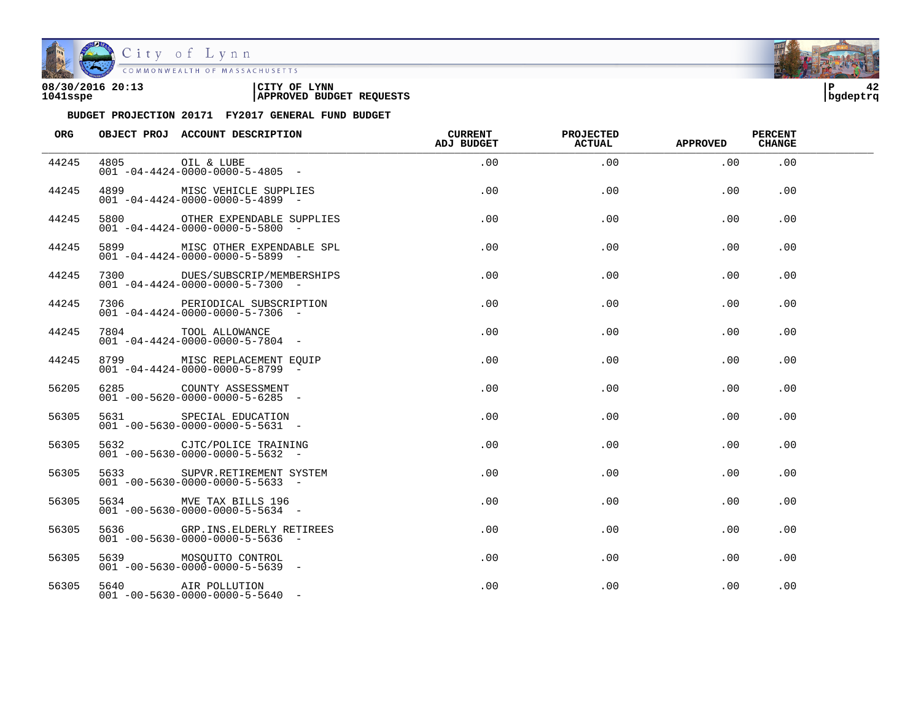08/30/2016 20:13 | CITY OF LYNN
1041sspe | APPROVED BUDGET REQUESTS | bgdeptrq

**BUDGET PROJECTION 20171 FY2017 GENERAL FUND BUDGET**

| ORG | OBJECT PROJ | ACCOUNT DESCRIPTION | CURRENT ADJ BUDGET | PROJECTED ACTUAL | APPROVED | PERCENT CHANGE |
|---|---|---|---|---|---|---|
| 44245 | 4805 | OIL & LUBE<br>001 -04-4424-0000-0000-5-4805 - | .00 | .00 | .00 | .00 |
| 44245 | 4899 | MISC VEHICLE SUPPLIES<br>001 -04-4424-0000-0000-5-4899 - | .00 | .00 | .00 | .00 |
| 44245 | 5800 | OTHER EXPENDABLE SUPPLIES<br>001 -04-4424-0000-0000-5-5800 - | .00 | .00 | .00 | .00 |
| 44245 | 5899 | MISC OTHER EXPENDABLE SPL<br>001 -04-4424-0000-0000-5-5899 - | .00 | .00 | .00 | .00 |
| 44245 | 7300 | DUES/SUBSCRIP/MEMBERSHIPS<br>001 -04-4424-0000-0000-5-7300 - | .00 | .00 | .00 | .00 |
| 44245 | 7306 | PERIODICAL SUBSCRIPTION<br>001 -04-4424-0000-0000-5-7306 - | .00 | .00 | .00 | .00 |
| 44245 | 7804 | TOOL ALLOWANCE<br>001 -04-4424-0000-0000-5-7804 - | .00 | .00 | .00 | .00 |
| 44245 | 8799 | MISC REPLACEMENT EQUIP<br>001 -04-4424-0000-0000-5-8799 - | .00 | .00 | .00 | .00 |
| 56205 | 6285 | COUNTY ASSESSMENT<br>001 -00-5620-0000-0000-5-6285 - | .00 | .00 | .00 | .00 |
| 56305 | 5631 | SPECIAL EDUCATION<br>001 -00-5630-0000-0000-5-5631 - | .00 | .00 | .00 | .00 |
| 56305 | 5632 | CJTC/POLICE TRAINING<br>001 -00-5630-0000-0000-5-5632 - | .00 | .00 | .00 | .00 |
| 56305 | 5633 | SUPVR.RETIREMENT SYSTEM<br>001 -00-5630-0000-0000-5-5633 - | .00 | .00 | .00 | .00 |
| 56305 | 5634 | MVE TAX BILLS 196<br>001 -00-5630-0000-0000-5-5634 - | .00 | .00 | .00 | .00 |
| 56305 | 5636 | GRP.INS.ELDERLY RETIREES<br>001 -00-5630-0000-0000-5-5636 - | .00 | .00 | .00 | .00 |
| 56305 | 5639 | MOSQUITO CONTROL<br>001 -00-5630-0000-0000-5-5639 - | .00 | .00 | .00 | .00 |
| 56305 | 5640 | AIR POLLUTION<br>001 -00-5630-0000-0000-5-5640 - | .00 | .00 | .00 | .00 |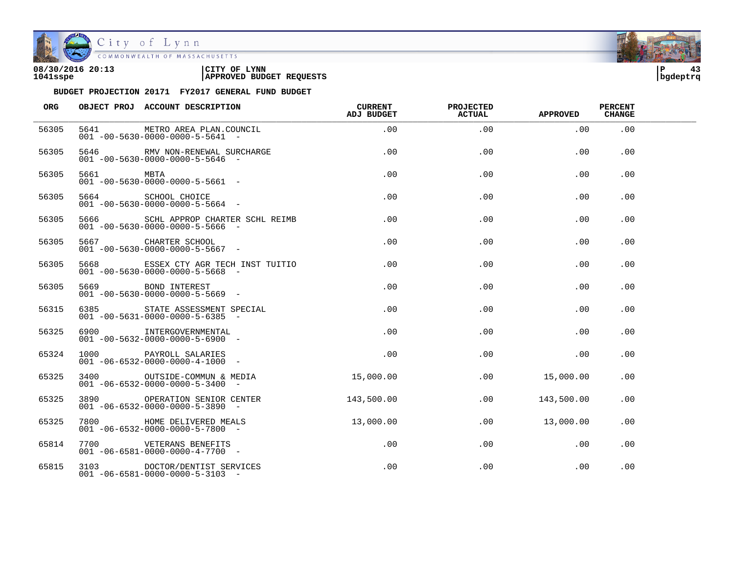**08/30/2016 20:13** | **CITY OF LYNN** | **P 43**
**1041sspe** | **APPROVED BUDGET REQUESTS** | **bgdeptrq**

**BUDGET PROJECTION 20171 FY2017 GENERAL FUND BUDGET**

| ORG | OBJECT PROJ | ACCOUNT DESCRIPTION | CURRENT ADJ BUDGET | PROJECTED ACTUAL | APPROVED | PERCENT CHANGE |
|---|---|---|---|---|---|---|
| 56305 | 5641 | METRO AREA PLAN.COUNCIL<br>001 -00-5630-0000-0000-5-5641 - | .00 | .00 | .00 | .00 |
| 56305 | 5646 | RMV NON-RENEWAL SURCHARGE<br>001 -00-5630-0000-0000-5-5646 - | .00 | .00 | .00 | .00 |
| 56305 | 5661 | MBTA<br>001 -00-5630-0000-0000-5-5661 - | .00 | .00 | .00 | .00 |
| 56305 | 5664 | SCHOOL CHOICE<br>001 -00-5630-0000-0000-5-5664 - | .00 | .00 | .00 | .00 |
| 56305 | 5666 | SCHL APPROP CHARTER SCHL REIMB<br>001 -00-5630-0000-0000-5-5666 - | .00 | .00 | .00 | .00 |
| 56305 | 5667 | CHARTER SCHOOL<br>001 -00-5630-0000-0000-5-5667 - | .00 | .00 | .00 | .00 |
| 56305 | 5668 | ESSEX CTY AGR TECH INST TUITIO<br>001 -00-5630-0000-0000-5-5668 - | .00 | .00 | .00 | .00 |
| 56305 | 5669 | BOND INTEREST<br>001 -00-5630-0000-0000-5-5669 - | .00 | .00 | .00 | .00 |
| 56315 | 6385 | STATE ASSESSMENT SPECIAL<br>001 -00-5631-0000-0000-5-6385 - | .00 | .00 | .00 | .00 |
| 56325 | 6900 | INTERGOVERNMENTAL<br>001 -00-5632-0000-0000-5-6900 - | .00 | .00 | .00 | .00 |
| 65324 | 1000 | PAYROLL SALARIES<br>001 -06-6532-0000-0000-4-1000 - | .00 | .00 | .00 | .00 |
| 65325 | 3400 | OUTSIDE-COMMUN & MEDIA<br>001 -06-6532-0000-0000-5-3400 - | 15,000.00 | .00 | 15,000.00 | .00 |
| 65325 | 3890 | OPERATION SENIOR CENTER<br>001 -06-6532-0000-0000-5-3890 - | 143,500.00 | .00 | 143,500.00 | .00 |
| 65325 | 7800 | HOME DELIVERED MEALS<br>001 -06-6532-0000-0000-5-7800 - | 13,000.00 | .00 | 13,000.00 | .00 |
| 65814 | 7700 | VETERANS BENEFITS<br>001 -06-6581-0000-0000-4-7700 - | .00 | .00 | .00 | .00 |
| 65815 | 3103 | DOCTOR/DENTIST SERVICES<br>001 -06-6581-0000-0000-5-3103 - | .00 | .00 | .00 | .00 |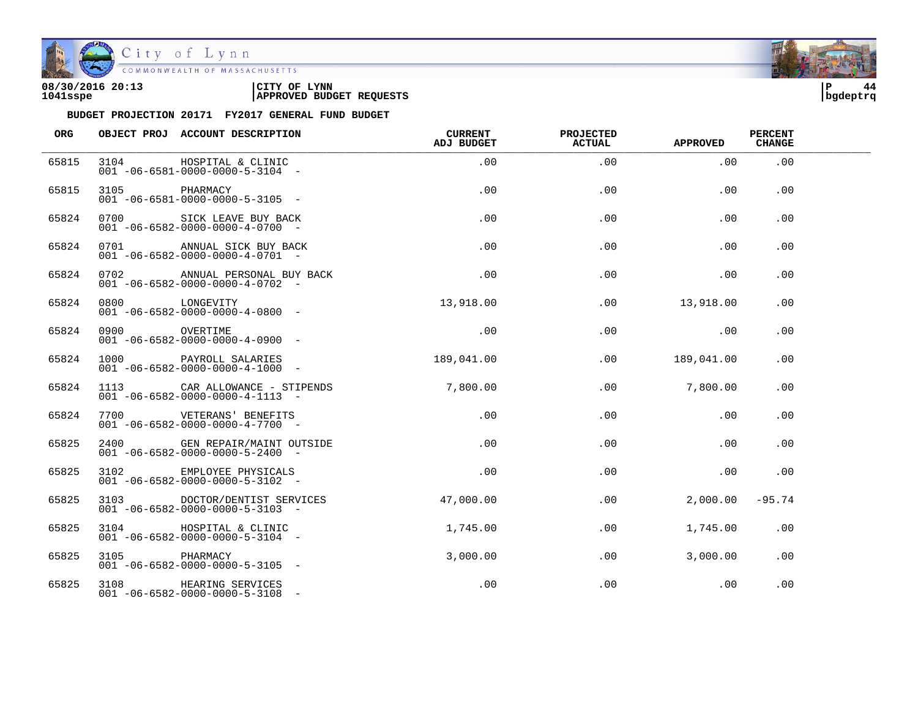08/30/2016 20:13 | CITY OF LYNN | P 44
1041sspe | APPROVED BUDGET REQUESTS | bgdeptrq

**BUDGET PROJECTION 20171 FY2017 GENERAL FUND BUDGET**

| ORG | OBJECT PROJ | ACCOUNT DESCRIPTION | CURRENT ADJ BUDGET | PROJECTED ACTUAL | APPROVED | PERCENT CHANGE |
|---|---|---|---|---|---|---|
| 65815 | 3104 | HOSPITAL & CLINIC<br>001 -06-6581-0000-0000-5-3104 - | .00 | .00 | .00 | .00 |
| 65815 | 3105 | PHARMACY<br>001 -06-6581-0000-0000-5-3105 - | .00 | .00 | .00 | .00 |
| 65824 | 0700 | SICK LEAVE BUY BACK<br>001 -06-6582-0000-0000-4-0700 - | .00 | .00 | .00 | .00 |
| 65824 | 0701 | ANNUAL SICK BUY BACK<br>001 -06-6582-0000-0000-4-0701 - | .00 | .00 | .00 | .00 |
| 65824 | 0702 | ANNUAL PERSONAL BUY BACK<br>001 -06-6582-0000-0000-4-0702 - | .00 | .00 | .00 | .00 |
| 65824 | 0800 | LONGEVITY<br>001 -06-6582-0000-0000-4-0800 - | 13,918.00 | .00 | 13,918.00 | .00 |
| 65824 | 0900 | OVERTIME<br>001 -06-6582-0000-0000-4-0900 - | .00 | .00 | .00 | .00 |
| 65824 | 1000 | PAYROLL SALARIES<br>001 -06-6582-0000-0000-4-1000 - | 189,041.00 | .00 | 189,041.00 | .00 |
| 65824 | 1113 | CAR ALLOWANCE - STIPENDS<br>001 -06-6582-0000-0000-4-1113 - | 7,800.00 | .00 | 7,800.00 | .00 |
| 65824 | 7700 | VETERANS' BENEFITS<br>001 -06-6582-0000-0000-4-7700 - | .00 | .00 | .00 | .00 |
| 65825 | 2400 | GEN REPAIR/MAINT OUTSIDE<br>001 -06-6582-0000-0000-5-2400 - | .00 | .00 | .00 | .00 |
| 65825 | 3102 | EMPLOYEE PHYSICALS<br>001 -06-6582-0000-0000-5-3102 - | .00 | .00 | .00 | .00 |
| 65825 | 3103 | DOCTOR/DENTIST SERVICES<br>001 -06-6582-0000-0000-5-3103 - | 47,000.00 | .00 | 2,000.00 | -95.74 |
| 65825 | 3104 | HOSPITAL & CLINIC<br>001 -06-6582-0000-0000-5-3104 - | 1,745.00 | .00 | 1,745.00 | .00 |
| 65825 | 3105 | PHARMACY<br>001 -06-6582-0000-0000-5-3105 - | 3,000.00 | .00 | 3,000.00 | .00 |
| 65825 | 3108 | HEARING SERVICES<br>001 -06-6582-0000-0000-5-3108 - | .00 | .00 | .00 | .00 |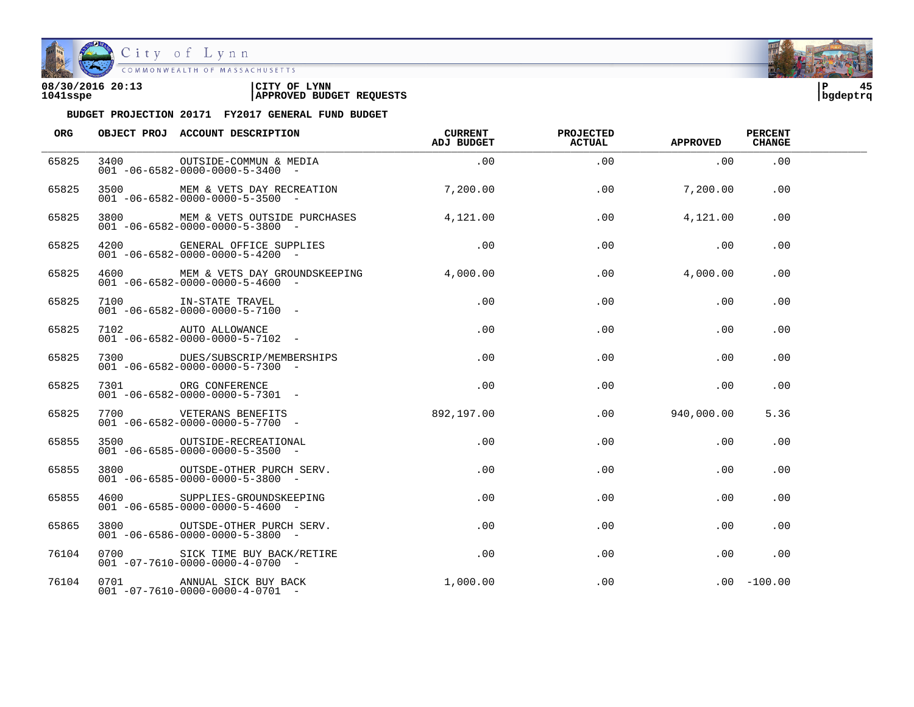**08/30/2016 20:13** | **CITY OF LYNN** 
**1041sspe** | **APPROVED BUDGET REQUESTS** | **bgdeptrq**

**BUDGET PROJECTION 20171 FY2017 GENERAL FUND BUDGET**

| ORG | OBJECT PROJ | ACCOUNT DESCRIPTION | CURRENT ADJ BUDGET | PROJECTED ACTUAL | APPROVED | PERCENT CHANGE |
|---|---|---|---|---|---|---|
| 65825 | 3400<br>001 -06-6582-0000-0000-5-3400 - | OUTSIDE-COMMUN & MEDIA | .00 | .00 | .00 | .00 |
| 65825 | 3500<br>001 -06-6582-0000-0000-5-3500 - | MEM & VETS DAY RECREATION | 7,200.00 | .00 | 7,200.00 | .00 |
| 65825 | 3800<br>001 -06-6582-0000-0000-5-3800 - | MEM & VETS OUTSIDE PURCHASES | 4,121.00 | .00 | 4,121.00 | .00 |
| 65825 | 4200<br>001 -06-6582-0000-0000-5-4200 - | GENERAL OFFICE SUPPLIES | .00 | .00 | .00 | .00 |
| 65825 | 4600<br>001 -06-6582-0000-0000-5-4600 - | MEM & VETS DAY GROUNDSKEEPING | 4,000.00 | .00 | 4,000.00 | .00 |
| 65825 | 7100<br>001 -06-6582-0000-0000-5-7100 - | IN-STATE TRAVEL | .00 | .00 | .00 | .00 |
| 65825 | 7102<br>001 -06-6582-0000-0000-5-7102 - | AUTO ALLOWANCE | .00 | .00 | .00 | .00 |
| 65825 | 7300<br>001 -06-6582-0000-0000-5-7300 - | DUES/SUBSCRIP/MEMBERSHIPS | .00 | .00 | .00 | .00 |
| 65825 | 7301<br>001 -06-6582-0000-0000-5-7301 - | ORG CONFERENCE | .00 | .00 | .00 | .00 |
| 65825 | 7700<br>001 -06-6582-0000-0000-5-7700 - | VETERANS BENEFITS | 892,197.00 | .00 | 940,000.00 | 5.36 |
| 65855 | 3500<br>001 -06-6585-0000-0000-5-3500 - | OUTSIDE-RECREATIONAL | .00 | .00 | .00 | .00 |
| 65855 | 3800<br>001 -06-6585-0000-0000-5-3800 - | OUTSDE-OTHER PURCH SERV. | .00 | .00 | .00 | .00 |
| 65855 | 4600<br>001 -06-6585-0000-0000-5-4600 - | SUPPLIES-GROUNDSKEEPING | .00 | .00 | .00 | .00 |
| 65865 | 3800<br>001 -06-6586-0000-0000-5-3800 - | OUTSDE-OTHER PURCH SERV. | .00 | .00 | .00 | .00 |
| 76104 | 0700<br>001 -07-7610-0000-0000-4-0700 - | SICK TIME BUY BACK/RETIRE | .00 | .00 | .00 | .00 |
| 76104 | 0701<br>001 -07-7610-0000-0000-4-0701 - | ANNUAL SICK BUY BACK | 1,000.00 | .00 | .00 | -100.00 |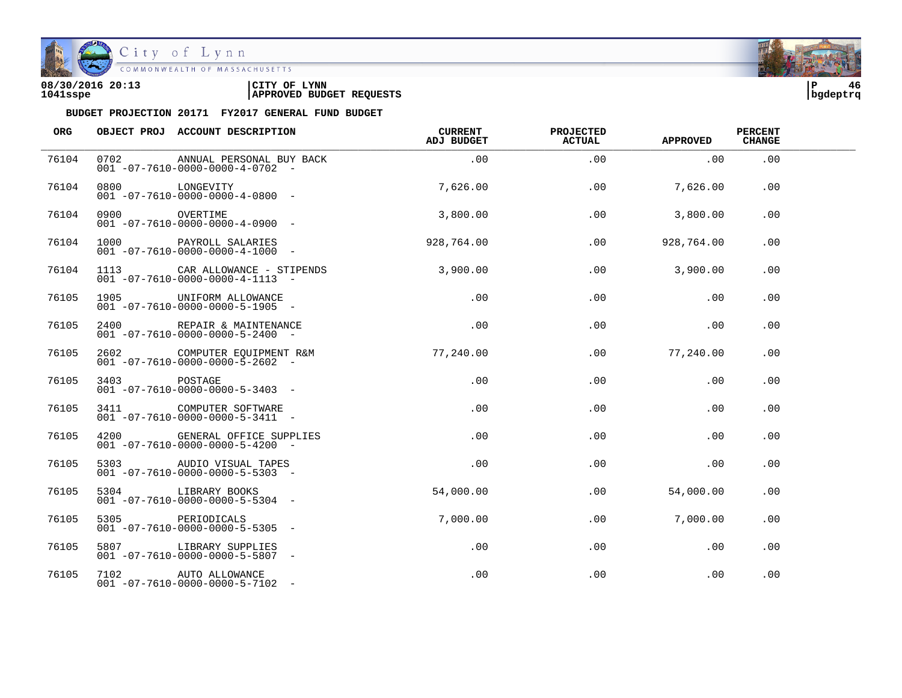08/30/2016 20:13
1041sspe

**CITY OF LYNN**
**APPROVED BUDGET REQUESTS**

bgdeptrq

**BUDGET PROJECTION 20171 FY2017 GENERAL FUND BUDGET**

| ORG | OBJECT PROJ | ACCOUNT DESCRIPTION | CURRENT ADJ BUDGET | PROJECTED ACTUAL | APPROVED | PERCENT CHANGE |
|---|---|---|---|---|---|---|
| 76104 | 0702 | ANNUAL PERSONAL BUY BACK<br>001 -07-7610-0000-0000-4-0702 - | .00 | .00 | .00 | .00 |
| 76104 | 0800 | LONGEVITY<br>001 -07-7610-0000-0000-4-0800 - | 7,626.00 | .00 | 7,626.00 | .00 |
| 76104 | 0900 | OVERTIME<br>001 -07-7610-0000-0000-4-0900 - | 3,800.00 | .00 | 3,800.00 | .00 |
| 76104 | 1000 | PAYROLL SALARIES<br>001 -07-7610-0000-0000-4-1000 - | 928,764.00 | .00 | 928,764.00 | .00 |
| 76104 | 1113 | CAR ALLOWANCE - STIPENDS<br>001 -07-7610-0000-0000-4-1113 - | 3,900.00 | .00 | 3,900.00 | .00 |
| 76105 | 1905 | UNIFORM ALLOWANCE<br>001 -07-7610-0000-0000-5-1905 - | .00 | .00 | .00 | .00 |
| 76105 | 2400 | REPAIR & MAINTENANCE<br>001 -07-7610-0000-0000-5-2400 - | .00 | .00 | .00 | .00 |
| 76105 | 2602 | COMPUTER EQUIPMENT R&M<br>001 -07-7610-0000-0000-5-2602 - | 77,240.00 | .00 | 77,240.00 | .00 |
| 76105 | 3403 | POSTAGE<br>001 -07-7610-0000-0000-5-3403 - | .00 | .00 | .00 | .00 |
| 76105 | 3411 | COMPUTER SOFTWARE<br>001 -07-7610-0000-0000-5-3411 - | .00 | .00 | .00 | .00 |
| 76105 | 4200 | GENERAL OFFICE SUPPLIES<br>001 -07-7610-0000-0000-5-4200 - | .00 | .00 | .00 | .00 |
| 76105 | 5303 | AUDIO VISUAL TAPES<br>001 -07-7610-0000-0000-5-5303 - | .00 | .00 | .00 | .00 |
| 76105 | 5304 | LIBRARY BOOKS<br>001 -07-7610-0000-0000-5-5304 - | 54,000.00 | .00 | 54,000.00 | .00 |
| 76105 | 5305 | PERIODICALS<br>001 -07-7610-0000-0000-5-5305 - | 7,000.00 | .00 | 7,000.00 | .00 |
| 76105 | 5807 | LIBRARY SUPPLIES<br>001 -07-7610-0000-0000-5-5807 - | .00 | .00 | .00 | .00 |
| 76105 | 7102 | AUTO ALLOWANCE<br>001 -07-7610-0000-0000-5-7102 - | .00 | .00 | .00 | .00 |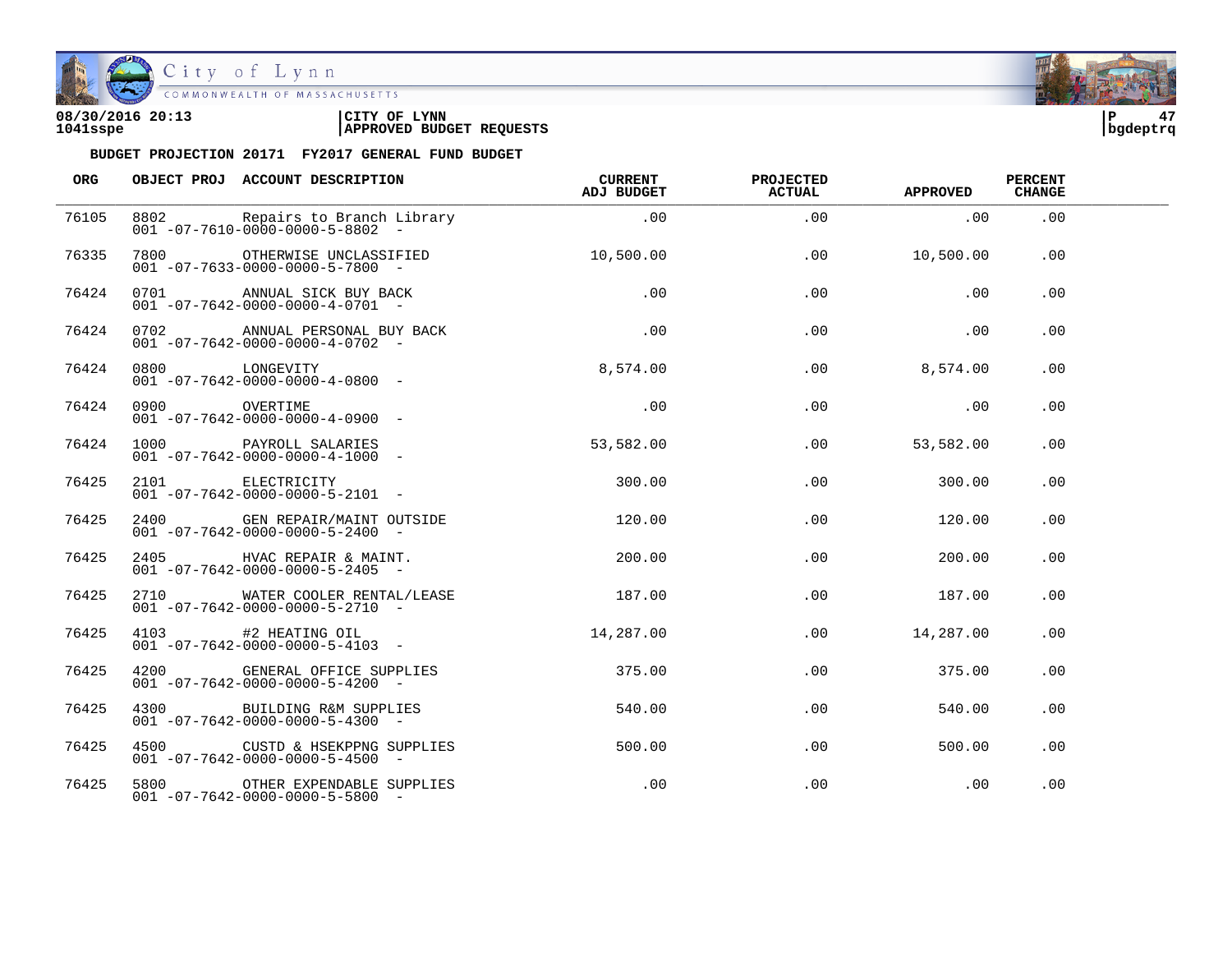08/30/2016 20:13 | CITY OF LYNN
1041sspe | APPROVED BUDGET REQUESTS

**BUDGET PROJECTION 20171 FY2017 GENERAL FUND BUDGET**

| ORG | OBJECT PROJ | ACCOUNT DESCRIPTION | CURRENT ADJ BUDGET | PROJECTED ACTUAL | APPROVED | PERCENT CHANGE |
|---|---|---|---|---|---|---|
| 76105 | 8802 | Repairs to Branch Library<br>001 -07-7610-0000-0000-5-8802 - | .00 | .00 | .00 | .00 |
| 76335 | 7800 | OTHERWISE UNCLASSIFIED<br>001 -07-7633-0000-0000-5-7800 - | 10,500.00 | .00 | 10,500.00 | .00 |
| 76424 | 0701 | ANNUAL SICK BUY BACK<br>001 -07-7642-0000-0000-4-0701 - | .00 | .00 | .00 | .00 |
| 76424 | 0702 | ANNUAL PERSONAL BUY BACK<br>001 -07-7642-0000-0000-4-0702 - | .00 | .00 | .00 | .00 |
| 76424 | 0800 | LONGEVITY<br>001 -07-7642-0000-0000-4-0800 - | 8,574.00 | .00 | 8,574.00 | .00 |
| 76424 | 0900 | OVERTIME<br>001 -07-7642-0000-0000-4-0900 - | .00 | .00 | .00 | .00 |
| 76424 | 1000 | PAYROLL SALARIES<br>001 -07-7642-0000-0000-4-1000 - | 53,582.00 | .00 | 53,582.00 | .00 |
| 76425 | 2101 | ELECTRICITY<br>001 -07-7642-0000-0000-5-2101 - | 300.00 | .00 | 300.00 | .00 |
| 76425 | 2400 | GEN REPAIR/MAINT OUTSIDE<br>001 -07-7642-0000-0000-5-2400 - | 120.00 | .00 | 120.00 | .00 |
| 76425 | 2405 | HVAC REPAIR & MAINT.<br>001 -07-7642-0000-0000-5-2405 - | 200.00 | .00 | 200.00 | .00 |
| 76425 | 2710 | WATER COOLER RENTAL/LEASE<br>001 -07-7642-0000-0000-5-2710 - | 187.00 | .00 | 187.00 | .00 |
| 76425 | 4103 | #2 HEATING OIL<br>001 -07-7642-0000-0000-5-4103 - | 14,287.00 | .00 | 14,287.00 | .00 |
| 76425 | 4200 | GENERAL OFFICE SUPPLIES<br>001 -07-7642-0000-0000-5-4200 - | 375.00 | .00 | 375.00 | .00 |
| 76425 | 4300 | BUILDING R&M SUPPLIES<br>001 -07-7642-0000-0000-5-4300 - | 540.00 | .00 | 540.00 | .00 |
| 76425 | 4500 | CUSTD & HSEKPPNG SUPPLIES<br>001 -07-7642-0000-0000-5-4500 - | 500.00 | .00 | 500.00 | .00 |
| 76425 | 5800 | OTHER EXPENDABLE SUPPLIES<br>001 -07-7642-0000-0000-5-5800 - | .00 | .00 | .00 | .00 |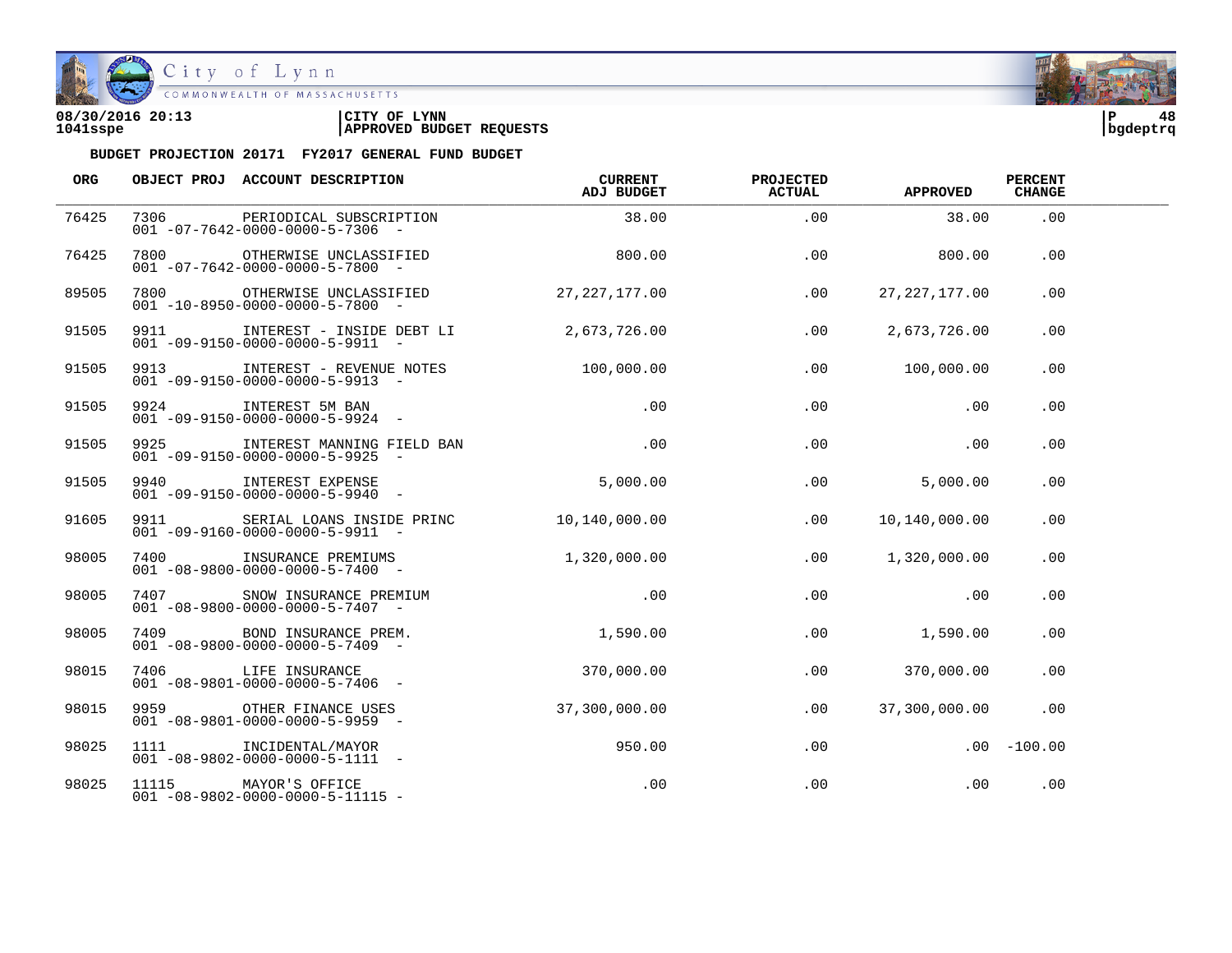08/30/2016 20:13 | CITY OF LYNN
1041sspe | APPROVED BUDGET REQUESTS | bgdeptrq

**BUDGET PROJECTION 20171 FY2017 GENERAL FUND BUDGET**

| ORG | OBJECT PROJ | ACCOUNT DESCRIPTION | CURRENT ADJ BUDGET | PROJECTED ACTUAL | APPROVED | PERCENT CHANGE |
|---|---|---|---|---|---|---|
| 76425 | 7306 | PERIODICAL SUBSCRIPTION<br>001 -07-7642-0000-0000-5-7306 - | 38.00 | .00 | 38.00 | .00 |
| 76425 | 7800 | OTHERWISE UNCLASSIFIED<br>001 -07-7642-0000-0000-5-7800 - | 800.00 | .00 | 800.00 | .00 |
| 89505 | 7800 | OTHERWISE UNCLASSIFIED<br>001 -10-8950-0000-0000-5-7800 - | 27,227,177.00 | .00 | 27,227,177.00 | .00 |
| 91505 | 9911 | INTEREST - INSIDE DEBT LI<br>001 -09-9150-0000-0000-5-9911 - | 2,673,726.00 | .00 | 2,673,726.00 | .00 |
| 91505 | 9913 | INTEREST - REVENUE NOTES<br>001 -09-9150-0000-0000-5-9913 - | 100,000.00 | .00 | 100,000.00 | .00 |
| 91505 | 9924 | INTEREST 5M BAN<br>001 -09-9150-0000-0000-5-9924 - | .00 | .00 | .00 | .00 |
| 91505 | 9925 | INTEREST MANNING FIELD BAN<br>001 -09-9150-0000-0000-5-9925 - | .00 | .00 | .00 | .00 |
| 91505 | 9940 | INTEREST EXPENSE<br>001 -09-9150-0000-0000-5-9940 - | 5,000.00 | .00 | 5,000.00 | .00 |
| 91605 | 9911 | SERIAL LOANS INSIDE PRINC<br>001 -09-9160-0000-0000-5-9911 - | 10,140,000.00 | .00 | 10,140,000.00 | .00 |
| 98005 | 7400 | INSURANCE PREMIUMS<br>001 -08-9800-0000-0000-5-7400 - | 1,320,000.00 | .00 | 1,320,000.00 | .00 |
| 98005 | 7407 | SNOW INSURANCE PREMIUM<br>001 -08-9800-0000-0000-5-7407 - | .00 | .00 | .00 | .00 |
| 98005 | 7409 | BOND INSURANCE PREM.<br>001 -08-9800-0000-0000-5-7409 - | 1,590.00 | .00 | 1,590.00 | .00 |
| 98015 | 7406 | LIFE INSURANCE<br>001 -08-9801-0000-0000-5-7406 - | 370,000.00 | .00 | 370,000.00 | .00 |
| 98015 | 9959 | OTHER FINANCE USES<br>001 -08-9801-0000-0000-5-9959 - | 37,300,000.00 | .00 | 37,300,000.00 | .00 |
| 98025 | 1111 | INCIDENTAL/MAYOR<br>001 -08-9802-0000-0000-5-1111 - | 950.00 | .00 | .00 | -100.00 |
| 98025 | 11115 | MAYOR'S OFFICE<br>001 -08-9802-0000-0000-5-11115 - | .00 | .00 | .00 | .00 |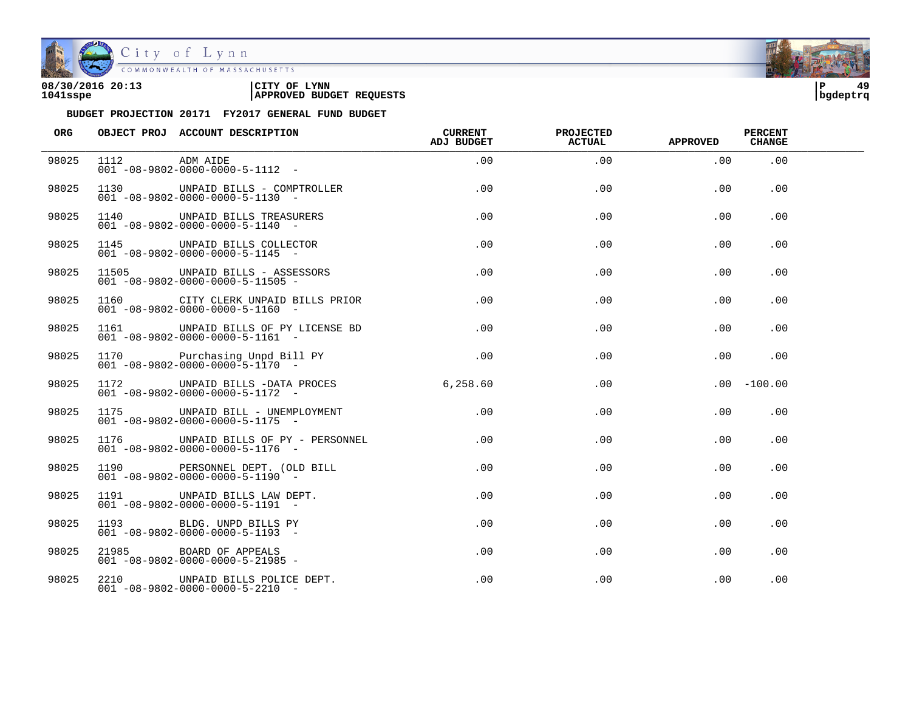**08/30/2016 20:13**
**1041sspe**

**CITY OF LYNN**
**APPROVED BUDGET REQUESTS**

**bgdeptrq**

**BUDGET PROJECTION 20171 FY2017 GENERAL FUND BUDGET**

| ORG | OBJECT PROJ | ACCOUNT DESCRIPTION | CURRENT ADJ BUDGET | PROJECTED ACTUAL | APPROVED | PERCENT CHANGE |
|---|---|---|---|---|---|---|
| 98025 | 1112 | ADM AIDE<br>001 -08-9802-0000-0000-5-1112 - | .00 | .00 | .00 | .00 |
| 98025 | 1130 | UNPAID BILLS - COMPTROLLER<br>001 -08-9802-0000-0000-5-1130 - | .00 | .00 | .00 | .00 |
| 98025 | 1140 | UNPAID BILLS TREASURERS<br>001 -08-9802-0000-0000-5-1140 - | .00 | .00 | .00 | .00 |
| 98025 | 1145 | UNPAID BILLS COLLECTOR<br>001 -08-9802-0000-0000-5-1145 - | .00 | .00 | .00 | .00 |
| 98025 | 11505 | UNPAID BILLS - ASSESSORS<br>001 -08-9802-0000-0000-5-11505 - | .00 | .00 | .00 | .00 |
| 98025 | 1160 | CITY CLERK UNPAID BILLS PRIOR<br>001 -08-9802-0000-0000-5-1160 - | .00 | .00 | .00 | .00 |
| 98025 | 1161 | UNPAID BILLS OF PY LICENSE BD<br>001 -08-9802-0000-0000-5-1161 - | .00 | .00 | .00 | .00 |
| 98025 | 1170 | Purchasing Unpd Bill PY<br>001 -08-9802-0000-0000-5-1170 - | .00 | .00 | .00 | .00 |
| 98025 | 1172 | UNPAID BILLS -DATA PROCES<br>001 -08-9802-0000-0000-5-1172 - | 6,258.60 | .00 | .00 | -100.00 |
| 98025 | 1175 | UNPAID BILL - UNEMPLOYMENT<br>001 -08-9802-0000-0000-5-1175 - | .00 | .00 | .00 | .00 |
| 98025 | 1176 | UNPAID BILLS OF PY - PERSONNEL<br>001 -08-9802-0000-0000-5-1176 - | .00 | .00 | .00 | .00 |
| 98025 | 1190 | PERSONNEL DEPT. (OLD BILL<br>001 -08-9802-0000-0000-5-1190 - | .00 | .00 | .00 | .00 |
| 98025 | 1191 | UNPAID BILLS LAW DEPT.<br>001 -08-9802-0000-0000-5-1191 - | .00 | .00 | .00 | .00 |
| 98025 | 1193 | BLDG. UNPD BILLS PY<br>001 -08-9802-0000-0000-5-1193 - | .00 | .00 | .00 | .00 |
| 98025 | 21985 | BOARD OF APPEALS<br>001 -08-9802-0000-0000-5-21985 - | .00 | .00 | .00 | .00 |
| 98025 | 2210 | UNPAID BILLS POLICE DEPT.<br>001 -08-9802-0000-0000-5-2210 - | .00 | .00 | .00 | .00 |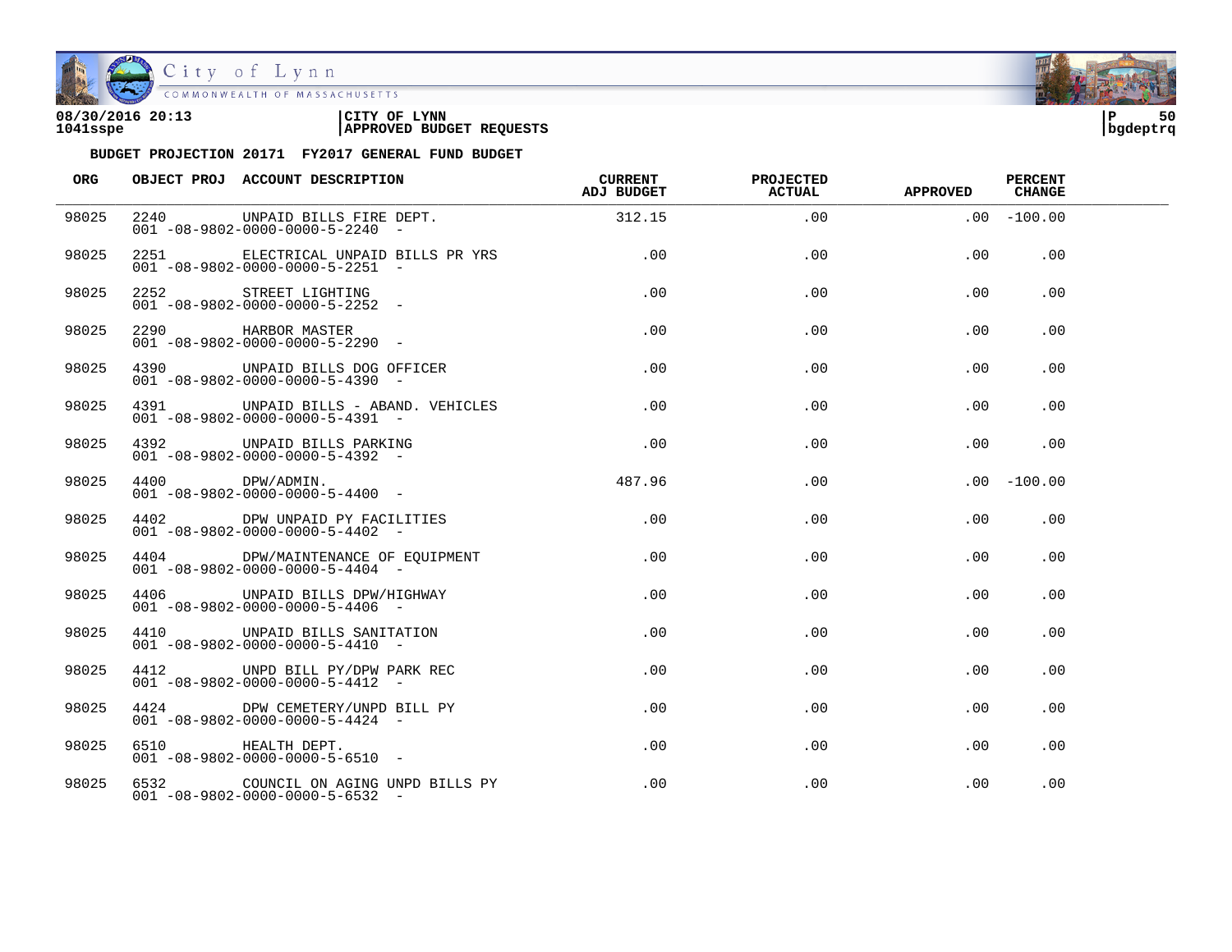08/30/2016 20:13
1041sspe

CITY OF LYNN
APPROVED BUDGET REQUESTS

P 50
bgdeptrq

**BUDGET PROJECTION 20171 FY2017 GENERAL FUND BUDGET**

| ORG | OBJECT PROJ | ACCOUNT DESCRIPTION | CURRENT ADJ BUDGET | PROJECTED ACTUAL | APPROVED | PERCENT CHANGE |
|---|---|---|---|---|---|---|
| 98025 | 2240 | UNPAID BILLS FIRE DEPT.<br>001 -08-9802-0000-0000-5-2240 - | 312.15 | .00 | .00 | -100.00 |
| 98025 | 2251 | ELECTRICAL UNPAID BILLS PR YRS<br>001 -08-9802-0000-0000-5-2251 - | .00 | .00 | .00 | .00 |
| 98025 | 2252 | STREET LIGHTING<br>001 -08-9802-0000-0000-5-2252 - | .00 | .00 | .00 | .00 |
| 98025 | 2290 | HARBOR MASTER<br>001 -08-9802-0000-0000-5-2290 - | .00 | .00 | .00 | .00 |
| 98025 | 4390 | UNPAID BILLS DOG OFFICER<br>001 -08-9802-0000-0000-5-4390 - | .00 | .00 | .00 | .00 |
| 98025 | 4391 | UNPAID BILLS - ABAND. VEHICLES<br>001 -08-9802-0000-0000-5-4391 - | .00 | .00 | .00 | .00 |
| 98025 | 4392 | UNPAID BILLS PARKING<br>001 -08-9802-0000-0000-5-4392 - | .00 | .00 | .00 | .00 |
| 98025 | 4400 | DPW/ADMIN.<br>001 -08-9802-0000-0000-5-4400 - | 487.96 | .00 | .00 | -100.00 |
| 98025 | 4402 | DPW UNPAID PY FACILITIES<br>001 -08-9802-0000-0000-5-4402 - | .00 | .00 | .00 | .00 |
| 98025 | 4404 | DPW/MAINTENANCE OF EQUIPMENT<br>001 -08-9802-0000-0000-5-4404 - | .00 | .00 | .00 | .00 |
| 98025 | 4406 | UNPAID BILLS DPW/HIGHWAY<br>001 -08-9802-0000-0000-5-4406 - | .00 | .00 | .00 | .00 |
| 98025 | 4410 | UNPAID BILLS SANITATION<br>001 -08-9802-0000-0000-5-4410 - | .00 | .00 | .00 | .00 |
| 98025 | 4412 | UNPD BILL PY/DPW PARK REC<br>001 -08-9802-0000-0000-5-4412 - | .00 | .00 | .00 | .00 |
| 98025 | 4424 | DPW CEMETERY/UNPD BILL PY<br>001 -08-9802-0000-0000-5-4424 - | .00 | .00 | .00 | .00 |
| 98025 | 6510 | HEALTH DEPT.<br>001 -08-9802-0000-0000-5-6510 - | .00 | .00 | .00 | .00 |
| 98025 | 6532 | COUNCIL ON AGING UNPD BILLS PY<br>001 -08-9802-0000-0000-5-6532 - | .00 | .00 | .00 | .00 |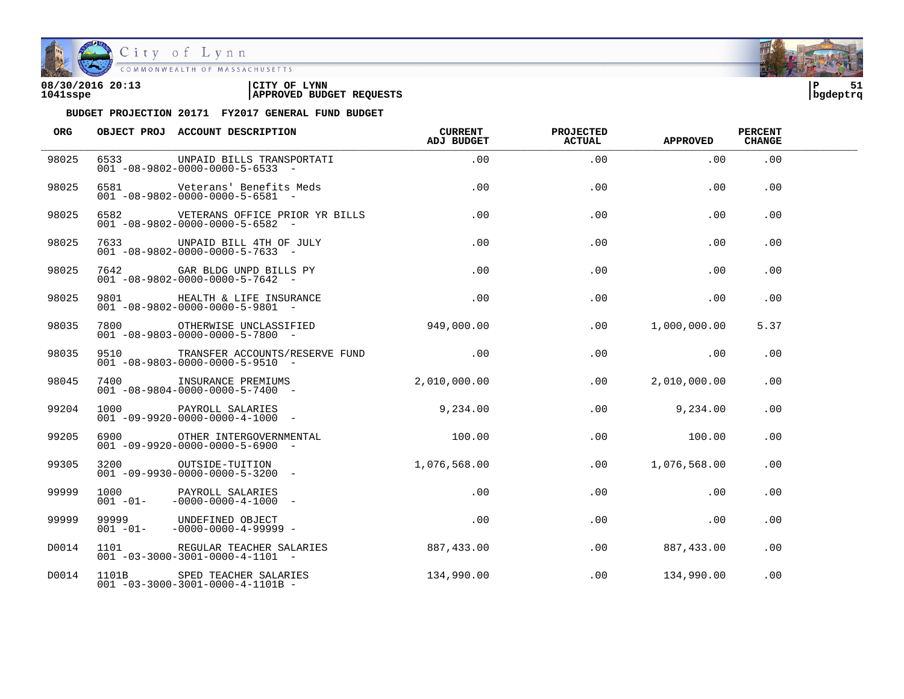**BUDGET PROJECTION 20171 FY2017 GENERAL FUND BUDGET**

| ORG | OBJECT PROJ | ACCOUNT DESCRIPTION | CURRENT ADJ BUDGET | PROJECTED ACTUAL | APPROVED | PERCENT CHANGE |
|---|---|---|---|---|---|---|
| 98025 | 6533<br>001 -08-9802-0000-0000-5-6533 - | UNPAID BILLS TRANSPORTATI | .00 | .00 | .00 | .00 |
| 98025 | 6581<br>001 -08-9802-0000-0000-5-6581 - | Veterans' Benefits Meds | .00 | .00 | .00 | .00 |
| 98025 | 6582<br>001 -08-9802-0000-0000-5-6582 - | VETERANS OFFICE PRIOR YR BILLS | .00 | .00 | .00 | .00 |
| 98025 | 7633<br>001 -08-9802-0000-0000-5-7633 - | UNPAID BILL 4TH OF JULY | .00 | .00 | .00 | .00 |
| 98025 | 7642<br>001 -08-9802-0000-0000-5-7642 - | GAR BLDG UNPD BILLS PY | .00 | .00 | .00 | .00 |
| 98025 | 9801<br>001 -08-9802-0000-0000-5-9801 - | HEALTH & LIFE INSURANCE | .00 | .00 | .00 | .00 |
| 98035 | 7800<br>001 -08-9803-0000-0000-5-7800 - | OTHERWISE UNCLASSIFIED | 949,000.00 | .00 | 1,000,000.00 | 5.37 |
| 98035 | 9510<br>001 -08-9803-0000-0000-5-9510 - | TRANSFER ACCOUNTS/RESERVE FUND | .00 | .00 | .00 | .00 |
| 98045 | 7400<br>001 -08-9804-0000-0000-5-7400 - | INSURANCE PREMIUMS | 2,010,000.00 | .00 | 2,010,000.00 | .00 |
| 99204 | 1000<br>001 -09-9920-0000-0000-4-1000 - | PAYROLL SALARIES | 9,234.00 | .00 | 9,234.00 | .00 |
| 99205 | 6900<br>001 -09-9920-0000-0000-5-6900 - | OTHER INTERGOVERNMENTAL | 100.00 | .00 | 100.00 | .00 |
| 99305 | 3200<br>001 -09-9930-0000-0000-5-3200 - | OUTSIDE-TUITION | 1,076,568.00 | .00 | 1,076,568.00 | .00 |
| 99999 | 1000<br>001 -01- -0000-0000-4-1000 - | PAYROLL SALARIES | .00 | .00 | .00 | .00 |
| 99999 | 99999<br>001 -01- -0000-0000-4-99999 - | UNDEFINED OBJECT | .00 | .00 | .00 | .00 |
| D0014 | 1101<br>001 -03-3000-3001-0000-4-1101 - | REGULAR TEACHER SALARIES | 887,433.00 | .00 | 887,433.00 | .00 |
| D0014 | 1101B<br>001 -03-3000-3001-0000-4-1101B - | SPED TEACHER SALARIES | 134,990.00 | .00 | 134,990.00 | .00 |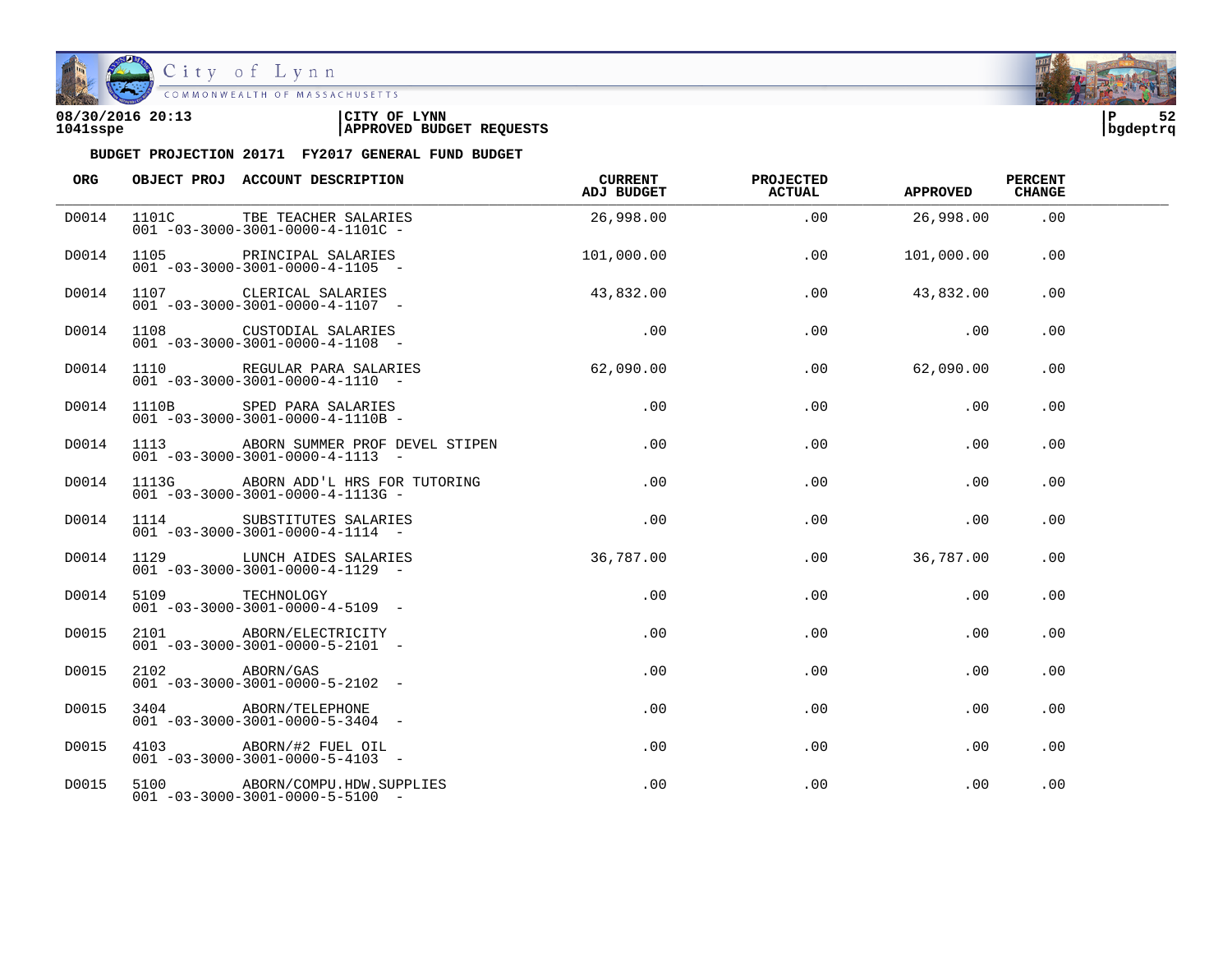08/30/2016 20:13 | CITY OF LYNN
1041sspe | APPROVED BUDGET REQUESTS | bgdeptrq

**BUDGET PROJECTION 20171 FY2017 GENERAL FUND BUDGET**

| ORG | OBJECT PROJ | ACCOUNT DESCRIPTION | CURRENT ADJ BUDGET | PROJECTED ACTUAL | APPROVED | PERCENT CHANGE |
|---|---|---|---|---|---|---|
| D0014 | 1101C | TBE TEACHER SALARIES<br>001 -03-3000-3001-0000-4-1101C - | 26,998.00 | .00 | 26,998.00 | .00 |
| D0014 | 1105 | PRINCIPAL SALARIES<br>001 -03-3000-3001-0000-4-1105 - | 101,000.00 | .00 | 101,000.00 | .00 |
| D0014 | 1107 | CLERICAL SALARIES<br>001 -03-3000-3001-0000-4-1107 - | 43,832.00 | .00 | 43,832.00 | .00 |
| D0014 | 1108 | CUSTODIAL SALARIES<br>001 -03-3000-3001-0000-4-1108 - | .00 | .00 | .00 | .00 |
| D0014 | 1110 | REGULAR PARA SALARIES<br>001 -03-3000-3001-0000-4-1110 - | 62,090.00 | .00 | 62,090.00 | .00 |
| D0014 | 1110B | SPED PARA SALARIES<br>001 -03-3000-3001-0000-4-1110B - | .00 | .00 | .00 | .00 |
| D0014 | 1113 | ABORN SUMMER PROF DEVEL STIPEN<br>001 -03-3000-3001-0000-4-1113 - | .00 | .00 | .00 | .00 |
| D0014 | 1113G | ABORN ADD'L HRS FOR TUTORING<br>001 -03-3000-3001-0000-4-1113G - | .00 | .00 | .00 | .00 |
| D0014 | 1114 | SUBSTITUTES SALARIES<br>001 -03-3000-3001-0000-4-1114 - | .00 | .00 | .00 | .00 |
| D0014 | 1129 | LUNCH AIDES SALARIES<br>001 -03-3000-3001-0000-4-1129 - | 36,787.00 | .00 | 36,787.00 | .00 |
| D0014 | 5109 | TECHNOLOGY<br>001 -03-3000-3001-0000-4-5109 - | .00 | .00 | .00 | .00 |
| D0015 | 2101 | ABORN/ELECTRICITY<br>001 -03-3000-3001-0000-5-2101 - | .00 | .00 | .00 | .00 |
| D0015 | 2102 | ABORN/GAS<br>001 -03-3000-3001-0000-5-2102 - | .00 | .00 | .00 | .00 |
| D0015 | 3404 | ABORN/TELEPHONE<br>001 -03-3000-3001-0000-5-3404 - | .00 | .00 | .00 | .00 |
| D0015 | 4103 | ABORN/#2 FUEL OIL<br>001 -03-3000-3001-0000-5-4103 - | .00 | .00 | .00 | .00 |
| D0015 | 5100 | ABORN/COMPU.HDW.SUPPLIES<br>001 -03-3000-3001-0000-5-5100 - | .00 | .00 | .00 | .00 |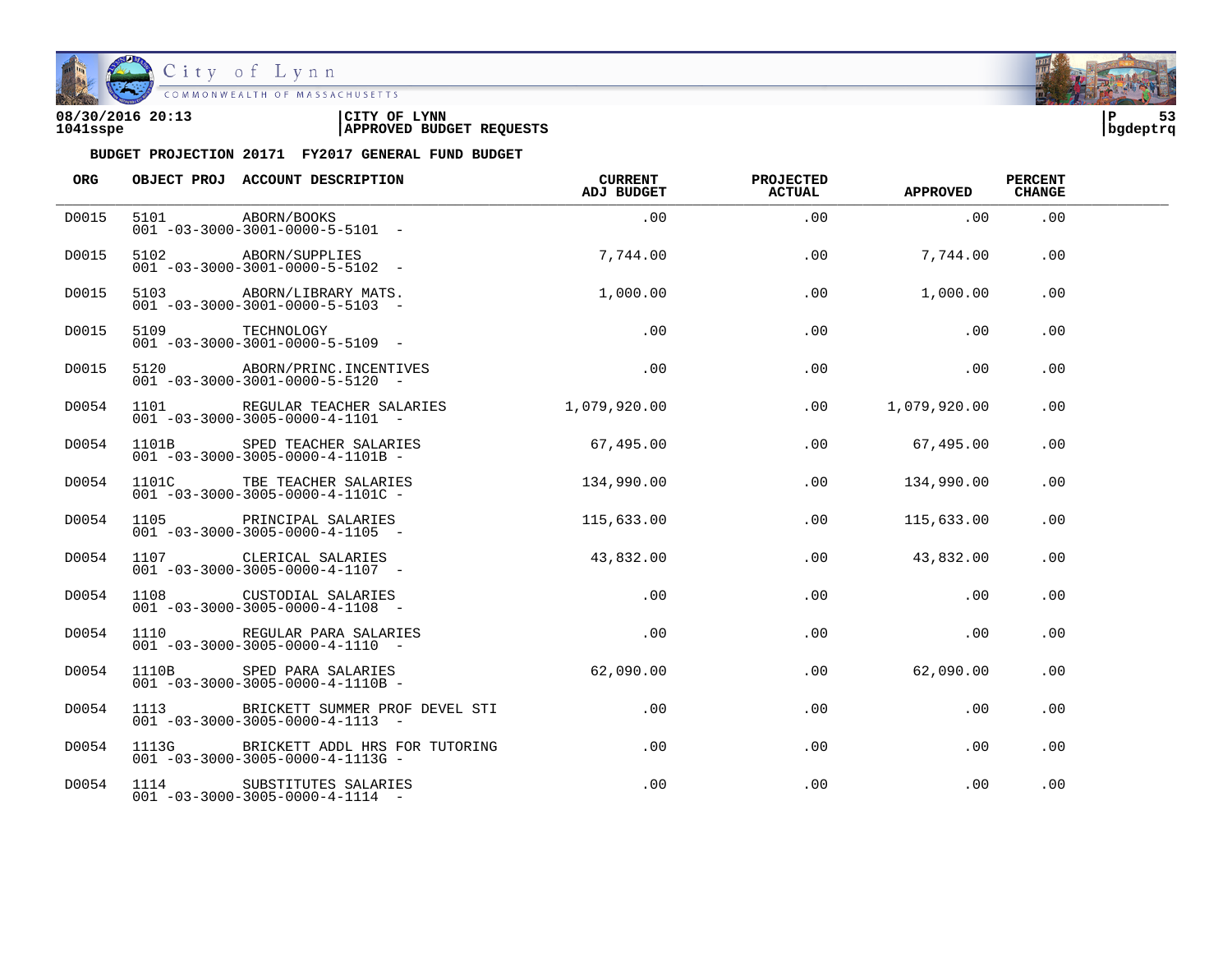08/30/2016 20:13 | CITY OF LYNN
1041sspe | APPROVED BUDGET REQUESTS

**BUDGET PROJECTION 20171 FY2017 GENERAL FUND BUDGET**

| ORG | OBJECT PROJ | ACCOUNT DESCRIPTION | CURRENT ADJ BUDGET | PROJECTED ACTUAL | APPROVED | PERCENT CHANGE |
|---|---|---|---|---|---|---|
| D0015 | 5101 | ABORN/BOOKS<br>001 -03-3000-3001-0000-5-5101 - | .00 | .00 | .00 | .00 |
| D0015 | 5102 | ABORN/SUPPLIES<br>001 -03-3000-3001-0000-5-5102 - | 7,744.00 | .00 | 7,744.00 | .00 |
| D0015 | 5103 | ABORN/LIBRARY MATS.<br>001 -03-3000-3001-0000-5-5103 - | 1,000.00 | .00 | 1,000.00 | .00 |
| D0015 | 5109 | TECHNOLOGY<br>001 -03-3000-3001-0000-5-5109 - | .00 | .00 | .00 | .00 |
| D0015 | 5120 | ABORN/PRINC.INCENTIVES<br>001 -03-3000-3001-0000-5-5120 - | .00 | .00 | .00 | .00 |
| D0054 | 1101 | REGULAR TEACHER SALARIES<br>001 -03-3000-3005-0000-4-1101 - | 1,079,920.00 | .00 | 1,079,920.00 | .00 |
| D0054 | 1101B | SPED TEACHER SALARIES<br>001 -03-3000-3005-0000-4-1101B - | 67,495.00 | .00 | 67,495.00 | .00 |
| D0054 | 1101C | TBE TEACHER SALARIES<br>001 -03-3000-3005-0000-4-1101C - | 134,990.00 | .00 | 134,990.00 | .00 |
| D0054 | 1105 | PRINCIPAL SALARIES<br>001 -03-3000-3005-0000-4-1105 - | 115,633.00 | .00 | 115,633.00 | .00 |
| D0054 | 1107 | CLERICAL SALARIES<br>001 -03-3000-3005-0000-4-1107 - | 43,832.00 | .00 | 43,832.00 | .00 |
| D0054 | 1108 | CUSTODIAL SALARIES<br>001 -03-3000-3005-0000-4-1108 - | .00 | .00 | .00 | .00 |
| D0054 | 1110 | REGULAR PARA SALARIES<br>001 -03-3000-3005-0000-4-1110 - | .00 | .00 | .00 | .00 |
| D0054 | 1110B | SPED PARA SALARIES<br>001 -03-3000-3005-0000-4-1110B - | 62,090.00 | .00 | 62,090.00 | .00 |
| D0054 | 1113 | BRICKETT SUMMER PROF DEVEL STI<br>001 -03-3000-3005-0000-4-1113 - | .00 | .00 | .00 | .00 |
| D0054 | 1113G | BRICKETT ADDL HRS FOR TUTORING<br>001 -03-3000-3005-0000-4-1113G - | .00 | .00 | .00 | .00 |
| D0054 | 1114 | SUBSTITUTES SALARIES<br>001 -03-3000-3005-0000-4-1114 - | .00 | .00 | .00 | .00 |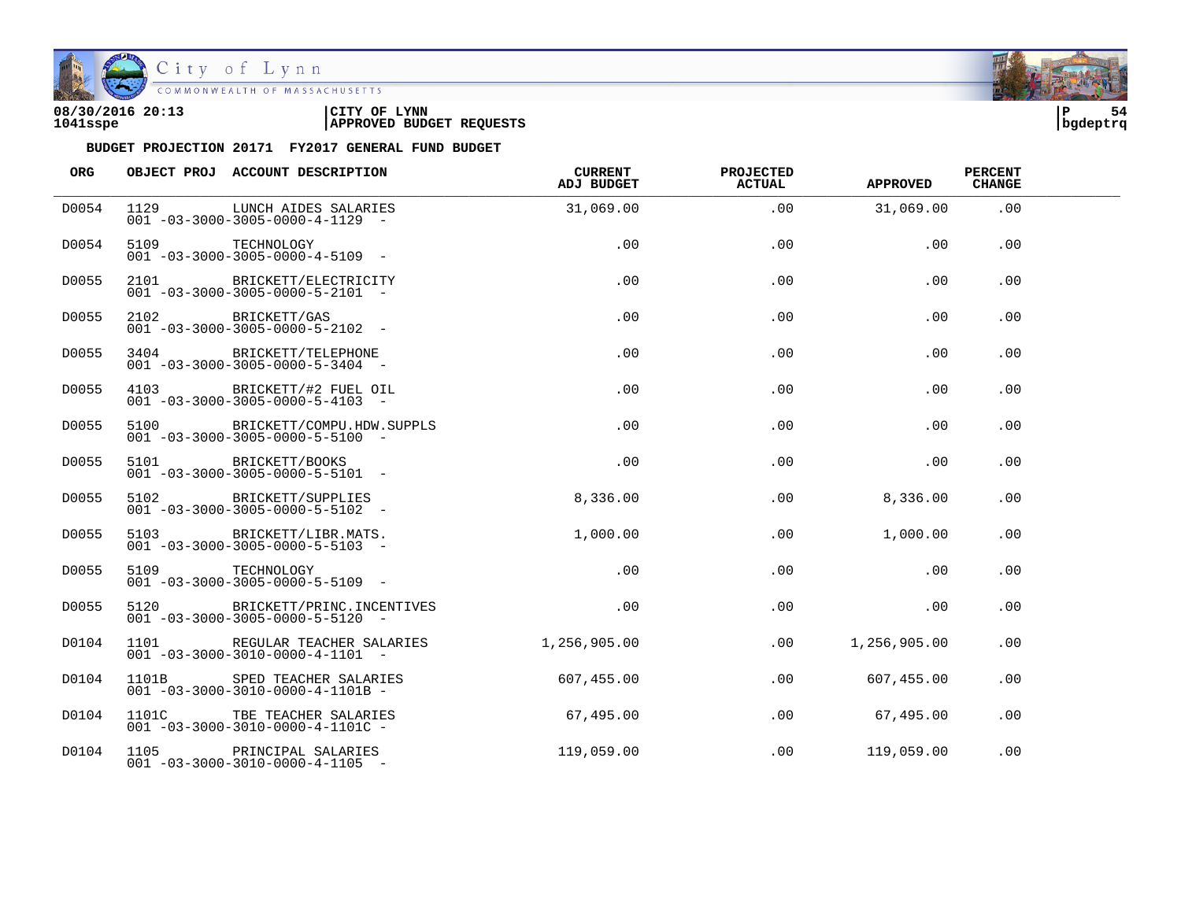**CITY OF LYNN**
**APPROVED BUDGET REQUESTS**

08/30/2016 20:13
1041sspe

**BUDGET PROJECTION 20171 FY2017 GENERAL FUND BUDGET**

| ORG | OBJECT PROJ | ACCOUNT DESCRIPTION | CURRENT ADJ BUDGET | PROJECTED ACTUAL | APPROVED | PERCENT CHANGE |
|---|---|---|---|---|---|---|
| D0054 | 1129 | LUNCH AIDES SALARIES<br>001 -03-3000-3005-0000-4-1129 - | 31,069.00 | .00 | 31,069.00 | .00 |
| D0054 | 5109 | TECHNOLOGY<br>001 -03-3000-3005-0000-4-5109 - | .00 | .00 | .00 | .00 |
| D0055 | 2101 | BRICKETT/ELECTRICITY<br>001 -03-3000-3005-0000-5-2101 - | .00 | .00 | .00 | .00 |
| D0055 | 2102 | BRICKETT/GAS<br>001 -03-3000-3005-0000-5-2102 - | .00 | .00 | .00 | .00 |
| D0055 | 3404 | BRICKETT/TELEPHONE<br>001 -03-3000-3005-0000-5-3404 - | .00 | .00 | .00 | .00 |
| D0055 | 4103 | BRICKETT/#2 FUEL OIL<br>001 -03-3000-3005-0000-5-4103 - | .00 | .00 | .00 | .00 |
| D0055 | 5100 | BRICKETT/COMPU.HDW.SUPPLS<br>001 -03-3000-3005-0000-5-5100 - | .00 | .00 | .00 | .00 |
| D0055 | 5101 | BRICKETT/BOOKS<br>001 -03-3000-3005-0000-5-5101 - | .00 | .00 | .00 | .00 |
| D0055 | 5102 | BRICKETT/SUPPLIES<br>001 -03-3000-3005-0000-5-5102 - | 8,336.00 | .00 | 8,336.00 | .00 |
| D0055 | 5103 | BRICKETT/LIBR.MATS.<br>001 -03-3000-3005-0000-5-5103 - | 1,000.00 | .00 | 1,000.00 | .00 |
| D0055 | 5109 | TECHNOLOGY<br>001 -03-3000-3005-0000-5-5109 - | .00 | .00 | .00 | .00 |
| D0055 | 5120 | BRICKETT/PRINC.INCENTIVES<br>001 -03-3000-3005-0000-5-5120 - | .00 | .00 | .00 | .00 |
| D0104 | 1101 | REGULAR TEACHER SALARIES<br>001 -03-3000-3010-0000-4-1101 - | 1,256,905.00 | .00 | 1,256,905.00 | .00 |
| D0104 | 1101B | SPED TEACHER SALARIES<br>001 -03-3000-3010-0000-4-1101B - | 607,455.00 | .00 | 607,455.00 | .00 |
| D0104 | 1101C | TBE TEACHER SALARIES<br>001 -03-3000-3010-0000-4-1101C - | 67,495.00 | .00 | 67,495.00 | .00 |
| D0104 | 1105 | PRINCIPAL SALARIES<br>001 -03-3000-3010-0000-4-1105 - | 119,059.00 | .00 | 119,059.00 | .00 |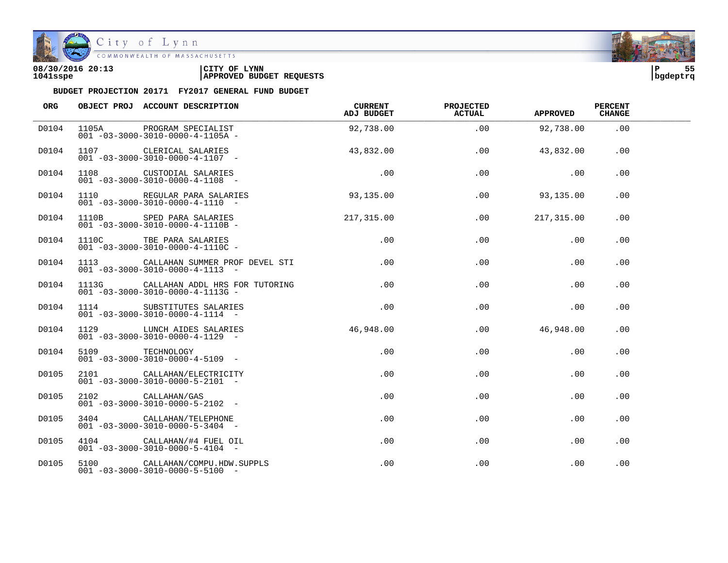08/30/2016 20:13 | CITY OF LYNN
1041sspe | APPROVED BUDGET REQUESTS

**BUDGET PROJECTION 20171 FY2017 GENERAL FUND BUDGET**

| ORG | OBJECT PROJ | ACCOUNT DESCRIPTION | CURRENT ADJ BUDGET | PROJECTED ACTUAL | APPROVED | PERCENT CHANGE |
|---|---|---|---|---|---|---|
| D0104 | 1105A | PROGRAM SPECIALIST<br>001 -03-3000-3010-0000-4-1105A - | 92,738.00 | .00 | 92,738.00 | .00 |
| D0104 | 1107 | CLERICAL SALARIES<br>001 -03-3000-3010-0000-4-1107 - | 43,832.00 | .00 | 43,832.00 | .00 |
| D0104 | 1108 | CUSTODIAL SALARIES<br>001 -03-3000-3010-0000-4-1108 - | .00 | .00 | .00 | .00 |
| D0104 | 1110 | REGULAR PARA SALARIES<br>001 -03-3000-3010-0000-4-1110 - | 93,135.00 | .00 | 93,135.00 | .00 |
| D0104 | 1110B | SPED PARA SALARIES<br>001 -03-3000-3010-0000-4-1110B - | 217,315.00 | .00 | 217,315.00 | .00 |
| D0104 | 1110C | TBE PARA SALARIES<br>001 -03-3000-3010-0000-4-1110C - | .00 | .00 | .00 | .00 |
| D0104 | 1113 | CALLAHAN SUMMER PROF DEVEL STI<br>001 -03-3000-3010-0000-4-1113 - | .00 | .00 | .00 | .00 |
| D0104 | 1113G | CALLAHAN ADDL HRS FOR TUTORING<br>001 -03-3000-3010-0000-4-1113G - | .00 | .00 | .00 | .00 |
| D0104 | 1114 | SUBSTITUTES SALARIES<br>001 -03-3000-3010-0000-4-1114 - | .00 | .00 | .00 | .00 |
| D0104 | 1129 | LUNCH AIDES SALARIES<br>001 -03-3000-3010-0000-4-1129 - | 46,948.00 | .00 | 46,948.00 | .00 |
| D0104 | 5109 | TECHNOLOGY<br>001 -03-3000-3010-0000-4-5109 - | .00 | .00 | .00 | .00 |
| D0105 | 2101 | CALLAHAN/ELECTRICITY<br>001 -03-3000-3010-0000-5-2101 - | .00 | .00 | .00 | .00 |
| D0105 | 2102 | CALLAHAN/GAS<br>001 -03-3000-3010-0000-5-2102 - | .00 | .00 | .00 | .00 |
| D0105 | 3404 | CALLAHAN/TELEPHONE<br>001 -03-3000-3010-0000-5-3404 - | .00 | .00 | .00 | .00 |
| D0105 | 4104 | CALLAHAN/#4 FUEL OIL<br>001 -03-3000-3010-0000-5-4104 - | .00 | .00 | .00 | .00 |
| D0105 | 5100 | CALLAHAN/COMPU.HDW.SUPPLS<br>001 -03-3000-3010-0000-5-5100 - | .00 | .00 | .00 | .00 |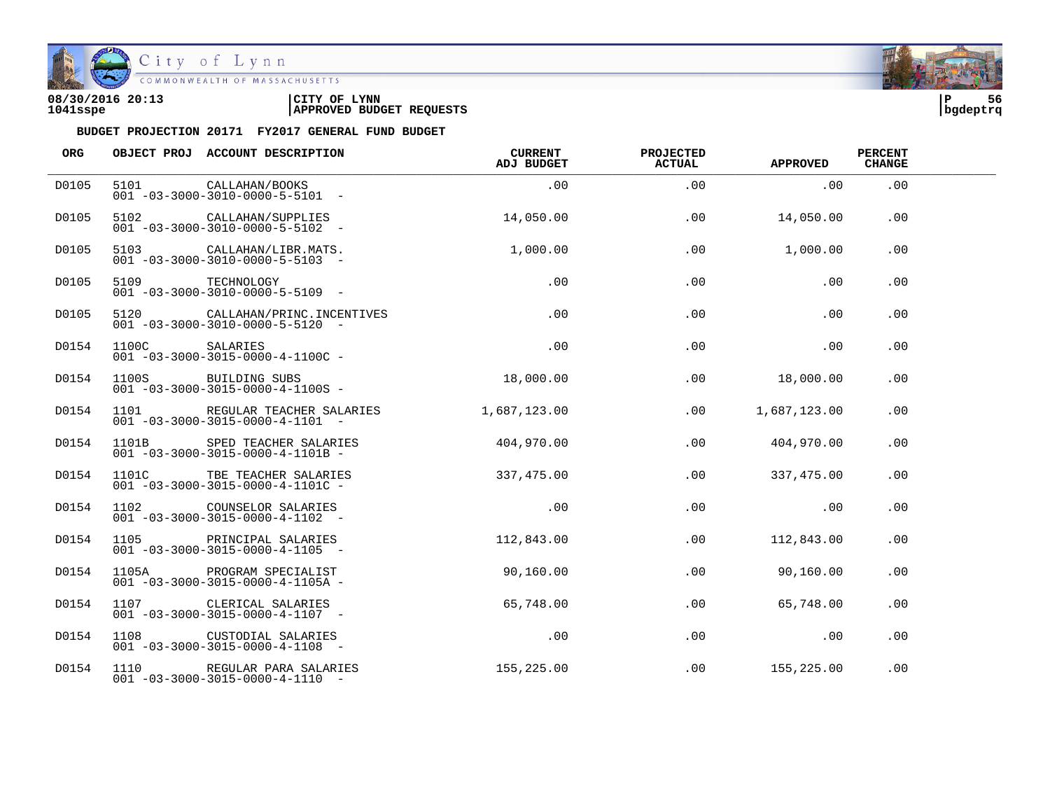08/30/2016 20:13 | CITY OF LYNN | P 56
1041sspe | APPROVED BUDGET REQUESTS | bgdeptrq

**BUDGET PROJECTION 20171 FY2017 GENERAL FUND BUDGET**

| ORG | OBJECT PROJ | ACCOUNT DESCRIPTION | CURRENT ADJ BUDGET | PROJECTED ACTUAL | APPROVED | PERCENT CHANGE |
|---|---|---|---|---|---|---|
| D0105 | 5101 | CALLAHAN/BOOKS<br>001 -03-3000-3010-0000-5-5101 - | .00 | .00 | .00 | .00 |
| D0105 | 5102 | CALLAHAN/SUPPLIES<br>001 -03-3000-3010-0000-5-5102 - | 14,050.00 | .00 | 14,050.00 | .00 |
| D0105 | 5103 | CALLAHAN/LIBR.MATS.<br>001 -03-3000-3010-0000-5-5103 - | 1,000.00 | .00 | 1,000.00 | .00 |
| D0105 | 5109 | TECHNOLOGY<br>001 -03-3000-3010-0000-5-5109 - | .00 | .00 | .00 | .00 |
| D0105 | 5120 | CALLAHAN/PRINC.INCENTIVES<br>001 -03-3000-3010-0000-5-5120 - | .00 | .00 | .00 | .00 |
| D0154 | 1100C | SALARIES<br>001 -03-3000-3015-0000-4-1100C - | .00 | .00 | .00 | .00 |
| D0154 | 1100S | BUILDING SUBS<br>001 -03-3000-3015-0000-4-1100S - | 18,000.00 | .00 | 18,000.00 | .00 |
| D0154 | 1101 | REGULAR TEACHER SALARIES<br>001 -03-3000-3015-0000-4-1101 - | 1,687,123.00 | .00 | 1,687,123.00 | .00 |
| D0154 | 1101B | SPED TEACHER SALARIES<br>001 -03-3000-3015-0000-4-1101B - | 404,970.00 | .00 | 404,970.00 | .00 |
| D0154 | 1101C | TBE TEACHER SALARIES<br>001 -03-3000-3015-0000-4-1101C - | 337,475.00 | .00 | 337,475.00 | .00 |
| D0154 | 1102 | COUNSELOR SALARIES<br>001 -03-3000-3015-0000-4-1102 - | .00 | .00 | .00 | .00 |
| D0154 | 1105 | PRINCIPAL SALARIES<br>001 -03-3000-3015-0000-4-1105 - | 112,843.00 | .00 | 112,843.00 | .00 |
| D0154 | 1105A | PROGRAM SPECIALIST<br>001 -03-3000-3015-0000-4-1105A - | 90,160.00 | .00 | 90,160.00 | .00 |
| D0154 | 1107 | CLERICAL SALARIES<br>001 -03-3000-3015-0000-4-1107 - | 65,748.00 | .00 | 65,748.00 | .00 |
| D0154 | 1108 | CUSTODIAL SALARIES<br>001 -03-3000-3015-0000-4-1108 - | .00 | .00 | .00 | .00 |
| D0154 | 1110 | REGULAR PARA SALARIES<br>001 -03-3000-3015-0000-4-1110 - | 155,225.00 | .00 | 155,225.00 | .00 |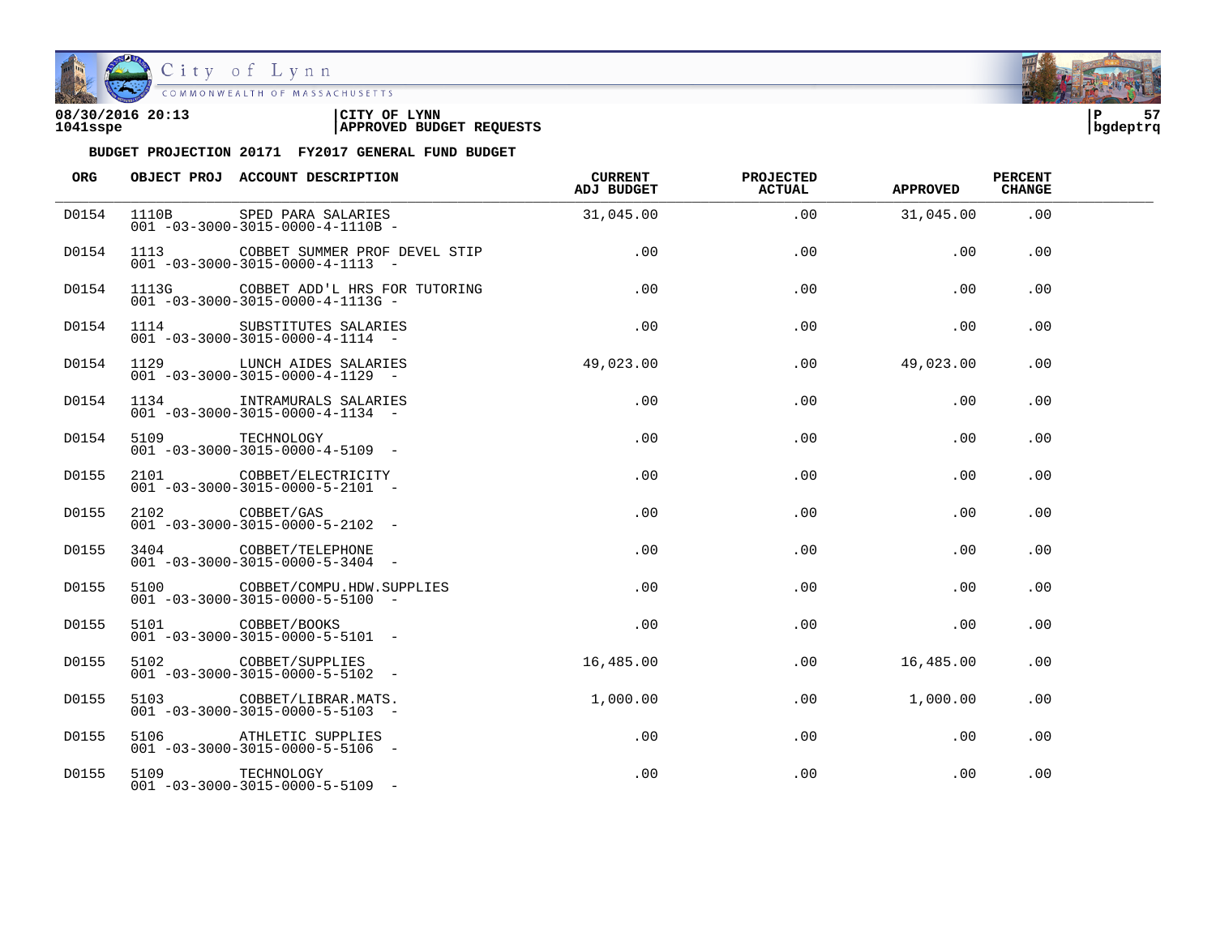08/30/2016 20:13 | CITY OF LYNN
1041sspe | APPROVED BUDGET REQUESTS

**BUDGET PROJECTION 20171 FY2017 GENERAL FUND BUDGET**

| ORG | OBJECT PROJ | ACCOUNT DESCRIPTION | CURRENT ADJ BUDGET | PROJECTED ACTUAL | APPROVED | PERCENT CHANGE |
|---|---|---|---|---|---|---|
| D0154 | 1110B | SPED PARA SALARIES<br>001 -03-3000-3015-0000-4-1110B - | 31,045.00 | .00 | 31,045.00 | .00 |
| D0154 | 1113 | COBBET SUMMER PROF DEVEL STIP<br>001 -03-3000-3015-0000-4-1113 - | .00 | .00 | .00 | .00 |
| D0154 | 1113G | COBBET ADD'L HRS FOR TUTORING<br>001 -03-3000-3015-0000-4-1113G - | .00 | .00 | .00 | .00 |
| D0154 | 1114 | SUBSTITUTES SALARIES<br>001 -03-3000-3015-0000-4-1114 - | .00 | .00 | .00 | .00 |
| D0154 | 1129 | LUNCH AIDES SALARIES<br>001 -03-3000-3015-0000-4-1129 - | 49,023.00 | .00 | 49,023.00 | .00 |
| D0154 | 1134 | INTRAMURALS SALARIES<br>001 -03-3000-3015-0000-4-1134 - | .00 | .00 | .00 | .00 |
| D0154 | 5109 | TECHNOLOGY<br>001 -03-3000-3015-0000-4-5109 - | .00 | .00 | .00 | .00 |
| D0155 | 2101 | COBBET/ELECTRICITY<br>001 -03-3000-3015-0000-5-2101 - | .00 | .00 | .00 | .00 |
| D0155 | 2102 | COBBET/GAS<br>001 -03-3000-3015-0000-5-2102 - | .00 | .00 | .00 | .00 |
| D0155 | 3404 | COBBET/TELEPHONE<br>001 -03-3000-3015-0000-5-3404 - | .00 | .00 | .00 | .00 |
| D0155 | 5100 | COBBET/COMPU.HDW.SUPPLIES<br>001 -03-3000-3015-0000-5-5100 - | .00 | .00 | .00 | .00 |
| D0155 | 5101 | COBBET/BOOKS<br>001 -03-3000-3015-0000-5-5101 - | .00 | .00 | .00 | .00 |
| D0155 | 5102 | COBBET/SUPPLIES<br>001 -03-3000-3015-0000-5-5102 - | 16,485.00 | .00 | 16,485.00 | .00 |
| D0155 | 5103 | COBBET/LIBRAR.MATS.<br>001 -03-3000-3015-0000-5-5103 - | 1,000.00 | .00 | 1,000.00 | .00 |
| D0155 | 5106 | ATHLETIC SUPPLIES<br>001 -03-3000-3015-0000-5-5106 - | .00 | .00 | .00 | .00 |
| D0155 | 5109 | TECHNOLOGY<br>001 -03-3000-3015-0000-5-5109 - | .00 | .00 | .00 | .00 |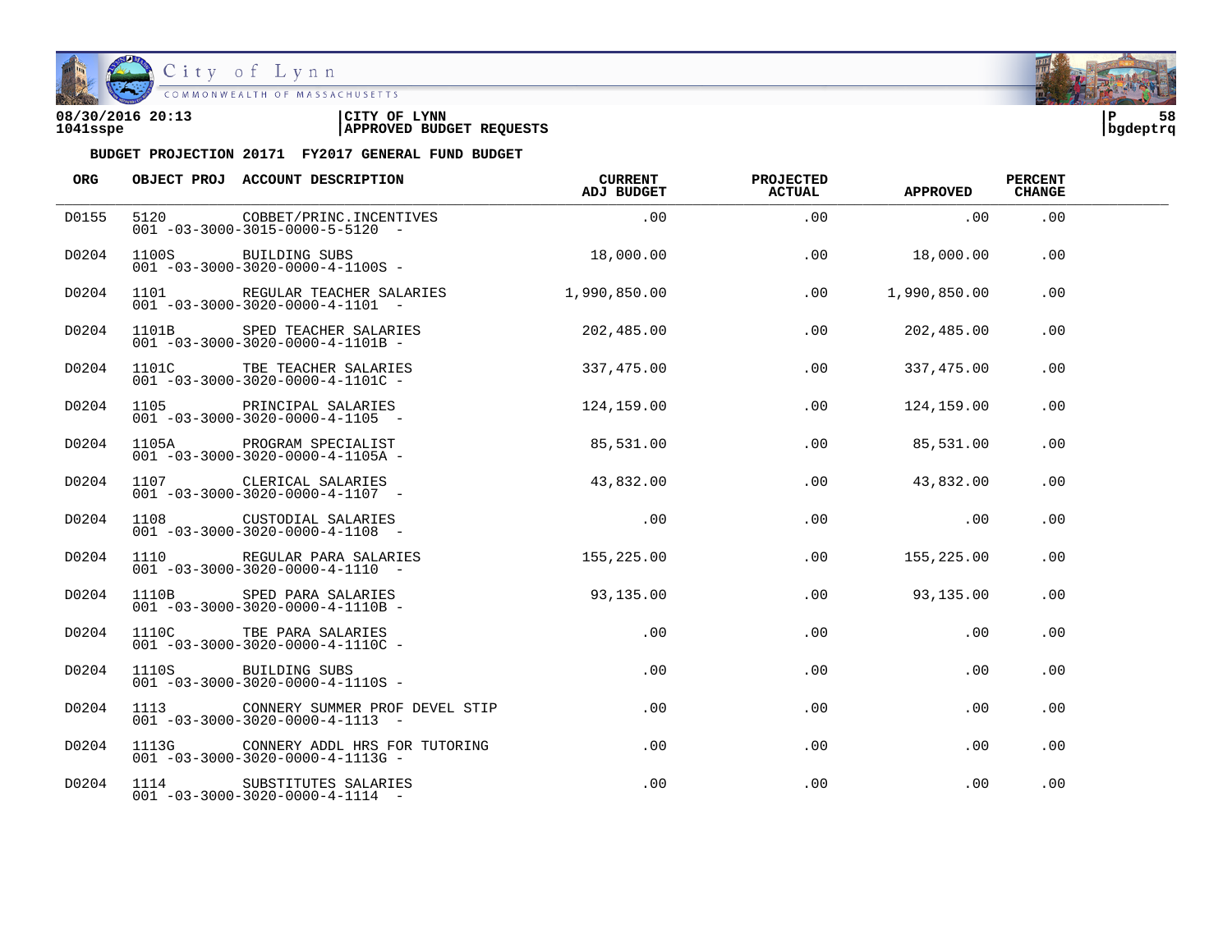**BUDGET PROJECTION 20171 FY2017 GENERAL FUND BUDGET**

| ORG | OBJECT PROJ | ACCOUNT DESCRIPTION | CURRENT ADJ BUDGET | PROJECTED ACTUAL | APPROVED | PERCENT CHANGE |
|---|---|---|---|---|---|---|
| D0155 | 5120 | COBBET/PRINC.INCENTIVES<br>001 -03-3000-3015-0000-5-5120 - | .00 | .00 | .00 | .00 |
| D0204 | 1100S | BUILDING SUBS<br>001 -03-3000-3020-0000-4-1100S - | 18,000.00 | .00 | 18,000.00 | .00 |
| D0204 | 1101 | REGULAR TEACHER SALARIES<br>001 -03-3000-3020-0000-4-1101 - | 1,990,850.00 | .00 | 1,990,850.00 | .00 |
| D0204 | 1101B | SPED TEACHER SALARIES<br>001 -03-3000-3020-0000-4-1101B - | 202,485.00 | .00 | 202,485.00 | .00 |
| D0204 | 1101C | TBE TEACHER SALARIES<br>001 -03-3000-3020-0000-4-1101C - | 337,475.00 | .00 | 337,475.00 | .00 |
| D0204 | 1105 | PRINCIPAL SALARIES<br>001 -03-3000-3020-0000-4-1105 - | 124,159.00 | .00 | 124,159.00 | .00 |
| D0204 | 1105A | PROGRAM SPECIALIST<br>001 -03-3000-3020-0000-4-1105A - | 85,531.00 | .00 | 85,531.00 | .00 |
| D0204 | 1107 | CLERICAL SALARIES<br>001 -03-3000-3020-0000-4-1107 - | 43,832.00 | .00 | 43,832.00 | .00 |
| D0204 | 1108 | CUSTODIAL SALARIES<br>001 -03-3000-3020-0000-4-1108 - | .00 | .00 | .00 | .00 |
| D0204 | 1110 | REGULAR PARA SALARIES<br>001 -03-3000-3020-0000-4-1110 - | 155,225.00 | .00 | 155,225.00 | .00 |
| D0204 | 1110B | SPED PARA SALARIES<br>001 -03-3000-3020-0000-4-1110B - | 93,135.00 | .00 | 93,135.00 | .00 |
| D0204 | 1110C | TBE PARA SALARIES<br>001 -03-3000-3020-0000-4-1110C - | .00 | .00 | .00 | .00 |
| D0204 | 1110S | BUILDING SUBS<br>001 -03-3000-3020-0000-4-1110S - | .00 | .00 | .00 | .00 |
| D0204 | 1113 | CONNERY SUMMER PROF DEVEL STIP<br>001 -03-3000-3020-0000-4-1113 - | .00 | .00 | .00 | .00 |
| D0204 | 1113G | CONNERY ADDL HRS FOR TUTORING<br>001 -03-3000-3020-0000-4-1113G - | .00 | .00 | .00 | .00 |
| D0204 | 1114 | SUBSTITUTES SALARIES<br>001 -03-3000-3020-0000-4-1114 - | .00 | .00 | .00 | .00 |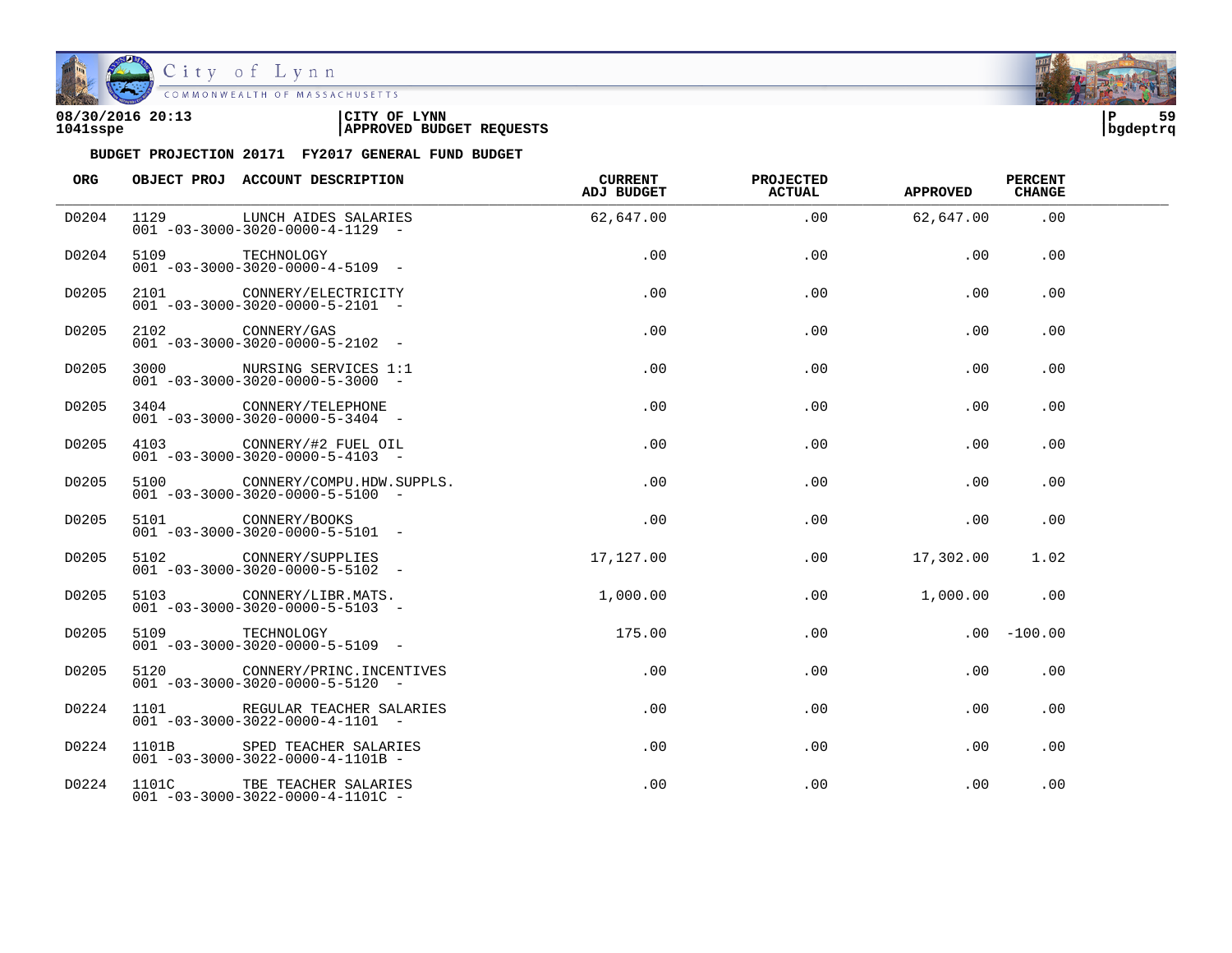08/30/2016 20:13 | CITY OF LYNN
1041sspe | APPROVED BUDGET REQUESTS

**BUDGET PROJECTION 20171 FY2017 GENERAL FUND BUDGET**

| ORG | OBJECT PROJ | ACCOUNT DESCRIPTION | CURRENT ADJ BUDGET | PROJECTED ACTUAL | APPROVED | PERCENT CHANGE |
|---|---|---|---|---|---|---|
| D0204 | 1129 | LUNCH AIDES SALARIES<br>001 -03-3000-3020-0000-4-1129 - | 62,647.00 | .00 | 62,647.00 | .00 |
| D0204 | 5109 | TECHNOLOGY<br>001 -03-3000-3020-0000-4-5109 - | .00 | .00 | .00 | .00 |
| D0205 | 2101 | CONNERY/ELECTRICITY<br>001 -03-3000-3020-0000-5-2101 - | .00 | .00 | .00 | .00 |
| D0205 | 2102 | CONNERY/GAS<br>001 -03-3000-3020-0000-5-2102 - | .00 | .00 | .00 | .00 |
| D0205 | 3000 | NURSING SERVICES 1:1<br>001 -03-3000-3020-0000-5-3000 - | .00 | .00 | .00 | .00 |
| D0205 | 3404 | CONNERY/TELEPHONE<br>001 -03-3000-3020-0000-5-3404 - | .00 | .00 | .00 | .00 |
| D0205 | 4103 | CONNERY/#2 FUEL OIL<br>001 -03-3000-3020-0000-5-4103 - | .00 | .00 | .00 | .00 |
| D0205 | 5100 | CONNERY/COMPU.HDW.SUPPLS.<br>001 -03-3000-3020-0000-5-5100 - | .00 | .00 | .00 | .00 |
| D0205 | 5101 | CONNERY/BOOKS<br>001 -03-3000-3020-0000-5-5101 - | .00 | .00 | .00 | .00 |
| D0205 | 5102 | CONNERY/SUPPLIES<br>001 -03-3000-3020-0000-5-5102 - | 17,127.00 | .00 | 17,302.00 | 1.02 |
| D0205 | 5103 | CONNERY/LIBR.MATS.<br>001 -03-3000-3020-0000-5-5103 - | 1,000.00 | .00 | 1,000.00 | .00 |
| D0205 | 5109 | TECHNOLOGY<br>001 -03-3000-3020-0000-5-5109 - | 175.00 | .00 | .00 | -100.00 |
| D0205 | 5120 | CONNERY/PRINC.INCENTIVES<br>001 -03-3000-3020-0000-5-5120 - | .00 | .00 | .00 | .00 |
| D0224 | 1101 | REGULAR TEACHER SALARIES<br>001 -03-3000-3022-0000-4-1101 - | .00 | .00 | .00 | .00 |
| D0224 | 1101B | SPED TEACHER SALARIES<br>001 -03-3000-3022-0000-4-1101B - | .00 | .00 | .00 | .00 |
| D0224 | 1101C | TBE TEACHER SALARIES<br>001 -03-3000-3022-0000-4-1101C - | .00 | .00 | .00 | .00 |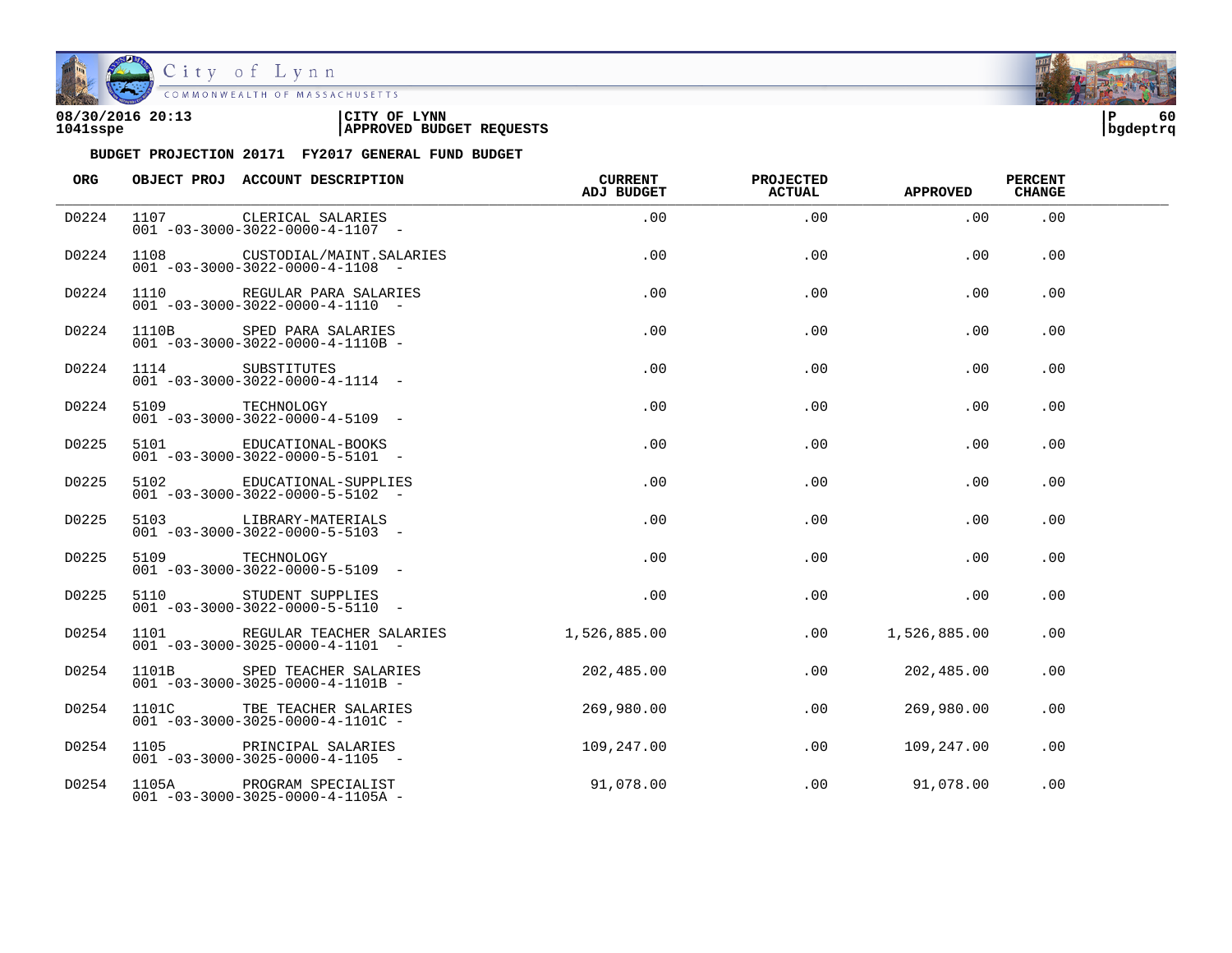08/30/2016 20:13
1041sspe

CITY OF LYNN
APPROVED BUDGET REQUESTS

bgdeptrq

**BUDGET PROJECTION 20171 FY2017 GENERAL FUND BUDGET**

| ORG | OBJECT PROJ | ACCOUNT DESCRIPTION | CURRENT ADJ BUDGET | PROJECTED ACTUAL | APPROVED | PERCENT CHANGE |
|---|---|---|---|---|---|---|
| D0224 | 1107 | CLERICAL SALARIES<br>001 -03-3000-3022-0000-4-1107 - | .00 | .00 | .00 | .00 |
| D0224 | 1108 | CUSTODIAL/MAINT.SALARIES<br>001 -03-3000-3022-0000-4-1108 - | .00 | .00 | .00 | .00 |
| D0224 | 1110 | REGULAR PARA SALARIES<br>001 -03-3000-3022-0000-4-1110 - | .00 | .00 | .00 | .00 |
| D0224 | 1110B | SPED PARA SALARIES<br>001 -03-3000-3022-0000-4-1110B - | .00 | .00 | .00 | .00 |
| D0224 | 1114 | SUBSTITUTES<br>001 -03-3000-3022-0000-4-1114 - | .00 | .00 | .00 | .00 |
| D0224 | 5109 | TECHNOLOGY<br>001 -03-3000-3022-0000-4-5109 - | .00 | .00 | .00 | .00 |
| D0225 | 5101 | EDUCATIONAL-BOOKS<br>001 -03-3000-3022-0000-5-5101 - | .00 | .00 | .00 | .00 |
| D0225 | 5102 | EDUCATIONAL-SUPPLIES<br>001 -03-3000-3022-0000-5-5102 - | .00 | .00 | .00 | .00 |
| D0225 | 5103 | LIBRARY-MATERIALS<br>001 -03-3000-3022-0000-5-5103 - | .00 | .00 | .00 | .00 |
| D0225 | 5109 | TECHNOLOGY<br>001 -03-3000-3022-0000-5-5109 - | .00 | .00 | .00 | .00 |
| D0225 | 5110 | STUDENT SUPPLIES<br>001 -03-3000-3022-0000-5-5110 - | .00 | .00 | .00 | .00 |
| D0254 | 1101 | REGULAR TEACHER SALARIES<br>001 -03-3000-3025-0000-4-1101 - | 1,526,885.00 | .00 | 1,526,885.00 | .00 |
| D0254 | 1101B | SPED TEACHER SALARIES<br>001 -03-3000-3025-0000-4-1101B - | 202,485.00 | .00 | 202,485.00 | .00 |
| D0254 | 1101C | TBE TEACHER SALARIES<br>001 -03-3000-3025-0000-4-1101C - | 269,980.00 | .00 | 269,980.00 | .00 |
| D0254 | 1105 | PRINCIPAL SALARIES<br>001 -03-3000-3025-0000-4-1105 - | 109,247.00 | .00 | 109,247.00 | .00 |
| D0254 | 1105A | PROGRAM SPECIALIST<br>001 -03-3000-3025-0000-4-1105A - | 91,078.00 | .00 | 91,078.00 | .00 |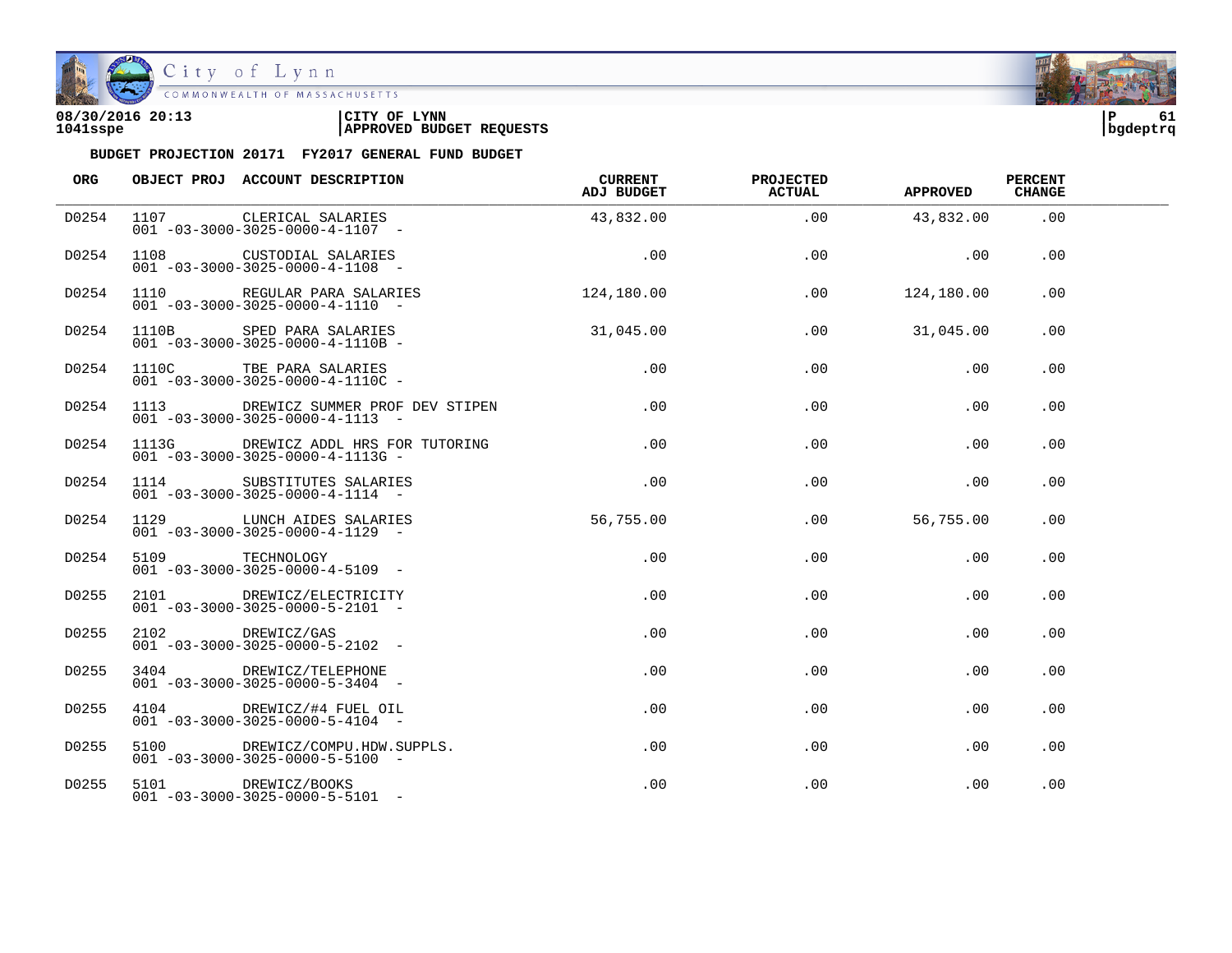**08/30/2016 20:13** | **CITY OF LYNN** | **P 61**
**1041sspe** | **APPROVED BUDGET REQUESTS** | **bgdeptrq**

**BUDGET PROJECTION 20171 FY2017 GENERAL FUND BUDGET**

| ORG | OBJECT PROJ | ACCOUNT DESCRIPTION | CURRENT ADJ BUDGET | PROJECTED ACTUAL | APPROVED | PERCENT CHANGE |
|---|---|---|---|---|---|---|
| D0254 | 1107 | CLERICAL SALARIES<br>001 -03-3000-3025-0000-4-1107 - | 43,832.00 | .00 | 43,832.00 | .00 |
| D0254 | 1108 | CUSTODIAL SALARIES<br>001 -03-3000-3025-0000-4-1108 - | .00 | .00 | .00 | .00 |
| D0254 | 1110 | REGULAR PARA SALARIES<br>001 -03-3000-3025-0000-4-1110 - | 124,180.00 | .00 | 124,180.00 | .00 |
| D0254 | 1110B | SPED PARA SALARIES<br>001 -03-3000-3025-0000-4-1110B - | 31,045.00 | .00 | 31,045.00 | .00 |
| D0254 | 1110C | TBE PARA SALARIES<br>001 -03-3000-3025-0000-4-1110C - | .00 | .00 | .00 | .00 |
| D0254 | 1113 | DREWICZ SUMMER PROF DEV STIPEN<br>001 -03-3000-3025-0000-4-1113 - | .00 | .00 | .00 | .00 |
| D0254 | 1113G | DREWICZ ADDL HRS FOR TUTORING<br>001 -03-3000-3025-0000-4-1113G - | .00 | .00 | .00 | .00 |
| D0254 | 1114 | SUBSTITUTES SALARIES<br>001 -03-3000-3025-0000-4-1114 - | .00 | .00 | .00 | .00 |
| D0254 | 1129 | LUNCH AIDES SALARIES<br>001 -03-3000-3025-0000-4-1129 - | 56,755.00 | .00 | 56,755.00 | .00 |
| D0254 | 5109 | TECHNOLOGY<br>001 -03-3000-3025-0000-4-5109 - | .00 | .00 | .00 | .00 |
| D0255 | 2101 | DREWICZ/ELECTRICITY<br>001 -03-3000-3025-0000-5-2101 - | .00 | .00 | .00 | .00 |
| D0255 | 2102 | DREWICZ/GAS<br>001 -03-3000-3025-0000-5-2102 - | .00 | .00 | .00 | .00 |
| D0255 | 3404 | DREWICZ/TELEPHONE<br>001 -03-3000-3025-0000-5-3404 - | .00 | .00 | .00 | .00 |
| D0255 | 4104 | DREWICZ/#4 FUEL OIL<br>001 -03-3000-3025-0000-5-4104 - | .00 | .00 | .00 | .00 |
| D0255 | 5100 | DREWICZ/COMPU.HDW.SUPPLS.<br>001 -03-3000-3025-0000-5-5100 - | .00 | .00 | .00 | .00 |
| D0255 | 5101 | DREWICZ/BOOKS<br>001 -03-3000-3025-0000-5-5101 - | .00 | .00 | .00 | .00 |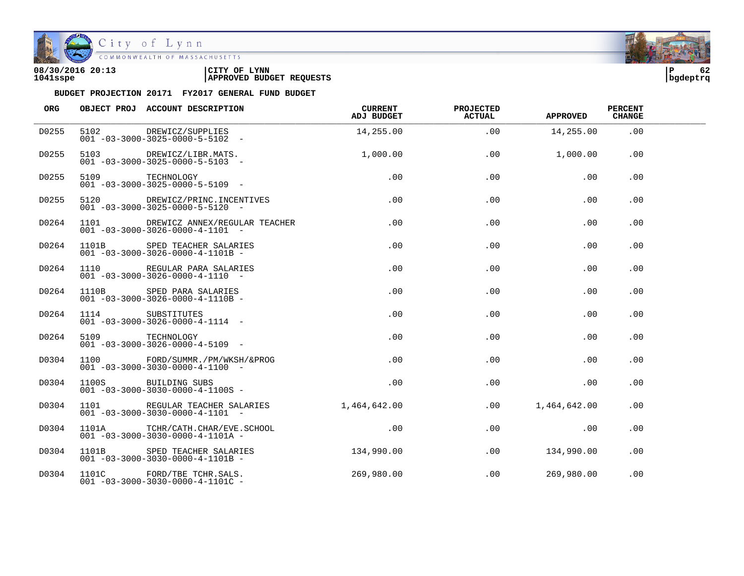**08/30/2016 20:13** | **CITY OF LYNN**
**1041sspe** | **APPROVED BUDGET REQUESTS** | **bgdeptrq**

**BUDGET PROJECTION 20171 FY2017 GENERAL FUND BUDGET**

| ORG | OBJECT PROJ | ACCOUNT DESCRIPTION | CURRENT ADJ BUDGET | PROJECTED ACTUAL | APPROVED | PERCENT CHANGE |
|---|---|---|---|---|---|---|
| D0255 | 5102 | DREWICZ/SUPPLIES<br>001 -03-3000-3025-0000-5-5102 - | 14,255.00 | .00 | 14,255.00 | .00 |
| D0255 | 5103 | DREWICZ/LIBR.MATS.<br>001 -03-3000-3025-0000-5-5103 - | 1,000.00 | .00 | 1,000.00 | .00 |
| D0255 | 5109 | TECHNOLOGY<br>001 -03-3000-3025-0000-5-5109 - | .00 | .00 | .00 | .00 |
| D0255 | 5120 | DREWICZ/PRINC.INCENTIVES<br>001 -03-3000-3025-0000-5-5120 - | .00 | .00 | .00 | .00 |
| D0264 | 1101 | DREWICZ ANNEX/REGULAR TEACHER<br>001 -03-3000-3026-0000-4-1101 - | .00 | .00 | .00 | .00 |
| D0264 | 1101B | SPED TEACHER SALARIES<br>001 -03-3000-3026-0000-4-1101B - | .00 | .00 | .00 | .00 |
| D0264 | 1110 | REGULAR PARA SALARIES<br>001 -03-3000-3026-0000-4-1110 - | .00 | .00 | .00 | .00 |
| D0264 | 1110B | SPED PARA SALARIES<br>001 -03-3000-3026-0000-4-1110B - | .00 | .00 | .00 | .00 |
| D0264 | 1114 | SUBSTITUTES<br>001 -03-3000-3026-0000-4-1114 - | .00 | .00 | .00 | .00 |
| D0264 | 5109 | TECHNOLOGY<br>001 -03-3000-3026-0000-4-5109 - | .00 | .00 | .00 | .00 |
| D0304 | 1100 | FORD/SUMMR./PM/WKSH/&PROG<br>001 -03-3000-3030-0000-4-1100 - | .00 | .00 | .00 | .00 |
| D0304 | 1100S | BUILDING SUBS<br>001 -03-3000-3030-0000-4-1100S - | .00 | .00 | .00 | .00 |
| D0304 | 1101 | REGULAR TEACHER SALARIES<br>001 -03-3000-3030-0000-4-1101 - | 1,464,642.00 | .00 | 1,464,642.00 | .00 |
| D0304 | 1101A | TCHR/CATH.CHAR/EVE.SCHOOL<br>001 -03-3000-3030-0000-4-1101A - | .00 | .00 | .00 | .00 |
| D0304 | 1101B | SPED TEACHER SALARIES<br>001 -03-3000-3030-0000-4-1101B - | 134,990.00 | .00 | 134,990.00 | .00 |
| D0304 | 1101C | FORD/TBE TCHR.SALS.<br>001 -03-3000-3030-0000-4-1101C - | 269,980.00 | .00 | 269,980.00 | .00 |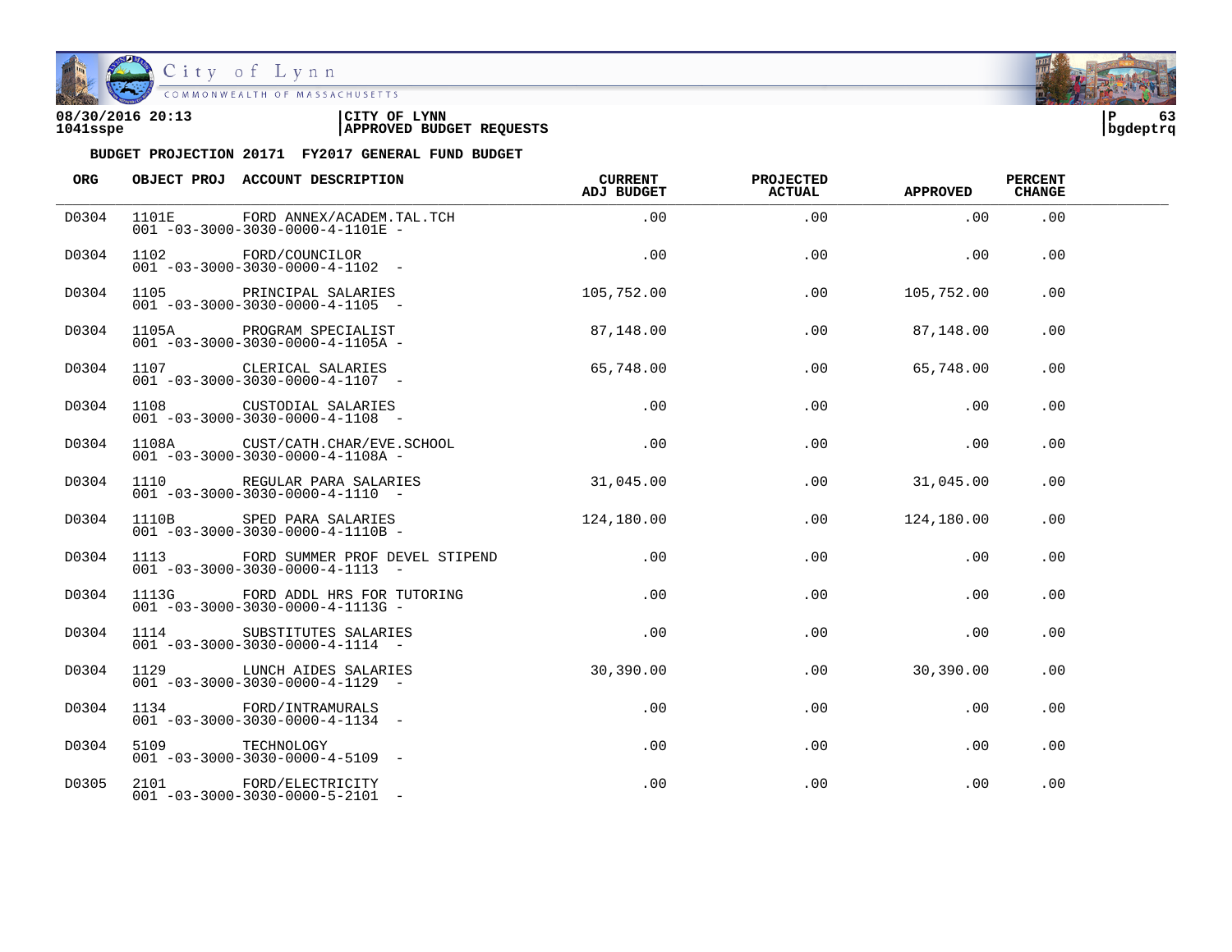08/30/2016 20:13 | CITY OF LYNN
1041sspe | APPROVED BUDGET REQUESTS

**BUDGET PROJECTION 20171 FY2017 GENERAL FUND BUDGET**

| ORG | OBJECT PROJ | ACCOUNT DESCRIPTION | CURRENT ADJ BUDGET | PROJECTED ACTUAL | APPROVED | PERCENT CHANGE |
|---|---|---|---|---|---|---|
| D0304 | 1101E | FORD ANNEX/ACADEM.TAL.TCH<br>001 -03-3000-3030-0000-4-1101E - | .00 | .00 | .00 | .00 |
| D0304 | 1102 | FORD/COUNCILOR<br>001 -03-3000-3030-0000-4-1102 - | .00 | .00 | .00 | .00 |
| D0304 | 1105 | PRINCIPAL SALARIES<br>001 -03-3000-3030-0000-4-1105 - | 105,752.00 | .00 | 105,752.00 | .00 |
| D0304 | 1105A | PROGRAM SPECIALIST<br>001 -03-3000-3030-0000-4-1105A - | 87,148.00 | .00 | 87,148.00 | .00 |
| D0304 | 1107 | CLERICAL SALARIES<br>001 -03-3000-3030-0000-4-1107 - | 65,748.00 | .00 | 65,748.00 | .00 |
| D0304 | 1108 | CUSTODIAL SALARIES<br>001 -03-3000-3030-0000-4-1108 - | .00 | .00 | .00 | .00 |
| D0304 | 1108A | CUST/CATH.CHAR/EVE.SCHOOL<br>001 -03-3000-3030-0000-4-1108A - | .00 | .00 | .00 | .00 |
| D0304 | 1110 | REGULAR PARA SALARIES<br>001 -03-3000-3030-0000-4-1110 - | 31,045.00 | .00 | 31,045.00 | .00 |
| D0304 | 1110B | SPED PARA SALARIES<br>001 -03-3000-3030-0000-4-1110B - | 124,180.00 | .00 | 124,180.00 | .00 |
| D0304 | 1113 | FORD SUMMER PROF DEVEL STIPEND<br>001 -03-3000-3030-0000-4-1113 - | .00 | .00 | .00 | .00 |
| D0304 | 1113G | FORD ADDL HRS FOR TUTORING<br>001 -03-3000-3030-0000-4-1113G - | .00 | .00 | .00 | .00 |
| D0304 | 1114 | SUBSTITUTES SALARIES<br>001 -03-3000-3030-0000-4-1114 - | .00 | .00 | .00 | .00 |
| D0304 | 1129 | LUNCH AIDES SALARIES<br>001 -03-3000-3030-0000-4-1129 - | 30,390.00 | .00 | 30,390.00 | .00 |
| D0304 | 1134 | FORD/INTRAMURALS<br>001 -03-3000-3030-0000-4-1134 - | .00 | .00 | .00 | .00 |
| D0304 | 5109 | TECHNOLOGY<br>001 -03-3000-3030-0000-4-5109 - | .00 | .00 | .00 | .00 |
| D0305 | 2101 | FORD/ELECTRICITY<br>001 -03-3000-3030-0000-5-2101 - | .00 | .00 | .00 | .00 |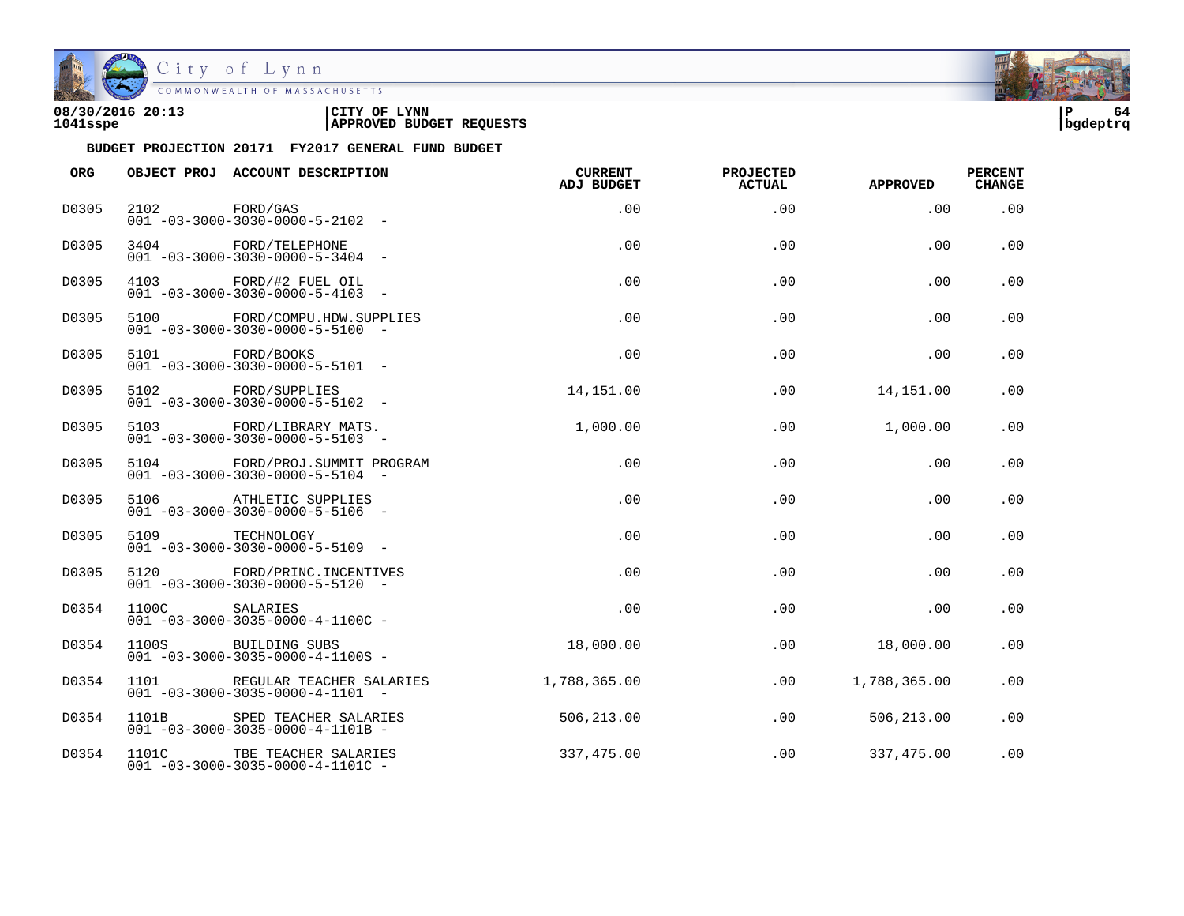**CITY OF LYNN**
**APPROVED BUDGET REQUESTS**

08/30/2016 20:13
1041sspe

**BUDGET PROJECTION 20171 FY2017 GENERAL FUND BUDGET**

| ORG | OBJECT PROJ | ACCOUNT DESCRIPTION | CURRENT ADJ BUDGET | PROJECTED ACTUAL | APPROVED | PERCENT CHANGE |
|---|---|---|---|---|---|---|
| D0305 | 2102 | FORD/GAS<br>001 -03-3000-3030-0000-5-2102 - | .00 | .00 | .00 | .00 |
| D0305 | 3404 | FORD/TELEPHONE<br>001 -03-3000-3030-0000-5-3404 - | .00 | .00 | .00 | .00 |
| D0305 | 4103 | FORD/#2 FUEL OIL<br>001 -03-3000-3030-0000-5-4103 - | .00 | .00 | .00 | .00 |
| D0305 | 5100 | FORD/COMPU.HDW.SUPPLIES<br>001 -03-3000-3030-0000-5-5100 - | .00 | .00 | .00 | .00 |
| D0305 | 5101 | FORD/BOOKS<br>001 -03-3000-3030-0000-5-5101 - | .00 | .00 | .00 | .00 |
| D0305 | 5102 | FORD/SUPPLIES<br>001 -03-3000-3030-0000-5-5102 - | 14,151.00 | .00 | 14,151.00 | .00 |
| D0305 | 5103 | FORD/LIBRARY MATS.<br>001 -03-3000-3030-0000-5-5103 - | 1,000.00 | .00 | 1,000.00 | .00 |
| D0305 | 5104 | FORD/PROJ.SUMMIT PROGRAM<br>001 -03-3000-3030-0000-5-5104 - | .00 | .00 | .00 | .00 |
| D0305 | 5106 | ATHLETIC SUPPLIES<br>001 -03-3000-3030-0000-5-5106 - | .00 | .00 | .00 | .00 |
| D0305 | 5109 | TECHNOLOGY<br>001 -03-3000-3030-0000-5-5109 - | .00 | .00 | .00 | .00 |
| D0305 | 5120 | FORD/PRINC.INCENTIVES<br>001 -03-3000-3030-0000-5-5120 - | .00 | .00 | .00 | .00 |
| D0354 | 1100C | SALARIES<br>001 -03-3000-3035-0000-4-1100C - | .00 | .00 | .00 | .00 |
| D0354 | 1100S | BUILDING SUBS<br>001 -03-3000-3035-0000-4-1100S - | 18,000.00 | .00 | 18,000.00 | .00 |
| D0354 | 1101 | REGULAR TEACHER SALARIES<br>001 -03-3000-3035-0000-4-1101 - | 1,788,365.00 | .00 | 1,788,365.00 | .00 |
| D0354 | 1101B | SPED TEACHER SALARIES<br>001 -03-3000-3035-0000-4-1101B - | 506,213.00 | .00 | 506,213.00 | .00 |
| D0354 | 1101C | TBE TEACHER SALARIES<br>001 -03-3000-3035-0000-4-1101C - | 337,475.00 | .00 | 337,475.00 | .00 |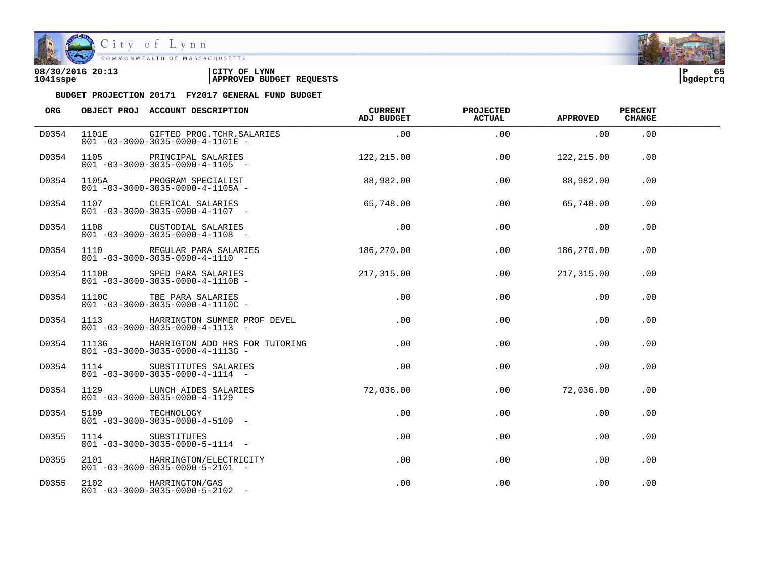**08/30/2016 20:13** | **CITY OF LYNN**
**1041sspe** | **APPROVED BUDGET REQUESTS**

**bgdeptrq**

**BUDGET PROJECTION 20171 FY2017 GENERAL FUND BUDGET**

| ORG | OBJECT PROJ | ACCOUNT DESCRIPTION | CURRENT ADJ BUDGET | PROJECTED ACTUAL | APPROVED | PERCENT CHANGE |
|---|---|---|---|---|---|---|
| D0354 | 1101E | GIFTED PROG.TCHR.SALARIES<br>001 -03-3000-3035-0000-4-1101E - | .00 | .00 | .00 | .00 |
| D0354 | 1105 | PRINCIPAL SALARIES<br>001 -03-3000-3035-0000-4-1105 - | 122,215.00 | .00 | 122,215.00 | .00 |
| D0354 | 1105A | PROGRAM SPECIALIST<br>001 -03-3000-3035-0000-4-1105A - | 88,982.00 | .00 | 88,982.00 | .00 |
| D0354 | 1107 | CLERICAL SALARIES<br>001 -03-3000-3035-0000-4-1107 - | 65,748.00 | .00 | 65,748.00 | .00 |
| D0354 | 1108 | CUSTODIAL SALARIES<br>001 -03-3000-3035-0000-4-1108 - | .00 | .00 | .00 | .00 |
| D0354 | 1110 | REGULAR PARA SALARIES<br>001 -03-3000-3035-0000-4-1110 - | 186,270.00 | .00 | 186,270.00 | .00 |
| D0354 | 1110B | SPED PARA SALARIES<br>001 -03-3000-3035-0000-4-1110B - | 217,315.00 | .00 | 217,315.00 | .00 |
| D0354 | 1110C | TBE PARA SALARIES<br>001 -03-3000-3035-0000-4-1110C - | .00 | .00 | .00 | .00 |
| D0354 | 1113 | HARRINGTON SUMMER PROF DEVEL<br>001 -03-3000-3035-0000-4-1113 - | .00 | .00 | .00 | .00 |
| D0354 | 1113G | HARRIGTON ADD HRS FOR TUTORING<br>001 -03-3000-3035-0000-4-1113G - | .00 | .00 | .00 | .00 |
| D0354 | 1114 | SUBSTITUTES SALARIES<br>001 -03-3000-3035-0000-4-1114 - | .00 | .00 | .00 | .00 |
| D0354 | 1129 | LUNCH AIDES SALARIES<br>001 -03-3000-3035-0000-4-1129 - | 72,036.00 | .00 | 72,036.00 | .00 |
| D0354 | 5109 | TECHNOLOGY<br>001 -03-3000-3035-0000-4-5109 - | .00 | .00 | .00 | .00 |
| D0355 | 1114 | SUBSTITUTES<br>001 -03-3000-3035-0000-5-1114 - | .00 | .00 | .00 | .00 |
| D0355 | 2101 | HARRINGTON/ELECTRICITY<br>001 -03-3000-3035-0000-5-2101 - | .00 | .00 | .00 | .00 |
| D0355 | 2102 | HARRINGTON/GAS<br>001 -03-3000-3035-0000-5-2102 - | .00 | .00 | .00 | .00 |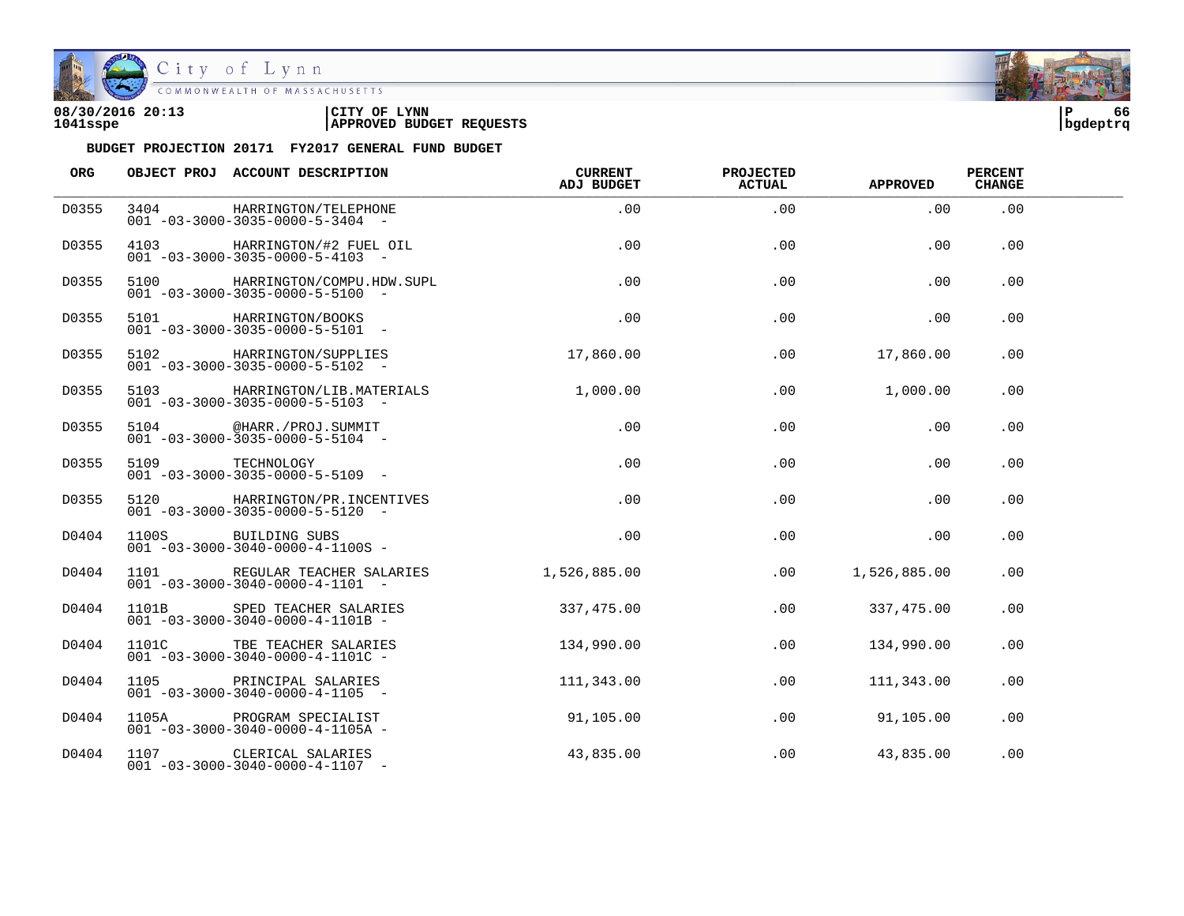08/30/2016 20:13 | CITY OF LYNN
1041sspe | APPROVED BUDGET REQUESTS

**BUDGET PROJECTION 20171 FY2017 GENERAL FUND BUDGET**

| ORG | OBJECT PROJ | ACCOUNT DESCRIPTION | CURRENT ADJ BUDGET | PROJECTED ACTUAL | APPROVED | PERCENT CHANGE |
|---|---|---|---|---|---|---|
| D0355 | 3404 | HARRINGTON/TELEPHONE<br>001 -03-3000-3035-0000-5-3404 - | .00 | .00 | .00 | .00 |
| D0355 | 4103 | HARRINGTON/#2 FUEL OIL<br>001 -03-3000-3035-0000-5-4103 - | .00 | .00 | .00 | .00 |
| D0355 | 5100 | HARRINGTON/COMPU.HDW.SUPL<br>001 -03-3000-3035-0000-5-5100 - | .00 | .00 | .00 | .00 |
| D0355 | 5101 | HARRINGTON/BOOKS<br>001 -03-3000-3035-0000-5-5101 - | .00 | .00 | .00 | .00 |
| D0355 | 5102 | HARRINGTON/SUPPLIES<br>001 -03-3000-3035-0000-5-5102 - | 17,860.00 | .00 | 17,860.00 | .00 |
| D0355 | 5103 | HARRINGTON/LIB.MATERIALS<br>001 -03-3000-3035-0000-5-5103 - | 1,000.00 | .00 | 1,000.00 | .00 |
| D0355 | 5104 | @HARR./PROJ.SUMMIT<br>001 -03-3000-3035-0000-5-5104 - | .00 | .00 | .00 | .00 |
| D0355 | 5109 | TECHNOLOGY<br>001 -03-3000-3035-0000-5-5109 - | .00 | .00 | .00 | .00 |
| D0355 | 5120 | HARRINGTON/PR.INCENTIVES<br>001 -03-3000-3035-0000-5-5120 - | .00 | .00 | .00 | .00 |
| D0404 | 1100S | BUILDING SUBS<br>001 -03-3000-3040-0000-4-1100S - | .00 | .00 | .00 | .00 |
| D0404 | 1101 | REGULAR TEACHER SALARIES<br>001 -03-3000-3040-0000-4-1101 - | 1,526,885.00 | .00 | 1,526,885.00 | .00 |
| D0404 | 1101B | SPED TEACHER SALARIES<br>001 -03-3000-3040-0000-4-1101B - | 337,475.00 | .00 | 337,475.00 | .00 |
| D0404 | 1101C | TBE TEACHER SALARIES<br>001 -03-3000-3040-0000-4-1101C - | 134,990.00 | .00 | 134,990.00 | .00 |
| D0404 | 1105 | PRINCIPAL SALARIES<br>001 -03-3000-3040-0000-4-1105 - | 111,343.00 | .00 | 111,343.00 | .00 |
| D0404 | 1105A | PROGRAM SPECIALIST<br>001 -03-3000-3040-0000-4-1105A - | 91,105.00 | .00 | 91,105.00 | .00 |
| D0404 | 1107 | CLERICAL SALARIES<br>001 -03-3000-3040-0000-4-1107 - | 43,835.00 | .00 | 43,835.00 | .00 |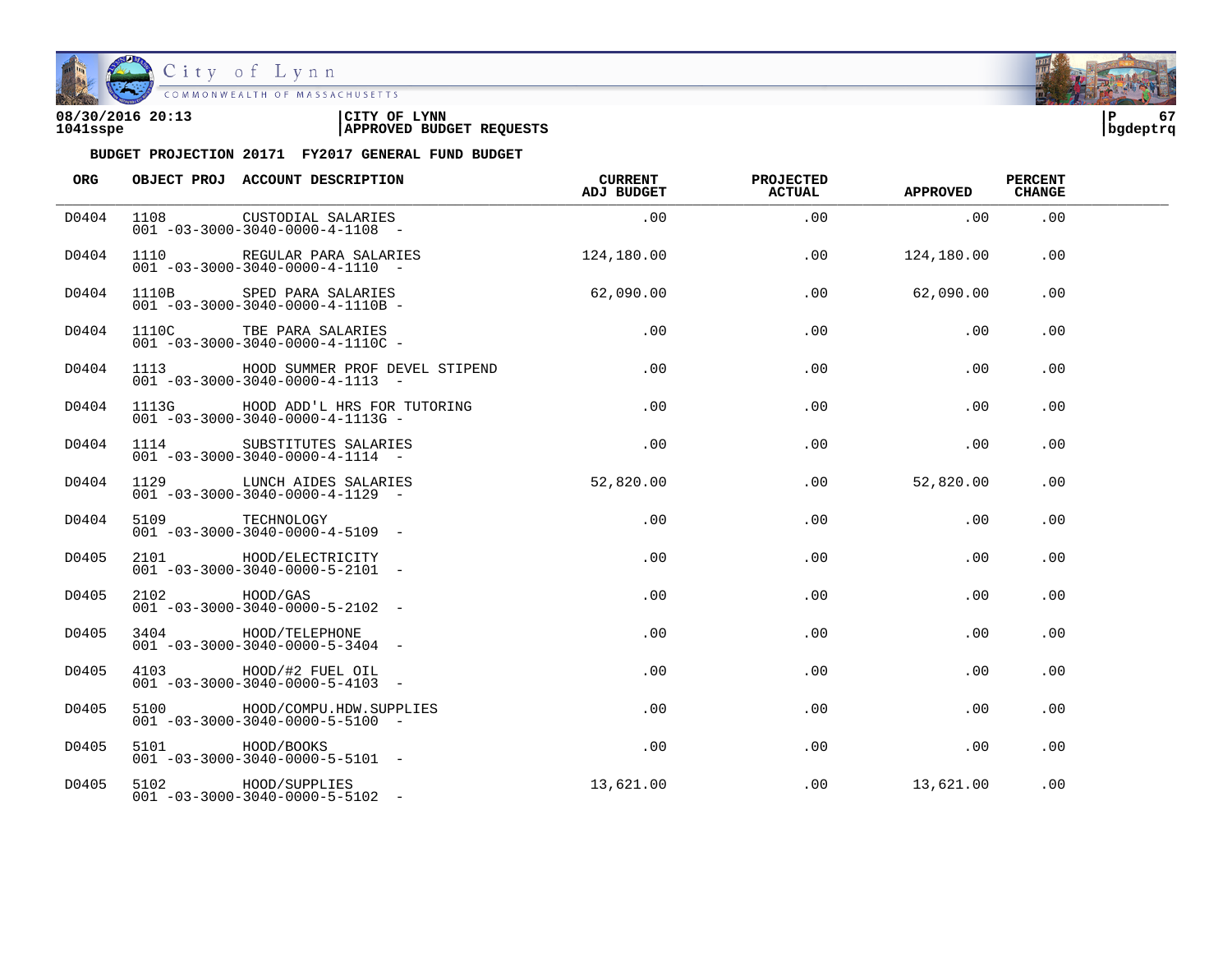08/30/2016 20:13 | CITY OF LYNN
1041sspe | APPROVED BUDGET REQUESTS

bgdeptrq

**BUDGET PROJECTION 20171 FY2017 GENERAL FUND BUDGET**

| ORG | OBJECT PROJ | ACCOUNT DESCRIPTION | CURRENT ADJ BUDGET | PROJECTED ACTUAL | APPROVED | PERCENT CHANGE |
|---|---|---|---|---|---|---|
| D0404 | 1108<br>001 -03-3000-3040-0000-4-1108 - | CUSTODIAL SALARIES | .00 | .00 | .00 | .00 |
| D0404 | 1110<br>001 -03-3000-3040-0000-4-1110 - | REGULAR PARA SALARIES | 124,180.00 | .00 | 124,180.00 | .00 |
| D0404 | 1110B<br>001 -03-3000-3040-0000-4-1110B - | SPED PARA SALARIES | 62,090.00 | .00 | 62,090.00 | .00 |
| D0404 | 1110C<br>001 -03-3000-3040-0000-4-1110C - | TBE PARA SALARIES | .00 | .00 | .00 | .00 |
| D0404 | 1113<br>001 -03-3000-3040-0000-4-1113 - | HOOD SUMMER PROF DEVEL STIPEND | .00 | .00 | .00 | .00 |
| D0404 | 1113G<br>001 -03-3000-3040-0000-4-1113G - | HOOD ADD'L HRS FOR TUTORING | .00 | .00 | .00 | .00 |
| D0404 | 1114<br>001 -03-3000-3040-0000-4-1114 - | SUBSTITUTES SALARIES | .00 | .00 | .00 | .00 |
| D0404 | 1129<br>001 -03-3000-3040-0000-4-1129 - | LUNCH AIDES SALARIES | 52,820.00 | .00 | 52,820.00 | .00 |
| D0404 | 5109<br>001 -03-3000-3040-0000-4-5109 - | TECHNOLOGY | .00 | .00 | .00 | .00 |
| D0405 | 2101<br>001 -03-3000-3040-0000-5-2101 - | HOOD/ELECTRICITY | .00 | .00 | .00 | .00 |
| D0405 | 2102<br>001 -03-3000-3040-0000-5-2102 - | HOOD/GAS | .00 | .00 | .00 | .00 |
| D0405 | 3404<br>001 -03-3000-3040-0000-5-3404 - | HOOD/TELEPHONE | .00 | .00 | .00 | .00 |
| D0405 | 4103<br>001 -03-3000-3040-0000-5-4103 - | HOOD/#2 FUEL OIL | .00 | .00 | .00 | .00 |
| D0405 | 5100<br>001 -03-3000-3040-0000-5-5100 - | HOOD/COMPU.HDW.SUPPLIES | .00 | .00 | .00 | .00 |
| D0405 | 5101<br>001 -03-3000-3040-0000-5-5101 - | HOOD/BOOKS | .00 | .00 | .00 | .00 |
| D0405 | 5102<br>001 -03-3000-3040-0000-5-5102 - | HOOD/SUPPLIES | 13,621.00 | .00 | 13,621.00 | .00 |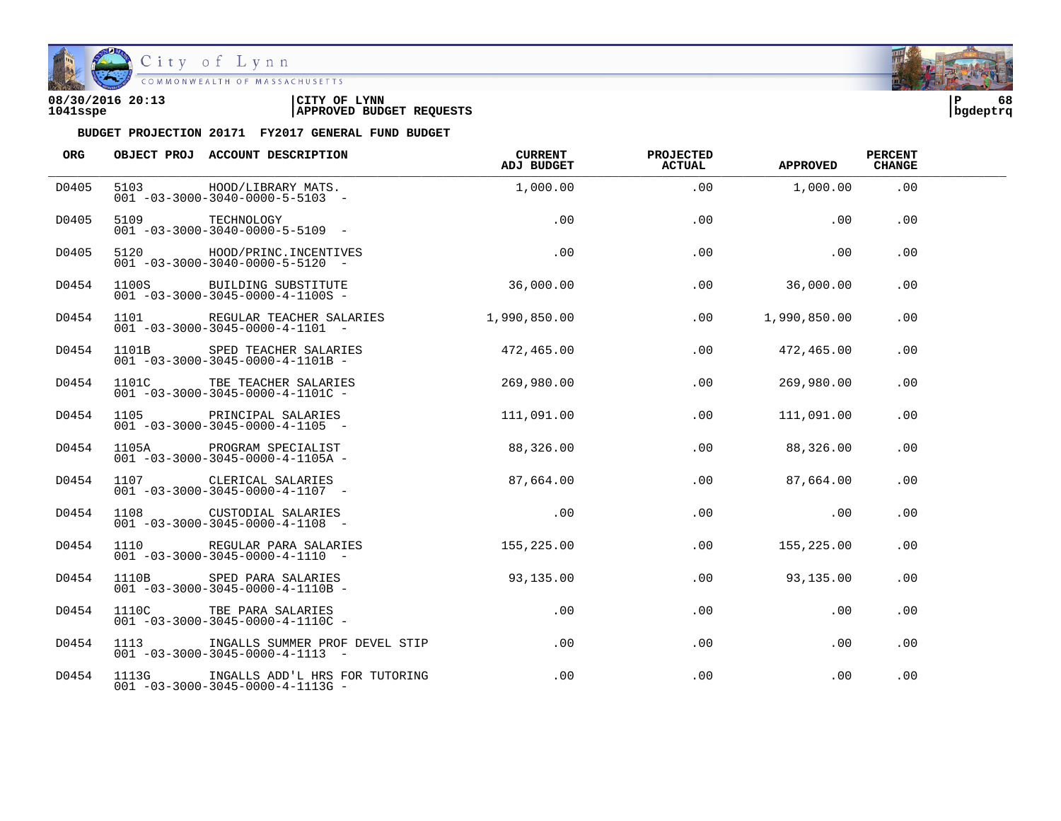08/30/2016 20:13 | CITY OF LYNN
1041sspe | APPROVED BUDGET REQUESTS

**BUDGET PROJECTION 20171 FY2017 GENERAL FUND BUDGET**

| ORG | OBJECT PROJ | ACCOUNT DESCRIPTION | CURRENT ADJ BUDGET | PROJECTED ACTUAL | APPROVED | PERCENT CHANGE |
|---|---|---|---|---|---|---|
| D0405 | 5103<br>001 -03-3000-3040-0000-5-5103 - | HOOD/LIBRARY MATS. | 1,000.00 | .00 | 1,000.00 | .00 |
| D0405 | 5109<br>001 -03-3000-3040-0000-5-5109 - | TECHNOLOGY | .00 | .00 | .00 | .00 |
| D0405 | 5120<br>001 -03-3000-3040-0000-5-5120 - | HOOD/PRINC.INCENTIVES | .00 | .00 | .00 | .00 |
| D0454 | 1100S<br>001 -03-3000-3045-0000-4-1100S - | BUILDING SUBSTITUTE | 36,000.00 | .00 | 36,000.00 | .00 |
| D0454 | 1101<br>001 -03-3000-3045-0000-4-1101 - | REGULAR TEACHER SALARIES | 1,990,850.00 | .00 | 1,990,850.00 | .00 |
| D0454 | 1101B<br>001 -03-3000-3045-0000-4-1101B - | SPED TEACHER SALARIES | 472,465.00 | .00 | 472,465.00 | .00 |
| D0454 | 1101C<br>001 -03-3000-3045-0000-4-1101C - | TBE TEACHER SALARIES | 269,980.00 | .00 | 269,980.00 | .00 |
| D0454 | 1105<br>001 -03-3000-3045-0000-4-1105 - | PRINCIPAL SALARIES | 111,091.00 | .00 | 111,091.00 | .00 |
| D0454 | 1105A<br>001 -03-3000-3045-0000-4-1105A - | PROGRAM SPECIALIST | 88,326.00 | .00 | 88,326.00 | .00 |
| D0454 | 1107<br>001 -03-3000-3045-0000-4-1107 - | CLERICAL SALARIES | 87,664.00 | .00 | 87,664.00 | .00 |
| D0454 | 1108<br>001 -03-3000-3045-0000-4-1108 - | CUSTODIAL SALARIES | .00 | .00 | .00 | .00 |
| D0454 | 1110<br>001 -03-3000-3045-0000-4-1110 - | REGULAR PARA SALARIES | 155,225.00 | .00 | 155,225.00 | .00 |
| D0454 | 1110B<br>001 -03-3000-3045-0000-4-1110B - | SPED PARA SALARIES | 93,135.00 | .00 | 93,135.00 | .00 |
| D0454 | 1110C<br>001 -03-3000-3045-0000-4-1110C - | TBE PARA SALARIES | .00 | .00 | .00 | .00 |
| D0454 | 1113<br>001 -03-3000-3045-0000-4-1113 - | INGALLS SUMMER PROF DEVEL STIP | .00 | .00 | .00 | .00 |
| D0454 | 1113G<br>001 -03-3000-3045-0000-4-1113G - | INGALLS ADD'L HRS FOR TUTORING | .00 | .00 | .00 | .00 |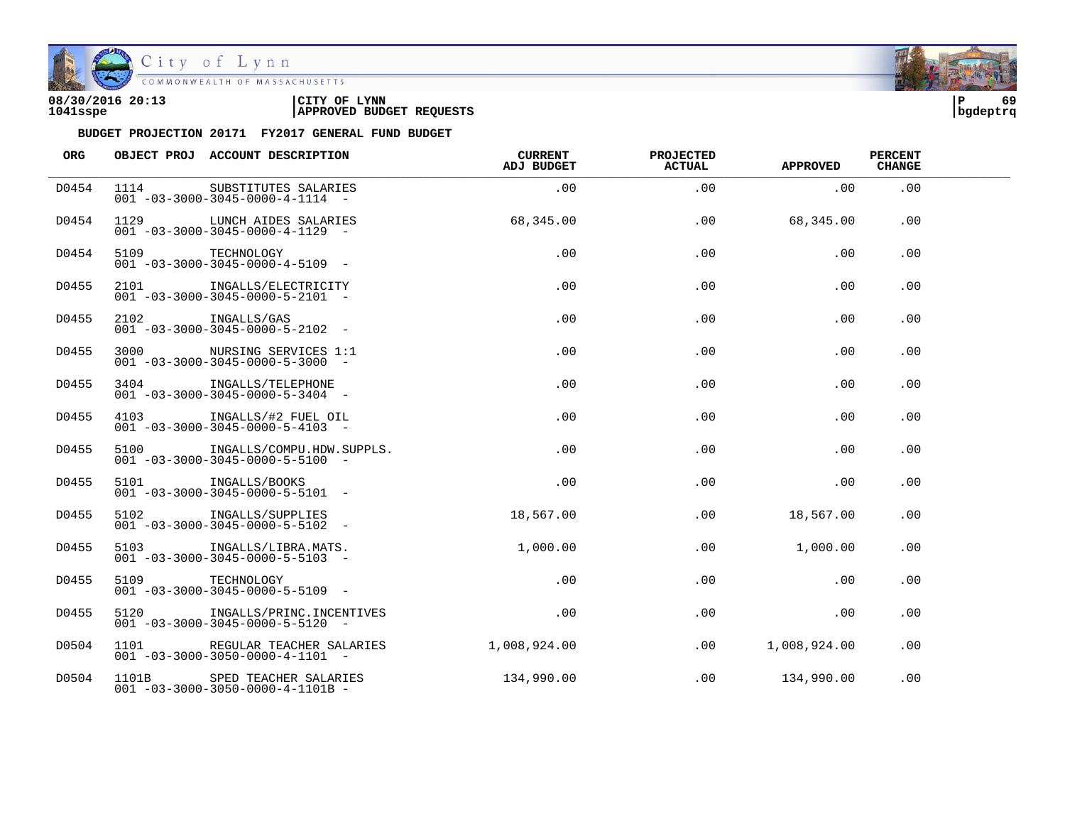08/30/2016 20:13
1041sspe

CITY OF LYNN
APPROVED BUDGET REQUESTS

P 69
bgdeptrq

BUDGET PROJECTION 20171 FY2017 GENERAL FUND BUDGET

| ORG | OBJECT PROJ | ACCOUNT DESCRIPTION | CURRENT ADJ BUDGET | PROJECTED ACTUAL | APPROVED | PERCENT CHANGE |
|---|---|---|---|---|---|---|
| D0454 | 1114<br>001 -03-3000-3045-0000-4-1114 - | SUBSTITUTES SALARIES | .00 | .00 | .00 | .00 |
| D0454 | 1129<br>001 -03-3000-3045-0000-4-1129 - | LUNCH AIDES SALARIES | 68,345.00 | .00 | 68,345.00 | .00 |
| D0454 | 5109<br>001 -03-3000-3045-0000-4-5109 - | TECHNOLOGY | .00 | .00 | .00 | .00 |
| D0455 | 2101<br>001 -03-3000-3045-0000-5-2101 - | INGALLS/ELECTRICITY | .00 | .00 | .00 | .00 |
| D0455 | 2102<br>001 -03-3000-3045-0000-5-2102 - | INGALLS/GAS | .00 | .00 | .00 | .00 |
| D0455 | 3000<br>001 -03-3000-3045-0000-5-3000 - | NURSING SERVICES 1:1 | .00 | .00 | .00 | .00 |
| D0455 | 3404<br>001 -03-3000-3045-0000-5-3404 - | INGALLS/TELEPHONE | .00 | .00 | .00 | .00 |
| D0455 | 4103<br>001 -03-3000-3045-0000-5-4103 - | INGALLS/#2 FUEL OIL | .00 | .00 | .00 | .00 |
| D0455 | 5100<br>001 -03-3000-3045-0000-5-5100 - | INGALLS/COMPU.HDW.SUPPLS. | .00 | .00 | .00 | .00 |
| D0455 | 5101<br>001 -03-3000-3045-0000-5-5101 - | INGALLS/BOOKS | .00 | .00 | .00 | .00 |
| D0455 | 5102<br>001 -03-3000-3045-0000-5-5102 - | INGALLS/SUPPLIES | 18,567.00 | .00 | 18,567.00 | .00 |
| D0455 | 5103<br>001 -03-3000-3045-0000-5-5103 - | INGALLS/LIBRA.MATS. | 1,000.00 | .00 | 1,000.00 | .00 |
| D0455 | 5109<br>001 -03-3000-3045-0000-5-5109 - | TECHNOLOGY | .00 | .00 | .00 | .00 |
| D0455 | 5120<br>001 -03-3000-3045-0000-5-5120 - | INGALLS/PRINC.INCENTIVES | .00 | .00 | .00 | .00 |
| D0504 | 1101<br>001 -03-3000-3050-0000-4-1101 - | REGULAR TEACHER SALARIES | 1,008,924.00 | .00 | 1,008,924.00 | .00 |
| D0504 | 1101B<br>001 -03-3000-3050-0000-4-1101B - | SPED TEACHER SALARIES | 134,990.00 | .00 | 134,990.00 | .00 |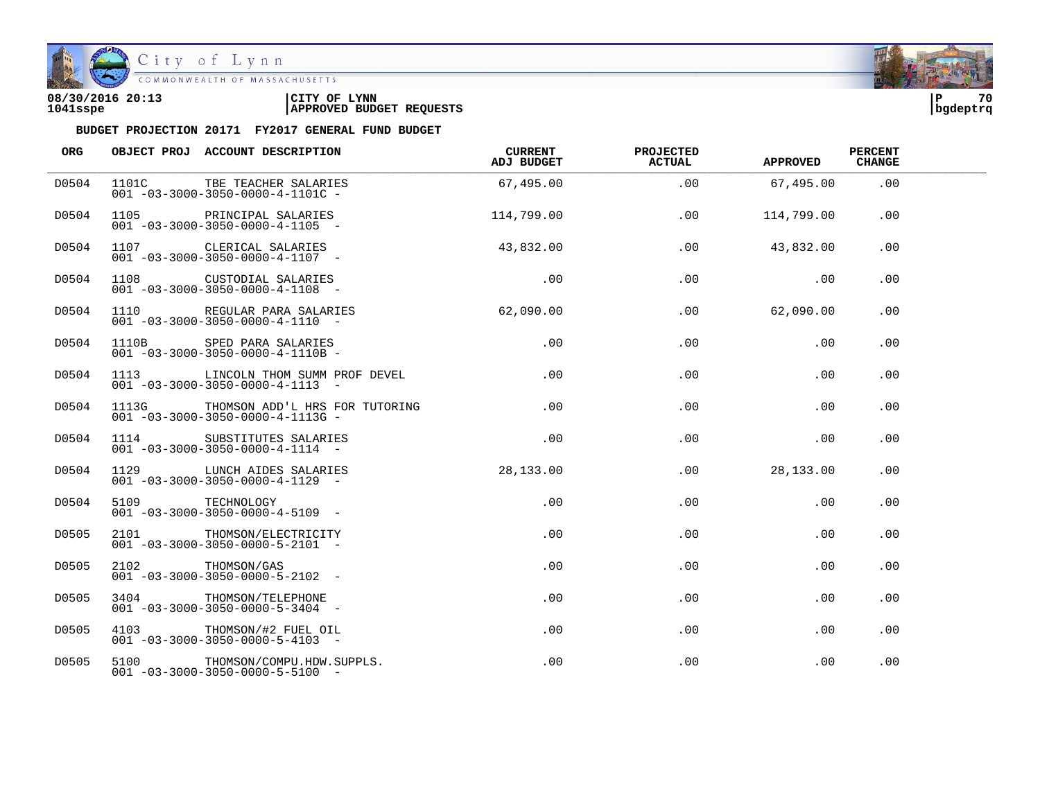08/30/2016 20:13 | CITY OF LYNN | P 70
1041sspe | APPROVED BUDGET REQUESTS | bgdeptrq

**BUDGET PROJECTION 20171 FY2017 GENERAL FUND BUDGET**

| ORG | OBJECT PROJ | ACCOUNT DESCRIPTION | CURRENT ADJ BUDGET | PROJECTED ACTUAL | APPROVED | PERCENT CHANGE |
|---|---|---|---|---|---|---|
| D0504 | 1101C | TBE TEACHER SALARIES<br>001 -03-3000-3050-0000-4-1101C - | 67,495.00 | .00 | 67,495.00 | .00 |
| D0504 | 1105 | PRINCIPAL SALARIES<br>001 -03-3000-3050-0000-4-1105 - | 114,799.00 | .00 | 114,799.00 | .00 |
| D0504 | 1107 | CLERICAL SALARIES<br>001 -03-3000-3050-0000-4-1107 - | 43,832.00 | .00 | 43,832.00 | .00 |
| D0504 | 1108 | CUSTODIAL SALARIES<br>001 -03-3000-3050-0000-4-1108 - | .00 | .00 | .00 | .00 |
| D0504 | 1110 | REGULAR PARA SALARIES<br>001 -03-3000-3050-0000-4-1110 - | 62,090.00 | .00 | 62,090.00 | .00 |
| D0504 | 1110B | SPED PARA SALARIES<br>001 -03-3000-3050-0000-4-1110B - | .00 | .00 | .00 | .00 |
| D0504 | 1113 | LINCOLN THOM SUMM PROF DEVEL<br>001 -03-3000-3050-0000-4-1113 - | .00 | .00 | .00 | .00 |
| D0504 | 1113G | THOMSON ADD'L HRS FOR TUTORING<br>001 -03-3000-3050-0000-4-1113G - | .00 | .00 | .00 | .00 |
| D0504 | 1114 | SUBSTITUTES SALARIES<br>001 -03-3000-3050-0000-4-1114 - | .00 | .00 | .00 | .00 |
| D0504 | 1129 | LUNCH AIDES SALARIES<br>001 -03-3000-3050-0000-4-1129 - | 28,133.00 | .00 | 28,133.00 | .00 |
| D0504 | 5109 | TECHNOLOGY<br>001 -03-3000-3050-0000-4-5109 - | .00 | .00 | .00 | .00 |
| D0505 | 2101 | THOMSON/ELECTRICITY<br>001 -03-3000-3050-0000-5-2101 - | .00 | .00 | .00 | .00 |
| D0505 | 2102 | THOMSON/GAS<br>001 -03-3000-3050-0000-5-2102 - | .00 | .00 | .00 | .00 |
| D0505 | 3404 | THOMSON/TELEPHONE<br>001 -03-3000-3050-0000-5-3404 - | .00 | .00 | .00 | .00 |
| D0505 | 4103 | THOMSON/#2 FUEL OIL<br>001 -03-3000-3050-0000-5-4103 - | .00 | .00 | .00 | .00 |
| D0505 | 5100 | THOMSON/COMPU.HDW.SUPPLS.<br>001 -03-3000-3050-0000-5-5100 - | .00 | .00 | .00 | .00 |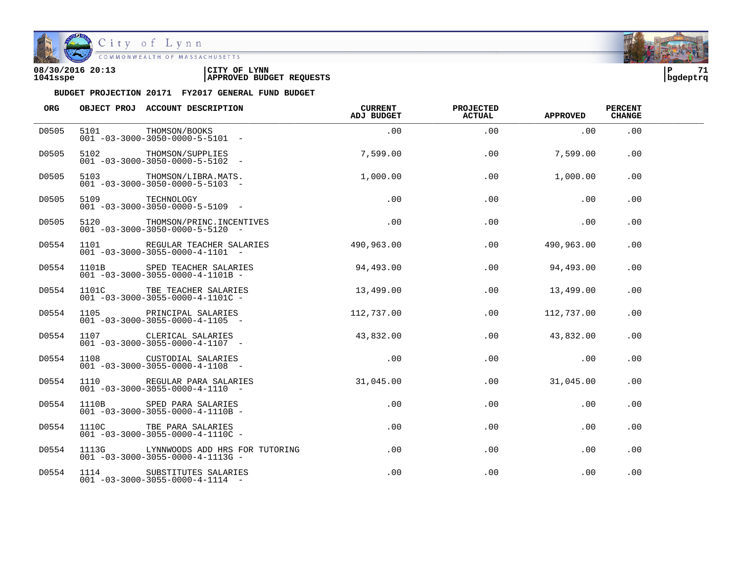08/30/2016 20:13 | CITY OF LYNN
1041sspe | APPROVED BUDGET REQUESTS

**BUDGET PROJECTION 20171 FY2017 GENERAL FUND BUDGET**

| ORG | OBJECT PROJ | ACCOUNT DESCRIPTION | CURRENT ADJ BUDGET | PROJECTED ACTUAL | APPROVED | PERCENT CHANGE |
|---|---|---|---|---|---|---|
| D0505 | 5101 | THOMSON/BOOKS<br>001 -03-3000-3050-0000-5-5101 - | .00 | .00 | .00 | .00 |
| D0505 | 5102 | THOMSON/SUPPLIES<br>001 -03-3000-3050-0000-5-5102 - | 7,599.00 | .00 | 7,599.00 | .00 |
| D0505 | 5103 | THOMSON/LIBRA.MATS.<br>001 -03-3000-3050-0000-5-5103 - | 1,000.00 | .00 | 1,000.00 | .00 |
| D0505 | 5109 | TECHNOLOGY<br>001 -03-3000-3050-0000-5-5109 - | .00 | .00 | .00 | .00 |
| D0505 | 5120 | THOMSON/PRINC.INCENTIVES<br>001 -03-3000-3050-0000-5-5120 - | .00 | .00 | .00 | .00 |
| D0554 | 1101 | REGULAR TEACHER SALARIES<br>001 -03-3000-3055-0000-4-1101 - | 490,963.00 | .00 | 490,963.00 | .00 |
| D0554 | 1101B | SPED TEACHER SALARIES<br>001 -03-3000-3055-0000-4-1101B - | 94,493.00 | .00 | 94,493.00 | .00 |
| D0554 | 1101C | TBE TEACHER SALARIES<br>001 -03-3000-3055-0000-4-1101C - | 13,499.00 | .00 | 13,499.00 | .00 |
| D0554 | 1105 | PRINCIPAL SALARIES<br>001 -03-3000-3055-0000-4-1105 - | 112,737.00 | .00 | 112,737.00 | .00 |
| D0554 | 1107 | CLERICAL SALARIES<br>001 -03-3000-3055-0000-4-1107 - | 43,832.00 | .00 | 43,832.00 | .00 |
| D0554 | 1108 | CUSTODIAL SALARIES<br>001 -03-3000-3055-0000-4-1108 - | .00 | .00 | .00 | .00 |
| D0554 | 1110 | REGULAR PARA SALARIES<br>001 -03-3000-3055-0000-4-1110 - | 31,045.00 | .00 | 31,045.00 | .00 |
| D0554 | 1110B | SPED PARA SALARIES<br>001 -03-3000-3055-0000-4-1110B - | .00 | .00 | .00 | .00 |
| D0554 | 1110C | TBE PARA SALARIES<br>001 -03-3000-3055-0000-4-1110C - | .00 | .00 | .00 | .00 |
| D0554 | 1113G | LYNNWOODS ADD HRS FOR TUTORING<br>001 -03-3000-3055-0000-4-1113G - | .00 | .00 | .00 | .00 |
| D0554 | 1114 | SUBSTITUTES SALARIES<br>001 -03-3000-3055-0000-4-1114 - | .00 | .00 | .00 | .00 |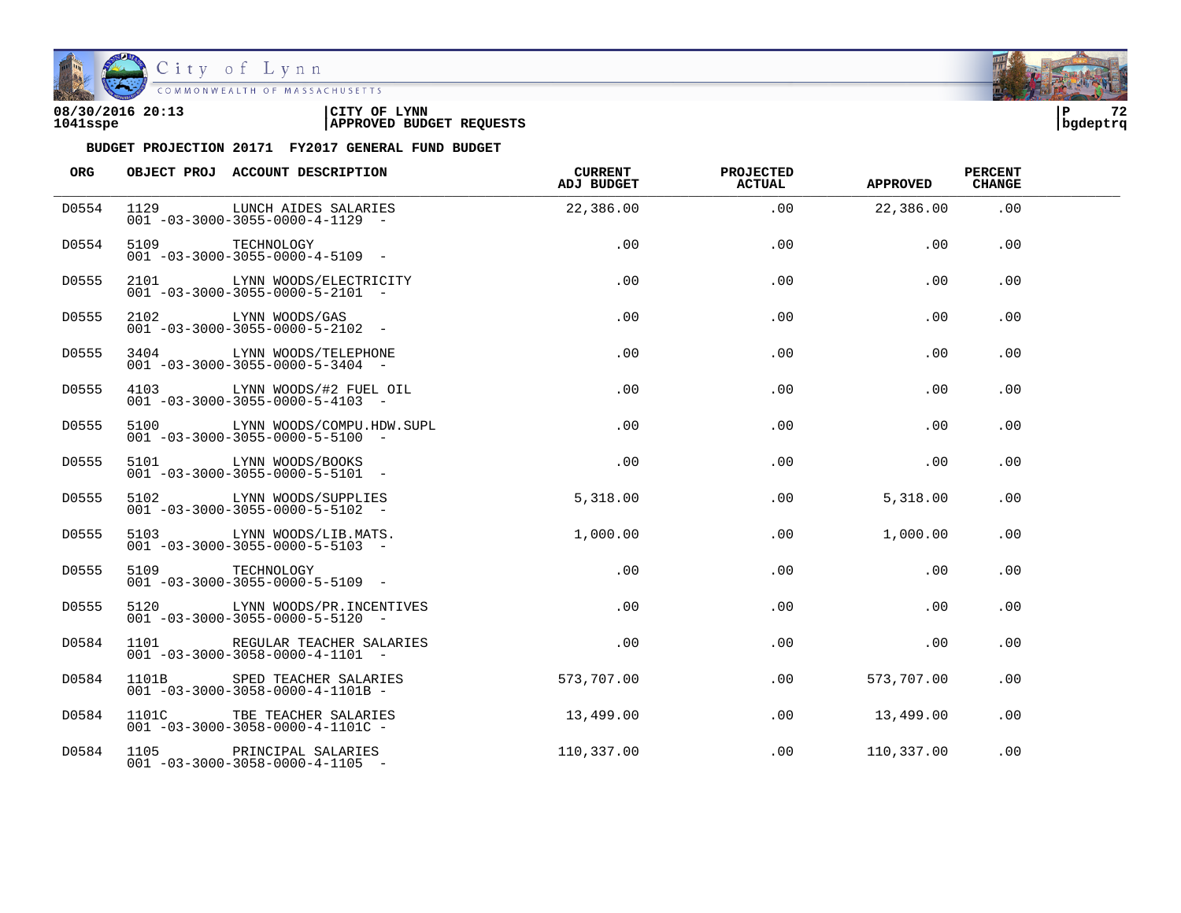**BUDGET PROJECTION 20171 FY2017 GENERAL FUND BUDGET**

| ORG | OBJECT PROJ | ACCOUNT DESCRIPTION | CURRENT ADJ BUDGET | PROJECTED ACTUAL | APPROVED | PERCENT CHANGE |
|---|---|---|---|---|---|---|
| D0554 | 1129 | LUNCH AIDES SALARIES<br>001 -03-3000-3055-0000-4-1129 - | 22,386.00 | .00 | 22,386.00 | .00 |
| D0554 | 5109 | TECHNOLOGY<br>001 -03-3000-3055-0000-4-5109 - | .00 | .00 | .00 | .00 |
| D0555 | 2101 | LYNN WOODS/ELECTRICITY<br>001 -03-3000-3055-0000-5-2101 - | .00 | .00 | .00 | .00 |
| D0555 | 2102 | LYNN WOODS/GAS<br>001 -03-3000-3055-0000-5-2102 - | .00 | .00 | .00 | .00 |
| D0555 | 3404 | LYNN WOODS/TELEPHONE<br>001 -03-3000-3055-0000-5-3404 - | .00 | .00 | .00 | .00 |
| D0555 | 4103 | LYNN WOODS/#2 FUEL OIL<br>001 -03-3000-3055-0000-5-4103 - | .00 | .00 | .00 | .00 |
| D0555 | 5100 | LYNN WOODS/COMPU.HDW.SUPL<br>001 -03-3000-3055-0000-5-5100 - | .00 | .00 | .00 | .00 |
| D0555 | 5101 | LYNN WOODS/BOOKS<br>001 -03-3000-3055-0000-5-5101 - | .00 | .00 | .00 | .00 |
| D0555 | 5102 | LYNN WOODS/SUPPLIES<br>001 -03-3000-3055-0000-5-5102 - | 5,318.00 | .00 | 5,318.00 | .00 |
| D0555 | 5103 | LYNN WOODS/LIB.MATS.<br>001 -03-3000-3055-0000-5-5103 - | 1,000.00 | .00 | 1,000.00 | .00 |
| D0555 | 5109 | TECHNOLOGY<br>001 -03-3000-3055-0000-5-5109 - | .00 | .00 | .00 | .00 |
| D0555 | 5120 | LYNN WOODS/PR.INCENTIVES<br>001 -03-3000-3055-0000-5-5120 - | .00 | .00 | .00 | .00 |
| D0584 | 1101 | REGULAR TEACHER SALARIES<br>001 -03-3000-3058-0000-4-1101 - | .00 | .00 | .00 | .00 |
| D0584 | 1101B | SPED TEACHER SALARIES<br>001 -03-3000-3058-0000-4-1101B - | 573,707.00 | .00 | 573,707.00 | .00 |
| D0584 | 1101C | TBE TEACHER SALARIES<br>001 -03-3000-3058-0000-4-1101C - | 13,499.00 | .00 | 13,499.00 | .00 |
| D0584 | 1105 | PRINCIPAL SALARIES<br>001 -03-3000-3058-0000-4-1105 - | 110,337.00 | .00 | 110,337.00 | .00 |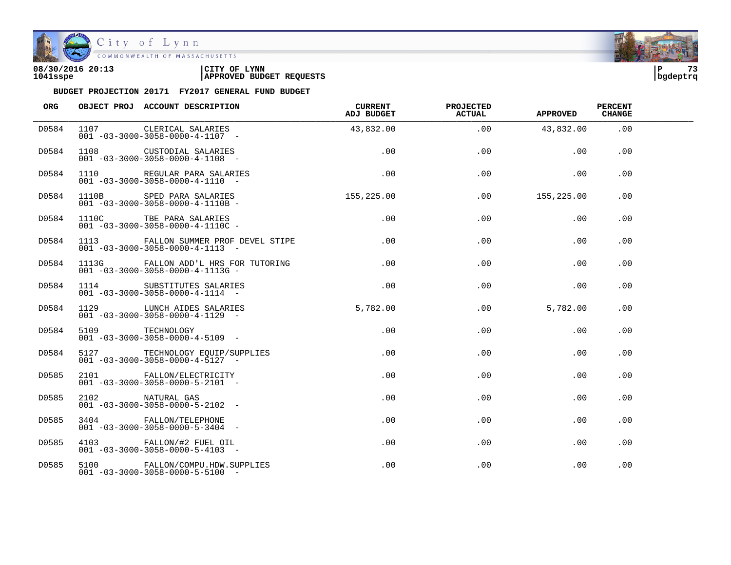08/30/2016 20:13 | CITY OF LYNN
1041sspe | APPROVED BUDGET REQUESTS

BUDGET PROJECTION 20171 FY2017 GENERAL FUND BUDGET

| ORG | OBJECT PROJ | ACCOUNT DESCRIPTION | CURRENT ADJ BUDGET | PROJECTED ACTUAL | APPROVED | PERCENT CHANGE |
|---|---|---|---|---|---|---|
| D0584 | 1107<br>001 -03-3000-3058-0000-4-1107 - | CLERICAL SALARIES | 43,832.00 | .00 | 43,832.00 | .00 |
| D0584 | 1108<br>001 -03-3000-3058-0000-4-1108 - | CUSTODIAL SALARIES | .00 | .00 | .00 | .00 |
| D0584 | 1110<br>001 -03-3000-3058-0000-4-1110 - | REGULAR PARA SALARIES | .00 | .00 | .00 | .00 |
| D0584 | 1110B<br>001 -03-3000-3058-0000-4-1110B - | SPED PARA SALARIES | 155,225.00 | .00 | 155,225.00 | .00 |
| D0584 | 1110C<br>001 -03-3000-3058-0000-4-1110C - | TBE PARA SALARIES | .00 | .00 | .00 | .00 |
| D0584 | 1113<br>001 -03-3000-3058-0000-4-1113 - | FALLON SUMMER PROF DEVEL STIPE | .00 | .00 | .00 | .00 |
| D0584 | 1113G<br>001 -03-3000-3058-0000-4-1113G - | FALLON ADD'L HRS FOR TUTORING | .00 | .00 | .00 | .00 |
| D0584 | 1114<br>001 -03-3000-3058-0000-4-1114 - | SUBSTITUTES SALARIES | .00 | .00 | .00 | .00 |
| D0584 | 1129<br>001 -03-3000-3058-0000-4-1129 - | LUNCH AIDES SALARIES | 5,782.00 | .00 | 5,782.00 | .00 |
| D0584 | 5109<br>001 -03-3000-3058-0000-4-5109 - | TECHNOLOGY | .00 | .00 | .00 | .00 |
| D0584 | 5127<br>001 -03-3000-3058-0000-4-5127 - | TECHNOLOGY EQUIP/SUPPLIES | .00 | .00 | .00 | .00 |
| D0585 | 2101<br>001 -03-3000-3058-0000-5-2101 - | FALLON/ELECTRICITY | .00 | .00 | .00 | .00 |
| D0585 | 2102<br>001 -03-3000-3058-0000-5-2102 - | NATURAL GAS | .00 | .00 | .00 | .00 |
| D0585 | 3404<br>001 -03-3000-3058-0000-5-3404 - | FALLON/TELEPHONE | .00 | .00 | .00 | .00 |
| D0585 | 4103<br>001 -03-3000-3058-0000-5-4103 - | FALLON/#2 FUEL OIL | .00 | .00 | .00 | .00 |
| D0585 | 5100<br>001 -03-3000-3058-0000-5-5100 - | FALLON/COMPU.HDW.SUPPLIES | .00 | .00 | .00 | .00 |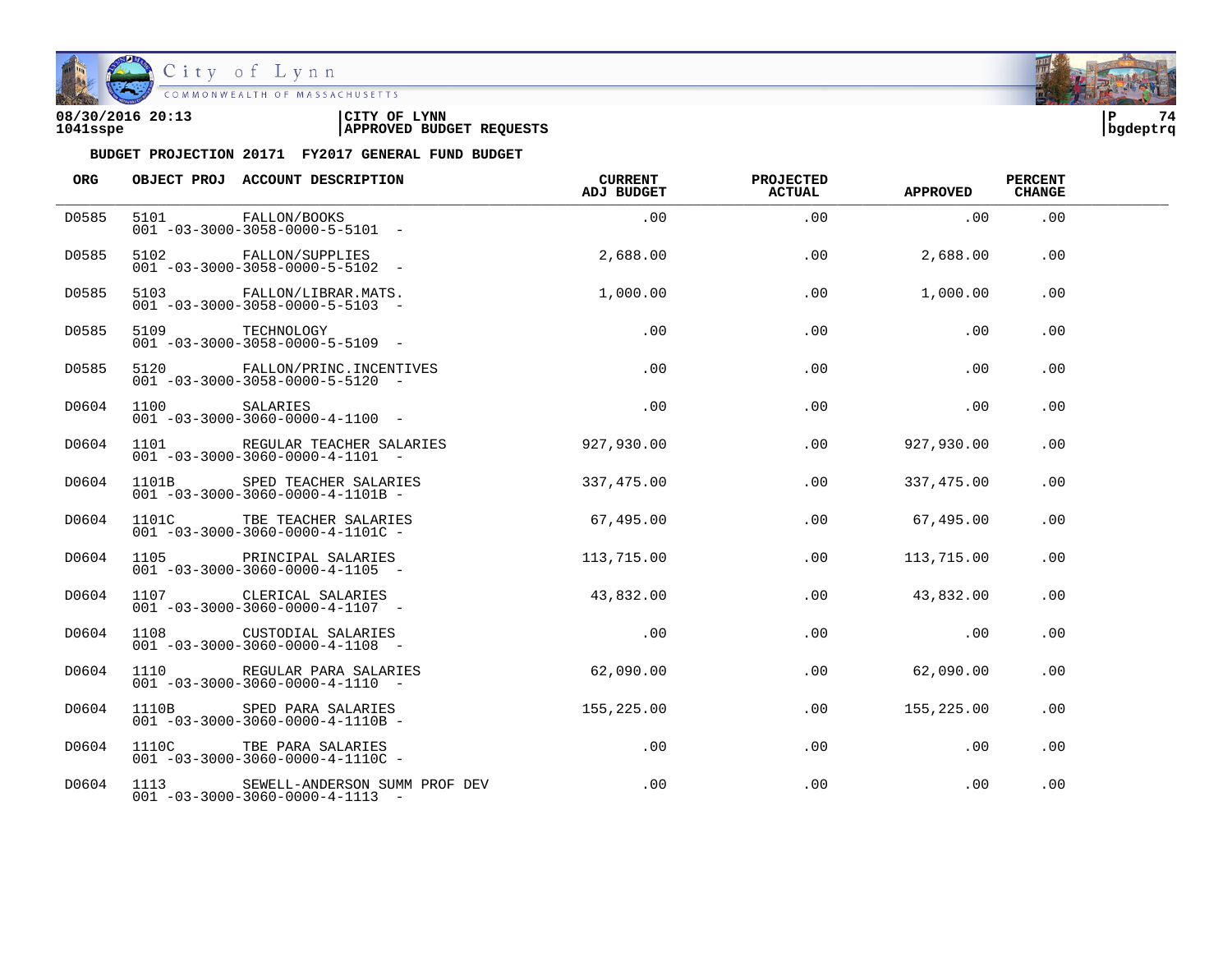08/30/2016 20:13 | CITY OF LYNN | P 74
1041sspe | APPROVED BUDGET REQUESTS | bgdeptrq

**BUDGET PROJECTION 20171 FY2017 GENERAL FUND BUDGET**

| ORG | OBJECT PROJ | ACCOUNT DESCRIPTION | CURRENT ADJ BUDGET | PROJECTED ACTUAL | APPROVED | PERCENT CHANGE |
|---|---|---|---|---|---|---|
| D0585 | 5101 | FALLON/BOOKS<br>001 -03-3000-3058-0000-5-5101 - | .00 | .00 | .00 | .00 |
| D0585 | 5102 | FALLON/SUPPLIES<br>001 -03-3000-3058-0000-5-5102 - | 2,688.00 | .00 | 2,688.00 | .00 |
| D0585 | 5103 | FALLON/LIBRAR.MATS.<br>001 -03-3000-3058-0000-5-5103 - | 1,000.00 | .00 | 1,000.00 | .00 |
| D0585 | 5109 | TECHNOLOGY<br>001 -03-3000-3058-0000-5-5109 - | .00 | .00 | .00 | .00 |
| D0585 | 5120 | FALLON/PRINC.INCENTIVES<br>001 -03-3000-3058-0000-5-5120 - | .00 | .00 | .00 | .00 |
| D0604 | 1100 | SALARIES<br>001 -03-3000-3060-0000-4-1100 - | .00 | .00 | .00 | .00 |
| D0604 | 1101 | REGULAR TEACHER SALARIES<br>001 -03-3000-3060-0000-4-1101 - | 927,930.00 | .00 | 927,930.00 | .00 |
| D0604 | 1101B | SPED TEACHER SALARIES<br>001 -03-3000-3060-0000-4-1101B - | 337,475.00 | .00 | 337,475.00 | .00 |
| D0604 | 1101C | TBE TEACHER SALARIES<br>001 -03-3000-3060-0000-4-1101C - | 67,495.00 | .00 | 67,495.00 | .00 |
| D0604 | 1105 | PRINCIPAL SALARIES<br>001 -03-3000-3060-0000-4-1105 - | 113,715.00 | .00 | 113,715.00 | .00 |
| D0604 | 1107 | CLERICAL SALARIES<br>001 -03-3000-3060-0000-4-1107 - | 43,832.00 | .00 | 43,832.00 | .00 |
| D0604 | 1108 | CUSTODIAL SALARIES<br>001 -03-3000-3060-0000-4-1108 - | .00 | .00 | .00 | .00 |
| D0604 | 1110 | REGULAR PARA SALARIES<br>001 -03-3000-3060-0000-4-1110 - | 62,090.00 | .00 | 62,090.00 | .00 |
| D0604 | 1110B | SPED PARA SALARIES<br>001 -03-3000-3060-0000-4-1110B - | 155,225.00 | .00 | 155,225.00 | .00 |
| D0604 | 1110C | TBE PARA SALARIES<br>001 -03-3000-3060-0000-4-1110C - | .00 | .00 | .00 | .00 |
| D0604 | 1113 | SEWELL-ANDERSON SUMM PROF DEV<br>001 -03-3000-3060-0000-4-1113 - | .00 | .00 | .00 | .00 |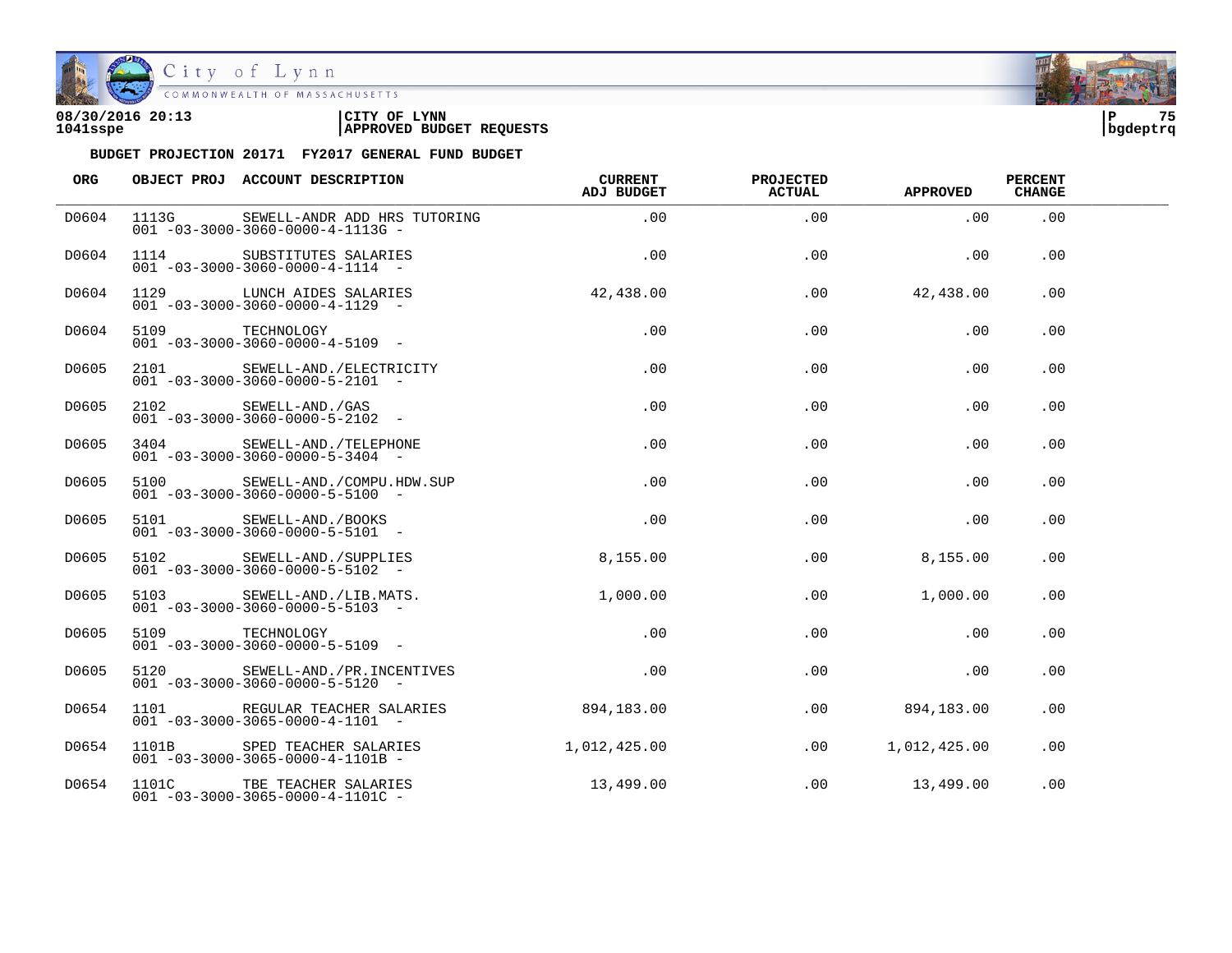08/30/2016 20:13 | CITY OF LYNN
1041sspe | APPROVED BUDGET REQUESTS

bgdeptrq

**BUDGET PROJECTION 20171 FY2017 GENERAL FUND BUDGET**

| ORG | OBJECT PROJ | ACCOUNT DESCRIPTION | CURRENT ADJ BUDGET | PROJECTED ACTUAL | APPROVED | PERCENT CHANGE |
|---|---|---|---|---|---|---|
| D0604 | 1113G | SEWELL-ANDR ADD HRS TUTORING<br>001 -03-3000-3060-0000-4-1113G - | .00 | .00 | .00 | .00 |
| D0604 | 1114 | SUBSTITUTES SALARIES<br>001 -03-3000-3060-0000-4-1114 - | .00 | .00 | .00 | .00 |
| D0604 | 1129 | LUNCH AIDES SALARIES<br>001 -03-3000-3060-0000-4-1129 - | 42,438.00 | .00 | 42,438.00 | .00 |
| D0604 | 5109 | TECHNOLOGY<br>001 -03-3000-3060-0000-4-5109 - | .00 | .00 | .00 | .00 |
| D0605 | 2101 | SEWELL-AND./ELECTRICITY<br>001 -03-3000-3060-0000-5-2101 - | .00 | .00 | .00 | .00 |
| D0605 | 2102 | SEWELL-AND./GAS<br>001 -03-3000-3060-0000-5-2102 - | .00 | .00 | .00 | .00 |
| D0605 | 3404 | SEWELL-AND./TELEPHONE<br>001 -03-3000-3060-0000-5-3404 - | .00 | .00 | .00 | .00 |
| D0605 | 5100 | SEWELL-AND./COMPU.HDW.SUP<br>001 -03-3000-3060-0000-5-5100 - | .00 | .00 | .00 | .00 |
| D0605 | 5101 | SEWELL-AND./BOOKS<br>001 -03-3000-3060-0000-5-5101 - | .00 | .00 | .00 | .00 |
| D0605 | 5102 | SEWELL-AND./SUPPLIES<br>001 -03-3000-3060-0000-5-5102 - | 8,155.00 | .00 | 8,155.00 | .00 |
| D0605 | 5103 | SEWELL-AND./LIB.MATS.<br>001 -03-3000-3060-0000-5-5103 - | 1,000.00 | .00 | 1,000.00 | .00 |
| D0605 | 5109 | TECHNOLOGY<br>001 -03-3000-3060-0000-5-5109 - | .00 | .00 | .00 | .00 |
| D0605 | 5120 | SEWELL-AND./PR.INCENTIVES<br>001 -03-3000-3060-0000-5-5120 - | .00 | .00 | .00 | .00 |
| D0654 | 1101 | REGULAR TEACHER SALARIES<br>001 -03-3000-3065-0000-4-1101 - | 894,183.00 | .00 | 894,183.00 | .00 |
| D0654 | 1101B | SPED TEACHER SALARIES<br>001 -03-3000-3065-0000-4-1101B - | 1,012,425.00 | .00 | 1,012,425.00 | .00 |
| D0654 | 1101C | TBE TEACHER SALARIES<br>001 -03-3000-3065-0000-4-1101C - | 13,499.00 | .00 | 13,499.00 | .00 |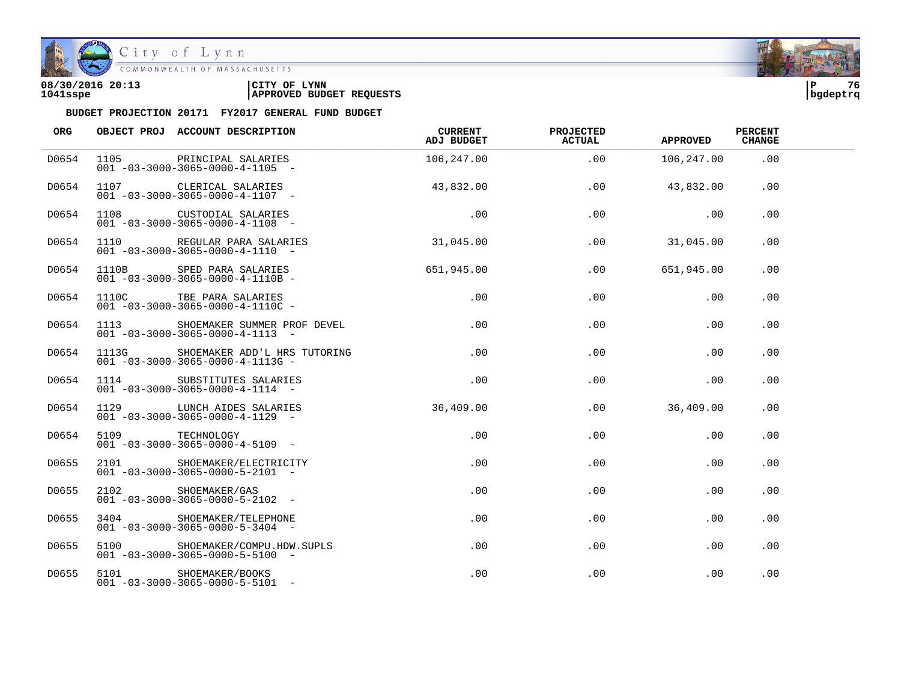08/30/2016 20:13 | CITY OF LYNN | P 76
1041sspe | APPROVED BUDGET REQUESTS | bgdeptrq

**BUDGET PROJECTION 20171 FY2017 GENERAL FUND BUDGET**

| ORG | OBJECT PROJ | ACCOUNT DESCRIPTION | CURRENT ADJ BUDGET | PROJECTED ACTUAL | APPROVED | PERCENT CHANGE |
|---|---|---|---|---|---|---|
| D0654 | 1105 | PRINCIPAL SALARIES<br>001 -03-3000-3065-0000-4-1105 - | 106,247.00 | .00 | 106,247.00 | .00 |
| D0654 | 1107 | CLERICAL SALARIES<br>001 -03-3000-3065-0000-4-1107 - | 43,832.00 | .00 | 43,832.00 | .00 |
| D0654 | 1108 | CUSTODIAL SALARIES<br>001 -03-3000-3065-0000-4-1108 - | .00 | .00 | .00 | .00 |
| D0654 | 1110 | REGULAR PARA SALARIES<br>001 -03-3000-3065-0000-4-1110 - | 31,045.00 | .00 | 31,045.00 | .00 |
| D0654 | 1110B | SPED PARA SALARIES<br>001 -03-3000-3065-0000-4-1110B - | 651,945.00 | .00 | 651,945.00 | .00 |
| D0654 | 1110C | TBE PARA SALARIES<br>001 -03-3000-3065-0000-4-1110C - | .00 | .00 | .00 | .00 |
| D0654 | 1113 | SHOEMAKER SUMMER PROF DEVEL<br>001 -03-3000-3065-0000-4-1113 - | .00 | .00 | .00 | .00 |
| D0654 | 1113G | SHOEMAKER ADD'L HRS TUTORING<br>001 -03-3000-3065-0000-4-1113G - | .00 | .00 | .00 | .00 |
| D0654 | 1114 | SUBSTITUTES SALARIES<br>001 -03-3000-3065-0000-4-1114 - | .00 | .00 | .00 | .00 |
| D0654 | 1129 | LUNCH AIDES SALARIES<br>001 -03-3000-3065-0000-4-1129 - | 36,409.00 | .00 | 36,409.00 | .00 |
| D0654 | 5109 | TECHNOLOGY<br>001 -03-3000-3065-0000-4-5109 - | .00 | .00 | .00 | .00 |
| D0655 | 2101 | SHOEMAKER/ELECTRICITY<br>001 -03-3000-3065-0000-5-2101 - | .00 | .00 | .00 | .00 |
| D0655 | 2102 | SHOEMAKER/GAS<br>001 -03-3000-3065-0000-5-2102 - | .00 | .00 | .00 | .00 |
| D0655 | 3404 | SHOEMAKER/TELEPHONE<br>001 -03-3000-3065-0000-5-3404 - | .00 | .00 | .00 | .00 |
| D0655 | 5100 | SHOEMAKER/COMPU.HDW.SUPLS<br>001 -03-3000-3065-0000-5-5100 - | .00 | .00 | .00 | .00 |
| D0655 | 5101 | SHOEMAKER/BOOKS<br>001 -03-3000-3065-0000-5-5101 - | .00 | .00 | .00 | .00 |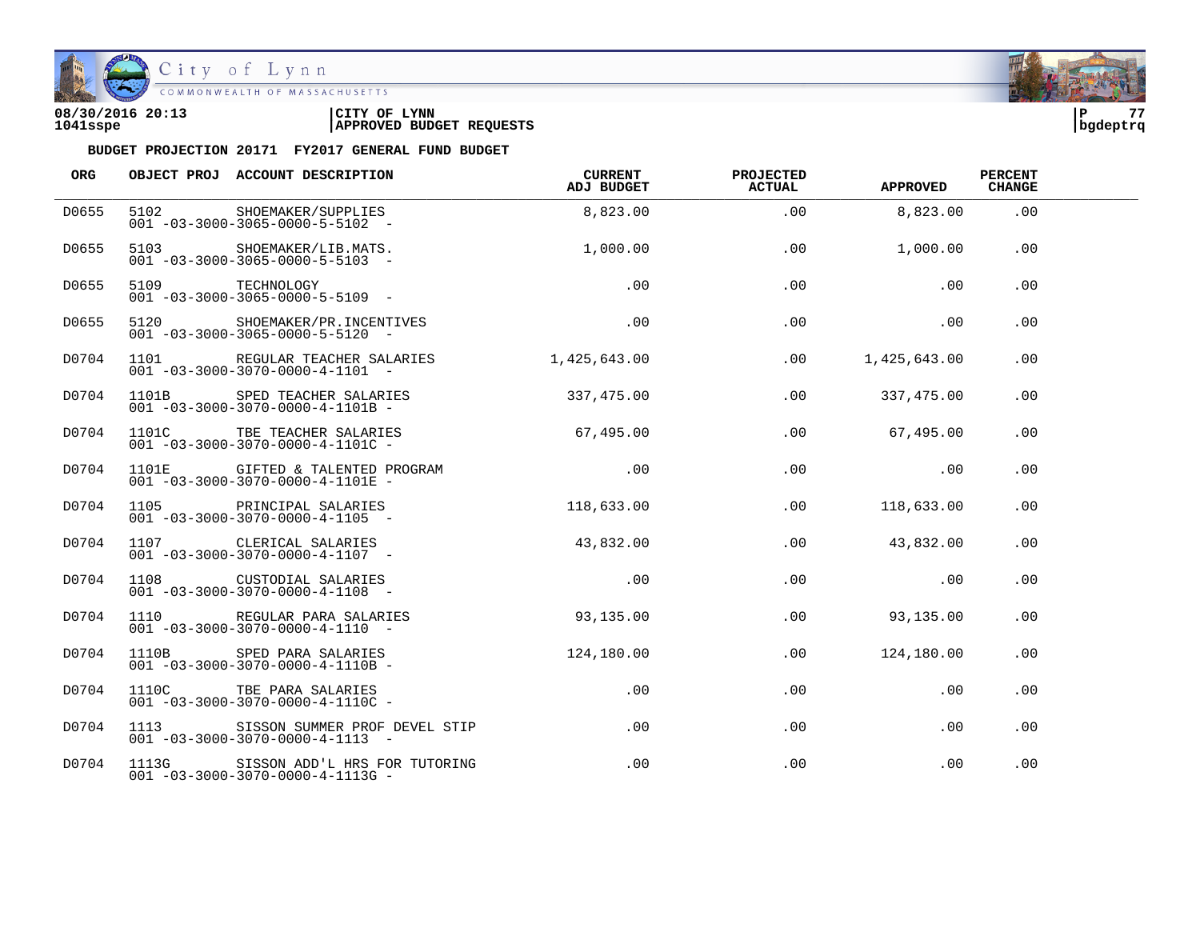08/30/2016 20:13 | CITY OF LYNN
1041sspe | APPROVED BUDGET REQUESTS

bgdeptrq

**BUDGET PROJECTION 20171 FY2017 GENERAL FUND BUDGET**

| ORG | OBJECT PROJ | ACCOUNT DESCRIPTION | CURRENT ADJ BUDGET | PROJECTED ACTUAL | APPROVED | PERCENT CHANGE |
|---|---|---|---|---|---|---|
| D0655 | 5102<br>001 -03-3000-3065-0000-5-5102 - | SHOEMAKER/SUPPLIES | 8,823.00 | .00 | 8,823.00 | .00 |
| D0655 | 5103<br>001 -03-3000-3065-0000-5-5103 - | SHOEMAKER/LIB.MATS. | 1,000.00 | .00 | 1,000.00 | .00 |
| D0655 | 5109<br>001 -03-3000-3065-0000-5-5109 - | TECHNOLOGY | .00 | .00 | .00 | .00 |
| D0655 | 5120<br>001 -03-3000-3065-0000-5-5120 - | SHOEMAKER/PR.INCENTIVES | .00 | .00 | .00 | .00 |
| D0704 | 1101<br>001 -03-3000-3070-0000-4-1101 - | REGULAR TEACHER SALARIES | 1,425,643.00 | .00 | 1,425,643.00 | .00 |
| D0704 | 1101B<br>001 -03-3000-3070-0000-4-1101B - | SPED TEACHER SALARIES | 337,475.00 | .00 | 337,475.00 | .00 |
| D0704 | 1101C<br>001 -03-3000-3070-0000-4-1101C - | TBE TEACHER SALARIES | 67,495.00 | .00 | 67,495.00 | .00 |
| D0704 | 1101E<br>001 -03-3000-3070-0000-4-1101E - | GIFTED & TALENTED PROGRAM | .00 | .00 | .00 | .00 |
| D0704 | 1105<br>001 -03-3000-3070-0000-4-1105 - | PRINCIPAL SALARIES | 118,633.00 | .00 | 118,633.00 | .00 |
| D0704 | 1107<br>001 -03-3000-3070-0000-4-1107 - | CLERICAL SALARIES | 43,832.00 | .00 | 43,832.00 | .00 |
| D0704 | 1108<br>001 -03-3000-3070-0000-4-1108 - | CUSTODIAL SALARIES | .00 | .00 | .00 | .00 |
| D0704 | 1110<br>001 -03-3000-3070-0000-4-1110 - | REGULAR PARA SALARIES | 93,135.00 | .00 | 93,135.00 | .00 |
| D0704 | 1110B<br>001 -03-3000-3070-0000-4-1110B - | SPED PARA SALARIES | 124,180.00 | .00 | 124,180.00 | .00 |
| D0704 | 1110C<br>001 -03-3000-3070-0000-4-1110C - | TBE PARA SALARIES | .00 | .00 | .00 | .00 |
| D0704 | 1113<br>001 -03-3000-3070-0000-4-1113 - | SISSON SUMMER PROF DEVEL STIP | .00 | .00 | .00 | .00 |
| D0704 | 1113G<br>001 -03-3000-3070-0000-4-1113G - | SISSON ADD'L HRS FOR TUTORING | .00 | .00 | .00 | .00 |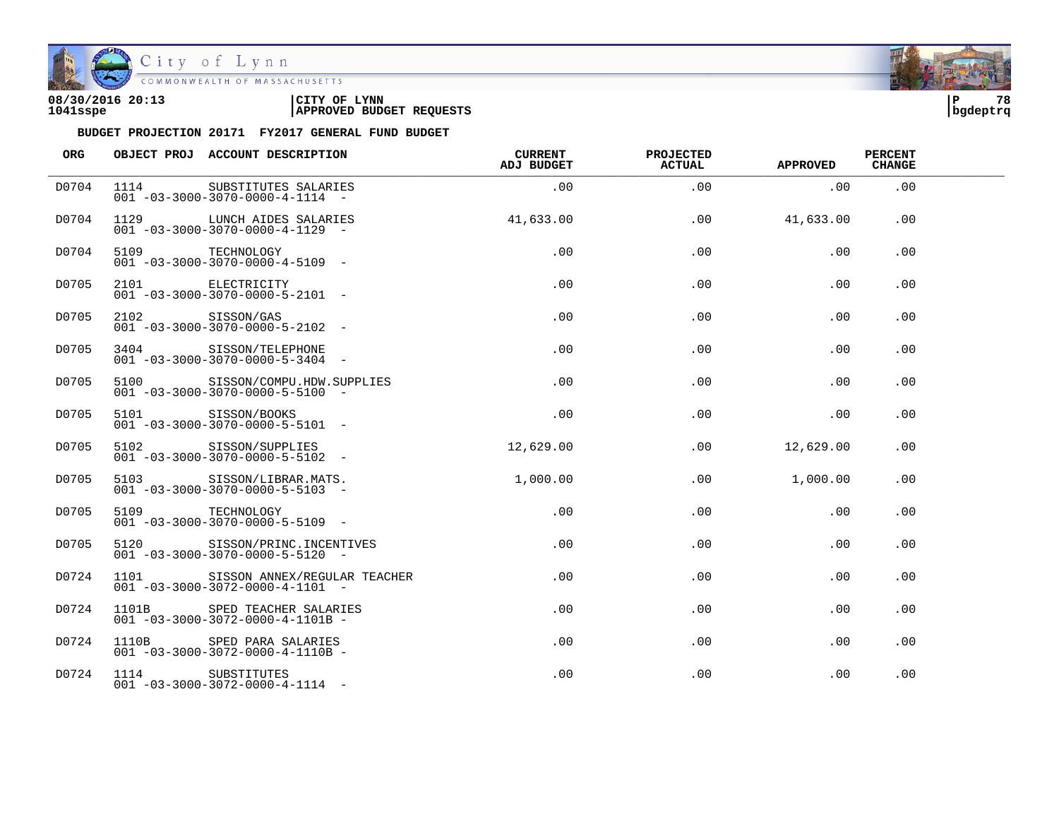08/30/2016 20:13 | CITY OF LYNN | P 78
1041sspe | APPROVED BUDGET REQUESTS | bgdeptrq

**BUDGET PROJECTION 20171 FY2017 GENERAL FUND BUDGET**

| ORG | OBJECT PROJ | ACCOUNT DESCRIPTION | CURRENT ADJ BUDGET | PROJECTED ACTUAL | APPROVED | PERCENT CHANGE |
|---|---|---|---|---|---|---|
| D0704 | 1114 | SUBSTITUTES SALARIES<br>001 -03-3000-3070-0000-4-1114 - | .00 | .00 | .00 | .00 |
| D0704 | 1129 | LUNCH AIDES SALARIES<br>001 -03-3000-3070-0000-4-1129 - | 41,633.00 | .00 | 41,633.00 | .00 |
| D0704 | 5109 | TECHNOLOGY<br>001 -03-3000-3070-0000-4-5109 - | .00 | .00 | .00 | .00 |
| D0705 | 2101 | ELECTRICITY<br>001 -03-3000-3070-0000-5-2101 - | .00 | .00 | .00 | .00 |
| D0705 | 2102 | SISSON/GAS<br>001 -03-3000-3070-0000-5-2102 - | .00 | .00 | .00 | .00 |
| D0705 | 3404 | SISSON/TELEPHONE<br>001 -03-3000-3070-0000-5-3404 - | .00 | .00 | .00 | .00 |
| D0705 | 5100 | SISSON/COMPU.HDW.SUPPLIES<br>001 -03-3000-3070-0000-5-5100 - | .00 | .00 | .00 | .00 |
| D0705 | 5101 | SISSON/BOOKS<br>001 -03-3000-3070-0000-5-5101 - | .00 | .00 | .00 | .00 |
| D0705 | 5102 | SISSON/SUPPLIES<br>001 -03-3000-3070-0000-5-5102 - | 12,629.00 | .00 | 12,629.00 | .00 |
| D0705 | 5103 | SISSON/LIBRAR.MATS.<br>001 -03-3000-3070-0000-5-5103 - | 1,000.00 | .00 | 1,000.00 | .00 |
| D0705 | 5109 | TECHNOLOGY<br>001 -03-3000-3070-0000-5-5109 - | .00 | .00 | .00 | .00 |
| D0705 | 5120 | SISSON/PRINC.INCENTIVES<br>001 -03-3000-3070-0000-5-5120 - | .00 | .00 | .00 | .00 |
| D0724 | 1101 | SISSON ANNEX/REGULAR TEACHER<br>001 -03-3000-3072-0000-4-1101 - | .00 | .00 | .00 | .00 |
| D0724 | 1101B | SPED TEACHER SALARIES<br>001 -03-3000-3072-0000-4-1101B - | .00 | .00 | .00 | .00 |
| D0724 | 1110B | SPED PARA SALARIES<br>001 -03-3000-3072-0000-4-1110B - | .00 | .00 | .00 | .00 |
| D0724 | 1114 | SUBSTITUTES<br>001 -03-3000-3072-0000-4-1114 - | .00 | .00 | .00 | .00 |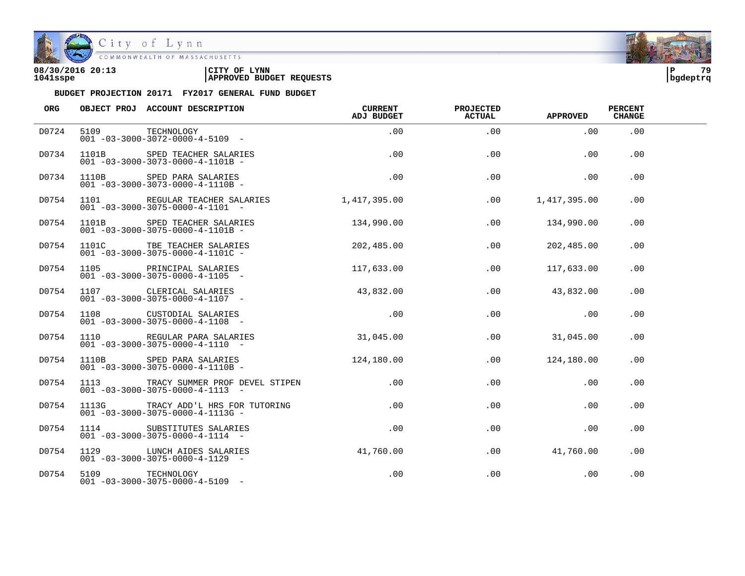08/30/2016 20:13 | CITY OF LYNN
1041sspe | APPROVED BUDGET REQUESTS

**BUDGET PROJECTION 20171 FY2017 GENERAL FUND BUDGET**

| ORG | OBJECT PROJ | ACCOUNT DESCRIPTION | CURRENT ADJ BUDGET | PROJECTED ACTUAL | APPROVED | PERCENT CHANGE |
|---|---|---|---|---|---|---|
| D0724 | 5109<br>001 -03-3000-3072-0000-4-5109 - | TECHNOLOGY | .00 | .00 | .00 | .00 |
| D0734 | 1101B<br>001 -03-3000-3073-0000-4-1101B - | SPED TEACHER SALARIES | .00 | .00 | .00 | .00 |
| D0734 | 1110B<br>001 -03-3000-3073-0000-4-1110B - | SPED PARA SALARIES | .00 | .00 | .00 | .00 |
| D0754 | 1101<br>001 -03-3000-3075-0000-4-1101 - | REGULAR TEACHER SALARIES | 1,417,395.00 | .00 | 1,417,395.00 | .00 |
| D0754 | 1101B<br>001 -03-3000-3075-0000-4-1101B - | SPED TEACHER SALARIES | 134,990.00 | .00 | 134,990.00 | .00 |
| D0754 | 1101C<br>001 -03-3000-3075-0000-4-1101C - | TBE TEACHER SALARIES | 202,485.00 | .00 | 202,485.00 | .00 |
| D0754 | 1105<br>001 -03-3000-3075-0000-4-1105 - | PRINCIPAL SALARIES | 117,633.00 | .00 | 117,633.00 | .00 |
| D0754 | 1107<br>001 -03-3000-3075-0000-4-1107 - | CLERICAL SALARIES | 43,832.00 | .00 | 43,832.00 | .00 |
| D0754 | 1108<br>001 -03-3000-3075-0000-4-1108 - | CUSTODIAL SALARIES | .00 | .00 | .00 | .00 |
| D0754 | 1110<br>001 -03-3000-3075-0000-4-1110 - | REGULAR PARA SALARIES | 31,045.00 | .00 | 31,045.00 | .00 |
| D0754 | 1110B<br>001 -03-3000-3075-0000-4-1110B - | SPED PARA SALARIES | 124,180.00 | .00 | 124,180.00 | .00 |
| D0754 | 1113<br>001 -03-3000-3075-0000-4-1113 - | TRACY SUMMER PROF DEVEL STIPEN | .00 | .00 | .00 | .00 |
| D0754 | 1113G<br>001 -03-3000-3075-0000-4-1113G - | TRACY ADD'L HRS FOR TUTORING | .00 | .00 | .00 | .00 |
| D0754 | 1114<br>001 -03-3000-3075-0000-4-1114 - | SUBSTITUTES SALARIES | .00 | .00 | .00 | .00 |
| D0754 | 1129<br>001 -03-3000-3075-0000-4-1129 - | LUNCH AIDES SALARIES | 41,760.00 | .00 | 41,760.00 | .00 |
| D0754 | 5109<br>001 -03-3000-3075-0000-4-5109 - | TECHNOLOGY | .00 | .00 | .00 | .00 |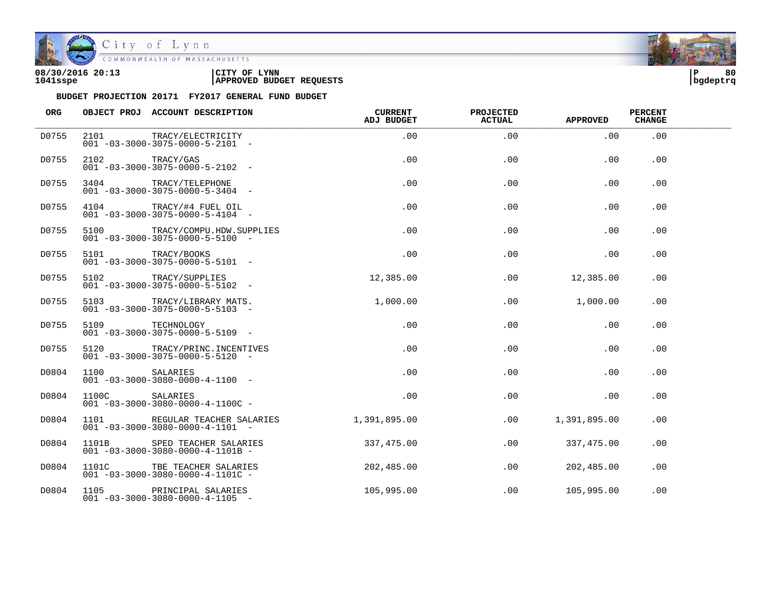08/30/2016 20:13 | CITY OF LYNN
1041sspe | APPROVED BUDGET REQUESTS

**BUDGET PROJECTION 20171 FY2017 GENERAL FUND BUDGET**

| ORG | OBJECT PROJ | ACCOUNT DESCRIPTION | CURRENT ADJ BUDGET | PROJECTED ACTUAL | APPROVED | PERCENT CHANGE |
|---|---|---|---|---|---|---|
| D0755 | 2101 | TRACY/ELECTRICITY<br>001 -03-3000-3075-0000-5-2101 - | .00 | .00 | .00 | .00 |
| D0755 | 2102 | TRACY/GAS<br>001 -03-3000-3075-0000-5-2102 - | .00 | .00 | .00 | .00 |
| D0755 | 3404 | TRACY/TELEPHONE<br>001 -03-3000-3075-0000-5-3404 - | .00 | .00 | .00 | .00 |
| D0755 | 4104 | TRACY/#4 FUEL OIL<br>001 -03-3000-3075-0000-5-4104 - | .00 | .00 | .00 | .00 |
| D0755 | 5100 | TRACY/COMPU.HDW.SUPPLIES<br>001 -03-3000-3075-0000-5-5100 - | .00 | .00 | .00 | .00 |
| D0755 | 5101 | TRACY/BOOKS<br>001 -03-3000-3075-0000-5-5101 - | .00 | .00 | .00 | .00 |
| D0755 | 5102 | TRACY/SUPPLIES<br>001 -03-3000-3075-0000-5-5102 - | 12,385.00 | .00 | 12,385.00 | .00 |
| D0755 | 5103 | TRACY/LIBRARY MATS.<br>001 -03-3000-3075-0000-5-5103 - | 1,000.00 | .00 | 1,000.00 | .00 |
| D0755 | 5109 | TECHNOLOGY<br>001 -03-3000-3075-0000-5-5109 - | .00 | .00 | .00 | .00 |
| D0755 | 5120 | TRACY/PRINC.INCENTIVES<br>001 -03-3000-3075-0000-5-5120 - | .00 | .00 | .00 | .00 |
| D0804 | 1100 | SALARIES<br>001 -03-3000-3080-0000-4-1100 - | .00 | .00 | .00 | .00 |
| D0804 | 1100C | SALARIES<br>001 -03-3000-3080-0000-4-1100C - | .00 | .00 | .00 | .00 |
| D0804 | 1101 | REGULAR TEACHER SALARIES<br>001 -03-3000-3080-0000-4-1101 - | 1,391,895.00 | .00 | 1,391,895.00 | .00 |
| D0804 | 1101B | SPED TEACHER SALARIES<br>001 -03-3000-3080-0000-4-1101B - | 337,475.00 | .00 | 337,475.00 | .00 |
| D0804 | 1101C | TBE TEACHER SALARIES<br>001 -03-3000-3080-0000-4-1101C - | 202,485.00 | .00 | 202,485.00 | .00 |
| D0804 | 1105 | PRINCIPAL SALARIES<br>001 -03-3000-3080-0000-4-1105 - | 105,995.00 | .00 | 105,995.00 | .00 |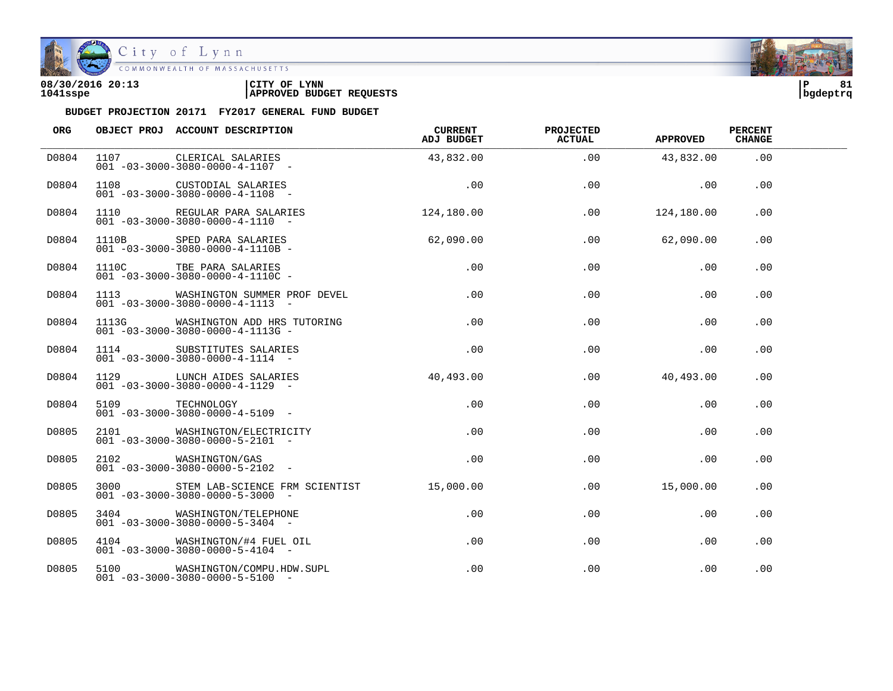08/30/2016 20:13 | CITY OF LYNN
1041sspe | APPROVED BUDGET REQUESTS

bgdeptrq

**BUDGET PROJECTION 20171 FY2017 GENERAL FUND BUDGET**

| ORG | OBJECT PROJ | ACCOUNT DESCRIPTION | CURRENT ADJ BUDGET | PROJECTED ACTUAL | APPROVED | PERCENT CHANGE |
|---|---|---|---|---|---|---|
| D0804 | 1107 | CLERICAL SALARIES<br>001 -03-3000-3080-0000-4-1107 - | 43,832.00 | .00 | 43,832.00 | .00 |
| D0804 | 1108 | CUSTODIAL SALARIES<br>001 -03-3000-3080-0000-4-1108 - | .00 | .00 | .00 | .00 |
| D0804 | 1110 | REGULAR PARA SALARIES<br>001 -03-3000-3080-0000-4-1110 - | 124,180.00 | .00 | 124,180.00 | .00 |
| D0804 | 1110B | SPED PARA SALARIES<br>001 -03-3000-3080-0000-4-1110B - | 62,090.00 | .00 | 62,090.00 | .00 |
| D0804 | 1110C | TBE PARA SALARIES<br>001 -03-3000-3080-0000-4-1110C - | .00 | .00 | .00 | .00 |
| D0804 | 1113 | WASHINGTON SUMMER PROF DEVEL<br>001 -03-3000-3080-0000-4-1113 - | .00 | .00 | .00 | .00 |
| D0804 | 1113G | WASHINGTON ADD HRS TUTORING<br>001 -03-3000-3080-0000-4-1113G - | .00 | .00 | .00 | .00 |
| D0804 | 1114 | SUBSTITUTES SALARIES<br>001 -03-3000-3080-0000-4-1114 - | .00 | .00 | .00 | .00 |
| D0804 | 1129 | LUNCH AIDES SALARIES<br>001 -03-3000-3080-0000-4-1129 - | 40,493.00 | .00 | 40,493.00 | .00 |
| D0804 | 5109 | TECHNOLOGY<br>001 -03-3000-3080-0000-4-5109 - | .00 | .00 | .00 | .00 |
| D0805 | 2101 | WASHINGTON/ELECTRICITY<br>001 -03-3000-3080-0000-5-2101 - | .00 | .00 | .00 | .00 |
| D0805 | 2102 | WASHINGTON/GAS<br>001 -03-3000-3080-0000-5-2102 - | .00 | .00 | .00 | .00 |
| D0805 | 3000 | STEM LAB-SCIENCE FRM SCIENTIST<br>001 -03-3000-3080-0000-5-3000 - | 15,000.00 | .00 | 15,000.00 | .00 |
| D0805 | 3404 | WASHINGTON/TELEPHONE<br>001 -03-3000-3080-0000-5-3404 - | .00 | .00 | .00 | .00 |
| D0805 | 4104 | WASHINGTON/#4 FUEL OIL<br>001 -03-3000-3080-0000-5-4104 - | .00 | .00 | .00 | .00 |
| D0805 | 5100 | WASHINGTON/COMPU.HDW.SUPL<br>001 -03-3000-3080-0000-5-5100 - | .00 | .00 | .00 | .00 |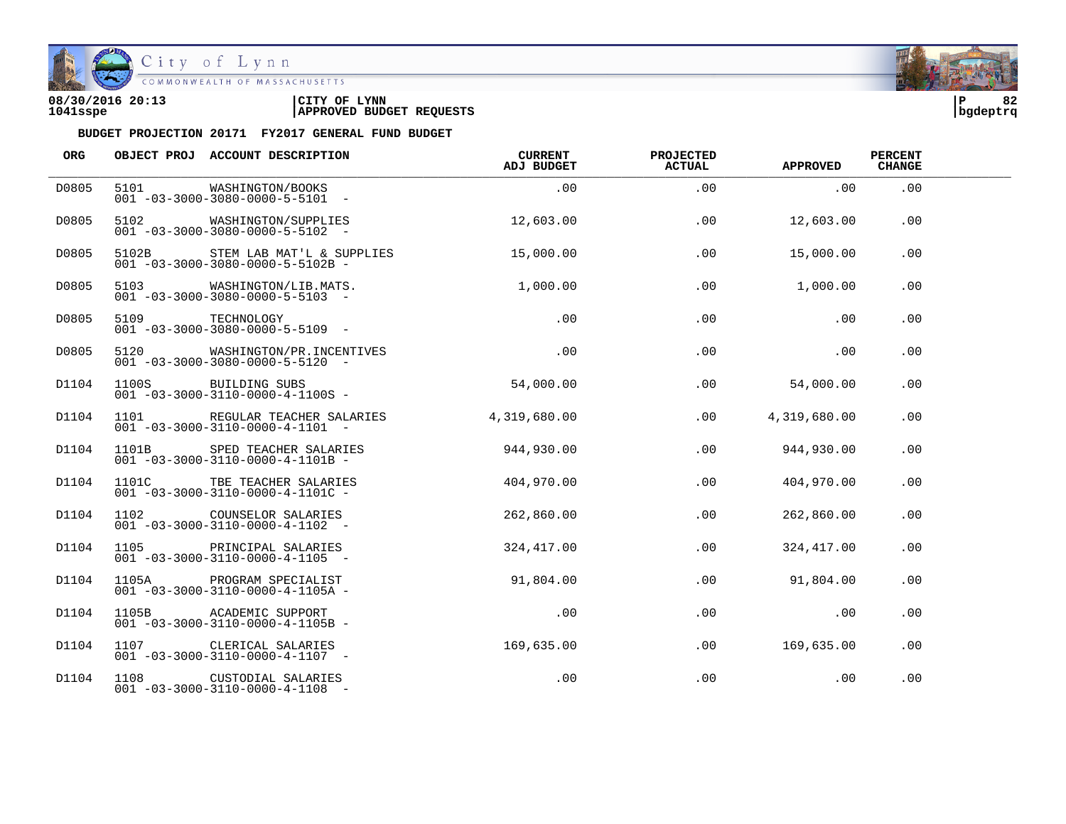**08/30/2016 20:13** | **CITY OF LYNN**
**1041sspe** | **APPROVED BUDGET REQUESTS**
**bgdeptrq**

**BUDGET PROJECTION 20171 FY2017 GENERAL FUND BUDGET**

| ORG | OBJECT PROJ | ACCOUNT DESCRIPTION | CURRENT ADJ BUDGET | PROJECTED ACTUAL | APPROVED | PERCENT CHANGE |
|---|---|---|---|---|---|---|
| D0805 | 5101 | WASHINGTON/BOOKS<br>001 -03-3000-3080-0000-5-5101 - | .00 | .00 | .00 | .00 |
| D0805 | 5102 | WASHINGTON/SUPPLIES<br>001 -03-3000-3080-0000-5-5102 - | 12,603.00 | .00 | 12,603.00 | .00 |
| D0805 | 5102B | STEM LAB MAT'L & SUPPLIES<br>001 -03-3000-3080-0000-5-5102B - | 15,000.00 | .00 | 15,000.00 | .00 |
| D0805 | 5103 | WASHINGTON/LIB.MATS.<br>001 -03-3000-3080-0000-5-5103 - | 1,000.00 | .00 | 1,000.00 | .00 |
| D0805 | 5109 | TECHNOLOGY<br>001 -03-3000-3080-0000-5-5109 - | .00 | .00 | .00 | .00 |
| D0805 | 5120 | WASHINGTON/PR.INCENTIVES<br>001 -03-3000-3080-0000-5-5120 - | .00 | .00 | .00 | .00 |
| D1104 | 1100S | BUILDING SUBS<br>001 -03-3000-3110-0000-4-1100S - | 54,000.00 | .00 | 54,000.00 | .00 |
| D1104 | 1101 | REGULAR TEACHER SALARIES<br>001 -03-3000-3110-0000-4-1101 - | 4,319,680.00 | .00 | 4,319,680.00 | .00 |
| D1104 | 1101B | SPED TEACHER SALARIES<br>001 -03-3000-3110-0000-4-1101B - | 944,930.00 | .00 | 944,930.00 | .00 |
| D1104 | 1101C | TBE TEACHER SALARIES<br>001 -03-3000-3110-0000-4-1101C - | 404,970.00 | .00 | 404,970.00 | .00 |
| D1104 | 1102 | COUNSELOR SALARIES<br>001 -03-3000-3110-0000-4-1102 - | 262,860.00 | .00 | 262,860.00 | .00 |
| D1104 | 1105 | PRINCIPAL SALARIES<br>001 -03-3000-3110-0000-4-1105 - | 324,417.00 | .00 | 324,417.00 | .00 |
| D1104 | 1105A | PROGRAM SPECIALIST<br>001 -03-3000-3110-0000-4-1105A - | 91,804.00 | .00 | 91,804.00 | .00 |
| D1104 | 1105B | ACADEMIC SUPPORT<br>001 -03-3000-3110-0000-4-1105B - | .00 | .00 | .00 | .00 |
| D1104 | 1107 | CLERICAL SALARIES<br>001 -03-3000-3110-0000-4-1107 - | 169,635.00 | .00 | 169,635.00 | .00 |
| D1104 | 1108 | CUSTODIAL SALARIES<br>001 -03-3000-3110-0000-4-1108 - | .00 | .00 | .00 | .00 |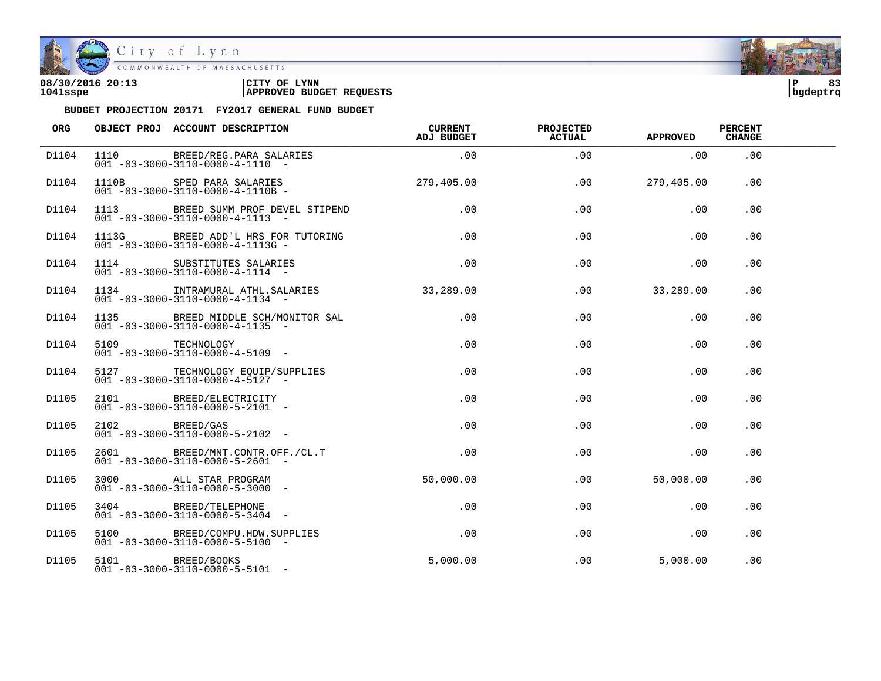**08/30/2016 20:13** | **CITY OF LYNN**
**1041sspe** | **APPROVED BUDGET REQUESTS**

**BUDGET PROJECTION 20171 FY2017 GENERAL FUND BUDGET**

| ORG | OBJECT PROJ | ACCOUNT DESCRIPTION | CURRENT ADJ BUDGET | PROJECTED ACTUAL | APPROVED | PERCENT CHANGE |
|---|---|---|---|---|---|---|
| D1104 | 1110<br>001 -03-3000-3110-0000-4-1110 - | BREED/REG.PARA SALARIES | .00 | .00 | .00 | .00 |
| D1104 | 1110B<br>001 -03-3000-3110-0000-4-1110B - | SPED PARA SALARIES | 279,405.00 | .00 | 279,405.00 | .00 |
| D1104 | 1113<br>001 -03-3000-3110-0000-4-1113 - | BREED SUMM PROF DEVEL STIPEND | .00 | .00 | .00 | .00 |
| D1104 | 1113G<br>001 -03-3000-3110-0000-4-1113G - | BREED ADD'L HRS FOR TUTORING | .00 | .00 | .00 | .00 |
| D1104 | 1114<br>001 -03-3000-3110-0000-4-1114 - | SUBSTITUTES SALARIES | .00 | .00 | .00 | .00 |
| D1104 | 1134<br>001 -03-3000-3110-0000-4-1134 - | INTRAMURAL ATHL.SALARIES | 33,289.00 | .00 | 33,289.00 | .00 |
| D1104 | 1135<br>001 -03-3000-3110-0000-4-1135 - | BREED MIDDLE SCH/MONITOR SAL | .00 | .00 | .00 | .00 |
| D1104 | 5109<br>001 -03-3000-3110-0000-4-5109 - | TECHNOLOGY | .00 | .00 | .00 | .00 |
| D1104 | 5127<br>001 -03-3000-3110-0000-4-5127 - | TECHNOLOGY EQUIP/SUPPLIES | .00 | .00 | .00 | .00 |
| D1105 | 2101<br>001 -03-3000-3110-0000-5-2101 - | BREED/ELECTRICITY | .00 | .00 | .00 | .00 |
| D1105 | 2102<br>001 -03-3000-3110-0000-5-2102 - | BREED/GAS | .00 | .00 | .00 | .00 |
| D1105 | 2601<br>001 -03-3000-3110-0000-5-2601 - | BREED/MNT.CONTR.OFF./CL.T | .00 | .00 | .00 | .00 |
| D1105 | 3000<br>001 -03-3000-3110-0000-5-3000 - | ALL STAR PROGRAM | 50,000.00 | .00 | 50,000.00 | .00 |
| D1105 | 3404<br>001 -03-3000-3110-0000-5-3404 - | BREED/TELEPHONE | .00 | .00 | .00 | .00 |
| D1105 | 5100<br>001 -03-3000-3110-0000-5-5100 - | BREED/COMPU.HDW.SUPPLIES | .00 | .00 | .00 | .00 |
| D1105 | 5101<br>001 -03-3000-3110-0000-5-5101 - | BREED/BOOKS | 5,000.00 | .00 | 5,000.00 | .00 |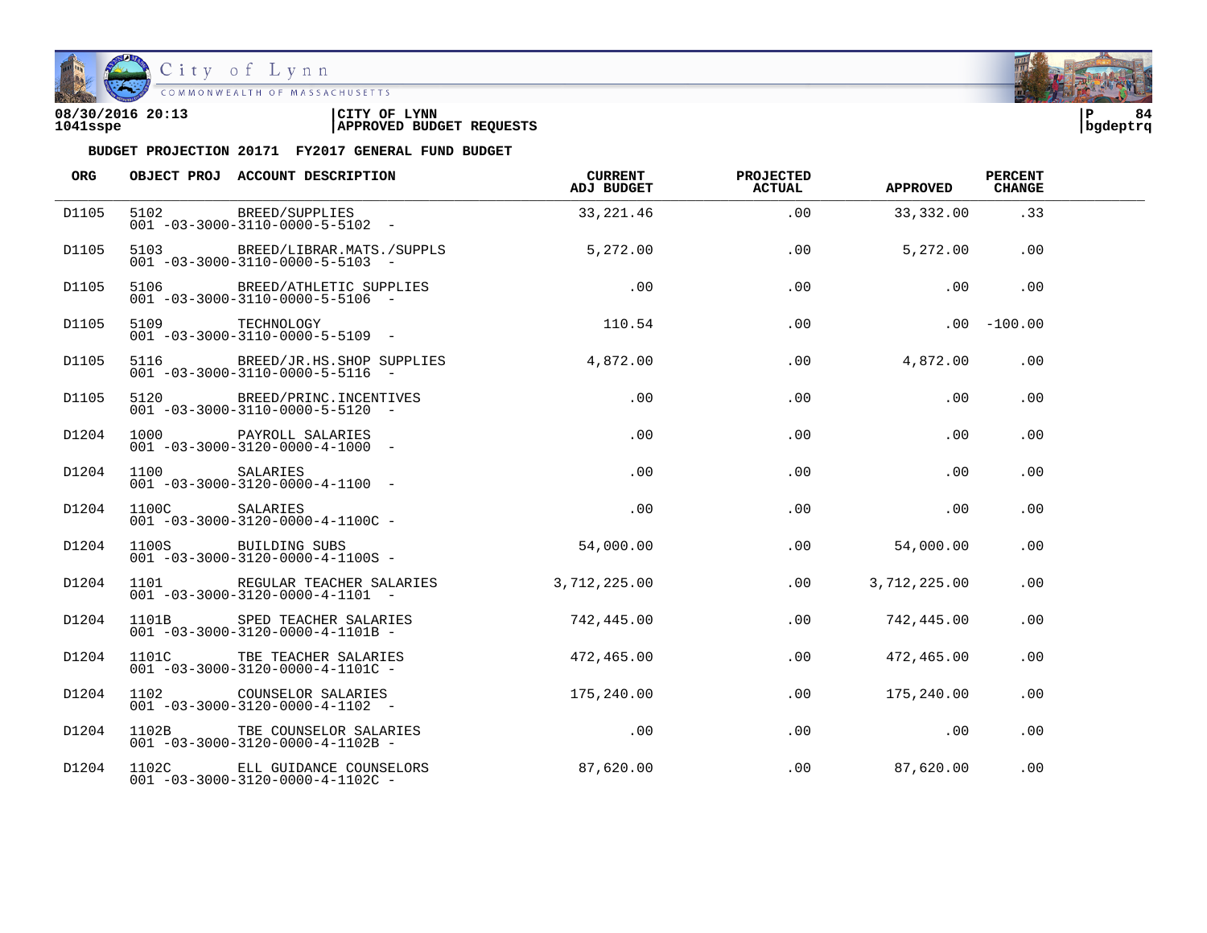**08/30/2016 20:13**
**1041sspe**

**CITY OF LYNN**
**APPROVED BUDGET REQUESTS**

**BUDGET PROJECTION 20171 FY2017 GENERAL FUND BUDGET**

| ORG | OBJECT PROJ | ACCOUNT DESCRIPTION | CURRENT ADJ BUDGET | PROJECTED ACTUAL | APPROVED | PERCENT CHANGE |
|---|---|---|---|---|---|---|
| D1105 | 5102 | BREED/SUPPLIES<br>001 -03-3000-3110-0000-5-5102 - | 33,221.46 | .00 | 33,332.00 | .33 |
| D1105 | 5103 | BREED/LIBRAR.MATS./SUPPLS<br>001 -03-3000-3110-0000-5-5103 - | 5,272.00 | .00 | 5,272.00 | .00 |
| D1105 | 5106 | BREED/ATHLETIC SUPPLIES<br>001 -03-3000-3110-0000-5-5106 - | .00 | .00 | .00 | .00 |
| D1105 | 5109 | TECHNOLOGY<br>001 -03-3000-3110-0000-5-5109 - | 110.54 | .00 | .00 | -100.00 |
| D1105 | 5116 | BREED/JR.HS.SHOP SUPPLIES<br>001 -03-3000-3110-0000-5-5116 - | 4,872.00 | .00 | 4,872.00 | .00 |
| D1105 | 5120 | BREED/PRINC.INCENTIVES<br>001 -03-3000-3110-0000-5-5120 - | .00 | .00 | .00 | .00 |
| D1204 | 1000 | PAYROLL SALARIES<br>001 -03-3000-3120-0000-4-1000 - | .00 | .00 | .00 | .00 |
| D1204 | 1100 | SALARIES<br>001 -03-3000-3120-0000-4-1100 - | .00 | .00 | .00 | .00 |
| D1204 | 1100C | SALARIES<br>001 -03-3000-3120-0000-4-1100C - | .00 | .00 | .00 | .00 |
| D1204 | 1100S | BUILDING SUBS<br>001 -03-3000-3120-0000-4-1100S - | 54,000.00 | .00 | 54,000.00 | .00 |
| D1204 | 1101 | REGULAR TEACHER SALARIES<br>001 -03-3000-3120-0000-4-1101 - | 3,712,225.00 | .00 | 3,712,225.00 | .00 |
| D1204 | 1101B | SPED TEACHER SALARIES<br>001 -03-3000-3120-0000-4-1101B - | 742,445.00 | .00 | 742,445.00 | .00 |
| D1204 | 1101C | TBE TEACHER SALARIES<br>001 -03-3000-3120-0000-4-1101C - | 472,465.00 | .00 | 472,465.00 | .00 |
| D1204 | 1102 | COUNSELOR SALARIES<br>001 -03-3000-3120-0000-4-1102 - | 175,240.00 | .00 | 175,240.00 | .00 |
| D1204 | 1102B | TBE COUNSELOR SALARIES<br>001 -03-3000-3120-0000-4-1102B - | .00 | .00 | .00 | .00 |
| D1204 | 1102C | ELL GUIDANCE COUNSELORS<br>001 -03-3000-3120-0000-4-1102C - | 87,620.00 | .00 | 87,620.00 | .00 |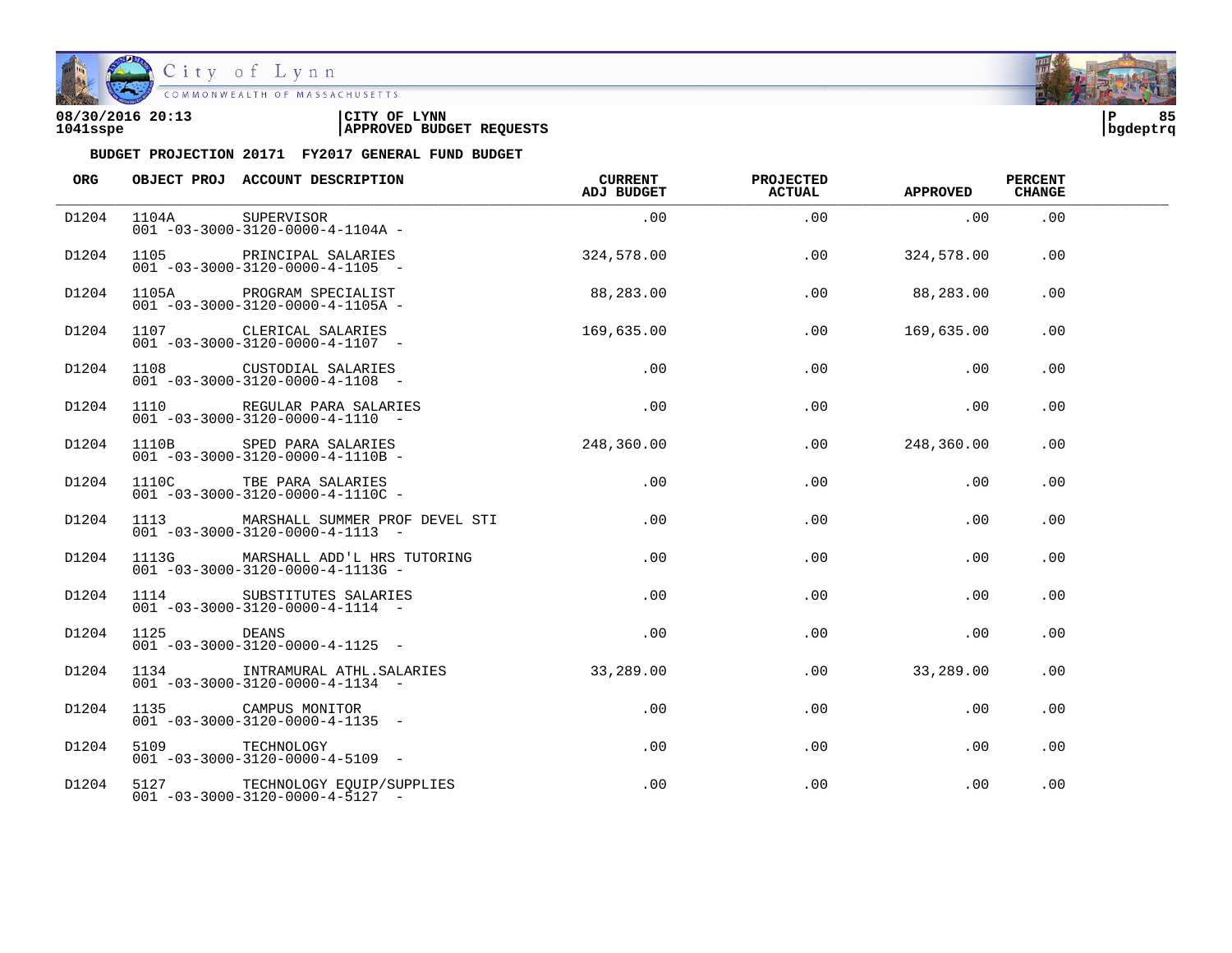08/30/2016 20:13
1041sspe

CITY OF LYNN
APPROVED BUDGET REQUESTS

P 85
bgdeptrq

**BUDGET PROJECTION 20171 FY2017 GENERAL FUND BUDGET**

| ORG | OBJECT PROJ | ACCOUNT DESCRIPTION | CURRENT ADJ BUDGET | PROJECTED ACTUAL | APPROVED | PERCENT CHANGE |
|---|---|---|---|---|---|---|
| D1204 | 1104A | SUPERVISOR<br>001 -03-3000-3120-0000-4-1104A - | .00 | .00 | .00 | .00 |
| D1204 | 1105 | PRINCIPAL SALARIES<br>001 -03-3000-3120-0000-4-1105 - | 324,578.00 | .00 | 324,578.00 | .00 |
| D1204 | 1105A | PROGRAM SPECIALIST<br>001 -03-3000-3120-0000-4-1105A - | 88,283.00 | .00 | 88,283.00 | .00 |
| D1204 | 1107 | CLERICAL SALARIES<br>001 -03-3000-3120-0000-4-1107 - | 169,635.00 | .00 | 169,635.00 | .00 |
| D1204 | 1108 | CUSTODIAL SALARIES<br>001 -03-3000-3120-0000-4-1108 - | .00 | .00 | .00 | .00 |
| D1204 | 1110 | REGULAR PARA SALARIES<br>001 -03-3000-3120-0000-4-1110 - | .00 | .00 | .00 | .00 |
| D1204 | 1110B | SPED PARA SALARIES<br>001 -03-3000-3120-0000-4-1110B - | 248,360.00 | .00 | 248,360.00 | .00 |
| D1204 | 1110C | TBE PARA SALARIES<br>001 -03-3000-3120-0000-4-1110C - | .00 | .00 | .00 | .00 |
| D1204 | 1113 | MARSHALL SUMMER PROF DEVEL STI<br>001 -03-3000-3120-0000-4-1113 - | .00 | .00 | .00 | .00 |
| D1204 | 1113G | MARSHALL ADD'L HRS TUTORING<br>001 -03-3000-3120-0000-4-1113G - | .00 | .00 | .00 | .00 |
| D1204 | 1114 | SUBSTITUTES SALARIES<br>001 -03-3000-3120-0000-4-1114 - | .00 | .00 | .00 | .00 |
| D1204 | 1125 | DEANS<br>001 -03-3000-3120-0000-4-1125 - | .00 | .00 | .00 | .00 |
| D1204 | 1134 | INTRAMURAL ATHL.SALARIES<br>001 -03-3000-3120-0000-4-1134 - | 33,289.00 | .00 | 33,289.00 | .00 |
| D1204 | 1135 | CAMPUS MONITOR<br>001 -03-3000-3120-0000-4-1135 - | .00 | .00 | .00 | .00 |
| D1204 | 5109 | TECHNOLOGY<br>001 -03-3000-3120-0000-4-5109 - | .00 | .00 | .00 | .00 |
| D1204 | 5127 | TECHNOLOGY EQUIP/SUPPLIES<br>001 -03-3000-3120-0000-4-5127 - | .00 | .00 | .00 | .00 |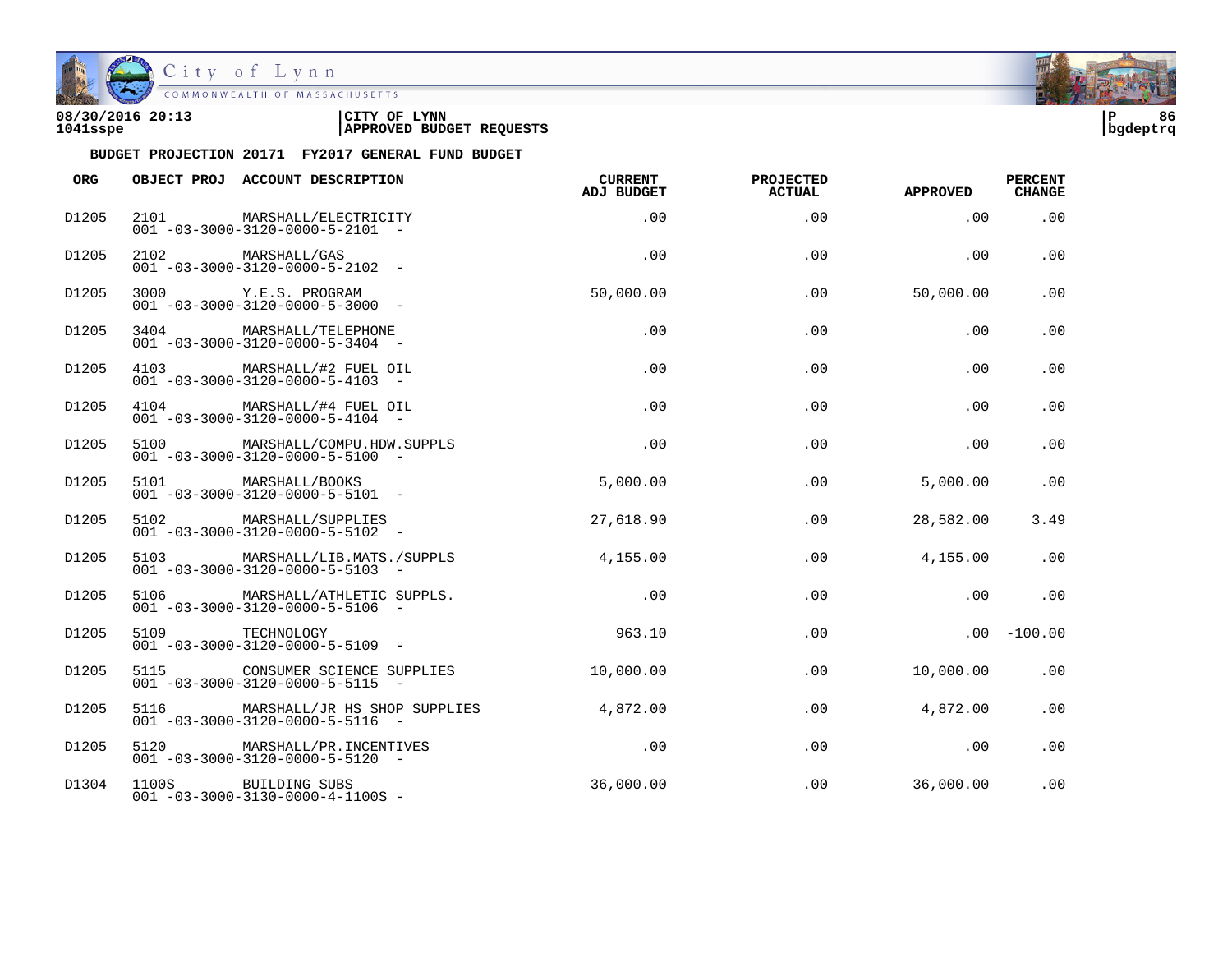08/30/2016 20:13 | CITY OF LYNN
1041sspe | APPROVED BUDGET REQUESTS

**BUDGET PROJECTION 20171 FY2017 GENERAL FUND BUDGET**

| ORG | OBJECT PROJ | ACCOUNT DESCRIPTION | CURRENT ADJ BUDGET | PROJECTED ACTUAL | APPROVED | PERCENT CHANGE |
|---|---|---|---|---|---|---|
| D1205 | 2101 | MARSHALL/ELECTRICITY<br>001 -03-3000-3120-0000-5-2101 - | .00 | .00 | .00 | .00 |
| D1205 | 2102 | MARSHALL/GAS<br>001 -03-3000-3120-0000-5-2102 - | .00 | .00 | .00 | .00 |
| D1205 | 3000 | Y.E.S. PROGRAM<br>001 -03-3000-3120-0000-5-3000 - | 50,000.00 | .00 | 50,000.00 | .00 |
| D1205 | 3404 | MARSHALL/TELEPHONE<br>001 -03-3000-3120-0000-5-3404 - | .00 | .00 | .00 | .00 |
| D1205 | 4103 | MARSHALL/#2 FUEL OIL<br>001 -03-3000-3120-0000-5-4103 - | .00 | .00 | .00 | .00 |
| D1205 | 4104 | MARSHALL/#4 FUEL OIL<br>001 -03-3000-3120-0000-5-4104 - | .00 | .00 | .00 | .00 |
| D1205 | 5100 | MARSHALL/COMPU.HDW.SUPPLS<br>001 -03-3000-3120-0000-5-5100 - | .00 | .00 | .00 | .00 |
| D1205 | 5101 | MARSHALL/BOOKS<br>001 -03-3000-3120-0000-5-5101 - | 5,000.00 | .00 | 5,000.00 | .00 |
| D1205 | 5102 | MARSHALL/SUPPLIES<br>001 -03-3000-3120-0000-5-5102 - | 27,618.90 | .00 | 28,582.00 | 3.49 |
| D1205 | 5103 | MARSHALL/LIB.MATS./SUPPLS<br>001 -03-3000-3120-0000-5-5103 - | 4,155.00 | .00 | 4,155.00 | .00 |
| D1205 | 5106 | MARSHALL/ATHLETIC SUPPLS.<br>001 -03-3000-3120-0000-5-5106 - | .00 | .00 | .00 | .00 |
| D1205 | 5109 | TECHNOLOGY<br>001 -03-3000-3120-0000-5-5109 - | 963.10 | .00 | .00 | -100.00 |
| D1205 | 5115 | CONSUMER SCIENCE SUPPLIES<br>001 -03-3000-3120-0000-5-5115 - | 10,000.00 | .00 | 10,000.00 | .00 |
| D1205 | 5116 | MARSHALL/JR HS SHOP SUPPLIES<br>001 -03-3000-3120-0000-5-5116 - | 4,872.00 | .00 | 4,872.00 | .00 |
| D1205 | 5120 | MARSHALL/PR.INCENTIVES<br>001 -03-3000-3120-0000-5-5120 - | .00 | .00 | .00 | .00 |
| D1304 | 1100S | BUILDING SUBS<br>001 -03-3000-3130-0000-4-1100S - | 36,000.00 | .00 | 36,000.00 | .00 |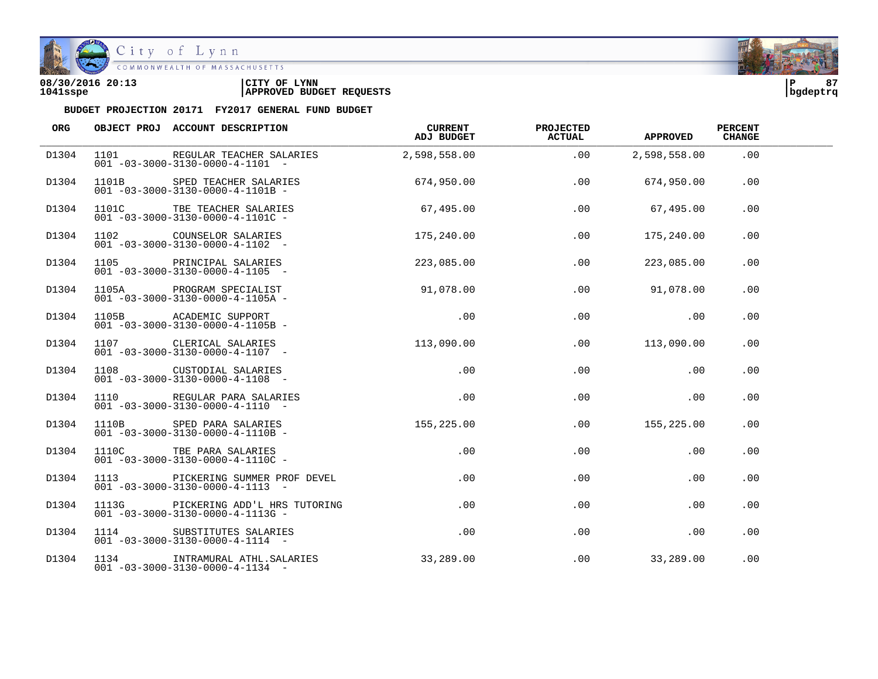08/30/2016 20:13
1041sspe

CITY OF LYNN
APPROVED BUDGET REQUESTS

P 87
bgdeptrq

**BUDGET PROJECTION 20171 FY2017 GENERAL FUND BUDGET**

| ORG | OBJECT PROJ | ACCOUNT DESCRIPTION | CURRENT ADJ BUDGET | PROJECTED ACTUAL | APPROVED | PERCENT CHANGE |
|---|---|---|---|---|---|---|
| D1304 | 1101 | REGULAR TEACHER SALARIES<br>001 -03-3000-3130-0000-4-1101 - | 2,598,558.00 | .00 | 2,598,558.00 | .00 |
| D1304 | 1101B | SPED TEACHER SALARIES<br>001 -03-3000-3130-0000-4-1101B - | 674,950.00 | .00 | 674,950.00 | .00 |
| D1304 | 1101C | TBE TEACHER SALARIES<br>001 -03-3000-3130-0000-4-1101C - | 67,495.00 | .00 | 67,495.00 | .00 |
| D1304 | 1102 | COUNSELOR SALARIES<br>001 -03-3000-3130-0000-4-1102 - | 175,240.00 | .00 | 175,240.00 | .00 |
| D1304 | 1105 | PRINCIPAL SALARIES<br>001 -03-3000-3130-0000-4-1105 - | 223,085.00 | .00 | 223,085.00 | .00 |
| D1304 | 1105A | PROGRAM SPECIALIST<br>001 -03-3000-3130-0000-4-1105A - | 91,078.00 | .00 | 91,078.00 | .00 |
| D1304 | 1105B | ACADEMIC SUPPORT<br>001 -03-3000-3130-0000-4-1105B - | .00 | .00 | .00 | .00 |
| D1304 | 1107 | CLERICAL SALARIES<br>001 -03-3000-3130-0000-4-1107 - | 113,090.00 | .00 | 113,090.00 | .00 |
| D1304 | 1108 | CUSTODIAL SALARIES<br>001 -03-3000-3130-0000-4-1108 - | .00 | .00 | .00 | .00 |
| D1304 | 1110 | REGULAR PARA SALARIES<br>001 -03-3000-3130-0000-4-1110 - | .00 | .00 | .00 | .00 |
| D1304 | 1110B | SPED PARA SALARIES<br>001 -03-3000-3130-0000-4-1110B - | 155,225.00 | .00 | 155,225.00 | .00 |
| D1304 | 1110C | TBE PARA SALARIES<br>001 -03-3000-3130-0000-4-1110C - | .00 | .00 | .00 | .00 |
| D1304 | 1113 | PICKERING SUMMER PROF DEVEL<br>001 -03-3000-3130-0000-4-1113 - | .00 | .00 | .00 | .00 |
| D1304 | 1113G | PICKERING ADD'L HRS TUTORING<br>001 -03-3000-3130-0000-4-1113G - | .00 | .00 | .00 | .00 |
| D1304 | 1114 | SUBSTITUTES SALARIES<br>001 -03-3000-3130-0000-4-1114 - | .00 | .00 | .00 | .00 |
| D1304 | 1134 | INTRAMURAL ATHL.SALARIES<br>001 -03-3000-3130-0000-4-1134 - | 33,289.00 | .00 | 33,289.00 | .00 |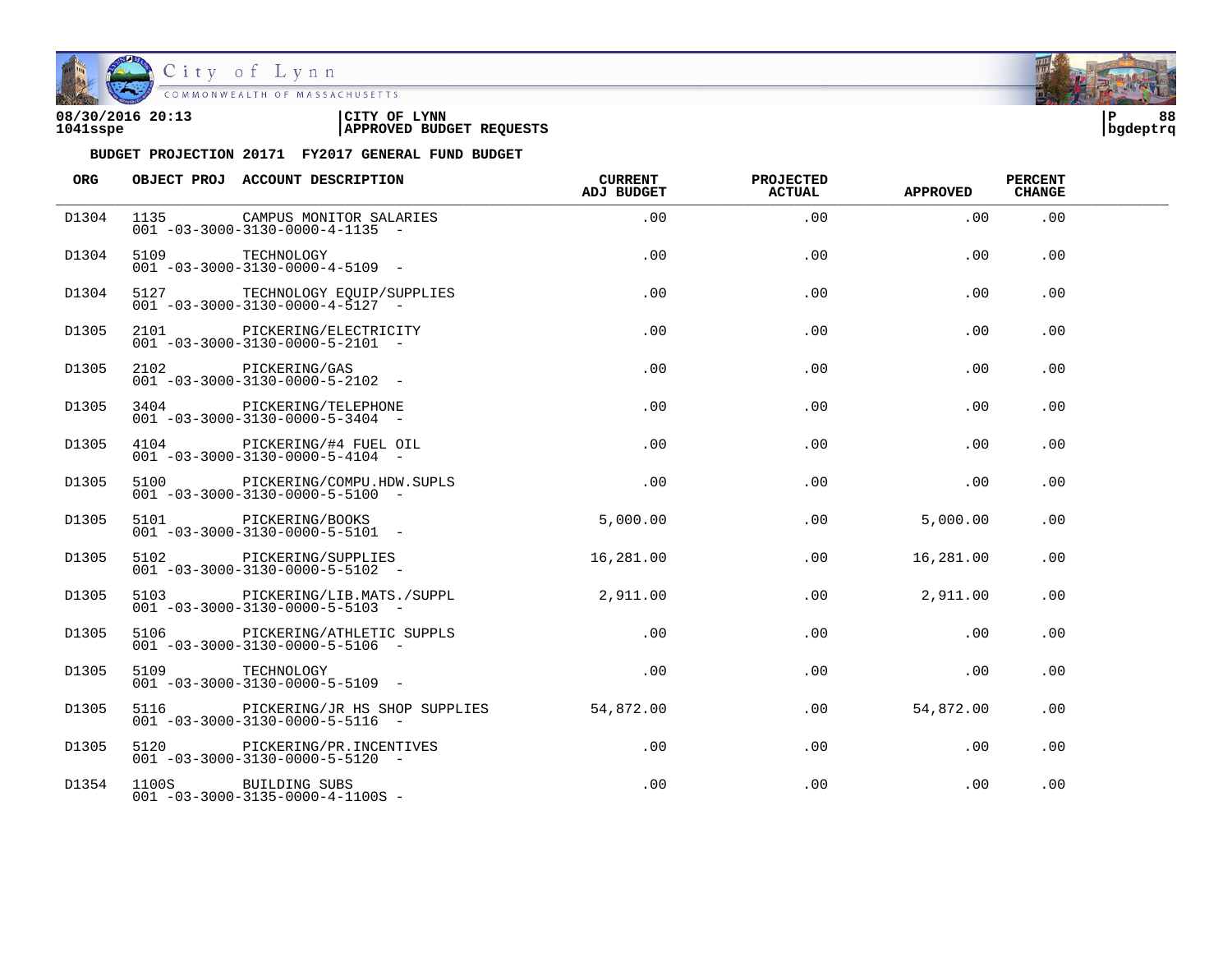08/30/2016 20:13
1041sspe

CITY OF LYNN
APPROVED BUDGET REQUESTS

bgdeptrq

**BUDGET PROJECTION 20171 FY2017 GENERAL FUND BUDGET**

| ORG | OBJECT PROJ | ACCOUNT DESCRIPTION | CURRENT ADJ BUDGET | PROJECTED ACTUAL | APPROVED | PERCENT CHANGE |
|---|---|---|---|---|---|---|
| D1304 | 1135 | CAMPUS MONITOR SALARIES<br>001 -03-3000-3130-0000-4-1135 - | .00 | .00 | .00 | .00 |
| D1304 | 5109 | TECHNOLOGY<br>001 -03-3000-3130-0000-4-5109 - | .00 | .00 | .00 | .00 |
| D1304 | 5127 | TECHNOLOGY EQUIP/SUPPLIES<br>001 -03-3000-3130-0000-4-5127 - | .00 | .00 | .00 | .00 |
| D1305 | 2101 | PICKERING/ELECTRICITY<br>001 -03-3000-3130-0000-5-2101 - | .00 | .00 | .00 | .00 |
| D1305 | 2102 | PICKERING/GAS<br>001 -03-3000-3130-0000-5-2102 - | .00 | .00 | .00 | .00 |
| D1305 | 3404 | PICKERING/TELEPHONE<br>001 -03-3000-3130-0000-5-3404 - | .00 | .00 | .00 | .00 |
| D1305 | 4104 | PICKERING/#4 FUEL OIL<br>001 -03-3000-3130-0000-5-4104 - | .00 | .00 | .00 | .00 |
| D1305 | 5100 | PICKERING/COMPU.HDW.SUPLS<br>001 -03-3000-3130-0000-5-5100 - | .00 | .00 | .00 | .00 |
| D1305 | 5101 | PICKERING/BOOKS<br>001 -03-3000-3130-0000-5-5101 - | 5,000.00 | .00 | 5,000.00 | .00 |
| D1305 | 5102 | PICKERING/SUPPLIES<br>001 -03-3000-3130-0000-5-5102 - | 16,281.00 | .00 | 16,281.00 | .00 |
| D1305 | 5103 | PICKERING/LIB.MATS./SUPPL<br>001 -03-3000-3130-0000-5-5103 - | 2,911.00 | .00 | 2,911.00 | .00 |
| D1305 | 5106 | PICKERING/ATHLETIC SUPPLS<br>001 -03-3000-3130-0000-5-5106 - | .00 | .00 | .00 | .00 |
| D1305 | 5109 | TECHNOLOGY<br>001 -03-3000-3130-0000-5-5109 - | .00 | .00 | .00 | .00 |
| D1305 | 5116 | PICKERING/JR HS SHOP SUPPLIES<br>001 -03-3000-3130-0000-5-5116 - | 54,872.00 | .00 | 54,872.00 | .00 |
| D1305 | 5120 | PICKERING/PR.INCENTIVES<br>001 -03-3000-3130-0000-5-5120 - | .00 | .00 | .00 | .00 |
| D1354 | 1100S | BUILDING SUBS<br>001 -03-3000-3135-0000-4-1100S - | .00 | .00 | .00 | .00 |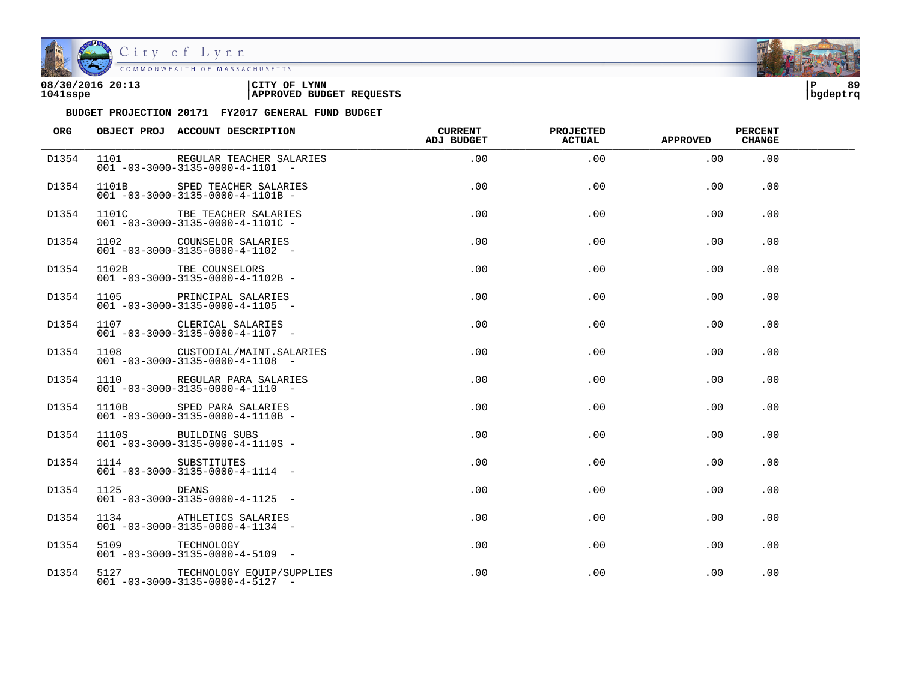**08/30/2016 20:13** | **CITY OF LYNN** | **P 89**
**1041sspe** | **APPROVED BUDGET REQUESTS** | **bgdeptrq**

**BUDGET PROJECTION 20171 FY2017 GENERAL FUND BUDGET**

| ORG | OBJECT PROJ | ACCOUNT DESCRIPTION | CURRENT ADJ BUDGET | PROJECTED ACTUAL | APPROVED | PERCENT CHANGE |
|---|---|---|---|---|---|---|
| D1354 | 1101 | REGULAR TEACHER SALARIES<br>001 -03-3000-3135-0000-4-1101 - | .00 | .00 | .00 | .00 |
| D1354 | 1101B | SPED TEACHER SALARIES<br>001 -03-3000-3135-0000-4-1101B - | .00 | .00 | .00 | .00 |
| D1354 | 1101C | TBE TEACHER SALARIES<br>001 -03-3000-3135-0000-4-1101C - | .00 | .00 | .00 | .00 |
| D1354 | 1102 | COUNSELOR SALARIES<br>001 -03-3000-3135-0000-4-1102 - | .00 | .00 | .00 | .00 |
| D1354 | 1102B | TBE COUNSELORS<br>001 -03-3000-3135-0000-4-1102B - | .00 | .00 | .00 | .00 |
| D1354 | 1105 | PRINCIPAL SALARIES<br>001 -03-3000-3135-0000-4-1105 - | .00 | .00 | .00 | .00 |
| D1354 | 1107 | CLERICAL SALARIES<br>001 -03-3000-3135-0000-4-1107 - | .00 | .00 | .00 | .00 |
| D1354 | 1108 | CUSTODIAL/MAINT.SALARIES<br>001 -03-3000-3135-0000-4-1108 - | .00 | .00 | .00 | .00 |
| D1354 | 1110 | REGULAR PARA SALARIES<br>001 -03-3000-3135-0000-4-1110 - | .00 | .00 | .00 | .00 |
| D1354 | 1110B | SPED PARA SALARIES<br>001 -03-3000-3135-0000-4-1110B - | .00 | .00 | .00 | .00 |
| D1354 | 1110S | BUILDING SUBS<br>001 -03-3000-3135-0000-4-1110S - | .00 | .00 | .00 | .00 |
| D1354 | 1114 | SUBSTITUTES<br>001 -03-3000-3135-0000-4-1114 - | .00 | .00 | .00 | .00 |
| D1354 | 1125 | DEANS<br>001 -03-3000-3135-0000-4-1125 - | .00 | .00 | .00 | .00 |
| D1354 | 1134 | ATHLETICS SALARIES<br>001 -03-3000-3135-0000-4-1134 - | .00 | .00 | .00 | .00 |
| D1354 | 5109 | TECHNOLOGY<br>001 -03-3000-3135-0000-4-5109 - | .00 | .00 | .00 | .00 |
| D1354 | 5127 | TECHNOLOGY EQUIP/SUPPLIES<br>001 -03-3000-3135-0000-4-5127 - | .00 | .00 | .00 | .00 |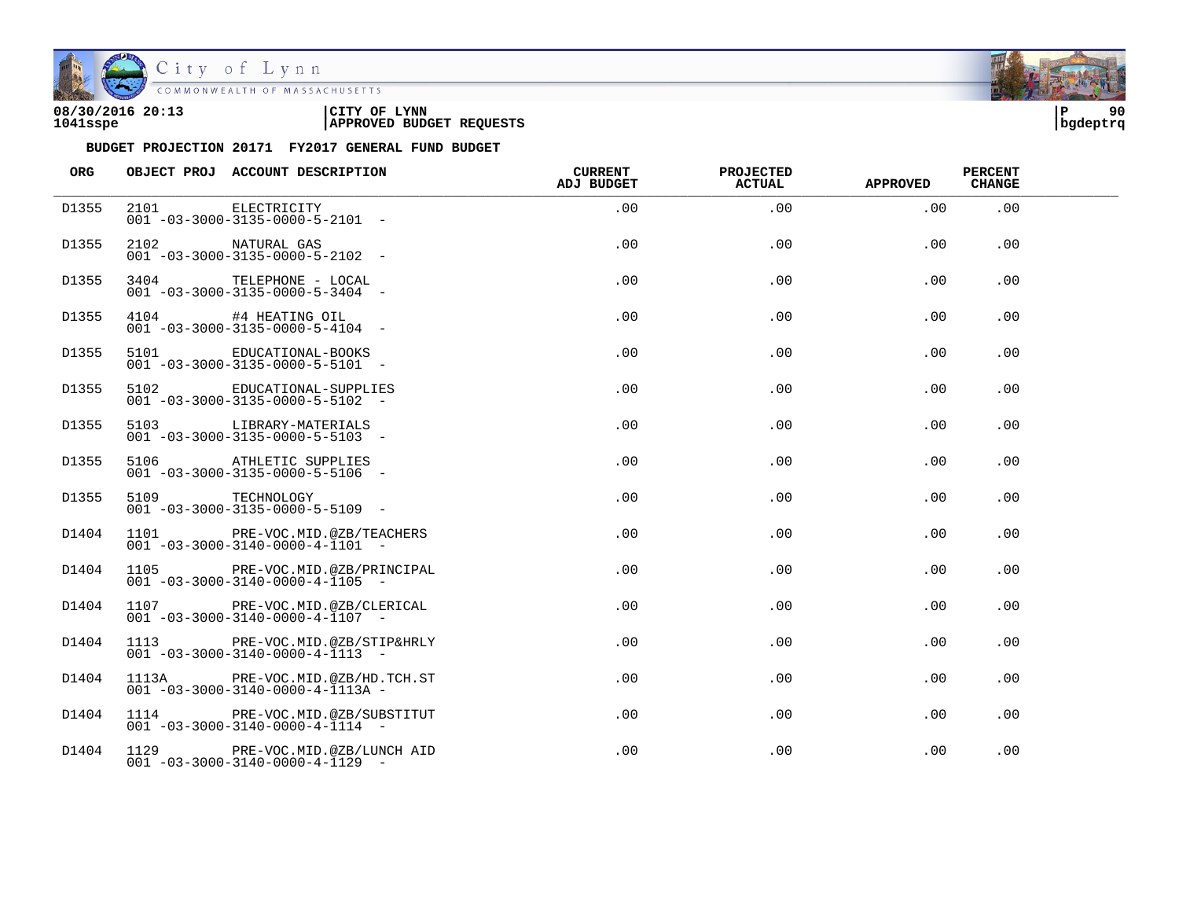08/30/2016 20:13 | CITY OF LYNN
1041sspe | APPROVED BUDGET REQUESTS

**BUDGET PROJECTION 20171 FY2017 GENERAL FUND BUDGET**

| ORG | OBJECT PROJ | ACCOUNT DESCRIPTION | CURRENT ADJ BUDGET | PROJECTED ACTUAL | APPROVED | PERCENT CHANGE |
|---|---|---|---|---|---|---|
| D1355 | 2101 | ELECTRICITY<br>001 -03-3000-3135-0000-5-2101 - | .00 | .00 | .00 | .00 |
| D1355 | 2102 | NATURAL GAS<br>001 -03-3000-3135-0000-5-2102 - | .00 | .00 | .00 | .00 |
| D1355 | 3404 | TELEPHONE - LOCAL<br>001 -03-3000-3135-0000-5-3404 - | .00 | .00 | .00 | .00 |
| D1355 | 4104 | #4 HEATING OIL<br>001 -03-3000-3135-0000-5-4104 - | .00 | .00 | .00 | .00 |
| D1355 | 5101 | EDUCATIONAL-BOOKS<br>001 -03-3000-3135-0000-5-5101 - | .00 | .00 | .00 | .00 |
| D1355 | 5102 | EDUCATIONAL-SUPPLIES<br>001 -03-3000-3135-0000-5-5102 - | .00 | .00 | .00 | .00 |
| D1355 | 5103 | LIBRARY-MATERIALS<br>001 -03-3000-3135-0000-5-5103 - | .00 | .00 | .00 | .00 |
| D1355 | 5106 | ATHLETIC SUPPLIES<br>001 -03-3000-3135-0000-5-5106 - | .00 | .00 | .00 | .00 |
| D1355 | 5109 | TECHNOLOGY<br>001 -03-3000-3135-0000-5-5109 - | .00 | .00 | .00 | .00 |
| D1404 | 1101 | PRE-VOC.MID.@ZB/TEACHERS<br>001 -03-3000-3140-0000-4-1101 - | .00 | .00 | .00 | .00 |
| D1404 | 1105 | PRE-VOC.MID.@ZB/PRINCIPAL<br>001 -03-3000-3140-0000-4-1105 - | .00 | .00 | .00 | .00 |
| D1404 | 1107 | PRE-VOC.MID.@ZB/CLERICAL<br>001 -03-3000-3140-0000-4-1107 - | .00 | .00 | .00 | .00 |
| D1404 | 1113 | PRE-VOC.MID.@ZB/STIP&HRLY<br>001 -03-3000-3140-0000-4-1113 - | .00 | .00 | .00 | .00 |
| D1404 | 1113A | PRE-VOC.MID.@ZB/HD.TCH.ST<br>001 -03-3000-3140-0000-4-1113A - | .00 | .00 | .00 | .00 |
| D1404 | 1114 | PRE-VOC.MID.@ZB/SUBSTITUT<br>001 -03-3000-3140-0000-4-1114 - | .00 | .00 | .00 | .00 |
| D1404 | 1129 | PRE-VOC.MID.@ZB/LUNCH AID<br>001 -03-3000-3140-0000-4-1129 - | .00 | .00 | .00 | .00 |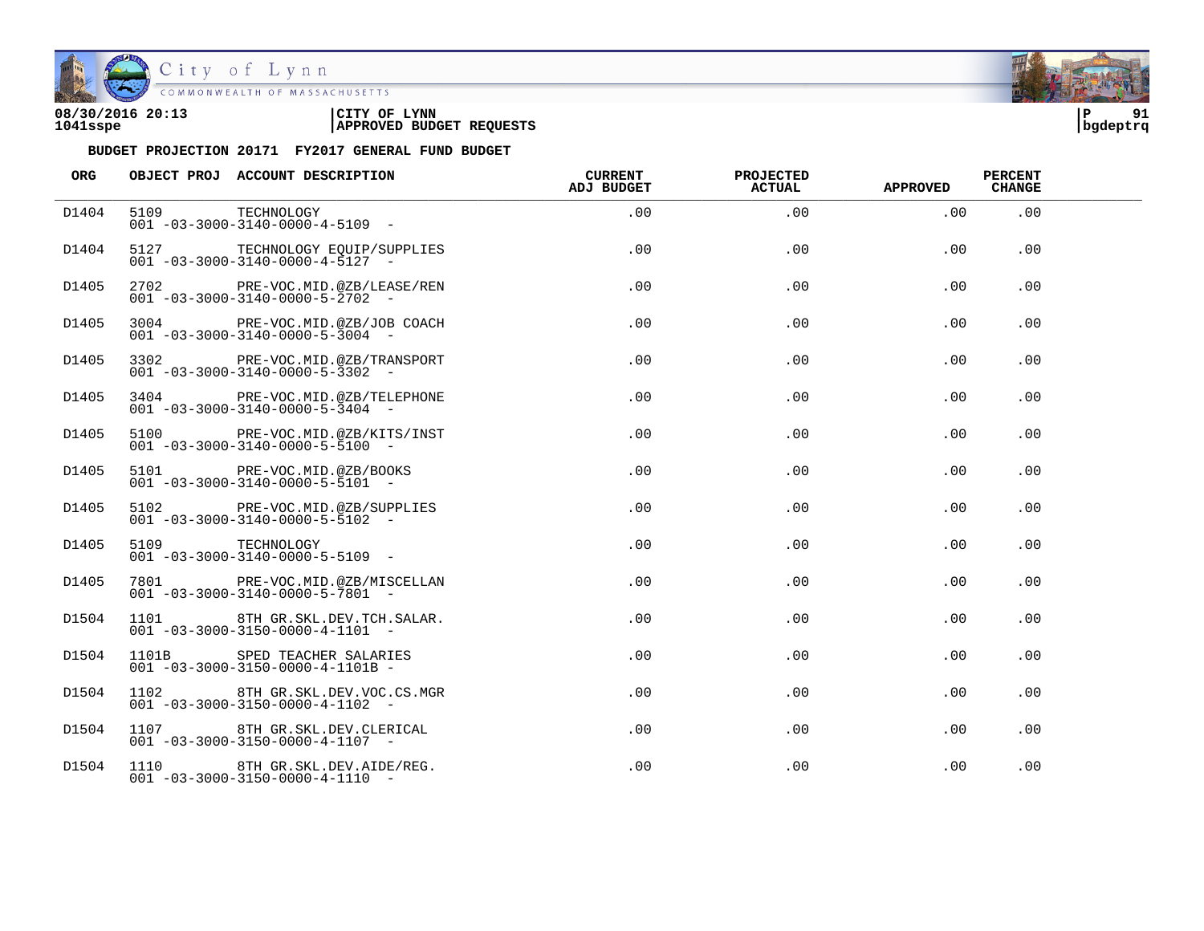**08/30/2016 20:13** | **CITY OF LYNN** | **P 91**
**1041sspe** | **APPROVED BUDGET REQUESTS** | **bgdeptrq**

**BUDGET PROJECTION 20171 FY2017 GENERAL FUND BUDGET**

| ORG | OBJECT PROJ | ACCOUNT DESCRIPTION | CURRENT ADJ BUDGET | PROJECTED ACTUAL | APPROVED | PERCENT CHANGE |
|---|---|---|---|---|---|---|
| D1404 | 5109 | TECHNOLOGY<br>001 -03-3000-3140-0000-4-5109 - | .00 | .00 | .00 | .00 |
| D1404 | 5127 | TECHNOLOGY EQUIP/SUPPLIES<br>001 -03-3000-3140-0000-4-5127 - | .00 | .00 | .00 | .00 |
| D1405 | 2702 | PRE-VOC.MID.@ZB/LEASE/REN<br>001 -03-3000-3140-0000-5-2702 - | .00 | .00 | .00 | .00 |
| D1405 | 3004 | PRE-VOC.MID.@ZB/JOB COACH<br>001 -03-3000-3140-0000-5-3004 - | .00 | .00 | .00 | .00 |
| D1405 | 3302 | PRE-VOC.MID.@ZB/TRANSPORT<br>001 -03-3000-3140-0000-5-3302 - | .00 | .00 | .00 | .00 |
| D1405 | 3404 | PRE-VOC.MID.@ZB/TELEPHONE<br>001 -03-3000-3140-0000-5-3404 - | .00 | .00 | .00 | .00 |
| D1405 | 5100 | PRE-VOC.MID.@ZB/KITS/INST<br>001 -03-3000-3140-0000-5-5100 - | .00 | .00 | .00 | .00 |
| D1405 | 5101 | PRE-VOC.MID.@ZB/BOOKS<br>001 -03-3000-3140-0000-5-5101 - | .00 | .00 | .00 | .00 |
| D1405 | 5102 | PRE-VOC.MID.@ZB/SUPPLIES<br>001 -03-3000-3140-0000-5-5102 - | .00 | .00 | .00 | .00 |
| D1405 | 5109 | TECHNOLOGY<br>001 -03-3000-3140-0000-5-5109 - | .00 | .00 | .00 | .00 |
| D1405 | 7801 | PRE-VOC.MID.@ZB/MISCELLAN<br>001 -03-3000-3140-0000-5-7801 - | .00 | .00 | .00 | .00 |
| D1504 | 1101 | 8TH GR.SKL.DEV.TCH.SALAR.<br>001 -03-3000-3150-0000-4-1101 - | .00 | .00 | .00 | .00 |
| D1504 | 1101B | SPED TEACHER SALARIES<br>001 -03-3000-3150-0000-4-1101B - | .00 | .00 | .00 | .00 |
| D1504 | 1102 | 8TH GR.SKL.DEV.VOC.CS.MGR<br>001 -03-3000-3150-0000-4-1102 - | .00 | .00 | .00 | .00 |
| D1504 | 1107 | 8TH GR.SKL.DEV.CLERICAL<br>001 -03-3000-3150-0000-4-1107 - | .00 | .00 | .00 | .00 |
| D1504 | 1110 | 8TH GR.SKL.DEV.AIDE/REG.<br>001 -03-3000-3150-0000-4-1110 - | .00 | .00 | .00 | .00 |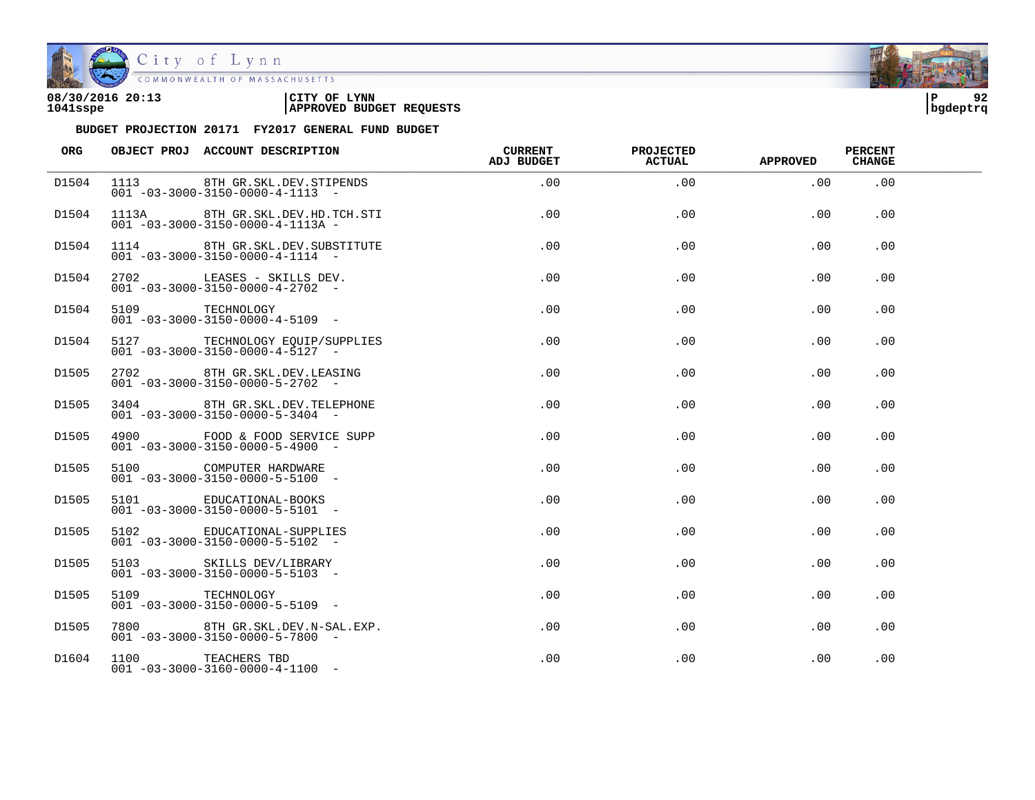08/30/2016 20:13 | CITY OF LYNN
1041sspe | APPROVED BUDGET REQUESTS

**BUDGET PROJECTION 20171 FY2017 GENERAL FUND BUDGET**

| ORG | OBJECT PROJ | ACCOUNT DESCRIPTION | CURRENT ADJ BUDGET | PROJECTED ACTUAL | APPROVED | PERCENT CHANGE |
|---|---|---|---|---|---|---|
| D1504 | 1113 | 8TH GR.SKL.DEV.STIPENDS<br>001 -03-3000-3150-0000-4-1113 - | .00 | .00 | .00 | .00 |
| D1504 | 1113A | 8TH GR.SKL.DEV.HD.TCH.STI<br>001 -03-3000-3150-0000-4-1113A - | .00 | .00 | .00 | .00 |
| D1504 | 1114 | 8TH GR.SKL.DEV.SUBSTITUTE<br>001 -03-3000-3150-0000-4-1114 - | .00 | .00 | .00 | .00 |
| D1504 | 2702 | LEASES - SKILLS DEV.<br>001 -03-3000-3150-0000-4-2702 - | .00 | .00 | .00 | .00 |
| D1504 | 5109 | TECHNOLOGY<br>001 -03-3000-3150-0000-4-5109 - | .00 | .00 | .00 | .00 |
| D1504 | 5127 | TECHNOLOGY EQUIP/SUPPLIES<br>001 -03-3000-3150-0000-4-5127 - | .00 | .00 | .00 | .00 |
| D1505 | 2702 | 8TH GR.SKL.DEV.LEASING<br>001 -03-3000-3150-0000-5-2702 - | .00 | .00 | .00 | .00 |
| D1505 | 3404 | 8TH GR.SKL.DEV.TELEPHONE<br>001 -03-3000-3150-0000-5-3404 - | .00 | .00 | .00 | .00 |
| D1505 | 4900 | FOOD & FOOD SERVICE SUPP<br>001 -03-3000-3150-0000-5-4900 - | .00 | .00 | .00 | .00 |
| D1505 | 5100 | COMPUTER HARDWARE<br>001 -03-3000-3150-0000-5-5100 - | .00 | .00 | .00 | .00 |
| D1505 | 5101 | EDUCATIONAL-BOOKS<br>001 -03-3000-3150-0000-5-5101 - | .00 | .00 | .00 | .00 |
| D1505 | 5102 | EDUCATIONAL-SUPPLIES<br>001 -03-3000-3150-0000-5-5102 - | .00 | .00 | .00 | .00 |
| D1505 | 5103 | SKILLS DEV/LIBRARY<br>001 -03-3000-3150-0000-5-5103 - | .00 | .00 | .00 | .00 |
| D1505 | 5109 | TECHNOLOGY<br>001 -03-3000-3150-0000-5-5109 - | .00 | .00 | .00 | .00 |
| D1505 | 7800 | 8TH GR.SKL.DEV.N-SAL.EXP.<br>001 -03-3000-3150-0000-5-7800 - | .00 | .00 | .00 | .00 |
| D1604 | 1100 | TEACHERS TBD<br>001 -03-3000-3160-0000-4-1100 - | .00 | .00 | .00 | .00 |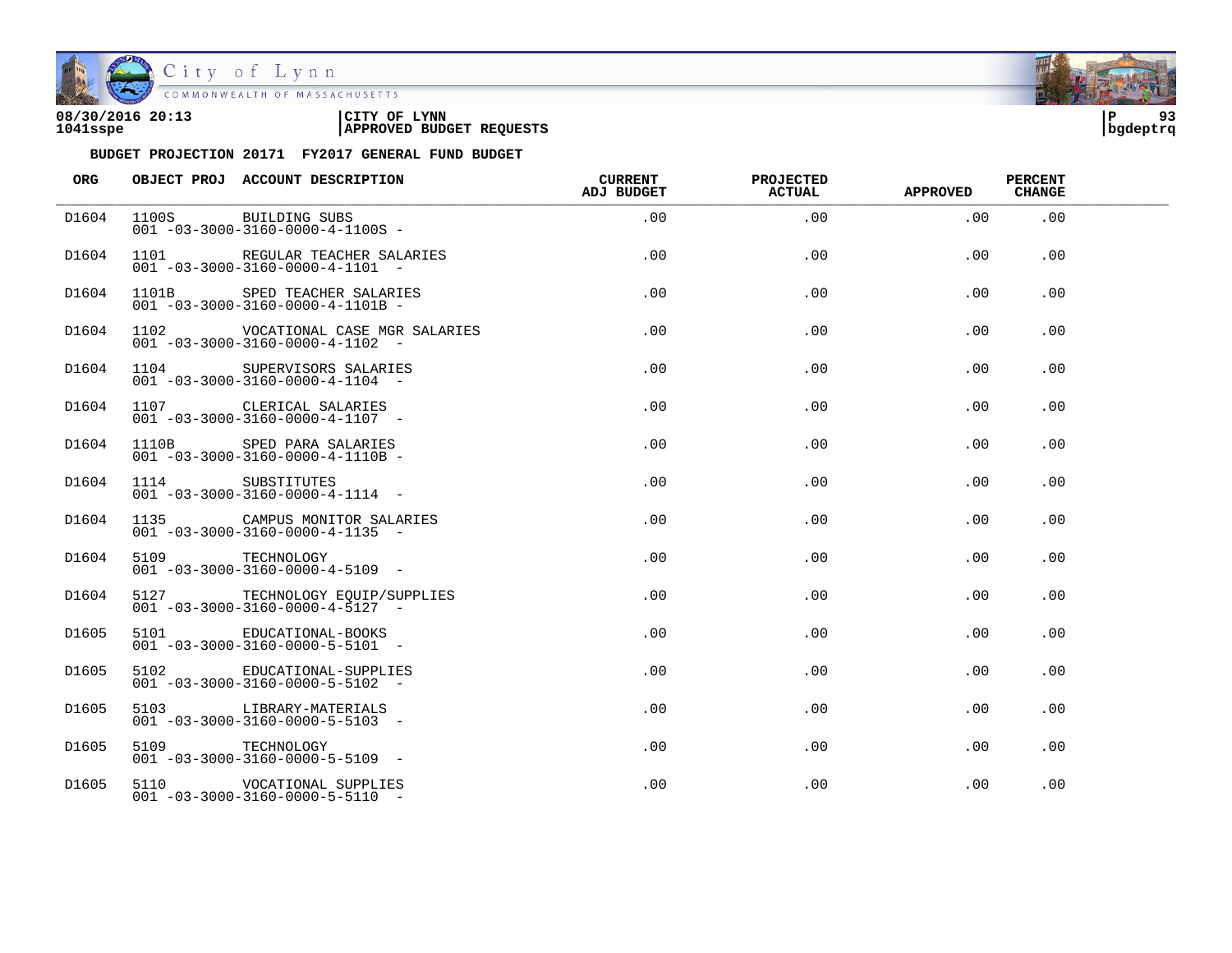**08/30/2016 20:13** | **CITY OF LYNN** | **APPROVED BUDGET REQUESTS**
**1041sspe** | | **bgdeptrq**

**BUDGET PROJECTION 20171 FY2017 GENERAL FUND BUDGET**

| ORG | OBJECT PROJ | ACCOUNT DESCRIPTION | CURRENT ADJ BUDGET | PROJECTED ACTUAL | APPROVED | PERCENT CHANGE |
|---|---|---|---|---|---|---|
| D1604 | 1100S | BUILDING SUBS<br>001 -03-3000-3160-0000-4-1100S - | .00 | .00 | .00 | .00 |
| D1604 | 1101 | REGULAR TEACHER SALARIES<br>001 -03-3000-3160-0000-4-1101 - | .00 | .00 | .00 | .00 |
| D1604 | 1101B | SPED TEACHER SALARIES<br>001 -03-3000-3160-0000-4-1101B - | .00 | .00 | .00 | .00 |
| D1604 | 1102 | VOCATIONAL CASE MGR SALARIES<br>001 -03-3000-3160-0000-4-1102 - | .00 | .00 | .00 | .00 |
| D1604 | 1104 | SUPERVISORS SALARIES<br>001 -03-3000-3160-0000-4-1104 - | .00 | .00 | .00 | .00 |
| D1604 | 1107 | CLERICAL SALARIES<br>001 -03-3000-3160-0000-4-1107 - | .00 | .00 | .00 | .00 |
| D1604 | 1110B | SPED PARA SALARIES<br>001 -03-3000-3160-0000-4-1110B - | .00 | .00 | .00 | .00 |
| D1604 | 1114 | SUBSTITUTES<br>001 -03-3000-3160-0000-4-1114 - | .00 | .00 | .00 | .00 |
| D1604 | 1135 | CAMPUS MONITOR SALARIES<br>001 -03-3000-3160-0000-4-1135 - | .00 | .00 | .00 | .00 |
| D1604 | 5109 | TECHNOLOGY<br>001 -03-3000-3160-0000-4-5109 - | .00 | .00 | .00 | .00 |
| D1604 | 5127 | TECHNOLOGY EQUIP/SUPPLIES<br>001 -03-3000-3160-0000-4-5127 - | .00 | .00 | .00 | .00 |
| D1605 | 5101 | EDUCATIONAL-BOOKS<br>001 -03-3000-3160-0000-5-5101 - | .00 | .00 | .00 | .00 |
| D1605 | 5102 | EDUCATIONAL-SUPPLIES<br>001 -03-3000-3160-0000-5-5102 - | .00 | .00 | .00 | .00 |
| D1605 | 5103 | LIBRARY-MATERIALS<br>001 -03-3000-3160-0000-5-5103 - | .00 | .00 | .00 | .00 |
| D1605 | 5109 | TECHNOLOGY<br>001 -03-3000-3160-0000-5-5109 - | .00 | .00 | .00 | .00 |
| D1605 | 5110 | VOCATIONAL SUPPLIES<br>001 -03-3000-3160-0000-5-5110 - | .00 | .00 | .00 | .00 |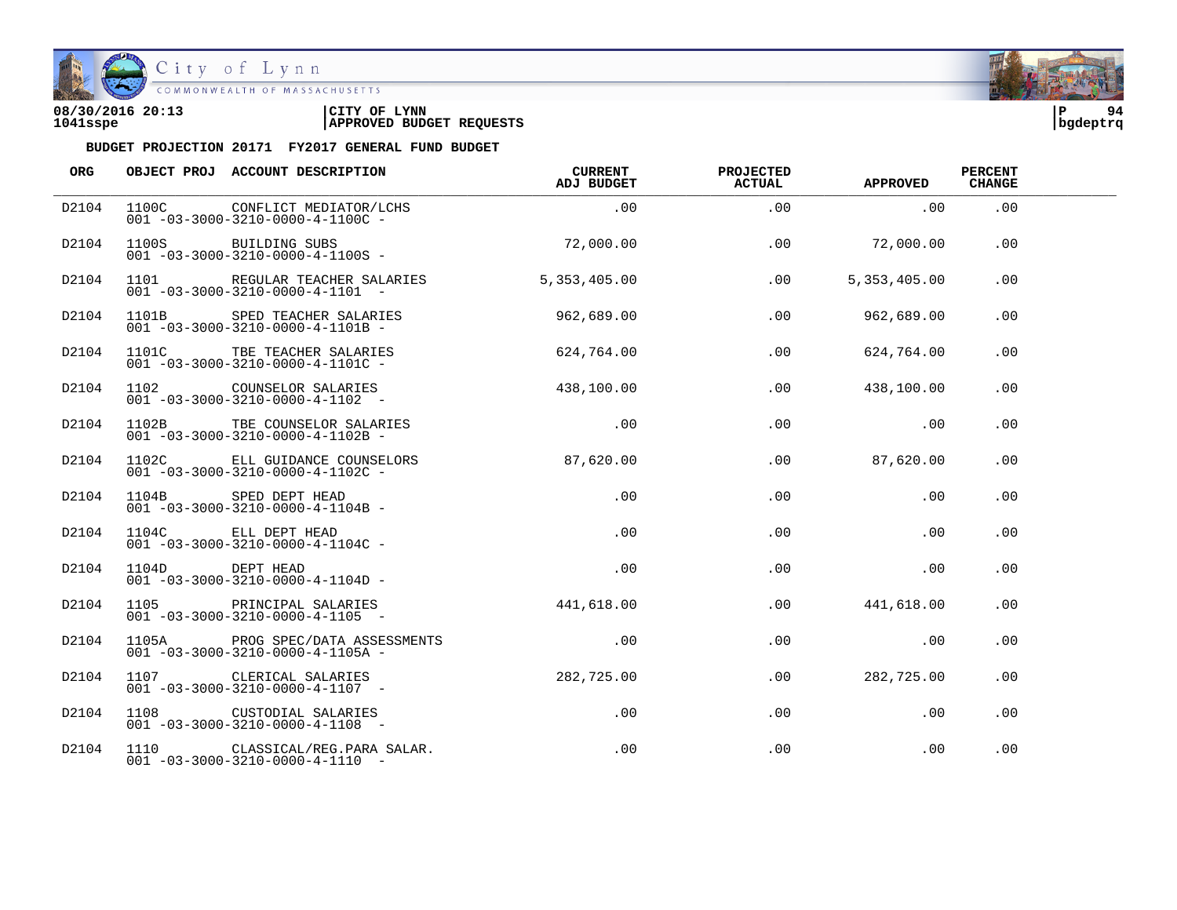08/30/2016 20:13 | CITY OF LYNN
1041sspe | APPROVED BUDGET REQUESTS

bgdeptrq

**BUDGET PROJECTION 20171 FY2017 GENERAL FUND BUDGET**

| ORG | OBJECT PROJ | ACCOUNT DESCRIPTION | CURRENT ADJ BUDGET | PROJECTED ACTUAL | APPROVED | PERCENT CHANGE |
|---|---|---|---|---|---|---|
| D2104 | 1100C | CONFLICT MEDIATOR/LCHS<br>001 -03-3000-3210-0000-4-1100C - | .00 | .00 | .00 | .00 |
| D2104 | 1100S | BUILDING SUBS<br>001 -03-3000-3210-0000-4-1100S - | 72,000.00 | .00 | 72,000.00 | .00 |
| D2104 | 1101 | REGULAR TEACHER SALARIES<br>001 -03-3000-3210-0000-4-1101 - | 5,353,405.00 | .00 | 5,353,405.00 | .00 |
| D2104 | 1101B | SPED TEACHER SALARIES<br>001 -03-3000-3210-0000-4-1101B - | 962,689.00 | .00 | 962,689.00 | .00 |
| D2104 | 1101C | TBE TEACHER SALARIES<br>001 -03-3000-3210-0000-4-1101C - | 624,764.00 | .00 | 624,764.00 | .00 |
| D2104 | 1102 | COUNSELOR SALARIES<br>001 -03-3000-3210-0000-4-1102 - | 438,100.00 | .00 | 438,100.00 | .00 |
| D2104 | 1102B | TBE COUNSELOR SALARIES<br>001 -03-3000-3210-0000-4-1102B - | .00 | .00 | .00 | .00 |
| D2104 | 1102C | ELL GUIDANCE COUNSELORS<br>001 -03-3000-3210-0000-4-1102C - | 87,620.00 | .00 | 87,620.00 | .00 |
| D2104 | 1104B | SPED DEPT HEAD<br>001 -03-3000-3210-0000-4-1104B - | .00 | .00 | .00 | .00 |
| D2104 | 1104C | ELL DEPT HEAD<br>001 -03-3000-3210-0000-4-1104C - | .00 | .00 | .00 | .00 |
| D2104 | 1104D | DEPT HEAD<br>001 -03-3000-3210-0000-4-1104D - | .00 | .00 | .00 | .00 |
| D2104 | 1105 | PRINCIPAL SALARIES<br>001 -03-3000-3210-0000-4-1105 - | 441,618.00 | .00 | 441,618.00 | .00 |
| D2104 | 1105A | PROG SPEC/DATA ASSESSMENTS<br>001 -03-3000-3210-0000-4-1105A - | .00 | .00 | .00 | .00 |
| D2104 | 1107 | CLERICAL SALARIES<br>001 -03-3000-3210-0000-4-1107 - | 282,725.00 | .00 | 282,725.00 | .00 |
| D2104 | 1108 | CUSTODIAL SALARIES<br>001 -03-3000-3210-0000-4-1108 - | .00 | .00 | .00 | .00 |
| D2104 | 1110 | CLASSICAL/REG.PARA SALAR.<br>001 -03-3000-3210-0000-4-1110 - | .00 | .00 | .00 | .00 |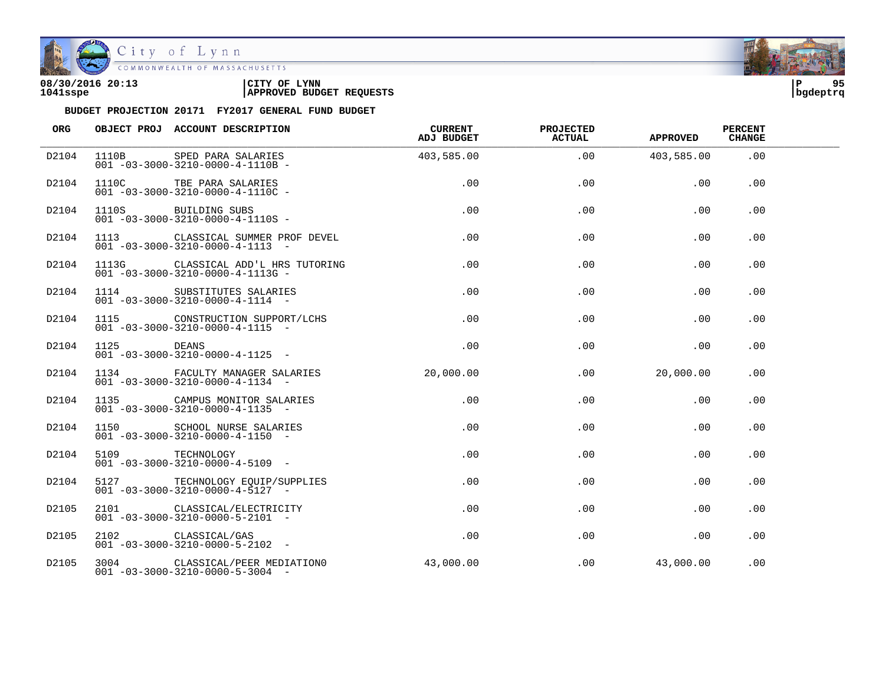08/30/2016 20:13 | CITY OF LYNN
1041sspe | APPROVED BUDGET REQUESTS

**BUDGET PROJECTION 20171 FY2017 GENERAL FUND BUDGET**

| ORG | OBJECT PROJ | ACCOUNT DESCRIPTION | CURRENT ADJ BUDGET | PROJECTED ACTUAL | APPROVED | PERCENT CHANGE |
|---|---|---|---|---|---|---|
| D2104 | 1110B | SPED PARA SALARIES<br>001 -03-3000-3210-0000-4-1110B - | 403,585.00 | .00 | 403,585.00 | .00 |
| D2104 | 1110C | TBE PARA SALARIES<br>001 -03-3000-3210-0000-4-1110C - | .00 | .00 | .00 | .00 |
| D2104 | 1110S | BUILDING SUBS<br>001 -03-3000-3210-0000-4-1110S - | .00 | .00 | .00 | .00 |
| D2104 | 1113 | CLASSICAL SUMMER PROF DEVEL<br>001 -03-3000-3210-0000-4-1113 - | .00 | .00 | .00 | .00 |
| D2104 | 1113G | CLASSICAL ADD'L HRS TUTORING<br>001 -03-3000-3210-0000-4-1113G - | .00 | .00 | .00 | .00 |
| D2104 | 1114 | SUBSTITUTES SALARIES<br>001 -03-3000-3210-0000-4-1114 - | .00 | .00 | .00 | .00 |
| D2104 | 1115 | CONSTRUCTION SUPPORT/LCHS<br>001 -03-3000-3210-0000-4-1115 - | .00 | .00 | .00 | .00 |
| D2104 | 1125 | DEANS<br>001 -03-3000-3210-0000-4-1125 - | .00 | .00 | .00 | .00 |
| D2104 | 1134 | FACULTY MANAGER SALARIES<br>001 -03-3000-3210-0000-4-1134 - | 20,000.00 | .00 | 20,000.00 | .00 |
| D2104 | 1135 | CAMPUS MONITOR SALARIES<br>001 -03-3000-3210-0000-4-1135 - | .00 | .00 | .00 | .00 |
| D2104 | 1150 | SCHOOL NURSE SALARIES<br>001 -03-3000-3210-0000-4-1150 - | .00 | .00 | .00 | .00 |
| D2104 | 5109 | TECHNOLOGY<br>001 -03-3000-3210-0000-4-5109 - | .00 | .00 | .00 | .00 |
| D2104 | 5127 | TECHNOLOGY EQUIP/SUPPLIES<br>001 -03-3000-3210-0000-4-5127 - | .00 | .00 | .00 | .00 |
| D2105 | 2101 | CLASSICAL/ELECTRICITY<br>001 -03-3000-3210-0000-5-2101 - | .00 | .00 | .00 | .00 |
| D2105 | 2102 | CLASSICAL/GAS<br>001 -03-3000-3210-0000-5-2102 - | .00 | .00 | .00 | .00 |
| D2105 | 3004 | CLASSICAL/PEER MEDIATION0<br>001 -03-3000-3210-0000-5-3004 - | 43,000.00 | .00 | 43,000.00 | .00 |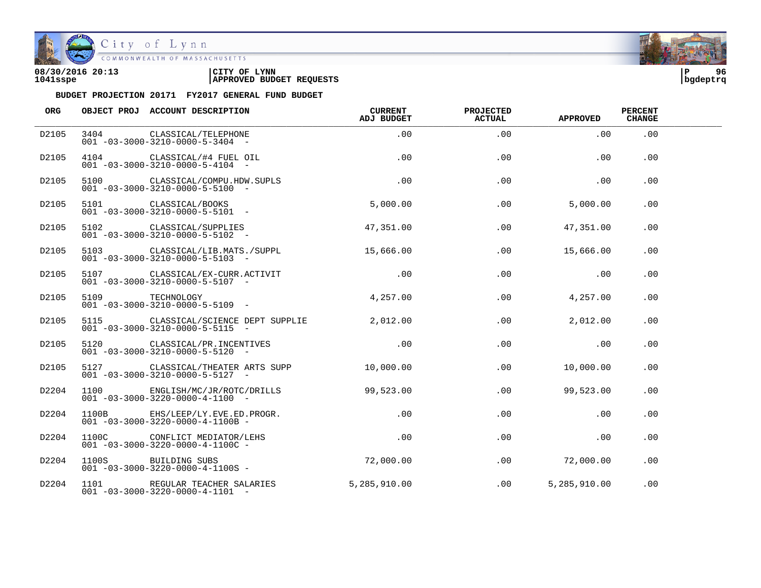08/30/2016 20:13 | CITY OF LYNN
1041sspe | APPROVED BUDGET REQUESTS

**BUDGET PROJECTION 20171 FY2017 GENERAL FUND BUDGET**

| ORG | OBJECT PROJ | ACCOUNT DESCRIPTION | CURRENT ADJ BUDGET | PROJECTED ACTUAL | APPROVED | PERCENT CHANGE |
|---|---|---|---|---|---|---|
| D2105 | 3404<br>001 -03-3000-3210-0000-5-3404 - | CLASSICAL/TELEPHONE | .00 | .00 | .00 | .00 |
| D2105 | 4104<br>001 -03-3000-3210-0000-5-4104 - | CLASSICAL/#4 FUEL OIL | .00 | .00 | .00 | .00 |
| D2105 | 5100<br>001 -03-3000-3210-0000-5-5100 - | CLASSICAL/COMPU.HDW.SUPLS | .00 | .00 | .00 | .00 |
| D2105 | 5101<br>001 -03-3000-3210-0000-5-5101 - | CLASSICAL/BOOKS | 5,000.00 | .00 | 5,000.00 | .00 |
| D2105 | 5102<br>001 -03-3000-3210-0000-5-5102 - | CLASSICAL/SUPPLIES | 47,351.00 | .00 | 47,351.00 | .00 |
| D2105 | 5103<br>001 -03-3000-3210-0000-5-5103 - | CLASSICAL/LIB.MATS./SUPPL | 15,666.00 | .00 | 15,666.00 | .00 |
| D2105 | 5107<br>001 -03-3000-3210-0000-5-5107 - | CLASSICAL/EX-CURR.ACTIVIT | .00 | .00 | .00 | .00 |
| D2105 | 5109<br>001 -03-3000-3210-0000-5-5109 - | TECHNOLOGY | 4,257.00 | .00 | 4,257.00 | .00 |
| D2105 | 5115<br>001 -03-3000-3210-0000-5-5115 - | CLASSICAL/SCIENCE DEPT SUPPLIE | 2,012.00 | .00 | 2,012.00 | .00 |
| D2105 | 5120<br>001 -03-3000-3210-0000-5-5120 - | CLASSICAL/PR.INCENTIVES | .00 | .00 | .00 | .00 |
| D2105 | 5127<br>001 -03-3000-3210-0000-5-5127 - | CLASSICAL/THEATER ARTS SUPP | 10,000.00 | .00 | 10,000.00 | .00 |
| D2204 | 1100<br>001 -03-3000-3220-0000-4-1100 - | ENGLISH/MC/JR/ROTC/DRILLS | 99,523.00 | .00 | 99,523.00 | .00 |
| D2204 | 1100B<br>001 -03-3000-3220-0000-4-1100B - | EHS/LEEP/LY.EVE.ED.PROGR. | .00 | .00 | .00 | .00 |
| D2204 | 1100C<br>001 -03-3000-3220-0000-4-1100C - | CONFLICT MEDIATOR/LEHS | .00 | .00 | .00 | .00 |
| D2204 | 1100S<br>001 -03-3000-3220-0000-4-1100S - | BUILDING SUBS | 72,000.00 | .00 | 72,000.00 | .00 |
| D2204 | 1101<br>001 -03-3000-3220-0000-4-1101 - | REGULAR TEACHER SALARIES | 5,285,910.00 | .00 | 5,285,910.00 | .00 |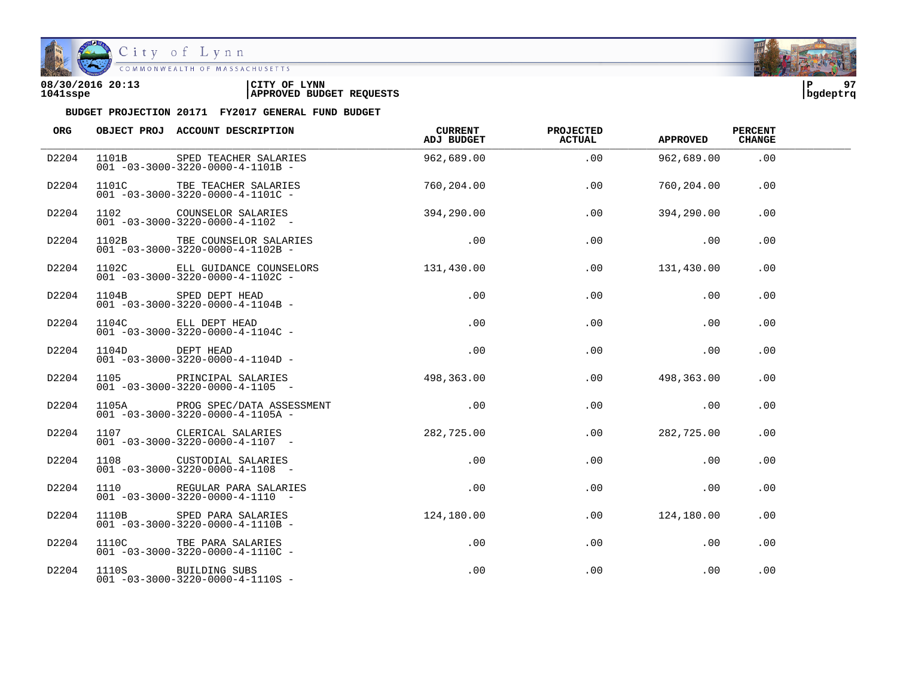08/30/2016 20:13 | CITY OF LYNN
1041sspe | APPROVED BUDGET REQUESTS

**BUDGET PROJECTION 20171 FY2017 GENERAL FUND BUDGET**

| ORG | OBJECT PROJ | ACCOUNT DESCRIPTION | CURRENT ADJ BUDGET | PROJECTED ACTUAL | APPROVED | PERCENT CHANGE |
|---|---|---|---|---|---|---|
| D2204 | 1101B | SPED TEACHER SALARIES<br>001 -03-3000-3220-0000-4-1101B - | 962,689.00 | .00 | 962,689.00 | .00 |
| D2204 | 1101C | TBE TEACHER SALARIES<br>001 -03-3000-3220-0000-4-1101C - | 760,204.00 | .00 | 760,204.00 | .00 |
| D2204 | 1102 | COUNSELOR SALARIES<br>001 -03-3000-3220-0000-4-1102 - | 394,290.00 | .00 | 394,290.00 | .00 |
| D2204 | 1102B | TBE COUNSELOR SALARIES<br>001 -03-3000-3220-0000-4-1102B - | .00 | .00 | .00 | .00 |
| D2204 | 1102C | ELL GUIDANCE COUNSELORS<br>001 -03-3000-3220-0000-4-1102C - | 131,430.00 | .00 | 131,430.00 | .00 |
| D2204 | 1104B | SPED DEPT HEAD<br>001 -03-3000-3220-0000-4-1104B - | .00 | .00 | .00 | .00 |
| D2204 | 1104C | ELL DEPT HEAD<br>001 -03-3000-3220-0000-4-1104C - | .00 | .00 | .00 | .00 |
| D2204 | 1104D | DEPT HEAD<br>001 -03-3000-3220-0000-4-1104D - | .00 | .00 | .00 | .00 |
| D2204 | 1105 | PRINCIPAL SALARIES<br>001 -03-3000-3220-0000-4-1105 - | 498,363.00 | .00 | 498,363.00 | .00 |
| D2204 | 1105A | PROG SPEC/DATA ASSESSMENT<br>001 -03-3000-3220-0000-4-1105A - | .00 | .00 | .00 | .00 |
| D2204 | 1107 | CLERICAL SALARIES<br>001 -03-3000-3220-0000-4-1107 - | 282,725.00 | .00 | 282,725.00 | .00 |
| D2204 | 1108 | CUSTODIAL SALARIES<br>001 -03-3000-3220-0000-4-1108 - | .00 | .00 | .00 | .00 |
| D2204 | 1110 | REGULAR PARA SALARIES<br>001 -03-3000-3220-0000-4-1110 - | .00 | .00 | .00 | .00 |
| D2204 | 1110B | SPED PARA SALARIES<br>001 -03-3000-3220-0000-4-1110B - | 124,180.00 | .00 | 124,180.00 | .00 |
| D2204 | 1110C | TBE PARA SALARIES<br>001 -03-3000-3220-0000-4-1110C - | .00 | .00 | .00 | .00 |
| D2204 | 1110S | BUILDING SUBS<br>001 -03-3000-3220-0000-4-1110S - | .00 | .00 | .00 | .00 |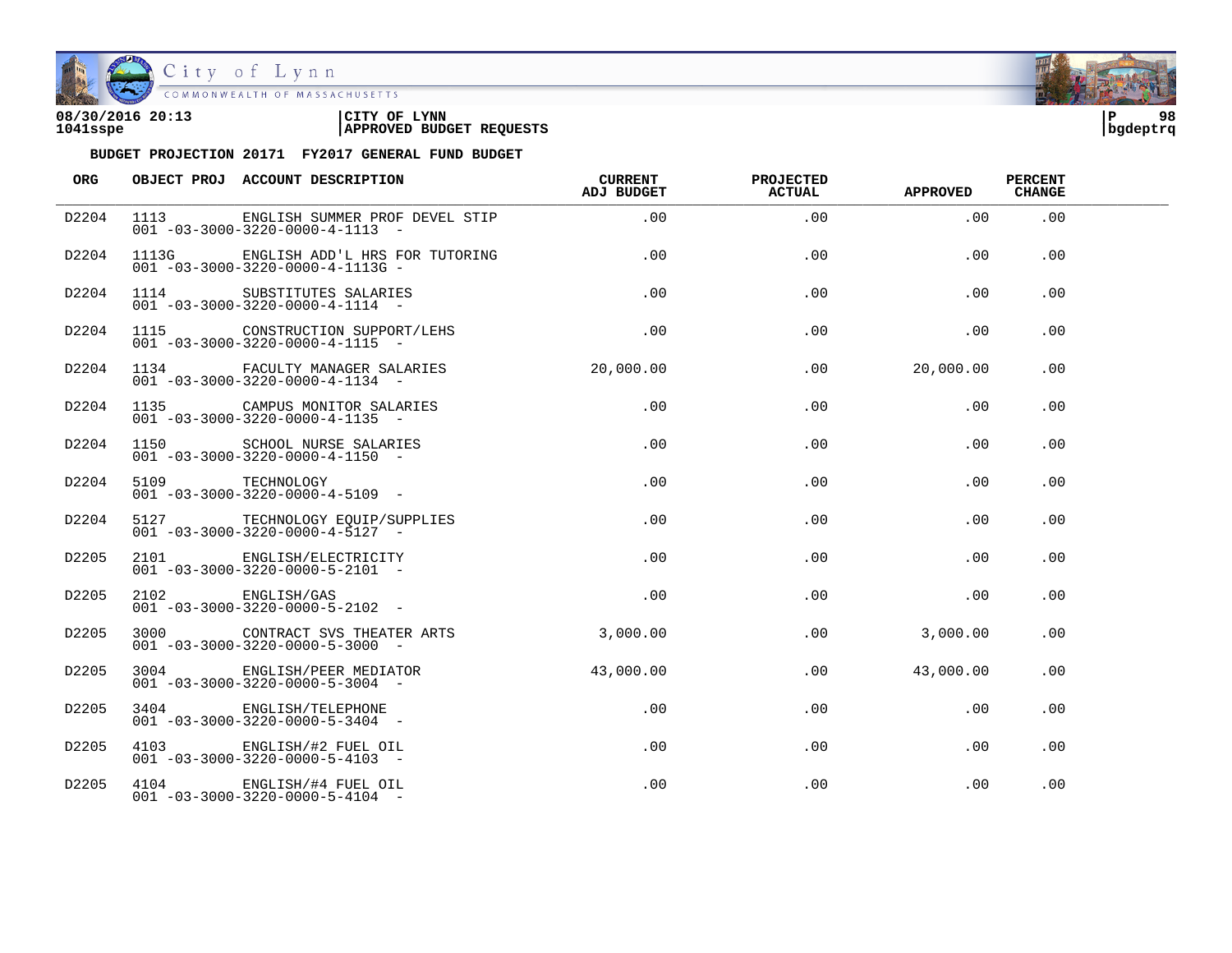08/30/2016 20:13 | CITY OF LYNN
1041sspe | APPROVED BUDGET REQUESTS

**BUDGET PROJECTION 20171 FY2017 GENERAL FUND BUDGET**

| ORG | OBJECT PROJ | ACCOUNT DESCRIPTION | CURRENT ADJ BUDGET | PROJECTED ACTUAL | APPROVED | PERCENT CHANGE |
|---|---|---|---|---|---|---|
| D2204 | 1113<br>001 -03-3000-3220-0000-4-1113 - | ENGLISH SUMMER PROF DEVEL STIP | .00 | .00 | .00 | .00 |
| D2204 | 1113G<br>001 -03-3000-3220-0000-4-1113G - | ENGLISH ADD'L HRS FOR TUTORING | .00 | .00 | .00 | .00 |
| D2204 | 1114<br>001 -03-3000-3220-0000-4-1114 - | SUBSTITUTES SALARIES | .00 | .00 | .00 | .00 |
| D2204 | 1115<br>001 -03-3000-3220-0000-4-1115 - | CONSTRUCTION SUPPORT/LEHS | .00 | .00 | .00 | .00 |
| D2204 | 1134<br>001 -03-3000-3220-0000-4-1134 - | FACULTY MANAGER SALARIES | 20,000.00 | .00 | 20,000.00 | .00 |
| D2204 | 1135<br>001 -03-3000-3220-0000-4-1135 - | CAMPUS MONITOR SALARIES | .00 | .00 | .00 | .00 |
| D2204 | 1150<br>001 -03-3000-3220-0000-4-1150 - | SCHOOL NURSE SALARIES | .00 | .00 | .00 | .00 |
| D2204 | 5109<br>001 -03-3000-3220-0000-4-5109 - | TECHNOLOGY | .00 | .00 | .00 | .00 |
| D2204 | 5127<br>001 -03-3000-3220-0000-4-5127 - | TECHNOLOGY EQUIP/SUPPLIES | .00 | .00 | .00 | .00 |
| D2205 | 2101<br>001 -03-3000-3220-0000-5-2101 - | ENGLISH/ELECTRICITY | .00 | .00 | .00 | .00 |
| D2205 | 2102<br>001 -03-3000-3220-0000-5-2102 - | ENGLISH/GAS | .00 | .00 | .00 | .00 |
| D2205 | 3000<br>001 -03-3000-3220-0000-5-3000 - | CONTRACT SVS THEATER ARTS | 3,000.00 | .00 | 3,000.00 | .00 |
| D2205 | 3004<br>001 -03-3000-3220-0000-5-3004 - | ENGLISH/PEER MEDIATOR | 43,000.00 | .00 | 43,000.00 | .00 |
| D2205 | 3404<br>001 -03-3000-3220-0000-5-3404 - | ENGLISH/TELEPHONE | .00 | .00 | .00 | .00 |
| D2205 | 4103<br>001 -03-3000-3220-0000-5-4103 - | ENGLISH/#2 FUEL OIL | .00 | .00 | .00 | .00 |
| D2205 | 4104<br>001 -03-3000-3220-0000-5-4104 - | ENGLISH/#4 FUEL OIL | .00 | .00 | .00 | .00 |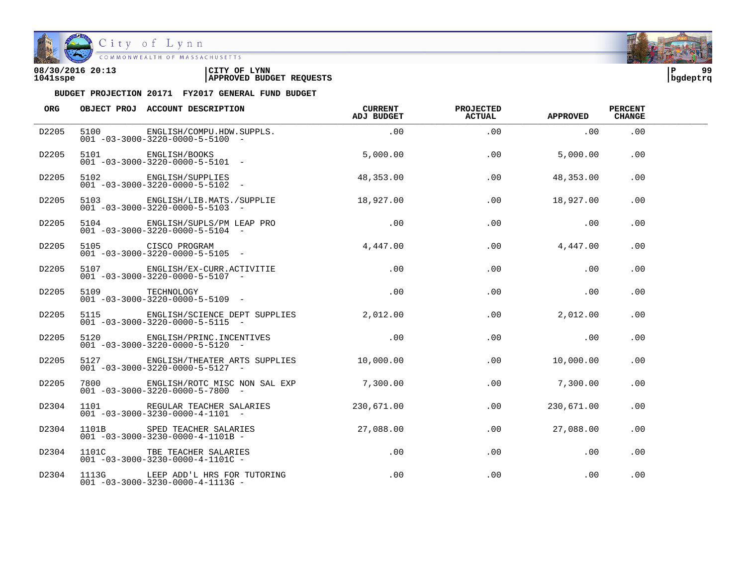08/30/2016 20:13 | CITY OF LYNN
1041sspe | APPROVED BUDGET REQUESTS

**BUDGET PROJECTION 20171 FY2017 GENERAL FUND BUDGET**

| ORG | OBJECT PROJ | ACCOUNT DESCRIPTION | CURRENT ADJ BUDGET | PROJECTED ACTUAL | APPROVED | PERCENT CHANGE |
|---|---|---|---|---|---|---|
| D2205 | 5100 | ENGLISH/COMPU.HDW.SUPPLS. 001 -03-3000-3220-0000-5-5100 - | .00 | .00 | .00 | .00 |
| D2205 | 5101 | ENGLISH/BOOKS 001 -03-3000-3220-0000-5-5101 - | 5,000.00 | .00 | 5,000.00 | .00 |
| D2205 | 5102 | ENGLISH/SUPPLIES 001 -03-3000-3220-0000-5-5102 - | 48,353.00 | .00 | 48,353.00 | .00 |
| D2205 | 5103 | ENGLISH/LIB.MATS./SUPPLIE 001 -03-3000-3220-0000-5-5103 - | 18,927.00 | .00 | 18,927.00 | .00 |
| D2205 | 5104 | ENGLISH/SUPLS/PM LEAP PRO 001 -03-3000-3220-0000-5-5104 - | .00 | .00 | .00 | .00 |
| D2205 | 5105 | CISCO PROGRAM 001 -03-3000-3220-0000-5-5105 - | 4,447.00 | .00 | 4,447.00 | .00 |
| D2205 | 5107 | ENGLISH/EX-CURR.ACTIVITIE 001 -03-3000-3220-0000-5-5107 - | .00 | .00 | .00 | .00 |
| D2205 | 5109 | TECHNOLOGY 001 -03-3000-3220-0000-5-5109 - | .00 | .00 | .00 | .00 |
| D2205 | 5115 | ENGLISH/SCIENCE DEPT SUPPLIES 001 -03-3000-3220-0000-5-5115 - | 2,012.00 | .00 | 2,012.00 | .00 |
| D2205 | 5120 | ENGLISH/PRINC.INCENTIVES 001 -03-3000-3220-0000-5-5120 - | .00 | .00 | .00 | .00 |
| D2205 | 5127 | ENGLISH/THEATER ARTS SUPPLIES 001 -03-3000-3220-0000-5-5127 - | 10,000.00 | .00 | 10,000.00 | .00 |
| D2205 | 7800 | ENGLISH/ROTC MISC NON SAL EXP 001 -03-3000-3220-0000-5-7800 - | 7,300.00 | .00 | 7,300.00 | .00 |
| D2304 | 1101 | REGULAR TEACHER SALARIES 001 -03-3000-3230-0000-4-1101 - | 230,671.00 | .00 | 230,671.00 | .00 |
| D2304 | 1101B | SPED TEACHER SALARIES 001 -03-3000-3230-0000-4-1101B - | 27,088.00 | .00 | 27,088.00 | .00 |
| D2304 | 1101C | TBE TEACHER SALARIES 001 -03-3000-3230-0000-4-1101C - | .00 | .00 | .00 | .00 |
| D2304 | 1113G | LEEP ADD'L HRS FOR TUTORING 001 -03-3000-3230-0000-4-1113G - | .00 | .00 | .00 | .00 |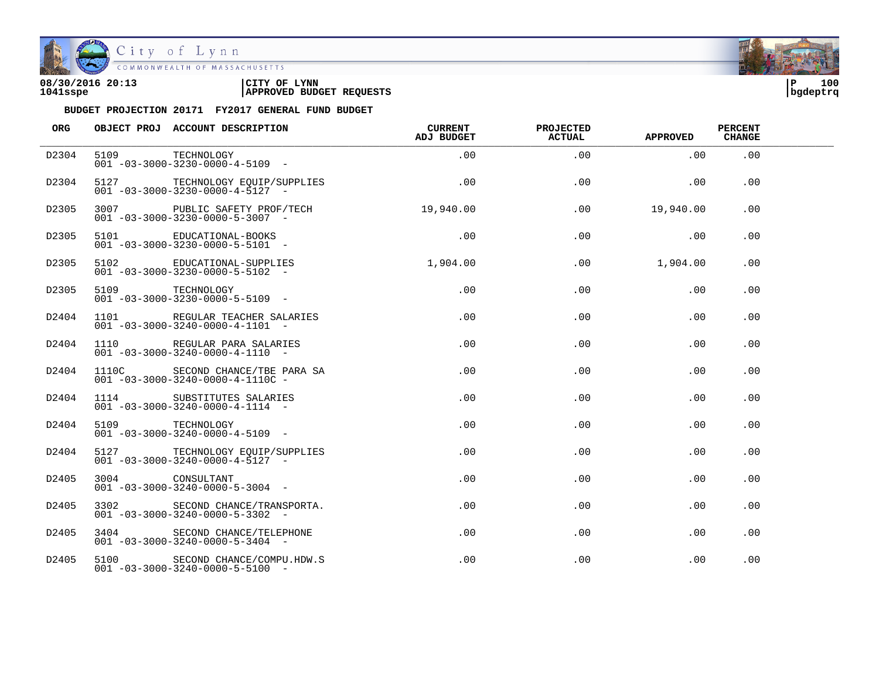08/30/2016 20:13 | CITY OF LYNN
1041sspe | APPROVED BUDGET REQUESTS

bgdeptrq

**BUDGET PROJECTION 20171 FY2017 GENERAL FUND BUDGET**

| ORG | OBJECT PROJ | ACCOUNT DESCRIPTION | CURRENT ADJ BUDGET | PROJECTED ACTUAL | APPROVED | PERCENT CHANGE |
|---|---|---|---|---|---|---|
| D2304 | 5109<br>001 -03-3000-3230-0000-4-5109 - | TECHNOLOGY | .00 | .00 | .00 | .00 |
| D2304 | 5127<br>001 -03-3000-3230-0000-4-5127 - | TECHNOLOGY EQUIP/SUPPLIES | .00 | .00 | .00 | .00 |
| D2305 | 3007<br>001 -03-3000-3230-0000-5-3007 - | PUBLIC SAFETY PROF/TECH | 19,940.00 | .00 | 19,940.00 | .00 |
| D2305 | 5101<br>001 -03-3000-3230-0000-5-5101 - | EDUCATIONAL-BOOKS | .00 | .00 | .00 | .00 |
| D2305 | 5102<br>001 -03-3000-3230-0000-5-5102 - | EDUCATIONAL-SUPPLIES | 1,904.00 | .00 | 1,904.00 | .00 |
| D2305 | 5109<br>001 -03-3000-3230-0000-5-5109 - | TECHNOLOGY | .00 | .00 | .00 | .00 |
| D2404 | 1101<br>001 -03-3000-3240-0000-4-1101 - | REGULAR TEACHER SALARIES | .00 | .00 | .00 | .00 |
| D2404 | 1110<br>001 -03-3000-3240-0000-4-1110 - | REGULAR PARA SALARIES | .00 | .00 | .00 | .00 |
| D2404 | 1110C<br>001 -03-3000-3240-0000-4-1110C - | SECOND CHANCE/TBE PARA SA | .00 | .00 | .00 | .00 |
| D2404 | 1114<br>001 -03-3000-3240-0000-4-1114 - | SUBSTITUTES SALARIES | .00 | .00 | .00 | .00 |
| D2404 | 5109<br>001 -03-3000-3240-0000-4-5109 - | TECHNOLOGY | .00 | .00 | .00 | .00 |
| D2404 | 5127<br>001 -03-3000-3240-0000-4-5127 - | TECHNOLOGY EQUIP/SUPPLIES | .00 | .00 | .00 | .00 |
| D2405 | 3004<br>001 -03-3000-3240-0000-5-3004 - | CONSULTANT | .00 | .00 | .00 | .00 |
| D2405 | 3302<br>001 -03-3000-3240-0000-5-3302 - | SECOND CHANCE/TRANSPORTA. | .00 | .00 | .00 | .00 |
| D2405 | 3404<br>001 -03-3000-3240-0000-5-3404 - | SECOND CHANCE/TELEPHONE | .00 | .00 | .00 | .00 |
| D2405 | 5100<br>001 -03-3000-3240-0000-5-5100 - | SECOND CHANCE/COMPU.HDW.S | .00 | .00 | .00 | .00 |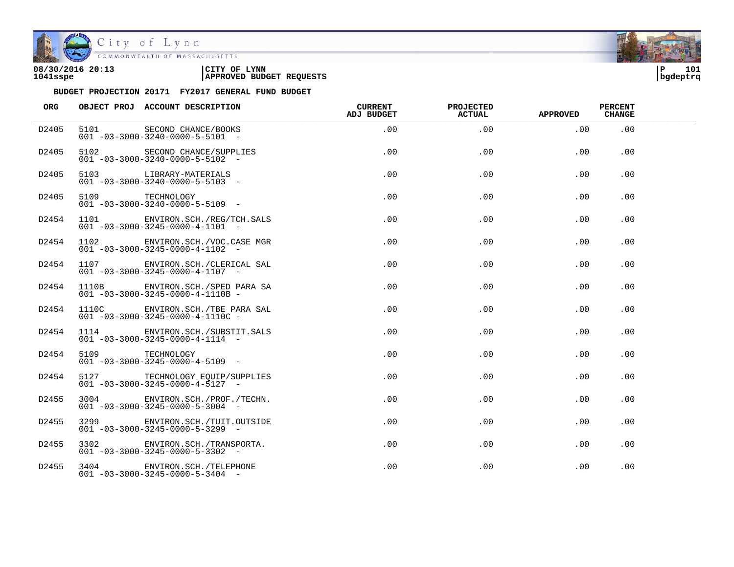**BUDGET PROJECTION 20171 FY2017 GENERAL FUND BUDGET**

| ORG | OBJECT PROJ | ACCOUNT DESCRIPTION | CURRENT ADJ BUDGET | PROJECTED ACTUAL | APPROVED | PERCENT CHANGE |
|---|---|---|---|---|---|---|
| D2405 | 5101<br>001 -03-3000-3240-0000-5-5101 - | SECOND CHANCE/BOOKS | .00 | .00 | .00 | .00 |
| D2405 | 5102<br>001 -03-3000-3240-0000-5-5102 - | SECOND CHANCE/SUPPLIES | .00 | .00 | .00 | .00 |
| D2405 | 5103<br>001 -03-3000-3240-0000-5-5103 - | LIBRARY-MATERIALS | .00 | .00 | .00 | .00 |
| D2405 | 5109<br>001 -03-3000-3240-0000-5-5109 - | TECHNOLOGY | .00 | .00 | .00 | .00 |
| D2454 | 1101<br>001 -03-3000-3245-0000-4-1101 - | ENVIRON.SCH./REG/TCH.SALS | .00 | .00 | .00 | .00 |
| D2454 | 1102<br>001 -03-3000-3245-0000-4-1102 - | ENVIRON.SCH./VOC.CASE MGR | .00 | .00 | .00 | .00 |
| D2454 | 1107<br>001 -03-3000-3245-0000-4-1107 - | ENVIRON.SCH./CLERICAL SAL | .00 | .00 | .00 | .00 |
| D2454 | 1110B<br>001 -03-3000-3245-0000-4-1110B - | ENVIRON.SCH./SPED PARA SA | .00 | .00 | .00 | .00 |
| D2454 | 1110C<br>001 -03-3000-3245-0000-4-1110C - | ENVIRON.SCH./TBE PARA SAL | .00 | .00 | .00 | .00 |
| D2454 | 1114<br>001 -03-3000-3245-0000-4-1114 - | ENVIRON.SCH./SUBSTIT.SALS | .00 | .00 | .00 | .00 |
| D2454 | 5109<br>001 -03-3000-3245-0000-4-5109 - | TECHNOLOGY | .00 | .00 | .00 | .00 |
| D2454 | 5127<br>001 -03-3000-3245-0000-4-5127 - | TECHNOLOGY EQUIP/SUPPLIES | .00 | .00 | .00 | .00 |
| D2455 | 3004<br>001 -03-3000-3245-0000-5-3004 - | ENVIRON.SCH./PROF./TECHN. | .00 | .00 | .00 | .00 |
| D2455 | 3299<br>001 -03-3000-3245-0000-5-3299 - | ENVIRON.SCH./TUIT.OUTSIDE | .00 | .00 | .00 | .00 |
| D2455 | 3302<br>001 -03-3000-3245-0000-5-3302 - | ENVIRON.SCH./TRANSPORTA. | .00 | .00 | .00 | .00 |
| D2455 | 3404<br>001 -03-3000-3245-0000-5-3404 - | ENVIRON.SCH./TELEPHONE | .00 | .00 | .00 | .00 |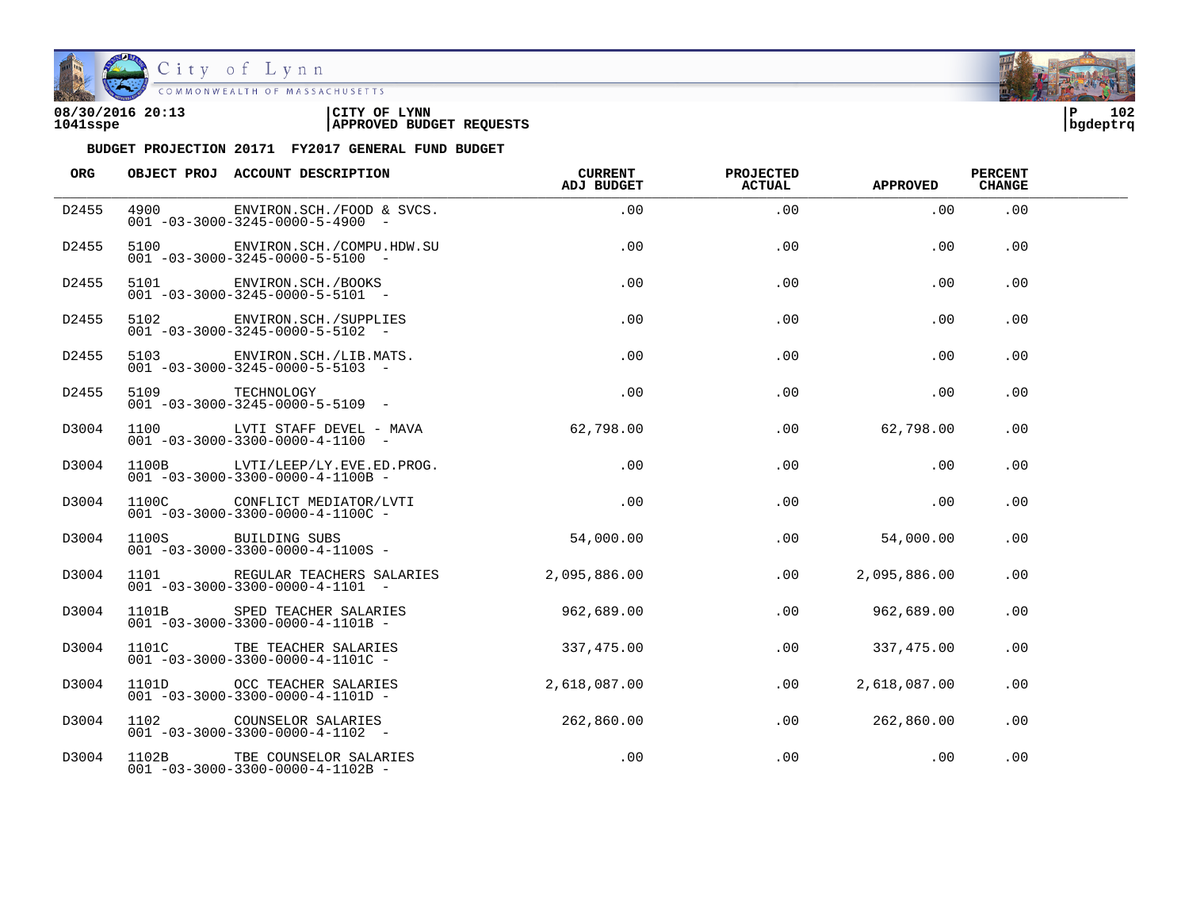08/30/2016 20:13 | CITY OF LYNN
1041sspe | APPROVED BUDGET REQUESTS

**BUDGET PROJECTION 20171 FY2017 GENERAL FUND BUDGET**

| ORG | OBJECT PROJ | ACCOUNT DESCRIPTION | CURRENT ADJ BUDGET | PROJECTED ACTUAL | APPROVED | PERCENT CHANGE |
|---|---|---|---|---|---|---|
| D2455 | 4900<br>001 -03-3000-3245-0000-5-4900 - | ENVIRON.SCH./FOOD & SVCS. | .00 | .00 | .00 | .00 |
| D2455 | 5100<br>001 -03-3000-3245-0000-5-5100 - | ENVIRON.SCH./COMPU.HDW.SU | .00 | .00 | .00 | .00 |
| D2455 | 5101<br>001 -03-3000-3245-0000-5-5101 - | ENVIRON.SCH./BOOKS | .00 | .00 | .00 | .00 |
| D2455 | 5102<br>001 -03-3000-3245-0000-5-5102 - | ENVIRON.SCH./SUPPLIES | .00 | .00 | .00 | .00 |
| D2455 | 5103<br>001 -03-3000-3245-0000-5-5103 - | ENVIRON.SCH./LIB.MATS. | .00 | .00 | .00 | .00 |
| D2455 | 5109<br>001 -03-3000-3245-0000-5-5109 - | TECHNOLOGY | .00 | .00 | .00 | .00 |
| D3004 | 1100<br>001 -03-3000-3300-0000-4-1100 - | LVTI STAFF DEVEL - MAVA | 62,798.00 | .00 | 62,798.00 | .00 |
| D3004 | 1100B<br>001 -03-3000-3300-0000-4-1100B - | LVTI/LEEP/LY.EVE.ED.PROG. | .00 | .00 | .00 | .00 |
| D3004 | 1100C<br>001 -03-3000-3300-0000-4-1100C - | CONFLICT MEDIATOR/LVTI | .00 | .00 | .00 | .00 |
| D3004 | 1100S<br>001 -03-3000-3300-0000-4-1100S - | BUILDING SUBS | 54,000.00 | .00 | 54,000.00 | .00 |
| D3004 | 1101<br>001 -03-3000-3300-0000-4-1101 - | REGULAR TEACHERS SALARIES | 2,095,886.00 | .00 | 2,095,886.00 | .00 |
| D3004 | 1101B<br>001 -03-3000-3300-0000-4-1101B - | SPED TEACHER SALARIES | 962,689.00 | .00 | 962,689.00 | .00 |
| D3004 | 1101C<br>001 -03-3000-3300-0000-4-1101C - | TBE TEACHER SALARIES | 337,475.00 | .00 | 337,475.00 | .00 |
| D3004 | 1101D<br>001 -03-3000-3300-0000-4-1101D - | OCC TEACHER SALARIES | 2,618,087.00 | .00 | 2,618,087.00 | .00 |
| D3004 | 1102<br>001 -03-3000-3300-0000-4-1102 - | COUNSELOR SALARIES | 262,860.00 | .00 | 262,860.00 | .00 |
| D3004 | 1102B<br>001 -03-3000-3300-0000-4-1102B - | TBE COUNSELOR SALARIES | .00 | .00 | .00 | .00 |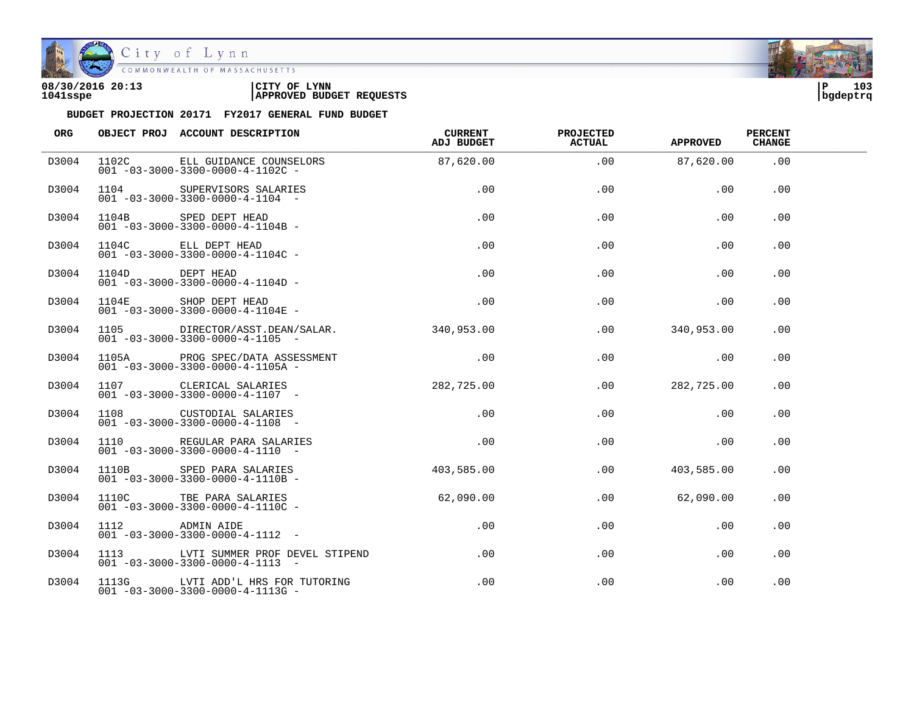08/30/2016 20:13 | CITY OF LYNN
1041sspe | APPROVED BUDGET REQUESTS | bgdeptrq

**BUDGET PROJECTION 20171 FY2017 GENERAL FUND BUDGET**

| ORG | OBJECT PROJ | ACCOUNT DESCRIPTION | CURRENT ADJ BUDGET | PROJECTED ACTUAL | APPROVED | PERCENT CHANGE |
|---|---|---|---|---|---|---|
| D3004 | 1102C | ELL GUIDANCE COUNSELORS<br>001 -03-3000-3300-0000-4-1102C - | 87,620.00 | .00 | 87,620.00 | .00 |
| D3004 | 1104 | SUPERVISORS SALARIES<br>001 -03-3000-3300-0000-4-1104 - | .00 | .00 | .00 | .00 |
| D3004 | 1104B | SPED DEPT HEAD<br>001 -03-3000-3300-0000-4-1104B - | .00 | .00 | .00 | .00 |
| D3004 | 1104C | ELL DEPT HEAD<br>001 -03-3000-3300-0000-4-1104C - | .00 | .00 | .00 | .00 |
| D3004 | 1104D | DEPT HEAD<br>001 -03-3000-3300-0000-4-1104D - | .00 | .00 | .00 | .00 |
| D3004 | 1104E | SHOP DEPT HEAD<br>001 -03-3000-3300-0000-4-1104E - | .00 | .00 | .00 | .00 |
| D3004 | 1105 | DIRECTOR/ASST.DEAN/SALAR.<br>001 -03-3000-3300-0000-4-1105 - | 340,953.00 | .00 | 340,953.00 | .00 |
| D3004 | 1105A | PROG SPEC/DATA ASSESSMENT<br>001 -03-3000-3300-0000-4-1105A - | .00 | .00 | .00 | .00 |
| D3004 | 1107 | CLERICAL SALARIES<br>001 -03-3000-3300-0000-4-1107 - | 282,725.00 | .00 | 282,725.00 | .00 |
| D3004 | 1108 | CUSTODIAL SALARIES<br>001 -03-3000-3300-0000-4-1108 - | .00 | .00 | .00 | .00 |
| D3004 | 1110 | REGULAR PARA SALARIES<br>001 -03-3000-3300-0000-4-1110 - | .00 | .00 | .00 | .00 |
| D3004 | 1110B | SPED PARA SALARIES<br>001 -03-3000-3300-0000-4-1110B - | 403,585.00 | .00 | 403,585.00 | .00 |
| D3004 | 1110C | TBE PARA SALARIES<br>001 -03-3000-3300-0000-4-1110C - | 62,090.00 | .00 | 62,090.00 | .00 |
| D3004 | 1112 | ADMIN AIDE<br>001 -03-3000-3300-0000-4-1112 - | .00 | .00 | .00 | .00 |
| D3004 | 1113 | LVTI SUMMER PROF DEVEL STIPEND<br>001 -03-3000-3300-0000-4-1113 - | .00 | .00 | .00 | .00 |
| D3004 | 1113G | LVTI ADD'L HRS FOR TUTORING<br>001 -03-3000-3300-0000-4-1113G - | .00 | .00 | .00 | .00 |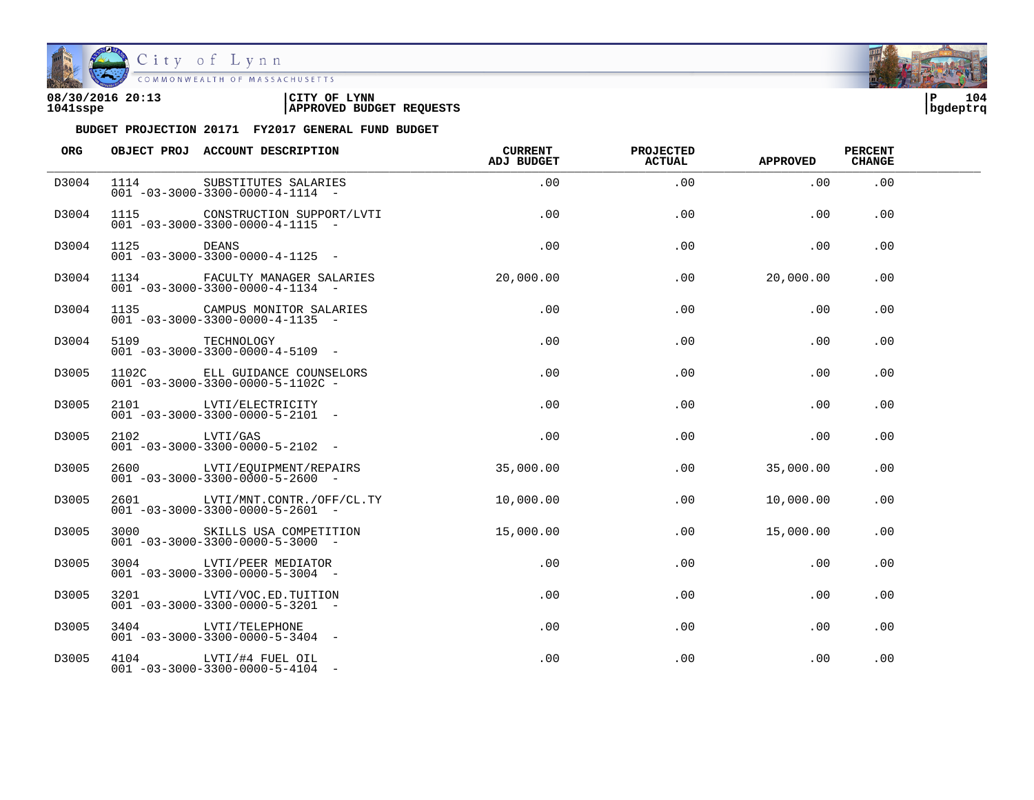08/30/2016 20:13 | CITY OF LYNN
1041sspe | APPROVED BUDGET REQUESTS

**BUDGET PROJECTION 20171 FY2017 GENERAL FUND BUDGET**

| ORG | OBJECT PROJ | ACCOUNT DESCRIPTION | CURRENT ADJ BUDGET | PROJECTED ACTUAL | APPROVED | PERCENT CHANGE |
|---|---|---|---|---|---|---|
| D3004 | 1114<br>001 -03-3000-3300-0000-4-1114 - | SUBSTITUTES SALARIES | .00 | .00 | .00 | .00 |
| D3004 | 1115<br>001 -03-3000-3300-0000-4-1115 - | CONSTRUCTION SUPPORT/LVTI | .00 | .00 | .00 | .00 |
| D3004 | 1125<br>001 -03-3000-3300-0000-4-1125 - | DEANS | .00 | .00 | .00 | .00 |
| D3004 | 1134<br>001 -03-3000-3300-0000-4-1134 - | FACULTY MANAGER SALARIES | 20,000.00 | .00 | 20,000.00 | .00 |
| D3004 | 1135<br>001 -03-3000-3300-0000-4-1135 - | CAMPUS MONITOR SALARIES | .00 | .00 | .00 | .00 |
| D3004 | 5109<br>001 -03-3000-3300-0000-4-5109 - | TECHNOLOGY | .00 | .00 | .00 | .00 |
| D3005 | 1102C<br>001 -03-3000-3300-0000-5-1102C - | ELL GUIDANCE COUNSELORS | .00 | .00 | .00 | .00 |
| D3005 | 2101<br>001 -03-3000-3300-0000-5-2101 - | LVTI/ELECTRICITY | .00 | .00 | .00 | .00 |
| D3005 | 2102<br>001 -03-3000-3300-0000-5-2102 - | LVTI/GAS | .00 | .00 | .00 | .00 |
| D3005 | 2600<br>001 -03-3000-3300-0000-5-2600 - | LVTI/EQUIPMENT/REPAIRS | 35,000.00 | .00 | 35,000.00 | .00 |
| D3005 | 2601<br>001 -03-3000-3300-0000-5-2601 - | LVTI/MNT.CONTR./OFF/CL.TY | 10,000.00 | .00 | 10,000.00 | .00 |
| D3005 | 3000<br>001 -03-3000-3300-0000-5-3000 - | SKILLS USA COMPETITION | 15,000.00 | .00 | 15,000.00 | .00 |
| D3005 | 3004<br>001 -03-3000-3300-0000-5-3004 - | LVTI/PEER MEDIATOR | .00 | .00 | .00 | .00 |
| D3005 | 3201<br>001 -03-3000-3300-0000-5-3201 - | LVTI/VOC.ED.TUITION | .00 | .00 | .00 | .00 |
| D3005 | 3404<br>001 -03-3000-3300-0000-5-3404 - | LVTI/TELEPHONE | .00 | .00 | .00 | .00 |
| D3005 | 4104<br>001 -03-3000-3300-0000-5-4104 - | LVTI/#4 FUEL OIL | .00 | .00 | .00 | .00 |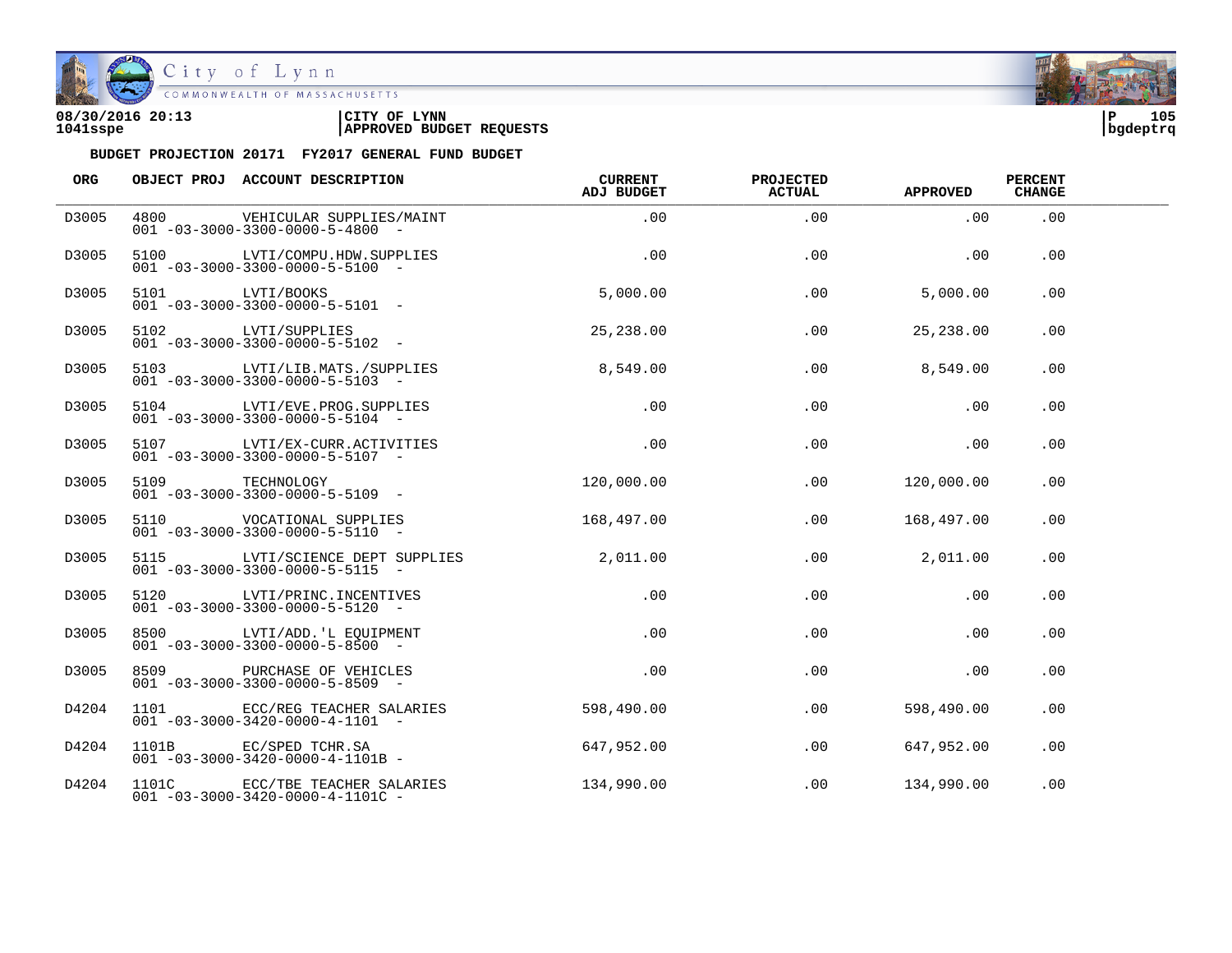08/30/2016 20:13 | CITY OF LYNN
1041sspe | APPROVED BUDGET REQUESTS

**BUDGET PROJECTION 20171 FY2017 GENERAL FUND BUDGET**

| ORG | OBJECT PROJ | ACCOUNT DESCRIPTION | CURRENT ADJ BUDGET | PROJECTED ACTUAL | APPROVED | PERCENT CHANGE |
|---|---|---|---|---|---|---|
| D3005 | 4800 | VEHICULAR SUPPLIES/MAINT<br>001 -03-3000-3300-0000-5-4800 - | .00 | .00 | .00 | .00 |
| D3005 | 5100 | LVTI/COMPU.HDW.SUPPLIES<br>001 -03-3000-3300-0000-5-5100 - | .00 | .00 | .00 | .00 |
| D3005 | 5101 | LVTI/BOOKS<br>001 -03-3000-3300-0000-5-5101 - | 5,000.00 | .00 | 5,000.00 | .00 |
| D3005 | 5102 | LVTI/SUPPLIES<br>001 -03-3000-3300-0000-5-5102 - | 25,238.00 | .00 | 25,238.00 | .00 |
| D3005 | 5103 | LVTI/LIB.MATS./SUPPLIES<br>001 -03-3000-3300-0000-5-5103 - | 8,549.00 | .00 | 8,549.00 | .00 |
| D3005 | 5104 | LVTI/EVE.PROG.SUPPLIES<br>001 -03-3000-3300-0000-5-5104 - | .00 | .00 | .00 | .00 |
| D3005 | 5107 | LVTI/EX-CURR.ACTIVITIES<br>001 -03-3000-3300-0000-5-5107 - | .00 | .00 | .00 | .00 |
| D3005 | 5109 | TECHNOLOGY<br>001 -03-3000-3300-0000-5-5109 - | 120,000.00 | .00 | 120,000.00 | .00 |
| D3005 | 5110 | VOCATIONAL SUPPLIES<br>001 -03-3000-3300-0000-5-5110 - | 168,497.00 | .00 | 168,497.00 | .00 |
| D3005 | 5115 | LVTI/SCIENCE DEPT SUPPLIES<br>001 -03-3000-3300-0000-5-5115 - | 2,011.00 | .00 | 2,011.00 | .00 |
| D3005 | 5120 | LVTI/PRINC.INCENTIVES<br>001 -03-3000-3300-0000-5-5120 - | .00 | .00 | .00 | .00 |
| D3005 | 8500 | LVTI/ADD.'L EQUIPMENT<br>001 -03-3000-3300-0000-5-8500 - | .00 | .00 | .00 | .00 |
| D3005 | 8509 | PURCHASE OF VEHICLES<br>001 -03-3000-3300-0000-5-8509 - | .00 | .00 | .00 | .00 |
| D4204 | 1101 | ECC/REG TEACHER SALARIES<br>001 -03-3000-3420-0000-4-1101 - | 598,490.00 | .00 | 598,490.00 | .00 |
| D4204 | 1101B | EC/SPED TCHR.SA<br>001 -03-3000-3420-0000-4-1101B - | 647,952.00 | .00 | 647,952.00 | .00 |
| D4204 | 1101C | ECC/TBE TEACHER SALARIES<br>001 -03-3000-3420-0000-4-1101C - | 134,990.00 | .00 | 134,990.00 | .00 |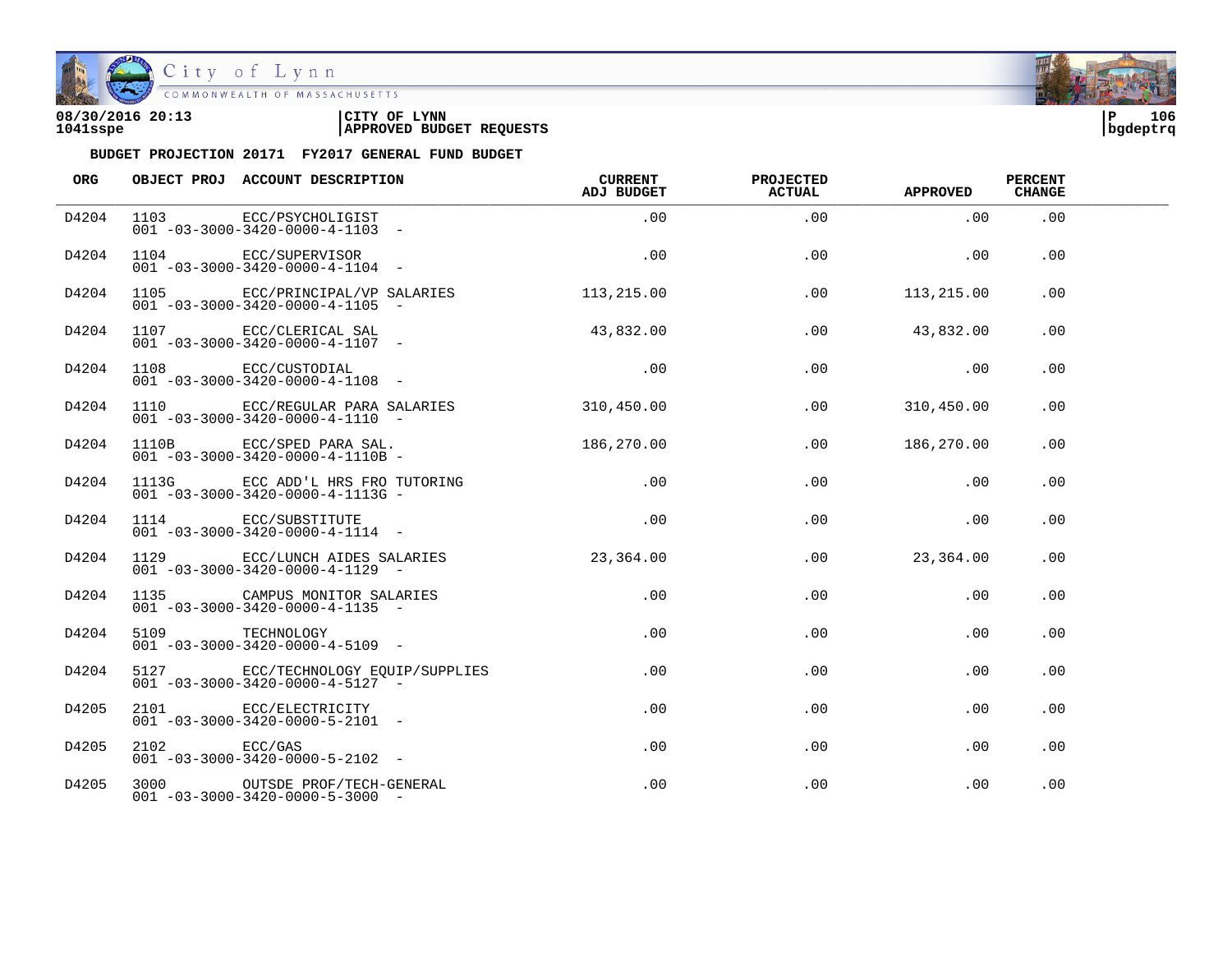08/30/2016 20:13 | CITY OF LYNN
1041sspe | APPROVED BUDGET REQUESTS

**BUDGET PROJECTION 20171 FY2017 GENERAL FUND BUDGET**

| ORG | OBJECT PROJ | ACCOUNT DESCRIPTION | CURRENT ADJ BUDGET | PROJECTED ACTUAL | APPROVED | PERCENT CHANGE |
|---|---|---|---|---|---|---|
| D4204 | 1103 | ECC/PSYCHOLIGIST<br>001 -03-3000-3420-0000-4-1103 - | .00 | .00 | .00 | .00 |
| D4204 | 1104 | ECC/SUPERVISOR<br>001 -03-3000-3420-0000-4-1104 - | .00 | .00 | .00 | .00 |
| D4204 | 1105 | ECC/PRINCIPAL/VP SALARIES<br>001 -03-3000-3420-0000-4-1105 - | 113,215.00 | .00 | 113,215.00 | .00 |
| D4204 | 1107 | ECC/CLERICAL SAL<br>001 -03-3000-3420-0000-4-1107 - | 43,832.00 | .00 | 43,832.00 | .00 |
| D4204 | 1108 | ECC/CUSTODIAL<br>001 -03-3000-3420-0000-4-1108 - | .00 | .00 | .00 | .00 |
| D4204 | 1110 | ECC/REGULAR PARA SALARIES<br>001 -03-3000-3420-0000-4-1110 - | 310,450.00 | .00 | 310,450.00 | .00 |
| D4204 | 1110B | ECC/SPED PARA SAL.<br>001 -03-3000-3420-0000-4-1110B - | 186,270.00 | .00 | 186,270.00 | .00 |
| D4204 | 1113G | ECC ADD'L HRS FRO TUTORING<br>001 -03-3000-3420-0000-4-1113G - | .00 | .00 | .00 | .00 |
| D4204 | 1114 | ECC/SUBSTITUTE<br>001 -03-3000-3420-0000-4-1114 - | .00 | .00 | .00 | .00 |
| D4204 | 1129 | ECC/LUNCH AIDES SALARIES<br>001 -03-3000-3420-0000-4-1129 - | 23,364.00 | .00 | 23,364.00 | .00 |
| D4204 | 1135 | CAMPUS MONITOR SALARIES<br>001 -03-3000-3420-0000-4-1135 - | .00 | .00 | .00 | .00 |
| D4204 | 5109 | TECHNOLOGY<br>001 -03-3000-3420-0000-4-5109 - | .00 | .00 | .00 | .00 |
| D4204 | 5127 | ECC/TECHNOLOGY EQUIP/SUPPLIES<br>001 -03-3000-3420-0000-4-5127 - | .00 | .00 | .00 | .00 |
| D4205 | 2101 | ECC/ELECTRICITY<br>001 -03-3000-3420-0000-5-2101 - | .00 | .00 | .00 | .00 |
| D4205 | 2102 | ECC/GAS<br>001 -03-3000-3420-0000-5-2102 - | .00 | .00 | .00 | .00 |
| D4205 | 3000 | OUTSDE PROF/TECH-GENERAL<br>001 -03-3000-3420-0000-5-3000 - | .00 | .00 | .00 | .00 |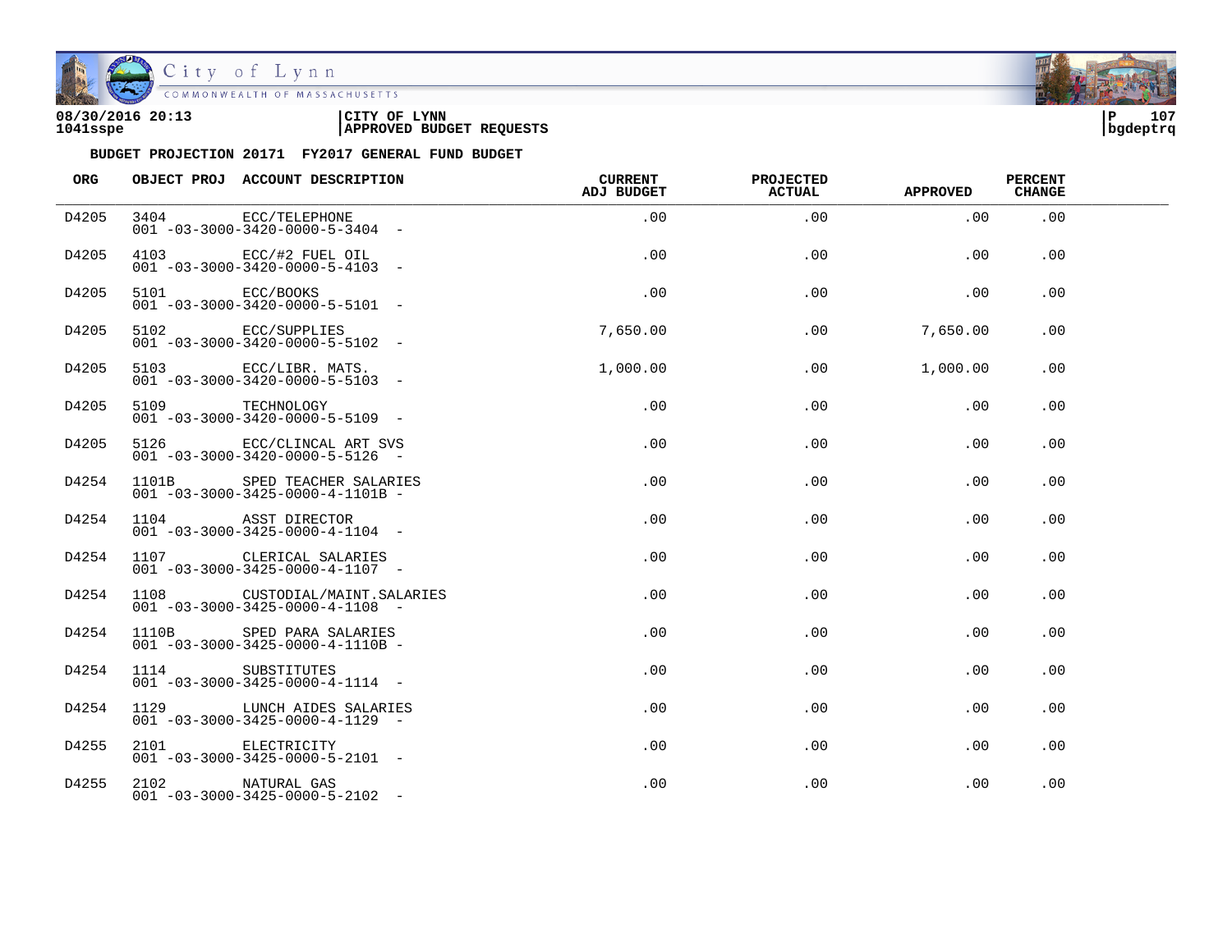08/30/2016 20:13 | CITY OF LYNN
1041sspe | APPROVED BUDGET REQUESTS

**BUDGET PROJECTION 20171 FY2017 GENERAL FUND BUDGET**

| ORG | OBJECT PROJ | ACCOUNT DESCRIPTION | CURRENT ADJ BUDGET | PROJECTED ACTUAL | APPROVED | PERCENT CHANGE |
|---|---|---|---|---|---|---|
| D4205 | 3404 | ECC/TELEPHONE<br>001 -03-3000-3420-0000-5-3404 - | .00 | .00 | .00 | .00 |
| D4205 | 4103 | ECC/#2 FUEL OIL<br>001 -03-3000-3420-0000-5-4103 - | .00 | .00 | .00 | .00 |
| D4205 | 5101 | ECC/BOOKS<br>001 -03-3000-3420-0000-5-5101 - | .00 | .00 | .00 | .00 |
| D4205 | 5102 | ECC/SUPPLIES<br>001 -03-3000-3420-0000-5-5102 - | 7,650.00 | .00 | 7,650.00 | .00 |
| D4205 | 5103 | ECC/LIBR. MATS.<br>001 -03-3000-3420-0000-5-5103 - | 1,000.00 | .00 | 1,000.00 | .00 |
| D4205 | 5109 | TECHNOLOGY<br>001 -03-3000-3420-0000-5-5109 - | .00 | .00 | .00 | .00 |
| D4205 | 5126 | ECC/CLINCAL ART SVS<br>001 -03-3000-3420-0000-5-5126 - | .00 | .00 | .00 | .00 |
| D4254 | 1101B | SPED TEACHER SALARIES<br>001 -03-3000-3425-0000-4-1101B - | .00 | .00 | .00 | .00 |
| D4254 | 1104 | ASST DIRECTOR<br>001 -03-3000-3425-0000-4-1104 - | .00 | .00 | .00 | .00 |
| D4254 | 1107 | CLERICAL SALARIES<br>001 -03-3000-3425-0000-4-1107 - | .00 | .00 | .00 | .00 |
| D4254 | 1108 | CUSTODIAL/MAINT.SALARIES<br>001 -03-3000-3425-0000-4-1108 - | .00 | .00 | .00 | .00 |
| D4254 | 1110B | SPED PARA SALARIES<br>001 -03-3000-3425-0000-4-1110B - | .00 | .00 | .00 | .00 |
| D4254 | 1114 | SUBSTITUTES<br>001 -03-3000-3425-0000-4-1114 - | .00 | .00 | .00 | .00 |
| D4254 | 1129 | LUNCH AIDES SALARIES<br>001 -03-3000-3425-0000-4-1129 - | .00 | .00 | .00 | .00 |
| D4255 | 2101 | ELECTRICITY<br>001 -03-3000-3425-0000-5-2101 - | .00 | .00 | .00 | .00 |
| D4255 | 2102 | NATURAL GAS<br>001 -03-3000-3425-0000-5-2102 - | .00 | .00 | .00 | .00 |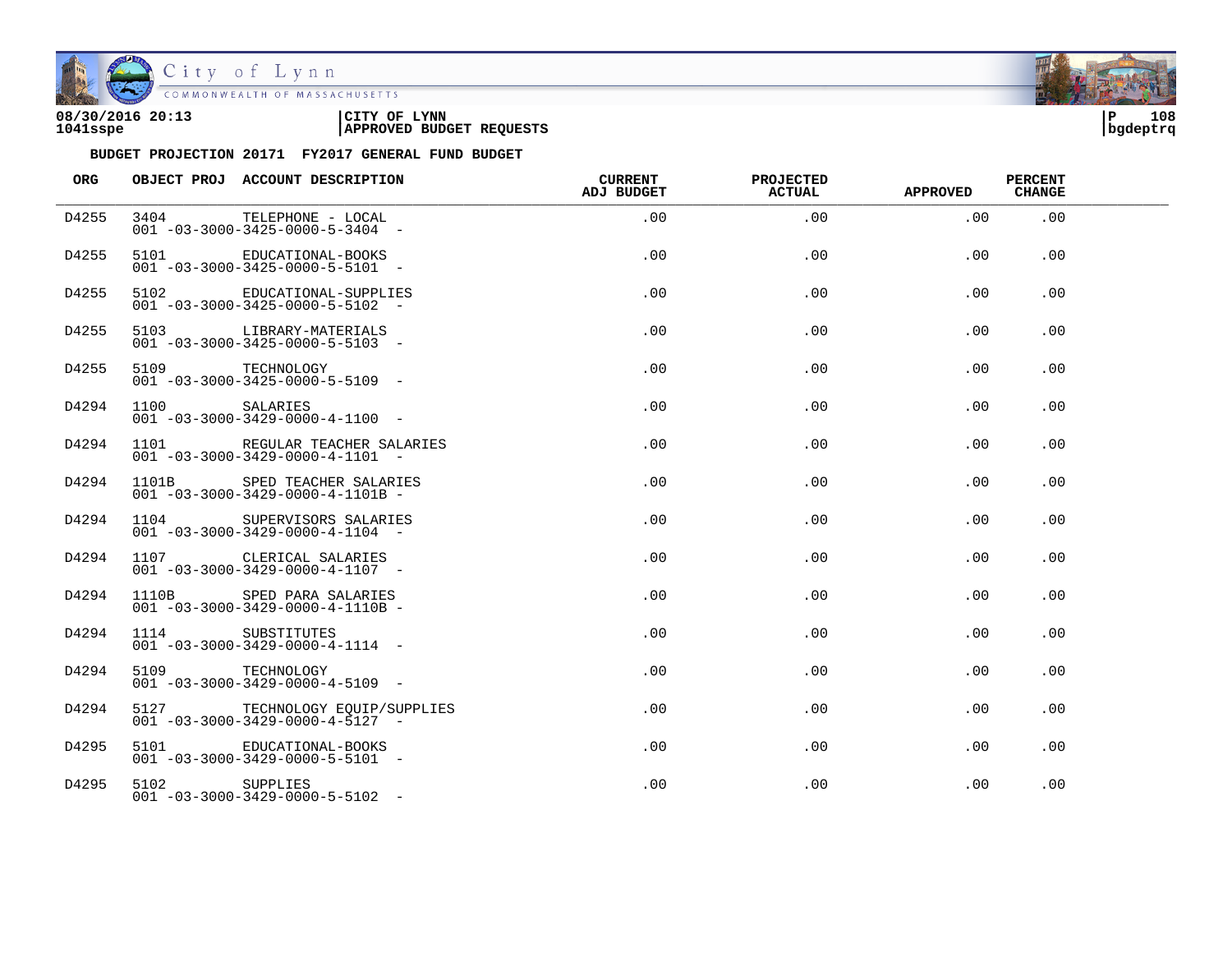08/30/2016 20:13 | CITY OF LYNN
1041sspe | APPROVED BUDGET REQUESTS

bgdeptrq

**BUDGET PROJECTION 20171 FY2017 GENERAL FUND BUDGET**

| ORG | OBJECT PROJ | ACCOUNT DESCRIPTION | CURRENT ADJ BUDGET | PROJECTED ACTUAL | APPROVED | PERCENT CHANGE |
|---|---|---|---|---|---|---|
| D4255 | 3404 | TELEPHONE - LOCAL<br>001 -03-3000-3425-0000-5-3404 - | .00 | .00 | .00 | .00 |
| D4255 | 5101 | EDUCATIONAL-BOOKS<br>001 -03-3000-3425-0000-5-5101 - | .00 | .00 | .00 | .00 |
| D4255 | 5102 | EDUCATIONAL-SUPPLIES<br>001 -03-3000-3425-0000-5-5102 - | .00 | .00 | .00 | .00 |
| D4255 | 5103 | LIBRARY-MATERIALS<br>001 -03-3000-3425-0000-5-5103 - | .00 | .00 | .00 | .00 |
| D4255 | 5109 | TECHNOLOGY<br>001 -03-3000-3425-0000-5-5109 - | .00 | .00 | .00 | .00 |
| D4294 | 1100 | SALARIES<br>001 -03-3000-3429-0000-4-1100 - | .00 | .00 | .00 | .00 |
| D4294 | 1101 | REGULAR TEACHER SALARIES<br>001 -03-3000-3429-0000-4-1101 - | .00 | .00 | .00 | .00 |
| D4294 | 1101B | SPED TEACHER SALARIES<br>001 -03-3000-3429-0000-4-1101B - | .00 | .00 | .00 | .00 |
| D4294 | 1104 | SUPERVISORS SALARIES<br>001 -03-3000-3429-0000-4-1104 - | .00 | .00 | .00 | .00 |
| D4294 | 1107 | CLERICAL SALARIES<br>001 -03-3000-3429-0000-4-1107 - | .00 | .00 | .00 | .00 |
| D4294 | 1110B | SPED PARA SALARIES<br>001 -03-3000-3429-0000-4-1110B - | .00 | .00 | .00 | .00 |
| D4294 | 1114 | SUBSTITUTES<br>001 -03-3000-3429-0000-4-1114 - | .00 | .00 | .00 | .00 |
| D4294 | 5109 | TECHNOLOGY<br>001 -03-3000-3429-0000-4-5109 - | .00 | .00 | .00 | .00 |
| D4294 | 5127 | TECHNOLOGY EQUIP/SUPPLIES<br>001 -03-3000-3429-0000-4-5127 - | .00 | .00 | .00 | .00 |
| D4295 | 5101 | EDUCATIONAL-BOOKS<br>001 -03-3000-3429-0000-5-5101 - | .00 | .00 | .00 | .00 |
| D4295 | 5102 | SUPPLIES<br>001 -03-3000-3429-0000-5-5102 - | .00 | .00 | .00 | .00 |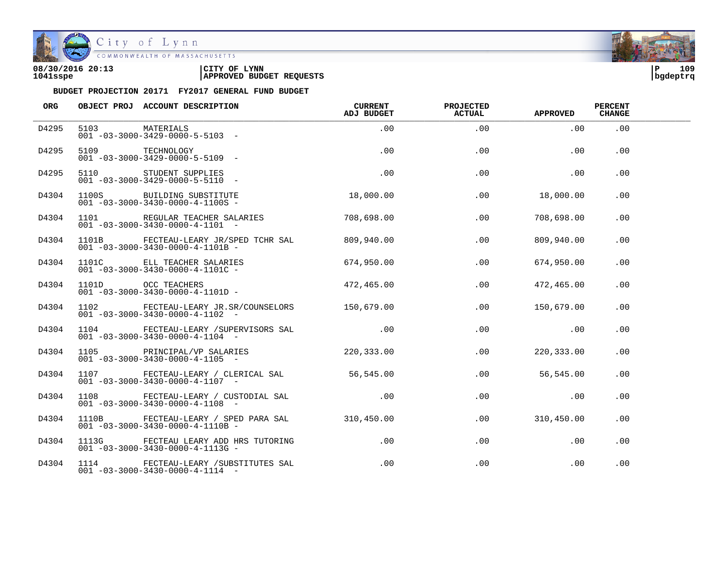**08/30/2016 20:13** | **CITY OF LYNN** | **P 109**
**1041sspe** | **APPROVED BUDGET REQUESTS** | **bgdeptrq**

**BUDGET PROJECTION 20171 FY2017 GENERAL FUND BUDGET**

| ORG | OBJECT PROJ | ACCOUNT DESCRIPTION | CURRENT ADJ BUDGET | PROJECTED ACTUAL | APPROVED | PERCENT CHANGE |
|---|---|---|---|---|---|---|
| D4295 | 5103 | MATERIALS<br>001 -03-3000-3429-0000-5-5103 - | .00 | .00 | .00 | .00 |
| D4295 | 5109 | TECHNOLOGY<br>001 -03-3000-3429-0000-5-5109 - | .00 | .00 | .00 | .00 |
| D4295 | 5110 | STUDENT SUPPLIES<br>001 -03-3000-3429-0000-5-5110 - | .00 | .00 | .00 | .00 |
| D4304 | 1100S | BUILDING SUBSTITUTE<br>001 -03-3000-3430-0000-4-1100S - | 18,000.00 | .00 | 18,000.00 | .00 |
| D4304 | 1101 | REGULAR TEACHER SALARIES<br>001 -03-3000-3430-0000-4-1101 - | 708,698.00 | .00 | 708,698.00 | .00 |
| D4304 | 1101B | FECTEAU-LEARY JR/SPED TCHR SAL<br>001 -03-3000-3430-0000-4-1101B - | 809,940.00 | .00 | 809,940.00 | .00 |
| D4304 | 1101C | ELL TEACHER SALARIES<br>001 -03-3000-3430-0000-4-1101C - | 674,950.00 | .00 | 674,950.00 | .00 |
| D4304 | 1101D | OCC TEACHERS<br>001 -03-3000-3430-0000-4-1101D - | 472,465.00 | .00 | 472,465.00 | .00 |
| D4304 | 1102 | FECTEAU-LEARY JR.SR/COUNSELORS<br>001 -03-3000-3430-0000-4-1102 - | 150,679.00 | .00 | 150,679.00 | .00 |
| D4304 | 1104 | FECTEAU-LEARY /SUPERVISORS SAL<br>001 -03-3000-3430-0000-4-1104 - | .00 | .00 | .00 | .00 |
| D4304 | 1105 | PRINCIPAL/VP SALARIES<br>001 -03-3000-3430-0000-4-1105 - | 220,333.00 | .00 | 220,333.00 | .00 |
| D4304 | 1107 | FECTEAU-LEARY / CLERICAL SAL<br>001 -03-3000-3430-0000-4-1107 - | 56,545.00 | .00 | 56,545.00 | .00 |
| D4304 | 1108 | FECTEAU-LEARY / CUSTODIAL SAL<br>001 -03-3000-3430-0000-4-1108 - | .00 | .00 | .00 | .00 |
| D4304 | 1110B | FECTEAU-LEARY / SPED PARA SAL<br>001 -03-3000-3430-0000-4-1110B - | 310,450.00 | .00 | 310,450.00 | .00 |
| D4304 | 1113G | FECTEAU LEARY ADD HRS TUTORING<br>001 -03-3000-3430-0000-4-1113G - | .00 | .00 | .00 | .00 |
| D4304 | 1114 | FECTEAU-LEARY /SUBSTITUTES SAL<br>001 -03-3000-3430-0000-4-1114 - | .00 | .00 | .00 | .00 |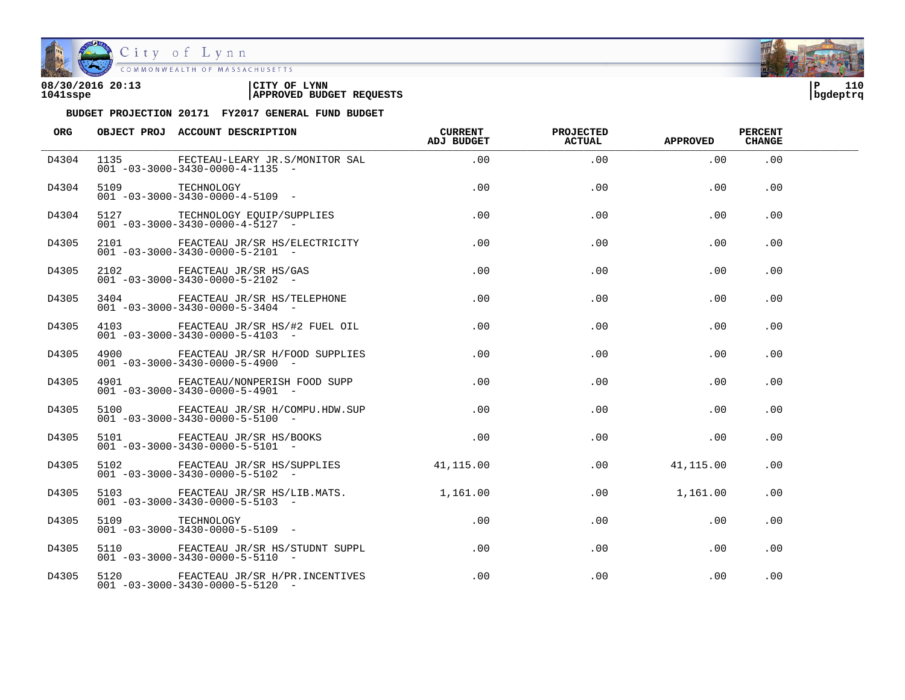**08/30/2016 20:13**
**1041sspe**

**CITY OF LYNN**
**APPROVED BUDGET REQUESTS**

**BUDGET PROJECTION 20171 FY2017 GENERAL FUND BUDGET**

| ORG | OBJECT PROJ | ACCOUNT DESCRIPTION | CURRENT ADJ BUDGET | PROJECTED ACTUAL | APPROVED | PERCENT CHANGE |
|---|---|---|---|---|---|---|
| D4304 | 1135<br>001 -03-3000-3430-0000-4-1135 - | FECTEAU-LEARY JR.S/MONITOR SAL | .00 | .00 | .00 | .00 |
| D4304 | 5109<br>001 -03-3000-3430-0000-4-5109 - | TECHNOLOGY | .00 | .00 | .00 | .00 |
| D4304 | 5127<br>001 -03-3000-3430-0000-4-5127 - | TECHNOLOGY EQUIP/SUPPLIES | .00 | .00 | .00 | .00 |
| D4305 | 2101<br>001 -03-3000-3430-0000-5-2101 - | FEACTEAU JR/SR HS/ELECTRICITY | .00 | .00 | .00 | .00 |
| D4305 | 2102<br>001 -03-3000-3430-0000-5-2102 - | FEACTEAU JR/SR HS/GAS | .00 | .00 | .00 | .00 |
| D4305 | 3404<br>001 -03-3000-3430-0000-5-3404 - | FEACTEAU JR/SR HS/TELEPHONE | .00 | .00 | .00 | .00 |
| D4305 | 4103<br>001 -03-3000-3430-0000-5-4103 - | FEACTEAU JR/SR HS/#2 FUEL OIL | .00 | .00 | .00 | .00 |
| D4305 | 4900<br>001 -03-3000-3430-0000-5-4900 - | FEACTEAU JR/SR H/FOOD SUPPLIES | .00 | .00 | .00 | .00 |
| D4305 | 4901<br>001 -03-3000-3430-0000-5-4901 - | FEACTEAU/NONPERISH FOOD SUPP | .00 | .00 | .00 | .00 |
| D4305 | 5100<br>001 -03-3000-3430-0000-5-5100 - | FEACTEAU JR/SR H/COMPU.HDW.SUP | .00 | .00 | .00 | .00 |
| D4305 | 5101<br>001 -03-3000-3430-0000-5-5101 - | FEACTEAU JR/SR HS/BOOKS | .00 | .00 | .00 | .00 |
| D4305 | 5102<br>001 -03-3000-3430-0000-5-5102 - | FEACTEAU JR/SR HS/SUPPLIES | 41,115.00 | .00 | 41,115.00 | .00 |
| D4305 | 5103<br>001 -03-3000-3430-0000-5-5103 - | FEACTEAU JR/SR HS/LIB.MATS. | 1,161.00 | .00 | 1,161.00 | .00 |
| D4305 | 5109<br>001 -03-3000-3430-0000-5-5109 - | TECHNOLOGY | .00 | .00 | .00 | .00 |
| D4305 | 5110<br>001 -03-3000-3430-0000-5-5110 - | FEACTEAU JR/SR HS/STUDNT SUPPL | .00 | .00 | .00 | .00 |
| D4305 | 5120<br>001 -03-3000-3430-0000-5-5120 - | FEACTEAU JR/SR H/PR.INCENTIVES | .00 | .00 | .00 | .00 |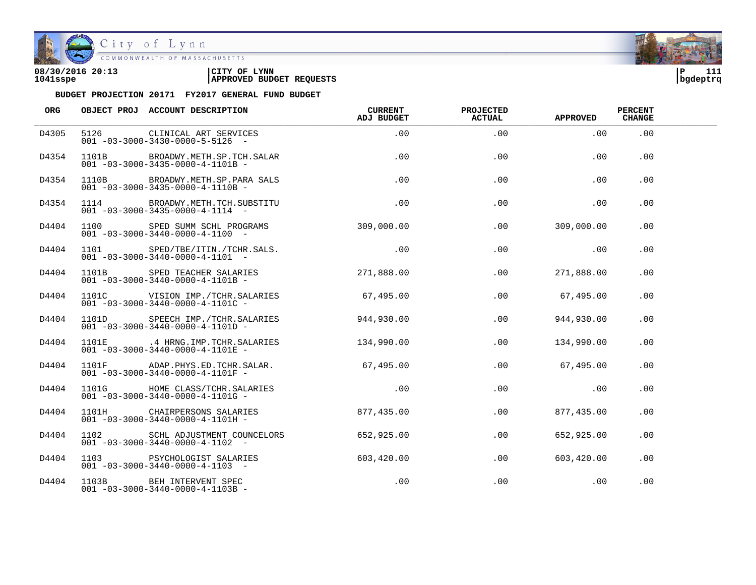**08/30/2016 20:13** | **CITY OF LYNN**
**1041sspe** | **APPROVED BUDGET REQUESTS**

**BUDGET PROJECTION 20171 FY2017 GENERAL FUND BUDGET**

| ORG | OBJECT PROJ | ACCOUNT DESCRIPTION | CURRENT ADJ BUDGET | PROJECTED ACTUAL | APPROVED | PERCENT CHANGE |
|---|---|---|---|---|---|---|
| D4305 | 5126<br>001 -03-3000-3430-0000-5-5126 - | CLINICAL ART SERVICES | .00 | .00 | .00 | .00 |
| D4354 | 1101B<br>001 -03-3000-3435-0000-4-1101B - | BROADWY.METH.SP.TCH.SALAR | .00 | .00 | .00 | .00 |
| D4354 | 1110B<br>001 -03-3000-3435-0000-4-1110B - | BROADWY.METH.SP.PARA SALS | .00 | .00 | .00 | .00 |
| D4354 | 1114<br>001 -03-3000-3435-0000-4-1114 - | BROADWY.METH.TCH.SUBSTITU | .00 | .00 | .00 | .00 |
| D4404 | 1100<br>001 -03-3000-3440-0000-4-1100 - | SPED SUMM SCHL PROGRAMS | 309,000.00 | .00 | 309,000.00 | .00 |
| D4404 | 1101<br>001 -03-3000-3440-0000-4-1101 - | SPED/TBE/ITIN./TCHR.SALS. | .00 | .00 | .00 | .00 |
| D4404 | 1101B<br>001 -03-3000-3440-0000-4-1101B - | SPED TEACHER SALARIES | 271,888.00 | .00 | 271,888.00 | .00 |
| D4404 | 1101C<br>001 -03-3000-3440-0000-4-1101C - | VISION IMP./TCHR.SALARIES | 67,495.00 | .00 | 67,495.00 | .00 |
| D4404 | 1101D<br>001 -03-3000-3440-0000-4-1101D - | SPEECH IMP./TCHR.SALARIES | 944,930.00 | .00 | 944,930.00 | .00 |
| D4404 | 1101E<br>001 -03-3000-3440-0000-4-1101E - | .4 HRNG.IMP.TCHR.SALARIES | 134,990.00 | .00 | 134,990.00 | .00 |
| D4404 | 1101F<br>001 -03-3000-3440-0000-4-1101F - | ADAP.PHYS.ED.TCHR.SALAR. | 67,495.00 | .00 | 67,495.00 | .00 |
| D4404 | 1101G<br>001 -03-3000-3440-0000-4-1101G - | HOME CLASS/TCHR.SALARIES | .00 | .00 | .00 | .00 |
| D4404 | 1101H<br>001 -03-3000-3440-0000-4-1101H - | CHAIRPERSONS SALARIES | 877,435.00 | .00 | 877,435.00 | .00 |
| D4404 | 1102<br>001 -03-3000-3440-0000-4-1102 - | SCHL ADJUSTMENT COUNCELORS | 652,925.00 | .00 | 652,925.00 | .00 |
| D4404 | 1103<br>001 -03-3000-3440-0000-4-1103 - | PSYCHOLOGIST SALARIES | 603,420.00 | .00 | 603,420.00 | .00 |
| D4404 | 1103B<br>001 -03-3000-3440-0000-4-1103B - | BEH INTERVENT SPEC | .00 | .00 | .00 | .00 |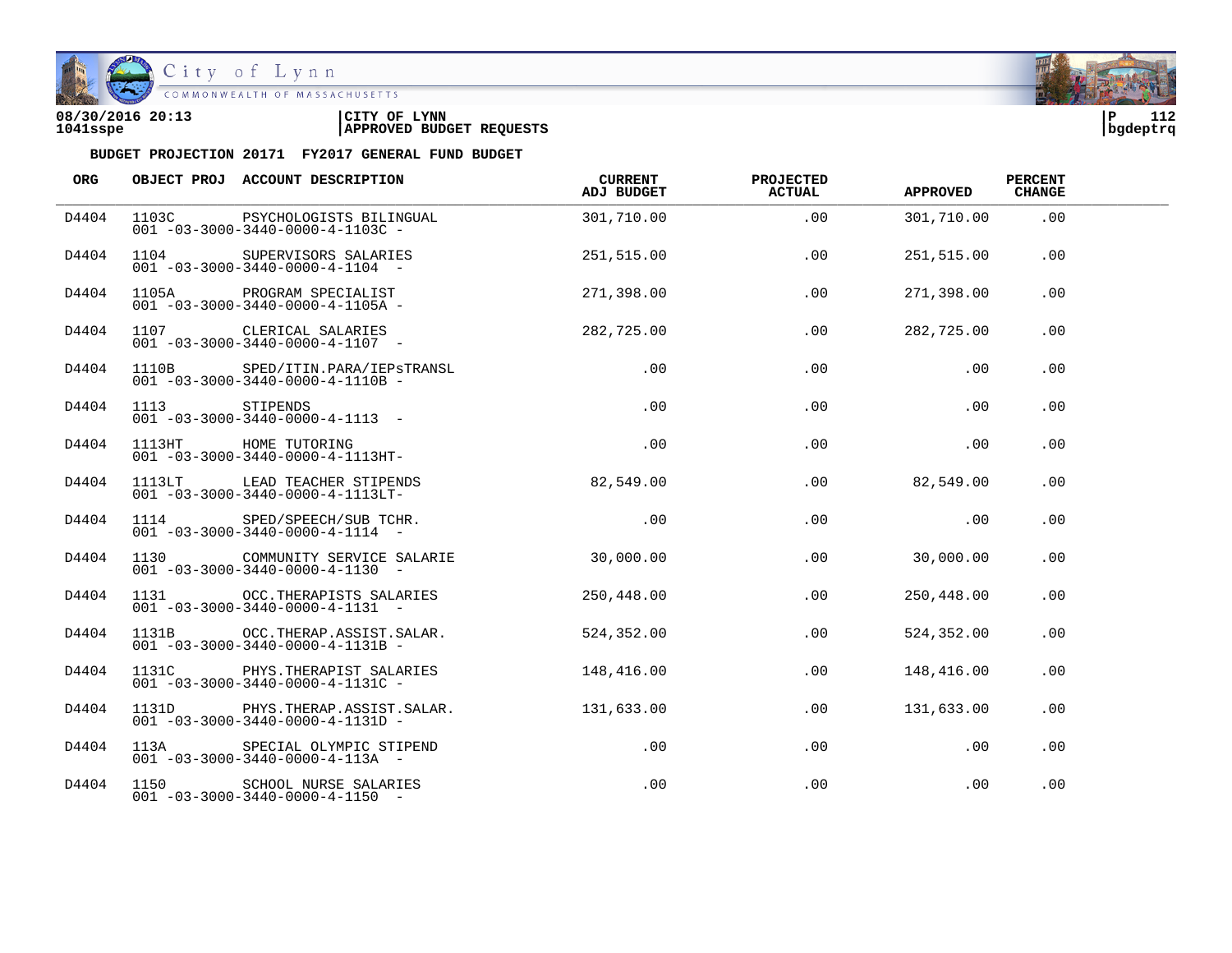08/30/2016 20:13
1041sspe

CITY OF LYNN
APPROVED BUDGET REQUESTS

bgdeptrq

**BUDGET PROJECTION 20171 FY2017 GENERAL FUND BUDGET**

| ORG | OBJECT PROJ | ACCOUNT DESCRIPTION | CURRENT ADJ BUDGET | PROJECTED ACTUAL | APPROVED | PERCENT CHANGE |
|---|---|---|---|---|---|---|
| D4404 | 1103C | PSYCHOLOGISTS BILINGUAL<br>001 -03-3000-3440-0000-4-1103C - | 301,710.00 | .00 | 301,710.00 | .00 |
| D4404 | 1104 | SUPERVISORS SALARIES<br>001 -03-3000-3440-0000-4-1104 - | 251,515.00 | .00 | 251,515.00 | .00 |
| D4404 | 1105A | PROGRAM SPECIALIST<br>001 -03-3000-3440-0000-4-1105A - | 271,398.00 | .00 | 271,398.00 | .00 |
| D4404 | 1107 | CLERICAL SALARIES<br>001 -03-3000-3440-0000-4-1107 - | 282,725.00 | .00 | 282,725.00 | .00 |
| D4404 | 1110B | SPED/ITIN.PARA/IEPsTRANSL<br>001 -03-3000-3440-0000-4-1110B - | .00 | .00 | .00 | .00 |
| D4404 | 1113 | STIPENDS<br>001 -03-3000-3440-0000-4-1113 - | .00 | .00 | .00 | .00 |
| D4404 | 1113HT | HOME TUTORING<br>001 -03-3000-3440-0000-4-1113HT- | .00 | .00 | .00 | .00 |
| D4404 | 1113LT | LEAD TEACHER STIPENDS<br>001 -03-3000-3440-0000-4-1113LT- | 82,549.00 | .00 | 82,549.00 | .00 |
| D4404 | 1114 | SPED/SPEECH/SUB TCHR.<br>001 -03-3000-3440-0000-4-1114 - | .00 | .00 | .00 | .00 |
| D4404 | 1130 | COMMUNITY SERVICE SALARIE<br>001 -03-3000-3440-0000-4-1130 - | 30,000.00 | .00 | 30,000.00 | .00 |
| D4404 | 1131 | OCC.THERAPISTS SALARIES<br>001 -03-3000-3440-0000-4-1131 - | 250,448.00 | .00 | 250,448.00 | .00 |
| D4404 | 1131B | OCC.THERAP.ASSIST.SALAR.<br>001 -03-3000-3440-0000-4-1131B - | 524,352.00 | .00 | 524,352.00 | .00 |
| D4404 | 1131C | PHYS.THERAPIST SALARIES<br>001 -03-3000-3440-0000-4-1131C - | 148,416.00 | .00 | 148,416.00 | .00 |
| D4404 | 1131D | PHYS.THERAP.ASSIST.SALAR.<br>001 -03-3000-3440-0000-4-1131D - | 131,633.00 | .00 | 131,633.00 | .00 |
| D4404 | 113A | SPECIAL OLYMPIC STIPEND<br>001 -03-3000-3440-0000-4-113A - | .00 | .00 | .00 | .00 |
| D4404 | 1150 | SCHOOL NURSE SALARIES<br>001 -03-3000-3440-0000-4-1150 - | .00 | .00 | .00 | .00 |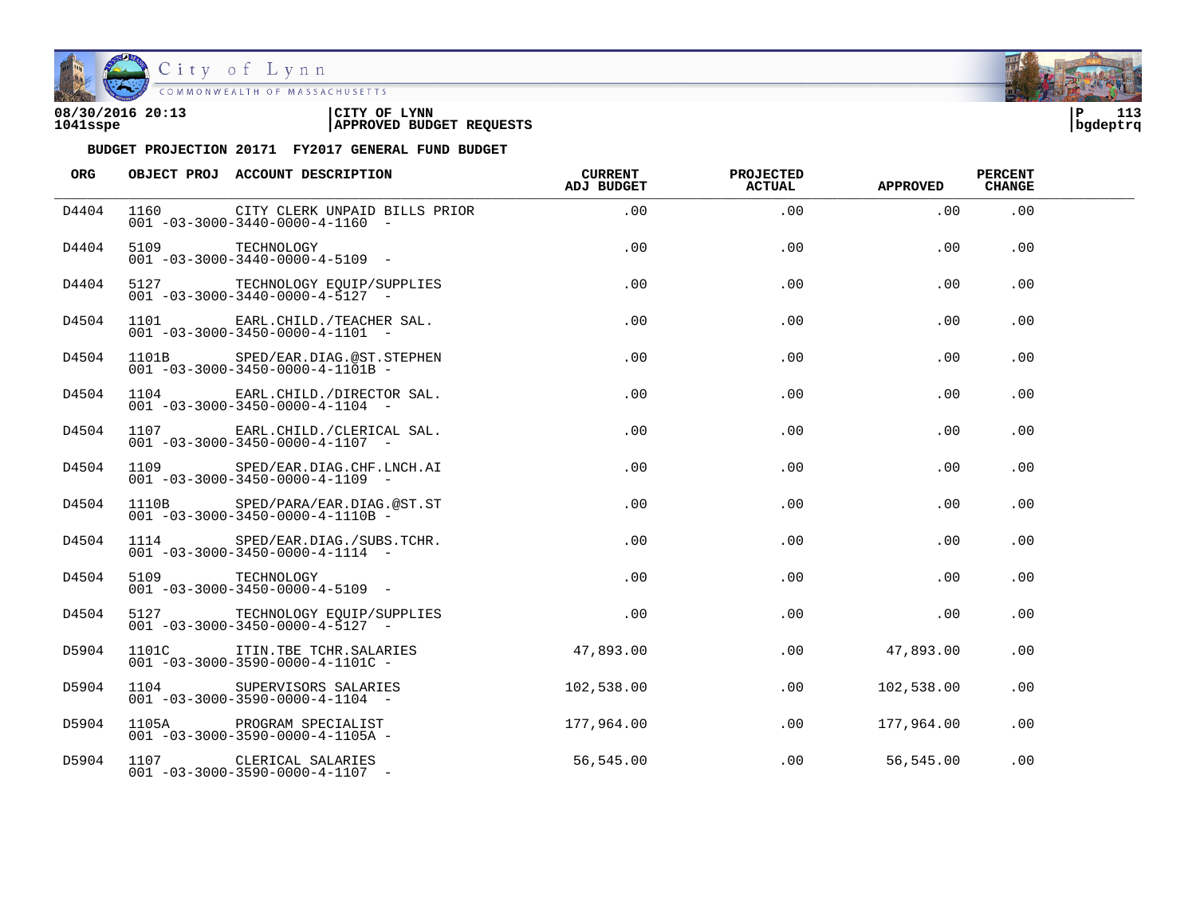**08/30/2016 20:13**
**1041sspe**

**CITY OF LYNN**
**APPROVED BUDGET REQUESTS**

**bgdeptrq**

**BUDGET PROJECTION 20171 FY2017 GENERAL FUND BUDGET**

| ORG | OBJECT PROJ | ACCOUNT DESCRIPTION | CURRENT ADJ BUDGET | PROJECTED ACTUAL | APPROVED | PERCENT CHANGE |
|---|---|---|---|---|---|---|
| D4404 | 1160<br>001 -03-3000-3440-0000-4-1160 - | CITY CLERK UNPAID BILLS PRIOR | .00 | .00 | .00 | .00 |
| D4404 | 5109<br>001 -03-3000-3440-0000-4-5109 - | TECHNOLOGY | .00 | .00 | .00 | .00 |
| D4404 | 5127<br>001 -03-3000-3440-0000-4-5127 - | TECHNOLOGY EQUIP/SUPPLIES | .00 | .00 | .00 | .00 |
| D4504 | 1101<br>001 -03-3000-3450-0000-4-1101 - | EARL.CHILD./TEACHER SAL. | .00 | .00 | .00 | .00 |
| D4504 | 1101B<br>001 -03-3000-3450-0000-4-1101B - | SPED/EAR.DIAG.@ST.STEPHEN | .00 | .00 | .00 | .00 |
| D4504 | 1104<br>001 -03-3000-3450-0000-4-1104 - | EARL.CHILD./DIRECTOR SAL. | .00 | .00 | .00 | .00 |
| D4504 | 1107<br>001 -03-3000-3450-0000-4-1107 - | EARL.CHILD./CLERICAL SAL. | .00 | .00 | .00 | .00 |
| D4504 | 1109<br>001 -03-3000-3450-0000-4-1109 - | SPED/EAR.DIAG.CHF.LNCH.AI | .00 | .00 | .00 | .00 |
| D4504 | 1110B<br>001 -03-3000-3450-0000-4-1110B - | SPED/PARA/EAR.DIAG.@ST.ST | .00 | .00 | .00 | .00 |
| D4504 | 1114<br>001 -03-3000-3450-0000-4-1114 - | SPED/EAR.DIAG./SUBS.TCHR. | .00 | .00 | .00 | .00 |
| D4504 | 5109<br>001 -03-3000-3450-0000-4-5109 - | TECHNOLOGY | .00 | .00 | .00 | .00 |
| D4504 | 5127<br>001 -03-3000-3450-0000-4-5127 - | TECHNOLOGY EQUIP/SUPPLIES | .00 | .00 | .00 | .00 |
| D5904 | 1101C<br>001 -03-3000-3590-0000-4-1101C - | ITIN.TBE TCHR.SALARIES | 47,893.00 | .00 | 47,893.00 | .00 |
| D5904 | 1104<br>001 -03-3000-3590-0000-4-1104 - | SUPERVISORS SALARIES | 102,538.00 | .00 | 102,538.00 | .00 |
| D5904 | 1105A<br>001 -03-3000-3590-0000-4-1105A - | PROGRAM SPECIALIST | 177,964.00 | .00 | 177,964.00 | .00 |
| D5904 | 1107<br>001 -03-3000-3590-0000-4-1107 - | CLERICAL SALARIES | 56,545.00 | .00 | 56,545.00 | .00 |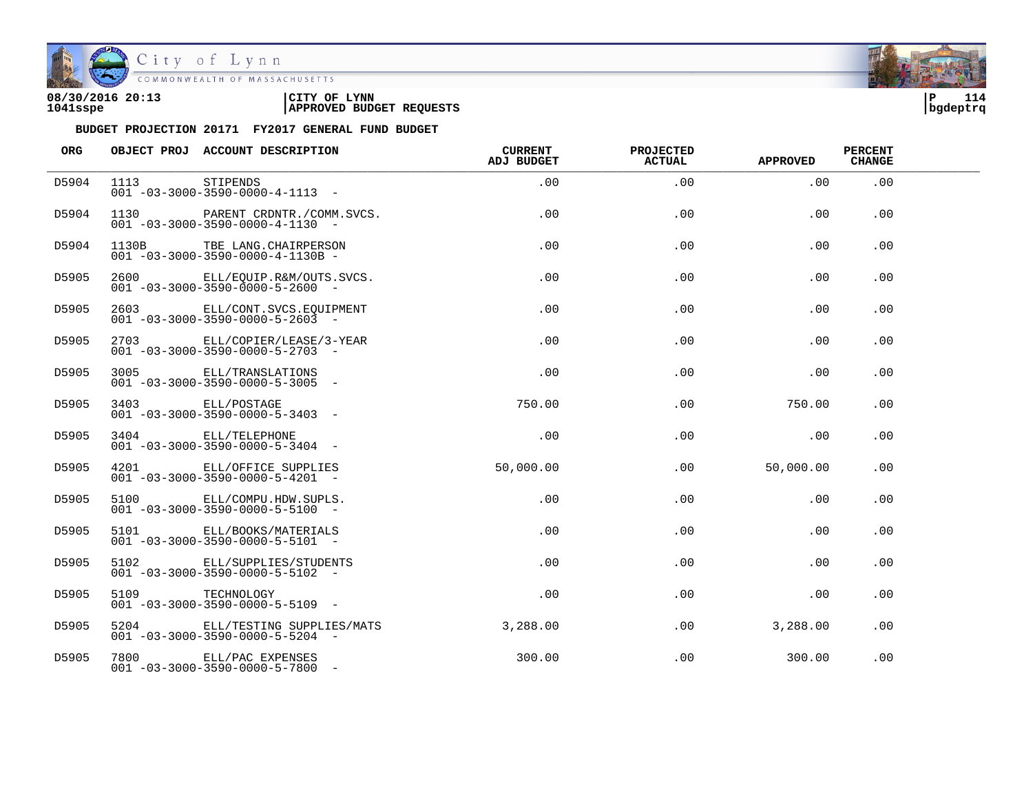08/30/2016 20:13
1041sspe

CITY OF LYNN
APPROVED BUDGET REQUESTS

bgdeptrq

**BUDGET PROJECTION 20171 FY2017 GENERAL FUND BUDGET**

| ORG | OBJECT PROJ | ACCOUNT DESCRIPTION | CURRENT ADJ BUDGET | PROJECTED ACTUAL | APPROVED | PERCENT CHANGE |
|---|---|---|---|---|---|---|
| D5904 | 1113 | STIPENDS<br>001 -03-3000-3590-0000-4-1113 - | .00 | .00 | .00 | .00 |
| D5904 | 1130 | PARENT CRDNTR./COMM.SVCS.<br>001 -03-3000-3590-0000-4-1130 - | .00 | .00 | .00 | .00 |
| D5904 | 1130B | TBE LANG.CHAIRPERSON<br>001 -03-3000-3590-0000-4-1130B - | .00 | .00 | .00 | .00 |
| D5905 | 2600 | ELL/EQUIP.R&M/OUTS.SVCS.<br>001 -03-3000-3590-0000-5-2600 - | .00 | .00 | .00 | .00 |
| D5905 | 2603 | ELL/CONT.SVCS.EQUIPMENT<br>001 -03-3000-3590-0000-5-2603 - | .00 | .00 | .00 | .00 |
| D5905 | 2703 | ELL/COPIER/LEASE/3-YEAR<br>001 -03-3000-3590-0000-5-2703 - | .00 | .00 | .00 | .00 |
| D5905 | 3005 | ELL/TRANSLATIONS<br>001 -03-3000-3590-0000-5-3005 - | .00 | .00 | .00 | .00 |
| D5905 | 3403 | ELL/POSTAGE<br>001 -03-3000-3590-0000-5-3403 - | 750.00 | .00 | 750.00 | .00 |
| D5905 | 3404 | ELL/TELEPHONE<br>001 -03-3000-3590-0000-5-3404 - | .00 | .00 | .00 | .00 |
| D5905 | 4201 | ELL/OFFICE SUPPLIES<br>001 -03-3000-3590-0000-5-4201 - | 50,000.00 | .00 | 50,000.00 | .00 |
| D5905 | 5100 | ELL/COMPU.HDW.SUPLS.<br>001 -03-3000-3590-0000-5-5100 - | .00 | .00 | .00 | .00 |
| D5905 | 5101 | ELL/BOOKS/MATERIALS<br>001 -03-3000-3590-0000-5-5101 - | .00 | .00 | .00 | .00 |
| D5905 | 5102 | ELL/SUPPLIES/STUDENTS<br>001 -03-3000-3590-0000-5-5102 - | .00 | .00 | .00 | .00 |
| D5905 | 5109 | TECHNOLOGY<br>001 -03-3000-3590-0000-5-5109 - | .00 | .00 | .00 | .00 |
| D5905 | 5204 | ELL/TESTING SUPPLIES/MATS<br>001 -03-3000-3590-0000-5-5204 - | 3,288.00 | .00 | 3,288.00 | .00 |
| D5905 | 7800 | ELL/PAC EXPENSES<br>001 -03-3000-3590-0000-5-7800 - | 300.00 | .00 | 300.00 | .00 |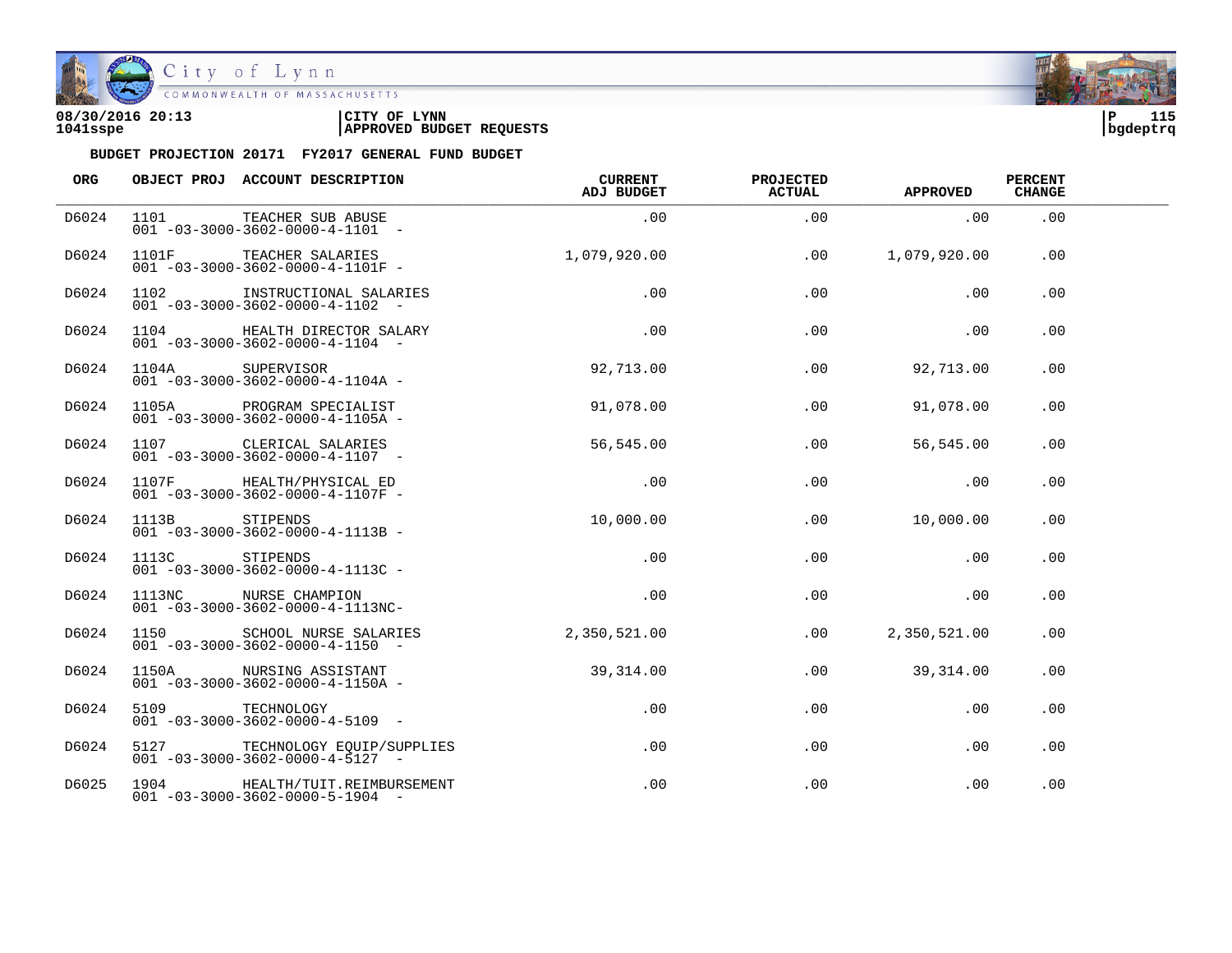08/30/2016 20:13 | CITY OF LYNN | P 115
1041sspe | APPROVED BUDGET REQUESTS | bgdeptrq

**BUDGET PROJECTION 20171 FY2017 GENERAL FUND BUDGET**

| ORG | OBJECT PROJ | ACCOUNT DESCRIPTION | CURRENT ADJ BUDGET | PROJECTED ACTUAL | APPROVED | PERCENT CHANGE |
|---|---|---|---|---|---|---|
| D6024 | 1101 | TEACHER SUB ABUSE<br>001 -03-3000-3602-0000-4-1101 - | .00 | .00 | .00 | .00 |
| D6024 | 1101F | TEACHER SALARIES<br>001 -03-3000-3602-0000-4-1101F - | 1,079,920.00 | .00 | 1,079,920.00 | .00 |
| D6024 | 1102 | INSTRUCTIONAL SALARIES<br>001 -03-3000-3602-0000-4-1102 - | .00 | .00 | .00 | .00 |
| D6024 | 1104 | HEALTH DIRECTOR SALARY<br>001 -03-3000-3602-0000-4-1104 - | .00 | .00 | .00 | .00 |
| D6024 | 1104A | SUPERVISOR<br>001 -03-3000-3602-0000-4-1104A - | 92,713.00 | .00 | 92,713.00 | .00 |
| D6024 | 1105A | PROGRAM SPECIALIST<br>001 -03-3000-3602-0000-4-1105A - | 91,078.00 | .00 | 91,078.00 | .00 |
| D6024 | 1107 | CLERICAL SALARIES<br>001 -03-3000-3602-0000-4-1107 - | 56,545.00 | .00 | 56,545.00 | .00 |
| D6024 | 1107F | HEALTH/PHYSICAL ED<br>001 -03-3000-3602-0000-4-1107F - | .00 | .00 | .00 | .00 |
| D6024 | 1113B | STIPENDS<br>001 -03-3000-3602-0000-4-1113B - | 10,000.00 | .00 | 10,000.00 | .00 |
| D6024 | 1113C | STIPENDS<br>001 -03-3000-3602-0000-4-1113C - | .00 | .00 | .00 | .00 |
| D6024 | 1113NC | NURSE CHAMPION<br>001 -03-3000-3602-0000-4-1113NC- | .00 | .00 | .00 | .00 |
| D6024 | 1150 | SCHOOL NURSE SALARIES<br>001 -03-3000-3602-0000-4-1150 - | 2,350,521.00 | .00 | 2,350,521.00 | .00 |
| D6024 | 1150A | NURSING ASSISTANT<br>001 -03-3000-3602-0000-4-1150A - | 39,314.00 | .00 | 39,314.00 | .00 |
| D6024 | 5109 | TECHNOLOGY<br>001 -03-3000-3602-0000-4-5109 - | .00 | .00 | .00 | .00 |
| D6024 | 5127 | TECHNOLOGY EQUIP/SUPPLIES<br>001 -03-3000-3602-0000-4-5127 - | .00 | .00 | .00 | .00 |
| D6025 | 1904 | HEALTH/TUIT.REIMBURSEMENT<br>001 -03-3000-3602-0000-5-1904 - | .00 | .00 | .00 | .00 |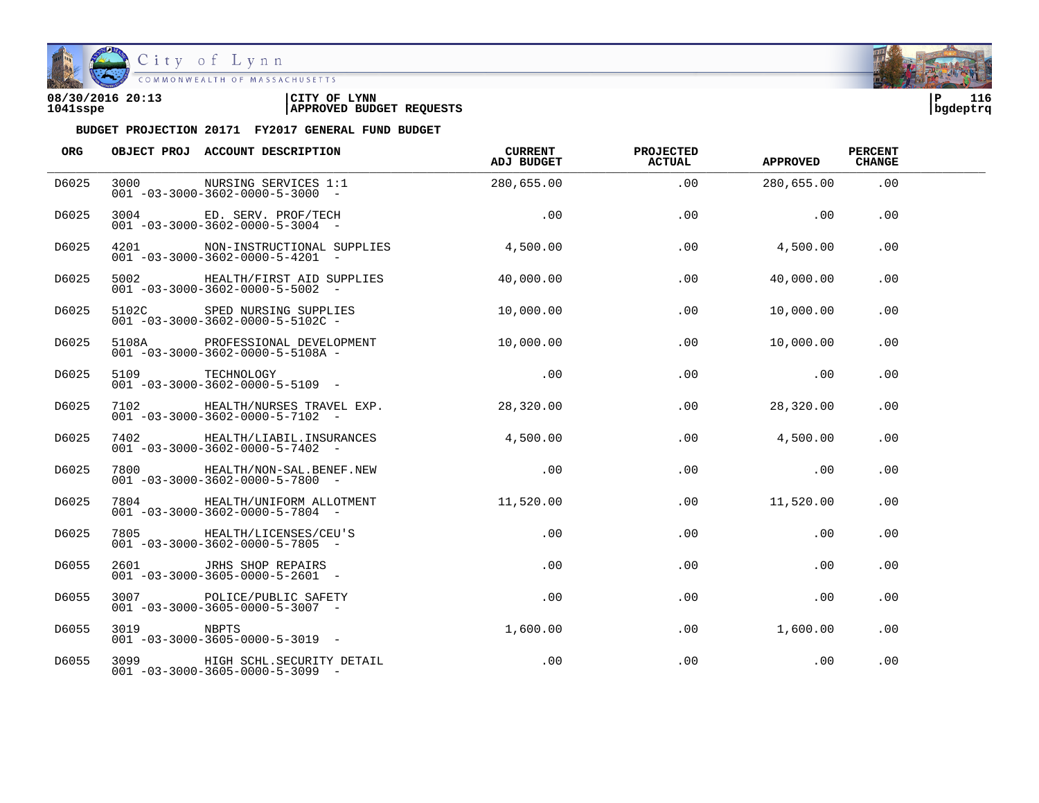08/30/2016 20:13 | CITY OF LYNN
1041sspe | APPROVED BUDGET REQUESTS

bgdeptrq

**BUDGET PROJECTION 20171 FY2017 GENERAL FUND BUDGET**

| ORG | OBJECT PROJ | ACCOUNT DESCRIPTION | CURRENT ADJ BUDGET | PROJECTED ACTUAL | APPROVED | PERCENT CHANGE |
|---|---|---|---|---|---|---|
| D6025 | 3000 | NURSING SERVICES 1:1<br>001 -03-3000-3602-0000-5-3000 - | 280,655.00 | .00 | 280,655.00 | .00 |
| D6025 | 3004 | ED. SERV. PROF/TECH<br>001 -03-3000-3602-0000-5-3004 - | .00 | .00 | .00 | .00 |
| D6025 | 4201 | NON-INSTRUCTIONAL SUPPLIES<br>001 -03-3000-3602-0000-5-4201 - | 4,500.00 | .00 | 4,500.00 | .00 |
| D6025 | 5002 | HEALTH/FIRST AID SUPPLIES<br>001 -03-3000-3602-0000-5-5002 - | 40,000.00 | .00 | 40,000.00 | .00 |
| D6025 | 5102C | SPED NURSING SUPPLIES<br>001 -03-3000-3602-0000-5-5102C - | 10,000.00 | .00 | 10,000.00 | .00 |
| D6025 | 5108A | PROFESSIONAL DEVELOPMENT<br>001 -03-3000-3602-0000-5-5108A - | 10,000.00 | .00 | 10,000.00 | .00 |
| D6025 | 5109 | TECHNOLOGY<br>001 -03-3000-3602-0000-5-5109 - | .00 | .00 | .00 | .00 |
| D6025 | 7102 | HEALTH/NURSES TRAVEL EXP.<br>001 -03-3000-3602-0000-5-7102 - | 28,320.00 | .00 | 28,320.00 | .00 |
| D6025 | 7402 | HEALTH/LIABIL.INSURANCES<br>001 -03-3000-3602-0000-5-7402 - | 4,500.00 | .00 | 4,500.00 | .00 |
| D6025 | 7800 | HEALTH/NON-SAL.BENEF.NEW<br>001 -03-3000-3602-0000-5-7800 - | .00 | .00 | .00 | .00 |
| D6025 | 7804 | HEALTH/UNIFORM ALLOTMENT<br>001 -03-3000-3602-0000-5-7804 - | 11,520.00 | .00 | 11,520.00 | .00 |
| D6025 | 7805 | HEALTH/LICENSES/CEU'S<br>001 -03-3000-3602-0000-5-7805 - | .00 | .00 | .00 | .00 |
| D6055 | 2601 | JRHS SHOP REPAIRS<br>001 -03-3000-3605-0000-5-2601 - | .00 | .00 | .00 | .00 |
| D6055 | 3007 | POLICE/PUBLIC SAFETY<br>001 -03-3000-3605-0000-5-3007 - | .00 | .00 | .00 | .00 |
| D6055 | 3019 | NBPTS<br>001 -03-3000-3605-0000-5-3019 - | 1,600.00 | .00 | 1,600.00 | .00 |
| D6055 | 3099 | HIGH SCHL.SECURITY DETAIL<br>001 -03-3000-3605-0000-5-3099 - | .00 | .00 | .00 | .00 |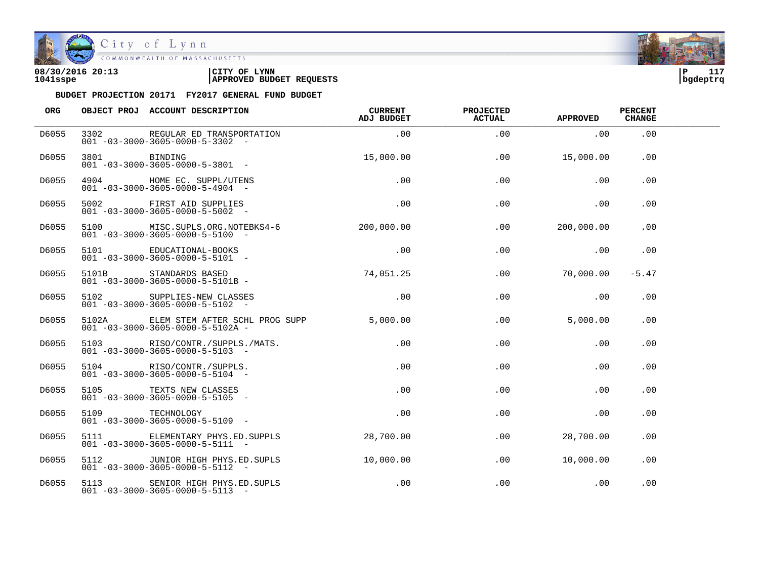08/30/2016 20:13 | CITY OF LYNN
1041sspe | APPROVED BUDGET REQUESTS | bgdeptrq

**BUDGET PROJECTION 20171 FY2017 GENERAL FUND BUDGET**

| ORG | OBJECT PROJ | ACCOUNT DESCRIPTION | CURRENT ADJ BUDGET | PROJECTED ACTUAL | APPROVED | PERCENT CHANGE |
|---|---|---|---|---|---|---|
| D6055 | 3302<br>001 -03-3000-3605-0000-5-3302 - | REGULAR ED TRANSPORTATION | .00 | .00 | .00 | .00 |
| D6055 | 3801<br>001 -03-3000-3605-0000-5-3801 - | BINDING | 15,000.00 | .00 | 15,000.00 | .00 |
| D6055 | 4904<br>001 -03-3000-3605-0000-5-4904 - | HOME EC. SUPPL/UTENS | .00 | .00 | .00 | .00 |
| D6055 | 5002<br>001 -03-3000-3605-0000-5-5002 - | FIRST AID SUPPLIES | .00 | .00 | .00 | .00 |
| D6055 | 5100<br>001 -03-3000-3605-0000-5-5100 - | MISC.SUPLS.ORG.NOTEBKS4-6 | 200,000.00 | .00 | 200,000.00 | .00 |
| D6055 | 5101<br>001 -03-3000-3605-0000-5-5101 - | EDUCATIONAL-BOOKS | .00 | .00 | .00 | .00 |
| D6055 | 5101B<br>001 -03-3000-3605-0000-5-5101B - | STANDARDS BASED | 74,051.25 | .00 | 70,000.00 | -5.47 |
| D6055 | 5102<br>001 -03-3000-3605-0000-5-5102 - | SUPPLIES-NEW CLASSES | .00 | .00 | .00 | .00 |
| D6055 | 5102A<br>001 -03-3000-3605-0000-5-5102A - | ELEM STEM AFTER SCHL PROG SUPP | 5,000.00 | .00 | 5,000.00 | .00 |
| D6055 | 5103<br>001 -03-3000-3605-0000-5-5103 - | RISO/CONTR./SUPPLS./MATS. | .00 | .00 | .00 | .00 |
| D6055 | 5104<br>001 -03-3000-3605-0000-5-5104 - | RISO/CONTR./SUPPLS. | .00 | .00 | .00 | .00 |
| D6055 | 5105<br>001 -03-3000-3605-0000-5-5105 - | TEXTS NEW CLASSES | .00 | .00 | .00 | .00 |
| D6055 | 5109<br>001 -03-3000-3605-0000-5-5109 - | TECHNOLOGY | .00 | .00 | .00 | .00 |
| D6055 | 5111<br>001 -03-3000-3605-0000-5-5111 - | ELEMENTARY PHYS.ED.SUPPLS | 28,700.00 | .00 | 28,700.00 | .00 |
| D6055 | 5112<br>001 -03-3000-3605-0000-5-5112 - | JUNIOR HIGH PHYS.ED.SUPLS | 10,000.00 | .00 | 10,000.00 | .00 |
| D6055 | 5113<br>001 -03-3000-3605-0000-5-5113 - | SENIOR HIGH PHYS.ED.SUPLS | .00 | .00 | .00 | .00 |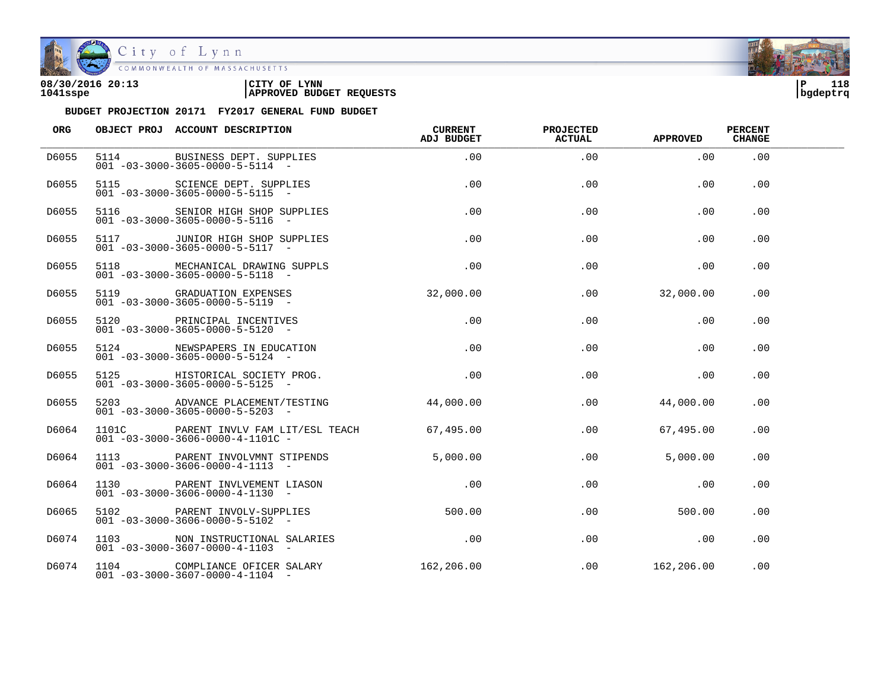**08/30/2016 20:13** | **CITY OF LYNN**
**1041sspe** | **APPROVED BUDGET REQUESTS**

**BUDGET PROJECTION 20171 FY2017 GENERAL FUND BUDGET**

| ORG | OBJECT PROJ | ACCOUNT DESCRIPTION | CURRENT ADJ BUDGET | PROJECTED ACTUAL | APPROVED | PERCENT CHANGE |
|---|---|---|---|---|---|---|
| D6055 | 5114 001 -03-3000-3605-0000-5-5114 - | BUSINESS DEPT. SUPPLIES | .00 | .00 | .00 | .00 |
| D6055 | 5115 001 -03-3000-3605-0000-5-5115 - | SCIENCE DEPT. SUPPLIES | .00 | .00 | .00 | .00 |
| D6055 | 5116 001 -03-3000-3605-0000-5-5116 - | SENIOR HIGH SHOP SUPPLIES | .00 | .00 | .00 | .00 |
| D6055 | 5117 001 -03-3000-3605-0000-5-5117 - | JUNIOR HIGH SHOP SUPPLIES | .00 | .00 | .00 | .00 |
| D6055 | 5118 001 -03-3000-3605-0000-5-5118 - | MECHANICAL DRAWING SUPPLS | .00 | .00 | .00 | .00 |
| D6055 | 5119 001 -03-3000-3605-0000-5-5119 - | GRADUATION EXPENSES | 32,000.00 | .00 | 32,000.00 | .00 |
| D6055 | 5120 001 -03-3000-3605-0000-5-5120 - | PRINCIPAL INCENTIVES | .00 | .00 | .00 | .00 |
| D6055 | 5124 001 -03-3000-3605-0000-5-5124 - | NEWSPAPERS IN EDUCATION | .00 | .00 | .00 | .00 |
| D6055 | 5125 001 -03-3000-3605-0000-5-5125 - | HISTORICAL SOCIETY PROG. | .00 | .00 | .00 | .00 |
| D6055 | 5203 001 -03-3000-3605-0000-5-5203 - | ADVANCE PLACEMENT/TESTING | 44,000.00 | .00 | 44,000.00 | .00 |
| D6064 | 1101C 001 -03-3000-3606-0000-4-1101C - | PARENT INVLV FAM LIT/ESL TEACH | 67,495.00 | .00 | 67,495.00 | .00 |
| D6064 | 1113 001 -03-3000-3606-0000-4-1113 - | PARENT INVOLVMNT STIPENDS | 5,000.00 | .00 | 5,000.00 | .00 |
| D6064 | 1130 001 -03-3000-3606-0000-4-1130 - | PARENT INVLVEMENT LIASON | .00 | .00 | .00 | .00 |
| D6065 | 5102 001 -03-3000-3606-0000-5-5102 - | PARENT INVOLV-SUPPLIES | 500.00 | .00 | 500.00 | .00 |
| D6074 | 1103 001 -03-3000-3607-0000-4-1103 - | NON INSTRUCTIONAL SALARIES | .00 | .00 | .00 | .00 |
| D6074 | 1104 001 -03-3000-3607-0000-4-1104 - | COMPLIANCE OFICER SALARY | 162,206.00 | .00 | 162,206.00 | .00 |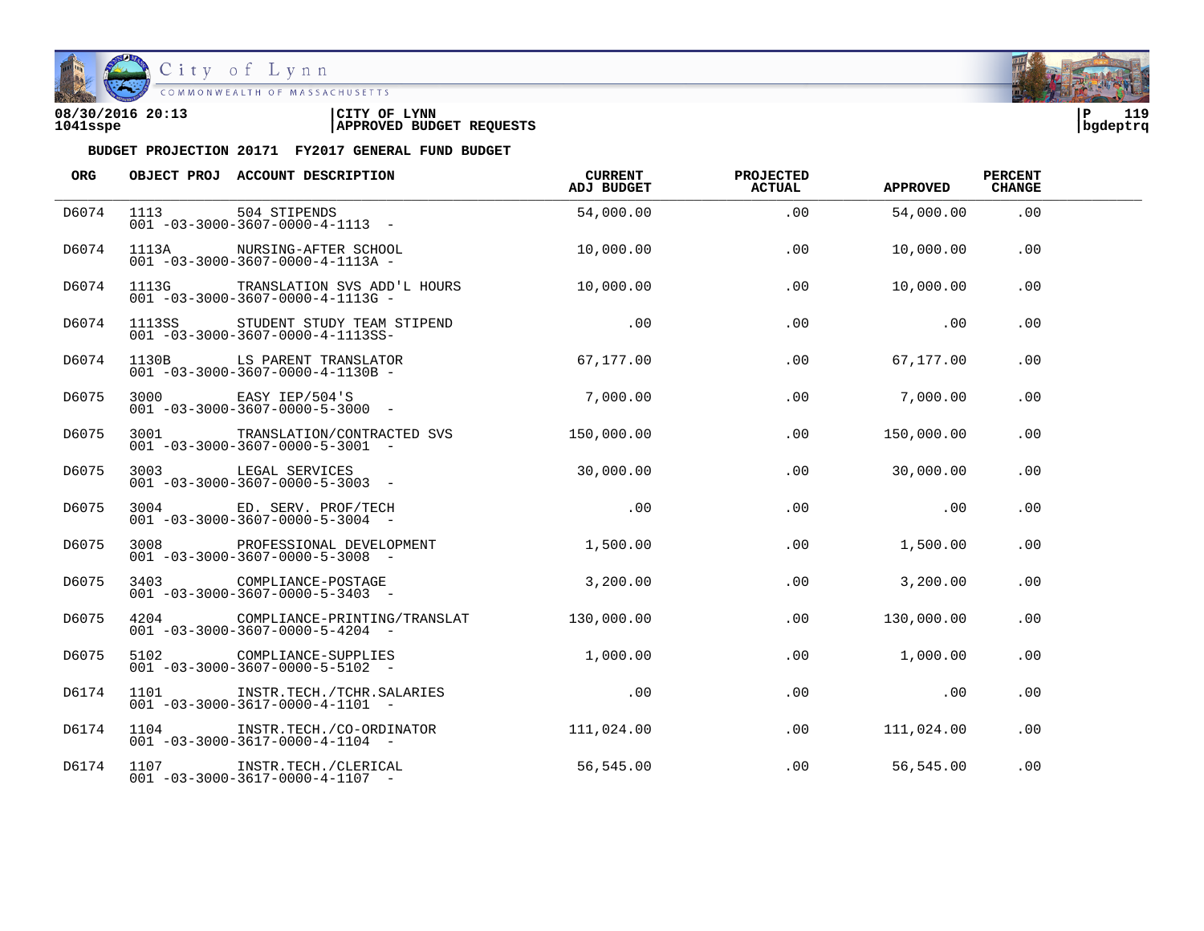08/30/2016 20:13 | CITY OF LYNN
1041sspe | APPROVED BUDGET REQUESTS

**BUDGET PROJECTION 20171 FY2017 GENERAL FUND BUDGET**

| ORG | OBJECT PROJ | ACCOUNT DESCRIPTION | CURRENT ADJ BUDGET | PROJECTED ACTUAL | APPROVED | PERCENT CHANGE |
|---|---|---|---|---|---|---|
| D6074 | 1113 | 504 STIPENDS<br>001 -03-3000-3607-0000-4-1113 - | 54,000.00 | .00 | 54,000.00 | .00 |
| D6074 | 1113A | NURSING-AFTER SCHOOL<br>001 -03-3000-3607-0000-4-1113A - | 10,000.00 | .00 | 10,000.00 | .00 |
| D6074 | 1113G | TRANSLATION SVS ADD'L HOURS<br>001 -03-3000-3607-0000-4-1113G - | 10,000.00 | .00 | 10,000.00 | .00 |
| D6074 | 1113SS | STUDENT STUDY TEAM STIPEND<br>001 -03-3000-3607-0000-4-1113SS- | .00 | .00 | .00 | .00 |
| D6074 | 1130B | LS PARENT TRANSLATOR<br>001 -03-3000-3607-0000-4-1130B - | 67,177.00 | .00 | 67,177.00 | .00 |
| D6075 | 3000 | EASY IEP/504'S<br>001 -03-3000-3607-0000-5-3000 - | 7,000.00 | .00 | 7,000.00 | .00 |
| D6075 | 3001 | TRANSLATION/CONTRACTED SVS<br>001 -03-3000-3607-0000-5-3001 - | 150,000.00 | .00 | 150,000.00 | .00 |
| D6075 | 3003 | LEGAL SERVICES<br>001 -03-3000-3607-0000-5-3003 - | 30,000.00 | .00 | 30,000.00 | .00 |
| D6075 | 3004 | ED. SERV. PROF/TECH<br>001 -03-3000-3607-0000-5-3004 - | .00 | .00 | .00 | .00 |
| D6075 | 3008 | PROFESSIONAL DEVELOPMENT<br>001 -03-3000-3607-0000-5-3008 - | 1,500.00 | .00 | 1,500.00 | .00 |
| D6075 | 3403 | COMPLIANCE-POSTAGE<br>001 -03-3000-3607-0000-5-3403 - | 3,200.00 | .00 | 3,200.00 | .00 |
| D6075 | 4204 | COMPLIANCE-PRINTING/TRANSLAT<br>001 -03-3000-3607-0000-5-4204 - | 130,000.00 | .00 | 130,000.00 | .00 |
| D6075 | 5102 | COMPLIANCE-SUPPLIES<br>001 -03-3000-3607-0000-5-5102 - | 1,000.00 | .00 | 1,000.00 | .00 |
| D6174 | 1101 | INSTR.TECH./TCHR.SALARIES<br>001 -03-3000-3617-0000-4-1101 - | .00 | .00 | .00 | .00 |
| D6174 | 1104 | INSTR.TECH./CO-ORDINATOR<br>001 -03-3000-3617-0000-4-1104 - | 111,024.00 | .00 | 111,024.00 | .00 |
| D6174 | 1107 | INSTR.TECH./CLERICAL<br>001 -03-3000-3617-0000-4-1107 - | 56,545.00 | .00 | 56,545.00 | .00 |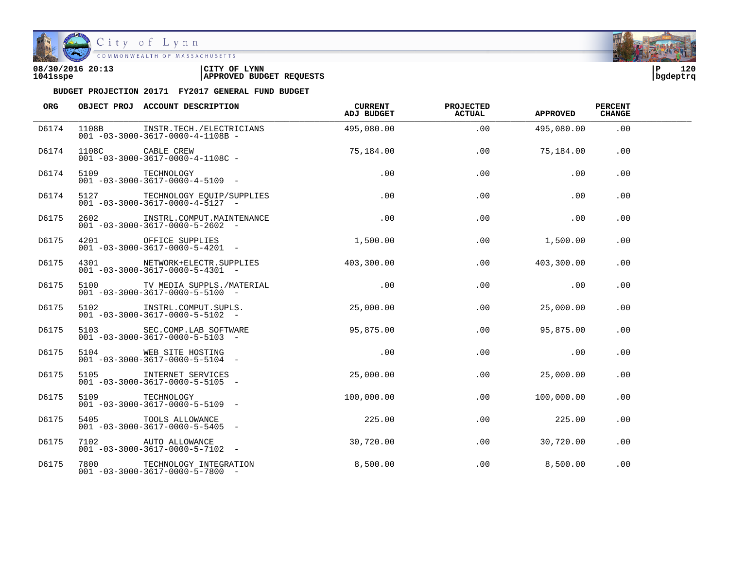**08/30/2016 20:13** | **CITY OF LYNN**
**1041sspe** | **APPROVED BUDGET REQUESTS**

**BUDGET PROJECTION 20171 FY2017 GENERAL FUND BUDGET**

| ORG | OBJECT PROJ | ACCOUNT DESCRIPTION | CURRENT ADJ BUDGET | PROJECTED ACTUAL | APPROVED | PERCENT CHANGE |
|---|---|---|---|---|---|---|
| D6174 | 1108B | INSTR.TECH./ELECTRICIANS<br>001 -03-3000-3617-0000-4-1108B - | 495,080.00 | .00 | 495,080.00 | .00 |
| D6174 | 1108C | CABLE CREW<br>001 -03-3000-3617-0000-4-1108C - | 75,184.00 | .00 | 75,184.00 | .00 |
| D6174 | 5109 | TECHNOLOGY<br>001 -03-3000-3617-0000-4-5109 - | .00 | .00 | .00 | .00 |
| D6174 | 5127 | TECHNOLOGY EQUIP/SUPPLIES<br>001 -03-3000-3617-0000-4-5127 - | .00 | .00 | .00 | .00 |
| D6175 | 2602 | INSTRL.COMPUT.MAINTENANCE<br>001 -03-3000-3617-0000-5-2602 - | .00 | .00 | .00 | .00 |
| D6175 | 4201 | OFFICE SUPPLIES<br>001 -03-3000-3617-0000-5-4201 - | 1,500.00 | .00 | 1,500.00 | .00 |
| D6175 | 4301 | NETWORK+ELECTR.SUPPLIES<br>001 -03-3000-3617-0000-5-4301 - | 403,300.00 | .00 | 403,300.00 | .00 |
| D6175 | 5100 | TV MEDIA SUPPLS./MATERIAL<br>001 -03-3000-3617-0000-5-5100 - | .00 | .00 | .00 | .00 |
| D6175 | 5102 | INSTRL.COMPUT.SUPLS.<br>001 -03-3000-3617-0000-5-5102 - | 25,000.00 | .00 | 25,000.00 | .00 |
| D6175 | 5103 | SEC.COMP.LAB SOFTWARE<br>001 -03-3000-3617-0000-5-5103 - | 95,875.00 | .00 | 95,875.00 | .00 |
| D6175 | 5104 | WEB SITE HOSTING<br>001 -03-3000-3617-0000-5-5104 - | .00 | .00 | .00 | .00 |
| D6175 | 5105 | INTERNET SERVICES<br>001 -03-3000-3617-0000-5-5105 - | 25,000.00 | .00 | 25,000.00 | .00 |
| D6175 | 5109 | TECHNOLOGY<br>001 -03-3000-3617-0000-5-5109 - | 100,000.00 | .00 | 100,000.00 | .00 |
| D6175 | 5405 | TOOLS ALLOWANCE<br>001 -03-3000-3617-0000-5-5405 - | 225.00 | .00 | 225.00 | .00 |
| D6175 | 7102 | AUTO ALLOWANCE<br>001 -03-3000-3617-0000-5-7102 - | 30,720.00 | .00 | 30,720.00 | .00 |
| D6175 | 7800 | TECHNOLOGY INTEGRATION<br>001 -03-3000-3617-0000-5-7800 - | 8,500.00 | .00 | 8,500.00 | .00 |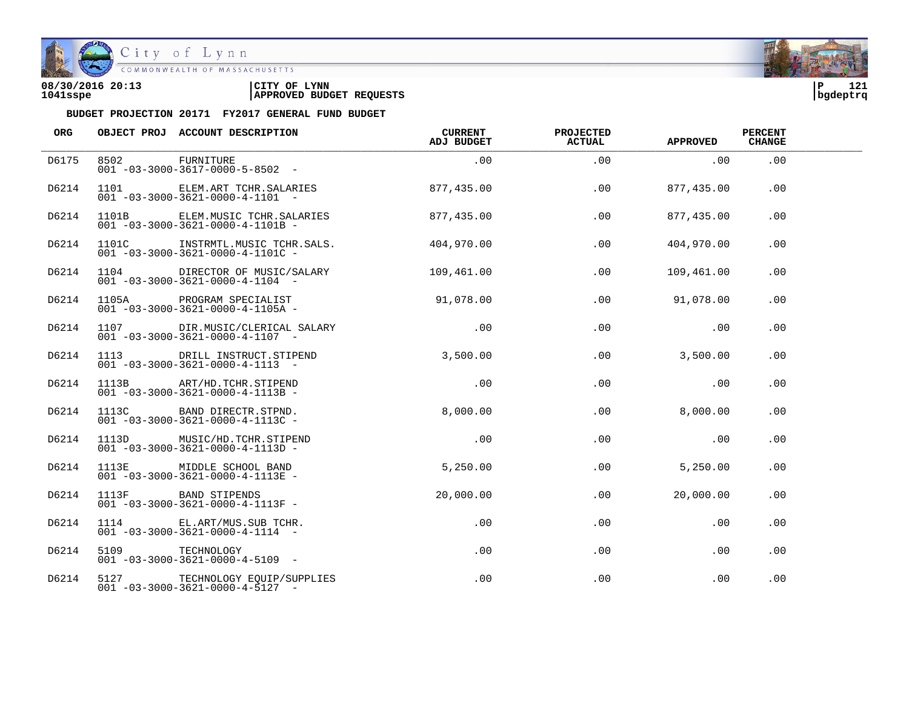08/30/2016 20:13 | CITY OF LYNN
1041sspe | APPROVED BUDGET REQUESTS

**BUDGET PROJECTION 20171 FY2017 GENERAL FUND BUDGET**

| ORG | OBJECT PROJ | ACCOUNT DESCRIPTION | CURRENT ADJ BUDGET | PROJECTED ACTUAL | APPROVED | PERCENT CHANGE |
|---|---|---|---|---|---|---|
| D6175 | 8502 | FURNITURE<br>001 -03-3000-3617-0000-5-8502 - | .00 | .00 | .00 | .00 |
| D6214 | 1101 | ELEM.ART TCHR.SALARIES<br>001 -03-3000-3621-0000-4-1101 - | 877,435.00 | .00 | 877,435.00 | .00 |
| D6214 | 1101B | ELEM.MUSIC TCHR.SALARIES<br>001 -03-3000-3621-0000-4-1101B - | 877,435.00 | .00 | 877,435.00 | .00 |
| D6214 | 1101C | INSTRMTL.MUSIC TCHR.SALS.<br>001 -03-3000-3621-0000-4-1101C - | 404,970.00 | .00 | 404,970.00 | .00 |
| D6214 | 1104 | DIRECTOR OF MUSIC/SALARY<br>001 -03-3000-3621-0000-4-1104 - | 109,461.00 | .00 | 109,461.00 | .00 |
| D6214 | 1105A | PROGRAM SPECIALIST<br>001 -03-3000-3621-0000-4-1105A - | 91,078.00 | .00 | 91,078.00 | .00 |
| D6214 | 1107 | DIR.MUSIC/CLERICAL SALARY<br>001 -03-3000-3621-0000-4-1107 - | .00 | .00 | .00 | .00 |
| D6214 | 1113 | DRILL INSTRUCT.STIPEND<br>001 -03-3000-3621-0000-4-1113 - | 3,500.00 | .00 | 3,500.00 | .00 |
| D6214 | 1113B | ART/HD.TCHR.STIPEND<br>001 -03-3000-3621-0000-4-1113B - | .00 | .00 | .00 | .00 |
| D6214 | 1113C | BAND DIRECTR.STPND.<br>001 -03-3000-3621-0000-4-1113C - | 8,000.00 | .00 | 8,000.00 | .00 |
| D6214 | 1113D | MUSIC/HD.TCHR.STIPEND<br>001 -03-3000-3621-0000-4-1113D - | .00 | .00 | .00 | .00 |
| D6214 | 1113E | MIDDLE SCHOOL BAND<br>001 -03-3000-3621-0000-4-1113E - | 5,250.00 | .00 | 5,250.00 | .00 |
| D6214 | 1113F | BAND STIPENDS<br>001 -03-3000-3621-0000-4-1113F - | 20,000.00 | .00 | 20,000.00 | .00 |
| D6214 | 1114 | EL.ART/MUS.SUB TCHR.<br>001 -03-3000-3621-0000-4-1114 - | .00 | .00 | .00 | .00 |
| D6214 | 5109 | TECHNOLOGY<br>001 -03-3000-3621-0000-4-5109 - | .00 | .00 | .00 | .00 |
| D6214 | 5127 | TECHNOLOGY EQUIP/SUPPLIES<br>001 -03-3000-3621-0000-4-5127 - | .00 | .00 | .00 | .00 |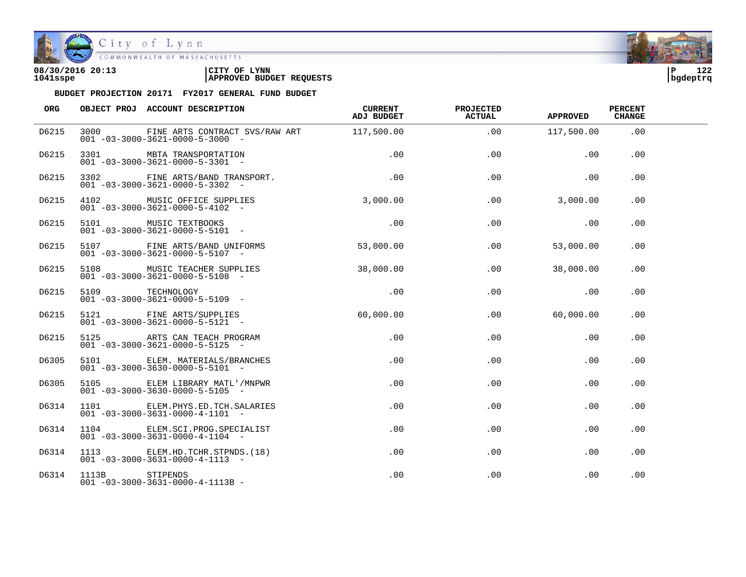**08/30/2016 20:13**
**1041sspe**

**CITY OF LYNN**
**APPROVED BUDGET REQUESTS**

**BUDGET PROJECTION 20171 FY2017 GENERAL FUND BUDGET**

| ORG | OBJECT PROJ | ACCOUNT DESCRIPTION | CURRENT ADJ BUDGET | PROJECTED ACTUAL | APPROVED | PERCENT CHANGE |
|---|---|---|---|---|---|---|
| D6215 | 3000 | FINE ARTS CONTRACT SVS/RAW ART<br>001 -03-3000-3621-0000-5-3000 - | 117,500.00 | .00 | 117,500.00 | .00 |
| D6215 | 3301 | MBTA TRANSPORTATION<br>001 -03-3000-3621-0000-5-3301 - | .00 | .00 | .00 | .00 |
| D6215 | 3302 | FINE ARTS/BAND TRANSPORT.<br>001 -03-3000-3621-0000-5-3302 - | .00 | .00 | .00 | .00 |
| D6215 | 4102 | MUSIC OFFICE SUPPLIES<br>001 -03-3000-3621-0000-5-4102 - | 3,000.00 | .00 | 3,000.00 | .00 |
| D6215 | 5101 | MUSIC TEXTBOOKS<br>001 -03-3000-3621-0000-5-5101 - | .00 | .00 | .00 | .00 |
| D6215 | 5107 | FINE ARTS/BAND UNIFORMS<br>001 -03-3000-3621-0000-5-5107 - | 53,000.00 | .00 | 53,000.00 | .00 |
| D6215 | 5108 | MUSIC TEACHER SUPPLIES<br>001 -03-3000-3621-0000-5-5108 - | 38,000.00 | .00 | 38,000.00 | .00 |
| D6215 | 5109 | TECHNOLOGY<br>001 -03-3000-3621-0000-5-5109 - | .00 | .00 | .00 | .00 |
| D6215 | 5121 | FINE ARTS/SUPPLIES<br>001 -03-3000-3621-0000-5-5121 - | 60,000.00 | .00 | 60,000.00 | .00 |
| D6215 | 5125 | ARTS CAN TEACH PROGRAM<br>001 -03-3000-3621-0000-5-5125 - | .00 | .00 | .00 | .00 |
| D6305 | 5101 | ELEM. MATERIALS/BRANCHES<br>001 -03-3000-3630-0000-5-5101 - | .00 | .00 | .00 | .00 |
| D6305 | 5105 | ELEM LIBRARY MATL'/MNPWR<br>001 -03-3000-3630-0000-5-5105 - | .00 | .00 | .00 | .00 |
| D6314 | 1101 | ELEM.PHYS.ED.TCH.SALARIES<br>001 -03-3000-3631-0000-4-1101 - | .00 | .00 | .00 | .00 |
| D6314 | 1104 | ELEM.SCI.PROG.SPECIALIST<br>001 -03-3000-3631-0000-4-1104 - | .00 | .00 | .00 | .00 |
| D6314 | 1113 | ELEM.HD.TCHR.STPNDS.(18)<br>001 -03-3000-3631-0000-4-1113 - | .00 | .00 | .00 | .00 |
| D6314 | 1113B | STIPENDS<br>001 -03-3000-3631-0000-4-1113B - | .00 | .00 | .00 | .00 |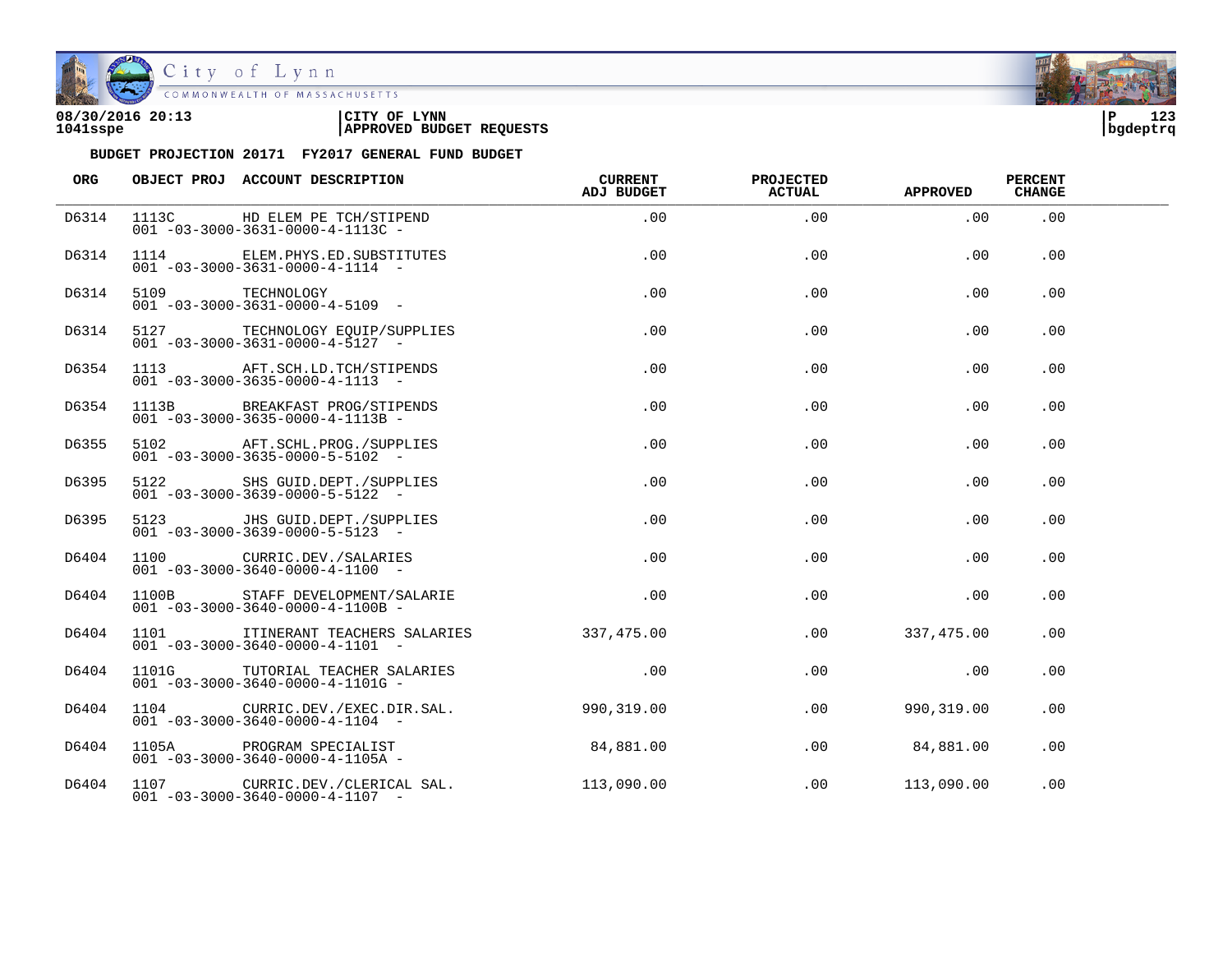08/30/2016 20:13 | CITY OF LYNN
1041sspe | APPROVED BUDGET REQUESTS

**BUDGET PROJECTION 20171 FY2017 GENERAL FUND BUDGET**

| ORG | OBJECT PROJ | ACCOUNT DESCRIPTION | CURRENT ADJ BUDGET | PROJECTED ACTUAL | APPROVED | PERCENT CHANGE |
|---|---|---|---|---|---|---|
| D6314 | 1113C | HD ELEM PE TCH/STIPEND<br>001 -03-3000-3631-0000-4-1113C - | .00 | .00 | .00 | .00 |
| D6314 | 1114 | ELEM.PHYS.ED.SUBSTITUTES<br>001 -03-3000-3631-0000-4-1114 - | .00 | .00 | .00 | .00 |
| D6314 | 5109 | TECHNOLOGY<br>001 -03-3000-3631-0000-4-5109 - | .00 | .00 | .00 | .00 |
| D6314 | 5127 | TECHNOLOGY EQUIP/SUPPLIES<br>001 -03-3000-3631-0000-4-5127 - | .00 | .00 | .00 | .00 |
| D6354 | 1113 | AFT.SCH.LD.TCH/STIPENDS<br>001 -03-3000-3635-0000-4-1113 - | .00 | .00 | .00 | .00 |
| D6354 | 1113B | BREAKFAST PROG/STIPENDS<br>001 -03-3000-3635-0000-4-1113B - | .00 | .00 | .00 | .00 |
| D6355 | 5102 | AFT.SCHL.PROG./SUPPLIES<br>001 -03-3000-3635-0000-5-5102 - | .00 | .00 | .00 | .00 |
| D6395 | 5122 | SHS GUID.DEPT./SUPPLIES<br>001 -03-3000-3639-0000-5-5122 - | .00 | .00 | .00 | .00 |
| D6395 | 5123 | JHS GUID.DEPT./SUPPLIES<br>001 -03-3000-3639-0000-5-5123 - | .00 | .00 | .00 | .00 |
| D6404 | 1100 | CURRIC.DEV./SALARIES<br>001 -03-3000-3640-0000-4-1100 - | .00 | .00 | .00 | .00 |
| D6404 | 1100B | STAFF DEVELOPMENT/SALARIE<br>001 -03-3000-3640-0000-4-1100B - | .00 | .00 | .00 | .00 |
| D6404 | 1101 | ITINERANT TEACHERS SALARIES<br>001 -03-3000-3640-0000-4-1101 - | 337,475.00 | .00 | 337,475.00 | .00 |
| D6404 | 1101G | TUTORIAL TEACHER SALARIES<br>001 -03-3000-3640-0000-4-1101G - | .00 | .00 | .00 | .00 |
| D6404 | 1104 | CURRIC.DEV./EXEC.DIR.SAL.<br>001 -03-3000-3640-0000-4-1104 - | 990,319.00 | .00 | 990,319.00 | .00 |
| D6404 | 1105A | PROGRAM SPECIALIST<br>001 -03-3000-3640-0000-4-1105A - | 84,881.00 | .00 | 84,881.00 | .00 |
| D6404 | 1107 | CURRIC.DEV./CLERICAL SAL.<br>001 -03-3000-3640-0000-4-1107 - | 113,090.00 | .00 | 113,090.00 | .00 |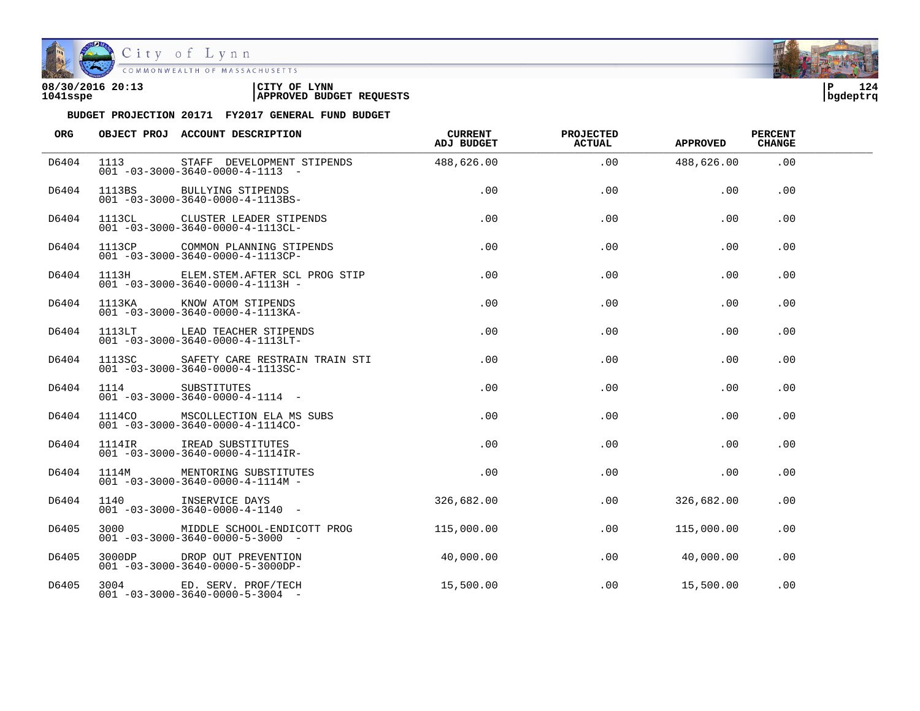**08/30/2016 20:13** | **CITY OF LYNN** | **P 124**
**1041sspe** | **APPROVED BUDGET REQUESTS** | **bgdeptrq**

**BUDGET PROJECTION 20171 FY2017 GENERAL FUND BUDGET**

| ORG | OBJECT PROJ | ACCOUNT DESCRIPTION | CURRENT ADJ BUDGET | PROJECTED ACTUAL | APPROVED | PERCENT CHANGE |
|---|---|---|---|---|---|---|
| D6404 | 1113 | STAFF DEVELOPMENT STIPENDS<br>001 -03-3000-3640-0000-4-1113 - | 488,626.00 | .00 | 488,626.00 | .00 |
| D6404 | 1113BS | BULLYING STIPENDS<br>001 -03-3000-3640-0000-4-1113BS- | .00 | .00 | .00 | .00 |
| D6404 | 1113CL | CLUSTER LEADER STIPENDS<br>001 -03-3000-3640-0000-4-1113CL- | .00 | .00 | .00 | .00 |
| D6404 | 1113CP | COMMON PLANNING STIPENDS<br>001 -03-3000-3640-0000-4-1113CP- | .00 | .00 | .00 | .00 |
| D6404 | 1113H | ELEM.STEM.AFTER SCL PROG STIP<br>001 -03-3000-3640-0000-4-1113H - | .00 | .00 | .00 | .00 |
| D6404 | 1113KA | KNOW ATOM STIPENDS<br>001 -03-3000-3640-0000-4-1113KA- | .00 | .00 | .00 | .00 |
| D6404 | 1113LT | LEAD TEACHER STIPENDS<br>001 -03-3000-3640-0000-4-1113LT- | .00 | .00 | .00 | .00 |
| D6404 | 1113SC | SAFETY CARE RESTRAIN TRAIN STI<br>001 -03-3000-3640-0000-4-1113SC- | .00 | .00 | .00 | .00 |
| D6404 | 1114 | SUBSTITUTES<br>001 -03-3000-3640-0000-4-1114 - | .00 | .00 | .00 | .00 |
| D6404 | 1114CO | MSCOLLECTION ELA MS SUBS<br>001 -03-3000-3640-0000-4-1114CO- | .00 | .00 | .00 | .00 |
| D6404 | 1114IR | IREAD SUBSTITUTES<br>001 -03-3000-3640-0000-4-1114IR- | .00 | .00 | .00 | .00 |
| D6404 | 1114M | MENTORING SUBSTITUTES<br>001 -03-3000-3640-0000-4-1114M - | .00 | .00 | .00 | .00 |
| D6404 | 1140 | INSERVICE DAYS<br>001 -03-3000-3640-0000-4-1140 - | 326,682.00 | .00 | 326,682.00 | .00 |
| D6405 | 3000 | MIDDLE SCHOOL-ENDICOTT PROG<br>001 -03-3000-3640-0000-5-3000 - | 115,000.00 | .00 | 115,000.00 | .00 |
| D6405 | 3000DP | DROP OUT PREVENTION<br>001 -03-3000-3640-0000-5-3000DP- | 40,000.00 | .00 | 40,000.00 | .00 |
| D6405 | 3004 | ED. SERV. PROF/TECH<br>001 -03-3000-3640-0000-5-3004 - | 15,500.00 | .00 | 15,500.00 | .00 |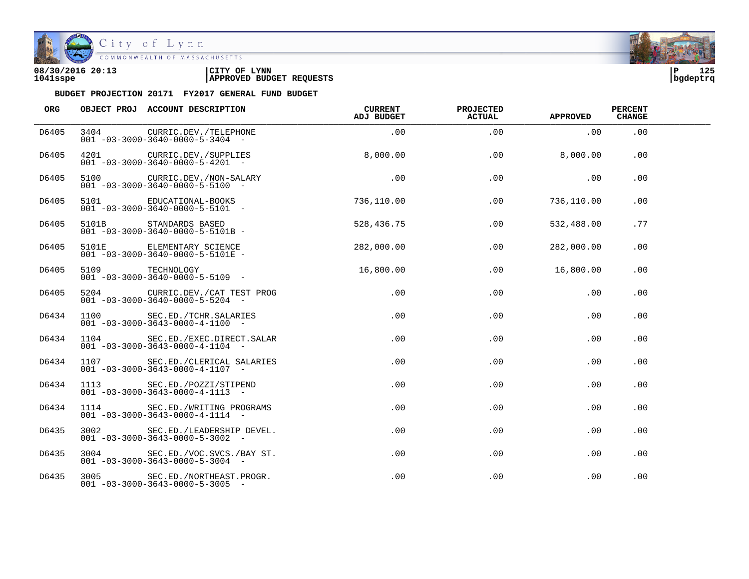**08/30/2016 20:13** | **CITY OF LYNN** | **P 125**
**1041sspe** | **APPROVED BUDGET REQUESTS** | **bgdeptrq**

**BUDGET PROJECTION 20171 FY2017 GENERAL FUND BUDGET**

| ORG | OBJECT PROJ | ACCOUNT DESCRIPTION | CURRENT ADJ BUDGET | PROJECTED ACTUAL | APPROVED | PERCENT CHANGE |
|---|---|---|---|---|---|---|
| D6405 | 3404 | CURRIC.DEV./TELEPHONE<br>001 -03-3000-3640-0000-5-3404 - | .00 | .00 | .00 | .00 |
| D6405 | 4201 | CURRIC.DEV./SUPPLIES<br>001 -03-3000-3640-0000-5-4201 - | 8,000.00 | .00 | 8,000.00 | .00 |
| D6405 | 5100 | CURRIC.DEV./NON-SALARY<br>001 -03-3000-3640-0000-5-5100 - | .00 | .00 | .00 | .00 |
| D6405 | 5101 | EDUCATIONAL-BOOKS<br>001 -03-3000-3640-0000-5-5101 - | 736,110.00 | .00 | 736,110.00 | .00 |
| D6405 | 5101B | STANDARDS BASED<br>001 -03-3000-3640-0000-5-5101B - | 528,436.75 | .00 | 532,488.00 | .77 |
| D6405 | 5101E | ELEMENTARY SCIENCE<br>001 -03-3000-3640-0000-5-5101E - | 282,000.00 | .00 | 282,000.00 | .00 |
| D6405 | 5109 | TECHNOLOGY<br>001 -03-3000-3640-0000-5-5109 - | 16,800.00 | .00 | 16,800.00 | .00 |
| D6405 | 5204 | CURRIC.DEV./CAT TEST PROG<br>001 -03-3000-3640-0000-5-5204 - | .00 | .00 | .00 | .00 |
| D6434 | 1100 | SEC.ED./TCHR.SALARIES<br>001 -03-3000-3643-0000-4-1100 - | .00 | .00 | .00 | .00 |
| D6434 | 1104 | SEC.ED./EXEC.DIRECT.SALAR<br>001 -03-3000-3643-0000-4-1104 - | .00 | .00 | .00 | .00 |
| D6434 | 1107 | SEC.ED./CLERICAL SALARIES<br>001 -03-3000-3643-0000-4-1107 - | .00 | .00 | .00 | .00 |
| D6434 | 1113 | SEC.ED./POZZI/STIPEND<br>001 -03-3000-3643-0000-4-1113 - | .00 | .00 | .00 | .00 |
| D6434 | 1114 | SEC.ED./WRITING PROGRAMS<br>001 -03-3000-3643-0000-4-1114 - | .00 | .00 | .00 | .00 |
| D6435 | 3002 | SEC.ED./LEADERSHIP DEVEL.<br>001 -03-3000-3643-0000-5-3002 - | .00 | .00 | .00 | .00 |
| D6435 | 3004 | SEC.ED./VOC.SVCS./BAY ST.<br>001 -03-3000-3643-0000-5-3004 - | .00 | .00 | .00 | .00 |
| D6435 | 3005 | SEC.ED./NORTHEAST.PROGR.<br>001 -03-3000-3643-0000-5-3005 - | .00 | .00 | .00 | .00 |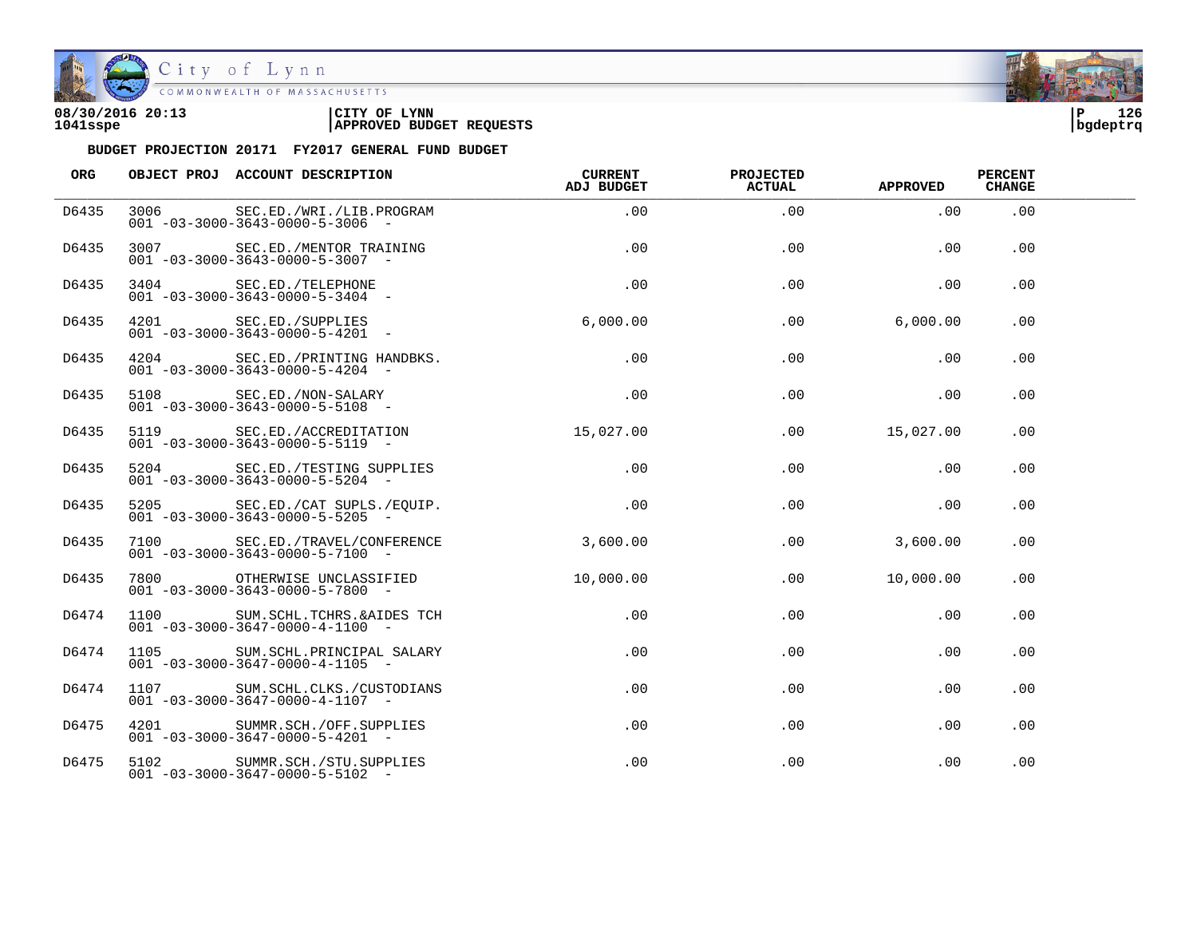**08/30/2016 20:13** | **CITY OF LYNN** | **P 126**
**1041sspe** | **APPROVED BUDGET REQUESTS** | **bgdeptrq**

**BUDGET PROJECTION 20171 FY2017 GENERAL FUND BUDGET**

| ORG | OBJECT PROJ | ACCOUNT DESCRIPTION | CURRENT ADJ BUDGET | PROJECTED ACTUAL | APPROVED | PERCENT CHANGE |
|---|---|---|---|---|---|---|
| D6435 | 3006 | SEC.ED./WRI./LIB.PROGRAM<br>001 -03-3000-3643-0000-5-3006 - | .00 | .00 | .00 | .00 |
| D6435 | 3007 | SEC.ED./MENTOR TRAINING<br>001 -03-3000-3643-0000-5-3007 - | .00 | .00 | .00 | .00 |
| D6435 | 3404 | SEC.ED./TELEPHONE<br>001 -03-3000-3643-0000-5-3404 - | .00 | .00 | .00 | .00 |
| D6435 | 4201 | SEC.ED./SUPPLIES<br>001 -03-3000-3643-0000-5-4201 - | 6,000.00 | .00 | 6,000.00 | .00 |
| D6435 | 4204 | SEC.ED./PRINTING HANDBKS.<br>001 -03-3000-3643-0000-5-4204 - | .00 | .00 | .00 | .00 |
| D6435 | 5108 | SEC.ED./NON-SALARY<br>001 -03-3000-3643-0000-5-5108 - | .00 | .00 | .00 | .00 |
| D6435 | 5119 | SEC.ED./ACCREDITATION<br>001 -03-3000-3643-0000-5-5119 - | 15,027.00 | .00 | 15,027.00 | .00 |
| D6435 | 5204 | SEC.ED./TESTING SUPPLIES<br>001 -03-3000-3643-0000-5-5204 - | .00 | .00 | .00 | .00 |
| D6435 | 5205 | SEC.ED./CAT SUPLS./EQUIP.<br>001 -03-3000-3643-0000-5-5205 - | .00 | .00 | .00 | .00 |
| D6435 | 7100 | SEC.ED./TRAVEL/CONFERENCE<br>001 -03-3000-3643-0000-5-7100 - | 3,600.00 | .00 | 3,600.00 | .00 |
| D6435 | 7800 | OTHERWISE UNCLASSIFIED<br>001 -03-3000-3643-0000-5-7800 - | 10,000.00 | .00 | 10,000.00 | .00 |
| D6474 | 1100 | SUM.SCHL.TCHRS.&AIDES TCH<br>001 -03-3000-3647-0000-4-1100 - | .00 | .00 | .00 | .00 |
| D6474 | 1105 | SUM.SCHL.PRINCIPAL SALARY<br>001 -03-3000-3647-0000-4-1105 - | .00 | .00 | .00 | .00 |
| D6474 | 1107 | SUM.SCHL.CLKS./CUSTODIANS<br>001 -03-3000-3647-0000-4-1107 - | .00 | .00 | .00 | .00 |
| D6475 | 4201 | SUMMR.SCH./OFF.SUPPLIES<br>001 -03-3000-3647-0000-5-4201 - | .00 | .00 | .00 | .00 |
| D6475 | 5102 | SUMMR.SCH./STU.SUPPLIES<br>001 -03-3000-3647-0000-5-5102 - | .00 | .00 | .00 | .00 |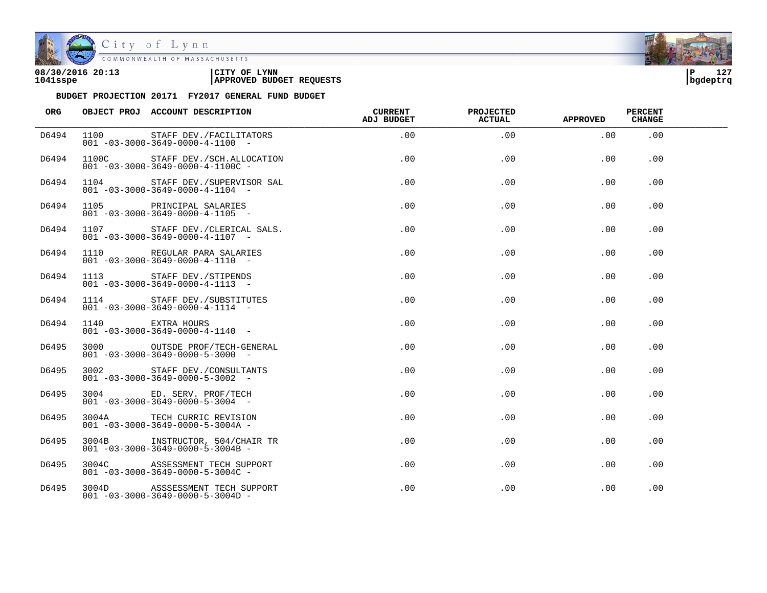08/30/2016 20:13 | CITY OF LYNN
1041sspe | APPROVED BUDGET REQUESTS

**BUDGET PROJECTION 20171 FY2017 GENERAL FUND BUDGET**

| ORG | OBJECT PROJ | ACCOUNT DESCRIPTION | CURRENT ADJ BUDGET | PROJECTED ACTUAL | APPROVED | PERCENT CHANGE |
|---|---|---|---|---|---|---|
| D6494 | 1100<br>001 -03-3000-3649-0000-4-1100 - | STAFF DEV./FACILITATORS | .00 | .00 | .00 | .00 |
| D6494 | 1100C<br>001 -03-3000-3649-0000-4-1100C - | STAFF DEV./SCH.ALLOCATION | .00 | .00 | .00 | .00 |
| D6494 | 1104<br>001 -03-3000-3649-0000-4-1104 - | STAFF DEV./SUPERVISOR SAL | .00 | .00 | .00 | .00 |
| D6494 | 1105<br>001 -03-3000-3649-0000-4-1105 - | PRINCIPAL SALARIES | .00 | .00 | .00 | .00 |
| D6494 | 1107<br>001 -03-3000-3649-0000-4-1107 - | STAFF DEV./CLERICAL SALS. | .00 | .00 | .00 | .00 |
| D6494 | 1110<br>001 -03-3000-3649-0000-4-1110 - | REGULAR PARA SALARIES | .00 | .00 | .00 | .00 |
| D6494 | 1113<br>001 -03-3000-3649-0000-4-1113 - | STAFF DEV./STIPENDS | .00 | .00 | .00 | .00 |
| D6494 | 1114<br>001 -03-3000-3649-0000-4-1114 - | STAFF DEV./SUBSTITUTES | .00 | .00 | .00 | .00 |
| D6494 | 1140<br>001 -03-3000-3649-0000-4-1140 - | EXTRA HOURS | .00 | .00 | .00 | .00 |
| D6495 | 3000<br>001 -03-3000-3649-0000-5-3000 - | OUTSDE PROF/TECH-GENERAL | .00 | .00 | .00 | .00 |
| D6495 | 3002<br>001 -03-3000-3649-0000-5-3002 - | STAFF DEV./CONSULTANTS | .00 | .00 | .00 | .00 |
| D6495 | 3004<br>001 -03-3000-3649-0000-5-3004 - | ED. SERV. PROF/TECH | .00 | .00 | .00 | .00 |
| D6495 | 3004A<br>001 -03-3000-3649-0000-5-3004A - | TECH CURRIC REVISION | .00 | .00 | .00 | .00 |
| D6495 | 3004B<br>001 -03-3000-3649-0000-5-3004B - | INSTRUCTOR, 504/CHAIR TR | .00 | .00 | .00 | .00 |
| D6495 | 3004C<br>001 -03-3000-3649-0000-5-3004C - | ASSESSMENT TECH SUPPORT | .00 | .00 | .00 | .00 |
| D6495 | 3004D<br>001 -03-3000-3649-0000-5-3004D - | ASSSESSMENT TECH SUPPORT | .00 | .00 | .00 | .00 |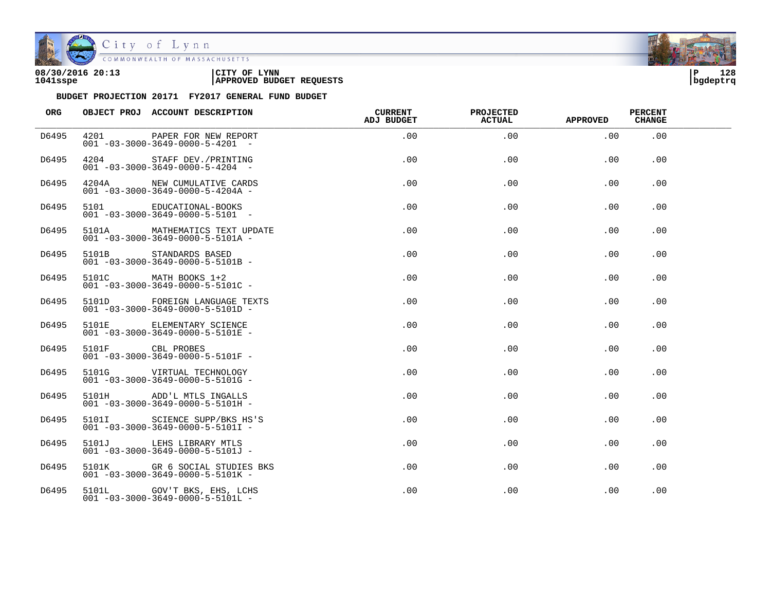**08/30/2016 20:13**
**1041sspe**

**CITY OF LYNN**
**APPROVED BUDGET REQUESTS**

**BUDGET PROJECTION 20171 FY2017 GENERAL FUND BUDGET**

| ORG | OBJECT PROJ | ACCOUNT DESCRIPTION | CURRENT ADJ BUDGET | PROJECTED ACTUAL | APPROVED | PERCENT CHANGE |
|---|---|---|---|---|---|---|
| D6495 | 4201 | PAPER FOR NEW REPORT<br>001 -03-3000-3649-0000-5-4201 - | .00 | .00 | .00 | .00 |
| D6495 | 4204 | STAFF DEV./PRINTING<br>001 -03-3000-3649-0000-5-4204 - | .00 | .00 | .00 | .00 |
| D6495 | 4204A | NEW CUMULATIVE CARDS<br>001 -03-3000-3649-0000-5-4204A - | .00 | .00 | .00 | .00 |
| D6495 | 5101 | EDUCATIONAL-BOOKS<br>001 -03-3000-3649-0000-5-5101 - | .00 | .00 | .00 | .00 |
| D6495 | 5101A | MATHEMATICS TEXT UPDATE<br>001 -03-3000-3649-0000-5-5101A - | .00 | .00 | .00 | .00 |
| D6495 | 5101B | STANDARDS BASED<br>001 -03-3000-3649-0000-5-5101B - | .00 | .00 | .00 | .00 |
| D6495 | 5101C | MATH BOOKS 1+2<br>001 -03-3000-3649-0000-5-5101C - | .00 | .00 | .00 | .00 |
| D6495 | 5101D | FOREIGN LANGUAGE TEXTS<br>001 -03-3000-3649-0000-5-5101D - | .00 | .00 | .00 | .00 |
| D6495 | 5101E | ELEMENTARY SCIENCE<br>001 -03-3000-3649-0000-5-5101E - | .00 | .00 | .00 | .00 |
| D6495 | 5101F | CBL PROBES<br>001 -03-3000-3649-0000-5-5101F - | .00 | .00 | .00 | .00 |
| D6495 | 5101G | VIRTUAL TECHNOLOGY<br>001 -03-3000-3649-0000-5-5101G - | .00 | .00 | .00 | .00 |
| D6495 | 5101H | ADD'L MTLS INGALLS<br>001 -03-3000-3649-0000-5-5101H - | .00 | .00 | .00 | .00 |
| D6495 | 5101I | SCIENCE SUPP/BKS HS'S<br>001 -03-3000-3649-0000-5-5101I - | .00 | .00 | .00 | .00 |
| D6495 | 5101J | LEHS LIBRARY MTLS<br>001 -03-3000-3649-0000-5-5101J - | .00 | .00 | .00 | .00 |
| D6495 | 5101K | GR 6 SOCIAL STUDIES BKS<br>001 -03-3000-3649-0000-5-5101K - | .00 | .00 | .00 | .00 |
| D6495 | 5101L | GOV'T BKS, EHS, LCHS<br>001 -03-3000-3649-0000-5-5101L - | .00 | .00 | .00 | .00 |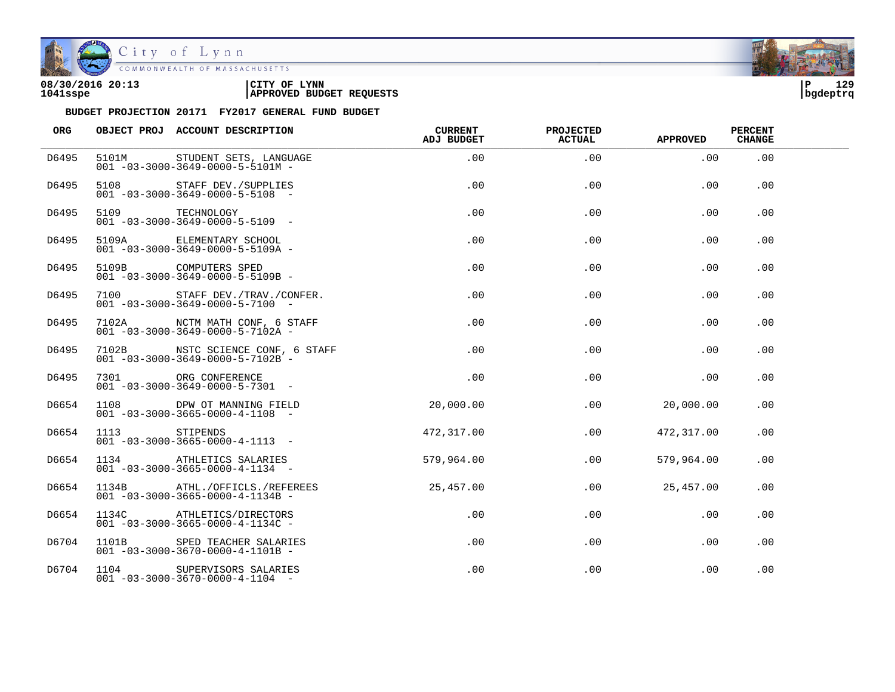**08/30/2016 20:13** | **CITY OF LYNN**
**1041sspe** | **APPROVED BUDGET REQUESTS**

**BUDGET PROJECTION 20171 FY2017 GENERAL FUND BUDGET**

| ORG | OBJECT PROJ | ACCOUNT DESCRIPTION | CURRENT ADJ BUDGET | PROJECTED ACTUAL | APPROVED | PERCENT CHANGE |
|---|---|---|---|---|---|---|
| D6495 | 5101M<br>001 -03-3000-3649-0000-5-5101M - | STUDENT SETS, LANGUAGE | .00 | .00 | .00 | .00 |
| D6495 | 5108<br>001 -03-3000-3649-0000-5-5108 - | STAFF DEV./SUPPLIES | .00 | .00 | .00 | .00 |
| D6495 | 5109<br>001 -03-3000-3649-0000-5-5109 - | TECHNOLOGY | .00 | .00 | .00 | .00 |
| D6495 | 5109A<br>001 -03-3000-3649-0000-5-5109A - | ELEMENTARY SCHOOL | .00 | .00 | .00 | .00 |
| D6495 | 5109B<br>001 -03-3000-3649-0000-5-5109B - | COMPUTERS SPED | .00 | .00 | .00 | .00 |
| D6495 | 7100<br>001 -03-3000-3649-0000-5-7100 - | STAFF DEV./TRAV./CONFER. | .00 | .00 | .00 | .00 |
| D6495 | 7102A<br>001 -03-3000-3649-0000-5-7102A - | NCTM MATH CONF, 6 STAFF | .00 | .00 | .00 | .00 |
| D6495 | 7102B<br>001 -03-3000-3649-0000-5-7102B - | NSTC SCIENCE CONF, 6 STAFF | .00 | .00 | .00 | .00 |
| D6495 | 7301<br>001 -03-3000-3649-0000-5-7301 - | ORG CONFERENCE | .00 | .00 | .00 | .00 |
| D6654 | 1108<br>001 -03-3000-3665-0000-4-1108 - | DPW OT MANNING FIELD | 20,000.00 | .00 | 20,000.00 | .00 |
| D6654 | 1113<br>001 -03-3000-3665-0000-4-1113 - | STIPENDS | 472,317.00 | .00 | 472,317.00 | .00 |
| D6654 | 1134<br>001 -03-3000-3665-0000-4-1134 - | ATHLETICS SALARIES | 579,964.00 | .00 | 579,964.00 | .00 |
| D6654 | 1134B<br>001 -03-3000-3665-0000-4-1134B - | ATHL./OFFICLS./REFEREES | 25,457.00 | .00 | 25,457.00 | .00 |
| D6654 | 1134C<br>001 -03-3000-3665-0000-4-1134C - | ATHLETICS/DIRECTORS | .00 | .00 | .00 | .00 |
| D6704 | 1101B<br>001 -03-3000-3670-0000-4-1101B - | SPED TEACHER SALARIES | .00 | .00 | .00 | .00 |
| D6704 | 1104<br>001 -03-3000-3670-0000-4-1104 - | SUPERVISORS SALARIES | .00 | .00 | .00 | .00 |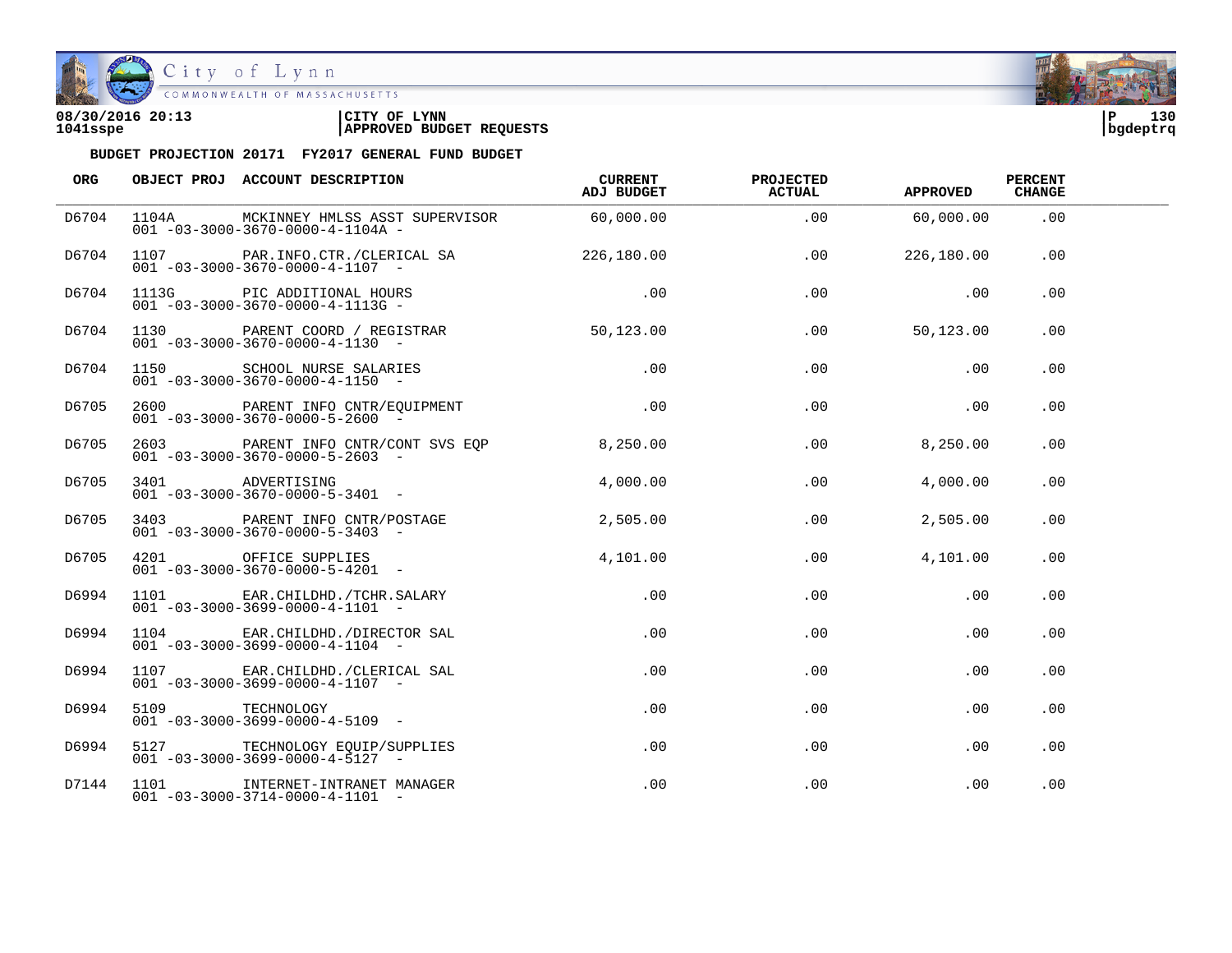08/30/2016 20:13 | CITY OF LYNN
1041sspe | APPROVED BUDGET REQUESTS

**BUDGET PROJECTION 20171 FY2017 GENERAL FUND BUDGET**

| ORG | OBJECT PROJ | ACCOUNT DESCRIPTION | CURRENT ADJ BUDGET | PROJECTED ACTUAL | APPROVED | PERCENT CHANGE |
|---|---|---|---|---|---|---|
| D6704 | 1104A | MCKINNEY HMLSS ASST SUPERVISOR<br>001 -03-3000-3670-0000-4-1104A - | 60,000.00 | .00 | 60,000.00 | .00 |
| D6704 | 1107 | PAR.INFO.CTR./CLERICAL SA<br>001 -03-3000-3670-0000-4-1107 - | 226,180.00 | .00 | 226,180.00 | .00 |
| D6704 | 1113G | PIC ADDITIONAL HOURS<br>001 -03-3000-3670-0000-4-1113G - | .00 | .00 | .00 | .00 |
| D6704 | 1130 | PARENT COORD / REGISTRAR<br>001 -03-3000-3670-0000-4-1130 - | 50,123.00 | .00 | 50,123.00 | .00 |
| D6704 | 1150 | SCHOOL NURSE SALARIES<br>001 -03-3000-3670-0000-4-1150 - | .00 | .00 | .00 | .00 |
| D6705 | 2600 | PARENT INFO CNTR/EQUIPMENT<br>001 -03-3000-3670-0000-5-2600 - | .00 | .00 | .00 | .00 |
| D6705 | 2603 | PARENT INFO CNTR/CONT SVS EQP<br>001 -03-3000-3670-0000-5-2603 - | 8,250.00 | .00 | 8,250.00 | .00 |
| D6705 | 3401 | ADVERTISING<br>001 -03-3000-3670-0000-5-3401 - | 4,000.00 | .00 | 4,000.00 | .00 |
| D6705 | 3403 | PARENT INFO CNTR/POSTAGE<br>001 -03-3000-3670-0000-5-3403 - | 2,505.00 | .00 | 2,505.00 | .00 |
| D6705 | 4201 | OFFICE SUPPLIES<br>001 -03-3000-3670-0000-5-4201 - | 4,101.00 | .00 | 4,101.00 | .00 |
| D6994 | 1101 | EAR.CHILDHD./TCHR.SALARY<br>001 -03-3000-3699-0000-4-1101 - | .00 | .00 | .00 | .00 |
| D6994 | 1104 | EAR.CHILDHD./DIRECTOR SAL<br>001 -03-3000-3699-0000-4-1104 - | .00 | .00 | .00 | .00 |
| D6994 | 1107 | EAR.CHILDHD./CLERICAL SAL<br>001 -03-3000-3699-0000-4-1107 - | .00 | .00 | .00 | .00 |
| D6994 | 5109 | TECHNOLOGY<br>001 -03-3000-3699-0000-4-5109 - | .00 | .00 | .00 | .00 |
| D6994 | 5127 | TECHNOLOGY EQUIP/SUPPLIES<br>001 -03-3000-3699-0000-4-5127 - | .00 | .00 | .00 | .00 |
| D7144 | 1101 | INTERNET-INTRANET MANAGER<br>001 -03-3000-3714-0000-4-1101 - | .00 | .00 | .00 | .00 |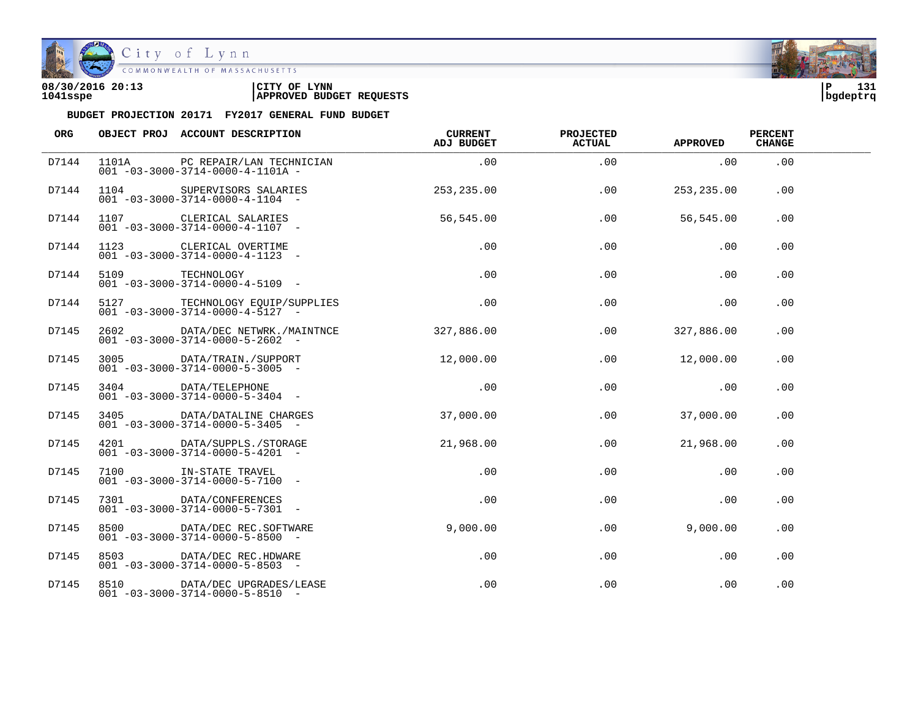08/30/2016 20:13 | CITY OF LYNN
1041sspe | APPROVED BUDGET REQUESTS

bgdeptrq

**BUDGET PROJECTION 20171 FY2017 GENERAL FUND BUDGET**

| ORG | OBJECT PROJ | ACCOUNT DESCRIPTION | CURRENT ADJ BUDGET | PROJECTED ACTUAL | APPROVED | PERCENT CHANGE |
|---|---|---|---|---|---|---|
| D7144 | 1101A<br>001 -03-3000-3714-0000-4-1101A - | PC REPAIR/LAN TECHNICIAN | .00 | .00 | .00 | .00 |
| D7144 | 1104<br>001 -03-3000-3714-0000-4-1104 - | SUPERVISORS SALARIES | 253,235.00 | .00 | 253,235.00 | .00 |
| D7144 | 1107<br>001 -03-3000-3714-0000-4-1107 - | CLERICAL SALARIES | 56,545.00 | .00 | 56,545.00 | .00 |
| D7144 | 1123<br>001 -03-3000-3714-0000-4-1123 - | CLERICAL OVERTIME | .00 | .00 | .00 | .00 |
| D7144 | 5109<br>001 -03-3000-3714-0000-4-5109 - | TECHNOLOGY | .00 | .00 | .00 | .00 |
| D7144 | 5127<br>001 -03-3000-3714-0000-4-5127 - | TECHNOLOGY EQUIP/SUPPLIES | .00 | .00 | .00 | .00 |
| D7145 | 2602<br>001 -03-3000-3714-0000-5-2602 - | DATA/DEC NETWRK./MAINTNCE | 327,886.00 | .00 | 327,886.00 | .00 |
| D7145 | 3005<br>001 -03-3000-3714-0000-5-3005 - | DATA/TRAIN./SUPPORT | 12,000.00 | .00 | 12,000.00 | .00 |
| D7145 | 3404<br>001 -03-3000-3714-0000-5-3404 - | DATA/TELEPHONE | .00 | .00 | .00 | .00 |
| D7145 | 3405<br>001 -03-3000-3714-0000-5-3405 - | DATA/DATALINE CHARGES | 37,000.00 | .00 | 37,000.00 | .00 |
| D7145 | 4201<br>001 -03-3000-3714-0000-5-4201 - | DATA/SUPPLS./STORAGE | 21,968.00 | .00 | 21,968.00 | .00 |
| D7145 | 7100<br>001 -03-3000-3714-0000-5-7100 - | IN-STATE TRAVEL | .00 | .00 | .00 | .00 |
| D7145 | 7301<br>001 -03-3000-3714-0000-5-7301 - | DATA/CONFERENCES | .00 | .00 | .00 | .00 |
| D7145 | 8500<br>001 -03-3000-3714-0000-5-8500 - | DATA/DEC REC.SOFTWARE | 9,000.00 | .00 | 9,000.00 | .00 |
| D7145 | 8503<br>001 -03-3000-3714-0000-5-8503 - | DATA/DEC REC.HDWARE | .00 | .00 | .00 | .00 |
| D7145 | 8510<br>001 -03-3000-3714-0000-5-8510 - | DATA/DEC UPGRADES/LEASE | .00 | .00 | .00 | .00 |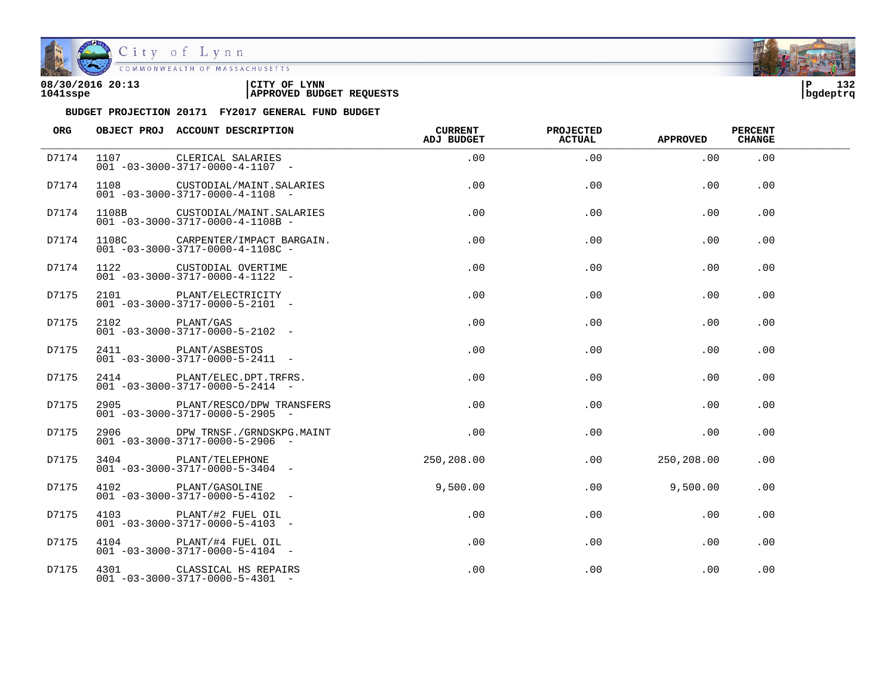08/30/2016 20:13 | CITY OF LYNN
1041sspe | APPROVED BUDGET REQUESTS

**BUDGET PROJECTION 20171 FY2017 GENERAL FUND BUDGET**

| ORG | OBJECT PROJ | ACCOUNT DESCRIPTION | CURRENT ADJ BUDGET | PROJECTED ACTUAL | APPROVED | PERCENT CHANGE |
|---|---|---|---|---|---|---|
| D7174 | 1107 | CLERICAL SALARIES<br>001 -03-3000-3717-0000-4-1107 - | .00 | .00 | .00 | .00 |
| D7174 | 1108 | CUSTODIAL/MAINT.SALARIES<br>001 -03-3000-3717-0000-4-1108 - | .00 | .00 | .00 | .00 |
| D7174 | 1108B | CUSTODIAL/MAINT.SALARIES<br>001 -03-3000-3717-0000-4-1108B - | .00 | .00 | .00 | .00 |
| D7174 | 1108C | CARPENTER/IMPACT BARGAIN.<br>001 -03-3000-3717-0000-4-1108C - | .00 | .00 | .00 | .00 |
| D7174 | 1122 | CUSTODIAL OVERTIME<br>001 -03-3000-3717-0000-4-1122 - | .00 | .00 | .00 | .00 |
| D7175 | 2101 | PLANT/ELECTRICITY<br>001 -03-3000-3717-0000-5-2101 - | .00 | .00 | .00 | .00 |
| D7175 | 2102 | PLANT/GAS<br>001 -03-3000-3717-0000-5-2102 - | .00 | .00 | .00 | .00 |
| D7175 | 2411 | PLANT/ASBESTOS<br>001 -03-3000-3717-0000-5-2411 - | .00 | .00 | .00 | .00 |
| D7175 | 2414 | PLANT/ELEC.DPT.TRFRS.<br>001 -03-3000-3717-0000-5-2414 - | .00 | .00 | .00 | .00 |
| D7175 | 2905 | PLANT/RESCO/DPW TRANSFERS<br>001 -03-3000-3717-0000-5-2905 - | .00 | .00 | .00 | .00 |
| D7175 | 2906 | DPW TRNSF./GRNDSKPG.MAINT<br>001 -03-3000-3717-0000-5-2906 - | .00 | .00 | .00 | .00 |
| D7175 | 3404 | PLANT/TELEPHONE<br>001 -03-3000-3717-0000-5-3404 - | 250,208.00 | .00 | 250,208.00 | .00 |
| D7175 | 4102 | PLANT/GASOLINE<br>001 -03-3000-3717-0000-5-4102 - | 9,500.00 | .00 | 9,500.00 | .00 |
| D7175 | 4103 | PLANT/#2 FUEL OIL<br>001 -03-3000-3717-0000-5-4103 - | .00 | .00 | .00 | .00 |
| D7175 | 4104 | PLANT/#4 FUEL OIL<br>001 -03-3000-3717-0000-5-4104 - | .00 | .00 | .00 | .00 |
| D7175 | 4301 | CLASSICAL HS REPAIRS<br>001 -03-3000-3717-0000-5-4301 - | .00 | .00 | .00 | .00 |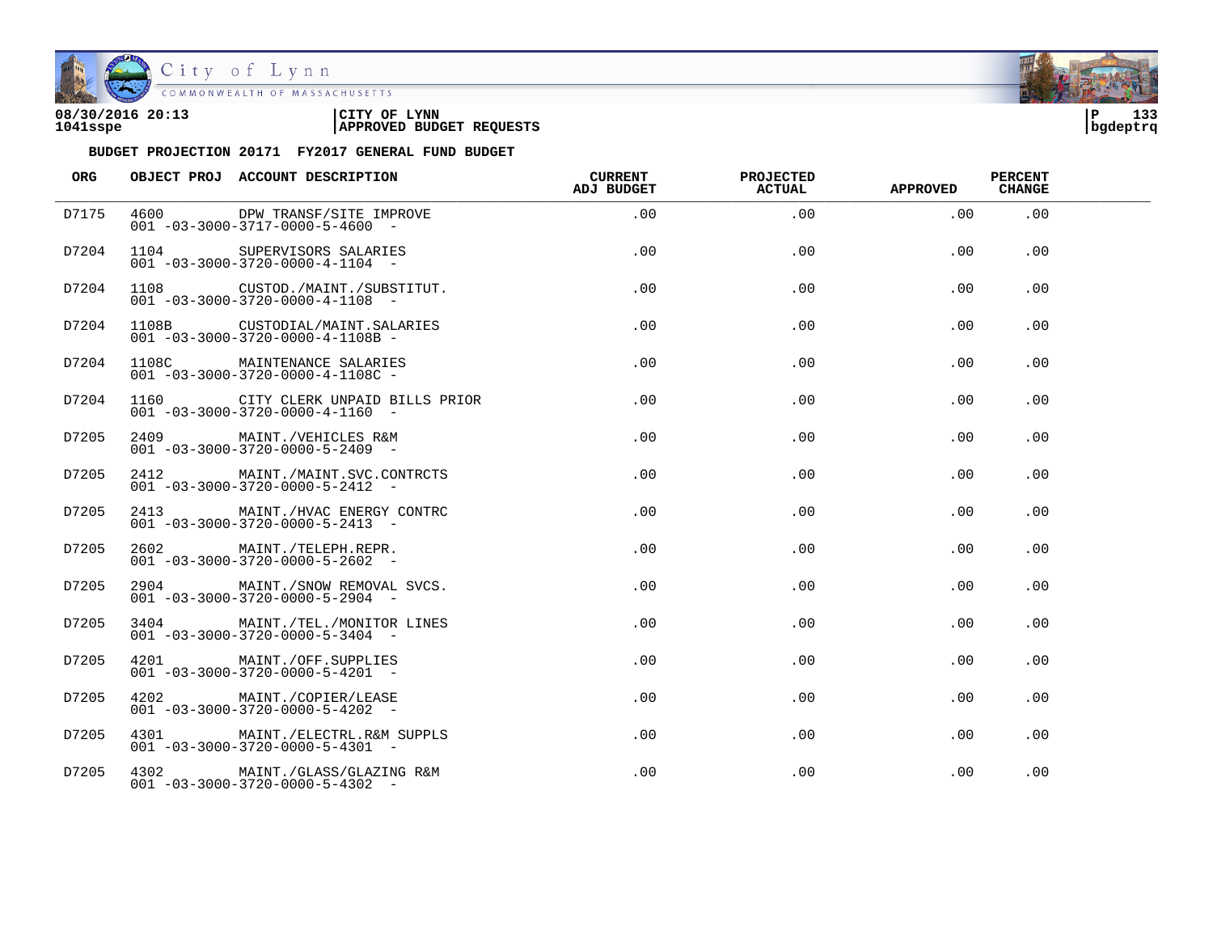**08/30/2016 20:13** | **CITY OF LYNN**
**1041sspe** | **APPROVED BUDGET REQUESTS** | **bgdeptrq**

**BUDGET PROJECTION 20171 FY2017 GENERAL FUND BUDGET**

| ORG | OBJECT PROJ | ACCOUNT DESCRIPTION | CURRENT ADJ BUDGET | PROJECTED ACTUAL | APPROVED | PERCENT CHANGE |
|---|---|---|---|---|---|---|
| D7175 | 4600 | DPW TRANSF/SITE IMPROVE<br>001 -03-3000-3717-0000-5-4600 - | .00 | .00 | .00 | .00 |
| D7204 | 1104 | SUPERVISORS SALARIES<br>001 -03-3000-3720-0000-4-1104 - | .00 | .00 | .00 | .00 |
| D7204 | 1108 | CUSTOD./MAINT./SUBSTITUT.<br>001 -03-3000-3720-0000-4-1108 - | .00 | .00 | .00 | .00 |
| D7204 | 1108B | CUSTODIAL/MAINT.SALARIES<br>001 -03-3000-3720-0000-4-1108B - | .00 | .00 | .00 | .00 |
| D7204 | 1108C | MAINTENANCE SALARIES<br>001 -03-3000-3720-0000-4-1108C - | .00 | .00 | .00 | .00 |
| D7204 | 1160 | CITY CLERK UNPAID BILLS PRIOR<br>001 -03-3000-3720-0000-4-1160 - | .00 | .00 | .00 | .00 |
| D7205 | 2409 | MAINT./VEHICLES R&M<br>001 -03-3000-3720-0000-5-2409 - | .00 | .00 | .00 | .00 |
| D7205 | 2412 | MAINT./MAINT.SVC.CONTRCTS<br>001 -03-3000-3720-0000-5-2412 - | .00 | .00 | .00 | .00 |
| D7205 | 2413 | MAINT./HVAC ENERGY CONTRC<br>001 -03-3000-3720-0000-5-2413 - | .00 | .00 | .00 | .00 |
| D7205 | 2602 | MAINT./TELEPH.REPR.<br>001 -03-3000-3720-0000-5-2602 - | .00 | .00 | .00 | .00 |
| D7205 | 2904 | MAINT./SNOW REMOVAL SVCS.<br>001 -03-3000-3720-0000-5-2904 - | .00 | .00 | .00 | .00 |
| D7205 | 3404 | MAINT./TEL./MONITOR LINES<br>001 -03-3000-3720-0000-5-3404 - | .00 | .00 | .00 | .00 |
| D7205 | 4201 | MAINT./OFF.SUPPLIES<br>001 -03-3000-3720-0000-5-4201 - | .00 | .00 | .00 | .00 |
| D7205 | 4202 | MAINT./COPIER/LEASE<br>001 -03-3000-3720-0000-5-4202 - | .00 | .00 | .00 | .00 |
| D7205 | 4301 | MAINT./ELECTRL.R&M SUPPLS<br>001 -03-3000-3720-0000-5-4301 - | .00 | .00 | .00 | .00 |
| D7205 | 4302 | MAINT./GLASS/GLAZING R&M<br>001 -03-3000-3720-0000-5-4302 - | .00 | .00 | .00 | .00 |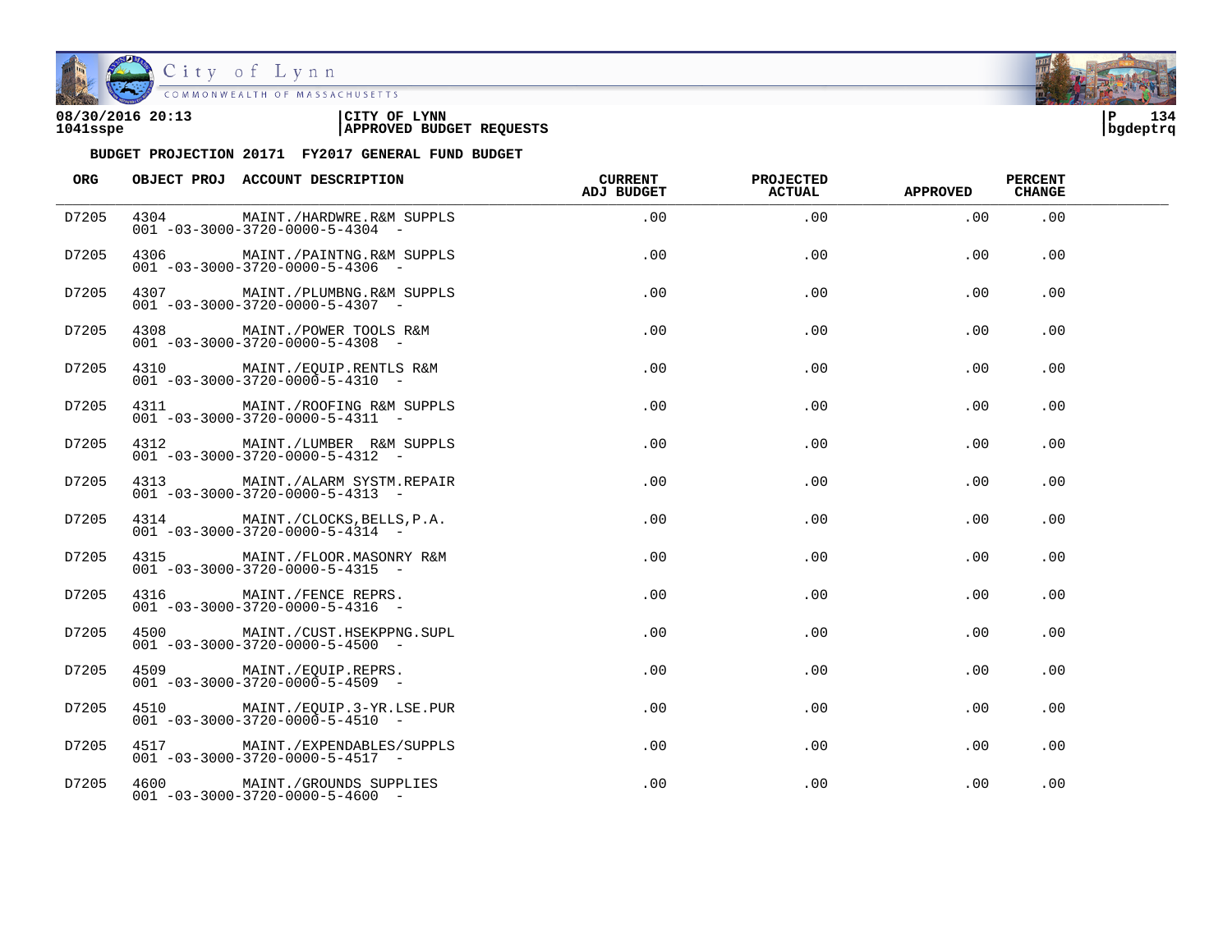08/30/2016 20:13 | CITY OF LYNN
1041sspe | APPROVED BUDGET REQUESTS

P 134
bgdeptrq

**BUDGET PROJECTION 20171 FY2017 GENERAL FUND BUDGET**

| ORG | OBJECT PROJ | ACCOUNT DESCRIPTION | CURRENT ADJ BUDGET | PROJECTED ACTUAL | APPROVED | PERCENT CHANGE |
|---|---|---|---|---|---|---|
| D7205 | 4304 | MAINT./HARDWRE.R&M SUPPLS<br>001 -03-3000-3720-0000-5-4304 - | .00 | .00 | .00 | .00 |
| D7205 | 4306 | MAINT./PAINTNG.R&M SUPPLS<br>001 -03-3000-3720-0000-5-4306 - | .00 | .00 | .00 | .00 |
| D7205 | 4307 | MAINT./PLUMBNG.R&M SUPPLS<br>001 -03-3000-3720-0000-5-4307 - | .00 | .00 | .00 | .00 |
| D7205 | 4308 | MAINT./POWER TOOLS R&M<br>001 -03-3000-3720-0000-5-4308 - | .00 | .00 | .00 | .00 |
| D7205 | 4310 | MAINT./EQUIP.RENTLS R&M<br>001 -03-3000-3720-0000-5-4310 - | .00 | .00 | .00 | .00 |
| D7205 | 4311 | MAINT./ROOFING R&M SUPPLS<br>001 -03-3000-3720-0000-5-4311 - | .00 | .00 | .00 | .00 |
| D7205 | 4312 | MAINT./LUMBER R&M SUPPLS<br>001 -03-3000-3720-0000-5-4312 - | .00 | .00 | .00 | .00 |
| D7205 | 4313 | MAINT./ALARM SYSTM.REPAIR<br>001 -03-3000-3720-0000-5-4313 - | .00 | .00 | .00 | .00 |
| D7205 | 4314 | MAINT./CLOCKS,BELLS,P.A.<br>001 -03-3000-3720-0000-5-4314 - | .00 | .00 | .00 | .00 |
| D7205 | 4315 | MAINT./FLOOR.MASONRY R&M<br>001 -03-3000-3720-0000-5-4315 - | .00 | .00 | .00 | .00 |
| D7205 | 4316 | MAINT./FENCE REPRS.<br>001 -03-3000-3720-0000-5-4316 - | .00 | .00 | .00 | .00 |
| D7205 | 4500 | MAINT./CUST.HSEKPPNG.SUPL<br>001 -03-3000-3720-0000-5-4500 - | .00 | .00 | .00 | .00 |
| D7205 | 4509 | MAINT./EQUIP.REPRS.<br>001 -03-3000-3720-0000-5-4509 - | .00 | .00 | .00 | .00 |
| D7205 | 4510 | MAINT./EQUIP.3-YR.LSE.PUR<br>001 -03-3000-3720-0000-5-4510 - | .00 | .00 | .00 | .00 |
| D7205 | 4517 | MAINT./EXPENDABLES/SUPPLS<br>001 -03-3000-3720-0000-5-4517 - | .00 | .00 | .00 | .00 |
| D7205 | 4600 | MAINT./GROUNDS SUPPLIES<br>001 -03-3000-3720-0000-5-4600 - | .00 | .00 | .00 | .00 |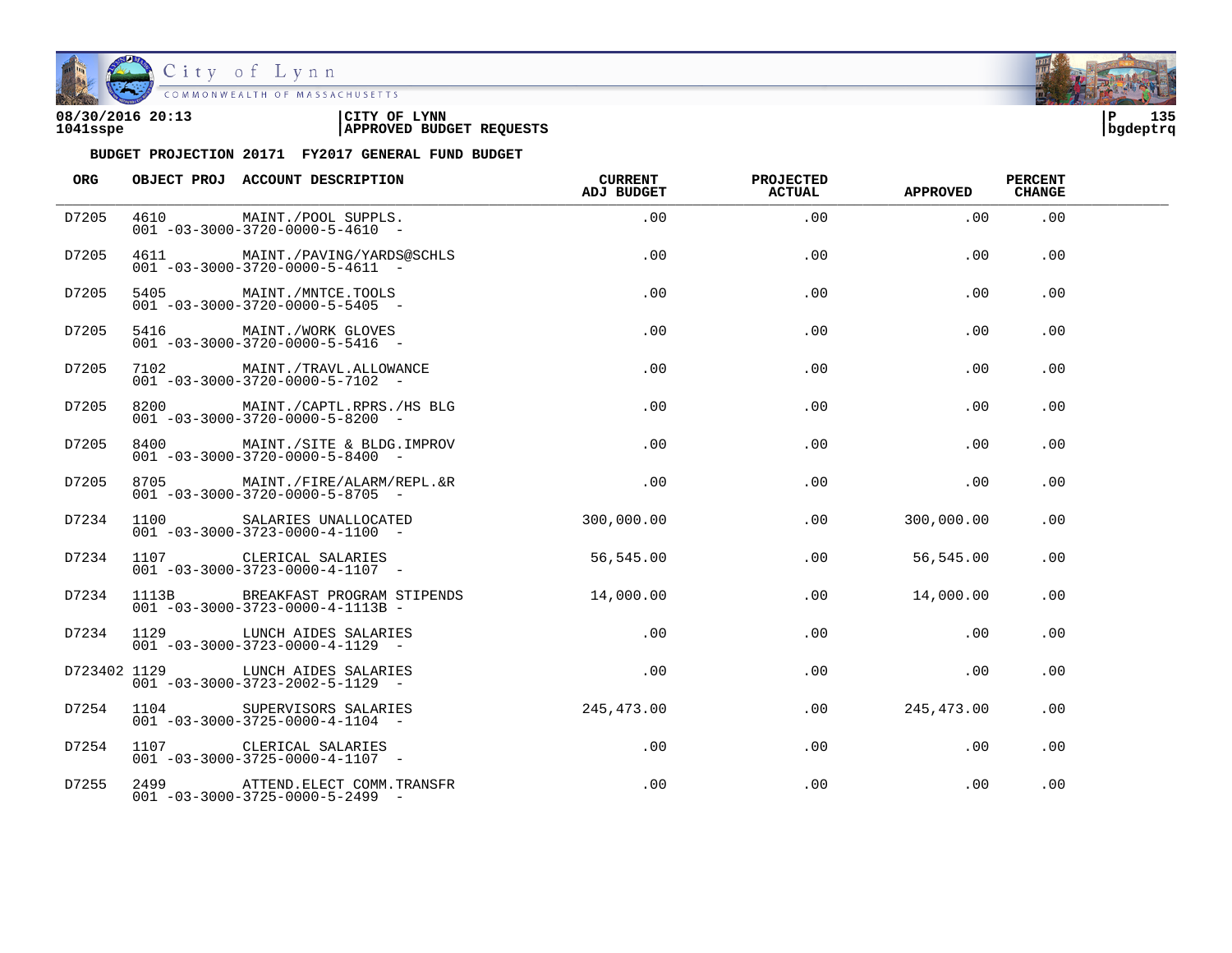08/30/2016 20:13
1041sspe

CITY OF LYNN
APPROVED BUDGET REQUESTS

P 135
bgdeptrq

BUDGET PROJECTION 20171 FY2017 GENERAL FUND BUDGET

| ORG | OBJECT PROJ | ACCOUNT DESCRIPTION | CURRENT ADJ BUDGET | PROJECTED ACTUAL | APPROVED | PERCENT CHANGE |
|---|---|---|---|---|---|---|
| D7205 | 4610 | MAINT./POOL SUPPLS. 001 -03-3000-3720-0000-5-4610 - | .00 | .00 | .00 | .00 |
| D7205 | 4611 | MAINT./PAVING/YARDS@SCHLS 001 -03-3000-3720-0000-5-4611 - | .00 | .00 | .00 | .00 |
| D7205 | 5405 | MAINT./MNTCE.TOOLS 001 -03-3000-3720-0000-5-5405 - | .00 | .00 | .00 | .00 |
| D7205 | 5416 | MAINT./WORK GLOVES 001 -03-3000-3720-0000-5-5416 - | .00 | .00 | .00 | .00 |
| D7205 | 7102 | MAINT./TRAVL.ALLOWANCE 001 -03-3000-3720-0000-5-7102 - | .00 | .00 | .00 | .00 |
| D7205 | 8200 | MAINT./CAPTL.RPRS./HS BLG 001 -03-3000-3720-0000-5-8200 - | .00 | .00 | .00 | .00 |
| D7205 | 8400 | MAINT./SITE & BLDG.IMPROV 001 -03-3000-3720-0000-5-8400 - | .00 | .00 | .00 | .00 |
| D7205 | 8705 | MAINT./FIRE/ALARM/REPL.&R 001 -03-3000-3720-0000-5-8705 - | .00 | .00 | .00 | .00 |
| D7234 | 1100 | SALARIES UNALLOCATED 001 -03-3000-3723-0000-4-1100 - | 300,000.00 | .00 | 300,000.00 | .00 |
| D7234 | 1107 | CLERICAL SALARIES 001 -03-3000-3723-0000-4-1107 - | 56,545.00 | .00 | 56,545.00 | .00 |
| D7234 | 1113B | BREAKFAST PROGRAM STIPENDS 001 -03-3000-3723-0000-4-1113B - | 14,000.00 | .00 | 14,000.00 | .00 |
| D7234 | 1129 | LUNCH AIDES SALARIES 001 -03-3000-3723-0000-4-1129 - | .00 | .00 | .00 | .00 |
| D723402 | 1129 | LUNCH AIDES SALARIES 001 -03-3000-3723-2002-5-1129 - | .00 | .00 | .00 | .00 |
| D7254 | 1104 | SUPERVISORS SALARIES 001 -03-3000-3725-0000-4-1104 - | 245,473.00 | .00 | 245,473.00 | .00 |
| D7254 | 1107 | CLERICAL SALARIES 001 -03-3000-3725-0000-4-1107 - | .00 | .00 | .00 | .00 |
| D7255 | 2499 | ATTEND.ELECT COMM.TRANSFR 001 -03-3000-3725-0000-5-2499 - | .00 | .00 | .00 | .00 |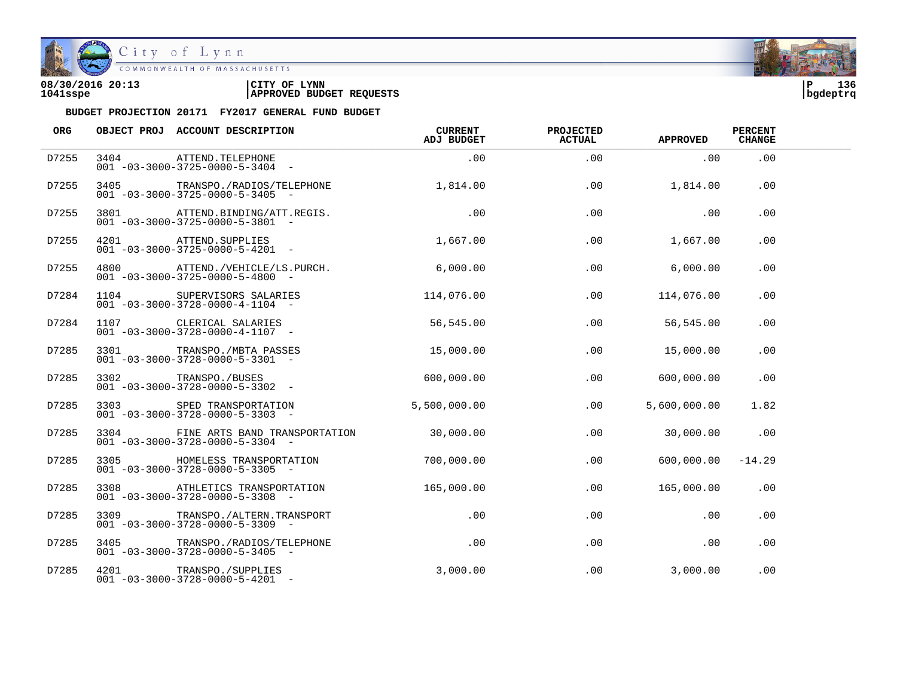**BUDGET PROJECTION 20171 FY2017 GENERAL FUND BUDGET**

| ORG | OBJECT PROJ | ACCOUNT DESCRIPTION | CURRENT ADJ BUDGET | PROJECTED ACTUAL | APPROVED | PERCENT CHANGE |
|---|---|---|---|---|---|---|
| D7255 | 3404 | ATTEND.TELEPHONE<br>001 -03-3000-3725-0000-5-3404 - | .00 | .00 | .00 | .00 |
| D7255 | 3405 | TRANSPO./RADIOS/TELEPHONE<br>001 -03-3000-3725-0000-5-3405 - | 1,814.00 | .00 | 1,814.00 | .00 |
| D7255 | 3801 | ATTEND.BINDING/ATT.REGIS.<br>001 -03-3000-3725-0000-5-3801 - | .00 | .00 | .00 | .00 |
| D7255 | 4201 | ATTEND.SUPPLIES<br>001 -03-3000-3725-0000-5-4201 - | 1,667.00 | .00 | 1,667.00 | .00 |
| D7255 | 4800 | ATTEND./VEHICLE/LS.PURCH.<br>001 -03-3000-3725-0000-5-4800 - | 6,000.00 | .00 | 6,000.00 | .00 |
| D7284 | 1104 | SUPERVISORS SALARIES<br>001 -03-3000-3728-0000-4-1104 - | 114,076.00 | .00 | 114,076.00 | .00 |
| D7284 | 1107 | CLERICAL SALARIES<br>001 -03-3000-3728-0000-4-1107 - | 56,545.00 | .00 | 56,545.00 | .00 |
| D7285 | 3301 | TRANSPO./MBTA PASSES<br>001 -03-3000-3728-0000-5-3301 - | 15,000.00 | .00 | 15,000.00 | .00 |
| D7285 | 3302 | TRANSPO./BUSES<br>001 -03-3000-3728-0000-5-3302 - | 600,000.00 | .00 | 600,000.00 | .00 |
| D7285 | 3303 | SPED TRANSPORTATION<br>001 -03-3000-3728-0000-5-3303 - | 5,500,000.00 | .00 | 5,600,000.00 | 1.82 |
| D7285 | 3304 | FINE ARTS BAND TRANSPORTATION<br>001 -03-3000-3728-0000-5-3304 - | 30,000.00 | .00 | 30,000.00 | .00 |
| D7285 | 3305 | HOMELESS TRANSPORTATION<br>001 -03-3000-3728-0000-5-3305 - | 700,000.00 | .00 | 600,000.00 | -14.29 |
| D7285 | 3308 | ATHLETICS TRANSPORTATION<br>001 -03-3000-3728-0000-5-3308 - | 165,000.00 | .00 | 165,000.00 | .00 |
| D7285 | 3309 | TRANSPO./ALTERN.TRANSPORT<br>001 -03-3000-3728-0000-5-3309 - | .00 | .00 | .00 | .00 |
| D7285 | 3405 | TRANSPO./RADIOS/TELEPHONE<br>001 -03-3000-3728-0000-5-3405 - | .00 | .00 | .00 | .00 |
| D7285 | 4201 | TRANSPO./SUPPLIES<br>001 -03-3000-3728-0000-5-4201 - | 3,000.00 | .00 | 3,000.00 | .00 |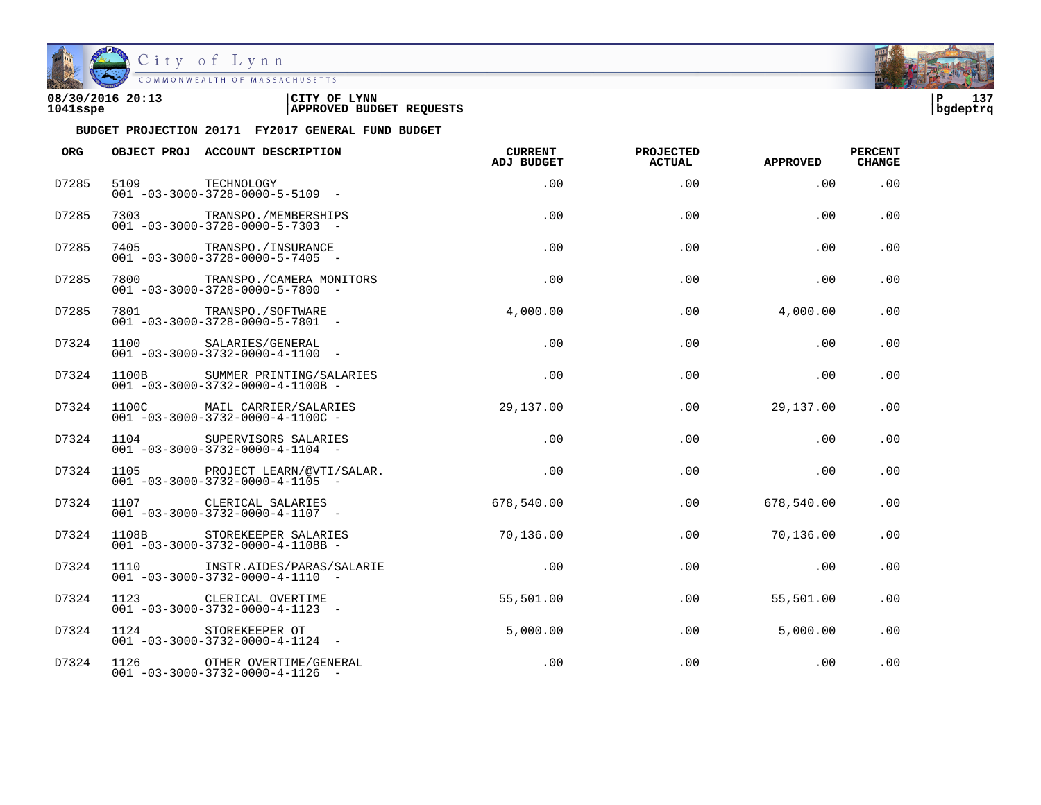**08/30/2016 20:13** | **CITY OF LYNN**
**1041sspe** | **APPROVED BUDGET REQUESTS** | **bgdeptrq**

**BUDGET PROJECTION 20171 FY2017 GENERAL FUND BUDGET**

| ORG | OBJECT PROJ | ACCOUNT DESCRIPTION | CURRENT ADJ BUDGET | PROJECTED ACTUAL | APPROVED | PERCENT CHANGE |
|---|---|---|---|---|---|---|
| D7285 | 5109 | TECHNOLOGY<br>001 -03-3000-3728-0000-5-5109 - | .00 | .00 | .00 | .00 |
| D7285 | 7303 | TRANSPO./MEMBERSHIPS<br>001 -03-3000-3728-0000-5-7303 - | .00 | .00 | .00 | .00 |
| D7285 | 7405 | TRANSPO./INSURANCE<br>001 -03-3000-3728-0000-5-7405 - | .00 | .00 | .00 | .00 |
| D7285 | 7800 | TRANSPO./CAMERA MONITORS<br>001 -03-3000-3728-0000-5-7800 - | .00 | .00 | .00 | .00 |
| D7285 | 7801 | TRANSPO./SOFTWARE<br>001 -03-3000-3728-0000-5-7801 - | 4,000.00 | .00 | 4,000.00 | .00 |
| D7324 | 1100 | SALARIES/GENERAL<br>001 -03-3000-3732-0000-4-1100 - | .00 | .00 | .00 | .00 |
| D7324 | 1100B | SUMMER PRINTING/SALARIES<br>001 -03-3000-3732-0000-4-1100B - | .00 | .00 | .00 | .00 |
| D7324 | 1100C | MAIL CARRIER/SALARIES<br>001 -03-3000-3732-0000-4-1100C - | 29,137.00 | .00 | 29,137.00 | .00 |
| D7324 | 1104 | SUPERVISORS SALARIES<br>001 -03-3000-3732-0000-4-1104 - | .00 | .00 | .00 | .00 |
| D7324 | 1105 | PROJECT LEARN/@VTI/SALAR.<br>001 -03-3000-3732-0000-4-1105 - | .00 | .00 | .00 | .00 |
| D7324 | 1107 | CLERICAL SALARIES<br>001 -03-3000-3732-0000-4-1107 - | 678,540.00 | .00 | 678,540.00 | .00 |
| D7324 | 1108B | STOREKEEPER SALARIES<br>001 -03-3000-3732-0000-4-1108B - | 70,136.00 | .00 | 70,136.00 | .00 |
| D7324 | 1110 | INSTR.AIDES/PARAS/SALARIE<br>001 -03-3000-3732-0000-4-1110 - | .00 | .00 | .00 | .00 |
| D7324 | 1123 | CLERICAL OVERTIME<br>001 -03-3000-3732-0000-4-1123 - | 55,501.00 | .00 | 55,501.00 | .00 |
| D7324 | 1124 | STOREKEEPER OT<br>001 -03-3000-3732-0000-4-1124 - | 5,000.00 | .00 | 5,000.00 | .00 |
| D7324 | 1126 | OTHER OVERTIME/GENERAL<br>001 -03-3000-3732-0000-4-1126 - | .00 | .00 | .00 | .00 |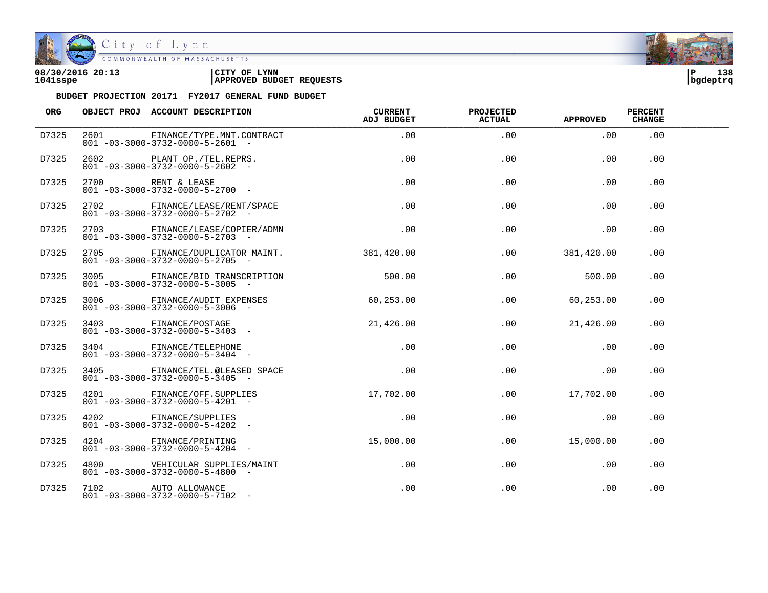08/30/2016 20:13 | CITY OF LYNN | P 138
1041sspe | APPROVED BUDGET REQUESTS | bgdeptrq

**BUDGET PROJECTION 20171 FY2017 GENERAL FUND BUDGET**

| ORG | OBJECT PROJ | ACCOUNT DESCRIPTION | CURRENT ADJ BUDGET | PROJECTED ACTUAL | APPROVED | PERCENT CHANGE |
|---|---|---|---|---|---|---|
| D7325 | 2601 | FINANCE/TYPE.MNT.CONTRACT<br>001 -03-3000-3732-0000-5-2601 - | .00 | .00 | .00 | .00 |
| D7325 | 2602 | PLANT OP./TEL.REPRS.<br>001 -03-3000-3732-0000-5-2602 - | .00 | .00 | .00 | .00 |
| D7325 | 2700 | RENT & LEASE<br>001 -03-3000-3732-0000-5-2700 - | .00 | .00 | .00 | .00 |
| D7325 | 2702 | FINANCE/LEASE/RENT/SPACE<br>001 -03-3000-3732-0000-5-2702 - | .00 | .00 | .00 | .00 |
| D7325 | 2703 | FINANCE/LEASE/COPIER/ADMN<br>001 -03-3000-3732-0000-5-2703 - | .00 | .00 | .00 | .00 |
| D7325 | 2705 | FINANCE/DUPLICATOR MAINT.<br>001 -03-3000-3732-0000-5-2705 - | 381,420.00 | .00 | 381,420.00 | .00 |
| D7325 | 3005 | FINANCE/BID TRANSCRIPTION<br>001 -03-3000-3732-0000-5-3005 - | 500.00 | .00 | 500.00 | .00 |
| D7325 | 3006 | FINANCE/AUDIT EXPENSES<br>001 -03-3000-3732-0000-5-3006 - | 60,253.00 | .00 | 60,253.00 | .00 |
| D7325 | 3403 | FINANCE/POSTAGE<br>001 -03-3000-3732-0000-5-3403 - | 21,426.00 | .00 | 21,426.00 | .00 |
| D7325 | 3404 | FINANCE/TELEPHONE<br>001 -03-3000-3732-0000-5-3404 - | .00 | .00 | .00 | .00 |
| D7325 | 3405 | FINANCE/TEL.@LEASED SPACE<br>001 -03-3000-3732-0000-5-3405 - | .00 | .00 | .00 | .00 |
| D7325 | 4201 | FINANCE/OFF.SUPPLIES<br>001 -03-3000-3732-0000-5-4201 - | 17,702.00 | .00 | 17,702.00 | .00 |
| D7325 | 4202 | FINANCE/SUPPLIES<br>001 -03-3000-3732-0000-5-4202 - | .00 | .00 | .00 | .00 |
| D7325 | 4204 | FINANCE/PRINTING<br>001 -03-3000-3732-0000-5-4204 - | 15,000.00 | .00 | 15,000.00 | .00 |
| D7325 | 4800 | VEHICULAR SUPPLIES/MAINT<br>001 -03-3000-3732-0000-5-4800 - | .00 | .00 | .00 | .00 |
| D7325 | 7102 | AUTO ALLOWANCE<br>001 -03-3000-3732-0000-5-7102 - | .00 | .00 | .00 | .00 |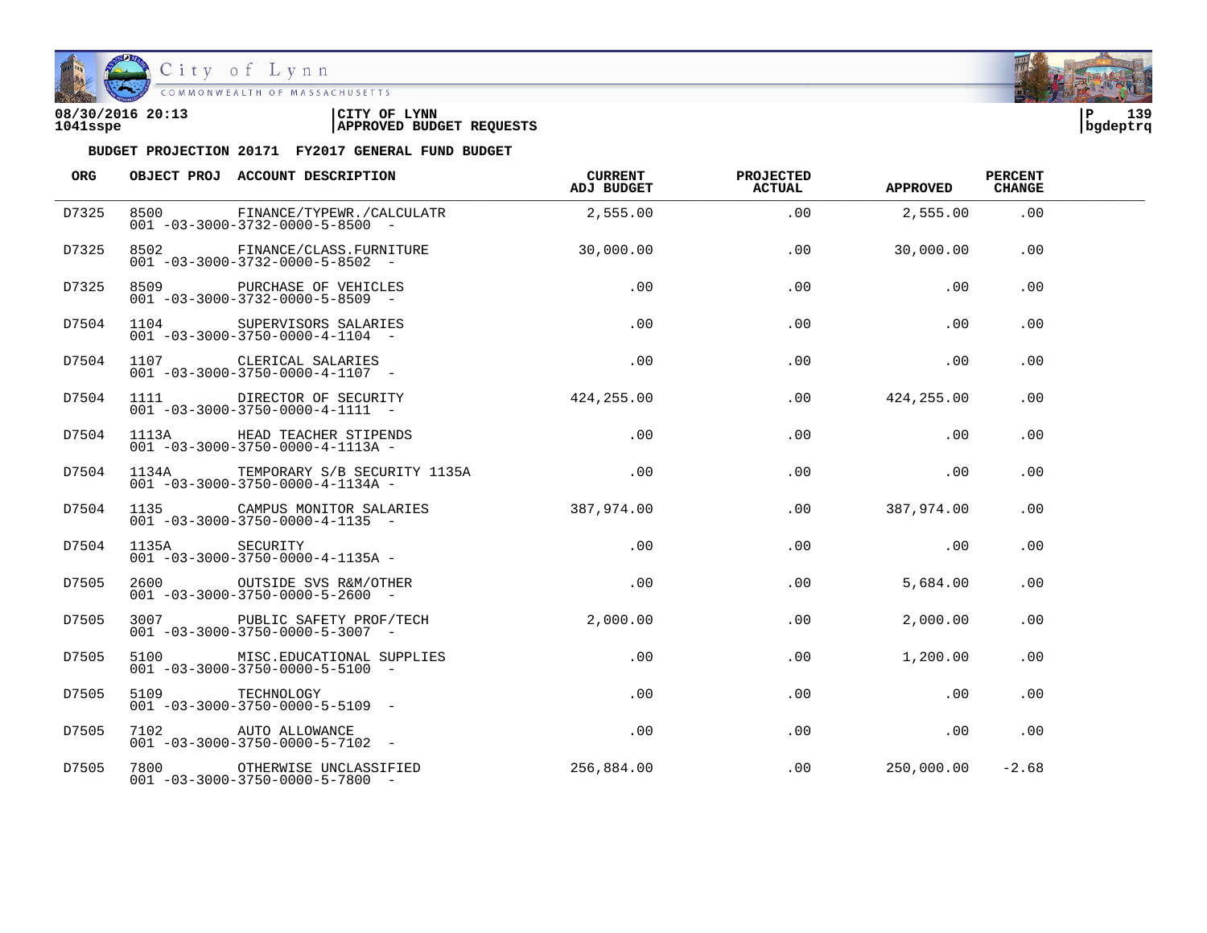**08/30/2016 20:13** **CITY OF LYNN**
**1041sspe** **APPROVED BUDGET REQUESTS** **bgdeptrq**

**BUDGET PROJECTION 20171 FY2017 GENERAL FUND BUDGET**

| ORG | OBJECT PROJ | ACCOUNT DESCRIPTION | CURRENT ADJ BUDGET | PROJECTED ACTUAL | APPROVED | PERCENT CHANGE |
|---|---|---|---|---|---|---|
| D7325 | 8500 | FINANCE/TYPEWR./CALCULATR<br>001 -03-3000-3732-0000-5-8500 - | 2,555.00 | .00 | 2,555.00 | .00 |
| D7325 | 8502 | FINANCE/CLASS.FURNITURE<br>001 -03-3000-3732-0000-5-8502 - | 30,000.00 | .00 | 30,000.00 | .00 |
| D7325 | 8509 | PURCHASE OF VEHICLES<br>001 -03-3000-3732-0000-5-8509 - | .00 | .00 | .00 | .00 |
| D7504 | 1104 | SUPERVISORS SALARIES<br>001 -03-3000-3750-0000-4-1104 - | .00 | .00 | .00 | .00 |
| D7504 | 1107 | CLERICAL SALARIES<br>001 -03-3000-3750-0000-4-1107 - | .00 | .00 | .00 | .00 |
| D7504 | 1111 | DIRECTOR OF SECURITY<br>001 -03-3000-3750-0000-4-1111 - | 424,255.00 | .00 | 424,255.00 | .00 |
| D7504 | 1113A | HEAD TEACHER STIPENDS<br>001 -03-3000-3750-0000-4-1113A - | .00 | .00 | .00 | .00 |
| D7504 | 1134A | TEMPORARY S/B SECURITY 1135A<br>001 -03-3000-3750-0000-4-1134A - | .00 | .00 | .00 | .00 |
| D7504 | 1135 | CAMPUS MONITOR SALARIES<br>001 -03-3000-3750-0000-4-1135 - | 387,974.00 | .00 | 387,974.00 | .00 |
| D7504 | 1135A | SECURITY<br>001 -03-3000-3750-0000-4-1135A - | .00 | .00 | .00 | .00 |
| D7505 | 2600 | OUTSIDE SVS R&M/OTHER<br>001 -03-3000-3750-0000-5-2600 - | .00 | .00 | 5,684.00 | .00 |
| D7505 | 3007 | PUBLIC SAFETY PROF/TECH<br>001 -03-3000-3750-0000-5-3007 - | 2,000.00 | .00 | 2,000.00 | .00 |
| D7505 | 5100 | MISC.EDUCATIONAL SUPPLIES<br>001 -03-3000-3750-0000-5-5100 - | .00 | .00 | 1,200.00 | .00 |
| D7505 | 5109 | TECHNOLOGY<br>001 -03-3000-3750-0000-5-5109 - | .00 | .00 | .00 | .00 |
| D7505 | 7102 | AUTO ALLOWANCE<br>001 -03-3000-3750-0000-5-7102 - | .00 | .00 | .00 | .00 |
| D7505 | 7800 | OTHERWISE UNCLASSIFIED<br>001 -03-3000-3750-0000-5-7800 - | 256,884.00 | .00 | 250,000.00 | -2.68 |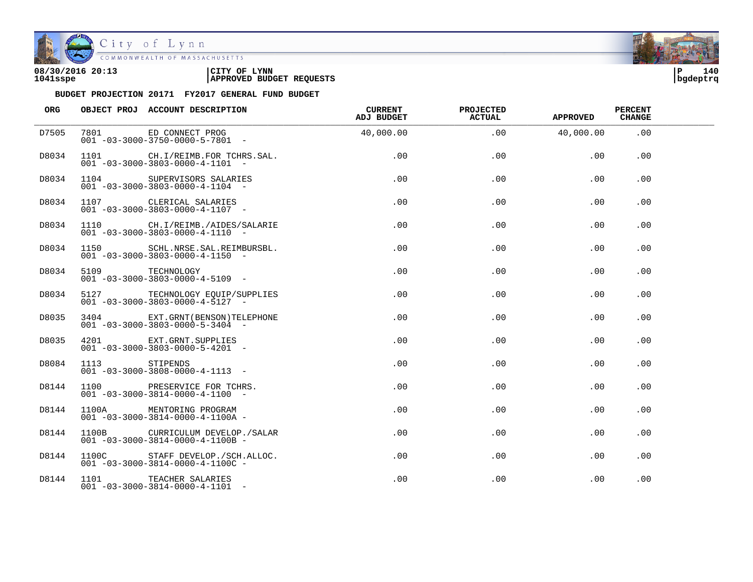08/30/2016 20:13 | CITY OF LYNN | P 140
1041sspe | APPROVED BUDGET REQUESTS | bgdeptrq

**BUDGET PROJECTION 20171 FY2017 GENERAL FUND BUDGET**

| ORG | OBJECT PROJ | ACCOUNT DESCRIPTION | CURRENT ADJ BUDGET | PROJECTED ACTUAL | APPROVED | PERCENT CHANGE |
|---|---|---|---|---|---|---|
| D7505 | 7801 | ED CONNECT PROG<br>001 -03-3000-3750-0000-5-7801 - | 40,000.00 | .00 | 40,000.00 | .00 |
| D8034 | 1101 | CH.I/REIMB.FOR TCHRS.SAL.<br>001 -03-3000-3803-0000-4-1101 - | .00 | .00 | .00 | .00 |
| D8034 | 1104 | SUPERVISORS SALARIES<br>001 -03-3000-3803-0000-4-1104 - | .00 | .00 | .00 | .00 |
| D8034 | 1107 | CLERICAL SALARIES<br>001 -03-3000-3803-0000-4-1107 - | .00 | .00 | .00 | .00 |
| D8034 | 1110 | CH.I/REIMB./AIDES/SALARIE<br>001 -03-3000-3803-0000-4-1110 - | .00 | .00 | .00 | .00 |
| D8034 | 1150 | SCHL.NRSE.SAL.REIMBURSBL.<br>001 -03-3000-3803-0000-4-1150 - | .00 | .00 | .00 | .00 |
| D8034 | 5109 | TECHNOLOGY<br>001 -03-3000-3803-0000-4-5109 - | .00 | .00 | .00 | .00 |
| D8034 | 5127 | TECHNOLOGY EQUIP/SUPPLIES<br>001 -03-3000-3803-0000-4-5127 - | .00 | .00 | .00 | .00 |
| D8035 | 3404 | EXT.GRNT(BENSON)TELEPHONE<br>001 -03-3000-3803-0000-5-3404 - | .00 | .00 | .00 | .00 |
| D8035 | 4201 | EXT.GRNT.SUPPLIES<br>001 -03-3000-3803-0000-5-4201 - | .00 | .00 | .00 | .00 |
| D8084 | 1113 | STIPENDS<br>001 -03-3000-3808-0000-4-1113 - | .00 | .00 | .00 | .00 |
| D8144 | 1100 | PRESERVICE FOR TCHRS.<br>001 -03-3000-3814-0000-4-1100 - | .00 | .00 | .00 | .00 |
| D8144 | 1100A | MENTORING PROGRAM<br>001 -03-3000-3814-0000-4-1100A - | .00 | .00 | .00 | .00 |
| D8144 | 1100B | CURRICULUM DEVELOP./SALAR<br>001 -03-3000-3814-0000-4-1100B - | .00 | .00 | .00 | .00 |
| D8144 | 1100C | STAFF DEVELOP./SCH.ALLOC.<br>001 -03-3000-3814-0000-4-1100C - | .00 | .00 | .00 | .00 |
| D8144 | 1101 | TEACHER SALARIES<br>001 -03-3000-3814-0000-4-1101 - | .00 | .00 | .00 | .00 |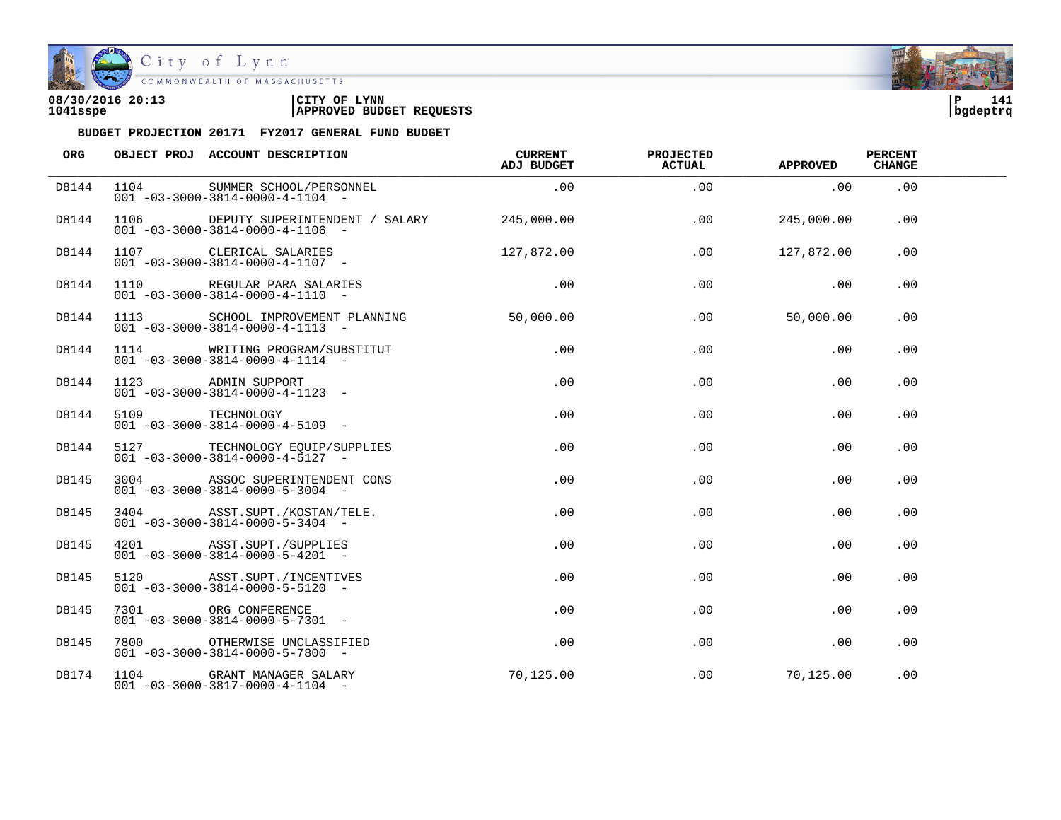08/30/2016 20:13 | CITY OF LYNN
1041sspe | APPROVED BUDGET REQUESTS
bgdeptrq

**BUDGET PROJECTION 20171 FY2017 GENERAL FUND BUDGET**

| ORG | OBJECT PROJ | ACCOUNT DESCRIPTION | CURRENT ADJ BUDGET | PROJECTED ACTUAL | APPROVED | PERCENT CHANGE |
|---|---|---|---|---|---|---|
| D8144 | 1104 | SUMMER SCHOOL/PERSONNEL<br>001 -03-3000-3814-0000-4-1104 - | .00 | .00 | .00 | .00 |
| D8144 | 1106 | DEPUTY SUPERINTENDENT / SALARY<br>001 -03-3000-3814-0000-4-1106 - | 245,000.00 | .00 | 245,000.00 | .00 |
| D8144 | 1107 | CLERICAL SALARIES<br>001 -03-3000-3814-0000-4-1107 - | 127,872.00 | .00 | 127,872.00 | .00 |
| D8144 | 1110 | REGULAR PARA SALARIES<br>001 -03-3000-3814-0000-4-1110 - | .00 | .00 | .00 | .00 |
| D8144 | 1113 | SCHOOL IMPROVEMENT PLANNING<br>001 -03-3000-3814-0000-4-1113 - | 50,000.00 | .00 | 50,000.00 | .00 |
| D8144 | 1114 | WRITING PROGRAM/SUBSTITUT<br>001 -03-3000-3814-0000-4-1114 - | .00 | .00 | .00 | .00 |
| D8144 | 1123 | ADMIN SUPPORT<br>001 -03-3000-3814-0000-4-1123 - | .00 | .00 | .00 | .00 |
| D8144 | 5109 | TECHNOLOGY<br>001 -03-3000-3814-0000-4-5109 - | .00 | .00 | .00 | .00 |
| D8144 | 5127 | TECHNOLOGY EQUIP/SUPPLIES<br>001 -03-3000-3814-0000-4-5127 - | .00 | .00 | .00 | .00 |
| D8145 | 3004 | ASSOC SUPERINTENDENT CONS<br>001 -03-3000-3814-0000-5-3004 - | .00 | .00 | .00 | .00 |
| D8145 | 3404 | ASST.SUPT./KOSTAN/TELE.<br>001 -03-3000-3814-0000-5-3404 - | .00 | .00 | .00 | .00 |
| D8145 | 4201 | ASST.SUPT./SUPPLIES<br>001 -03-3000-3814-0000-5-4201 - | .00 | .00 | .00 | .00 |
| D8145 | 5120 | ASST.SUPT./INCENTIVES<br>001 -03-3000-3814-0000-5-5120 - | .00 | .00 | .00 | .00 |
| D8145 | 7301 | ORG CONFERENCE<br>001 -03-3000-3814-0000-5-7301 - | .00 | .00 | .00 | .00 |
| D8145 | 7800 | OTHERWISE UNCLASSIFIED<br>001 -03-3000-3814-0000-5-7800 - | .00 | .00 | .00 | .00 |
| D8174 | 1104 | GRANT MANAGER SALARY<br>001 -03-3000-3817-0000-4-1104 - | 70,125.00 | .00 | 70,125.00 | .00 |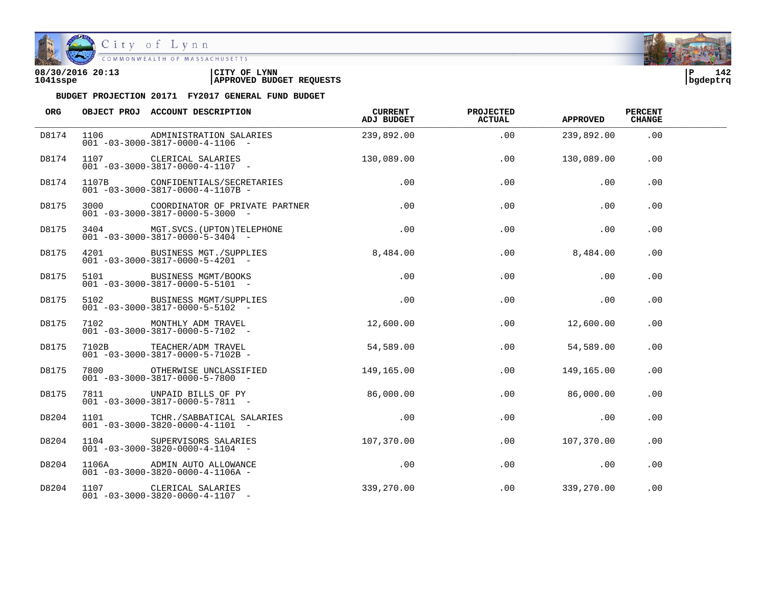08/30/2016 20:13 | CITY OF LYNN
1041sspe | APPROVED BUDGET REQUESTS | bgdeptrq

**BUDGET PROJECTION 20171 FY2017 GENERAL FUND BUDGET**

| ORG | OBJECT PROJ | ACCOUNT DESCRIPTION | CURRENT ADJ BUDGET | PROJECTED ACTUAL | APPROVED | PERCENT CHANGE |
|---|---|---|---|---|---|---|
| D8174 | 1106 | ADMINISTRATION SALARIES<br>001 -03-3000-3817-0000-4-1106 - | 239,892.00 | .00 | 239,892.00 | .00 |
| D8174 | 1107 | CLERICAL SALARIES<br>001 -03-3000-3817-0000-4-1107 - | 130,089.00 | .00 | 130,089.00 | .00 |
| D8174 | 1107B | CONFIDENTIALS/SECRETARIES<br>001 -03-3000-3817-0000-4-1107B - | .00 | .00 | .00 | .00 |
| D8175 | 3000 | COORDINATOR OF PRIVATE PARTNER<br>001 -03-3000-3817-0000-5-3000 - | .00 | .00 | .00 | .00 |
| D8175 | 3404 | MGT.SVCS.(UPTON)TELEPHONE<br>001 -03-3000-3817-0000-5-3404 - | .00 | .00 | .00 | .00 |
| D8175 | 4201 | BUSINESS MGT./SUPPLIES<br>001 -03-3000-3817-0000-5-4201 - | 8,484.00 | .00 | 8,484.00 | .00 |
| D8175 | 5101 | BUSINESS MGMT/BOOKS<br>001 -03-3000-3817-0000-5-5101 - | .00 | .00 | .00 | .00 |
| D8175 | 5102 | BUSINESS MGMT/SUPPLIES<br>001 -03-3000-3817-0000-5-5102 - | .00 | .00 | .00 | .00 |
| D8175 | 7102 | MONTHLY ADM TRAVEL<br>001 -03-3000-3817-0000-5-7102 - | 12,600.00 | .00 | 12,600.00 | .00 |
| D8175 | 7102B | TEACHER/ADM TRAVEL<br>001 -03-3000-3817-0000-5-7102B - | 54,589.00 | .00 | 54,589.00 | .00 |
| D8175 | 7800 | OTHERWISE UNCLASSIFIED<br>001 -03-3000-3817-0000-5-7800 - | 149,165.00 | .00 | 149,165.00 | .00 |
| D8175 | 7811 | UNPAID BILLS OF PY<br>001 -03-3000-3817-0000-5-7811 - | 86,000.00 | .00 | 86,000.00 | .00 |
| D8204 | 1101 | TCHR./SABBATICAL SALARIES<br>001 -03-3000-3820-0000-4-1101 - | .00 | .00 | .00 | .00 |
| D8204 | 1104 | SUPERVISORS SALARIES<br>001 -03-3000-3820-0000-4-1104 - | 107,370.00 | .00 | 107,370.00 | .00 |
| D8204 | 1106A | ADMIN AUTO ALLOWANCE<br>001 -03-3000-3820-0000-4-1106A - | .00 | .00 | .00 | .00 |
| D8204 | 1107 | CLERICAL SALARIES<br>001 -03-3000-3820-0000-4-1107 - | 339,270.00 | .00 | 339,270.00 | .00 |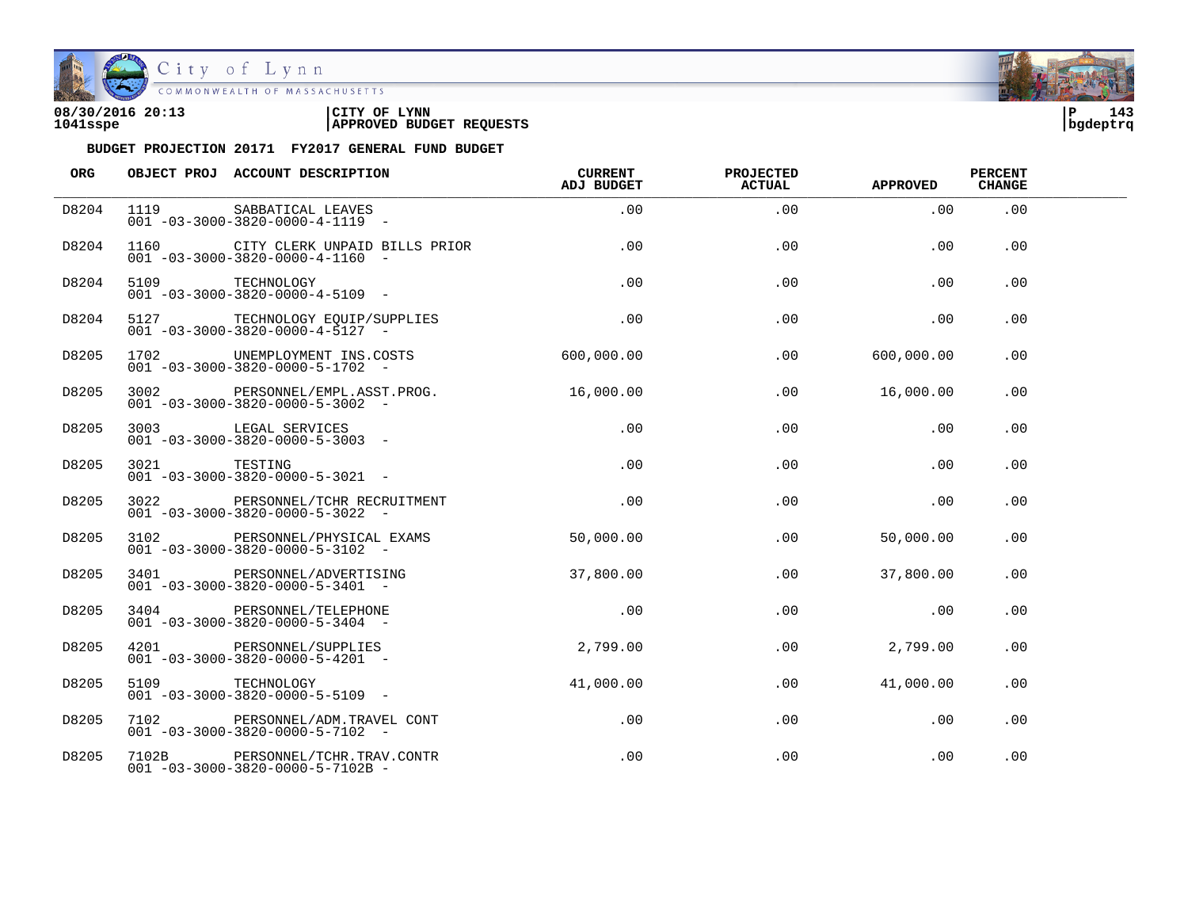08/30/2016 20:13 | CITY OF LYNN | P 143
1041sspe | APPROVED BUDGET REQUESTS | bgdeptrq

**BUDGET PROJECTION 20171 FY2017 GENERAL FUND BUDGET**

| ORG | OBJECT PROJ | ACCOUNT DESCRIPTION | CURRENT ADJ BUDGET | PROJECTED ACTUAL | APPROVED | PERCENT CHANGE |
|---|---|---|---|---|---|---|
| D8204 | 1119 | SABBATICAL LEAVES<br>001 -03-3000-3820-0000-4-1119 - | .00 | .00 | .00 | .00 |
| D8204 | 1160 | CITY CLERK UNPAID BILLS PRIOR<br>001 -03-3000-3820-0000-4-1160 - | .00 | .00 | .00 | .00 |
| D8204 | 5109 | TECHNOLOGY<br>001 -03-3000-3820-0000-4-5109 - | .00 | .00 | .00 | .00 |
| D8204 | 5127 | TECHNOLOGY EQUIP/SUPPLIES<br>001 -03-3000-3820-0000-4-5127 - | .00 | .00 | .00 | .00 |
| D8205 | 1702 | UNEMPLOYMENT INS.COSTS<br>001 -03-3000-3820-0000-5-1702 - | 600,000.00 | .00 | 600,000.00 | .00 |
| D8205 | 3002 | PERSONNEL/EMPL.ASST.PROG.<br>001 -03-3000-3820-0000-5-3002 - | 16,000.00 | .00 | 16,000.00 | .00 |
| D8205 | 3003 | LEGAL SERVICES<br>001 -03-3000-3820-0000-5-3003 - | .00 | .00 | .00 | .00 |
| D8205 | 3021 | TESTING<br>001 -03-3000-3820-0000-5-3021 - | .00 | .00 | .00 | .00 |
| D8205 | 3022 | PERSONNEL/TCHR RECRUITMENT<br>001 -03-3000-3820-0000-5-3022 - | .00 | .00 | .00 | .00 |
| D8205 | 3102 | PERSONNEL/PHYSICAL EXAMS<br>001 -03-3000-3820-0000-5-3102 - | 50,000.00 | .00 | 50,000.00 | .00 |
| D8205 | 3401 | PERSONNEL/ADVERTISING<br>001 -03-3000-3820-0000-5-3401 - | 37,800.00 | .00 | 37,800.00 | .00 |
| D8205 | 3404 | PERSONNEL/TELEPHONE<br>001 -03-3000-3820-0000-5-3404 - | .00 | .00 | .00 | .00 |
| D8205 | 4201 | PERSONNEL/SUPPLIES<br>001 -03-3000-3820-0000-5-4201 - | 2,799.00 | .00 | 2,799.00 | .00 |
| D8205 | 5109 | TECHNOLOGY<br>001 -03-3000-3820-0000-5-5109 - | 41,000.00 | .00 | 41,000.00 | .00 |
| D8205 | 7102 | PERSONNEL/ADM.TRAVEL CONT<br>001 -03-3000-3820-0000-5-7102 - | .00 | .00 | .00 | .00 |
| D8205 | 7102B | PERSONNEL/TCHR.TRAV.CONTR<br>001 -03-3000-3820-0000-5-7102B - | .00 | .00 | .00 | .00 |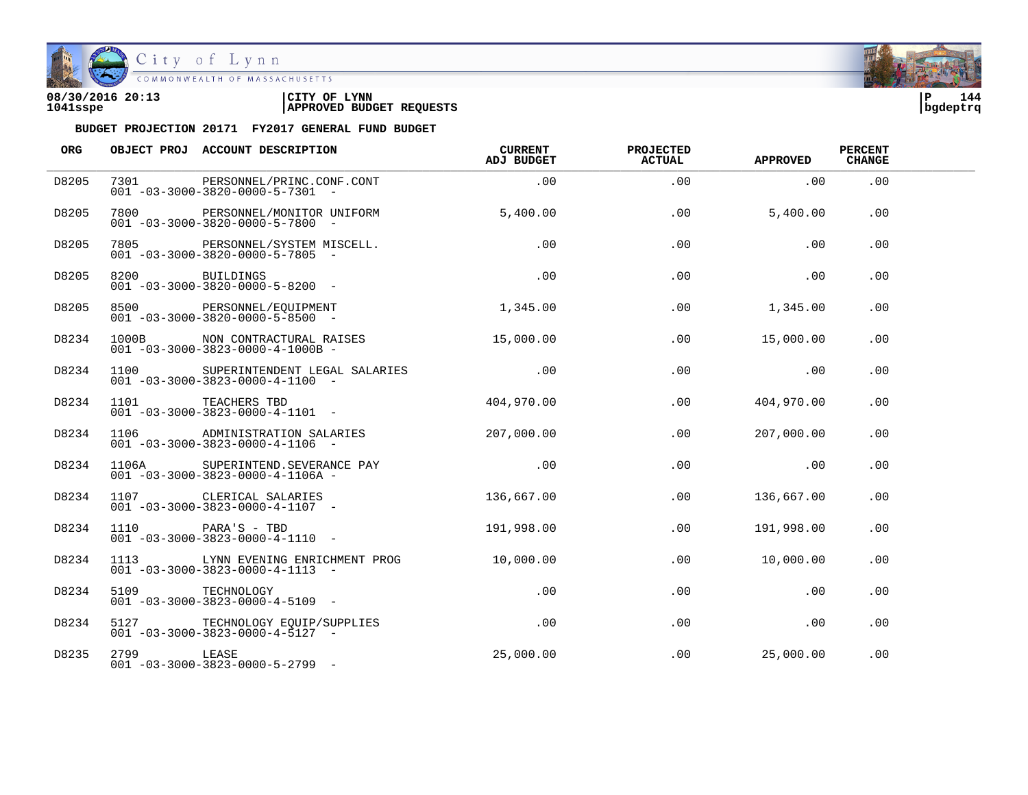08/30/2016 20:13 | CITY OF LYNN | P 144
1041sspe | APPROVED BUDGET REQUESTS | bgdeptrq

**BUDGET PROJECTION 20171 FY2017 GENERAL FUND BUDGET**

| ORG | OBJECT PROJ | ACCOUNT DESCRIPTION | CURRENT ADJ BUDGET | PROJECTED ACTUAL | APPROVED | PERCENT CHANGE |
|---|---|---|---|---|---|---|
| D8205 | 7301 | PERSONNEL/PRINC.CONF.CONT<br>001 -03-3000-3820-0000-5-7301 - | .00 | .00 | .00 | .00 |
| D8205 | 7800 | PERSONNEL/MONITOR UNIFORM<br>001 -03-3000-3820-0000-5-7800 - | 5,400.00 | .00 | 5,400.00 | .00 |
| D8205 | 7805 | PERSONNEL/SYSTEM MISCELL.<br>001 -03-3000-3820-0000-5-7805 - | .00 | .00 | .00 | .00 |
| D8205 | 8200 | BUILDINGS<br>001 -03-3000-3820-0000-5-8200 - | .00 | .00 | .00 | .00 |
| D8205 | 8500 | PERSONNEL/EQUIPMENT<br>001 -03-3000-3820-0000-5-8500 - | 1,345.00 | .00 | 1,345.00 | .00 |
| D8234 | 1000B | NON CONTRACTURAL RAISES<br>001 -03-3000-3823-0000-4-1000B - | 15,000.00 | .00 | 15,000.00 | .00 |
| D8234 | 1100 | SUPERINTENDENT LEGAL SALARIES<br>001 -03-3000-3823-0000-4-1100 - | .00 | .00 | .00 | .00 |
| D8234 | 1101 | TEACHERS TBD<br>001 -03-3000-3823-0000-4-1101 - | 404,970.00 | .00 | 404,970.00 | .00 |
| D8234 | 1106 | ADMINISTRATION SALARIES<br>001 -03-3000-3823-0000-4-1106 - | 207,000.00 | .00 | 207,000.00 | .00 |
| D8234 | 1106A | SUPERINTEND.SEVERANCE PAY<br>001 -03-3000-3823-0000-4-1106A - | .00 | .00 | .00 | .00 |
| D8234 | 1107 | CLERICAL SALARIES<br>001 -03-3000-3823-0000-4-1107 - | 136,667.00 | .00 | 136,667.00 | .00 |
| D8234 | 1110 | PARA'S - TBD<br>001 -03-3000-3823-0000-4-1110 - | 191,998.00 | .00 | 191,998.00 | .00 |
| D8234 | 1113 | LYNN EVENING ENRICHMENT PROG<br>001 -03-3000-3823-0000-4-1113 - | 10,000.00 | .00 | 10,000.00 | .00 |
| D8234 | 5109 | TECHNOLOGY<br>001 -03-3000-3823-0000-4-5109 - | .00 | .00 | .00 | .00 |
| D8234 | 5127 | TECHNOLOGY EQUIP/SUPPLIES<br>001 -03-3000-3823-0000-4-5127 - | .00 | .00 | .00 | .00 |
| D8235 | 2799 | LEASE<br>001 -03-3000-3823-0000-5-2799 - | 25,000.00 | .00 | 25,000.00 | .00 |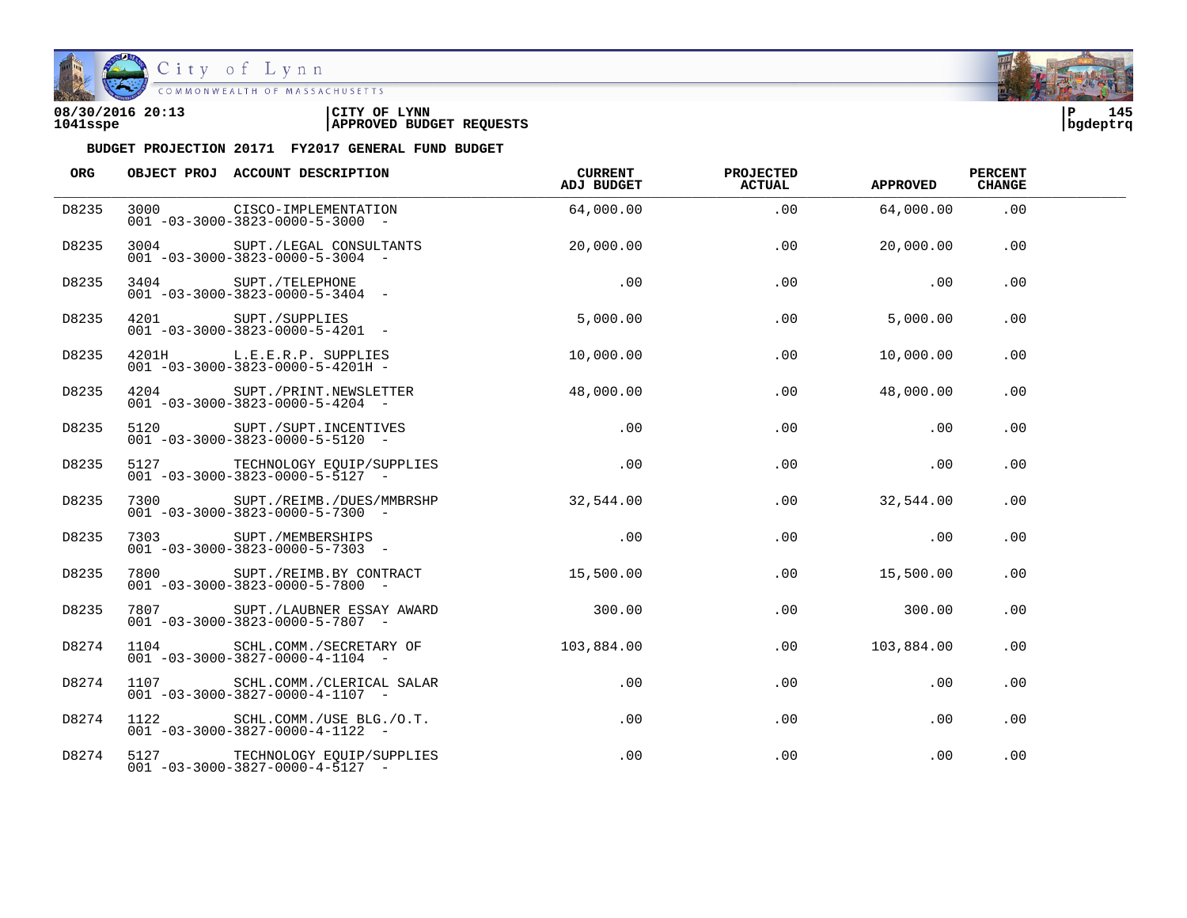**08/30/2016 20:13** | **CITY OF LYNN**
**1041sspe** | **APPROVED BUDGET REQUESTS**

**BUDGET PROJECTION 20171 FY2017 GENERAL FUND BUDGET**

| ORG | OBJECT PROJ | ACCOUNT DESCRIPTION | CURRENT ADJ BUDGET | PROJECTED ACTUAL | APPROVED | PERCENT CHANGE |
|---|---|---|---|---|---|---|
| D8235 | 3000 | CISCO-IMPLEMENTATION<br>001 -03-3000-3823-0000-5-3000 - | 64,000.00 | .00 | 64,000.00 | .00 |
| D8235 | 3004 | SUPT./LEGAL CONSULTANTS<br>001 -03-3000-3823-0000-5-3004 - | 20,000.00 | .00 | 20,000.00 | .00 |
| D8235 | 3404 | SUPT./TELEPHONE<br>001 -03-3000-3823-0000-5-3404 - | .00 | .00 | .00 | .00 |
| D8235 | 4201 | SUPT./SUPPLIES<br>001 -03-3000-3823-0000-5-4201 - | 5,000.00 | .00 | 5,000.00 | .00 |
| D8235 | 4201H | L.E.E.R.P. SUPPLIES<br>001 -03-3000-3823-0000-5-4201H - | 10,000.00 | .00 | 10,000.00 | .00 |
| D8235 | 4204 | SUPT./PRINT.NEWSLETTER<br>001 -03-3000-3823-0000-5-4204 - | 48,000.00 | .00 | 48,000.00 | .00 |
| D8235 | 5120 | SUPT./SUPT.INCENTIVES<br>001 -03-3000-3823-0000-5-5120 - | .00 | .00 | .00 | .00 |
| D8235 | 5127 | TECHNOLOGY EQUIP/SUPPLIES<br>001 -03-3000-3823-0000-5-5127 - | .00 | .00 | .00 | .00 |
| D8235 | 7300 | SUPT./REIMB./DUES/MMBRSHP<br>001 -03-3000-3823-0000-5-7300 - | 32,544.00 | .00 | 32,544.00 | .00 |
| D8235 | 7303 | SUPT./MEMBERSHIPS<br>001 -03-3000-3823-0000-5-7303 - | .00 | .00 | .00 | .00 |
| D8235 | 7800 | SUPT./REIMB.BY CONTRACT<br>001 -03-3000-3823-0000-5-7800 - | 15,500.00 | .00 | 15,500.00 | .00 |
| D8235 | 7807 | SUPT./LAUBNER ESSAY AWARD<br>001 -03-3000-3823-0000-5-7807 - | 300.00 | .00 | 300.00 | .00 |
| D8274 | 1104 | SCHL.COMM./SECRETARY OF<br>001 -03-3000-3827-0000-4-1104 - | 103,884.00 | .00 | 103,884.00 | .00 |
| D8274 | 1107 | SCHL.COMM./CLERICAL SALAR<br>001 -03-3000-3827-0000-4-1107 - | .00 | .00 | .00 | .00 |
| D8274 | 1122 | SCHL.COMM./USE BLG./O.T.<br>001 -03-3000-3827-0000-4-1122 - | .00 | .00 | .00 | .00 |
| D8274 | 5127 | TECHNOLOGY EQUIP/SUPPLIES<br>001 -03-3000-3827-0000-4-5127 - | .00 | .00 | .00 | .00 |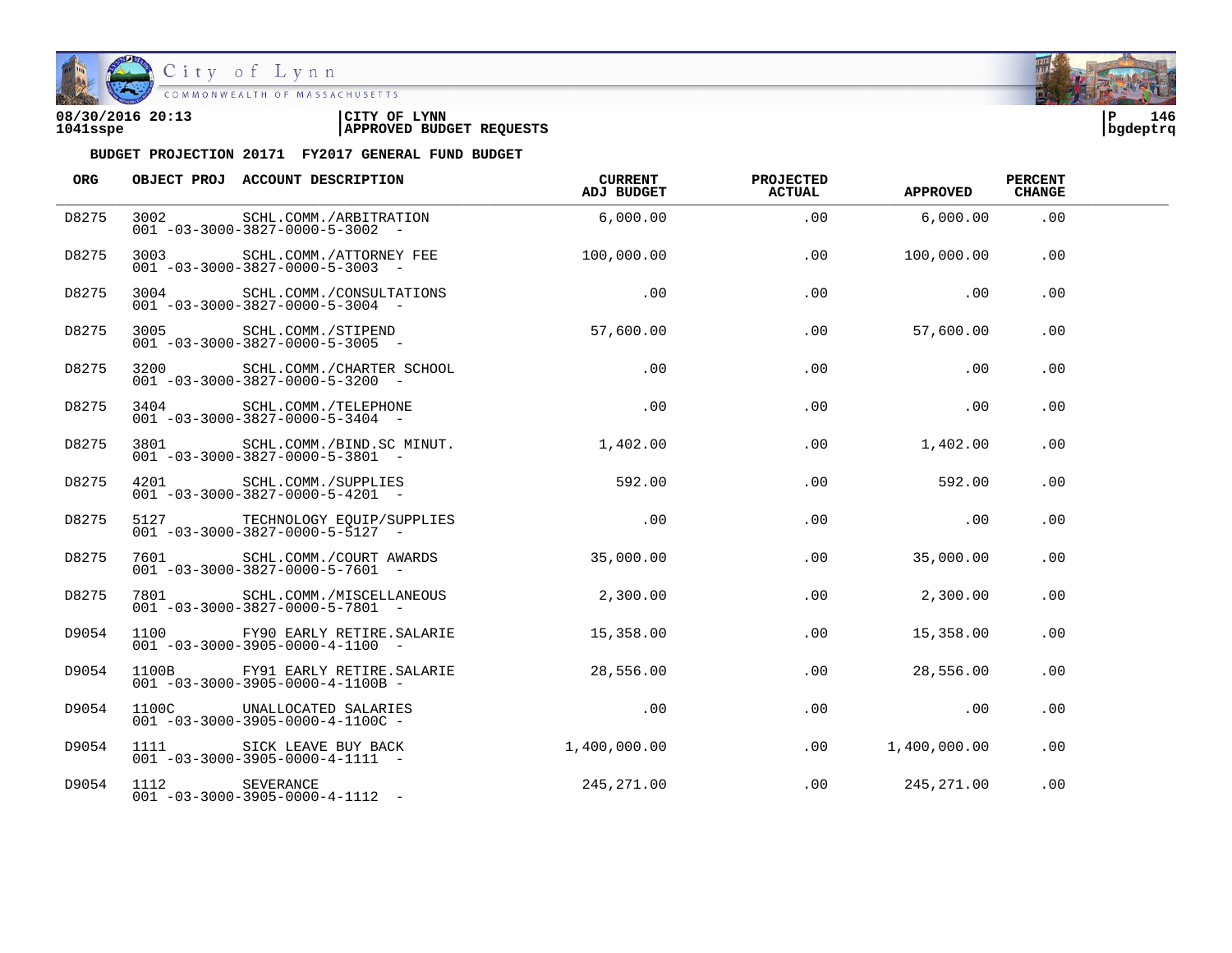08/30/2016 20:13 | CITY OF LYNN
1041sspe | APPROVED BUDGET REQUESTS

**BUDGET PROJECTION 20171 FY2017 GENERAL FUND BUDGET**

| ORG | OBJECT PROJ | ACCOUNT DESCRIPTION | CURRENT ADJ BUDGET | PROJECTED ACTUAL | APPROVED | PERCENT CHANGE |
|---|---|---|---|---|---|---|
| D8275 | 3002<br>001 -03-3000-3827-0000-5-3002 - | SCHL.COMM./ARBITRATION | 6,000.00 | .00 | 6,000.00 | .00 |
| D8275 | 3003<br>001 -03-3000-3827-0000-5-3003 - | SCHL.COMM./ATTORNEY FEE | 100,000.00 | .00 | 100,000.00 | .00 |
| D8275 | 3004<br>001 -03-3000-3827-0000-5-3004 - | SCHL.COMM./CONSULTATIONS | .00 | .00 | .00 | .00 |
| D8275 | 3005<br>001 -03-3000-3827-0000-5-3005 - | SCHL.COMM./STIPEND | 57,600.00 | .00 | 57,600.00 | .00 |
| D8275 | 3200<br>001 -03-3000-3827-0000-5-3200 - | SCHL.COMM./CHARTER SCHOOL | .00 | .00 | .00 | .00 |
| D8275 | 3404<br>001 -03-3000-3827-0000-5-3404 - | SCHL.COMM./TELEPHONE | .00 | .00 | .00 | .00 |
| D8275 | 3801<br>001 -03-3000-3827-0000-5-3801 - | SCHL.COMM./BIND.SC MINUT. | 1,402.00 | .00 | 1,402.00 | .00 |
| D8275 | 4201<br>001 -03-3000-3827-0000-5-4201 - | SCHL.COMM./SUPPLIES | 592.00 | .00 | 592.00 | .00 |
| D8275 | 5127<br>001 -03-3000-3827-0000-5-5127 - | TECHNOLOGY EQUIP/SUPPLIES | .00 | .00 | .00 | .00 |
| D8275 | 7601<br>001 -03-3000-3827-0000-5-7601 - | SCHL.COMM./COURT AWARDS | 35,000.00 | .00 | 35,000.00 | .00 |
| D8275 | 7801<br>001 -03-3000-3827-0000-5-7801 - | SCHL.COMM./MISCELLANEOUS | 2,300.00 | .00 | 2,300.00 | .00 |
| D9054 | 1100<br>001 -03-3000-3905-0000-4-1100 - | FY90 EARLY RETIRE.SALARIE | 15,358.00 | .00 | 15,358.00 | .00 |
| D9054 | 1100B<br>001 -03-3000-3905-0000-4-1100B - | FY91 EARLY RETIRE.SALARIE | 28,556.00 | .00 | 28,556.00 | .00 |
| D9054 | 1100C<br>001 -03-3000-3905-0000-4-1100C - | UNALLOCATED SALARIES | .00 | .00 | .00 | .00 |
| D9054 | 1111<br>001 -03-3000-3905-0000-4-1111 - | SICK LEAVE BUY BACK | 1,400,000.00 | .00 | 1,400,000.00 | .00 |
| D9054 | 1112<br>001 -03-3000-3905-0000-4-1112 - | SEVERANCE | 245,271.00 | .00 | 245,271.00 | .00 |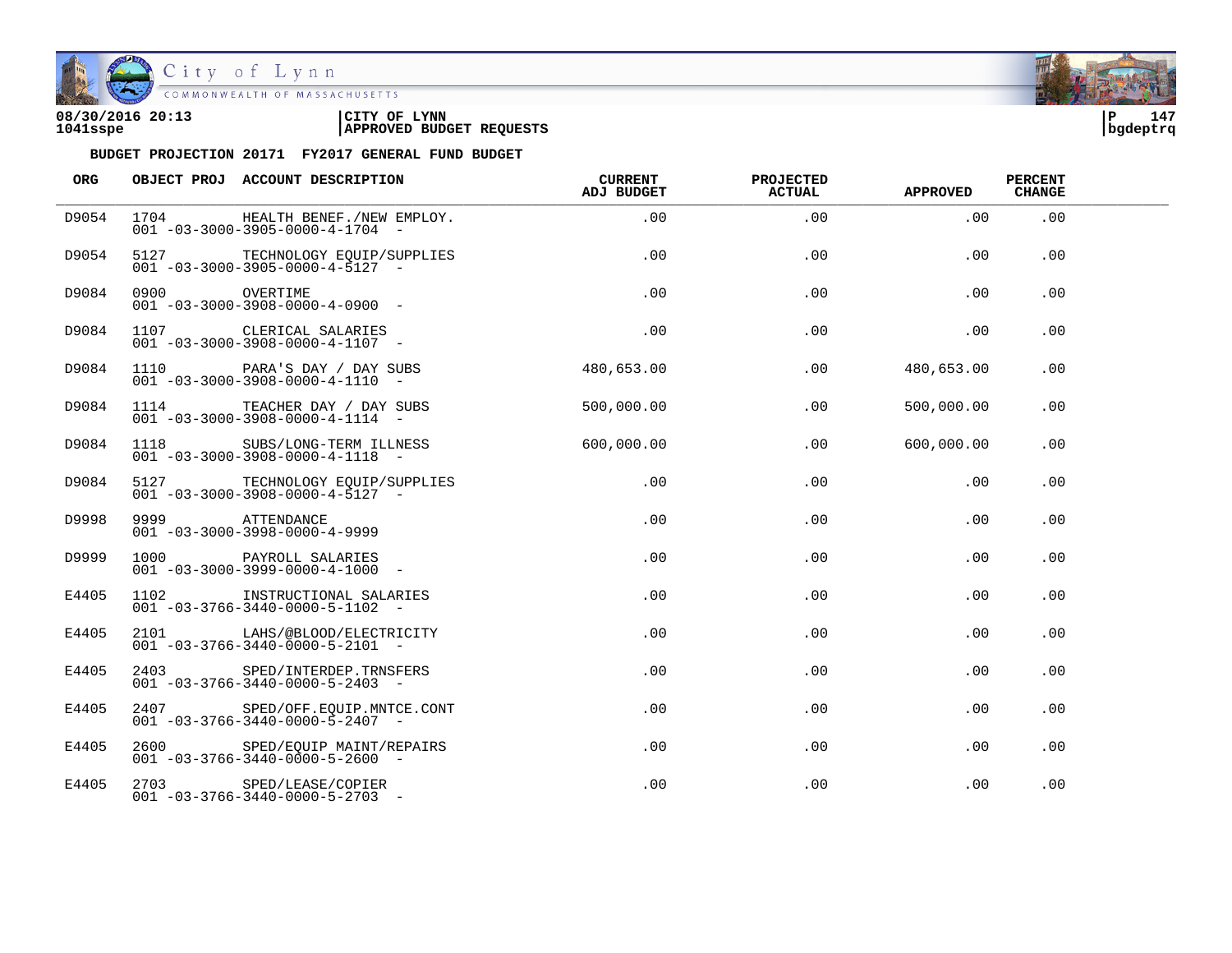**BUDGET PROJECTION 20171 FY2017 GENERAL FUND BUDGET**

| ORG | OBJECT PROJ | ACCOUNT DESCRIPTION | CURRENT ADJ BUDGET | PROJECTED ACTUAL | APPROVED | PERCENT CHANGE |
|---|---|---|---|---|---|---|
| D9054 | 1704 | HEALTH BENEF./NEW EMPLOY.<br>001 -03-3000-3905-0000-4-1704 - | .00 | .00 | .00 | .00 |
| D9054 | 5127 | TECHNOLOGY EQUIP/SUPPLIES<br>001 -03-3000-3905-0000-4-5127 - | .00 | .00 | .00 | .00 |
| D9084 | 0900 | OVERTIME<br>001 -03-3000-3908-0000-4-0900 - | .00 | .00 | .00 | .00 |
| D9084 | 1107 | CLERICAL SALARIES<br>001 -03-3000-3908-0000-4-1107 - | .00 | .00 | .00 | .00 |
| D9084 | 1110 | PARA'S DAY / DAY SUBS<br>001 -03-3000-3908-0000-4-1110 - | 480,653.00 | .00 | 480,653.00 | .00 |
| D9084 | 1114 | TEACHER DAY / DAY SUBS<br>001 -03-3000-3908-0000-4-1114 - | 500,000.00 | .00 | 500,000.00 | .00 |
| D9084 | 1118 | SUBS/LONG-TERM ILLNESS<br>001 -03-3000-3908-0000-4-1118 - | 600,000.00 | .00 | 600,000.00 | .00 |
| D9084 | 5127 | TECHNOLOGY EQUIP/SUPPLIES<br>001 -03-3000-3908-0000-4-5127 - | .00 | .00 | .00 | .00 |
| D9998 | 9999 | ATTENDANCE<br>001 -03-3000-3998-0000-4-9999 | .00 | .00 | .00 | .00 |
| D9999 | 1000 | PAYROLL SALARIES<br>001 -03-3000-3999-0000-4-1000 - | .00 | .00 | .00 | .00 |
| E4405 | 1102 | INSTRUCTIONAL SALARIES<br>001 -03-3766-3440-0000-5-1102 - | .00 | .00 | .00 | .00 |
| E4405 | 2101 | LAHS/@BLOOD/ELECTRICITY<br>001 -03-3766-3440-0000-5-2101 - | .00 | .00 | .00 | .00 |
| E4405 | 2403 | SPED/INTERDEP.TRNSFERS<br>001 -03-3766-3440-0000-5-2403 - | .00 | .00 | .00 | .00 |
| E4405 | 2407 | SPED/OFF.EQUIP.MNTCE.CONT<br>001 -03-3766-3440-0000-5-2407 - | .00 | .00 | .00 | .00 |
| E4405 | 2600 | SPED/EQUIP MAINT/REPAIRS<br>001 -03-3766-3440-0000-5-2600 - | .00 | .00 | .00 | .00 |
| E4405 | 2703 | SPED/LEASE/COPIER<br>001 -03-3766-3440-0000-5-2703 - | .00 | .00 | .00 | .00 |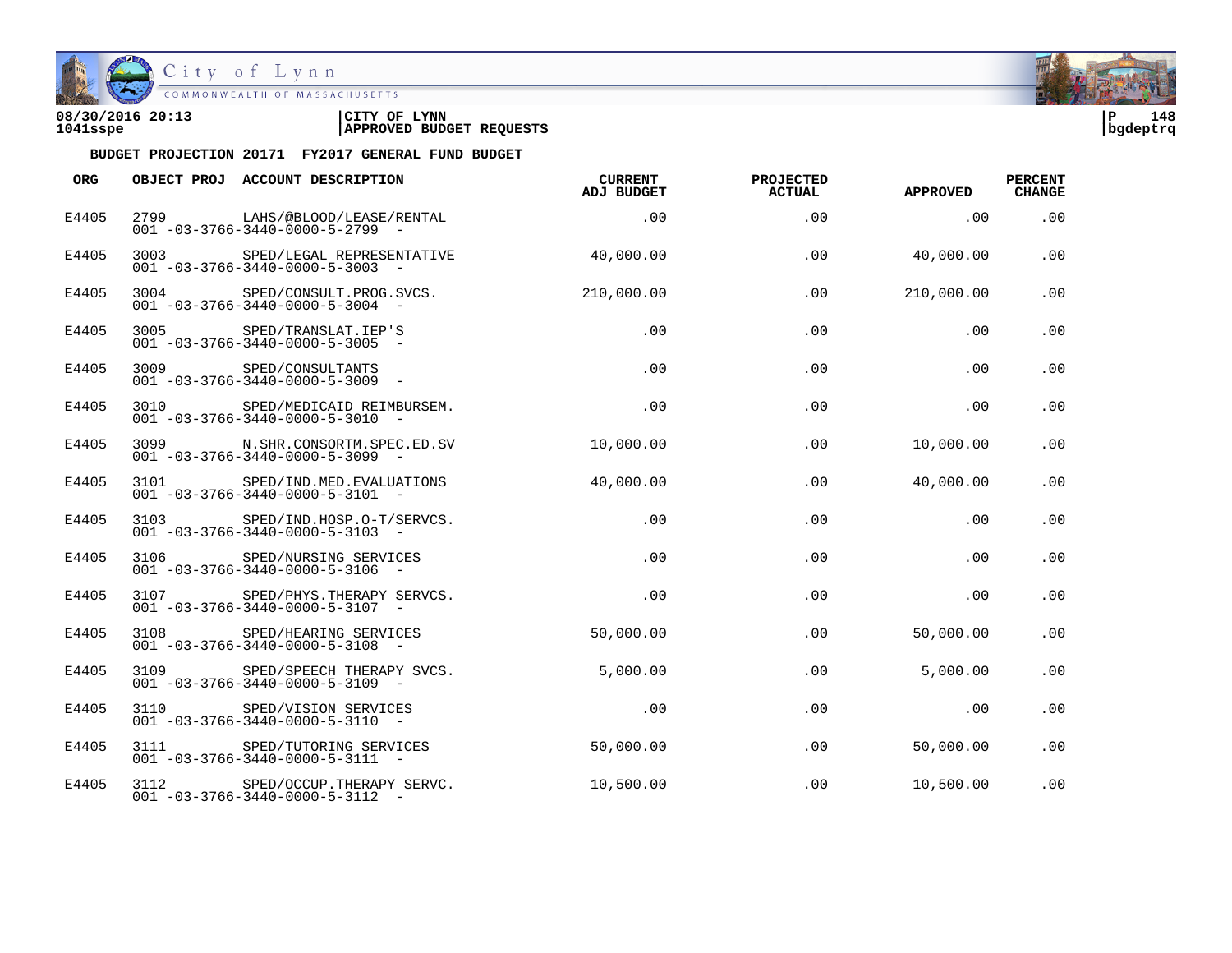08/30/2016 20:13 | CITY OF LYNN
1041sspe | APPROVED BUDGET REQUESTS

**BUDGET PROJECTION 20171 FY2017 GENERAL FUND BUDGET**

| ORG | OBJECT PROJ | ACCOUNT DESCRIPTION | CURRENT ADJ BUDGET | PROJECTED ACTUAL | APPROVED | PERCENT CHANGE |
|---|---|---|---|---|---|---|
| E4405 | 2799 | LAHS/@BLOOD/LEASE/RENTAL 001 -03-3766-3440-0000-5-2799 - | .00 | .00 | .00 | .00 |
| E4405 | 3003 | SPED/LEGAL REPRESENTATIVE 001 -03-3766-3440-0000-5-3003 - | 40,000.00 | .00 | 40,000.00 | .00 |
| E4405 | 3004 | SPED/CONSULT.PROG.SVCS. 001 -03-3766-3440-0000-5-3004 - | 210,000.00 | .00 | 210,000.00 | .00 |
| E4405 | 3005 | SPED/TRANSLAT.IEP'S 001 -03-3766-3440-0000-5-3005 - | .00 | .00 | .00 | .00 |
| E4405 | 3009 | SPED/CONSULTANTS 001 -03-3766-3440-0000-5-3009 - | .00 | .00 | .00 | .00 |
| E4405 | 3010 | SPED/MEDICAID REIMBURSEM. 001 -03-3766-3440-0000-5-3010 - | .00 | .00 | .00 | .00 |
| E4405 | 3099 | N.SHR.CONSORTM.SPEC.ED.SV 001 -03-3766-3440-0000-5-3099 - | 10,000.00 | .00 | 10,000.00 | .00 |
| E4405 | 3101 | SPED/IND.MED.EVALUATIONS 001 -03-3766-3440-0000-5-3101 - | 40,000.00 | .00 | 40,000.00 | .00 |
| E4405 | 3103 | SPED/IND.HOSP.O-T/SERVCS. 001 -03-3766-3440-0000-5-3103 - | .00 | .00 | .00 | .00 |
| E4405 | 3106 | SPED/NURSING SERVICES 001 -03-3766-3440-0000-5-3106 - | .00 | .00 | .00 | .00 |
| E4405 | 3107 | SPED/PHYS.THERAPY SERVCS. 001 -03-3766-3440-0000-5-3107 - | .00 | .00 | .00 | .00 |
| E4405 | 3108 | SPED/HEARING SERVICES 001 -03-3766-3440-0000-5-3108 - | 50,000.00 | .00 | 50,000.00 | .00 |
| E4405 | 3109 | SPED/SPEECH THERAPY SVCS. 001 -03-3766-3440-0000-5-3109 - | 5,000.00 | .00 | 5,000.00 | .00 |
| E4405 | 3110 | SPED/VISION SERVICES 001 -03-3766-3440-0000-5-3110 - | .00 | .00 | .00 | .00 |
| E4405 | 3111 | SPED/TUTORING SERVICES 001 -03-3766-3440-0000-5-3111 - | 50,000.00 | .00 | 50,000.00 | .00 |
| E4405 | 3112 | SPED/OCCUP.THERAPY SERVC. 001 -03-3766-3440-0000-5-3112 - | 10,500.00 | .00 | 10,500.00 | .00 |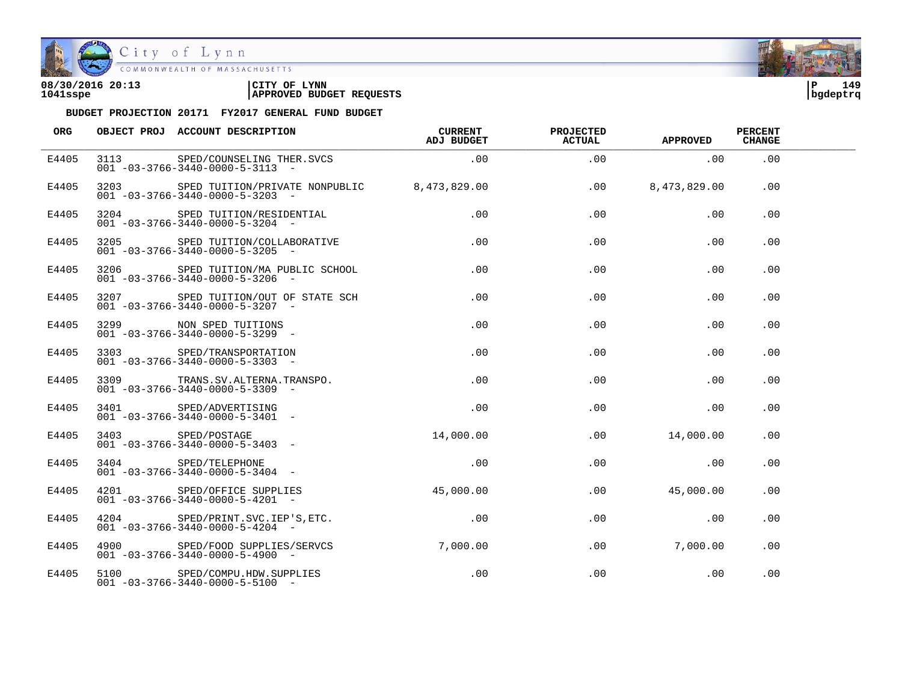**08/30/2016 20:13**
**1041sspe**

**CITY OF LYNN**
**APPROVED BUDGET REQUESTS**

**BUDGET PROJECTION 20171 FY2017 GENERAL FUND BUDGET**

| ORG | OBJECT PROJ | ACCOUNT DESCRIPTION | CURRENT ADJ BUDGET | PROJECTED ACTUAL | APPROVED | PERCENT CHANGE |
|---|---|---|---|---|---|---|
| E4405 | 3113 | SPED/COUNSELING THER.SVCS<br>001 -03-3766-3440-0000-5-3113 - | .00 | .00 | .00 | .00 |
| E4405 | 3203 | SPED TUITION/PRIVATE NONPUBLIC<br>001 -03-3766-3440-0000-5-3203 - | 8,473,829.00 | .00 | 8,473,829.00 | .00 |
| E4405 | 3204 | SPED TUITION/RESIDENTIAL<br>001 -03-3766-3440-0000-5-3204 - | .00 | .00 | .00 | .00 |
| E4405 | 3205 | SPED TUITION/COLLABORATIVE<br>001 -03-3766-3440-0000-5-3205 - | .00 | .00 | .00 | .00 |
| E4405 | 3206 | SPED TUITION/MA PUBLIC SCHOOL<br>001 -03-3766-3440-0000-5-3206 - | .00 | .00 | .00 | .00 |
| E4405 | 3207 | SPED TUITION/OUT OF STATE SCH<br>001 -03-3766-3440-0000-5-3207 - | .00 | .00 | .00 | .00 |
| E4405 | 3299 | NON SPED TUITIONS<br>001 -03-3766-3440-0000-5-3299 - | .00 | .00 | .00 | .00 |
| E4405 | 3303 | SPED/TRANSPORTATION<br>001 -03-3766-3440-0000-5-3303 - | .00 | .00 | .00 | .00 |
| E4405 | 3309 | TRANS.SV.ALTERNA.TRANSPO.<br>001 -03-3766-3440-0000-5-3309 - | .00 | .00 | .00 | .00 |
| E4405 | 3401 | SPED/ADVERTISING<br>001 -03-3766-3440-0000-5-3401 - | .00 | .00 | .00 | .00 |
| E4405 | 3403 | SPED/POSTAGE<br>001 -03-3766-3440-0000-5-3403 - | 14,000.00 | .00 | 14,000.00 | .00 |
| E4405 | 3404 | SPED/TELEPHONE<br>001 -03-3766-3440-0000-5-3404 - | .00 | .00 | .00 | .00 |
| E4405 | 4201 | SPED/OFFICE SUPPLIES<br>001 -03-3766-3440-0000-5-4201 - | 45,000.00 | .00 | 45,000.00 | .00 |
| E4405 | 4204 | SPED/PRINT.SVC.IEP'S,ETC.<br>001 -03-3766-3440-0000-5-4204 - | .00 | .00 | .00 | .00 |
| E4405 | 4900 | SPED/FOOD SUPPLIES/SERVCS<br>001 -03-3766-3440-0000-5-4900 - | 7,000.00 | .00 | 7,000.00 | .00 |
| E4405 | 5100 | SPED/COMPU.HDW.SUPPLIES<br>001 -03-3766-3440-0000-5-5100 - | .00 | .00 | .00 | .00 |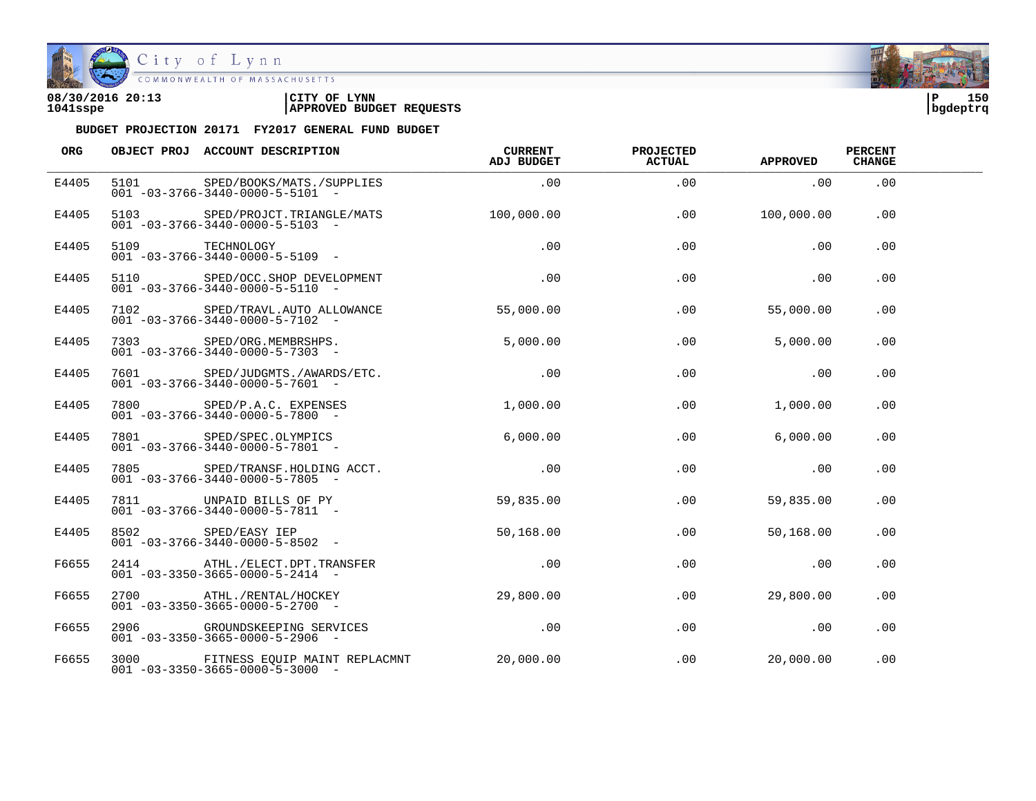08/30/2016 20:13 | CITY OF LYNN
1041sspe | APPROVED BUDGET REQUESTS

**BUDGET PROJECTION 20171 FY2017 GENERAL FUND BUDGET**

| ORG | OBJECT PROJ | ACCOUNT DESCRIPTION | CURRENT ADJ BUDGET | PROJECTED ACTUAL | APPROVED | PERCENT CHANGE |
|---|---|---|---|---|---|---|
| E4405 | 5101<br>001 -03-3766-3440-0000-5-5101 - | SPED/BOOKS/MATS./SUPPLIES | .00 | .00 | .00 | .00 |
| E4405 | 5103<br>001 -03-3766-3440-0000-5-5103 - | SPED/PROJCT.TRIANGLE/MATS | 100,000.00 | .00 | 100,000.00 | .00 |
| E4405 | 5109<br>001 -03-3766-3440-0000-5-5109 - | TECHNOLOGY | .00 | .00 | .00 | .00 |
| E4405 | 5110<br>001 -03-3766-3440-0000-5-5110 - | SPED/OCC.SHOP DEVELOPMENT | .00 | .00 | .00 | .00 |
| E4405 | 7102<br>001 -03-3766-3440-0000-5-7102 - | SPED/TRAVL.AUTO ALLOWANCE | 55,000.00 | .00 | 55,000.00 | .00 |
| E4405 | 7303<br>001 -03-3766-3440-0000-5-7303 - | SPED/ORG.MEMBRSHPS. | 5,000.00 | .00 | 5,000.00 | .00 |
| E4405 | 7601<br>001 -03-3766-3440-0000-5-7601 - | SPED/JUDGMTS./AWARDS/ETC. | .00 | .00 | .00 | .00 |
| E4405 | 7800<br>001 -03-3766-3440-0000-5-7800 - | SPED/P.A.C. EXPENSES | 1,000.00 | .00 | 1,000.00 | .00 |
| E4405 | 7801<br>001 -03-3766-3440-0000-5-7801 - | SPED/SPEC.OLYMPICS | 6,000.00 | .00 | 6,000.00 | .00 |
| E4405 | 7805<br>001 -03-3766-3440-0000-5-7805 - | SPED/TRANSF.HOLDING ACCT. | .00 | .00 | .00 | .00 |
| E4405 | 7811<br>001 -03-3766-3440-0000-5-7811 - | UNPAID BILLS OF PY | 59,835.00 | .00 | 59,835.00 | .00 |
| E4405 | 8502<br>001 -03-3766-3440-0000-5-8502 - | SPED/EASY IEP | 50,168.00 | .00 | 50,168.00 | .00 |
| F6655 | 2414<br>001 -03-3350-3665-0000-5-2414 - | ATHL./ELECT.DPT.TRANSFER | .00 | .00 | .00 | .00 |
| F6655 | 2700<br>001 -03-3350-3665-0000-5-2700 - | ATHL./RENTAL/HOCKEY | 29,800.00 | .00 | 29,800.00 | .00 |
| F6655 | 2906<br>001 -03-3350-3665-0000-5-2906 - | GROUNDSKEEPING SERVICES | .00 | .00 | .00 | .00 |
| F6655 | 3000<br>001 -03-3350-3665-0000-5-3000 - | FITNESS EQUIP MAINT REPLACMNT | 20,000.00 | .00 | 20,000.00 | .00 |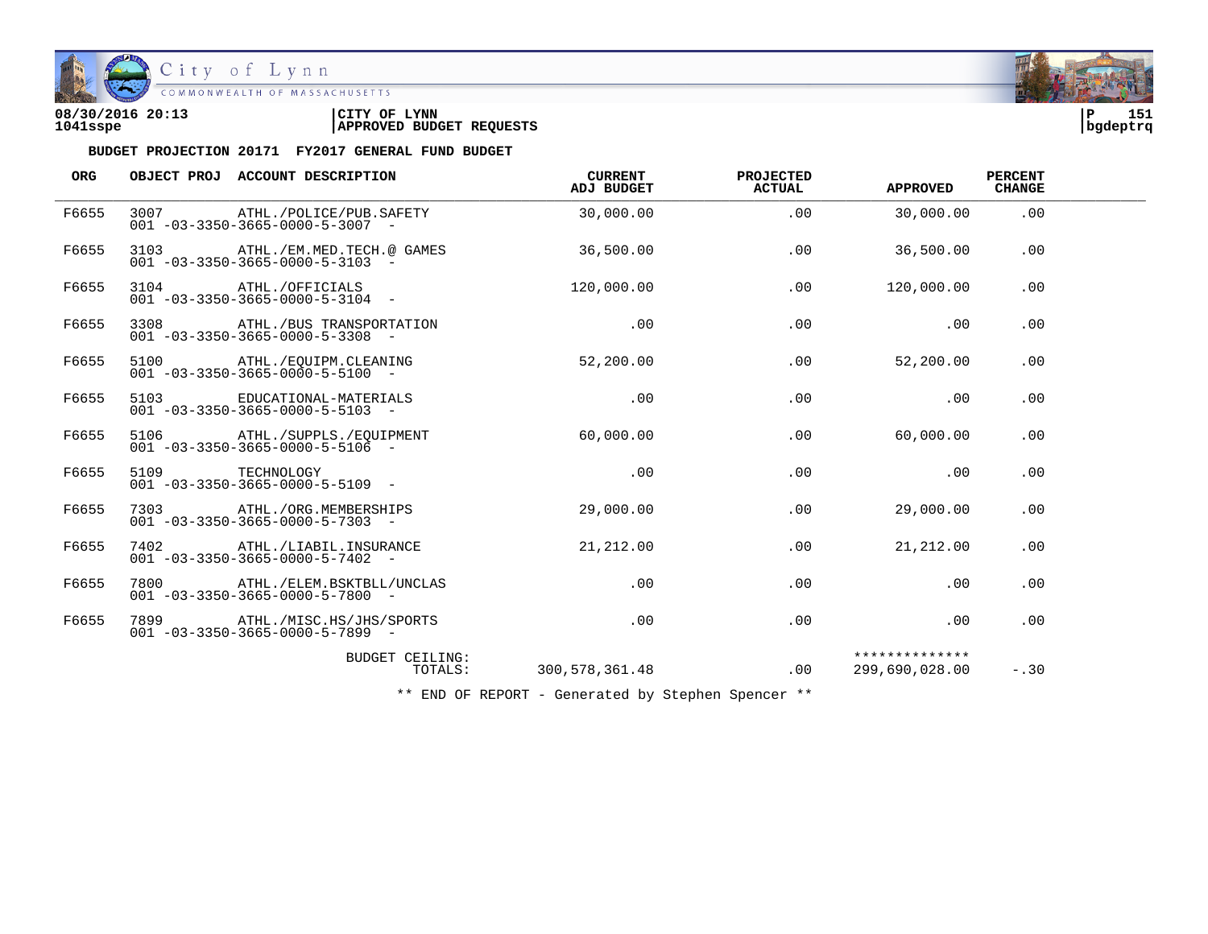**08/30/2016 20:13**
**1041sspe**

**CITY OF LYNN**
**APPROVED BUDGET REQUESTS**

**P 151**
**bgdeptrq**

**BUDGET PROJECTION 20171 FY2017 GENERAL FUND BUDGET**

| ORG | OBJECT PROJ | ACCOUNT DESCRIPTION | CURRENT ADJ BUDGET | PROJECTED ACTUAL | APPROVED | PERCENT CHANGE |
|---|---|---|---|---|---|---|
| F6655 | 3007<br>001 -03-3350-3665-0000-5-3007 - | ATHL./POLICE/PUB.SAFETY | 30,000.00 | .00 | 30,000.00 | .00 |
| F6655 | 3103<br>001 -03-3350-3665-0000-5-3103 - | ATHL./EM.MED.TECH.@ GAMES | 36,500.00 | .00 | 36,500.00 | .00 |
| F6655 | 3104<br>001 -03-3350-3665-0000-5-3104 - | ATHL./OFFICIALS | 120,000.00 | .00 | 120,000.00 | .00 |
| F6655 | 3308<br>001 -03-3350-3665-0000-5-3308 - | ATHL./BUS TRANSPORTATION | .00 | .00 | .00 | .00 |
| F6655 | 5100<br>001 -03-3350-3665-0000-5-5100 - | ATHL./EQUIPM.CLEANING | 52,200.00 | .00 | 52,200.00 | .00 |
| F6655 | 5103<br>001 -03-3350-3665-0000-5-5103 - | EDUCATIONAL-MATERIALS | .00 | .00 | .00 | .00 |
| F6655 | 5106<br>001 -03-3350-3665-0000-5-5106 - | ATHL./SUPPLS./EQUIPMENT | 60,000.00 | .00 | 60,000.00 | .00 |
| F6655 | 5109<br>001 -03-3350-3665-0000-5-5109 - | TECHNOLOGY | .00 | .00 | .00 | .00 |
| F6655 | 7303<br>001 -03-3350-3665-0000-5-7303 - | ATHL./ORG.MEMBERSHIPS | 29,000.00 | .00 | 29,000.00 | .00 |
| F6655 | 7402<br>001 -03-3350-3665-0000-5-7402 - | ATHL./LIABIL.INSURANCE | 21,212.00 | .00 | 21,212.00 | .00 |
| F6655 | 7800<br>001 -03-3350-3665-0000-5-7800 - | ATHL./ELEM.BSKTBLL/UNCLAS | .00 | .00 | .00 | .00 |
| F6655 | 7899<br>001 -03-3350-3665-0000-5-7899 - | ATHL./MISC.HS/JHS/SPORTS | .00 | .00 | .00 | .00 |
| | | BUDGET CEILING: | | | ************** | |
| | | TOTALS: | 300,578,361.48 | .00 | 299,690,028.00 | -.30 |

** END OF REPORT - Generated by Stephen Spencer **